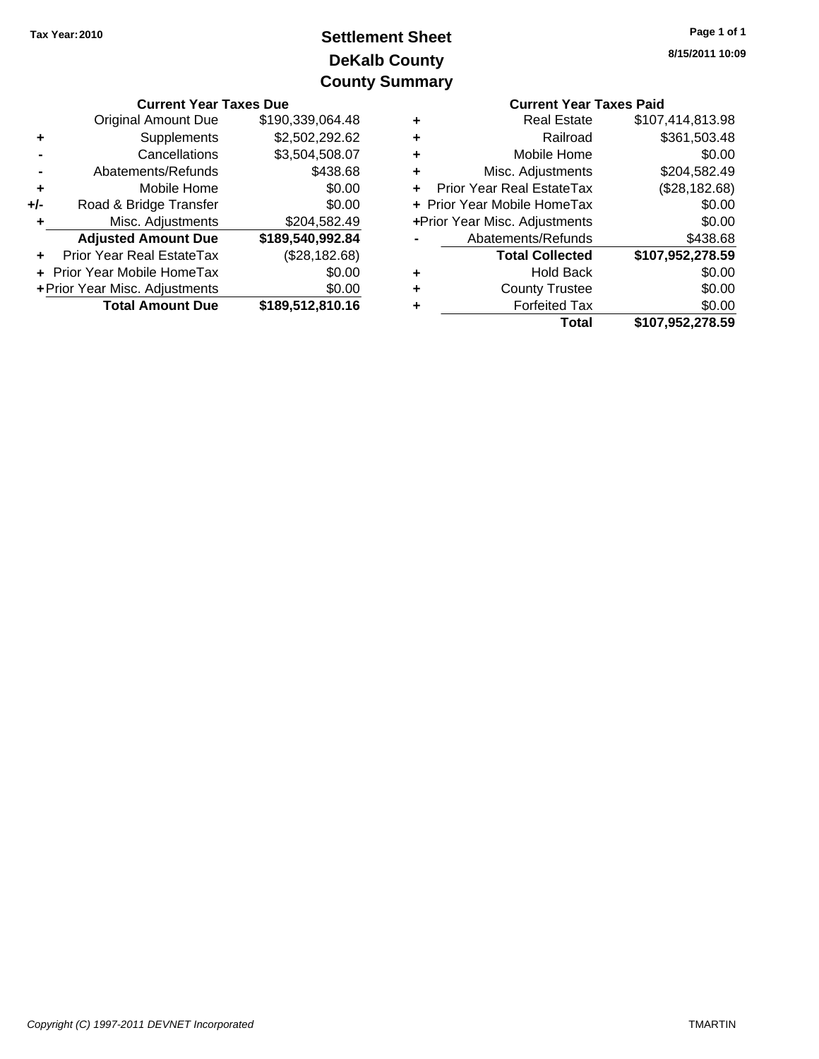Tax Year: 2010

# Settlement Sheet
# DeKalb County
# County Summary

8/15/2011 10:09

### Current Year Taxes Due

| | | |
|---|---|---|
| | Original Amount Due | $190,339,064.48 |
| + | Supplements | $2,502,292.62 |
| - | Cancellations | $3,504,508.07 |
| - | Abatements/Refunds | $438.68 |
| + | Mobile Home | $0.00 |
| +/- | Road & Bridge Transfer | $0.00 |
| + | Misc. Adjustments | $204,582.49 |
| | **Adjusted Amount Due** | **$189,540,992.84** |
| + | Prior Year Real EstateTax | ($28,182.68) |
| + | Prior Year Mobile HomeTax | $0.00 |
| + | Prior Year Misc. Adjustments | $0.00 |
| | **Total Amount Due** | **$189,512,810.16** |

### Current Year Taxes Paid

| | | |
|---|---|---|
| + | Real Estate | $107,414,813.98 |
| + | Railroad | $361,503.48 |
| + | Mobile Home | $0.00 |
| + | Misc. Adjustments | $204,582.49 |
| + | Prior Year Real EstateTax | ($28,182.68) |
| + | Prior Year Mobile HomeTax | $0.00 |
| + | Prior Year Misc. Adjustments | $0.00 |
| - | Abatements/Refunds | $438.68 |
| | **Total Collected** | **$107,952,278.59** |
| + | Hold Back | $0.00 |
| + | County Trustee | $0.00 |
| + | Forfeited Tax | $0.00 |
| | **Total** | **$107,952,278.59** |

*Copyright (C) 1997-2011 DEVNET Incorporated*

TMARTIN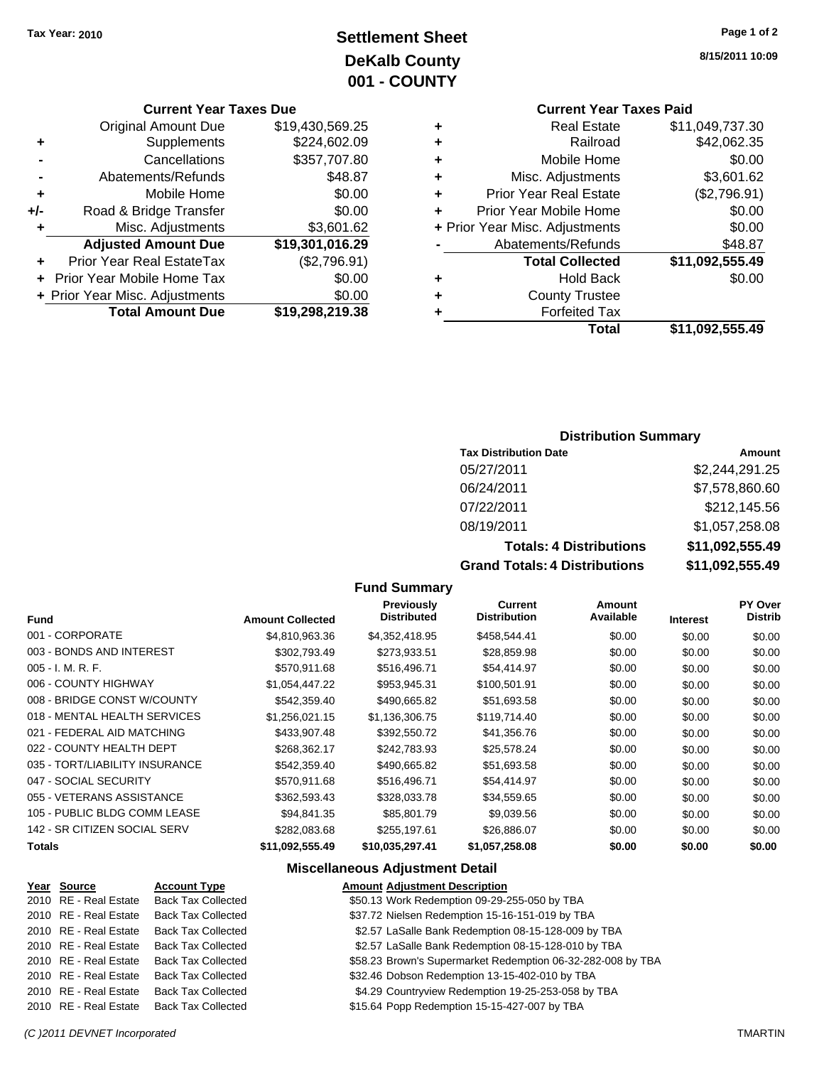Tax Year: 2010

# Settlement Sheet
## DeKalb County
## 001 - COUNTY

8/15/2011 10:09

### Current Year Taxes Due

| | | |
|---|---|---|
| | Original Amount Due | $19,430,569.25 |
| + | Supplements | $224,602.09 |
| - | Cancellations | $357,707.80 |
| - | Abatements/Refunds | $48.87 |
| + | Mobile Home | $0.00 |
| +/- | Road & Bridge Transfer | $0.00 |
| + | Misc. Adjustments | $3,601.62 |
| | **Adjusted Amount Due** | **$19,301,016.29** |
| + | Prior Year Real EstateTax | ($2,796.91) |
| + | Prior Year Mobile Home Tax | $0.00 |
| + | Prior Year Misc. Adjustments | $0.00 |
| | **Total Amount Due** | **$19,298,219.38** |

### Current Year Taxes Paid

| | | |
|---|---|---|
| + | Real Estate | $11,049,737.30 |
| + | Railroad | $42,062.35 |
| + | Mobile Home | $0.00 |
| + | Misc. Adjustments | $3,601.62 |
| + | Prior Year Real Estate | ($2,796.91) |
| + | Prior Year Mobile Home | $0.00 |
| + | Prior Year Misc. Adjustments | $0.00 |
| - | Abatements/Refunds | $48.87 |
| | **Total Collected** | **$11,092,555.49** |
| + | Hold Back | $0.00 |
| + | County Trustee | |
| + | Forfeited Tax | |
| | **Total** | **$11,092,555.49** |

### Distribution Summary

| Tax Distribution Date | Amount |
|---|---|
| 05/27/2011 | $2,244,291.25 |
| 06/24/2011 | $7,578,860.60 |
| 07/22/2011 | $212,145.56 |
| 08/19/2011 | $1,057,258.08 |
| **Totals: 4 Distributions** | **$11,092,555.49** |
| **Grand Totals: 4 Distributions** | **$11,092,555.49** |

### Fund Summary

| Fund | Amount Collected | Previously Distributed | Current Distribution | Amount Available | Interest | PY Over Distrib |
|---|---|---|---|---|---|---|
| 001 - CORPORATE | $4,810,963.36 | $4,352,418.95 | $458,544.41 | $0.00 | $0.00 | $0.00 |
| 003 - BONDS AND INTEREST | $302,793.49 | $273,933.51 | $28,859.98 | $0.00 | $0.00 | $0.00 |
| 005 - I. M. R. F. | $570,911.68 | $516,496.71 | $54,414.97 | $0.00 | $0.00 | $0.00 |
| 006 - COUNTY HIGHWAY | $1,054,447.22 | $953,945.31 | $100,501.91 | $0.00 | $0.00 | $0.00 |
| 008 - BRIDGE CONST W/COUNTY | $542,359.40 | $490,665.82 | $51,693.58 | $0.00 | $0.00 | $0.00 |
| 018 - MENTAL HEALTH SERVICES | $1,256,021.15 | $1,136,306.75 | $119,714.40 | $0.00 | $0.00 | $0.00 |
| 021 - FEDERAL AID MATCHING | $433,907.48 | $392,550.72 | $41,356.76 | $0.00 | $0.00 | $0.00 |
| 022 - COUNTY HEALTH DEPT | $268,362.17 | $242,783.93 | $25,578.24 | $0.00 | $0.00 | $0.00 |
| 035 - TORT/LIABILITY INSURANCE | $542,359.40 | $490,665.82 | $51,693.58 | $0.00 | $0.00 | $0.00 |
| 047 - SOCIAL SECURITY | $570,911.68 | $516,496.71 | $54,414.97 | $0.00 | $0.00 | $0.00 |
| 055 - VETERANS ASSISTANCE | $362,593.43 | $328,033.78 | $34,559.65 | $0.00 | $0.00 | $0.00 |
| 105 - PUBLIC BLDG COMM LEASE | $94,841.35 | $85,801.79 | $9,039.56 | $0.00 | $0.00 | $0.00 |
| 142 - SR CITIZEN SOCIAL SERV | $282,083.68 | $255,197.61 | $26,886.07 | $0.00 | $0.00 | $0.00 |
| **Totals** | **$11,092,555.49** | **$10,035,297.41** | **$1,057,258.08** | **$0.00** | **$0.00** | **$0.00** |

### Miscellaneous Adjustment Detail

| Year | Source | Account Type | Amount | Adjustment Description |
|---|---|---|---|---|
| 2010 | RE - Real Estate | Back Tax Collected | $50.13 | Work Redemption 09-29-255-050 by TBA |
| 2010 | RE - Real Estate | Back Tax Collected | $37.72 | Nielsen Redemption 15-16-151-019 by TBA |
| 2010 | RE - Real Estate | Back Tax Collected | $2.57 | LaSalle Bank Redemption 08-15-128-009 by TBA |
| 2010 | RE - Real Estate | Back Tax Collected | $2.57 | LaSalle Bank Redemption 08-15-128-010 by TBA |
| 2010 | RE - Real Estate | Back Tax Collected | $58.23 | Brown's Supermarket Redemption 06-32-282-008 by TBA |
| 2010 | RE - Real Estate | Back Tax Collected | $32.46 | Dobson Redemption 13-15-402-010 by TBA |
| 2010 | RE - Real Estate | Back Tax Collected | $4.29 | Countryview Redemption 19-25-253-058 by TBA |
| 2010 | RE - Real Estate | Back Tax Collected | $15.64 | Popp Redemption 15-15-427-007 by TBA |

(C )2011 DEVNET Incorporated    TMARTIN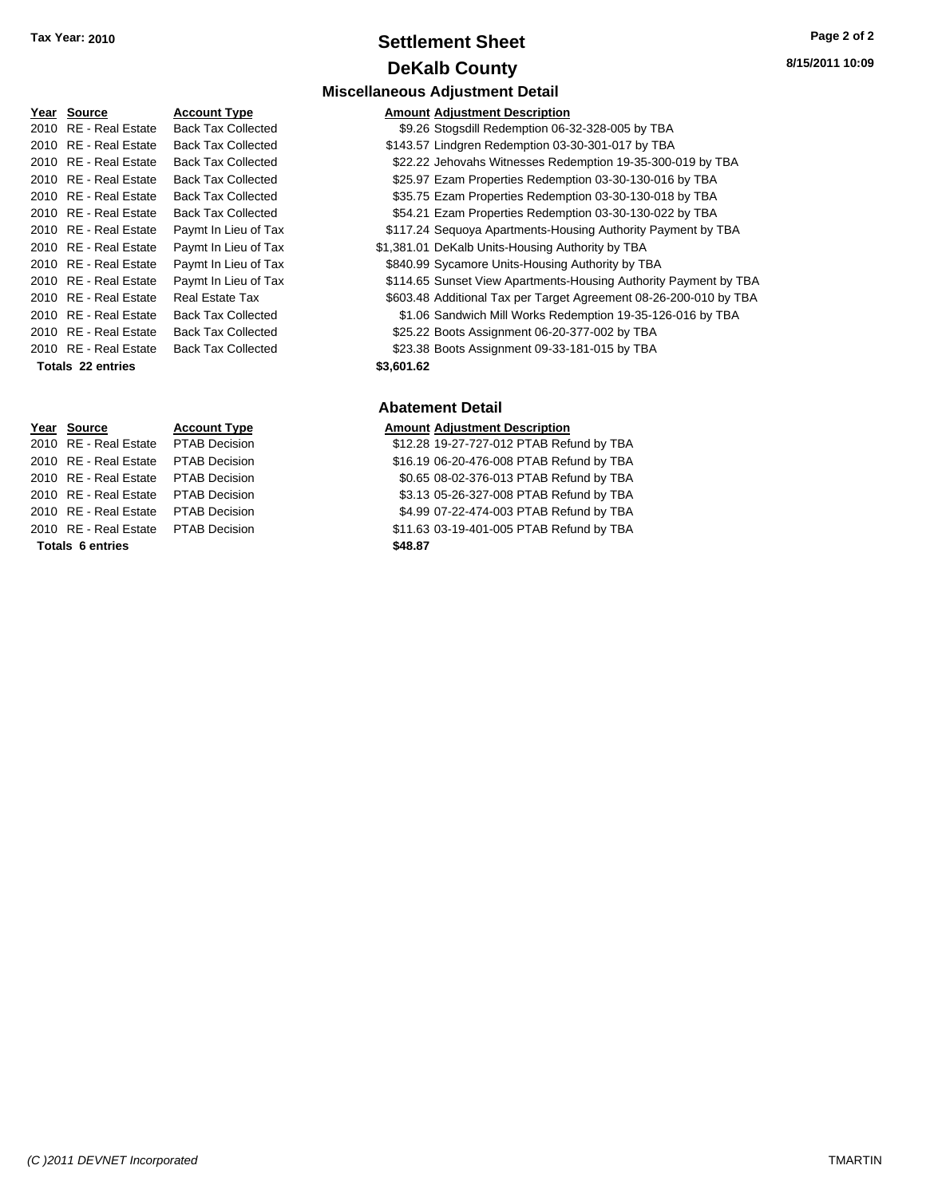**Tax Year: 2010**

# Settlement Sheet

## DeKalb County

8/15/2011 10:09

### Miscellaneous Adjustment Detail

| Year | Source | Account Type | Amount | Adjustment Description |
|---|---|---|---|---|
| 2010 | RE - Real Estate | Back Tax Collected | $9.26 | Stogsdill Redemption 06-32-328-005 by TBA |
| 2010 | RE - Real Estate | Back Tax Collected | $143.57 | Lindgren Redemption 03-30-301-017 by TBA |
| 2010 | RE - Real Estate | Back Tax Collected | $22.22 | Jehovahs Witnesses Redemption 19-35-300-019 by TBA |
| 2010 | RE - Real Estate | Back Tax Collected | $25.97 | Ezam Properties Redemption 03-30-130-016 by TBA |
| 2010 | RE - Real Estate | Back Tax Collected | $35.75 | Ezam Properties Redemption 03-30-130-018 by TBA |
| 2010 | RE - Real Estate | Back Tax Collected | $54.21 | Ezam Properties Redemption 03-30-130-022 by TBA |
| 2010 | RE - Real Estate | Paymt In Lieu of Tax | $117.24 | Sequoya Apartments-Housing Authority Payment by TBA |
| 2010 | RE - Real Estate | Paymt In Lieu of Tax | $1,381.01 | DeKalb Units-Housing Authority by TBA |
| 2010 | RE - Real Estate | Paymt In Lieu of Tax | $840.99 | Sycamore Units-Housing Authority by TBA |
| 2010 | RE - Real Estate | Paymt In Lieu of Tax | $114.65 | Sunset View Apartments-Housing Authority Payment by TBA |
| 2010 | RE - Real Estate | Real Estate Tax | $603.48 | Additional Tax per Target Agreement 08-26-200-010 by TBA |
| 2010 | RE - Real Estate | Back Tax Collected | $1.06 | Sandwich Mill Works Redemption 19-35-126-016 by TBA |
| 2010 | RE - Real Estate | Back Tax Collected | $25.22 | Boots Assignment 06-20-377-002 by TBA |
| 2010 | RE - Real Estate | Back Tax Collected | $23.38 | Boots Assignment 09-33-181-015 by TBA |
| **Totals 22 entries** | | | **$3,601.62** | |

### Abatement Detail

| Year | Source | Account Type | Amount | Adjustment Description |
|---|---|---|---|---|
| 2010 | RE - Real Estate | PTAB Decision | $12.28 | 19-27-727-012 PTAB Refund by TBA |
| 2010 | RE - Real Estate | PTAB Decision | $16.19 | 06-20-476-008 PTAB Refund by TBA |
| 2010 | RE - Real Estate | PTAB Decision | $0.65 | 08-02-376-013 PTAB Refund by TBA |
| 2010 | RE - Real Estate | PTAB Decision | $3.13 | 05-26-327-008 PTAB Refund by TBA |
| 2010 | RE - Real Estate | PTAB Decision | $4.99 | 07-22-474-003 PTAB Refund by TBA |
| 2010 | RE - Real Estate | PTAB Decision | $11.63 | 03-19-401-005 PTAB Refund by TBA |
| **Totals 6 entries** | | | **$48.87** | |

*(C )2011 DEVNET Incorporated* TMARTIN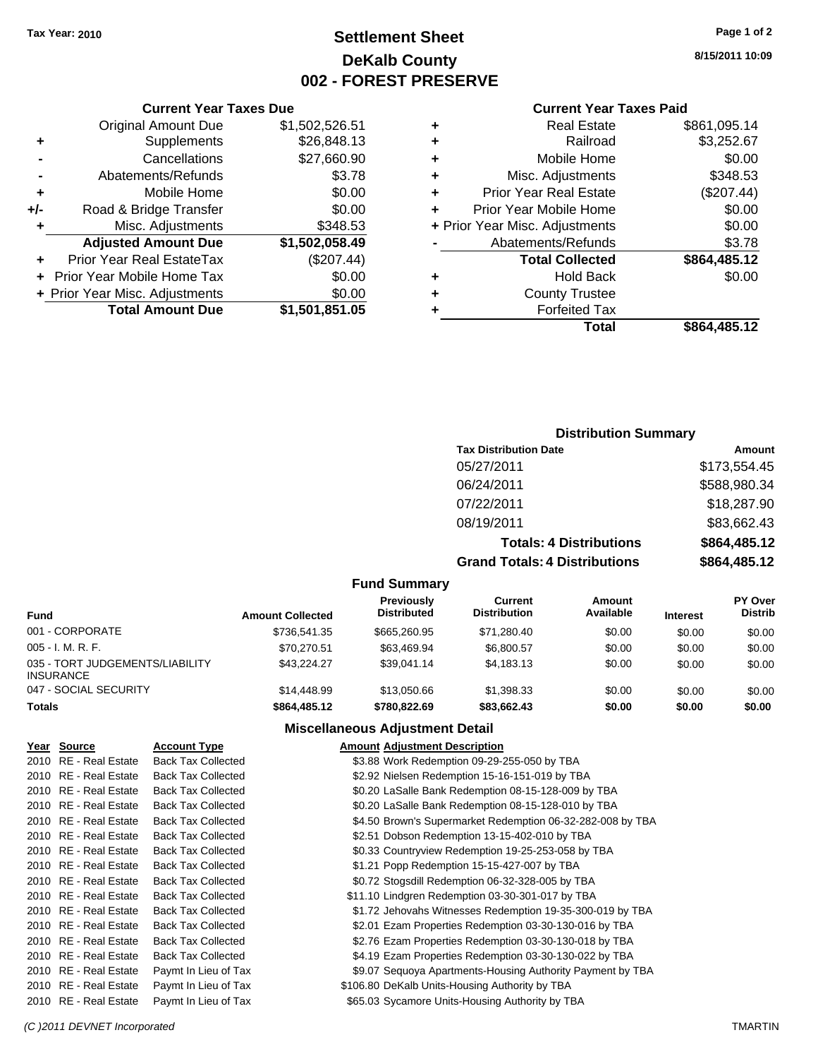**Tax Year: 2010**

# Settlement Sheet
## DeKalb County
## 002 - FOREST PRESERVE

8/15/2011 10:09

### Current Year Taxes Due

| | | |
|---|---|---|
| | Original Amount Due | $1,502,526.51 |
| + | Supplements | $26,848.13 |
| - | Cancellations | $27,660.90 |
| - | Abatements/Refunds | $3.78 |
| + | Mobile Home | $0.00 |
| +/- | Road & Bridge Transfer | $0.00 |
| + | Misc. Adjustments | $348.53 |
| | **Adjusted Amount Due** | **$1,502,058.49** |
| + | Prior Year Real EstateTax | ($207.44) |
| + | Prior Year Mobile Home Tax | $0.00 |
| + | Prior Year Misc. Adjustments | $0.00 |
| | **Total Amount Due** | **$1,501,851.05** |

### Current Year Taxes Paid

| | | |
|---|---|---|
| + | Real Estate | $861,095.14 |
| + | Railroad | $3,252.67 |
| + | Mobile Home | $0.00 |
| + | Misc. Adjustments | $348.53 |
| + | Prior Year Real Estate | ($207.44) |
| + | Prior Year Mobile Home | $0.00 |
| + | Prior Year Misc. Adjustments | $0.00 |
| - | Abatements/Refunds | $3.78 |
| | **Total Collected** | **$864,485.12** |
| + | Hold Back | $0.00 |
| + | County Trustee | |
| + | Forfeited Tax | |
| | **Total** | **$864,485.12** |

### Distribution Summary

| Tax Distribution Date | Amount |
|---|---|
| 05/27/2011 | $173,554.45 |
| 06/24/2011 | $588,980.34 |
| 07/22/2011 | $18,287.90 |
| 08/19/2011 | $83,662.43 |
| **Totals: 4 Distributions** | **$864,485.12** |
| **Grand Totals: 4 Distributions** | **$864,485.12** |

### Fund Summary

| Fund | Amount Collected | Previously Distributed | Current Distribution | Amount Available | Interest | PY Over Distrib |
|---|---|---|---|---|---|---|
| 001 - CORPORATE | $736,541.35 | $665,260.95 | $71,280.40 | $0.00 | $0.00 | $0.00 |
| 005 - I. M. R. F. | $70,270.51 | $63,469.94 | $6,800.57 | $0.00 | $0.00 | $0.00 |
| 035 - TORT JUDGEMENTS/LIABILITY INSURANCE | $43,224.27 | $39,041.14 | $4,183.13 | $0.00 | $0.00 | $0.00 |
| 047 - SOCIAL SECURITY | $14,448.99 | $13,050.66 | $1,398.33 | $0.00 | $0.00 | $0.00 |
| **Totals** | **$864,485.12** | **$780,822.69** | **$83,662.43** | **$0.00** | **$0.00** | **$0.00** |

### Miscellaneous Adjustment Detail

| Year | Source | Account Type | Amount | Adjustment Description |
|---|---|---|---|---|
| 2010 | RE - Real Estate | Back Tax Collected | $3.88 | Work Redemption 09-29-255-050 by TBA |
| 2010 | RE - Real Estate | Back Tax Collected | $2.92 | Nielsen Redemption 15-16-151-019 by TBA |
| 2010 | RE - Real Estate | Back Tax Collected | $0.20 | LaSalle Bank Redemption 08-15-128-009 by TBA |
| 2010 | RE - Real Estate | Back Tax Collected | $0.20 | LaSalle Bank Redemption 08-15-128-010 by TBA |
| 2010 | RE - Real Estate | Back Tax Collected | $4.50 | Brown's Supermarket Redemption 06-32-282-008 by TBA |
| 2010 | RE - Real Estate | Back Tax Collected | $2.51 | Dobson Redemption 13-15-402-010 by TBA |
| 2010 | RE - Real Estate | Back Tax Collected | $0.33 | Countryview Redemption 19-25-253-058 by TBA |
| 2010 | RE - Real Estate | Back Tax Collected | $1.21 | Popp Redemption 15-15-427-007 by TBA |
| 2010 | RE - Real Estate | Back Tax Collected | $0.72 | Stogsdill Redemption 06-32-328-005 by TBA |
| 2010 | RE - Real Estate | Back Tax Collected | $11.10 | Lindgren Redemption 03-30-301-017 by TBA |
| 2010 | RE - Real Estate | Back Tax Collected | $1.72 | Jehovahs Witnesses Redemption 19-35-300-019 by TBA |
| 2010 | RE - Real Estate | Back Tax Collected | $2.01 | Ezam Properties Redemption 03-30-130-016 by TBA |
| 2010 | RE - Real Estate | Back Tax Collected | $2.76 | Ezam Properties Redemption 03-30-130-018 by TBA |
| 2010 | RE - Real Estate | Back Tax Collected | $4.19 | Ezam Properties Redemption 03-30-130-022 by TBA |
| 2010 | RE - Real Estate | Paymt In Lieu of Tax | $9.07 | Sequoya Apartments-Housing Authority Payment by TBA |
| 2010 | RE - Real Estate | Paymt In Lieu of Tax | $106.80 | DeKalb Units-Housing Authority by TBA |
| 2010 | RE - Real Estate | Paymt In Lieu of Tax | $65.03 | Sycamore Units-Housing Authority by TBA |

(C )2011 DEVNET Incorporated TMARTIN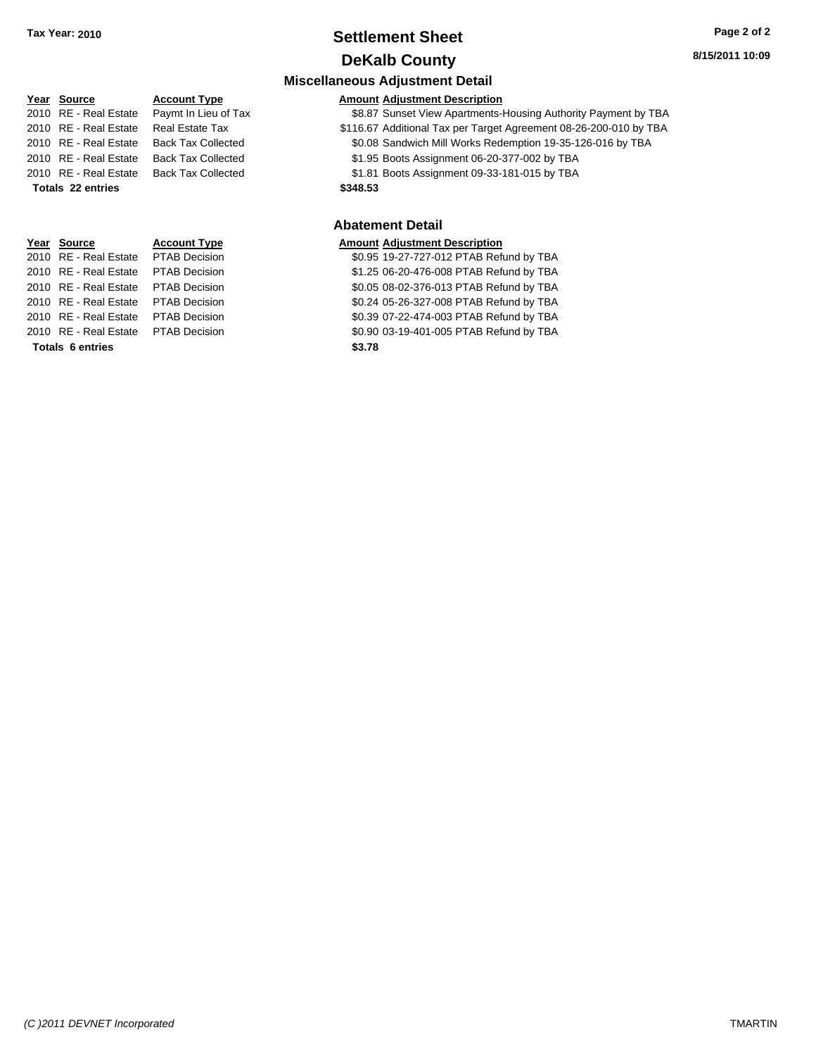## Settlement Sheet

## DeKalb County

### Miscellaneous Adjustment Detail

| Year | Source | Account Type | Amount | Adjustment Description |
|---|---|---|---|---|
| 2010 | RE - Real Estate | Paymt In Lieu of Tax | $8.87 | Sunset View Apartments-Housing Authority Payment by TBA |
| 2010 | RE - Real Estate | Real Estate Tax | $116.67 | Additional Tax per Target Agreement 08-26-200-010 by TBA |
| 2010 | RE - Real Estate | Back Tax Collected | $0.08 | Sandwich Mill Works Redemption 19-35-126-016 by TBA |
| 2010 | RE - Real Estate | Back Tax Collected | $1.95 | Boots Assignment 06-20-377-002 by TBA |
| 2010 | RE - Real Estate | Back Tax Collected | $1.81 | Boots Assignment 09-33-181-015 by TBA |
| **Totals** | **22 entries** | | **$348.53** | |

### Abatement Detail

| Year | Source | Account Type | Amount | Adjustment Description |
|---|---|---|---|---|
| 2010 | RE - Real Estate | PTAB Decision | $0.95 | 19-27-727-012 PTAB Refund by TBA |
| 2010 | RE - Real Estate | PTAB Decision | $1.25 | 06-20-476-008 PTAB Refund by TBA |
| 2010 | RE - Real Estate | PTAB Decision | $0.05 | 08-02-376-013 PTAB Refund by TBA |
| 2010 | RE - Real Estate | PTAB Decision | $0.24 | 05-26-327-008 PTAB Refund by TBA |
| 2010 | RE - Real Estate | PTAB Decision | $0.39 | 07-22-474-003 PTAB Refund by TBA |
| 2010 | RE - Real Estate | PTAB Decision | $0.90 | 03-19-401-005 PTAB Refund by TBA |
| **Totals** | **6 entries** | | **$3.78** | |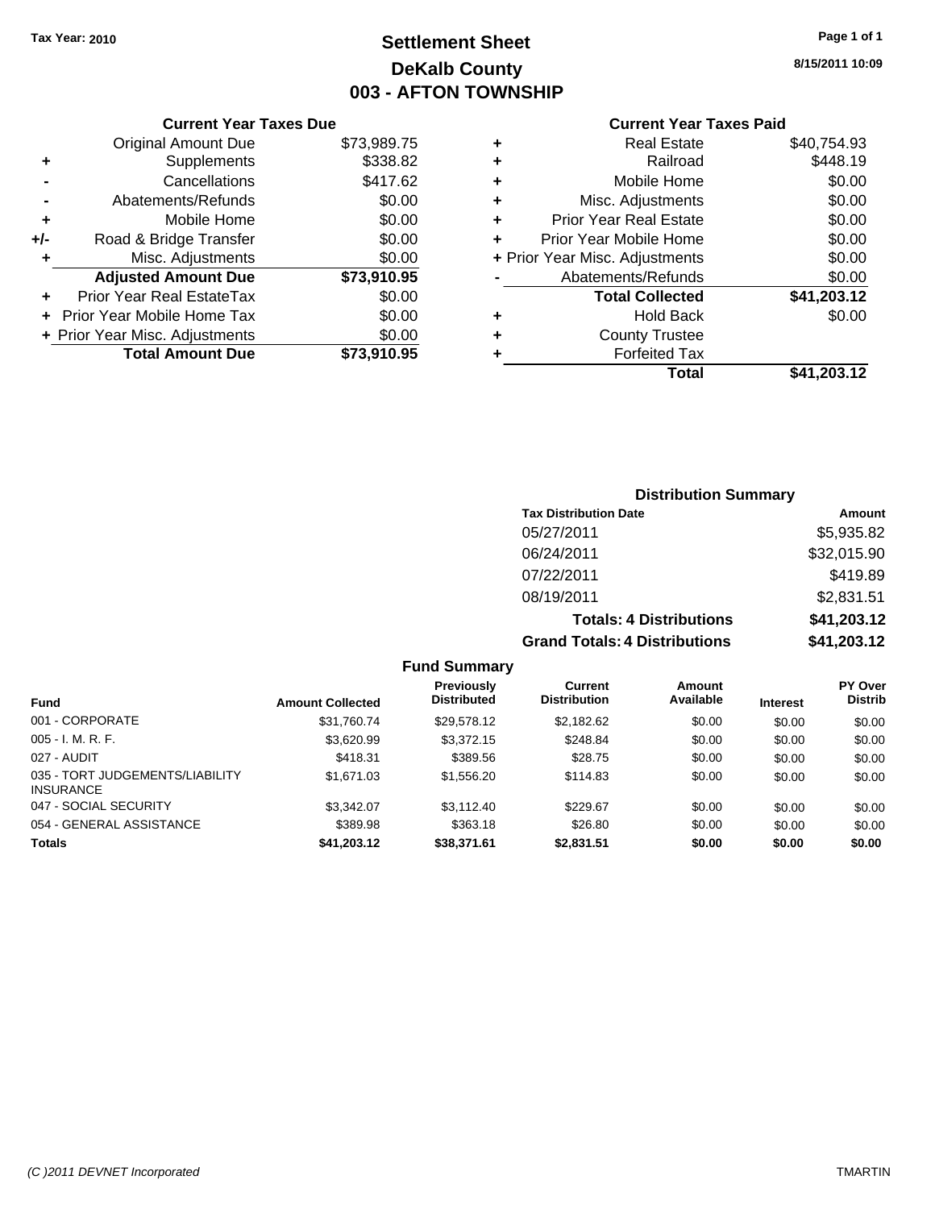**Tax Year: 2010**

# Settlement Sheet
## DeKalb County
## 003 - AFTON TOWNSHIP

8/15/2011 10:09

### Current Year Taxes Due

| | | |
|---|---|---|
| | Original Amount Due | $73,989.75 |
| + | Supplements | $338.82 |
| - | Cancellations | $417.62 |
| - | Abatements/Refunds | $0.00 |
| + | Mobile Home | $0.00 |
| +/- | Road & Bridge Transfer | $0.00 |
| + | Misc. Adjustments | $0.00 |
| | **Adjusted Amount Due** | **$73,910.95** |
| + | Prior Year Real EstateTax | $0.00 |
| + | Prior Year Mobile Home Tax | $0.00 |
| + | Prior Year Misc. Adjustments | $0.00 |
| | **Total Amount Due** | **$73,910.95** |

### Current Year Taxes Paid

| | | |
|---|---|---|
| + | Real Estate | $40,754.93 |
| + | Railroad | $448.19 |
| + | Mobile Home | $0.00 |
| + | Misc. Adjustments | $0.00 |
| + | Prior Year Real Estate | $0.00 |
| + | Prior Year Mobile Home | $0.00 |
| + | Prior Year Misc. Adjustments | $0.00 |
| - | Abatements/Refunds | $0.00 |
| | **Total Collected** | **$41,203.12** |
| + | Hold Back | $0.00 |
| + | County Trustee | |
| + | Forfeited Tax | |
| | **Total** | **$41,203.12** |

### Distribution Summary

| Tax Distribution Date | Amount |
|---|---|
| 05/27/2011 | $5,935.82 |
| 06/24/2011 | $32,015.90 |
| 07/22/2011 | $419.89 |
| 08/19/2011 | $2,831.51 |
| **Totals: 4 Distributions** | **$41,203.12** |
| **Grand Totals: 4 Distributions** | **$41,203.12** |

### Fund Summary

| Fund | Amount Collected | Previously Distributed | Current Distribution | Amount Available | Interest | PY Over Distrib |
|---|---|---|---|---|---|---|
| 001 - CORPORATE | $31,760.74 | $29,578.12 | $2,182.62 | $0.00 | $0.00 | $0.00 |
| 005 - I. M. R. F. | $3,620.99 | $3,372.15 | $248.84 | $0.00 | $0.00 | $0.00 |
| 027 - AUDIT | $418.31 | $389.56 | $28.75 | $0.00 | $0.00 | $0.00 |
| 035 - TORT JUDGEMENTS/LIABILITY INSURANCE | $1,671.03 | $1,556.20 | $114.83 | $0.00 | $0.00 | $0.00 |
| 047 - SOCIAL SECURITY | $3,342.07 | $3,112.40 | $229.67 | $0.00 | $0.00 | $0.00 |
| 054 - GENERAL ASSISTANCE | $389.98 | $363.18 | $26.80 | $0.00 | $0.00 | $0.00 |
| **Totals** | **$41,203.12** | **$38,371.61** | **$2,831.51** | **$0.00** | **$0.00** | **$0.00** |

(C )2011 DEVNET Incorporated TMARTIN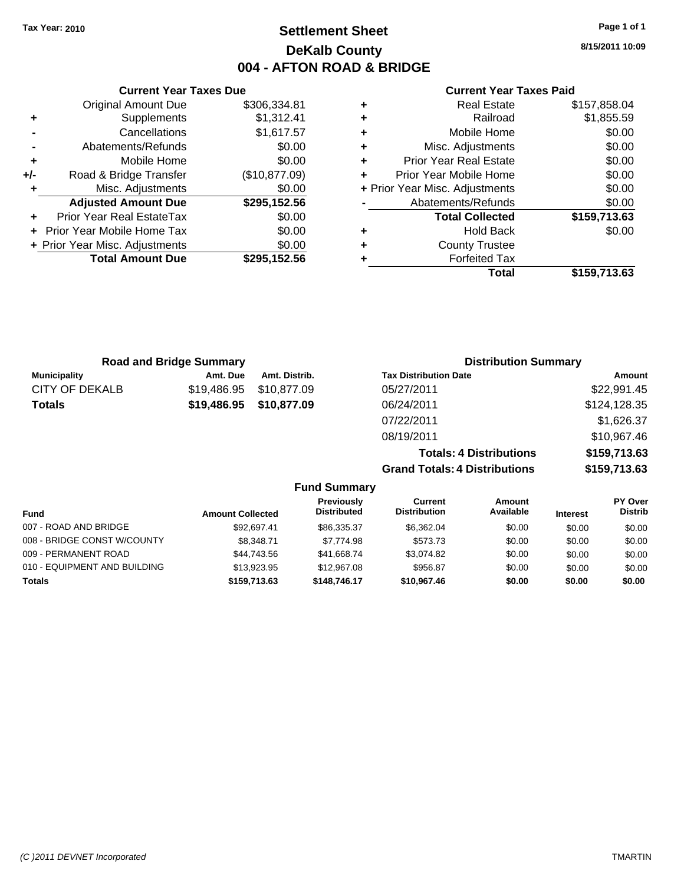Tax Year: 2010

# Settlement Sheet
## DeKalb County
## 004 - AFTON ROAD & BRIDGE

8/15/2011 10:09

### Current Year Taxes Due

| | | |
|---|---|---|
| | Original Amount Due | $306,334.81 |
| + | Supplements | $1,312.41 |
| - | Cancellations | $1,617.57 |
| - | Abatements/Refunds | $0.00 |
| + | Mobile Home | $0.00 |
| +/- | Road & Bridge Transfer | ($10,877.09) |
| + | Misc. Adjustments | $0.00 |
| | **Adjusted Amount Due** | **$295,152.56** |
| + | Prior Year Real EstateTax | $0.00 |
| + | Prior Year Mobile Home Tax | $0.00 |
| + | Prior Year Misc. Adjustments | $0.00 |
| | **Total Amount Due** | **$295,152.56** |

### Current Year Taxes Paid

| | | |
|---|---|---|
| + | Real Estate | $157,858.04 |
| + | Railroad | $1,855.59 |
| + | Mobile Home | $0.00 |
| + | Misc. Adjustments | $0.00 |
| + | Prior Year Real Estate | $0.00 |
| + | Prior Year Mobile Home | $0.00 |
| + | Prior Year Misc. Adjustments | $0.00 |
| - | Abatements/Refunds | $0.00 |
| | **Total Collected** | **$159,713.63** |
| + | Hold Back | $0.00 |
| + | County Trustee | |
| + | Forfeited Tax | |
| | **Total** | **$159,713.63** |

### Road and Bridge Summary

| Municipality | Amt. Due | Amt. Distrib. |
|---|---|---|
| CITY OF DEKALB | $19,486.95 | $10,877.09 |
| **Totals** | **$19,486.95** | **$10,877.09** |

### Distribution Summary

| Tax Distribution Date | Amount |
|---|---|
| 05/27/2011 | $22,991.45 |
| 06/24/2011 | $124,128.35 |
| 07/22/2011 | $1,626.37 |
| 08/19/2011 | $10,967.46 |
| **Totals: 4 Distributions** | **$159,713.63** |
| **Grand Totals: 4 Distributions** | **$159,713.63** |

### Fund Summary

| Fund | Amount Collected | Previously Distributed | Current Distribution | Amount Available | Interest | PY Over Distrib |
|---|---|---|---|---|---|---|
| 007 - ROAD AND BRIDGE | $92,697.41 | $86,335.37 | $6,362.04 | $0.00 | $0.00 | $0.00 |
| 008 - BRIDGE CONST W/COUNTY | $8,348.71 | $7,774.98 | $573.73 | $0.00 | $0.00 | $0.00 |
| 009 - PERMANENT ROAD | $44,743.56 | $41,668.74 | $3,074.82 | $0.00 | $0.00 | $0.00 |
| 010 - EQUIPMENT AND BUILDING | $13,923.95 | $12,967.08 | $956.87 | $0.00 | $0.00 | $0.00 |
| **Totals** | **$159,713.63** | **$148,746.17** | **$10,967.46** | **$0.00** | **$0.00** | **$0.00** |

(C )2011 DEVNET Incorporated TMARTIN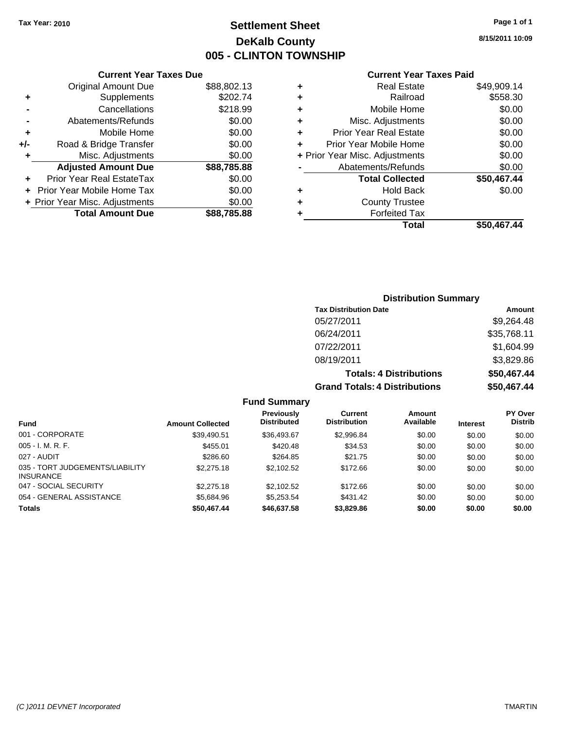Tax Year: 2010

# Settlement Sheet
## DeKalb County
## 005 - CLINTON TOWNSHIP

8/15/2011 10:09

### Current Year Taxes Due

| | | |
|---|---|---|
| | Original Amount Due | $88,802.13 |
| + | Supplements | $202.74 |
| - | Cancellations | $218.99 |
| - | Abatements/Refunds | $0.00 |
| + | Mobile Home | $0.00 |
| +/- | Road & Bridge Transfer | $0.00 |
| + | Misc. Adjustments | $0.00 |
| | **Adjusted Amount Due** | **$88,785.88** |
| + | Prior Year Real EstateTax | $0.00 |
| + | Prior Year Mobile Home Tax | $0.00 |
| + | Prior Year Misc. Adjustments | $0.00 |
| | **Total Amount Due** | **$88,785.88** |

### Current Year Taxes Paid

| | | |
|---|---|---|
| + | Real Estate | $49,909.14 |
| + | Railroad | $558.30 |
| + | Mobile Home | $0.00 |
| + | Misc. Adjustments | $0.00 |
| + | Prior Year Real Estate | $0.00 |
| + | Prior Year Mobile Home | $0.00 |
| + | Prior Year Misc. Adjustments | $0.00 |
| - | Abatements/Refunds | $0.00 |
| | **Total Collected** | **$50,467.44** |
| + | Hold Back | $0.00 |
| + | County Trustee | |
| + | Forfeited Tax | |
| | **Total** | **$50,467.44** |

### Distribution Summary

| Tax Distribution Date | Amount |
|---|---|
| 05/27/2011 | $9,264.48 |
| 06/24/2011 | $35,768.11 |
| 07/22/2011 | $1,604.99 |
| 08/19/2011 | $3,829.86 |
| **Totals: 4 Distributions** | **$50,467.44** |
| **Grand Totals: 4 Distributions** | **$50,467.44** |

### Fund Summary

| Fund | Amount Collected | Previously Distributed | Current Distribution | Amount Available | Interest | PY Over Distrib |
|---|---|---|---|---|---|---|
| 001 - CORPORATE | $39,490.51 | $36,493.67 | $2,996.84 | $0.00 | $0.00 | $0.00 |
| 005 - I. M. R. F. | $455.01 | $420.48 | $34.53 | $0.00 | $0.00 | $0.00 |
| 027 - AUDIT | $286.60 | $264.85 | $21.75 | $0.00 | $0.00 | $0.00 |
| 035 - TORT JUDGEMENTS/LIABILITY INSURANCE | $2,275.18 | $2,102.52 | $172.66 | $0.00 | $0.00 | $0.00 |
| 047 - SOCIAL SECURITY | $2,275.18 | $2,102.52 | $172.66 | $0.00 | $0.00 | $0.00 |
| 054 - GENERAL ASSISTANCE | $5,684.96 | $5,253.54 | $431.42 | $0.00 | $0.00 | $0.00 |
| **Totals** | **$50,467.44** | **$46,637.58** | **$3,829.86** | **$0.00** | **$0.00** | **$0.00** |

(C )2011 DEVNET Incorporated — TMARTIN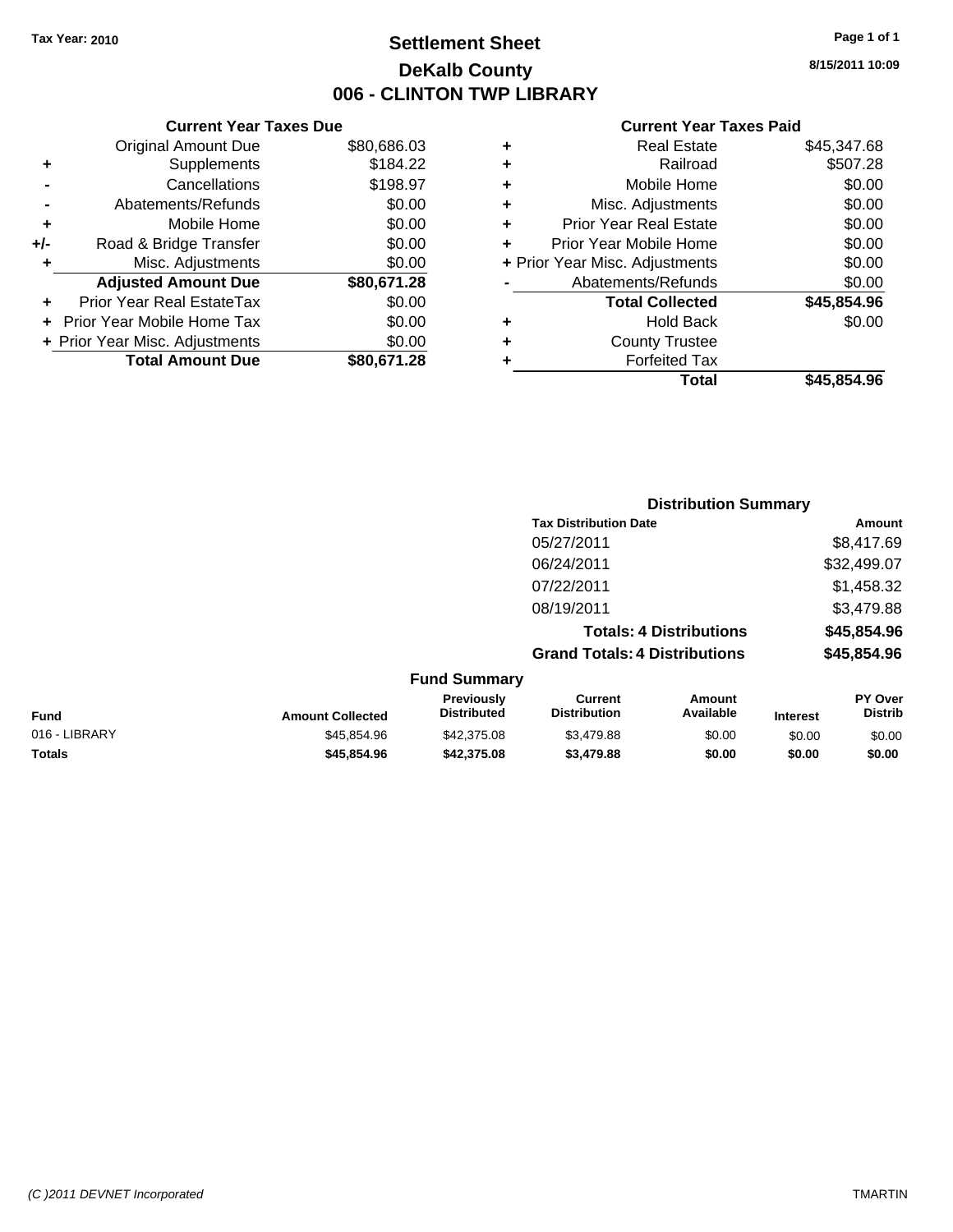Tax Year: 2010

# Settlement Sheet
## DeKalb County
## 006 - CLINTON TWP LIBRARY

8/15/2011 10:09

### Current Year Taxes Due

| | | |
|---|---|---|
| | Original Amount Due | $80,686.03 |
| + | Supplements | $184.22 |
| - | Cancellations | $198.97 |
| - | Abatements/Refunds | $0.00 |
| + | Mobile Home | $0.00 |
| +/- | Road & Bridge Transfer | $0.00 |
| + | Misc. Adjustments | $0.00 |
| | **Adjusted Amount Due** | **$80,671.28** |
| + | Prior Year Real EstateTax | $0.00 |
| + | Prior Year Mobile Home Tax | $0.00 |
| + | Prior Year Misc. Adjustments | $0.00 |
| | **Total Amount Due** | **$80,671.28** |

### Current Year Taxes Paid

| | | |
|---|---|---|
| + | Real Estate | $45,347.68 |
| + | Railroad | $507.28 |
| + | Mobile Home | $0.00 |
| + | Misc. Adjustments | $0.00 |
| + | Prior Year Real Estate | $0.00 |
| + | Prior Year Mobile Home | $0.00 |
| + | Prior Year Misc. Adjustments | $0.00 |
| - | Abatements/Refunds | $0.00 |
| | **Total Collected** | **$45,854.96** |
| + | Hold Back | $0.00 |
| + | County Trustee | |
| + | Forfeited Tax | |
| | **Total** | **$45,854.96** |

### Distribution Summary

| Tax Distribution Date | Amount |
|---|---|
| 05/27/2011 | $8,417.69 |
| 06/24/2011 | $32,499.07 |
| 07/22/2011 | $1,458.32 |
| 08/19/2011 | $3,479.88 |
| **Totals: 4 Distributions** | **$45,854.96** |
| **Grand Totals: 4 Distributions** | **$45,854.96** |

### Fund Summary

| Fund | Amount Collected | Previously Distributed | Current Distribution | Amount Available | Interest | PY Over Distrib |
|---|---|---|---|---|---|---|
| 016 - LIBRARY | $45,854.96 | $42,375.08 | $3,479.88 | $0.00 | $0.00 | $0.00 |
| **Totals** | **$45,854.96** | **$42,375.08** | **$3,479.88** | **$0.00** | **$0.00** | **$0.00** |

(C )2011 DEVNET Incorporated TMARTIN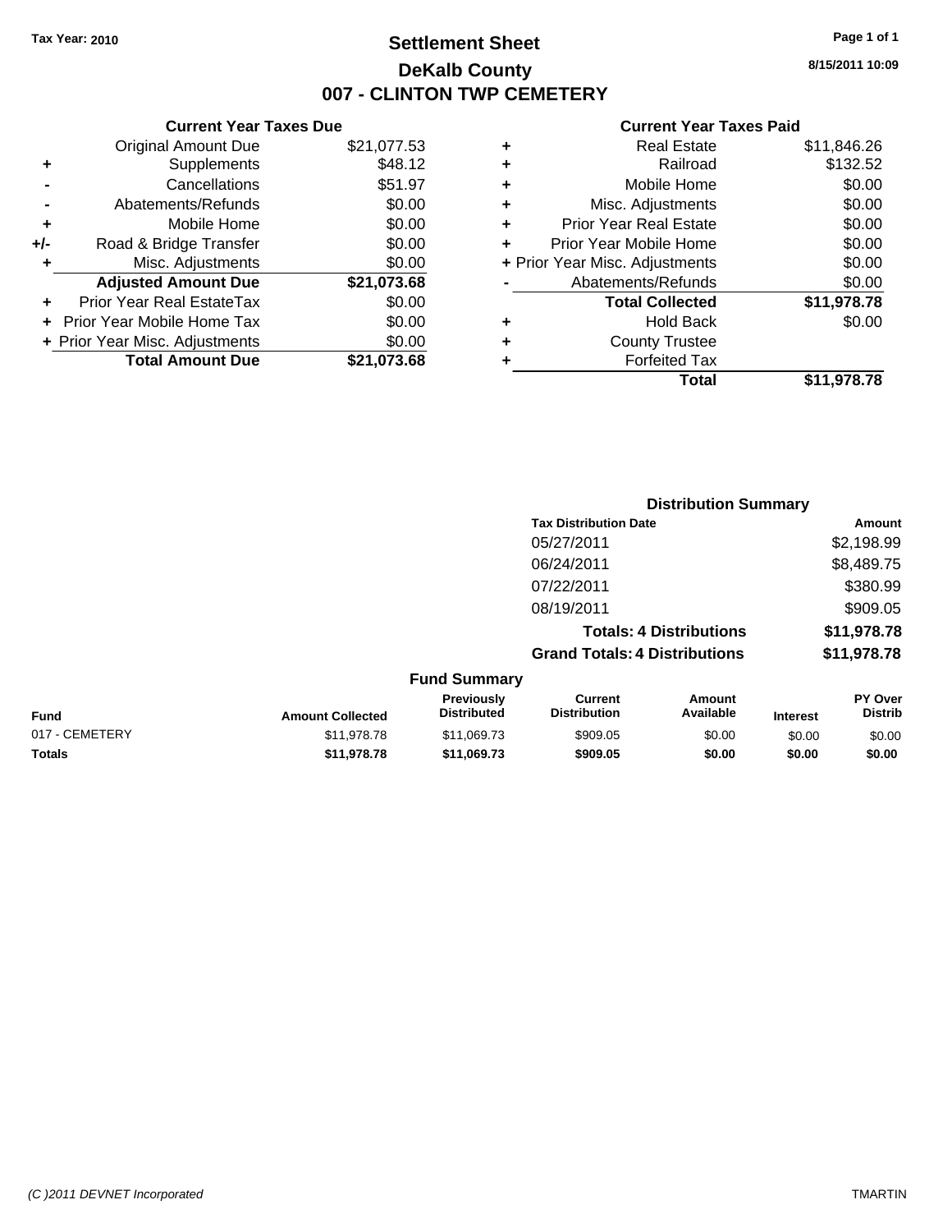Tax Year: 2010

# Settlement Sheet

## DeKalb County

## 007 - CLINTON TWP CEMETERY

8/15/2011 10:09

### Current Year Taxes Due

| | | |
|---|---|---|
| | Original Amount Due | $21,077.53 |
| + | Supplements | $48.12 |
| - | Cancellations | $51.97 |
| - | Abatements/Refunds | $0.00 |
| + | Mobile Home | $0.00 |
| +/- | Road & Bridge Transfer | $0.00 |
| + | Misc. Adjustments | $0.00 |
| | **Adjusted Amount Due** | **$21,073.68** |
| + | Prior Year Real EstateTax | $0.00 |
| + | Prior Year Mobile Home Tax | $0.00 |
| + | Prior Year Misc. Adjustments | $0.00 |
| | **Total Amount Due** | **$21,073.68** |

### Current Year Taxes Paid

| | | |
|---|---|---|
| + | Real Estate | $11,846.26 |
| + | Railroad | $132.52 |
| + | Mobile Home | $0.00 |
| + | Misc. Adjustments | $0.00 |
| + | Prior Year Real Estate | $0.00 |
| + | Prior Year Mobile Home | $0.00 |
| + | Prior Year Misc. Adjustments | $0.00 |
| - | Abatements/Refunds | $0.00 |
| | **Total Collected** | **$11,978.78** |
| + | Hold Back | $0.00 |
| + | County Trustee | |
| + | Forfeited Tax | |
| | **Total** | **$11,978.78** |

### Distribution Summary

| Tax Distribution Date | Amount |
|---|---|
| 05/27/2011 | $2,198.99 |
| 06/24/2011 | $8,489.75 |
| 07/22/2011 | $380.99 |
| 08/19/2011 | $909.05 |
| **Totals: 4 Distributions** | **$11,978.78** |
| **Grand Totals: 4 Distributions** | **$11,978.78** |

### Fund Summary

| Fund | Amount Collected | Previously Distributed | Current Distribution | Amount Available | Interest | PY Over Distrib |
|---|---|---|---|---|---|---|
| 017 - CEMETERY | $11,978.78 | $11,069.73 | $909.05 | $0.00 | $0.00 | $0.00 |
| **Totals** | **$11,978.78** | **$11,069.73** | **$909.05** | **$0.00** | **$0.00** | **$0.00** |

(C )2011 DEVNET Incorporated TMARTIN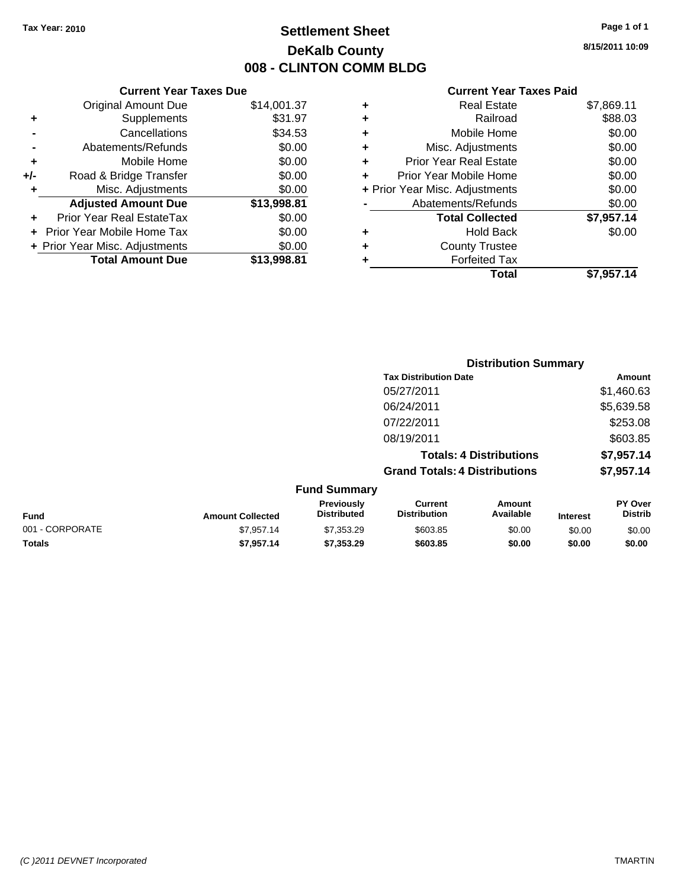Tax Year: 2010

# Settlement Sheet
## DeKalb County
## 008 - CLINTON COMM BLDG

8/15/2011 10:09

### Current Year Taxes Due

| | | |
|---|---|---|
| | Original Amount Due | $14,001.37 |
| + | Supplements | $31.97 |
| - | Cancellations | $34.53 |
| - | Abatements/Refunds | $0.00 |
| + | Mobile Home | $0.00 |
| +/- | Road & Bridge Transfer | $0.00 |
| + | Misc. Adjustments | $0.00 |
| | **Adjusted Amount Due** | **$13,998.81** |
| + | Prior Year Real EstateTax | $0.00 |
| + | Prior Year Mobile Home Tax | $0.00 |
| + | Prior Year Misc. Adjustments | $0.00 |
| | **Total Amount Due** | **$13,998.81** |

### Current Year Taxes Paid

| | | |
|---|---|---|
| + | Real Estate | $7,869.11 |
| + | Railroad | $88.03 |
| + | Mobile Home | $0.00 |
| + | Misc. Adjustments | $0.00 |
| + | Prior Year Real Estate | $0.00 |
| + | Prior Year Mobile Home | $0.00 |
| + | Prior Year Misc. Adjustments | $0.00 |
| - | Abatements/Refunds | $0.00 |
| | **Total Collected** | **$7,957.14** |
| + | Hold Back | $0.00 |
| + | County Trustee | |
| + | Forfeited Tax | |
| | **Total** | **$7,957.14** |

### Distribution Summary

| Tax Distribution Date | Amount |
|---|---|
| 05/27/2011 | $1,460.63 |
| 06/24/2011 | $5,639.58 |
| 07/22/2011 | $253.08 |
| 08/19/2011 | $603.85 |
| **Totals: 4 Distributions** | **$7,957.14** |
| **Grand Totals: 4 Distributions** | **$7,957.14** |

### Fund Summary

| Fund | Amount Collected | Previously Distributed | Current Distribution | Amount Available | Interest | PY Over Distrib |
|---|---|---|---|---|---|---|
| 001 - CORPORATE | $7,957.14 | $7,353.29 | $603.85 | $0.00 | $0.00 | $0.00 |
| **Totals** | **$7,957.14** | **$7,353.29** | **$603.85** | **$0.00** | **$0.00** | **$0.00** |

(C )2011 DEVNET Incorporated — TMARTIN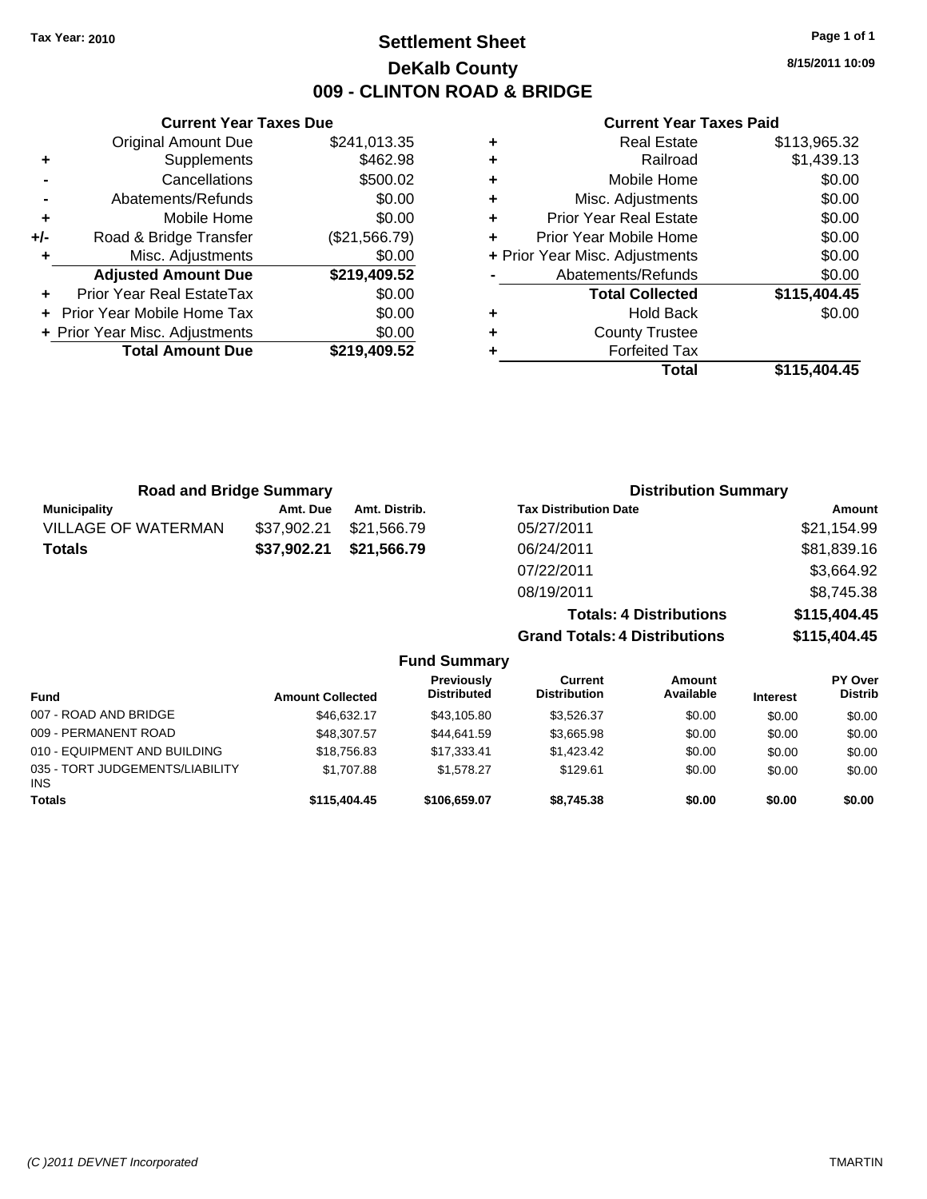Tax Year: 2010

# Settlement Sheet

## DeKalb County

## 009 - CLINTON ROAD & BRIDGE

8/15/2011 10:09

### Current Year Taxes Due

| | | |
|---|---|---|
| | Original Amount Due | $241,013.35 |
| + | Supplements | $462.98 |
| - | Cancellations | $500.02 |
| - | Abatements/Refunds | $0.00 |
| + | Mobile Home | $0.00 |
| +/- | Road & Bridge Transfer | ($21,566.79) |
| + | Misc. Adjustments | $0.00 |
| | **Adjusted Amount Due** | **$219,409.52** |
| + | Prior Year Real EstateTax | $0.00 |
| + | Prior Year Mobile Home Tax | $0.00 |
| + | Prior Year Misc. Adjustments | $0.00 |
| | **Total Amount Due** | **$219,409.52** |

### Current Year Taxes Paid

| | | |
|---|---|---|
| + | Real Estate | $113,965.32 |
| + | Railroad | $1,439.13 |
| + | Mobile Home | $0.00 |
| + | Misc. Adjustments | $0.00 |
| + | Prior Year Real Estate | $0.00 |
| + | Prior Year Mobile Home | $0.00 |
| + | Prior Year Misc. Adjustments | $0.00 |
| - | Abatements/Refunds | $0.00 |
| | **Total Collected** | **$115,404.45** |
| + | Hold Back | $0.00 |
| + | County Trustee | |
| + | Forfeited Tax | |
| | **Total** | **$115,404.45** |

### Road and Bridge Summary

| Municipality | Amt. Due | Amt. Distrib. |
|---|---|---|
| VILLAGE OF WATERMAN | $37,902.21 | $21,566.79 |
| **Totals** | **$37,902.21** | **$21,566.79** |

### Distribution Summary

| Tax Distribution Date | Amount |
|---|---|
| 05/27/2011 | $21,154.99 |
| 06/24/2011 | $81,839.16 |
| 07/22/2011 | $3,664.92 |
| 08/19/2011 | $8,745.38 |
| **Totals: 4 Distributions** | **$115,404.45** |
| **Grand Totals: 4 Distributions** | **$115,404.45** |

### Fund Summary

| Fund | Amount Collected | Previously Distributed | Current Distribution | Amount Available | Interest | PY Over Distrib |
|---|---|---|---|---|---|---|
| 007 - ROAD AND BRIDGE | $46,632.17 | $43,105.80 | $3,526.37 | $0.00 | $0.00 | $0.00 |
| 009 - PERMANENT ROAD | $48,307.57 | $44,641.59 | $3,665.98 | $0.00 | $0.00 | $0.00 |
| 010 - EQUIPMENT AND BUILDING | $18,756.83 | $17,333.41 | $1,423.42 | $0.00 | $0.00 | $0.00 |
| 035 - TORT JUDGEMENTS/LIABILITY INS | $1,707.88 | $1,578.27 | $129.61 | $0.00 | $0.00 | $0.00 |
| **Totals** | **$115,404.45** | **$106,659.07** | **$8,745.38** | **$0.00** | **$0.00** | **$0.00** |

(C )2011 DEVNET Incorporated TMARTIN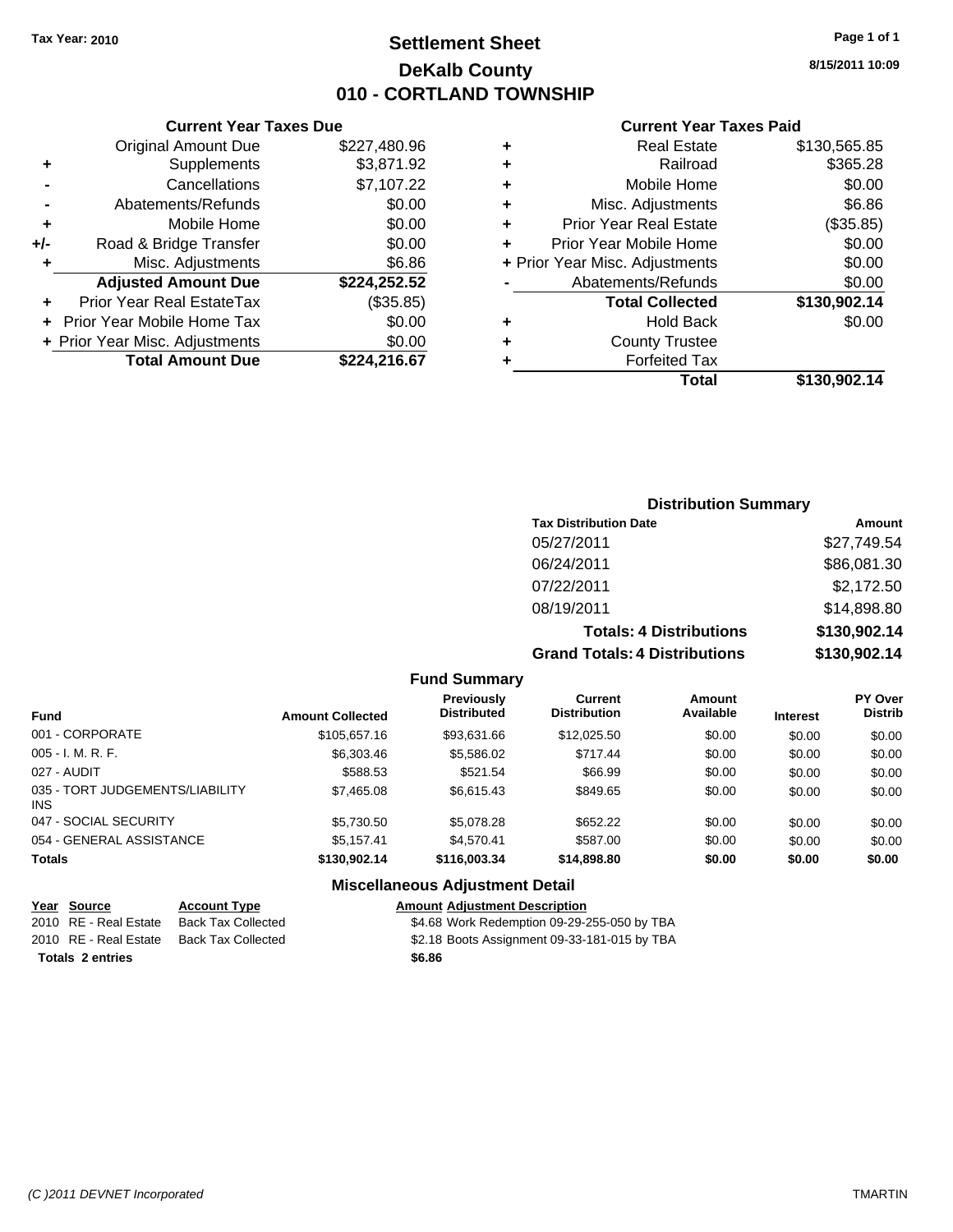Tax Year: 2010

# Settlement Sheet
## DeKalb County
## 010 - CORTLAND TOWNSHIP

8/15/2011 10:09

### Current Year Taxes Due

| | | |
|---|---|---|
| | Original Amount Due | $227,480.96 |
| + | Supplements | $3,871.92 |
| - | Cancellations | $7,107.22 |
| - | Abatements/Refunds | $0.00 |
| + | Mobile Home | $0.00 |
| +/- | Road & Bridge Transfer | $0.00 |
| + | Misc. Adjustments | $6.86 |
| | **Adjusted Amount Due** | **$224,252.52** |
| + | Prior Year Real EstateTax | ($35.85) |
| + | Prior Year Mobile Home Tax | $0.00 |
| + | Prior Year Misc. Adjustments | $0.00 |
| | **Total Amount Due** | **$224,216.67** |

### Current Year Taxes Paid

| | | |
|---|---|---|
| + | Real Estate | $130,565.85 |
| + | Railroad | $365.28 |
| + | Mobile Home | $0.00 |
| + | Misc. Adjustments | $6.86 |
| + | Prior Year Real Estate | ($35.85) |
| + | Prior Year Mobile Home | $0.00 |
| + | Prior Year Misc. Adjustments | $0.00 |
| - | Abatements/Refunds | $0.00 |
| | **Total Collected** | **$130,902.14** |
| + | Hold Back | $0.00 |
| + | County Trustee | |
| + | Forfeited Tax | |
| | **Total** | **$130,902.14** |

### Distribution Summary

| Tax Distribution Date | Amount |
|---|---|
| 05/27/2011 | $27,749.54 |
| 06/24/2011 | $86,081.30 |
| 07/22/2011 | $2,172.50 |
| 08/19/2011 | $14,898.80 |
| **Totals: 4 Distributions** | **$130,902.14** |
| **Grand Totals: 4 Distributions** | **$130,902.14** |

### Fund Summary

| Fund | Amount Collected | Previously Distributed | Current Distribution | Amount Available | Interest | PY Over Distrib |
|---|---|---|---|---|---|---|
| 001 - CORPORATE | $105,657.16 | $93,631.66 | $12,025.50 | $0.00 | $0.00 | $0.00 |
| 005 - I. M. R. F. | $6,303.46 | $5,586.02 | $717.44 | $0.00 | $0.00 | $0.00 |
| 027 - AUDIT | $588.53 | $521.54 | $66.99 | $0.00 | $0.00 | $0.00 |
| 035 - TORT JUDGEMENTS/LIABILITY INS | $7,465.08 | $6,615.43 | $849.65 | $0.00 | $0.00 | $0.00 |
| 047 - SOCIAL SECURITY | $5,730.50 | $5,078.28 | $652.22 | $0.00 | $0.00 | $0.00 |
| 054 - GENERAL ASSISTANCE | $5,157.41 | $4,570.41 | $587.00 | $0.00 | $0.00 | $0.00 |
| **Totals** | **$130,902.14** | **$116,003.34** | **$14,898.80** | **$0.00** | **$0.00** | **$0.00** |

### Miscellaneous Adjustment Detail

| Year | Source | Account Type | Amount | Adjustment Description |
|---|---|---|---|---|
| 2010 | RE - Real Estate | Back Tax Collected | $4.68 | Work Redemption 09-29-255-050 by TBA |
| 2010 | RE - Real Estate | Back Tax Collected | $2.18 | Boots Assignment 09-33-181-015 by TBA |
| **Totals 2 entries** | | | **$6.86** | |

(C )2011 DEVNET Incorporated — TMARTIN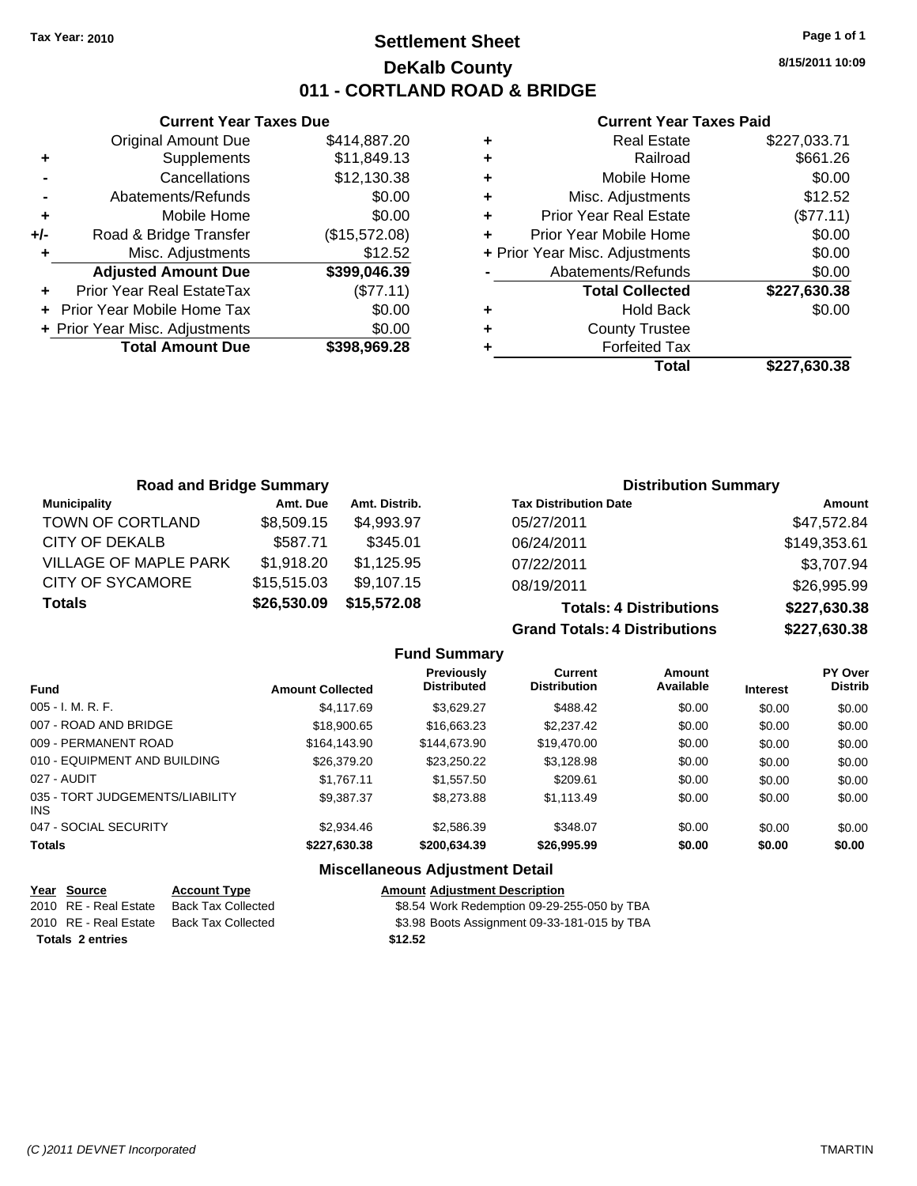Tax Year: 2010

# Settlement Sheet

## DeKalb County

## 011 - CORTLAND ROAD & BRIDGE

8/15/2011 10:09

### Current Year Taxes Due

| | | |
|---|---|---|
| | Original Amount Due | $414,887.20 |
| + | Supplements | $11,849.13 |
| - | Cancellations | $12,130.38 |
| - | Abatements/Refunds | $0.00 |
| + | Mobile Home | $0.00 |
| +/- | Road & Bridge Transfer | ($15,572.08) |
| + | Misc. Adjustments | $12.52 |
| | **Adjusted Amount Due** | **$399,046.39** |
| + | Prior Year Real EstateTax | ($77.11) |
| + | Prior Year Mobile Home Tax | $0.00 |
| + | Prior Year Misc. Adjustments | $0.00 |
| | **Total Amount Due** | **$398,969.28** |

### Current Year Taxes Paid

| | | |
|---|---|---|
| + | Real Estate | $227,033.71 |
| + | Railroad | $661.26 |
| + | Mobile Home | $0.00 |
| + | Misc. Adjustments | $12.52 |
| + | Prior Year Real Estate | ($77.11) |
| + | Prior Year Mobile Home | $0.00 |
| + | Prior Year Misc. Adjustments | $0.00 |
| - | Abatements/Refunds | $0.00 |
| | **Total Collected** | **$227,630.38** |
| + | Hold Back | $0.00 |
| + | County Trustee | |
| + | Forfeited Tax | |
| | **Total** | **$227,630.38** |

### Road and Bridge Summary

| Municipality | Amt. Due | Amt. Distrib. |
|---|---|---|
| TOWN OF CORTLAND | $8,509.15 | $4,993.97 |
| CITY OF DEKALB | $587.71 | $345.01 |
| VILLAGE OF MAPLE PARK | $1,918.20 | $1,125.95 |
| CITY OF SYCAMORE | $15,515.03 | $9,107.15 |
| **Totals** | **$26,530.09** | **$15,572.08** |

### Distribution Summary

| Tax Distribution Date | Amount |
|---|---|
| 05/27/2011 | $47,572.84 |
| 06/24/2011 | $149,353.61 |
| 07/22/2011 | $3,707.94 |
| 08/19/2011 | $26,995.99 |
| **Totals: 4 Distributions** | **$227,630.38** |
| **Grand Totals: 4 Distributions** | **$227,630.38** |

### Fund Summary

| Fund | Amount Collected | Previously Distributed | Current Distribution | Amount Available | Interest | PY Over Distrib |
|---|---|---|---|---|---|---|
| 005 - I. M. R. F. | $4,117.69 | $3,629.27 | $488.42 | $0.00 | $0.00 | $0.00 |
| 007 - ROAD AND BRIDGE | $18,900.65 | $16,663.23 | $2,237.42 | $0.00 | $0.00 | $0.00 |
| 009 - PERMANENT ROAD | $164,143.90 | $144,673.90 | $19,470.00 | $0.00 | $0.00 | $0.00 |
| 010 - EQUIPMENT AND BUILDING | $26,379.20 | $23,250.22 | $3,128.98 | $0.00 | $0.00 | $0.00 |
| 027 - AUDIT | $1,767.11 | $1,557.50 | $209.61 | $0.00 | $0.00 | $0.00 |
| 035 - TORT JUDGEMENTS/LIABILITY INS | $9,387.37 | $8,273.88 | $1,113.49 | $0.00 | $0.00 | $0.00 |
| 047 - SOCIAL SECURITY | $2,934.46 | $2,586.39 | $348.07 | $0.00 | $0.00 | $0.00 |
| **Totals** | **$227,630.38** | **$200,634.39** | **$26,995.99** | **$0.00** | **$0.00** | **$0.00** |

### Miscellaneous Adjustment Detail

| Year | Source | Account Type | Amount | Adjustment Description |
|---|---|---|---|---|
| 2010 | RE - Real Estate | Back Tax Collected | $8.54 | Work Redemption 09-29-255-050 by TBA |
| 2010 | RE - Real Estate | Back Tax Collected | $3.98 | Boots Assignment 09-33-181-015 by TBA |
| **Totals 2 entries** | | | **$12.52** | |

(C )2011 DEVNET Incorporated TMARTIN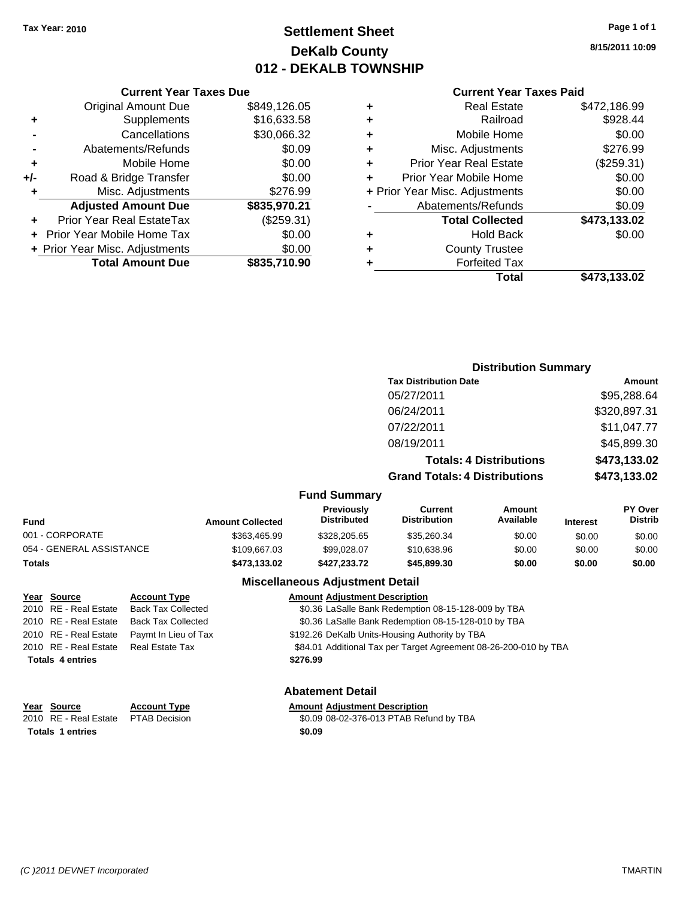Tax Year: 2010

# Settlement Sheet
## DeKalb County
## 012 - DEKALB TOWNSHIP

8/15/2011 10:09

### Current Year Taxes Due

| | | |
|---|---|---|
| | Original Amount Due | $849,126.05 |
| + | Supplements | $16,633.58 |
| - | Cancellations | $30,066.32 |
| - | Abatements/Refunds | $0.09 |
| + | Mobile Home | $0.00 |
| +/- | Road & Bridge Transfer | $0.00 |
| + | Misc. Adjustments | $276.99 |
| | **Adjusted Amount Due** | **$835,970.21** |
| + | Prior Year Real EstateTax | ($259.31) |
| + | Prior Year Mobile Home Tax | $0.00 |
| + | Prior Year Misc. Adjustments | $0.00 |
| | **Total Amount Due** | **$835,710.90** |

### Current Year Taxes Paid

| | | |
|---|---|---|
| + | Real Estate | $472,186.99 |
| + | Railroad | $928.44 |
| + | Mobile Home | $0.00 |
| + | Misc. Adjustments | $276.99 |
| + | Prior Year Real Estate | ($259.31) |
| + | Prior Year Mobile Home | $0.00 |
| + | Prior Year Misc. Adjustments | $0.00 |
| - | Abatements/Refunds | $0.09 |
| | **Total Collected** | **$473,133.02** |
| + | Hold Back | $0.00 |
| + | County Trustee | |
| + | Forfeited Tax | |
| | **Total** | **$473,133.02** |

### Distribution Summary

| Tax Distribution Date | Amount |
|---|---|
| 05/27/2011 | $95,288.64 |
| 06/24/2011 | $320,897.31 |
| 07/22/2011 | $11,047.77 |
| 08/19/2011 | $45,899.30 |
| **Totals: 4 Distributions** | **$473,133.02** |
| **Grand Totals: 4 Distributions** | **$473,133.02** |

### Fund Summary

| Fund | Amount Collected | Previously Distributed | Current Distribution | Amount Available | Interest | PY Over Distrib |
|---|---|---|---|---|---|---|
| 001 - CORPORATE | $363,465.99 | $328,205.65 | $35,260.34 | $0.00 | $0.00 | $0.00 |
| 054 - GENERAL ASSISTANCE | $109,667.03 | $99,028.07 | $10,638.96 | $0.00 | $0.00 | $0.00 |
| **Totals** | **$473,133.02** | **$427,233.72** | **$45,899.30** | **$0.00** | **$0.00** | **$0.00** |

### Miscellaneous Adjustment Detail

| Year | Source | Account Type | Amount | Adjustment Description |
|---|---|---|---|---|
| 2010 | RE - Real Estate | Back Tax Collected | $0.36 | LaSalle Bank Redemption 08-15-128-009 by TBA |
| 2010 | RE - Real Estate | Back Tax Collected | $0.36 | LaSalle Bank Redemption 08-15-128-010 by TBA |
| 2010 | RE - Real Estate | Paymt In Lieu of Tax | $192.26 | DeKalb Units-Housing Authority by TBA |
| 2010 | RE - Real Estate | Real Estate Tax | $84.01 | Additional Tax per Target Agreement 08-26-200-010 by TBA |
| **Totals 4 entries** | | | **$276.99** | |

### Abatement Detail

| Year | Source | Account Type | Amount | Adjustment Description |
|---|---|---|---|---|
| 2010 | RE - Real Estate | PTAB Decision | $0.09 | 08-02-376-013 PTAB Refund by TBA |
| **Totals 1 entries** | | | **$0.09** | |

(C )2011 DEVNET Incorporated TMARTIN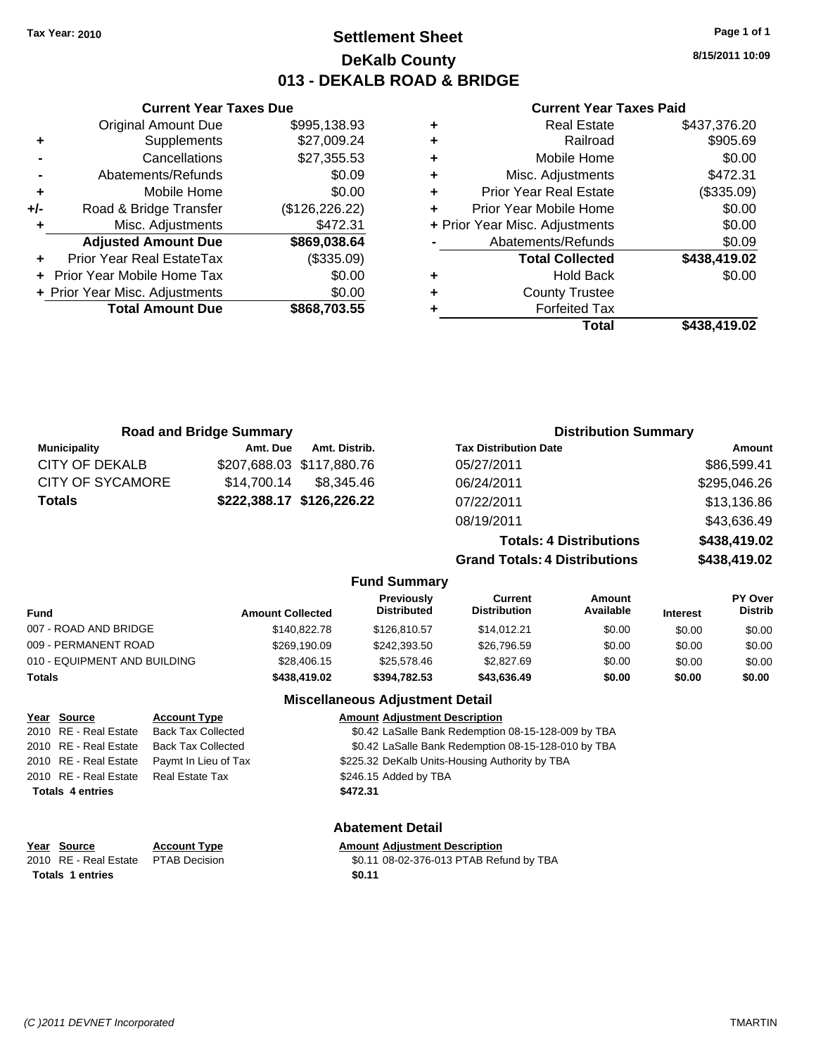**Tax Year: 2010**

# Settlement Sheet
## DeKalb County
## 013 - DEKALB ROAD & BRIDGE

8/15/2011 10:09

### Current Year Taxes Due

| | | |
|---|---|---|
| | Original Amount Due | $995,138.93 |
| + | Supplements | $27,009.24 |
| - | Cancellations | $27,355.53 |
| - | Abatements/Refunds | $0.09 |
| + | Mobile Home | $0.00 |
| +/- | Road & Bridge Transfer | ($126,226.22) |
| + | Misc. Adjustments | $472.31 |
| | **Adjusted Amount Due** | **$869,038.64** |
| + | Prior Year Real EstateTax | ($335.09) |
| + | Prior Year Mobile Home Tax | $0.00 |
| + | Prior Year Misc. Adjustments | $0.00 |
| | **Total Amount Due** | **$868,703.55** |

### Current Year Taxes Paid

| | | |
|---|---|---|
| + | Real Estate | $437,376.20 |
| + | Railroad | $905.69 |
| + | Mobile Home | $0.00 |
| + | Misc. Adjustments | $472.31 |
| + | Prior Year Real Estate | ($335.09) |
| + | Prior Year Mobile Home | $0.00 |
| + | Prior Year Misc. Adjustments | $0.00 |
| - | Abatements/Refunds | $0.09 |
| | **Total Collected** | **$438,419.02** |
| + | Hold Back | $0.00 |
| + | County Trustee | |
| + | Forfeited Tax | |
| | **Total** | **$438,419.02** |

### Road and Bridge Summary

| Municipality | Amt. Due | Amt. Distrib. |
|---|---|---|
| CITY OF DEKALB | $207,688.03 | $117,880.76 |
| CITY OF SYCAMORE | $14,700.14 | $8,345.46 |
| **Totals** | **$222,388.17** | **$126,226.22** |

### Distribution Summary

| Tax Distribution Date | Amount |
|---|---|
| 05/27/2011 | $86,599.41 |
| 06/24/2011 | $295,046.26 |
| 07/22/2011 | $13,136.86 |
| 08/19/2011 | $43,636.49 |
| **Totals: 4 Distributions** | **$438,419.02** |
| **Grand Totals: 4 Distributions** | **$438,419.02** |

### Fund Summary

| Fund | Amount Collected | Previously Distributed | Current Distribution | Amount Available | Interest | PY Over Distrib |
|---|---|---|---|---|---|---|
| 007 - ROAD AND BRIDGE | $140,822.78 | $126,810.57 | $14,012.21 | $0.00 | $0.00 | $0.00 |
| 009 - PERMANENT ROAD | $269,190.09 | $242,393.50 | $26,796.59 | $0.00 | $0.00 | $0.00 |
| 010 - EQUIPMENT AND BUILDING | $28,406.15 | $25,578.46 | $2,827.69 | $0.00 | $0.00 | $0.00 |
| **Totals** | **$438,419.02** | **$394,782.53** | **$43,636.49** | **$0.00** | **$0.00** | **$0.00** |

### Miscellaneous Adjustment Detail

| Year | Source | Account Type | Amount | Adjustment Description |
|---|---|---|---|---|
| 2010 | RE - Real Estate | Back Tax Collected | $0.42 | LaSalle Bank Redemption 08-15-128-009 by TBA |
| 2010 | RE - Real Estate | Back Tax Collected | $0.42 | LaSalle Bank Redemption 08-15-128-010 by TBA |
| 2010 | RE - Real Estate | Paymt In Lieu of Tax | $225.32 | DeKalb Units-Housing Authority by TBA |
| 2010 | RE - Real Estate | Real Estate Tax | $246.15 | Added by TBA |
| **Totals 4 entries** | | | **$472.31** | |

### Abatement Detail

| Year | Source | Account Type | Amount | Adjustment Description |
|---|---|---|---|---|
| 2010 | RE - Real Estate | PTAB Decision | $0.11 | 08-02-376-013 PTAB Refund by TBA |
| **Totals 1 entries** | | | **$0.11** | |

(C )2011 DEVNET Incorporated — TMARTIN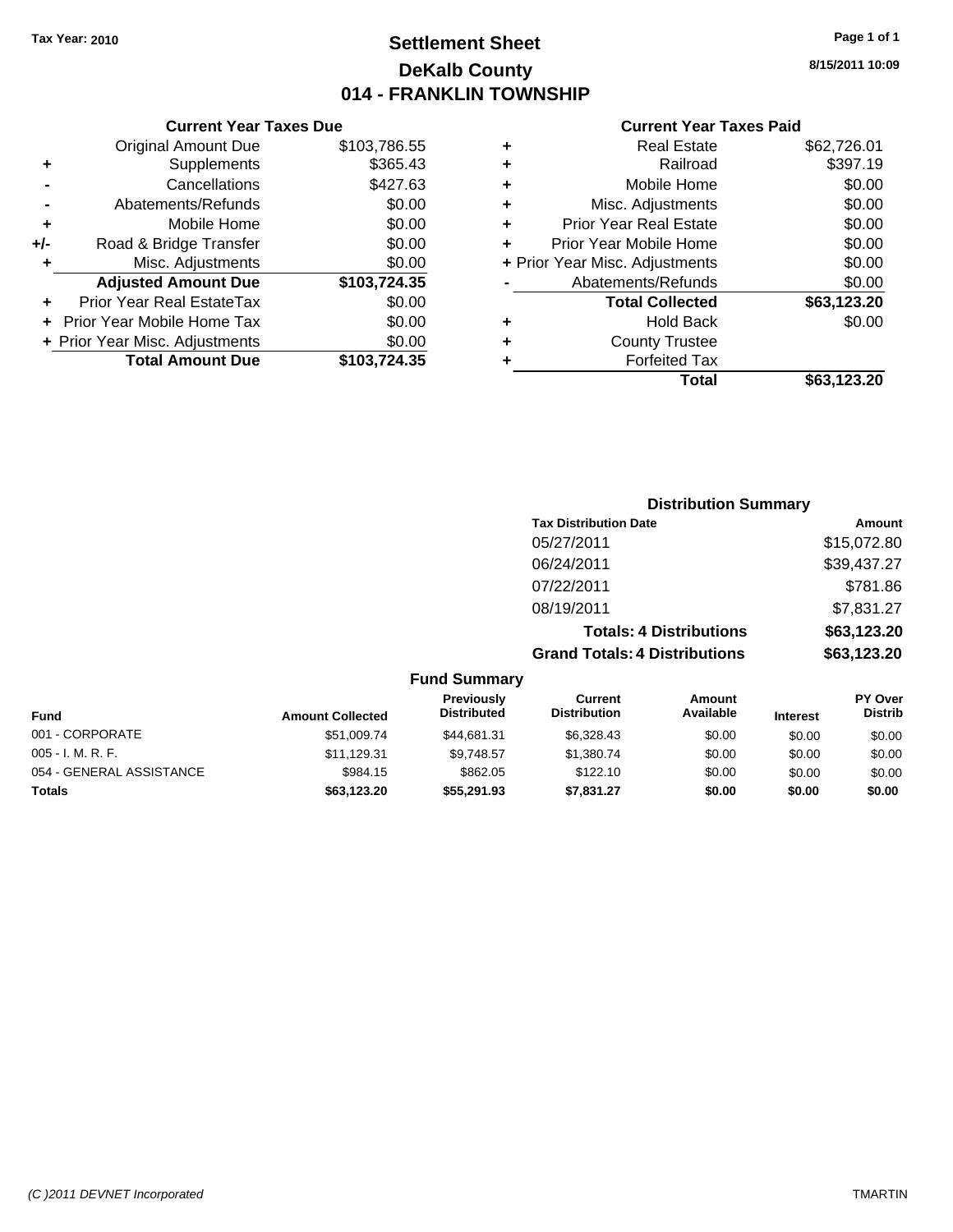**Tax Year: 2010**

# Settlement Sheet
## DeKalb County
## 014 - FRANKLIN TOWNSHIP

8/15/2011 10:09

### Current Year Taxes Due

| | | |
|---|---|---|
| | Original Amount Due | $103,786.55 |
| + | Supplements | $365.43 |
| - | Cancellations | $427.63 |
| - | Abatements/Refunds | $0.00 |
| + | Mobile Home | $0.00 |
| +/- | Road & Bridge Transfer | $0.00 |
| + | Misc. Adjustments | $0.00 |
| | **Adjusted Amount Due** | **$103,724.35** |
| + | Prior Year Real EstateTax | $0.00 |
| + | Prior Year Mobile Home Tax | $0.00 |
| + | Prior Year Misc. Adjustments | $0.00 |
| | **Total Amount Due** | **$103,724.35** |

### Current Year Taxes Paid

| | | |
|---|---|---|
| + | Real Estate | $62,726.01 |
| + | Railroad | $397.19 |
| + | Mobile Home | $0.00 |
| + | Misc. Adjustments | $0.00 |
| + | Prior Year Real Estate | $0.00 |
| + | Prior Year Mobile Home | $0.00 |
| + | Prior Year Misc. Adjustments | $0.00 |
| - | Abatements/Refunds | $0.00 |
| | **Total Collected** | **$63,123.20** |
| + | Hold Back | $0.00 |
| + | County Trustee | |
| + | Forfeited Tax | |
| | **Total** | **$63,123.20** |

### Distribution Summary

| Tax Distribution Date | Amount |
|---|---|
| 05/27/2011 | $15,072.80 |
| 06/24/2011 | $39,437.27 |
| 07/22/2011 | $781.86 |
| 08/19/2011 | $7,831.27 |
| **Totals: 4 Distributions** | **$63,123.20** |
| **Grand Totals: 4 Distributions** | **$63,123.20** |

### Fund Summary

| Fund | Amount Collected | Previously Distributed | Current Distribution | Amount Available | Interest | PY Over Distrib |
|---|---|---|---|---|---|---|
| 001 - CORPORATE | $51,009.74 | $44,681.31 | $6,328.43 | $0.00 | $0.00 | $0.00 |
| 005 - I. M. R. F. | $11,129.31 | $9,748.57 | $1,380.74 | $0.00 | $0.00 | $0.00 |
| 054 - GENERAL ASSISTANCE | $984.15 | $862.05 | $122.10 | $0.00 | $0.00 | $0.00 |
| **Totals** | **$63,123.20** | **$55,291.93** | **$7,831.27** | **$0.00** | **$0.00** | **$0.00** |

*(C )2011 DEVNET Incorporated* TMARTIN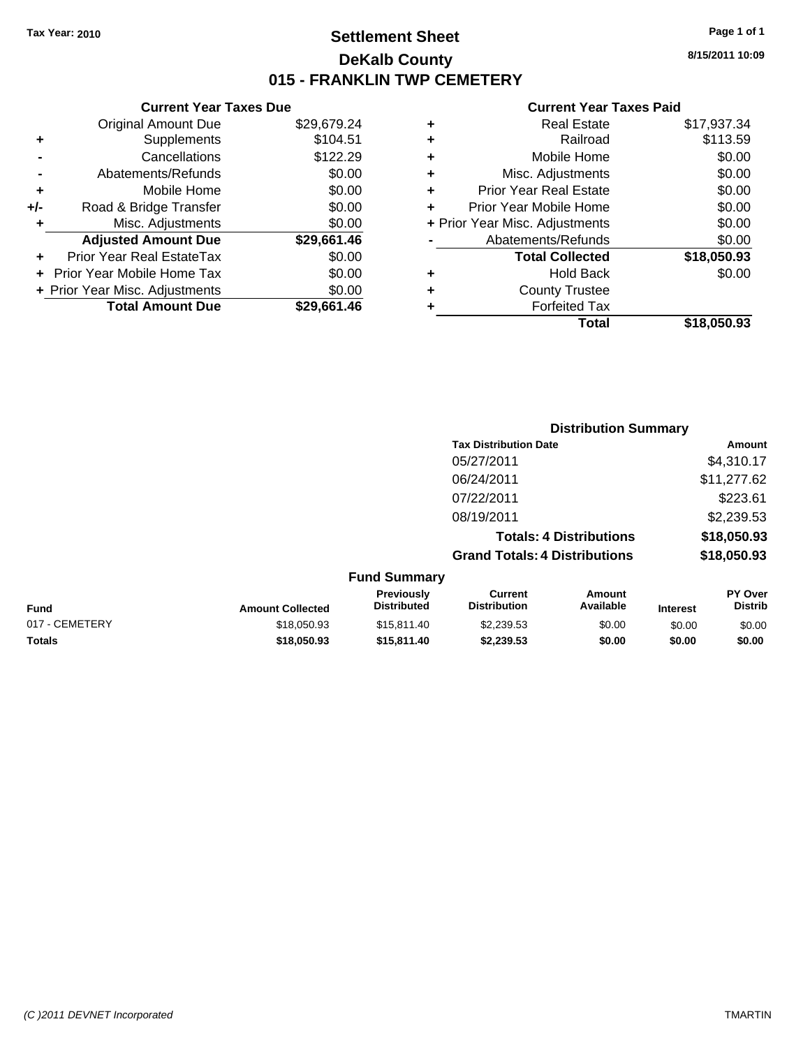Tax Year: 2010

# Settlement Sheet
## DeKalb County
## 015 - FRANKLIN TWP CEMETERY

8/15/2011 10:09

### Current Year Taxes Due

| | | |
|---|---|---|
| | Original Amount Due | $29,679.24 |
| + | Supplements | $104.51 |
| - | Cancellations | $122.29 |
| - | Abatements/Refunds | $0.00 |
| + | Mobile Home | $0.00 |
| +/- | Road & Bridge Transfer | $0.00 |
| + | Misc. Adjustments | $0.00 |
| | **Adjusted Amount Due** | **$29,661.46** |
| + | Prior Year Real EstateTax | $0.00 |
| + | Prior Year Mobile Home Tax | $0.00 |
| + | Prior Year Misc. Adjustments | $0.00 |
| | **Total Amount Due** | **$29,661.46** |

### Current Year Taxes Paid

| | | |
|---|---|---|
| + | Real Estate | $17,937.34 |
| + | Railroad | $113.59 |
| + | Mobile Home | $0.00 |
| + | Misc. Adjustments | $0.00 |
| + | Prior Year Real Estate | $0.00 |
| + | Prior Year Mobile Home | $0.00 |
| + | Prior Year Misc. Adjustments | $0.00 |
| - | Abatements/Refunds | $0.00 |
| | **Total Collected** | **$18,050.93** |
| + | Hold Back | $0.00 |
| + | County Trustee | |
| + | Forfeited Tax | |
| | **Total** | **$18,050.93** |

### Distribution Summary

| Tax Distribution Date | Amount |
|---|---|
| 05/27/2011 | $4,310.17 |
| 06/24/2011 | $11,277.62 |
| 07/22/2011 | $223.61 |
| 08/19/2011 | $2,239.53 |
| **Totals: 4 Distributions** | **$18,050.93** |
| **Grand Totals: 4 Distributions** | **$18,050.93** |

### Fund Summary

| Fund | Amount Collected | Previously Distributed | Current Distribution | Amount Available | Interest | PY Over Distrib |
|---|---|---|---|---|---|---|
| 017 - CEMETERY | $18,050.93 | $15,811.40 | $2,239.53 | $0.00 | $0.00 | $0.00 |
| **Totals** | **$18,050.93** | **$15,811.40** | **$2,239.53** | **$0.00** | **$0.00** | **$0.00** |

(C )2011 DEVNET Incorporated TMARTIN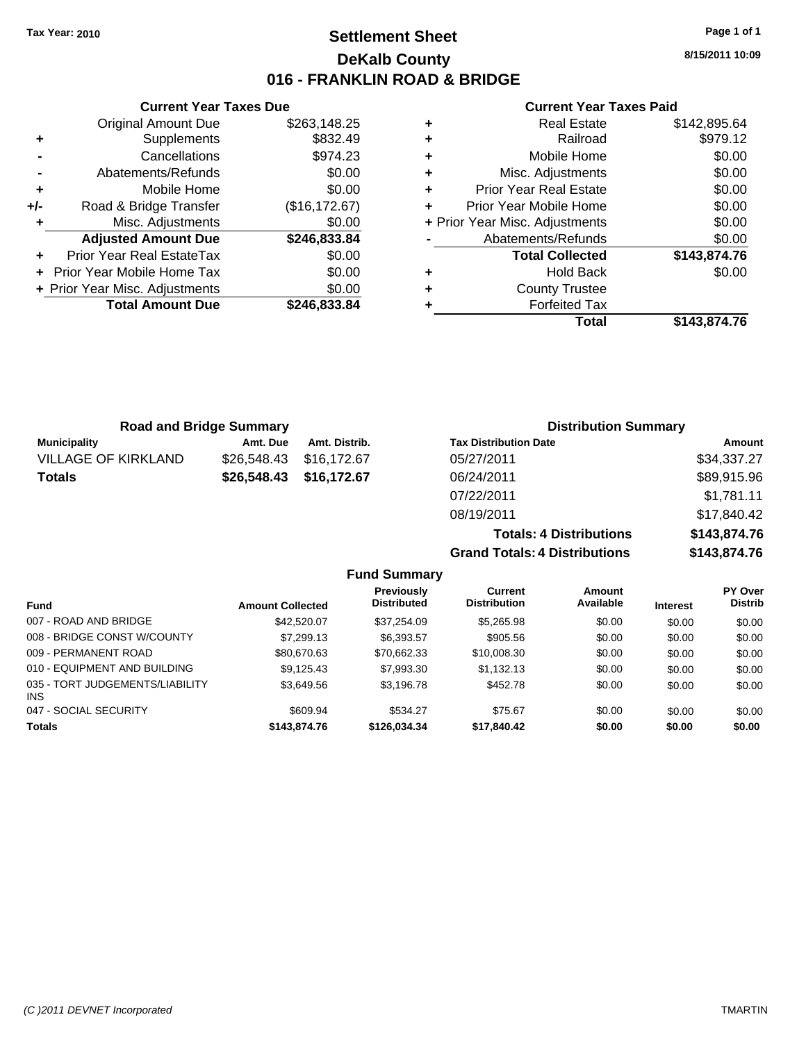**Tax Year: 2010**

# Settlement Sheet
## DeKalb County
## 016 - FRANKLIN ROAD & BRIDGE

8/15/2011 10:09

### Current Year Taxes Due

| | | |
|---|---|---|
| | Original Amount Due | $263,148.25 |
| + | Supplements | $832.49 |
| - | Cancellations | $974.23 |
| - | Abatements/Refunds | $0.00 |
| + | Mobile Home | $0.00 |
| +/- | Road & Bridge Transfer | ($16,172.67) |
| + | Misc. Adjustments | $0.00 |
| | **Adjusted Amount Due** | **$246,833.84** |
| + | Prior Year Real EstateTax | $0.00 |
| + | Prior Year Mobile Home Tax | $0.00 |
| + | Prior Year Misc. Adjustments | $0.00 |
| | **Total Amount Due** | **$246,833.84** |

### Current Year Taxes Paid

| | | |
|---|---|---|
| + | Real Estate | $142,895.64 |
| + | Railroad | $979.12 |
| + | Mobile Home | $0.00 |
| + | Misc. Adjustments | $0.00 |
| + | Prior Year Real Estate | $0.00 |
| + | Prior Year Mobile Home | $0.00 |
| + | Prior Year Misc. Adjustments | $0.00 |
| - | Abatements/Refunds | $0.00 |
| | **Total Collected** | **$143,874.76** |
| + | Hold Back | $0.00 |
| + | County Trustee | |
| + | Forfeited Tax | |
| | **Total** | **$143,874.76** |

### Road and Bridge Summary

| Municipality | Amt. Due | Amt. Distrib. |
|---|---|---|
| VILLAGE OF KIRKLAND | $26,548.43 | $16,172.67 |
| **Totals** | **$26,548.43** | **$16,172.67** |

### Distribution Summary

| Tax Distribution Date | Amount |
|---|---|
| 05/27/2011 | $34,337.27 |
| 06/24/2011 | $89,915.96 |
| 07/22/2011 | $1,781.11 |
| 08/19/2011 | $17,840.42 |
| **Totals: 4 Distributions** | **$143,874.76** |
| **Grand Totals: 4 Distributions** | **$143,874.76** |

### Fund Summary

| Fund | Amount Collected | Previously Distributed | Current Distribution | Amount Available | Interest | PY Over Distrib |
|---|---|---|---|---|---|---|
| 007 - ROAD AND BRIDGE | $42,520.07 | $37,254.09 | $5,265.98 | $0.00 | $0.00 | $0.00 |
| 008 - BRIDGE CONST W/COUNTY | $7,299.13 | $6,393.57 | $905.56 | $0.00 | $0.00 | $0.00 |
| 009 - PERMANENT ROAD | $80,670.63 | $70,662.33 | $10,008.30 | $0.00 | $0.00 | $0.00 |
| 010 - EQUIPMENT AND BUILDING | $9,125.43 | $7,993.30 | $1,132.13 | $0.00 | $0.00 | $0.00 |
| 035 - TORT JUDGEMENTS/LIABILITY INS | $3,649.56 | $3,196.78 | $452.78 | $0.00 | $0.00 | $0.00 |
| 047 - SOCIAL SECURITY | $609.94 | $534.27 | $75.67 | $0.00 | $0.00 | $0.00 |
| **Totals** | **$143,874.76** | **$126,034.34** | **$17,840.42** | **$0.00** | **$0.00** | **$0.00** |

(C )2011 DEVNET Incorporated TMARTIN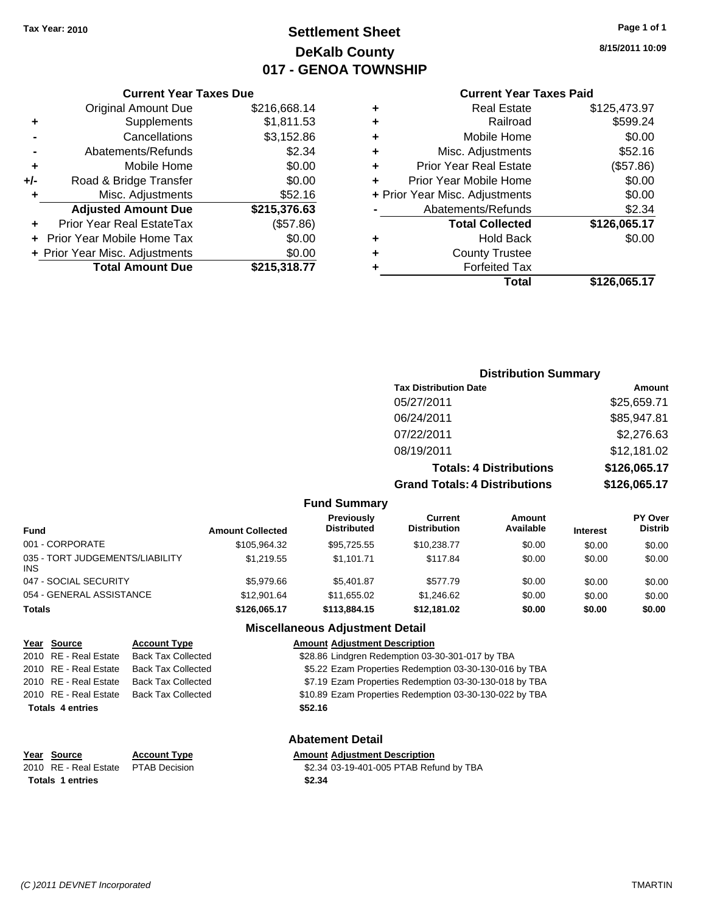Tax Year: 2010

# Settlement Sheet
## DeKalb County
## 017 - GENOA TOWNSHIP

8/15/2011 10:09

### Current Year Taxes Due

| | | |
|---|---|---|
| | Original Amount Due | $216,668.14 |
| + | Supplements | $1,811.53 |
| - | Cancellations | $3,152.86 |
| - | Abatements/Refunds | $2.34 |
| + | Mobile Home | $0.00 |
| +/- | Road & Bridge Transfer | $0.00 |
| + | Misc. Adjustments | $52.16 |
| | **Adjusted Amount Due** | **$215,376.63** |
| + | Prior Year Real EstateTax | ($57.86) |
| + | Prior Year Mobile Home Tax | $0.00 |
| + | Prior Year Misc. Adjustments | $0.00 |
| | **Total Amount Due** | **$215,318.77** |

### Current Year Taxes Paid

| | | |
|---|---|---|
| + | Real Estate | $125,473.97 |
| + | Railroad | $599.24 |
| + | Mobile Home | $0.00 |
| + | Misc. Adjustments | $52.16 |
| + | Prior Year Real Estate | ($57.86) |
| + | Prior Year Mobile Home | $0.00 |
| + | Prior Year Misc. Adjustments | $0.00 |
| - | Abatements/Refunds | $2.34 |
| | **Total Collected** | **$126,065.17** |
| + | Hold Back | $0.00 |
| + | County Trustee | |
| + | Forfeited Tax | |
| | **Total** | **$126,065.17** |

### Distribution Summary

| Tax Distribution Date | Amount |
|---|---|
| 05/27/2011 | $25,659.71 |
| 06/24/2011 | $85,947.81 |
| 07/22/2011 | $2,276.63 |
| 08/19/2011 | $12,181.02 |
| **Totals: 4 Distributions** | **$126,065.17** |
| **Grand Totals: 4 Distributions** | **$126,065.17** |

### Fund Summary

| Fund | Amount Collected | Previously Distributed | Current Distribution | Amount Available | Interest | PY Over Distrib |
|---|---|---|---|---|---|---|
| 001 - CORPORATE | $105,964.32 | $95,725.55 | $10,238.77 | $0.00 | $0.00 | $0.00 |
| 035 - TORT JUDGEMENTS/LIABILITY INS | $1,219.55 | $1,101.71 | $117.84 | $0.00 | $0.00 | $0.00 |
| 047 - SOCIAL SECURITY | $5,979.66 | $5,401.87 | $577.79 | $0.00 | $0.00 | $0.00 |
| 054 - GENERAL ASSISTANCE | $12,901.64 | $11,655.02 | $1,246.62 | $0.00 | $0.00 | $0.00 |
| **Totals** | **$126,065.17** | **$113,884.15** | **$12,181.02** | **$0.00** | **$0.00** | **$0.00** |

### Miscellaneous Adjustment Detail

| Year | Source | Account Type | Amount | Adjustment Description |
|---|---|---|---|---|
| 2010 | RE - Real Estate | Back Tax Collected | $28.86 | Lindgren Redemption 03-30-301-017 by TBA |
| 2010 | RE - Real Estate | Back Tax Collected | $5.22 | Ezam Properties Redemption 03-30-130-016 by TBA |
| 2010 | RE - Real Estate | Back Tax Collected | $7.19 | Ezam Properties Redemption 03-30-130-018 by TBA |
| 2010 | RE - Real Estate | Back Tax Collected | $10.89 | Ezam Properties Redemption 03-30-130-022 by TBA |
| **Totals 4 entries** | | | **$52.16** | |

### Abatement Detail

| Year | Source | Account Type | Amount | Adjustment Description |
|---|---|---|---|---|
| 2010 | RE - Real Estate | PTAB Decision | $2.34 | 03-19-401-005 PTAB Refund by TBA |
| **Totals 1 entries** | | | **$2.34** | |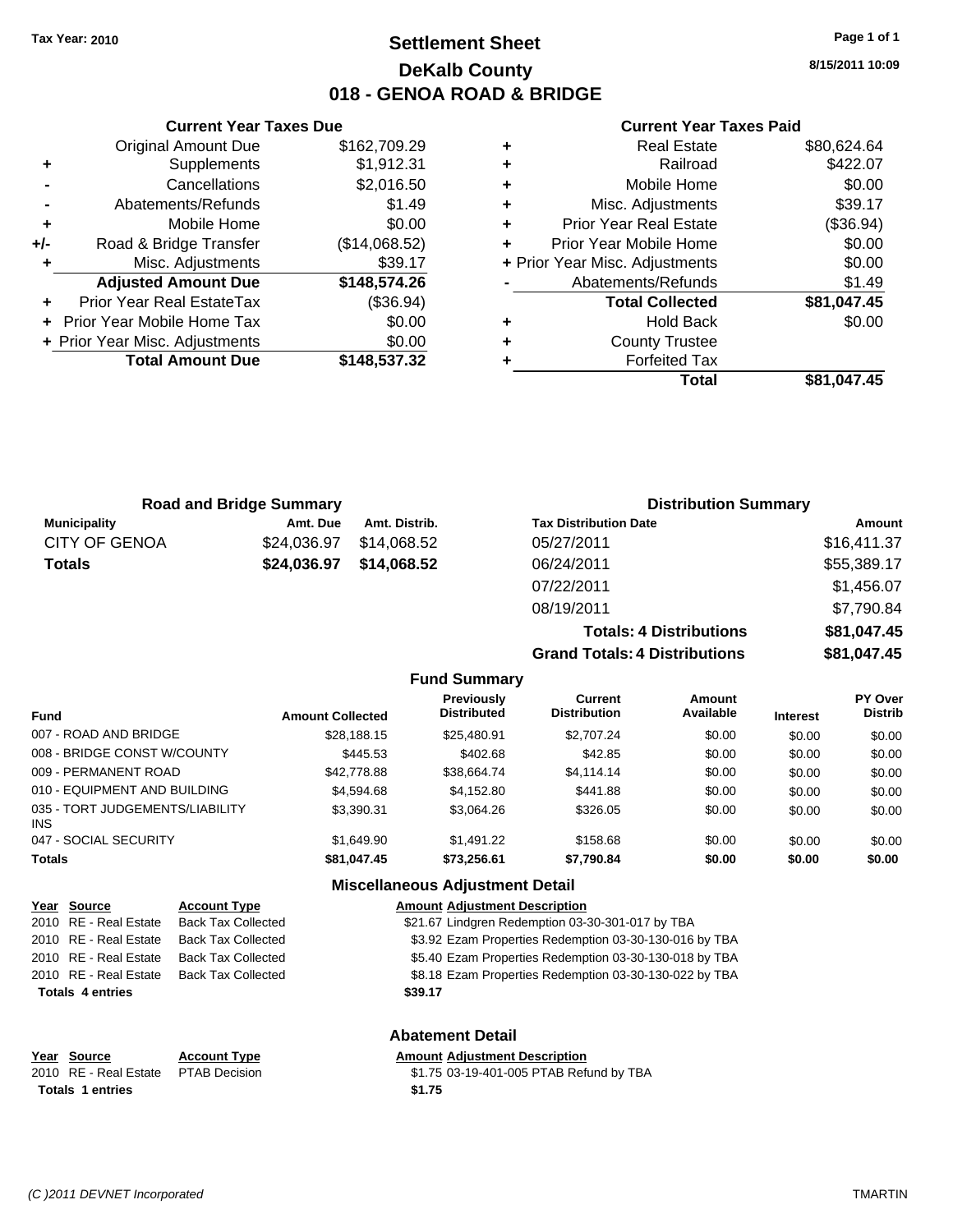Tax Year: 2010

# Settlement Sheet
## DeKalb County
## 018 - GENOA ROAD & BRIDGE

8/15/2011 10:09

### Current Year Taxes Due

| | | |
|---|---|---|
| | Original Amount Due | $162,709.29 |
| + | Supplements | $1,912.31 |
| - | Cancellations | $2,016.50 |
| - | Abatements/Refunds | $1.49 |
| + | Mobile Home | $0.00 |
| +/- | Road & Bridge Transfer | ($14,068.52) |
| + | Misc. Adjustments | $39.17 |
| | **Adjusted Amount Due** | **$148,574.26** |
| + | Prior Year Real EstateTax | ($36.94) |
| + | Prior Year Mobile Home Tax | $0.00 |
| + | Prior Year Misc. Adjustments | $0.00 |
| | **Total Amount Due** | **$148,537.32** |

### Current Year Taxes Paid

| | | |
|---|---|---|
| + | Real Estate | $80,624.64 |
| + | Railroad | $422.07 |
| + | Mobile Home | $0.00 |
| + | Misc. Adjustments | $39.17 |
| + | Prior Year Real Estate | ($36.94) |
| + | Prior Year Mobile Home | $0.00 |
| + | Prior Year Misc. Adjustments | $0.00 |
| - | Abatements/Refunds | $1.49 |
| | **Total Collected** | **$81,047.45** |
| + | Hold Back | $0.00 |
| + | County Trustee | |
| + | Forfeited Tax | |
| | **Total** | **$81,047.45** |

### Road and Bridge Summary

| Municipality | Amt. Due | Amt. Distrib. |
|---|---|---|
| CITY OF GENOA | $24,036.97 | $14,068.52 |
| **Totals** | **$24,036.97** | **$14,068.52** |

### Distribution Summary

| Tax Distribution Date | Amount |
|---|---|
| 05/27/2011 | $16,411.37 |
| 06/24/2011 | $55,389.17 |
| 07/22/2011 | $1,456.07 |
| 08/19/2011 | $7,790.84 |
| **Totals: 4 Distributions** | **$81,047.45** |
| **Grand Totals: 4 Distributions** | **$81,047.45** |

### Fund Summary

| Fund | Amount Collected | Previously Distributed | Current Distribution | Amount Available | Interest | PY Over Distrib |
|---|---|---|---|---|---|---|
| 007 - ROAD AND BRIDGE | $28,188.15 | $25,480.91 | $2,707.24 | $0.00 | $0.00 | $0.00 |
| 008 - BRIDGE CONST W/COUNTY | $445.53 | $402.68 | $42.85 | $0.00 | $0.00 | $0.00 |
| 009 - PERMANENT ROAD | $42,778.88 | $38,664.74 | $4,114.14 | $0.00 | $0.00 | $0.00 |
| 010 - EQUIPMENT AND BUILDING | $4,594.68 | $4,152.80 | $441.88 | $0.00 | $0.00 | $0.00 |
| 035 - TORT JUDGEMENTS/LIABILITY INS | $3,390.31 | $3,064.26 | $326.05 | $0.00 | $0.00 | $0.00 |
| 047 - SOCIAL SECURITY | $1,649.90 | $1,491.22 | $158.68 | $0.00 | $0.00 | $0.00 |
| **Totals** | **$81,047.45** | **$73,256.61** | **$7,790.84** | **$0.00** | **$0.00** | **$0.00** |

### Miscellaneous Adjustment Detail

| Year | Source | Account Type | Amount | Adjustment Description |
|---|---|---|---|---|
| 2010 | RE - Real Estate | Back Tax Collected | $21.67 | Lindgren Redemption 03-30-301-017 by TBA |
| 2010 | RE - Real Estate | Back Tax Collected | $3.92 | Ezam Properties Redemption 03-30-130-016 by TBA |
| 2010 | RE - Real Estate | Back Tax Collected | $5.40 | Ezam Properties Redemption 03-30-130-018 by TBA |
| 2010 | RE - Real Estate | Back Tax Collected | $8.18 | Ezam Properties Redemption 03-30-130-022 by TBA |
| **Totals 4 entries** | | | **$39.17** | |

### Abatement Detail

| Year | Source | Account Type | Amount | Adjustment Description |
|---|---|---|---|---|
| 2010 | RE - Real Estate | PTAB Decision | $1.75 | 03-19-401-005 PTAB Refund by TBA |
| **Totals 1 entries** | | | **$1.75** | |

(C )2011 DEVNET Incorporated TMARTIN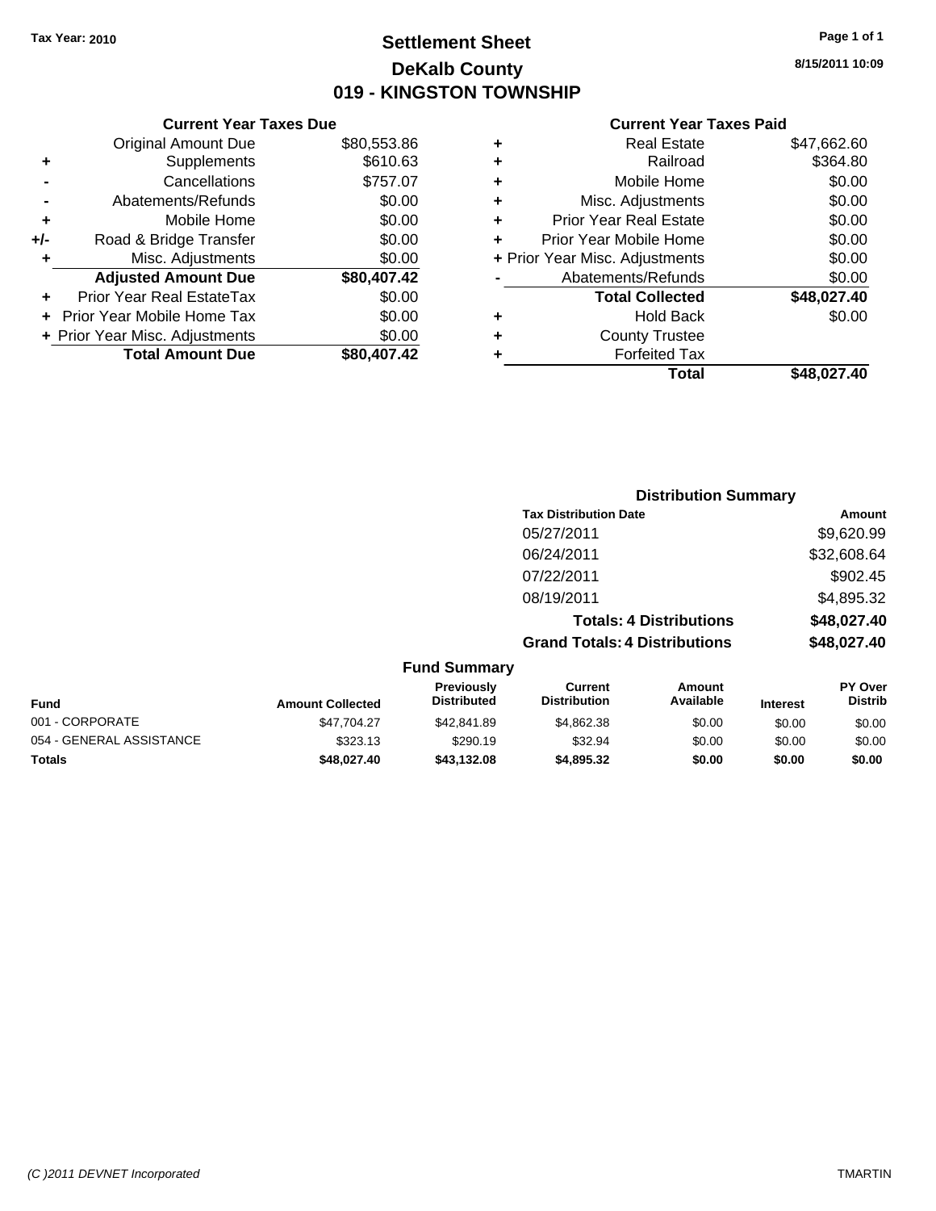Tax Year: 2010

# Settlement Sheet
## DeKalb County
## 019 - KINGSTON TOWNSHIP

8/15/2011 10:09

### Current Year Taxes Due

| | | |
|---|---|---|
| | Original Amount Due | $80,553.86 |
| + | Supplements | $610.63 |
| - | Cancellations | $757.07 |
| - | Abatements/Refunds | $0.00 |
| + | Mobile Home | $0.00 |
| +/- | Road & Bridge Transfer | $0.00 |
| + | Misc. Adjustments | $0.00 |
| | **Adjusted Amount Due** | **$80,407.42** |
| + | Prior Year Real EstateTax | $0.00 |
| + | Prior Year Mobile Home Tax | $0.00 |
| + | Prior Year Misc. Adjustments | $0.00 |
| | **Total Amount Due** | **$80,407.42** |

### Current Year Taxes Paid

| | | |
|---|---|---|
| + | Real Estate | $47,662.60 |
| + | Railroad | $364.80 |
| + | Mobile Home | $0.00 |
| + | Misc. Adjustments | $0.00 |
| + | Prior Year Real Estate | $0.00 |
| + | Prior Year Mobile Home | $0.00 |
| + | Prior Year Misc. Adjustments | $0.00 |
| - | Abatements/Refunds | $0.00 |
| | **Total Collected** | **$48,027.40** |
| + | Hold Back | $0.00 |
| + | County Trustee | |
| + | Forfeited Tax | |
| | **Total** | **$48,027.40** |

### Distribution Summary

| Tax Distribution Date | Amount |
|---|---|
| 05/27/2011 | $9,620.99 |
| 06/24/2011 | $32,608.64 |
| 07/22/2011 | $902.45 |
| 08/19/2011 | $4,895.32 |
| **Totals: 4 Distributions** | **$48,027.40** |
| **Grand Totals: 4 Distributions** | **$48,027.40** |

### Fund Summary

| Fund | Amount Collected | Previously Distributed | Current Distribution | Amount Available | Interest | PY Over Distrib |
|---|---|---|---|---|---|---|
| 001 - CORPORATE | $47,704.27 | $42,841.89 | $4,862.38 | $0.00 | $0.00 | $0.00 |
| 054 - GENERAL ASSISTANCE | $323.13 | $290.19 | $32.94 | $0.00 | $0.00 | $0.00 |
| **Totals** | **$48,027.40** | **$43,132.08** | **$4,895.32** | **$0.00** | **$0.00** | **$0.00** |

(C )2011 DEVNET Incorporated    TMARTIN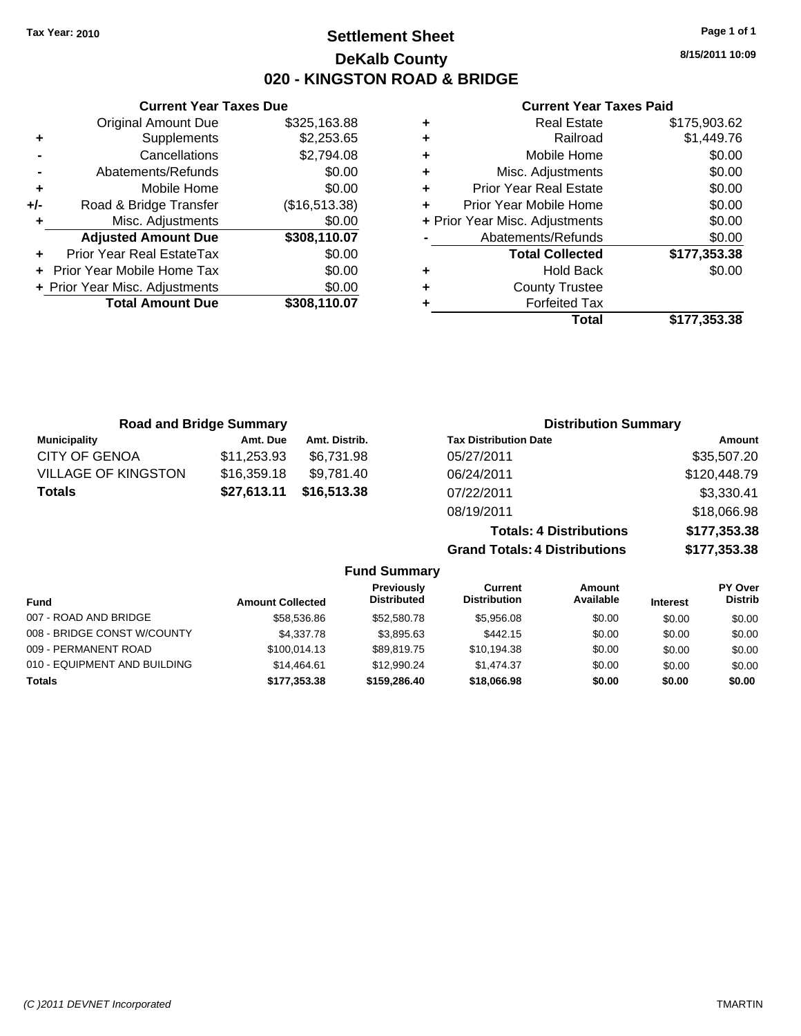**Tax Year: 2010**

# Settlement Sheet
## DeKalb County
## 020 - KINGSTON ROAD & BRIDGE

8/15/2011 10:09

### Current Year Taxes Due

| | | |
|---|---|---|
| | Original Amount Due | $325,163.88 |
| + | Supplements | $2,253.65 |
| - | Cancellations | $2,794.08 |
| - | Abatements/Refunds | $0.00 |
| + | Mobile Home | $0.00 |
| +/- | Road & Bridge Transfer | ($16,513.38) |
| + | Misc. Adjustments | $0.00 |
| | **Adjusted Amount Due** | **$308,110.07** |
| + | Prior Year Real EstateTax | $0.00 |
| + | Prior Year Mobile Home Tax | $0.00 |
| + | Prior Year Misc. Adjustments | $0.00 |
| | **Total Amount Due** | **$308,110.07** |

### Current Year Taxes Paid

| | | |
|---|---|---|
| + | Real Estate | $175,903.62 |
| + | Railroad | $1,449.76 |
| + | Mobile Home | $0.00 |
| + | Misc. Adjustments | $0.00 |
| + | Prior Year Real Estate | $0.00 |
| + | Prior Year Mobile Home | $0.00 |
| + | Prior Year Misc. Adjustments | $0.00 |
| - | Abatements/Refunds | $0.00 |
| | **Total Collected** | **$177,353.38** |
| + | Hold Back | $0.00 |
| + | County Trustee | |
| + | Forfeited Tax | |
| | **Total** | **$177,353.38** |

### Road and Bridge Summary

| Municipality | Amt. Due | Amt. Distrib. |
|---|---|---|
| CITY OF GENOA | $11,253.93 | $6,731.98 |
| VILLAGE OF KINGSTON | $16,359.18 | $9,781.40 |
| **Totals** | **$27,613.11** | **$16,513.38** |

### Distribution Summary

| Tax Distribution Date | Amount |
|---|---|
| 05/27/2011 | $35,507.20 |
| 06/24/2011 | $120,448.79 |
| 07/22/2011 | $3,330.41 |
| 08/19/2011 | $18,066.98 |
| **Totals: 4 Distributions** | **$177,353.38** |
| **Grand Totals: 4 Distributions** | **$177,353.38** |

### Fund Summary

| Fund | Amount Collected | Previously Distributed | Current Distribution | Amount Available | Interest | PY Over Distrib |
|---|---|---|---|---|---|---|
| 007 - ROAD AND BRIDGE | $58,536.86 | $52,580.78 | $5,956.08 | $0.00 | $0.00 | $0.00 |
| 008 - BRIDGE CONST W/COUNTY | $4,337.78 | $3,895.63 | $442.15 | $0.00 | $0.00 | $0.00 |
| 009 - PERMANENT ROAD | $100,014.13 | $89,819.75 | $10,194.38 | $0.00 | $0.00 | $0.00 |
| 010 - EQUIPMENT AND BUILDING | $14,464.61 | $12,990.24 | $1,474.37 | $0.00 | $0.00 | $0.00 |
| **Totals** | **$177,353.38** | **$159,286.40** | **$18,066.98** | **$0.00** | **$0.00** | **$0.00** |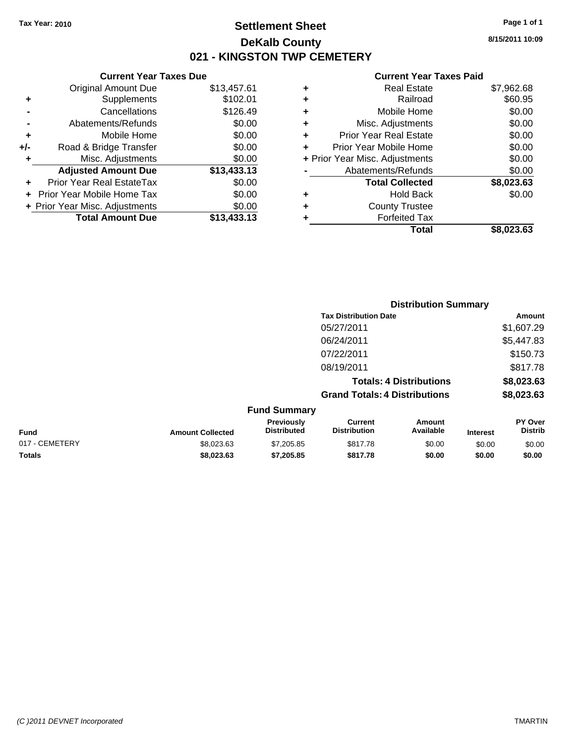**Tax Year: 2010**

# Settlement Sheet
## DeKalb County
## 021 - KINGSTON TWP CEMETERY

**8/15/2011 10:09**

### Current Year Taxes Due

| | | |
|---|---|---|
| | Original Amount Due | $13,457.61 |
| + | Supplements | $102.01 |
| - | Cancellations | $126.49 |
| - | Abatements/Refunds | $0.00 |
| + | Mobile Home | $0.00 |
| +/- | Road & Bridge Transfer | $0.00 |
| + | Misc. Adjustments | $0.00 |
| | **Adjusted Amount Due** | **$13,433.13** |
| + | Prior Year Real EstateTax | $0.00 |
| + | Prior Year Mobile Home Tax | $0.00 |
| + | Prior Year Misc. Adjustments | $0.00 |
| | **Total Amount Due** | **$13,433.13** |

### Current Year Taxes Paid

| | | |
|---|---|---|
| + | Real Estate | $7,962.68 |
| + | Railroad | $60.95 |
| + | Mobile Home | $0.00 |
| + | Misc. Adjustments | $0.00 |
| + | Prior Year Real Estate | $0.00 |
| + | Prior Year Mobile Home | $0.00 |
| + | Prior Year Misc. Adjustments | $0.00 |
| - | Abatements/Refunds | $0.00 |
| | **Total Collected** | **$8,023.63** |
| + | Hold Back | $0.00 |
| + | County Trustee | |
| + | Forfeited Tax | |
| | **Total** | **$8,023.63** |

### Distribution Summary

| Tax Distribution Date | Amount |
|---|---|
| 05/27/2011 | $1,607.29 |
| 06/24/2011 | $5,447.83 |
| 07/22/2011 | $150.73 |
| 08/19/2011 | $817.78 |
| **Totals: 4 Distributions** | **$8,023.63** |
| **Grand Totals: 4 Distributions** | **$8,023.63** |

### Fund Summary

| Fund | Amount Collected | Previously Distributed | Current Distribution | Amount Available | Interest | PY Over Distrib |
|---|---|---|---|---|---|---|
| 017 - CEMETERY | $8,023.63 | $7,205.85 | $817.78 | $0.00 | $0.00 | $0.00 |
| **Totals** | **$8,023.63** | **$7,205.85** | **$817.78** | **$0.00** | **$0.00** | **$0.00** |

(C )2011 DEVNET Incorporated TMARTIN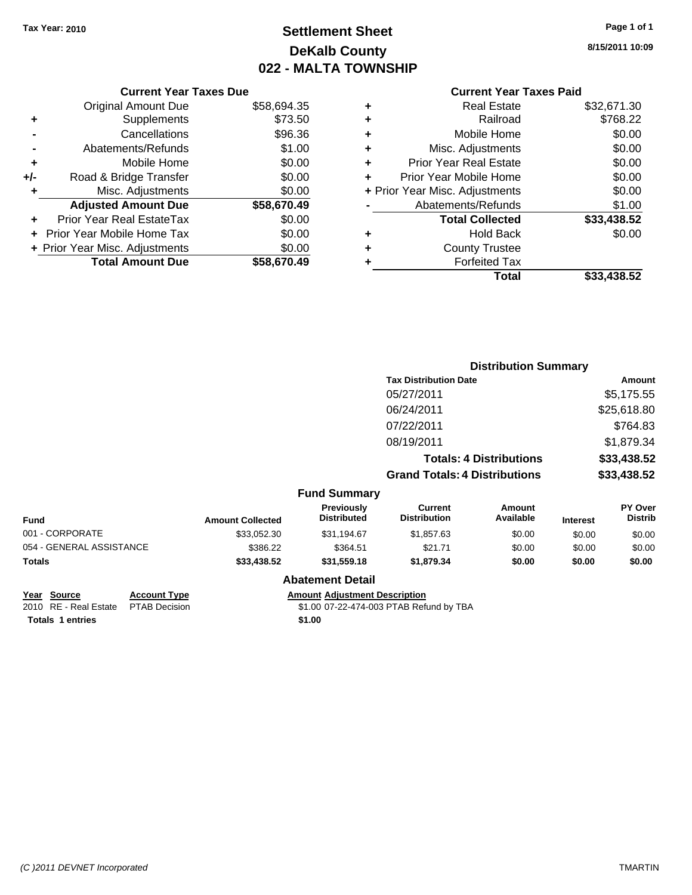Tax Year: 2010

# Settlement Sheet
## DeKalb County
## 022 - MALTA TOWNSHIP

8/15/2011 10:09

### Current Year Taxes Due

| | | |
|---|---|---|
| | Original Amount Due | $58,694.35 |
| + | Supplements | $73.50 |
| - | Cancellations | $96.36 |
| - | Abatements/Refunds | $1.00 |
| + | Mobile Home | $0.00 |
| +/- | Road & Bridge Transfer | $0.00 |
| + | Misc. Adjustments | $0.00 |
| | **Adjusted Amount Due** | **$58,670.49** |
| + | Prior Year Real EstateTax | $0.00 |
| + | Prior Year Mobile Home Tax | $0.00 |
| + | Prior Year Misc. Adjustments | $0.00 |
| | **Total Amount Due** | **$58,670.49** |

### Current Year Taxes Paid

| | | |
|---|---|---|
| + | Real Estate | $32,671.30 |
| + | Railroad | $768.22 |
| + | Mobile Home | $0.00 |
| + | Misc. Adjustments | $0.00 |
| + | Prior Year Real Estate | $0.00 |
| + | Prior Year Mobile Home | $0.00 |
| + | Prior Year Misc. Adjustments | $0.00 |
| - | Abatements/Refunds | $1.00 |
| | **Total Collected** | **$33,438.52** |
| + | Hold Back | $0.00 |
| + | County Trustee | |
| + | Forfeited Tax | |
| | **Total** | **$33,438.52** |

### Distribution Summary

| Tax Distribution Date | Amount |
|---|---|
| 05/27/2011 | $5,175.55 |
| 06/24/2011 | $25,618.80 |
| 07/22/2011 | $764.83 |
| 08/19/2011 | $1,879.34 |
| **Totals: 4 Distributions** | **$33,438.52** |
| **Grand Totals: 4 Distributions** | **$33,438.52** |

### Fund Summary

| Fund | Amount Collected | Previously Distributed | Current Distribution | Amount Available | Interest | PY Over Distrib |
|---|---|---|---|---|---|---|
| 001 - CORPORATE | $33,052.30 | $31,194.67 | $1,857.63 | $0.00 | $0.00 | $0.00 |
| 054 - GENERAL ASSISTANCE | $386.22 | $364.51 | $21.71 | $0.00 | $0.00 | $0.00 |
| **Totals** | **$33,438.52** | **$31,559.18** | **$1,879.34** | **$0.00** | **$0.00** | **$0.00** |

### Abatement Detail

| Year | Source | Account Type | Amount | Adjustment Description |
|---|---|---|---|---|
| 2010 | RE - Real Estate | PTAB Decision | $1.00 | 07-22-474-003 PTAB Refund by TBA |
| **Totals** | **1 entries** | | **$1.00** | |

(C )2011 DEVNET Incorporated — TMARTIN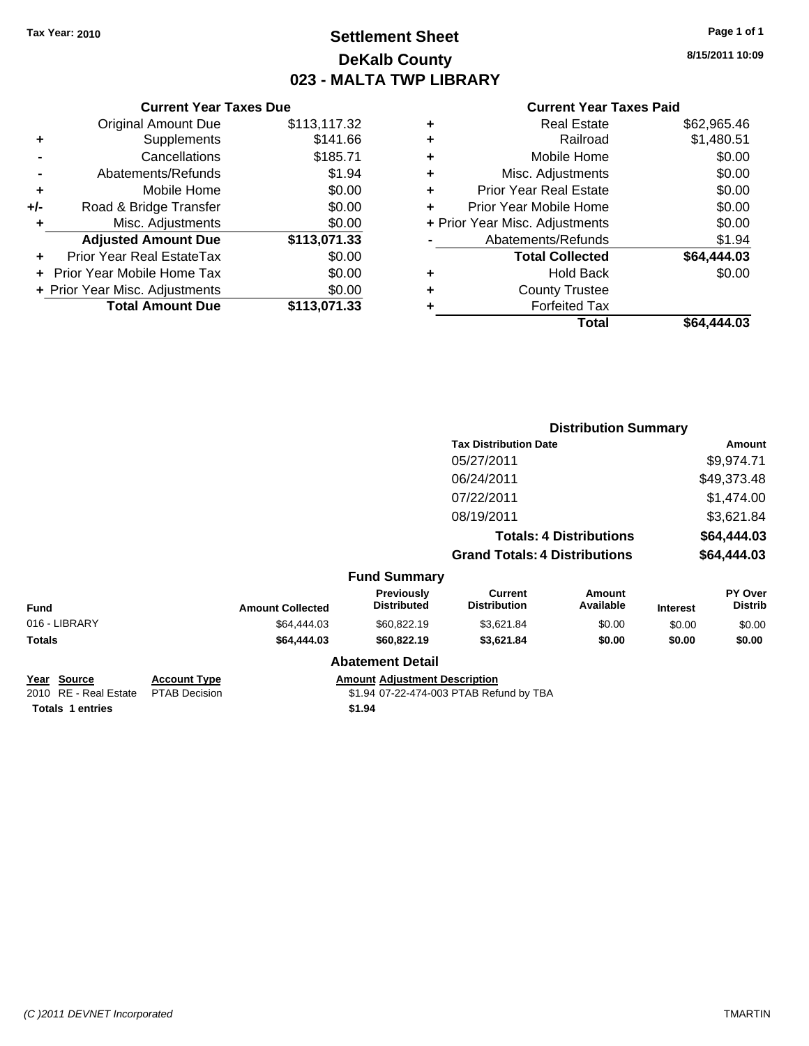Tax Year: 2010

# Settlement Sheet
## DeKalb County
## 023 - MALTA TWP LIBRARY

8/15/2011 10:09

### Current Year Taxes Due

| | | |
|---|---|---|
| | Original Amount Due | $113,117.32 |
| + | Supplements | $141.66 |
| - | Cancellations | $185.71 |
| - | Abatements/Refunds | $1.94 |
| + | Mobile Home | $0.00 |
| +/- | Road & Bridge Transfer | $0.00 |
| + | Misc. Adjustments | $0.00 |
| | **Adjusted Amount Due** | **$113,071.33** |
| + | Prior Year Real EstateTax | $0.00 |
| + | Prior Year Mobile Home Tax | $0.00 |
| + | Prior Year Misc. Adjustments | $0.00 |
| | **Total Amount Due** | **$113,071.33** |

### Current Year Taxes Paid

| | | |
|---|---|---|
| + | Real Estate | $62,965.46 |
| + | Railroad | $1,480.51 |
| + | Mobile Home | $0.00 |
| + | Misc. Adjustments | $0.00 |
| + | Prior Year Real Estate | $0.00 |
| + | Prior Year Mobile Home | $0.00 |
| + | Prior Year Misc. Adjustments | $0.00 |
| - | Abatements/Refunds | $1.94 |
| | **Total Collected** | **$64,444.03** |
| + | Hold Back | $0.00 |
| + | County Trustee | |
| + | Forfeited Tax | |
| | **Total** | **$64,444.03** |

### Distribution Summary

| Tax Distribution Date | Amount |
|---|---|
| 05/27/2011 | $9,974.71 |
| 06/24/2011 | $49,373.48 |
| 07/22/2011 | $1,474.00 |
| 08/19/2011 | $3,621.84 |
| **Totals: 4 Distributions** | **$64,444.03** |
| **Grand Totals: 4 Distributions** | **$64,444.03** |

### Fund Summary

| Fund | Amount Collected | Previously Distributed | Current Distribution | Amount Available | Interest | PY Over Distrib |
|---|---|---|---|---|---|---|
| 016 - LIBRARY | $64,444.03 | $60,822.19 | $3,621.84 | $0.00 | $0.00 | $0.00 |
| **Totals** | **$64,444.03** | **$60,822.19** | **$3,621.84** | **$0.00** | **$0.00** | **$0.00** |

### Abatement Detail

| Year | Source | Account Type | Amount | Adjustment Description |
|---|---|---|---|---|
| 2010 | RE - Real Estate | PTAB Decision | $1.94 | 07-22-474-003 PTAB Refund by TBA |
| **Totals 1 entries** | | | **$1.94** | |

(C )2011 DEVNET Incorporated — TMARTIN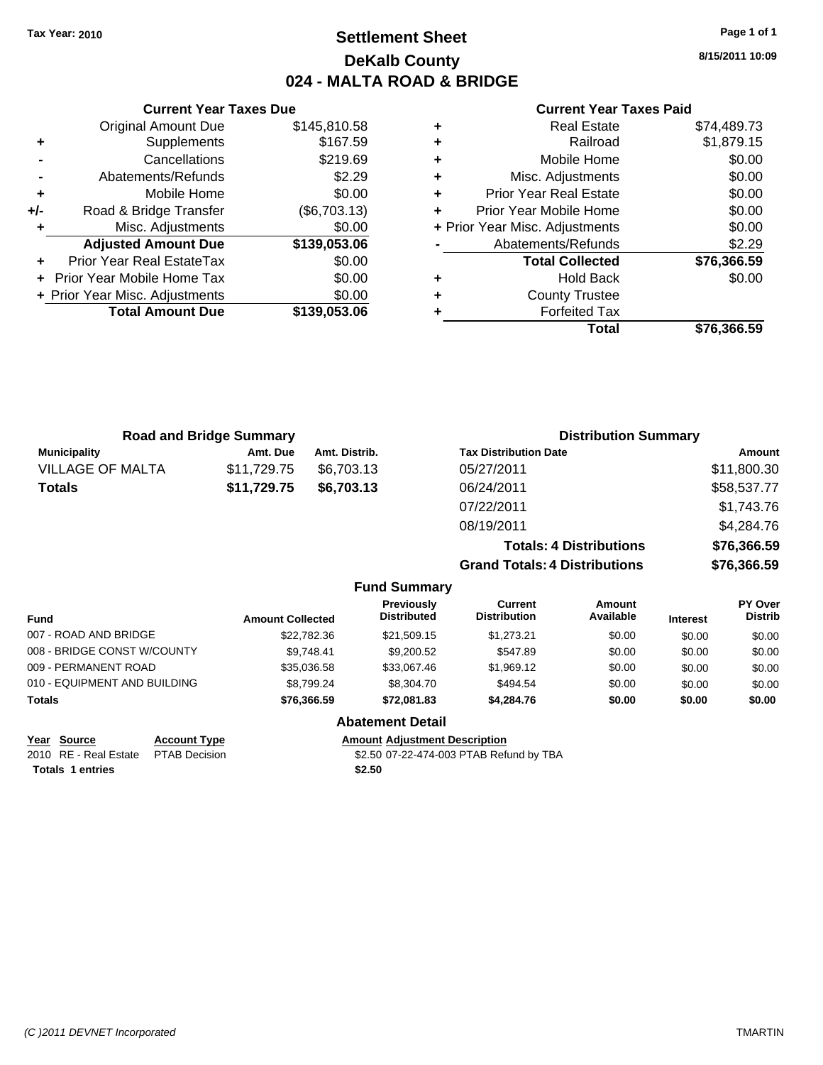Tax Year: 2010

# Settlement Sheet
## DeKalb County
## 024 - MALTA ROAD & BRIDGE

8/15/2011 10:09

### Current Year Taxes Due

| | | |
|---|---|---|
| | Original Amount Due | $145,810.58 |
| + | Supplements | $167.59 |
| - | Cancellations | $219.69 |
| - | Abatements/Refunds | $2.29 |
| + | Mobile Home | $0.00 |
| +/- | Road & Bridge Transfer | ($6,703.13) |
| + | Misc. Adjustments | $0.00 |
| | **Adjusted Amount Due** | **$139,053.06** |
| + | Prior Year Real EstateTax | $0.00 |
| + | Prior Year Mobile Home Tax | $0.00 |
| + | Prior Year Misc. Adjustments | $0.00 |
| | **Total Amount Due** | **$139,053.06** |

### Current Year Taxes Paid

| | | |
|---|---|---|
| + | Real Estate | $74,489.73 |
| + | Railroad | $1,879.15 |
| + | Mobile Home | $0.00 |
| + | Misc. Adjustments | $0.00 |
| + | Prior Year Real Estate | $0.00 |
| + | Prior Year Mobile Home | $0.00 |
| + | Prior Year Misc. Adjustments | $0.00 |
| - | Abatements/Refunds | $2.29 |
| | **Total Collected** | **$76,366.59** |
| + | Hold Back | $0.00 |
| + | County Trustee | |
| + | Forfeited Tax | |
| | **Total** | **$76,366.59** |

### Road and Bridge Summary

| Municipality | Amt. Due | Amt. Distrib. |
|---|---|---|
| VILLAGE OF MALTA | $11,729.75 | $6,703.13 |
| **Totals** | **$11,729.75** | **$6,703.13** |

### Distribution Summary

| Tax Distribution Date | Amount |
|---|---|
| 05/27/2011 | $11,800.30 |
| 06/24/2011 | $58,537.77 |
| 07/22/2011 | $1,743.76 |
| 08/19/2011 | $4,284.76 |
| **Totals: 4 Distributions** | **$76,366.59** |
| **Grand Totals: 4 Distributions** | **$76,366.59** |

### Fund Summary

| Fund | Amount Collected | Previously Distributed | Current Distribution | Amount Available | Interest | PY Over Distrib |
|---|---|---|---|---|---|---|
| 007 - ROAD AND BRIDGE | $22,782.36 | $21,509.15 | $1,273.21 | $0.00 | $0.00 | $0.00 |
| 008 - BRIDGE CONST W/COUNTY | $9,748.41 | $9,200.52 | $547.89 | $0.00 | $0.00 | $0.00 |
| 009 - PERMANENT ROAD | $35,036.58 | $33,067.46 | $1,969.12 | $0.00 | $0.00 | $0.00 |
| 010 - EQUIPMENT AND BUILDING | $8,799.24 | $8,304.70 | $494.54 | $0.00 | $0.00 | $0.00 |
| **Totals** | **$76,366.59** | **$72,081.83** | **$4,284.76** | **$0.00** | **$0.00** | **$0.00** |

### Abatement Detail

| Year | Source | Account Type | Amount | Adjustment Description |
|---|---|---|---|---|
| 2010 | RE - Real Estate | PTAB Decision | $2.50 | 07-22-474-003 PTAB Refund by TBA |
| **Totals 1 entries** | | | **$2.50** | |

(C )2011 DEVNET Incorporated TMARTIN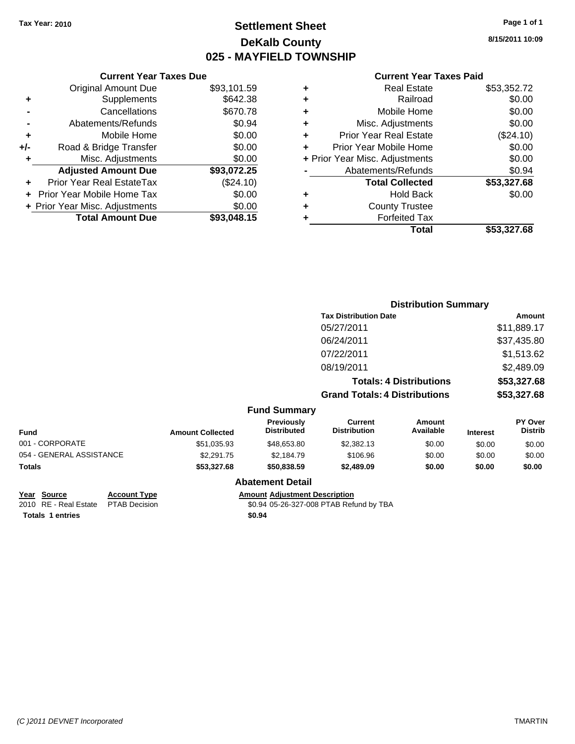Tax Year: 2010

# Settlement Sheet
## DeKalb County
## 025 - MAYFIELD TOWNSHIP

8/15/2011 10:09

### Current Year Taxes Due

| | | |
|---|---|---|
| | Original Amount Due | $93,101.59 |
| + | Supplements | $642.38 |
| - | Cancellations | $670.78 |
| - | Abatements/Refunds | $0.94 |
| + | Mobile Home | $0.00 |
| +/- | Road & Bridge Transfer | $0.00 |
| + | Misc. Adjustments | $0.00 |
| | **Adjusted Amount Due** | **$93,072.25** |
| + | Prior Year Real EstateTax | ($24.10) |
| + | Prior Year Mobile Home Tax | $0.00 |
| + | Prior Year Misc. Adjustments | $0.00 |
| | **Total Amount Due** | **$93,048.15** |

### Current Year Taxes Paid

| | | |
|---|---|---|
| + | Real Estate | $53,352.72 |
| + | Railroad | $0.00 |
| + | Mobile Home | $0.00 |
| + | Misc. Adjustments | $0.00 |
| + | Prior Year Real Estate | ($24.10) |
| + | Prior Year Mobile Home | $0.00 |
| + | Prior Year Misc. Adjustments | $0.00 |
| - | Abatements/Refunds | $0.94 |
| | **Total Collected** | **$53,327.68** |
| + | Hold Back | $0.00 |
| + | County Trustee | |
| + | Forfeited Tax | |
| | **Total** | **$53,327.68** |

### Distribution Summary

| Tax Distribution Date | Amount |
|---|---|
| 05/27/2011 | $11,889.17 |
| 06/24/2011 | $37,435.80 |
| 07/22/2011 | $1,513.62 |
| 08/19/2011 | $2,489.09 |
| **Totals: 4 Distributions** | **$53,327.68** |
| **Grand Totals: 4 Distributions** | **$53,327.68** |

### Fund Summary

| Fund | Amount Collected | Previously Distributed | Current Distribution | Amount Available | Interest | PY Over Distrib |
|---|---|---|---|---|---|---|
| 001 - CORPORATE | $51,035.93 | $48,653.80 | $2,382.13 | $0.00 | $0.00 | $0.00 |
| 054 - GENERAL ASSISTANCE | $2,291.75 | $2,184.79 | $106.96 | $0.00 | $0.00 | $0.00 |
| **Totals** | **$53,327.68** | **$50,838.59** | **$2,489.09** | **$0.00** | **$0.00** | **$0.00** |

### Abatement Detail

| Year | Source | Account Type | Amount | Adjustment Description |
|---|---|---|---|---|
| 2010 | RE - Real Estate | PTAB Decision | $0.94 | 05-26-327-008 PTAB Refund by TBA |
| **Totals** | **1 entries** | | **$0.94** | |

(C )2011 DEVNET Incorporated TMARTIN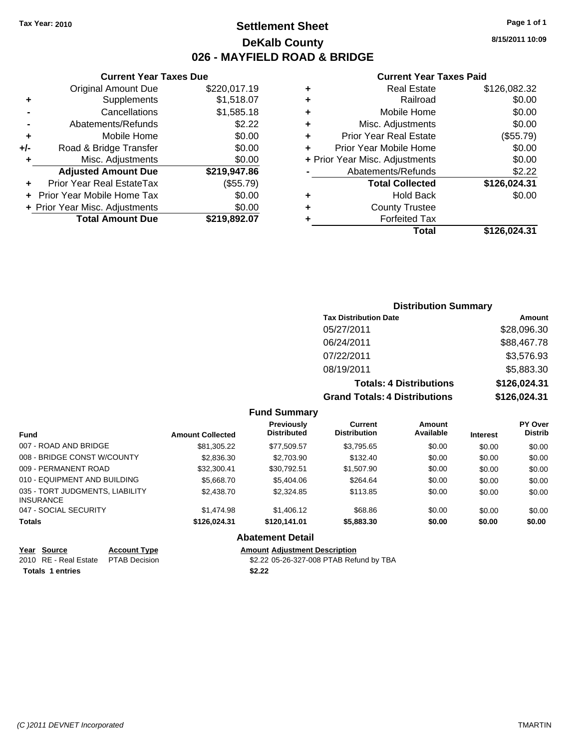**Tax Year: 2010**

# Settlement Sheet
## DeKalb County
## 026 - MAYFIELD ROAD & BRIDGE

8/15/2011 10:09

### Current Year Taxes Due

| | | |
|---|---|---|
| | Original Amount Due | $220,017.19 |
| + | Supplements | $1,518.07 |
| - | Cancellations | $1,585.18 |
| - | Abatements/Refunds | $2.22 |
| + | Mobile Home | $0.00 |
| +/- | Road & Bridge Transfer | $0.00 |
| + | Misc. Adjustments | $0.00 |
| | **Adjusted Amount Due** | **$219,947.86** |
| + | Prior Year Real EstateTax | ($55.79) |
| + | Prior Year Mobile Home Tax | $0.00 |
| + | Prior Year Misc. Adjustments | $0.00 |
| | **Total Amount Due** | **$219,892.07** |

### Current Year Taxes Paid

| | | |
|---|---|---|
| + | Real Estate | $126,082.32 |
| + | Railroad | $0.00 |
| + | Mobile Home | $0.00 |
| + | Misc. Adjustments | $0.00 |
| + | Prior Year Real Estate | ($55.79) |
| + | Prior Year Mobile Home | $0.00 |
| + | Prior Year Misc. Adjustments | $0.00 |
| - | Abatements/Refunds | $2.22 |
| | **Total Collected** | **$126,024.31** |
| + | Hold Back | $0.00 |
| + | County Trustee | |
| + | Forfeited Tax | |
| | **Total** | **$126,024.31** |

### Distribution Summary

| Tax Distribution Date | Amount |
|---|---|
| 05/27/2011 | $28,096.30 |
| 06/24/2011 | $88,467.78 |
| 07/22/2011 | $3,576.93 |
| 08/19/2011 | $5,883.30 |
| **Totals: 4 Distributions** | **$126,024.31** |
| **Grand Totals: 4 Distributions** | **$126,024.31** |

### Fund Summary

| Fund | Amount Collected | Previously Distributed | Current Distribution | Amount Available | Interest | PY Over Distrib |
|---|---|---|---|---|---|---|
| 007 - ROAD AND BRIDGE | $81,305.22 | $77,509.57 | $3,795.65 | $0.00 | $0.00 | $0.00 |
| 008 - BRIDGE CONST W/COUNTY | $2,836.30 | $2,703.90 | $132.40 | $0.00 | $0.00 | $0.00 |
| 009 - PERMANENT ROAD | $32,300.41 | $30,792.51 | $1,507.90 | $0.00 | $0.00 | $0.00 |
| 010 - EQUIPMENT AND BUILDING | $5,668.70 | $5,404.06 | $264.64 | $0.00 | $0.00 | $0.00 |
| 035 - TORT JUDGMENTS, LIABILITY INSURANCE | $2,438.70 | $2,324.85 | $113.85 | $0.00 | $0.00 | $0.00 |
| 047 - SOCIAL SECURITY | $1,474.98 | $1,406.12 | $68.86 | $0.00 | $0.00 | $0.00 |
| **Totals** | **$126,024.31** | **$120,141.01** | **$5,883.30** | **$0.00** | **$0.00** | **$0.00** |

### Abatement Detail

| Year | Source | Account Type | Amount | Adjustment Description |
|---|---|---|---|---|
| 2010 | RE - Real Estate | PTAB Decision | $2.22 | 05-26-327-008 PTAB Refund by TBA |
| **Totals** | **1 entries** | | **$2.22** | |

*(C )2011 DEVNET Incorporated* TMARTIN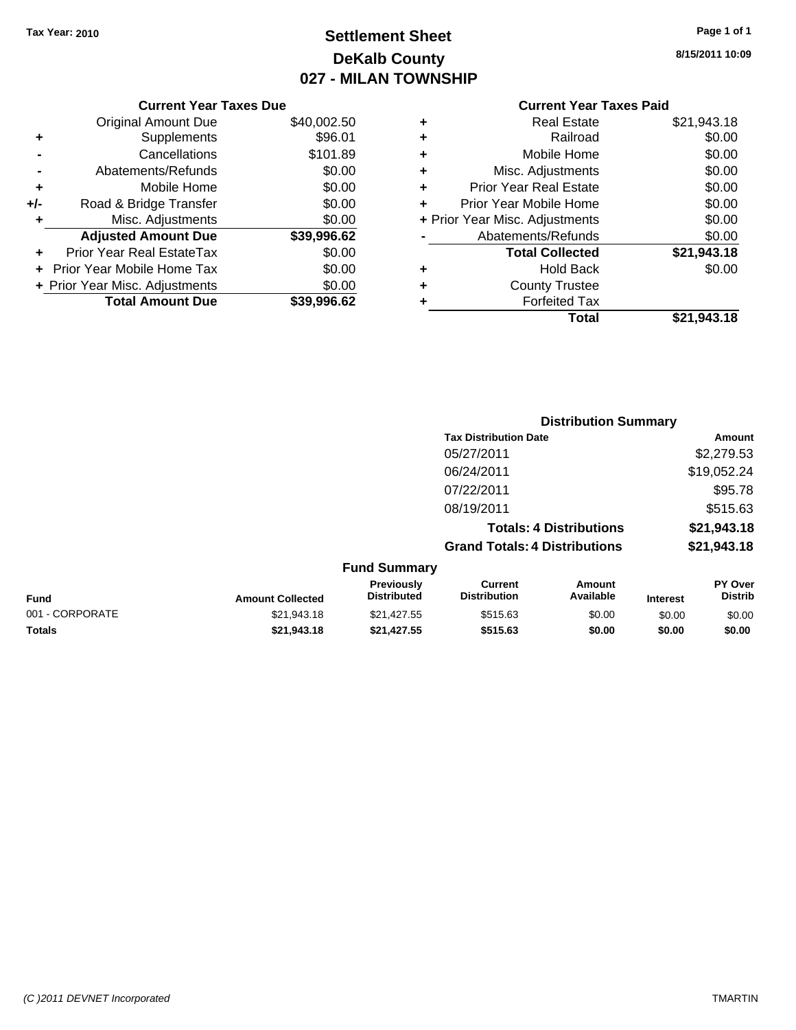Tax Year: 2010

# Settlement Sheet
## DeKalb County
## 027 - MILAN TOWNSHIP

8/15/2011 10:09

**Current Year Taxes Due**

| | | |
|---|---|---|
| | Original Amount Due | $40,002.50 |
| + | Supplements | $96.01 |
| - | Cancellations | $101.89 |
| - | Abatements/Refunds | $0.00 |
| + | Mobile Home | $0.00 |
| +/- | Road & Bridge Transfer | $0.00 |
| + | Misc. Adjustments | $0.00 |
| | **Adjusted Amount Due** | **$39,996.62** |
| + | Prior Year Real EstateTax | $0.00 |
| + | Prior Year Mobile Home Tax | $0.00 |
| + | Prior Year Misc. Adjustments | $0.00 |
| | **Total Amount Due** | **$39,996.62** |

**Current Year Taxes Paid**

| | | |
|---|---|---|
| + | Real Estate | $21,943.18 |
| + | Railroad | $0.00 |
| + | Mobile Home | $0.00 |
| + | Misc. Adjustments | $0.00 |
| + | Prior Year Real Estate | $0.00 |
| + | Prior Year Mobile Home | $0.00 |
| + | Prior Year Misc. Adjustments | $0.00 |
| - | Abatements/Refunds | $0.00 |
| | **Total Collected** | **$21,943.18** |
| + | Hold Back | $0.00 |
| + | County Trustee | |
| + | Forfeited Tax | |
| | **Total** | **$21,943.18** |

**Distribution Summary**

| Tax Distribution Date | Amount |
|---|---|
| 05/27/2011 | $2,279.53 |
| 06/24/2011 | $19,052.24 |
| 07/22/2011 | $95.78 |
| 08/19/2011 | $515.63 |
| **Totals: 4 Distributions** | **$21,943.18** |
| **Grand Totals: 4 Distributions** | **$21,943.18** |

**Fund Summary**

| Fund | Amount Collected | Previously Distributed | Current Distribution | Amount Available | Interest | PY Over Distrib |
|---|---|---|---|---|---|---|
| 001 - CORPORATE | $21,943.18 | $21,427.55 | $515.63 | $0.00 | $0.00 | $0.00 |
| **Totals** | **$21,943.18** | **$21,427.55** | **$515.63** | **$0.00** | **$0.00** | **$0.00** |

(C )2011 DEVNET Incorporated — TMARTIN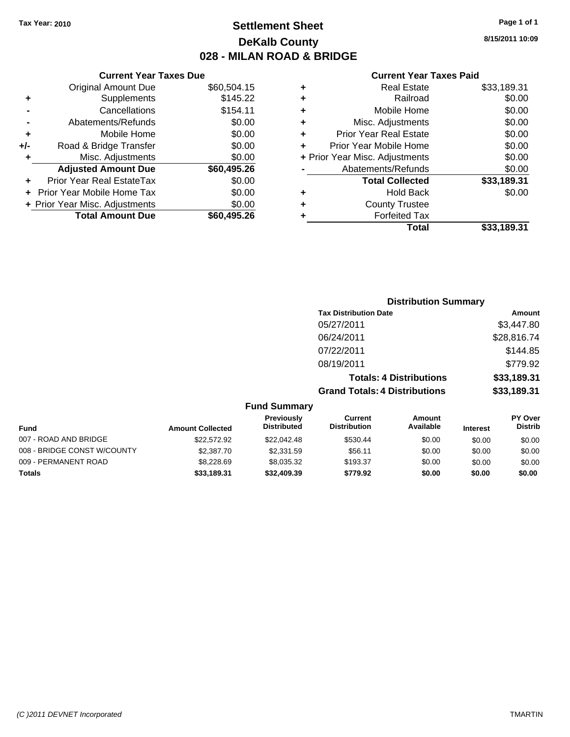**Tax Year: 2010**

# Settlement Sheet
## DeKalb County
## 028 - MILAN ROAD & BRIDGE

8/15/2011 10:09

### Current Year Taxes Due

| | | |
|---|---|---|
| | Original Amount Due | $60,504.15 |
| + | Supplements | $145.22 |
| - | Cancellations | $154.11 |
| - | Abatements/Refunds | $0.00 |
| + | Mobile Home | $0.00 |
| +/- | Road & Bridge Transfer | $0.00 |
| + | Misc. Adjustments | $0.00 |
| | **Adjusted Amount Due** | **$60,495.26** |
| + | Prior Year Real EstateTax | $0.00 |
| + | Prior Year Mobile Home Tax | $0.00 |
| + | Prior Year Misc. Adjustments | $0.00 |
| | **Total Amount Due** | **$60,495.26** |

### Current Year Taxes Paid

| | | |
|---|---|---|
| + | Real Estate | $33,189.31 |
| + | Railroad | $0.00 |
| + | Mobile Home | $0.00 |
| + | Misc. Adjustments | $0.00 |
| + | Prior Year Real Estate | $0.00 |
| + | Prior Year Mobile Home | $0.00 |
| + | Prior Year Misc. Adjustments | $0.00 |
| - | Abatements/Refunds | $0.00 |
| | **Total Collected** | **$33,189.31** |
| + | Hold Back | $0.00 |
| + | County Trustee | |
| + | Forfeited Tax | |
| | **Total** | **$33,189.31** |

### Distribution Summary

| Tax Distribution Date | Amount |
|---|---|
| 05/27/2011 | $3,447.80 |
| 06/24/2011 | $28,816.74 |
| 07/22/2011 | $144.85 |
| 08/19/2011 | $779.92 |
| **Totals: 4 Distributions** | **$33,189.31** |
| **Grand Totals: 4 Distributions** | **$33,189.31** |

### Fund Summary

| Fund | Amount Collected | Previously Distributed | Current Distribution | Amount Available | Interest | PY Over Distrib |
|---|---|---|---|---|---|---|
| 007 - ROAD AND BRIDGE | $22,572.92 | $22,042.48 | $530.44 | $0.00 | $0.00 | $0.00 |
| 008 - BRIDGE CONST W/COUNTY | $2,387.70 | $2,331.59 | $56.11 | $0.00 | $0.00 | $0.00 |
| 009 - PERMANENT ROAD | $8,228.69 | $8,035.32 | $193.37 | $0.00 | $0.00 | $0.00 |
| **Totals** | **$33,189.31** | **$32,409.39** | **$779.92** | **$0.00** | **$0.00** | **$0.00** |

(C )2011 DEVNET Incorporated TMARTIN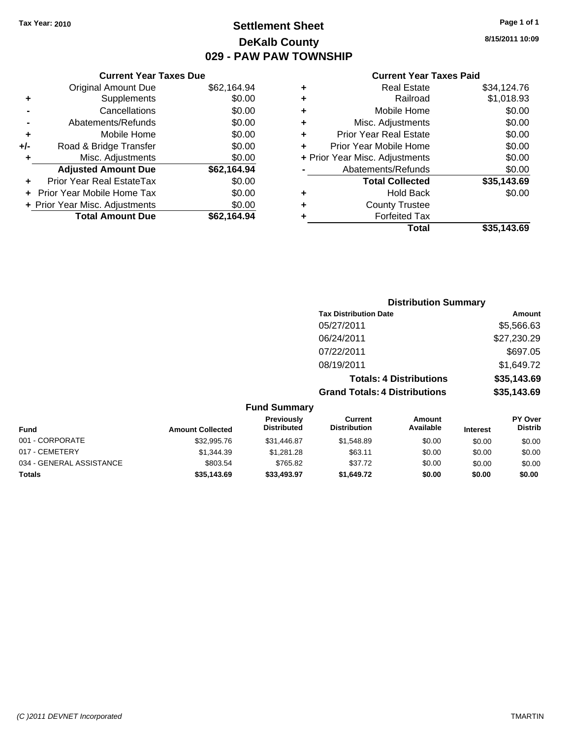Tax Year: 2010

# Settlement Sheet
## DeKalb County
## 029 - PAW PAW TOWNSHIP

8/15/2011 10:09

### Current Year Taxes Due

| | | |
|---|---|---|
| | Original Amount Due | $62,164.94 |
| + | Supplements | $0.00 |
| - | Cancellations | $0.00 |
| - | Abatements/Refunds | $0.00 |
| + | Mobile Home | $0.00 |
| +/- | Road & Bridge Transfer | $0.00 |
| + | Misc. Adjustments | $0.00 |
| | **Adjusted Amount Due** | **$62,164.94** |
| + | Prior Year Real EstateTax | $0.00 |
| + | Prior Year Mobile Home Tax | $0.00 |
| + | Prior Year Misc. Adjustments | $0.00 |
| | **Total Amount Due** | **$62,164.94** |

### Current Year Taxes Paid

| | | |
|---|---|---|
| + | Real Estate | $34,124.76 |
| + | Railroad | $1,018.93 |
| + | Mobile Home | $0.00 |
| + | Misc. Adjustments | $0.00 |
| + | Prior Year Real Estate | $0.00 |
| + | Prior Year Mobile Home | $0.00 |
| + | Prior Year Misc. Adjustments | $0.00 |
| - | Abatements/Refunds | $0.00 |
| | **Total Collected** | **$35,143.69** |
| + | Hold Back | $0.00 |
| + | County Trustee | |
| + | Forfeited Tax | |
| | **Total** | **$35,143.69** |

### Distribution Summary

| Tax Distribution Date | Amount |
|---|---|
| 05/27/2011 | $5,566.63 |
| 06/24/2011 | $27,230.29 |
| 07/22/2011 | $697.05 |
| 08/19/2011 | $1,649.72 |
| **Totals: 4 Distributions** | **$35,143.69** |
| **Grand Totals: 4 Distributions** | **$35,143.69** |

### Fund Summary

| Fund | Amount Collected | Previously Distributed | Current Distribution | Amount Available | Interest | PY Over Distrib |
|---|---|---|---|---|---|---|
| 001 - CORPORATE | $32,995.76 | $31,446.87 | $1,548.89 | $0.00 | $0.00 | $0.00 |
| 017 - CEMETERY | $1,344.39 | $1,281.28 | $63.11 | $0.00 | $0.00 | $0.00 |
| 034 - GENERAL ASSISTANCE | $803.54 | $765.82 | $37.72 | $0.00 | $0.00 | $0.00 |
| **Totals** | **$35,143.69** | **$33,493.97** | **$1,649.72** | **$0.00** | **$0.00** | **$0.00** |

(C )2011 DEVNET Incorporated    TMARTIN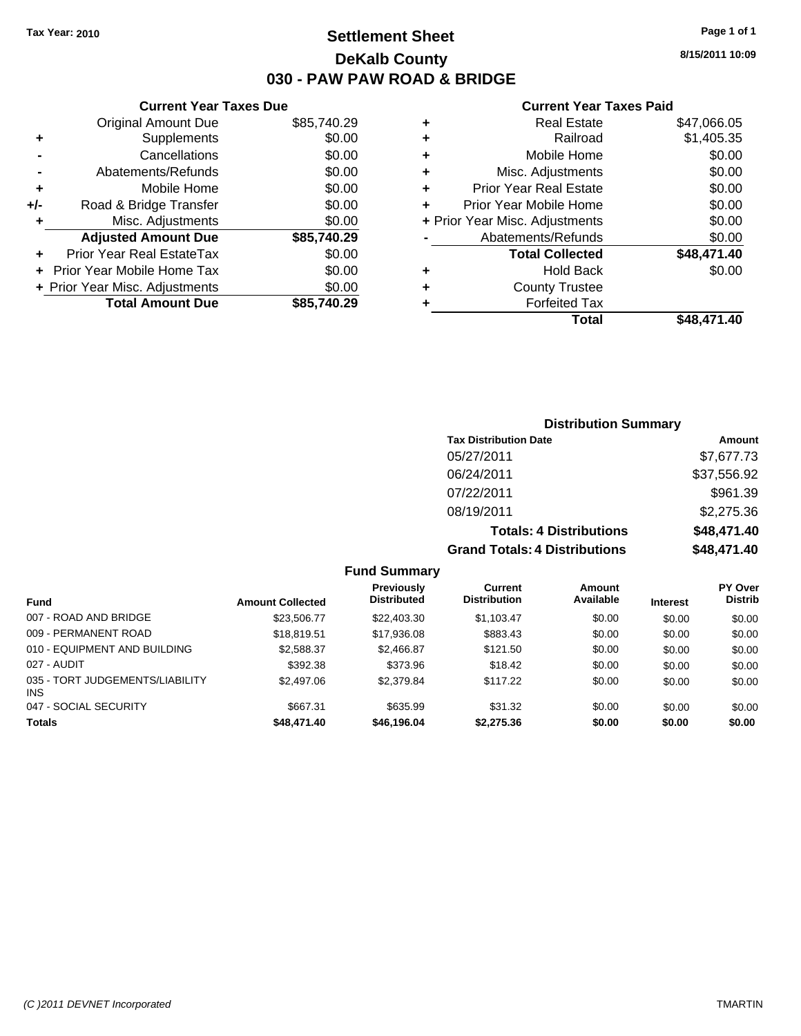**Tax Year: 2010**

# Settlement Sheet
## DeKalb County
## 030 - PAW PAW ROAD & BRIDGE

**8/15/2011 10:09**

### Current Year Taxes Due

| | | |
|---|---|---|
| | Original Amount Due | $85,740.29 |
| + | Supplements | $0.00 |
| - | Cancellations | $0.00 |
| - | Abatements/Refunds | $0.00 |
| + | Mobile Home | $0.00 |
| +/- | Road & Bridge Transfer | $0.00 |
| + | Misc. Adjustments | $0.00 |
| | **Adjusted Amount Due** | **$85,740.29** |
| + | Prior Year Real EstateTax | $0.00 |
| + | Prior Year Mobile Home Tax | $0.00 |
| + | Prior Year Misc. Adjustments | $0.00 |
| | **Total Amount Due** | **$85,740.29** |

### Current Year Taxes Paid

| | | |
|---|---|---|
| + | Real Estate | $47,066.05 |
| + | Railroad | $1,405.35 |
| + | Mobile Home | $0.00 |
| + | Misc. Adjustments | $0.00 |
| + | Prior Year Real Estate | $0.00 |
| + | Prior Year Mobile Home | $0.00 |
| + | Prior Year Misc. Adjustments | $0.00 |
| - | Abatements/Refunds | $0.00 |
| | **Total Collected** | **$48,471.40** |
| + | Hold Back | $0.00 |
| + | County Trustee | |
| + | Forfeited Tax | |
| | **Total** | **$48,471.40** |

### Distribution Summary

| Tax Distribution Date | Amount |
|---|---|
| 05/27/2011 | $7,677.73 |
| 06/24/2011 | $37,556.92 |
| 07/22/2011 | $961.39 |
| 08/19/2011 | $2,275.36 |
| **Totals: 4 Distributions** | **$48,471.40** |
| **Grand Totals: 4 Distributions** | **$48,471.40** |

### Fund Summary

| Fund | Amount Collected | Previously Distributed | Current Distribution | Amount Available | Interest | PY Over Distrib |
|---|---|---|---|---|---|---|
| 007 - ROAD AND BRIDGE | $23,506.77 | $22,403.30 | $1,103.47 | $0.00 | $0.00 | $0.00 |
| 009 - PERMANENT ROAD | $18,819.51 | $17,936.08 | $883.43 | $0.00 | $0.00 | $0.00 |
| 010 - EQUIPMENT AND BUILDING | $2,588.37 | $2,466.87 | $121.50 | $0.00 | $0.00 | $0.00 |
| 027 - AUDIT | $392.38 | $373.96 | $18.42 | $0.00 | $0.00 | $0.00 |
| 035 - TORT JUDGEMENTS/LIABILITY INS | $2,497.06 | $2,379.84 | $117.22 | $0.00 | $0.00 | $0.00 |
| 047 - SOCIAL SECURITY | $667.31 | $635.99 | $31.32 | $0.00 | $0.00 | $0.00 |
| **Totals** | **$48,471.40** | **$46,196.04** | **$2,275.36** | **$0.00** | **$0.00** | **$0.00** |

*(C )2011 DEVNET Incorporated* TMARTIN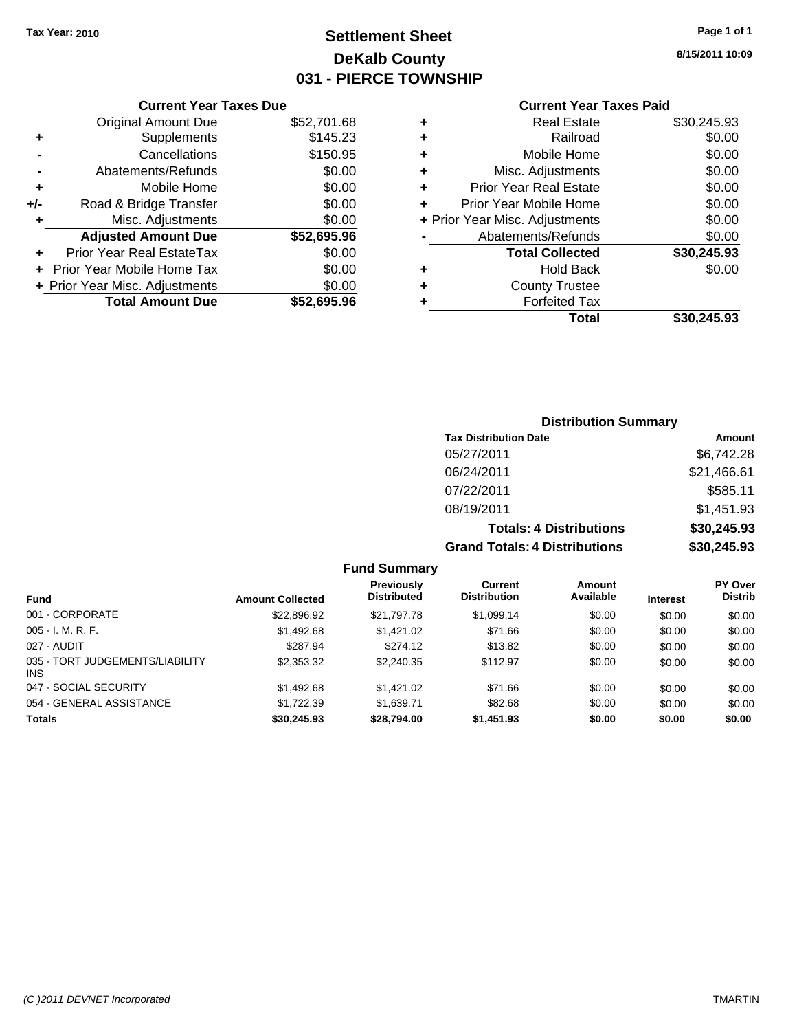**Tax Year: 2010**

# Settlement Sheet
## DeKalb County
## 031 - PIERCE TOWNSHIP

8/15/2011 10:09

### Current Year Taxes Due

| | | |
|---|---|---|
| | Original Amount Due | $52,701.68 |
| + | Supplements | $145.23 |
| - | Cancellations | $150.95 |
| - | Abatements/Refunds | $0.00 |
| + | Mobile Home | $0.00 |
| +/- | Road & Bridge Transfer | $0.00 |
| + | Misc. Adjustments | $0.00 |
| | **Adjusted Amount Due** | **$52,695.96** |
| + | Prior Year Real EstateTax | $0.00 |
| + | Prior Year Mobile Home Tax | $0.00 |
| + | Prior Year Misc. Adjustments | $0.00 |
| | **Total Amount Due** | **$52,695.96** |

### Current Year Taxes Paid

| | | |
|---|---|---|
| + | Real Estate | $30,245.93 |
| + | Railroad | $0.00 |
| + | Mobile Home | $0.00 |
| + | Misc. Adjustments | $0.00 |
| + | Prior Year Real Estate | $0.00 |
| + | Prior Year Mobile Home | $0.00 |
| + | Prior Year Misc. Adjustments | $0.00 |
| - | Abatements/Refunds | $0.00 |
| | **Total Collected** | **$30,245.93** |
| + | Hold Back | $0.00 |
| + | County Trustee | |
| + | Forfeited Tax | |
| | **Total** | **$30,245.93** |

### Distribution Summary

| Tax Distribution Date | Amount |
|---|---|
| 05/27/2011 | $6,742.28 |
| 06/24/2011 | $21,466.61 |
| 07/22/2011 | $585.11 |
| 08/19/2011 | $1,451.93 |
| **Totals: 4 Distributions** | **$30,245.93** |
| **Grand Totals: 4 Distributions** | **$30,245.93** |

### Fund Summary

| Fund | Amount Collected | Previously Distributed | Current Distribution | Amount Available | Interest | PY Over Distrib |
|---|---|---|---|---|---|---|
| 001 - CORPORATE | $22,896.92 | $21,797.78 | $1,099.14 | $0.00 | $0.00 | $0.00 |
| 005 - I. M. R. F. | $1,492.68 | $1,421.02 | $71.66 | $0.00 | $0.00 | $0.00 |
| 027 - AUDIT | $287.94 | $274.12 | $13.82 | $0.00 | $0.00 | $0.00 |
| 035 - TORT JUDGEMENTS/LIABILITY INS | $2,353.32 | $2,240.35 | $112.97 | $0.00 | $0.00 | $0.00 |
| 047 - SOCIAL SECURITY | $1,492.68 | $1,421.02 | $71.66 | $0.00 | $0.00 | $0.00 |
| 054 - GENERAL ASSISTANCE | $1,722.39 | $1,639.71 | $82.68 | $0.00 | $0.00 | $0.00 |
| **Totals** | **$30,245.93** | **$28,794.00** | **$1,451.93** | **$0.00** | **$0.00** | **$0.00** |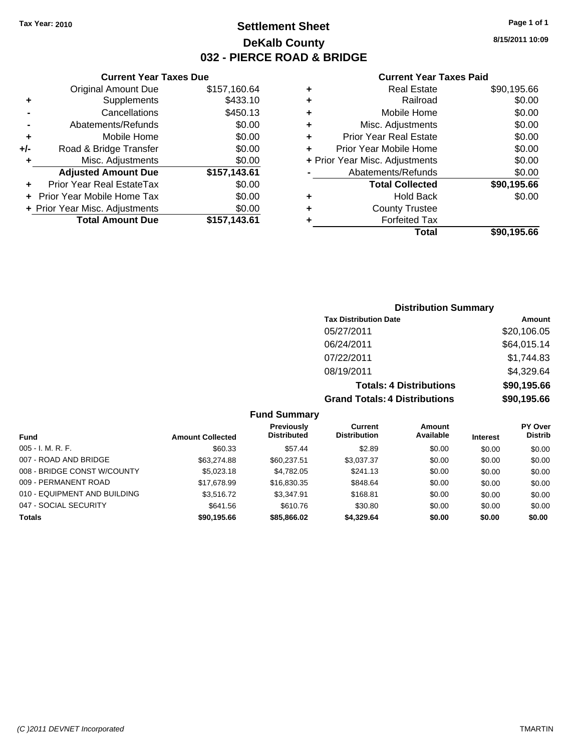**Tax Year: 2010**

# Settlement Sheet
## DeKalb County
## 032 - PIERCE ROAD & BRIDGE

8/15/2011 10:09

### Current Year Taxes Due

| | | |
|---|---|---|
| | Original Amount Due | $157,160.64 |
| + | Supplements | $433.10 |
| - | Cancellations | $450.13 |
| - | Abatements/Refunds | $0.00 |
| + | Mobile Home | $0.00 |
| +/- | Road & Bridge Transfer | $0.00 |
| + | Misc. Adjustments | $0.00 |
| | **Adjusted Amount Due** | **$157,143.61** |
| + | Prior Year Real EstateTax | $0.00 |
| + | Prior Year Mobile Home Tax | $0.00 |
| + | Prior Year Misc. Adjustments | $0.00 |
| | **Total Amount Due** | **$157,143.61** |

### Current Year Taxes Paid

| | | |
|---|---|---|
| + | Real Estate | $90,195.66 |
| + | Railroad | $0.00 |
| + | Mobile Home | $0.00 |
| + | Misc. Adjustments | $0.00 |
| + | Prior Year Real Estate | $0.00 |
| + | Prior Year Mobile Home | $0.00 |
| + | Prior Year Misc. Adjustments | $0.00 |
| - | Abatements/Refunds | $0.00 |
| | **Total Collected** | **$90,195.66** |
| + | Hold Back | $0.00 |
| + | County Trustee | |
| + | Forfeited Tax | |
| | **Total** | **$90,195.66** |

### Distribution Summary

| Tax Distribution Date | Amount |
|---|---|
| 05/27/2011 | $20,106.05 |
| 06/24/2011 | $64,015.14 |
| 07/22/2011 | $1,744.83 |
| 08/19/2011 | $4,329.64 |
| **Totals: 4 Distributions** | **$90,195.66** |
| **Grand Totals: 4 Distributions** | **$90,195.66** |

### Fund Summary

| Fund | Amount Collected | Previously Distributed | Current Distribution | Amount Available | Interest | PY Over Distrib |
|---|---|---|---|---|---|---|
| 005 - I. M. R. F. | $60.33 | $57.44 | $2.89 | $0.00 | $0.00 | $0.00 |
| 007 - ROAD AND BRIDGE | $63,274.88 | $60,237.51 | $3,037.37 | $0.00 | $0.00 | $0.00 |
| 008 - BRIDGE CONST W/COUNTY | $5,023.18 | $4,782.05 | $241.13 | $0.00 | $0.00 | $0.00 |
| 009 - PERMANENT ROAD | $17,678.99 | $16,830.35 | $848.64 | $0.00 | $0.00 | $0.00 |
| 010 - EQUIPMENT AND BUILDING | $3,516.72 | $3,347.91 | $168.81 | $0.00 | $0.00 | $0.00 |
| 047 - SOCIAL SECURITY | $641.56 | $610.76 | $30.80 | $0.00 | $0.00 | $0.00 |
| **Totals** | **$90,195.66** | **$85,866.02** | **$4,329.64** | **$0.00** | **$0.00** | **$0.00** |

(C )2011 DEVNET Incorporated TMARTIN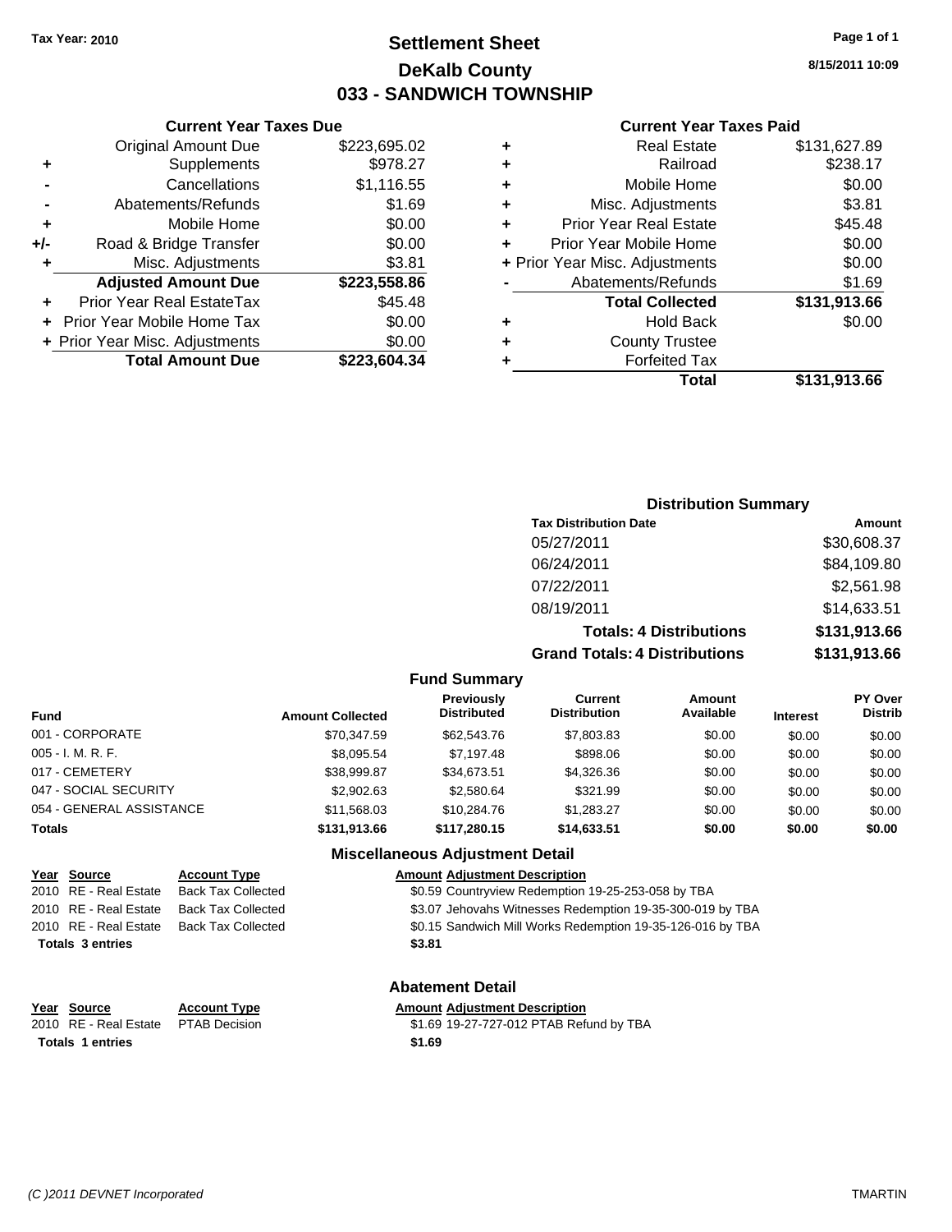Tax Year: 2010

# Settlement Sheet
## DeKalb County
## 033 - SANDWICH TOWNSHIP

8/15/2011 10:09

### Current Year Taxes Due

| | | |
|---|---|---|
| | Original Amount Due | $223,695.02 |
| + | Supplements | $978.27 |
| - | Cancellations | $1,116.55 |
| - | Abatements/Refunds | $1.69 |
| + | Mobile Home | $0.00 |
| +/- | Road & Bridge Transfer | $0.00 |
| + | Misc. Adjustments | $3.81 |
| | **Adjusted Amount Due** | **$223,558.86** |
| + | Prior Year Real EstateTax | $45.48 |
| + | Prior Year Mobile Home Tax | $0.00 |
| + | Prior Year Misc. Adjustments | $0.00 |
| | **Total Amount Due** | **$223,604.34** |

### Current Year Taxes Paid

| | | |
|---|---|---|
| + | Real Estate | $131,627.89 |
| + | Railroad | $238.17 |
| + | Mobile Home | $0.00 |
| + | Misc. Adjustments | $3.81 |
| + | Prior Year Real Estate | $45.48 |
| + | Prior Year Mobile Home | $0.00 |
| + | Prior Year Misc. Adjustments | $0.00 |
| - | Abatements/Refunds | $1.69 |
| | **Total Collected** | **$131,913.66** |
| + | Hold Back | $0.00 |
| + | County Trustee | |
| + | Forfeited Tax | |
| | **Total** | **$131,913.66** |

### Distribution Summary

| Tax Distribution Date | Amount |
|---|---|
| 05/27/2011 | $30,608.37 |
| 06/24/2011 | $84,109.80 |
| 07/22/2011 | $2,561.98 |
| 08/19/2011 | $14,633.51 |
| **Totals: 4 Distributions** | **$131,913.66** |
| **Grand Totals: 4 Distributions** | **$131,913.66** |

### Fund Summary

| Fund | Amount Collected | Previously Distributed | Current Distribution | Amount Available | Interest | PY Over Distrib |
|---|---|---|---|---|---|---|
| 001 - CORPORATE | $70,347.59 | $62,543.76 | $7,803.83 | $0.00 | $0.00 | $0.00 |
| 005 - I. M. R. F. | $8,095.54 | $7,197.48 | $898.06 | $0.00 | $0.00 | $0.00 |
| 017 - CEMETERY | $38,999.87 | $34,673.51 | $4,326.36 | $0.00 | $0.00 | $0.00 |
| 047 - SOCIAL SECURITY | $2,902.63 | $2,580.64 | $321.99 | $0.00 | $0.00 | $0.00 |
| 054 - GENERAL ASSISTANCE | $11,568.03 | $10,284.76 | $1,283.27 | $0.00 | $0.00 | $0.00 |
| **Totals** | **$131,913.66** | **$117,280.15** | **$14,633.51** | **$0.00** | **$0.00** | **$0.00** |

### Miscellaneous Adjustment Detail

| Year | Source | Account Type | Amount | Adjustment Description |
|---|---|---|---|---|
| 2010 | RE - Real Estate | Back Tax Collected | $0.59 | Countryview Redemption 19-25-253-058 by TBA |
| 2010 | RE - Real Estate | Back Tax Collected | $3.07 | Jehovahs Witnesses Redemption 19-35-300-019 by TBA |
| 2010 | RE - Real Estate | Back Tax Collected | $0.15 | Sandwich Mill Works Redemption 19-35-126-016 by TBA |
| **Totals 3 entries** | | | **$3.81** | |

### Abatement Detail

| Year | Source | Account Type | Amount | Adjustment Description |
|---|---|---|---|---|
| 2010 | RE - Real Estate | PTAB Decision | $1.69 | 19-27-727-012 PTAB Refund by TBA |
| **Totals 1 entries** | | | **$1.69** | |

(C )2011 DEVNET Incorporated — TMARTIN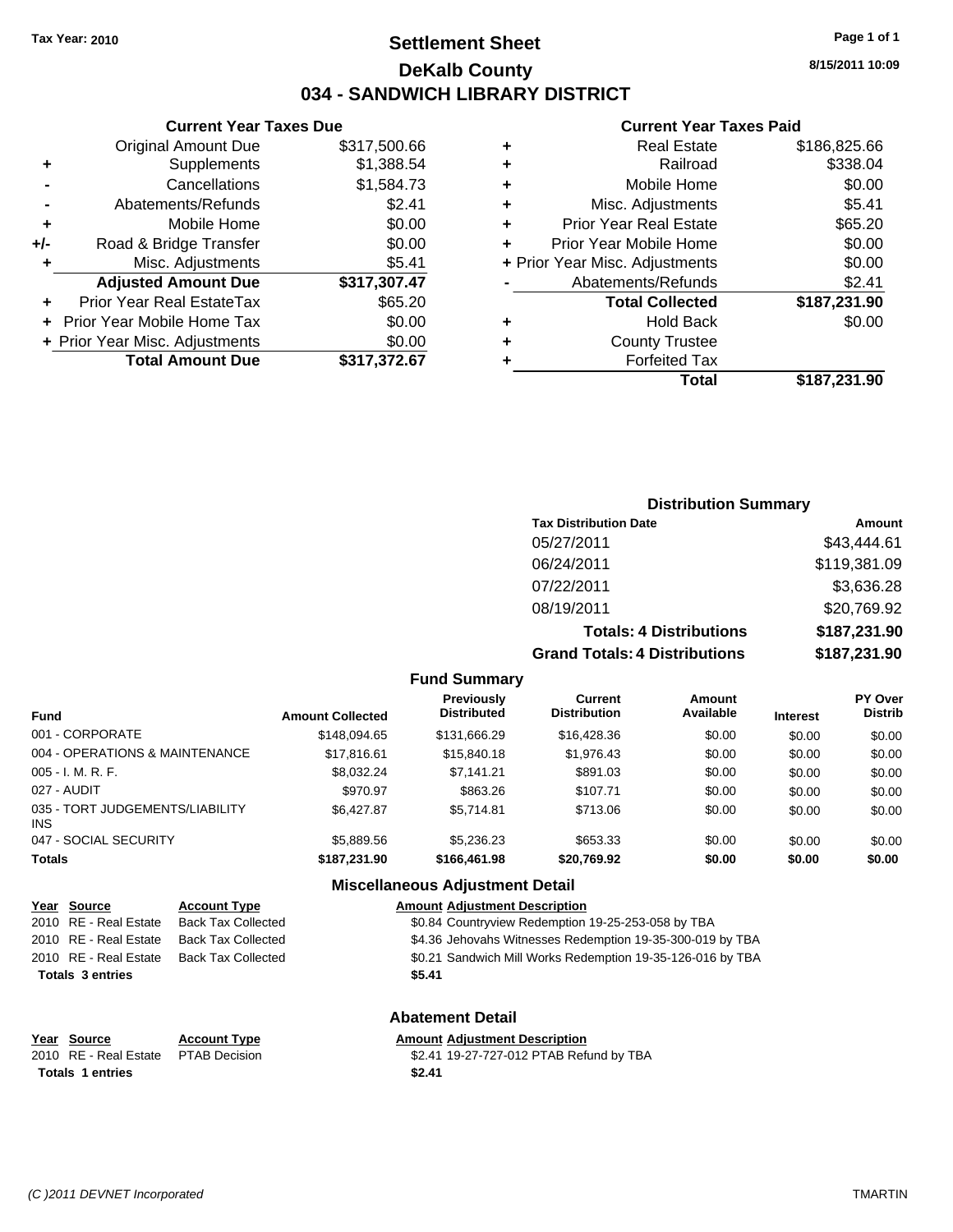Tax Year: 2010

# Settlement Sheet

## DeKalb County

## 034 - SANDWICH LIBRARY DISTRICT

8/15/2011 10:09

### Current Year Taxes Due

| | | |
|---|---|---|
| | Original Amount Due | $317,500.66 |
| + | Supplements | $1,388.54 |
| - | Cancellations | $1,584.73 |
| - | Abatements/Refunds | $2.41 |
| + | Mobile Home | $0.00 |
| +/- | Road & Bridge Transfer | $0.00 |
| + | Misc. Adjustments | $5.41 |
| | **Adjusted Amount Due** | **$317,307.47** |
| + | Prior Year Real EstateTax | $65.20 |
| + | Prior Year Mobile Home Tax | $0.00 |
| + | Prior Year Misc. Adjustments | $0.00 |
| | **Total Amount Due** | **$317,372.67** |

### Current Year Taxes Paid

| | | |
|---|---|---|
| + | Real Estate | $186,825.66 |
| + | Railroad | $338.04 |
| + | Mobile Home | $0.00 |
| + | Misc. Adjustments | $5.41 |
| + | Prior Year Real Estate | $65.20 |
| + | Prior Year Mobile Home | $0.00 |
| + | Prior Year Misc. Adjustments | $0.00 |
| - | Abatements/Refunds | $2.41 |
| | **Total Collected** | **$187,231.90** |
| + | Hold Back | $0.00 |
| + | County Trustee | |
| + | Forfeited Tax | |
| | **Total** | **$187,231.90** |

### Distribution Summary

| Tax Distribution Date | Amount |
|---|---|
| 05/27/2011 | $43,444.61 |
| 06/24/2011 | $119,381.09 |
| 07/22/2011 | $3,636.28 |
| 08/19/2011 | $20,769.92 |
| **Totals: 4 Distributions** | **$187,231.90** |
| **Grand Totals: 4 Distributions** | **$187,231.90** |

### Fund Summary

| Fund | Amount Collected | Previously Distributed | Current Distribution | Amount Available | Interest | PY Over Distrib |
|---|---|---|---|---|---|---|
| 001 - CORPORATE | $148,094.65 | $131,666.29 | $16,428.36 | $0.00 | $0.00 | $0.00 |
| 004 - OPERATIONS & MAINTENANCE | $17,816.61 | $15,840.18 | $1,976.43 | $0.00 | $0.00 | $0.00 |
| 005 - I. M. R. F. | $8,032.24 | $7,141.21 | $891.03 | $0.00 | $0.00 | $0.00 |
| 027 - AUDIT | $970.97 | $863.26 | $107.71 | $0.00 | $0.00 | $0.00 |
| 035 - TORT JUDGEMENTS/LIABILITY INS | $6,427.87 | $5,714.81 | $713.06 | $0.00 | $0.00 | $0.00 |
| 047 - SOCIAL SECURITY | $5,889.56 | $5,236.23 | $653.33 | $0.00 | $0.00 | $0.00 |
| **Totals** | **$187,231.90** | **$166,461.98** | **$20,769.92** | **$0.00** | **$0.00** | **$0.00** |

### Miscellaneous Adjustment Detail

| Year | Source | Account Type | Amount | Adjustment Description |
|---|---|---|---|---|
| 2010 | RE - Real Estate | Back Tax Collected | $0.84 | Countryview Redemption 19-25-253-058 by TBA |
| 2010 | RE - Real Estate | Back Tax Collected | $4.36 | Jehovahs Witnesses Redemption 19-35-300-019 by TBA |
| 2010 | RE - Real Estate | Back Tax Collected | $0.21 | Sandwich Mill Works Redemption 19-35-126-016 by TBA |
| **Totals 3 entries** | | | **$5.41** | |

### Abatement Detail

| Year | Source | Account Type | Amount | Adjustment Description |
|---|---|---|---|---|
| 2010 | RE - Real Estate | PTAB Decision | $2.41 | 19-27-727-012 PTAB Refund by TBA |
| **Totals 1 entries** | | | **$2.41** | |

(C )2011 DEVNET Incorporated TMARTIN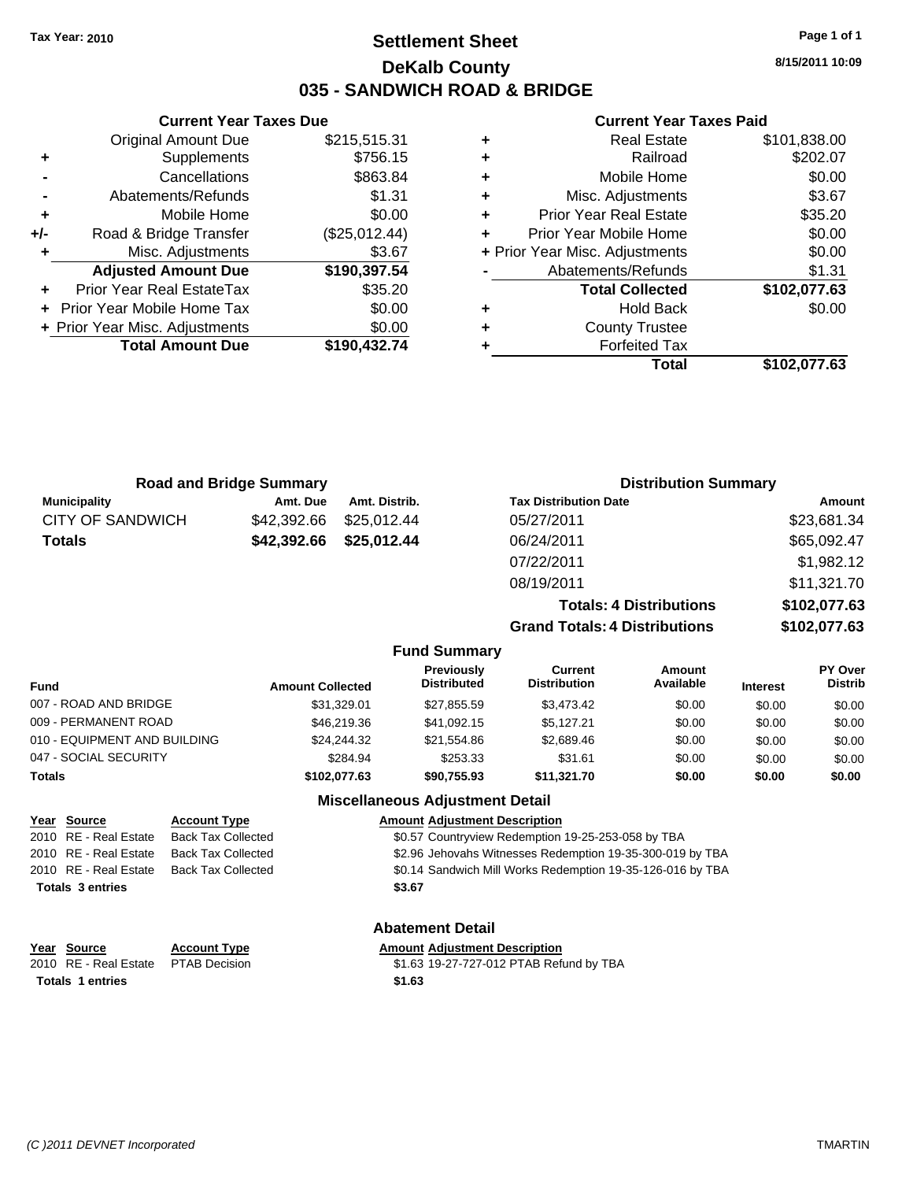Tax Year: 2010

# Settlement Sheet
## DeKalb County
## 035 - SANDWICH ROAD & BRIDGE

8/15/2011 10:09

### Current Year Taxes Due

| | | |
|---|---|---|
| | Original Amount Due | $215,515.31 |
| + | Supplements | $756.15 |
| - | Cancellations | $863.84 |
| - | Abatements/Refunds | $1.31 |
| + | Mobile Home | $0.00 |
| +/- | Road & Bridge Transfer | ($25,012.44) |
| + | Misc. Adjustments | $3.67 |
| | **Adjusted Amount Due** | **$190,397.54** |
| + | Prior Year Real EstateTax | $35.20 |
| + | Prior Year Mobile Home Tax | $0.00 |
| + | Prior Year Misc. Adjustments | $0.00 |
| | **Total Amount Due** | **$190,432.74** |

### Current Year Taxes Paid

| | | |
|---|---|---|
| + | Real Estate | $101,838.00 |
| + | Railroad | $202.07 |
| + | Mobile Home | $0.00 |
| + | Misc. Adjustments | $3.67 |
| + | Prior Year Real Estate | $35.20 |
| + | Prior Year Mobile Home | $0.00 |
| + | Prior Year Misc. Adjustments | $0.00 |
| - | Abatements/Refunds | $1.31 |
| | **Total Collected** | **$102,077.63** |
| + | Hold Back | $0.00 |
| + | County Trustee | |
| + | Forfeited Tax | |
| | **Total** | **$102,077.63** |

### Road and Bridge Summary

| Municipality | Amt. Due | Amt. Distrib. |
|---|---|---|
| CITY OF SANDWICH | $42,392.66 | $25,012.44 |
| **Totals** | **$42,392.66** | **$25,012.44** |

### Distribution Summary

| Tax Distribution Date | Amount |
|---|---|
| 05/27/2011 | $23,681.34 |
| 06/24/2011 | $65,092.47 |
| 07/22/2011 | $1,982.12 |
| 08/19/2011 | $11,321.70 |
| **Totals: 4 Distributions** | **$102,077.63** |
| **Grand Totals: 4 Distributions** | **$102,077.63** |

### Fund Summary

| Fund | Amount Collected | Previously Distributed | Current Distribution | Amount Available | Interest | PY Over Distrib |
|---|---|---|---|---|---|---|
| 007 - ROAD AND BRIDGE | $31,329.01 | $27,855.59 | $3,473.42 | $0.00 | $0.00 | $0.00 |
| 009 - PERMANENT ROAD | $46,219.36 | $41,092.15 | $5,127.21 | $0.00 | $0.00 | $0.00 |
| 010 - EQUIPMENT AND BUILDING | $24,244.32 | $21,554.86 | $2,689.46 | $0.00 | $0.00 | $0.00 |
| 047 - SOCIAL SECURITY | $284.94 | $253.33 | $31.61 | $0.00 | $0.00 | $0.00 |
| **Totals** | **$102,077.63** | **$90,755.93** | **$11,321.70** | **$0.00** | **$0.00** | **$0.00** |

### Miscellaneous Adjustment Detail

| Year | Source | Account Type | Amount | Adjustment Description |
|---|---|---|---|---|
| 2010 | RE - Real Estate | Back Tax Collected | $0.57 | Countryview Redemption 19-25-253-058 by TBA |
| 2010 | RE - Real Estate | Back Tax Collected | $2.96 | Jehovahs Witnesses Redemption 19-35-300-019 by TBA |
| 2010 | RE - Real Estate | Back Tax Collected | $0.14 | Sandwich Mill Works Redemption 19-35-126-016 by TBA |
| **Totals 3 entries** | | | **$3.67** | |

### Abatement Detail

| Year | Source | Account Type | Amount | Adjustment Description |
|---|---|---|---|---|
| 2010 | RE - Real Estate | PTAB Decision | $1.63 | 19-27-727-012 PTAB Refund by TBA |
| **Totals 1 entries** | | | **$1.63** | |

(C )2011 DEVNET Incorporated TMARTIN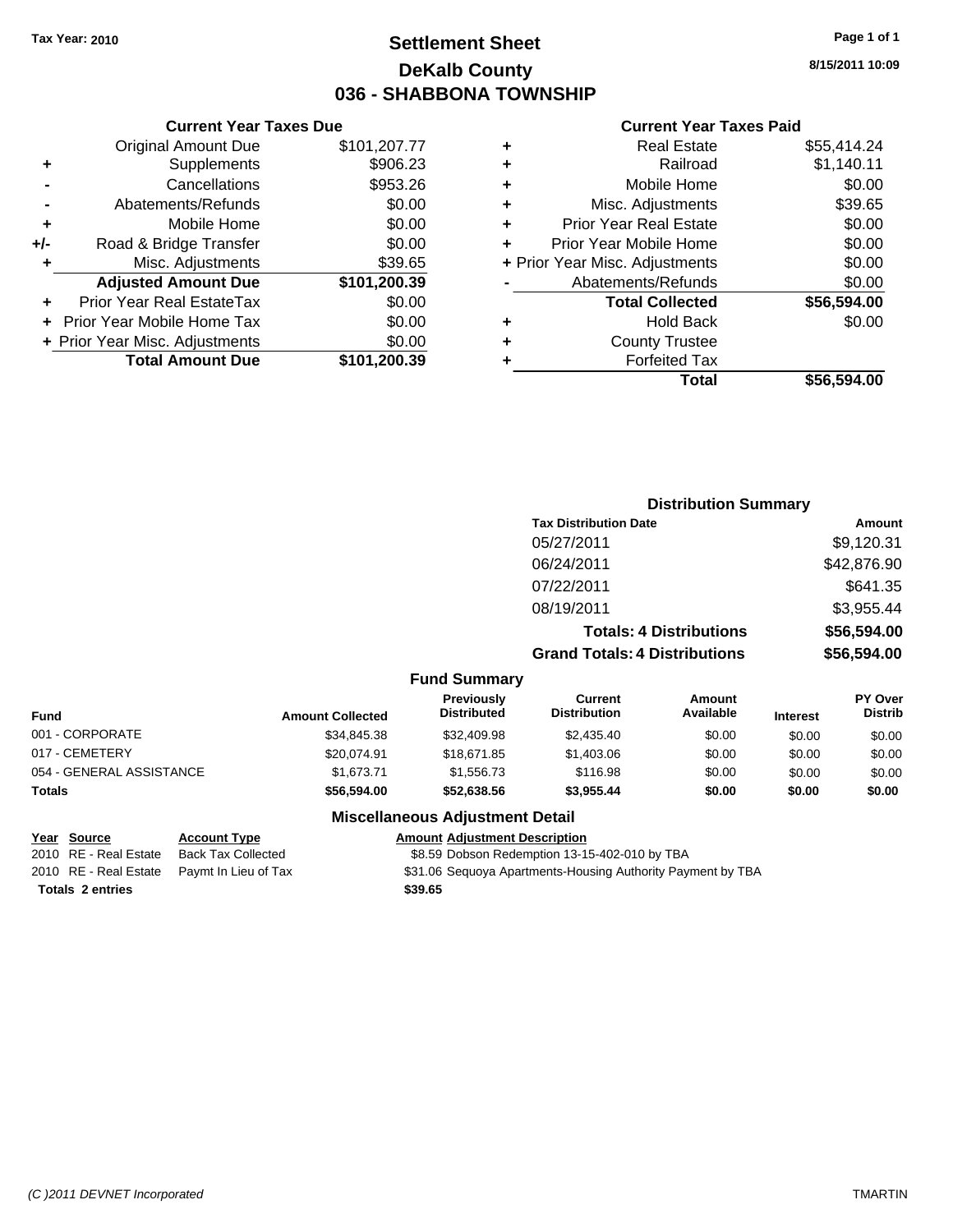**Tax Year: 2010**

# Settlement Sheet
## DeKalb County
## 036 - SHABBONA TOWNSHIP

**8/15/2011 10:09**

### Current Year Taxes Due

| | | |
|---|---|---|
| | Original Amount Due | $101,207.77 |
| + | Supplements | $906.23 |
| - | Cancellations | $953.26 |
| - | Abatements/Refunds | $0.00 |
| + | Mobile Home | $0.00 |
| +/- | Road & Bridge Transfer | $0.00 |
| + | Misc. Adjustments | $39.65 |
| | **Adjusted Amount Due** | **$101,200.39** |
| + | Prior Year Real EstateTax | $0.00 |
| + | Prior Year Mobile Home Tax | $0.00 |
| + | Prior Year Misc. Adjustments | $0.00 |
| | **Total Amount Due** | **$101,200.39** |

### Current Year Taxes Paid

| | | |
|---|---|---|
| + | Real Estate | $55,414.24 |
| + | Railroad | $1,140.11 |
| + | Mobile Home | $0.00 |
| + | Misc. Adjustments | $39.65 |
| + | Prior Year Real Estate | $0.00 |
| + | Prior Year Mobile Home | $0.00 |
| + | Prior Year Misc. Adjustments | $0.00 |
| - | Abatements/Refunds | $0.00 |
| | **Total Collected** | **$56,594.00** |
| + | Hold Back | $0.00 |
| + | County Trustee | |
| + | Forfeited Tax | |
| | **Total** | **$56,594.00** |

### Distribution Summary

| Tax Distribution Date | Amount |
|---|---|
| 05/27/2011 | $9,120.31 |
| 06/24/2011 | $42,876.90 |
| 07/22/2011 | $641.35 |
| 08/19/2011 | $3,955.44 |
| **Totals: 4 Distributions** | **$56,594.00** |
| **Grand Totals: 4 Distributions** | **$56,594.00** |

### Fund Summary

| Fund | Amount Collected | Previously Distributed | Current Distribution | Amount Available | Interest | PY Over Distrib |
|---|---|---|---|---|---|---|
| 001 - CORPORATE | $34,845.38 | $32,409.98 | $2,435.40 | $0.00 | $0.00 | $0.00 |
| 017 - CEMETERY | $20,074.91 | $18,671.85 | $1,403.06 | $0.00 | $0.00 | $0.00 |
| 054 - GENERAL ASSISTANCE | $1,673.71 | $1,556.73 | $116.98 | $0.00 | $0.00 | $0.00 |
| **Totals** | **$56,594.00** | **$52,638.56** | **$3,955.44** | **$0.00** | **$0.00** | **$0.00** |

### Miscellaneous Adjustment Detail

| Year | Source | Account Type | Amount | Adjustment Description |
|---|---|---|---|---|
| 2010 | RE - Real Estate | Back Tax Collected | $8.59 | Dobson Redemption 13-15-402-010 by TBA |
| 2010 | RE - Real Estate | Paymt In Lieu of Tax | $31.06 | Sequoya Apartments-Housing Authority Payment by TBA |
| **Totals** | **2 entries** | | **$39.65** | |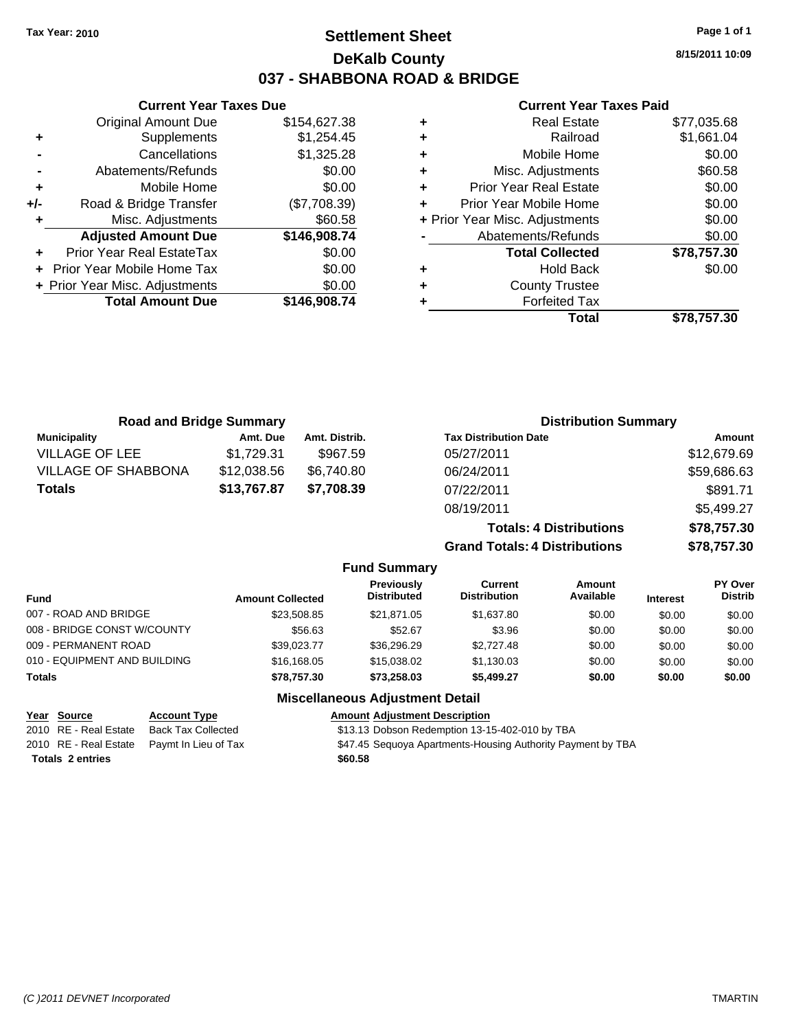**Tax Year: 2010**

# Settlement Sheet
## DeKalb County
## 037 - SHABBONA ROAD & BRIDGE

8/15/2011 10:09

### Current Year Taxes Due

| | | |
|---|---|---|
| | Original Amount Due | $154,627.38 |
| + | Supplements | $1,254.45 |
| - | Cancellations | $1,325.28 |
| - | Abatements/Refunds | $0.00 |
| + | Mobile Home | $0.00 |
| +/- | Road & Bridge Transfer | ($7,708.39) |
| + | Misc. Adjustments | $60.58 |
| | **Adjusted Amount Due** | **$146,908.74** |
| + | Prior Year Real EstateTax | $0.00 |
| + | Prior Year Mobile Home Tax | $0.00 |
| + | Prior Year Misc. Adjustments | $0.00 |
| | **Total Amount Due** | **$146,908.74** |

### Current Year Taxes Paid

| | | |
|---|---|---|
| + | Real Estate | $77,035.68 |
| + | Railroad | $1,661.04 |
| + | Mobile Home | $0.00 |
| + | Misc. Adjustments | $60.58 |
| + | Prior Year Real Estate | $0.00 |
| + | Prior Year Mobile Home | $0.00 |
| + | Prior Year Misc. Adjustments | $0.00 |
| - | Abatements/Refunds | $0.00 |
| | **Total Collected** | **$78,757.30** |
| + | Hold Back | $0.00 |
| + | County Trustee | |
| + | Forfeited Tax | |
| | **Total** | **$78,757.30** |

### Road and Bridge Summary

| Municipality | Amt. Due | Amt. Distrib. |
|---|---|---|
| VILLAGE OF LEE | $1,729.31 | $967.59 |
| VILLAGE OF SHABBONA | $12,038.56 | $6,740.80 |
| **Totals** | **$13,767.87** | **$7,708.39** |

### Distribution Summary

| Tax Distribution Date | Amount |
|---|---|
| 05/27/2011 | $12,679.69 |
| 06/24/2011 | $59,686.63 |
| 07/22/2011 | $891.71 |
| 08/19/2011 | $5,499.27 |
| **Totals: 4 Distributions** | **$78,757.30** |
| **Grand Totals: 4 Distributions** | **$78,757.30** |

### Fund Summary

| Fund | Amount Collected | Previously Distributed | Current Distribution | Amount Available | Interest | PY Over Distrib |
|---|---|---|---|---|---|---|
| 007 - ROAD AND BRIDGE | $23,508.85 | $21,871.05 | $1,637.80 | $0.00 | $0.00 | $0.00 |
| 008 - BRIDGE CONST W/COUNTY | $56.63 | $52.67 | $3.96 | $0.00 | $0.00 | $0.00 |
| 009 - PERMANENT ROAD | $39,023.77 | $36,296.29 | $2,727.48 | $0.00 | $0.00 | $0.00 |
| 010 - EQUIPMENT AND BUILDING | $16,168.05 | $15,038.02 | $1,130.03 | $0.00 | $0.00 | $0.00 |
| **Totals** | **$78,757.30** | **$73,258.03** | **$5,499.27** | **$0.00** | **$0.00** | **$0.00** |

### Miscellaneous Adjustment Detail

| Year | Source | Account Type | Amount | Adjustment Description |
|---|---|---|---|---|
| 2010 | RE - Real Estate | Back Tax Collected | $13.13 | Dobson Redemption 13-15-402-010 by TBA |
| 2010 | RE - Real Estate | Paymt In Lieu of Tax | $47.45 | Sequoya Apartments-Housing Authority Payment by TBA |
| **Totals 2 entries** | | | **$60.58** | |

(C )2011 DEVNET Incorporated — TMARTIN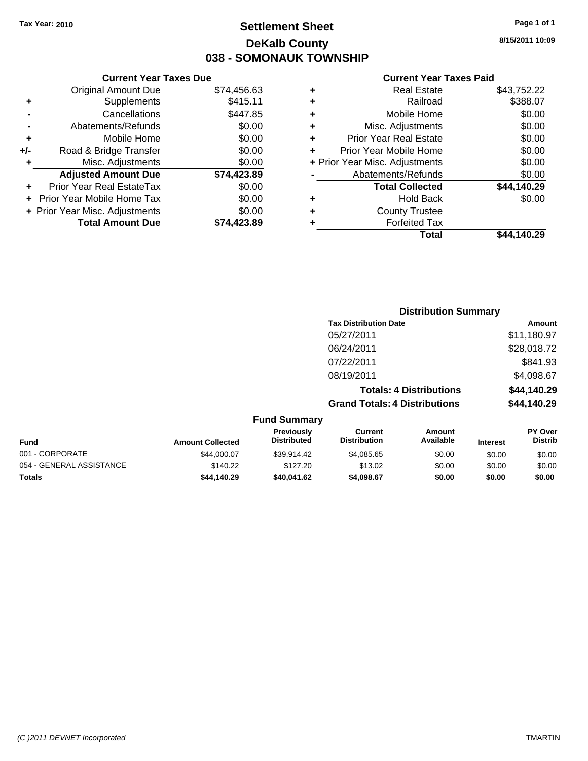**Tax Year: 2010**

# Settlement Sheet
## DeKalb County
## 038 - SOMONAUK TOWNSHIP

8/15/2011 10:09

### Current Year Taxes Due

| | | |
|---|---|---|
| | Original Amount Due | $74,456.63 |
| + | Supplements | $415.11 |
| - | Cancellations | $447.85 |
| - | Abatements/Refunds | $0.00 |
| + | Mobile Home | $0.00 |
| +/- | Road & Bridge Transfer | $0.00 |
| + | Misc. Adjustments | $0.00 |
| | **Adjusted Amount Due** | **$74,423.89** |
| + | Prior Year Real EstateTax | $0.00 |
| + | Prior Year Mobile Home Tax | $0.00 |
| + | Prior Year Misc. Adjustments | $0.00 |
| | **Total Amount Due** | **$74,423.89** |

### Current Year Taxes Paid

| | | |
|---|---|---|
| + | Real Estate | $43,752.22 |
| + | Railroad | $388.07 |
| + | Mobile Home | $0.00 |
| + | Misc. Adjustments | $0.00 |
| + | Prior Year Real Estate | $0.00 |
| + | Prior Year Mobile Home | $0.00 |
| + | Prior Year Misc. Adjustments | $0.00 |
| - | Abatements/Refunds | $0.00 |
| | **Total Collected** | **$44,140.29** |
| + | Hold Back | $0.00 |
| + | County Trustee | |
| + | Forfeited Tax | |
| | **Total** | **$44,140.29** |

### Distribution Summary

| Tax Distribution Date | Amount |
|---|---|
| 05/27/2011 | $11,180.97 |
| 06/24/2011 | $28,018.72 |
| 07/22/2011 | $841.93 |
| 08/19/2011 | $4,098.67 |
| **Totals: 4 Distributions** | **$44,140.29** |
| **Grand Totals: 4 Distributions** | **$44,140.29** |

### Fund Summary

| Fund | Amount Collected | Previously Distributed | Current Distribution | Amount Available | Interest | PY Over Distrib |
|---|---|---|---|---|---|---|
| 001 - CORPORATE | $44,000.07 | $39,914.42 | $4,085.65 | $0.00 | $0.00 | $0.00 |
| 054 - GENERAL ASSISTANCE | $140.22 | $127.20 | $13.02 | $0.00 | $0.00 | $0.00 |
| **Totals** | **$44,140.29** | **$40,041.62** | **$4,098.67** | **$0.00** | **$0.00** | **$0.00** |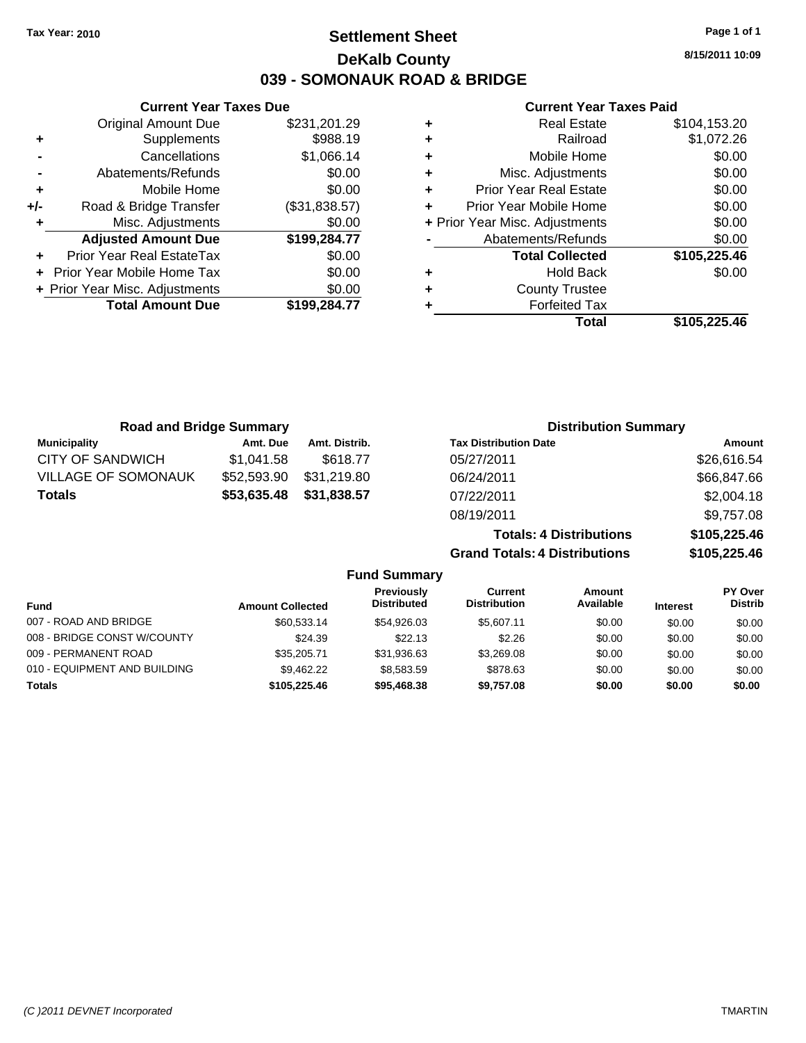Tax Year: 2010

# Settlement Sheet
## DeKalb County
## 039 - SOMONAUK ROAD & BRIDGE

8/15/2011 10:09

### Current Year Taxes Due

| | | |
|---|---|---|
| | Original Amount Due | $231,201.29 |
| + | Supplements | $988.19 |
| - | Cancellations | $1,066.14 |
| - | Abatements/Refunds | $0.00 |
| + | Mobile Home | $0.00 |
| +/- | Road & Bridge Transfer | ($31,838.57) |
| + | Misc. Adjustments | $0.00 |
| | **Adjusted Amount Due** | **$199,284.77** |
| + | Prior Year Real EstateTax | $0.00 |
| + | Prior Year Mobile Home Tax | $0.00 |
| + | Prior Year Misc. Adjustments | $0.00 |
| | **Total Amount Due** | **$199,284.77** |

### Current Year Taxes Paid

| | | |
|---|---|---|
| + | Real Estate | $104,153.20 |
| + | Railroad | $1,072.26 |
| + | Mobile Home | $0.00 |
| + | Misc. Adjustments | $0.00 |
| + | Prior Year Real Estate | $0.00 |
| + | Prior Year Mobile Home | $0.00 |
| + | Prior Year Misc. Adjustments | $0.00 |
| - | Abatements/Refunds | $0.00 |
| | **Total Collected** | **$105,225.46** |
| + | Hold Back | $0.00 |
| + | County Trustee | |
| + | Forfeited Tax | |
| | **Total** | **$105,225.46** |

### Road and Bridge Summary

| Municipality | Amt. Due | Amt. Distrib. |
|---|---|---|
| CITY OF SANDWICH | $1,041.58 | $618.77 |
| VILLAGE OF SOMONAUK | $52,593.90 | $31,219.80 |
| **Totals** | **$53,635.48** | **$31,838.57** |

### Distribution Summary

| Tax Distribution Date | Amount |
|---|---|
| 05/27/2011 | $26,616.54 |
| 06/24/2011 | $66,847.66 |
| 07/22/2011 | $2,004.18 |
| 08/19/2011 | $9,757.08 |
| **Totals: 4 Distributions** | **$105,225.46** |
| **Grand Totals: 4 Distributions** | **$105,225.46** |

### Fund Summary

| Fund | Amount Collected | Previously Distributed | Current Distribution | Amount Available | Interest | PY Over Distrib |
|---|---|---|---|---|---|---|
| 007 - ROAD AND BRIDGE | $60,533.14 | $54,926.03 | $5,607.11 | $0.00 | $0.00 | $0.00 |
| 008 - BRIDGE CONST W/COUNTY | $24.39 | $22.13 | $2.26 | $0.00 | $0.00 | $0.00 |
| 009 - PERMANENT ROAD | $35,205.71 | $31,936.63 | $3,269.08 | $0.00 | $0.00 | $0.00 |
| 010 - EQUIPMENT AND BUILDING | $9,462.22 | $8,583.59 | $878.63 | $0.00 | $0.00 | $0.00 |
| **Totals** | **$105,225.46** | **$95,468.38** | **$9,757.08** | **$0.00** | **$0.00** | **$0.00** |

(C )2011 DEVNET Incorporated TMARTIN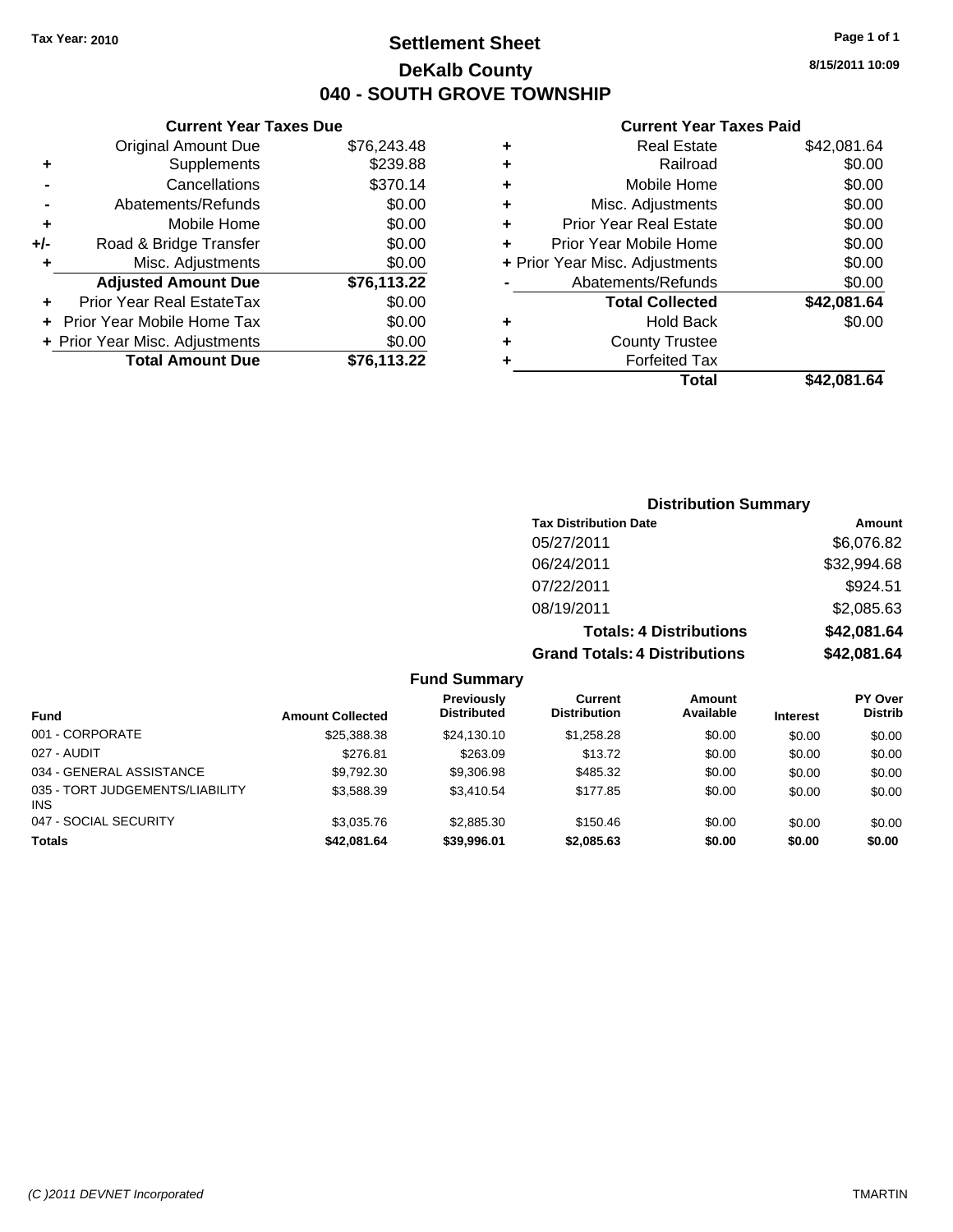Tax Year: 2010

# Settlement Sheet

## DeKalb County

## 040 - SOUTH GROVE TOWNSHIP

8/15/2011 10:09

### Current Year Taxes Due

| | | |
|---|---|---|
| | Original Amount Due | $76,243.48 |
| + | Supplements | $239.88 |
| - | Cancellations | $370.14 |
| - | Abatements/Refunds | $0.00 |
| + | Mobile Home | $0.00 |
| +/- | Road & Bridge Transfer | $0.00 |
| + | Misc. Adjustments | $0.00 |
| | **Adjusted Amount Due** | **$76,113.22** |
| + | Prior Year Real EstateTax | $0.00 |
| + | Prior Year Mobile Home Tax | $0.00 |
| + | Prior Year Misc. Adjustments | $0.00 |
| | **Total Amount Due** | **$76,113.22** |

### Current Year Taxes Paid

| | | |
|---|---|---|
| + | Real Estate | $42,081.64 |
| + | Railroad | $0.00 |
| + | Mobile Home | $0.00 |
| + | Misc. Adjustments | $0.00 |
| + | Prior Year Real Estate | $0.00 |
| + | Prior Year Mobile Home | $0.00 |
| + | Prior Year Misc. Adjustments | $0.00 |
| - | Abatements/Refunds | $0.00 |
| | **Total Collected** | **$42,081.64** |
| + | Hold Back | $0.00 |
| + | County Trustee | |
| + | Forfeited Tax | |
| | **Total** | **$42,081.64** |

### Distribution Summary

| Tax Distribution Date | Amount |
|---|---|
| 05/27/2011 | $6,076.82 |
| 06/24/2011 | $32,994.68 |
| 07/22/2011 | $924.51 |
| 08/19/2011 | $2,085.63 |
| **Totals: 4 Distributions** | **$42,081.64** |
| **Grand Totals: 4 Distributions** | **$42,081.64** |

### Fund Summary

| Fund | Amount Collected | Previously Distributed | Current Distribution | Amount Available | Interest | PY Over Distrib |
|---|---|---|---|---|---|---|
| 001 - CORPORATE | $25,388.38 | $24,130.10 | $1,258.28 | $0.00 | $0.00 | $0.00 |
| 027 - AUDIT | $276.81 | $263.09 | $13.72 | $0.00 | $0.00 | $0.00 |
| 034 - GENERAL ASSISTANCE | $9,792.30 | $9,306.98 | $485.32 | $0.00 | $0.00 | $0.00 |
| 035 - TORT JUDGEMENTS/LIABILITY INS | $3,588.39 | $3,410.54 | $177.85 | $0.00 | $0.00 | $0.00 |
| 047 - SOCIAL SECURITY | $3,035.76 | $2,885.30 | $150.46 | $0.00 | $0.00 | $0.00 |
| **Totals** | **$42,081.64** | **$39,996.01** | **$2,085.63** | **$0.00** | **$0.00** | **$0.00** |

(C )2011 DEVNET Incorporated TMARTIN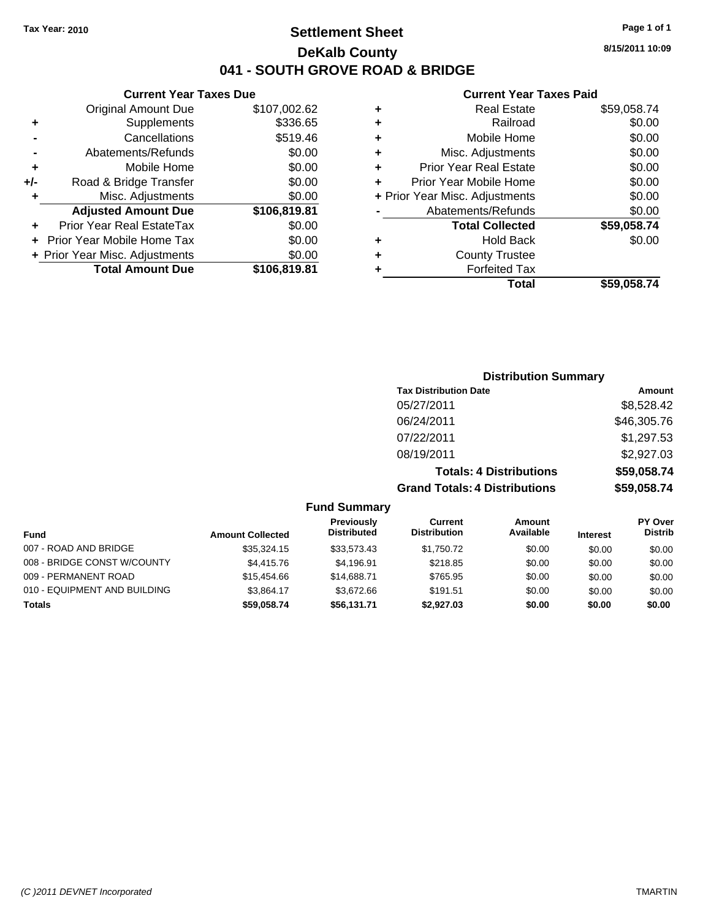Tax Year: 2010

# Settlement Sheet

## DeKalb County

## 041 - SOUTH GROVE ROAD & BRIDGE

8/15/2011 10:09

### Current Year Taxes Due

| | | |
|---|---|---|
| | Original Amount Due | $107,002.62 |
| + | Supplements | $336.65 |
| - | Cancellations | $519.46 |
| - | Abatements/Refunds | $0.00 |
| + | Mobile Home | $0.00 |
| +/- | Road & Bridge Transfer | $0.00 |
| + | Misc. Adjustments | $0.00 |
| | **Adjusted Amount Due** | **$106,819.81** |
| + | Prior Year Real EstateTax | $0.00 |
| + | Prior Year Mobile Home Tax | $0.00 |
| + | Prior Year Misc. Adjustments | $0.00 |
| | **Total Amount Due** | **$106,819.81** |

### Current Year Taxes Paid

| | | |
|---|---|---|
| + | Real Estate | $59,058.74 |
| + | Railroad | $0.00 |
| + | Mobile Home | $0.00 |
| + | Misc. Adjustments | $0.00 |
| + | Prior Year Real Estate | $0.00 |
| + | Prior Year Mobile Home | $0.00 |
| + | Prior Year Misc. Adjustments | $0.00 |
| - | Abatements/Refunds | $0.00 |
| | **Total Collected** | **$59,058.74** |
| + | Hold Back | $0.00 |
| + | County Trustee | |
| + | Forfeited Tax | |
| | **Total** | **$59,058.74** |

### Distribution Summary

| Tax Distribution Date | Amount |
|---|---|
| 05/27/2011 | $8,528.42 |
| 06/24/2011 | $46,305.76 |
| 07/22/2011 | $1,297.53 |
| 08/19/2011 | $2,927.03 |
| **Totals: 4 Distributions** | **$59,058.74** |
| **Grand Totals: 4 Distributions** | **$59,058.74** |

### Fund Summary

| Fund | Amount Collected | Previously Distributed | Current Distribution | Amount Available | Interest | PY Over Distrib |
|---|---|---|---|---|---|---|
| 007 - ROAD AND BRIDGE | $35,324.15 | $33,573.43 | $1,750.72 | $0.00 | $0.00 | $0.00 |
| 008 - BRIDGE CONST W/COUNTY | $4,415.76 | $4,196.91 | $218.85 | $0.00 | $0.00 | $0.00 |
| 009 - PERMANENT ROAD | $15,454.66 | $14,688.71 | $765.95 | $0.00 | $0.00 | $0.00 |
| 010 - EQUIPMENT AND BUILDING | $3,864.17 | $3,672.66 | $191.51 | $0.00 | $0.00 | $0.00 |
| **Totals** | **$59,058.74** | **$56,131.71** | **$2,927.03** | **$0.00** | **$0.00** | **$0.00** |

(C )2011 DEVNET Incorporated TMARTIN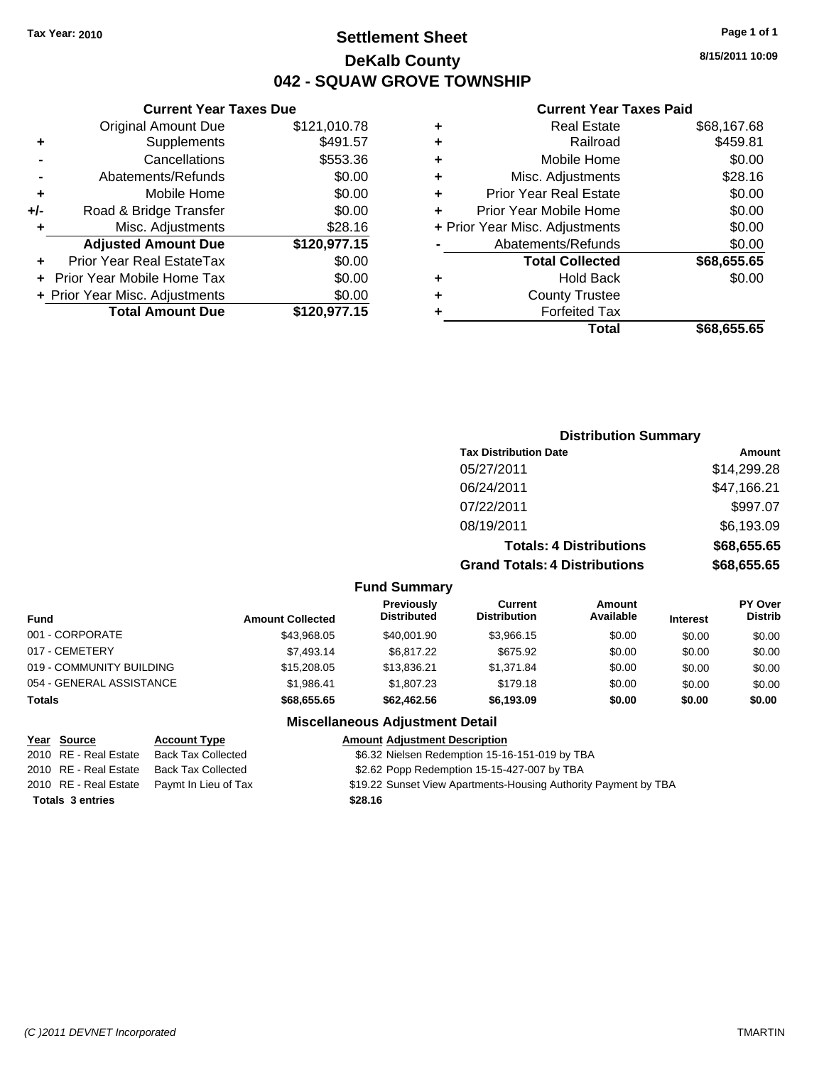**Tax Year: 2010**

# Settlement Sheet
## DeKalb County
## 042 - SQUAW GROVE TOWNSHIP

8/15/2011 10:09

### Current Year Taxes Due

| | | |
|---|---|---|
| | Original Amount Due | $121,010.78 |
| + | Supplements | $491.57 |
| - | Cancellations | $553.36 |
| - | Abatements/Refunds | $0.00 |
| + | Mobile Home | $0.00 |
| +/- | Road & Bridge Transfer | $0.00 |
| + | Misc. Adjustments | $28.16 |
| | **Adjusted Amount Due** | **$120,977.15** |
| + | Prior Year Real EstateTax | $0.00 |
| + | Prior Year Mobile Home Tax | $0.00 |
| + | Prior Year Misc. Adjustments | $0.00 |
| | **Total Amount Due** | **$120,977.15** |

### Current Year Taxes Paid

| | | |
|---|---|---|
| + | Real Estate | $68,167.68 |
| + | Railroad | $459.81 |
| + | Mobile Home | $0.00 |
| + | Misc. Adjustments | $28.16 |
| + | Prior Year Real Estate | $0.00 |
| + | Prior Year Mobile Home | $0.00 |
| + | Prior Year Misc. Adjustments | $0.00 |
| - | Abatements/Refunds | $0.00 |
| | **Total Collected** | **$68,655.65** |
| + | Hold Back | $0.00 |
| + | County Trustee | |
| + | Forfeited Tax | |
| | **Total** | **$68,655.65** |

### Distribution Summary

| Tax Distribution Date | Amount |
|---|---|
| 05/27/2011 | $14,299.28 |
| 06/24/2011 | $47,166.21 |
| 07/22/2011 | $997.07 |
| 08/19/2011 | $6,193.09 |
| **Totals: 4 Distributions** | **$68,655.65** |
| **Grand Totals: 4 Distributions** | **$68,655.65** |

### Fund Summary

| Fund | Amount Collected | Previously Distributed | Current Distribution | Amount Available | Interest | PY Over Distrib |
|---|---|---|---|---|---|---|
| 001 - CORPORATE | $43,968.05 | $40,001.90 | $3,966.15 | $0.00 | $0.00 | $0.00 |
| 017 - CEMETERY | $7,493.14 | $6,817.22 | $675.92 | $0.00 | $0.00 | $0.00 |
| 019 - COMMUNITY BUILDING | $15,208.05 | $13,836.21 | $1,371.84 | $0.00 | $0.00 | $0.00 |
| 054 - GENERAL ASSISTANCE | $1,986.41 | $1,807.23 | $179.18 | $0.00 | $0.00 | $0.00 |
| **Totals** | **$68,655.65** | **$62,462.56** | **$6,193.09** | **$0.00** | **$0.00** | **$0.00** |

### Miscellaneous Adjustment Detail

| Year | Source | Account Type | Amount | Adjustment Description |
|---|---|---|---|---|
| 2010 | RE - Real Estate | Back Tax Collected | $6.32 | Nielsen Redemption 15-16-151-019 by TBA |
| 2010 | RE - Real Estate | Back Tax Collected | $2.62 | Popp Redemption 15-15-427-007 by TBA |
| 2010 | RE - Real Estate | Paymt In Lieu of Tax | $19.22 | Sunset View Apartments-Housing Authority Payment by TBA |
| **Totals 3 entries** | | | **$28.16** | |

(C )2011 DEVNET Incorporated TMARTIN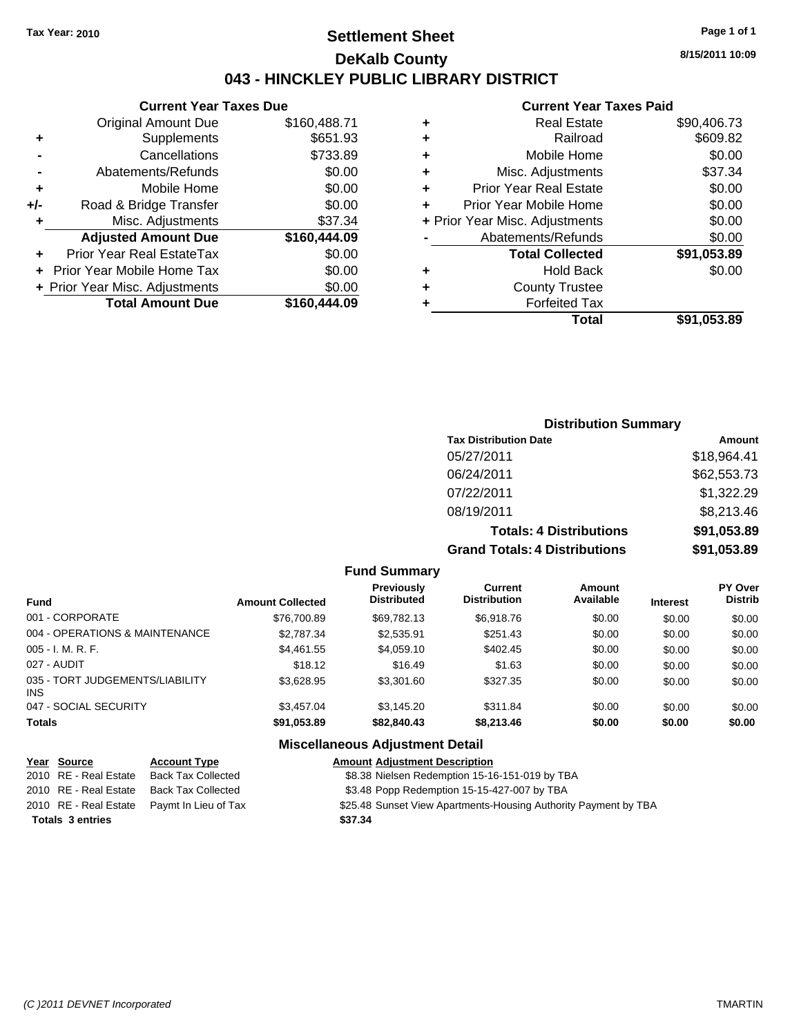**Tax Year: 2010**

# Settlement Sheet

## DeKalb County

## 043 - HINCKLEY PUBLIC LIBRARY DISTRICT

8/15/2011 10:09

### Current Year Taxes Due

| | | |
|---|---|---|
| | Original Amount Due | $160,488.71 |
| + | Supplements | $651.93 |
| - | Cancellations | $733.89 |
| - | Abatements/Refunds | $0.00 |
| + | Mobile Home | $0.00 |
| +/- | Road & Bridge Transfer | $0.00 |
| + | Misc. Adjustments | $37.34 |
| | **Adjusted Amount Due** | **$160,444.09** |
| + | Prior Year Real EstateTax | $0.00 |
| + | Prior Year Mobile Home Tax | $0.00 |
| + | Prior Year Misc. Adjustments | $0.00 |
| | **Total Amount Due** | **$160,444.09** |

### Current Year Taxes Paid

| | | |
|---|---|---|
| + | Real Estate | $90,406.73 |
| + | Railroad | $609.82 |
| + | Mobile Home | $0.00 |
| + | Misc. Adjustments | $37.34 |
| + | Prior Year Real Estate | $0.00 |
| + | Prior Year Mobile Home | $0.00 |
| + | Prior Year Misc. Adjustments | $0.00 |
| - | Abatements/Refunds | $0.00 |
| | **Total Collected** | **$91,053.89** |
| + | Hold Back | $0.00 |
| + | County Trustee | |
| + | Forfeited Tax | |
| | **Total** | **$91,053.89** |

### Distribution Summary

| Tax Distribution Date | Amount |
|---|---|
| 05/27/2011 | $18,964.41 |
| 06/24/2011 | $62,553.73 |
| 07/22/2011 | $1,322.29 |
| 08/19/2011 | $8,213.46 |
| **Totals: 4 Distributions** | **$91,053.89** |
| **Grand Totals: 4 Distributions** | **$91,053.89** |

### Fund Summary

| Fund | Amount Collected | Previously Distributed | Current Distribution | Amount Available | Interest | PY Over Distrib |
|---|---|---|---|---|---|---|
| 001 - CORPORATE | $76,700.89 | $69,782.13 | $6,918.76 | $0.00 | $0.00 | $0.00 |
| 004 - OPERATIONS & MAINTENANCE | $2,787.34 | $2,535.91 | $251.43 | $0.00 | $0.00 | $0.00 |
| 005 - I. M. R. F. | $4,461.55 | $4,059.10 | $402.45 | $0.00 | $0.00 | $0.00 |
| 027 - AUDIT | $18.12 | $16.49 | $1.63 | $0.00 | $0.00 | $0.00 |
| 035 - TORT JUDGEMENTS/LIABILITY INS | $3,628.95 | $3,301.60 | $327.35 | $0.00 | $0.00 | $0.00 |
| 047 - SOCIAL SECURITY | $3,457.04 | $3,145.20 | $311.84 | $0.00 | $0.00 | $0.00 |
| **Totals** | **$91,053.89** | **$82,840.43** | **$8,213.46** | **$0.00** | **$0.00** | **$0.00** |

### Miscellaneous Adjustment Detail

| Year | Source | Account Type | Amount | Adjustment Description |
|---|---|---|---|---|
| 2010 | RE - Real Estate | Back Tax Collected | $8.38 | Nielsen Redemption 15-16-151-019 by TBA |
| 2010 | RE - Real Estate | Back Tax Collected | $3.48 | Popp Redemption 15-15-427-007 by TBA |
| 2010 | RE - Real Estate | Paymt In Lieu of Tax | $25.48 | Sunset View Apartments-Housing Authority Payment by TBA |
| **Totals** | **3 entries** | | **$37.34** | |

*(C )2011 DEVNET Incorporated* TMARTIN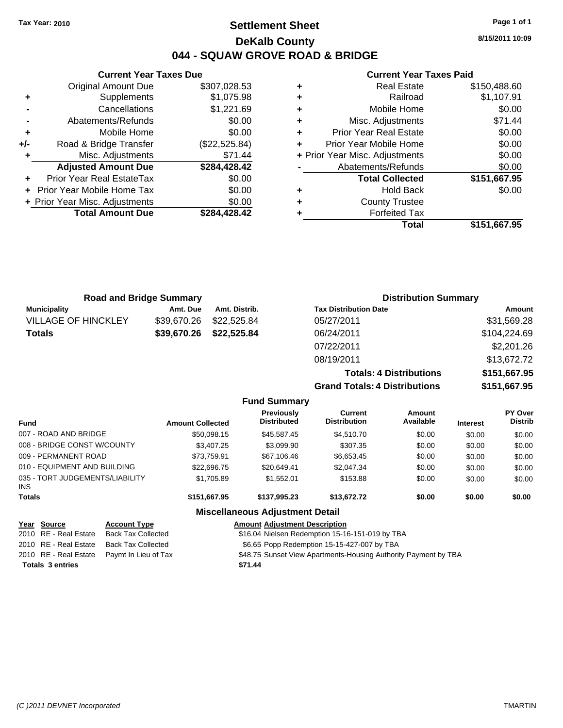Tax Year: 2010

# Settlement Sheet

## DeKalb County

## 044 - SQUAW GROVE ROAD & BRIDGE

8/15/2011 10:09

### Current Year Taxes Due

| | | |
|---|---|---|
| | Original Amount Due | $307,028.53 |
| + | Supplements | $1,075.98 |
| - | Cancellations | $1,221.69 |
| - | Abatements/Refunds | $0.00 |
| + | Mobile Home | $0.00 |
| +/- | Road & Bridge Transfer | ($22,525.84) |
| + | Misc. Adjustments | $71.44 |
| | **Adjusted Amount Due** | **$284,428.42** |
| + | Prior Year Real EstateTax | $0.00 |
| + | Prior Year Mobile Home Tax | $0.00 |
| + | Prior Year Misc. Adjustments | $0.00 |
| | **Total Amount Due** | **$284,428.42** |

### Current Year Taxes Paid

| | | |
|---|---|---|
| + | Real Estate | $150,488.60 |
| + | Railroad | $1,107.91 |
| + | Mobile Home | $0.00 |
| + | Misc. Adjustments | $71.44 |
| + | Prior Year Real Estate | $0.00 |
| + | Prior Year Mobile Home | $0.00 |
| + | Prior Year Misc. Adjustments | $0.00 |
| - | Abatements/Refunds | $0.00 |
| | **Total Collected** | **$151,667.95** |
| + | Hold Back | $0.00 |
| + | County Trustee | |
| + | Forfeited Tax | |
| | **Total** | **$151,667.95** |

### Road and Bridge Summary

| Municipality | Amt. Due | Amt. Distrib. |
|---|---|---|
| VILLAGE OF HINCKLEY | $39,670.26 | $22,525.84 |
| **Totals** | **$39,670.26** | **$22,525.84** |

### Distribution Summary

| Tax Distribution Date | Amount |
|---|---|
| 05/27/2011 | $31,569.28 |
| 06/24/2011 | $104,224.69 |
| 07/22/2011 | $2,201.26 |
| 08/19/2011 | $13,672.72 |
| **Totals: 4 Distributions** | **$151,667.95** |
| **Grand Totals: 4 Distributions** | **$151,667.95** |

### Fund Summary

| Fund | Amount Collected | Previously Distributed | Current Distribution | Amount Available | Interest | PY Over Distrib |
|---|---|---|---|---|---|---|
| 007 - ROAD AND BRIDGE | $50,098.15 | $45,587.45 | $4,510.70 | $0.00 | $0.00 | $0.00 |
| 008 - BRIDGE CONST W/COUNTY | $3,407.25 | $3,099.90 | $307.35 | $0.00 | $0.00 | $0.00 |
| 009 - PERMANENT ROAD | $73,759.91 | $67,106.46 | $6,653.45 | $0.00 | $0.00 | $0.00 |
| 010 - EQUIPMENT AND BUILDING | $22,696.75 | $20,649.41 | $2,047.34 | $0.00 | $0.00 | $0.00 |
| 035 - TORT JUDGEMENTS/LIABILITY INS | $1,705.89 | $1,552.01 | $153.88 | $0.00 | $0.00 | $0.00 |
| **Totals** | **$151,667.95** | **$137,995.23** | **$13,672.72** | **$0.00** | **$0.00** | **$0.00** |

### Miscellaneous Adjustment Detail

| Year | Source | Account Type | Amount | Adjustment Description |
|---|---|---|---|---|
| 2010 | RE - Real Estate | Back Tax Collected | $16.04 | Nielsen Redemption 15-16-151-019 by TBA |
| 2010 | RE - Real Estate | Back Tax Collected | $6.65 | Popp Redemption 15-15-427-007 by TBA |
| 2010 | RE - Real Estate | Paymt In Lieu of Tax | $48.75 | Sunset View Apartments-Housing Authority Payment by TBA |
| **Totals** | **3 entries** | | **$71.44** | |

(C )2011 DEVNET Incorporated TMARTIN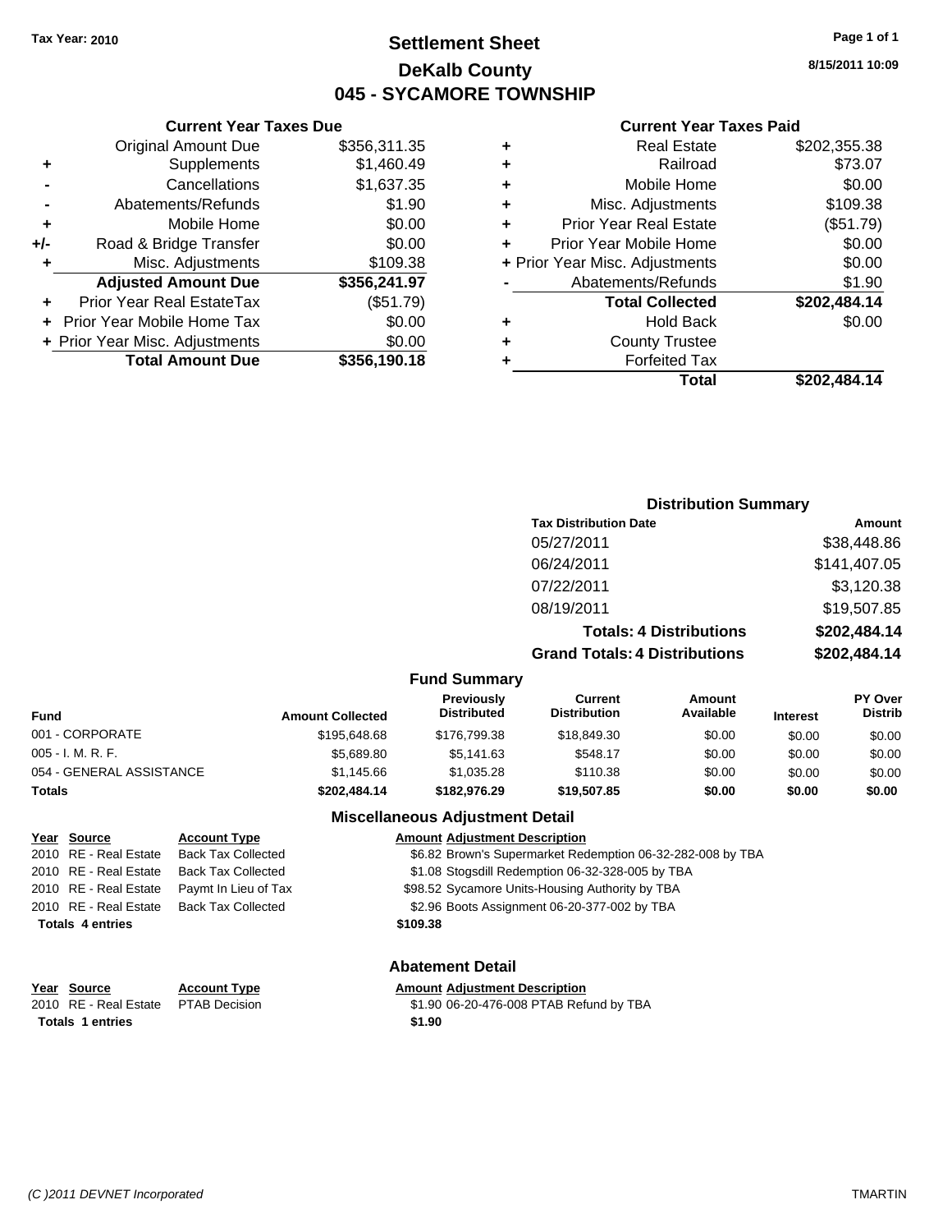Tax Year: 2010

# Settlement Sheet

## DeKalb County

## 045 - SYCAMORE TOWNSHIP

8/15/2011 10:09

### Current Year Taxes Due

| | | |
|---|---|---|
| | Original Amount Due | $356,311.35 |
| + | Supplements | $1,460.49 |
| - | Cancellations | $1,637.35 |
| - | Abatements/Refunds | $1.90 |
| + | Mobile Home | $0.00 |
| +/- | Road & Bridge Transfer | $0.00 |
| + | Misc. Adjustments | $109.38 |
| | **Adjusted Amount Due** | **$356,241.97** |
| + | Prior Year Real EstateTax | ($51.79) |
| + | Prior Year Mobile Home Tax | $0.00 |
| + | Prior Year Misc. Adjustments | $0.00 |
| | **Total Amount Due** | **$356,190.18** |

### Current Year Taxes Paid

| | | |
|---|---|---|
| + | Real Estate | $202,355.38 |
| + | Railroad | $73.07 |
| + | Mobile Home | $0.00 |
| + | Misc. Adjustments | $109.38 |
| + | Prior Year Real Estate | ($51.79) |
| + | Prior Year Mobile Home | $0.00 |
| + | Prior Year Misc. Adjustments | $0.00 |
| - | Abatements/Refunds | $1.90 |
| | **Total Collected** | **$202,484.14** |
| + | Hold Back | $0.00 |
| + | County Trustee | |
| + | Forfeited Tax | |
| | **Total** | **$202,484.14** |

### Distribution Summary

| Tax Distribution Date | Amount |
|---|---|
| 05/27/2011 | $38,448.86 |
| 06/24/2011 | $141,407.05 |
| 07/22/2011 | $3,120.38 |
| 08/19/2011 | $19,507.85 |
| **Totals: 4 Distributions** | **$202,484.14** |
| **Grand Totals: 4 Distributions** | **$202,484.14** |

### Fund Summary

| Fund | Amount Collected | Previously Distributed | Current Distribution | Amount Available | Interest | PY Over Distrib |
|---|---|---|---|---|---|---|
| 001 - CORPORATE | $195,648.68 | $176,799.38 | $18,849.30 | $0.00 | $0.00 | $0.00 |
| 005 - I. M. R. F. | $5,689.80 | $5,141.63 | $548.17 | $0.00 | $0.00 | $0.00 |
| 054 - GENERAL ASSISTANCE | $1,145.66 | $1,035.28 | $110.38 | $0.00 | $0.00 | $0.00 |
| **Totals** | **$202,484.14** | **$182,976.29** | **$19,507.85** | **$0.00** | **$0.00** | **$0.00** |

### Miscellaneous Adjustment Detail

| Year | Source | Account Type | Amount | Adjustment Description |
|---|---|---|---|---|
| 2010 | RE - Real Estate | Back Tax Collected | $6.82 | Brown's Supermarket Redemption 06-32-282-008 by TBA |
| 2010 | RE - Real Estate | Back Tax Collected | $1.08 | Stogsdill Redemption 06-32-328-005 by TBA |
| 2010 | RE - Real Estate | Paymt In Lieu of Tax | $98.52 | Sycamore Units-Housing Authority by TBA |
| 2010 | RE - Real Estate | Back Tax Collected | $2.96 | Boots Assignment 06-20-377-002 by TBA |
| **Totals 4 entries** | | | **$109.38** | |

### Abatement Detail

| Year | Source | Account Type | Amount | Adjustment Description |
|---|---|---|---|---|
| 2010 | RE - Real Estate | PTAB Decision | $1.90 | 06-20-476-008 PTAB Refund by TBA |
| **Totals 1 entries** | | | **$1.90** | |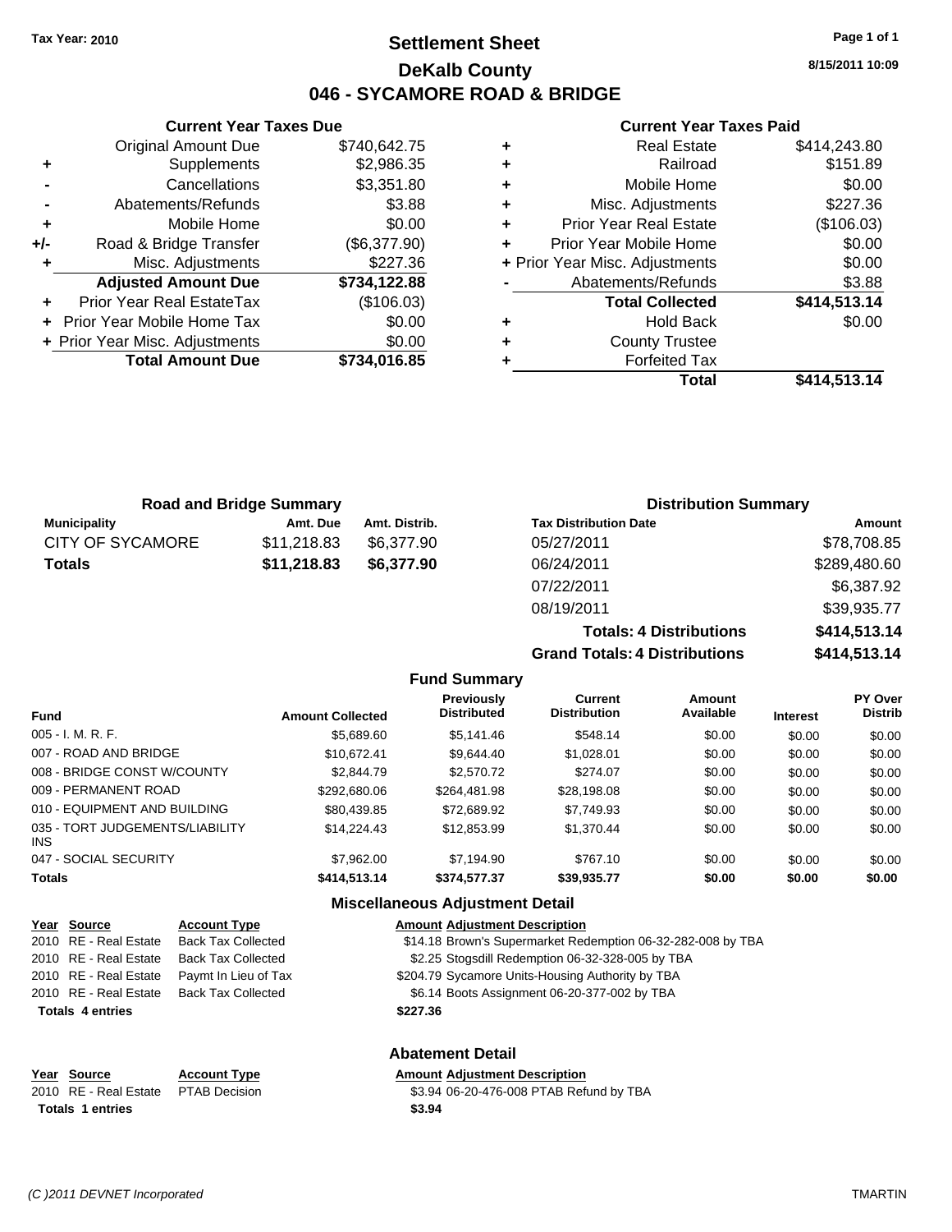**Tax Year: 2010**

# Settlement Sheet
## DeKalb County
## 046 - SYCAMORE ROAD & BRIDGE

8/15/2011 10:09

### Current Year Taxes Due

| | | |
|---|---|---|
| | Original Amount Due | $740,642.75 |
| + | Supplements | $2,986.35 |
| - | Cancellations | $3,351.80 |
| - | Abatements/Refunds | $3.88 |
| + | Mobile Home | $0.00 |
| +/- | Road & Bridge Transfer | ($6,377.90) |
| + | Misc. Adjustments | $227.36 |
| | **Adjusted Amount Due** | **$734,122.88** |
| + | Prior Year Real EstateTax | ($106.03) |
| + | Prior Year Mobile Home Tax | $0.00 |
| + | Prior Year Misc. Adjustments | $0.00 |
| | **Total Amount Due** | **$734,016.85** |

### Current Year Taxes Paid

| | | |
|---|---|---|
| + | Real Estate | $414,243.80 |
| + | Railroad | $151.89 |
| + | Mobile Home | $0.00 |
| + | Misc. Adjustments | $227.36 |
| + | Prior Year Real Estate | ($106.03) |
| + | Prior Year Mobile Home | $0.00 |
| + | Prior Year Misc. Adjustments | $0.00 |
| - | Abatements/Refunds | $3.88 |
| | **Total Collected** | **$414,513.14** |
| + | Hold Back | $0.00 |
| + | County Trustee | |
| + | Forfeited Tax | |
| | **Total** | **$414,513.14** |

### Road and Bridge Summary

| Municipality | Amt. Due | Amt. Distrib. |
|---|---|---|
| CITY OF SYCAMORE | $11,218.83 | $6,377.90 |
| **Totals** | **$11,218.83** | **$6,377.90** |

### Distribution Summary

| Tax Distribution Date | Amount |
|---|---|
| 05/27/2011 | $78,708.85 |
| 06/24/2011 | $289,480.60 |
| 07/22/2011 | $6,387.92 |
| 08/19/2011 | $39,935.77 |
| **Totals: 4 Distributions** | **$414,513.14** |
| **Grand Totals: 4 Distributions** | **$414,513.14** |

### Fund Summary

| Fund | Amount Collected | Previously Distributed | Current Distribution | Amount Available | Interest | PY Over Distrib |
|---|---|---|---|---|---|---|
| 005 - I. M. R. F. | $5,689.60 | $5,141.46 | $548.14 | $0.00 | $0.00 | $0.00 |
| 007 - ROAD AND BRIDGE | $10,672.41 | $9,644.40 | $1,028.01 | $0.00 | $0.00 | $0.00 |
| 008 - BRIDGE CONST W/COUNTY | $2,844.79 | $2,570.72 | $274.07 | $0.00 | $0.00 | $0.00 |
| 009 - PERMANENT ROAD | $292,680.06 | $264,481.98 | $28,198.08 | $0.00 | $0.00 | $0.00 |
| 010 - EQUIPMENT AND BUILDING | $80,439.85 | $72,689.92 | $7,749.93 | $0.00 | $0.00 | $0.00 |
| 035 - TORT JUDGEMENTS/LIABILITY INS | $14,224.43 | $12,853.99 | $1,370.44 | $0.00 | $0.00 | $0.00 |
| 047 - SOCIAL SECURITY | $7,962.00 | $7,194.90 | $767.10 | $0.00 | $0.00 | $0.00 |
| **Totals** | **$414,513.14** | **$374,577.37** | **$39,935.77** | **$0.00** | **$0.00** | **$0.00** |

### Miscellaneous Adjustment Detail

| Year | Source | Account Type | Amount | Adjustment Description |
|---|---|---|---|---|
| 2010 | RE - Real Estate | Back Tax Collected | $14.18 | Brown's Supermarket Redemption 06-32-282-008 by TBA |
| 2010 | RE - Real Estate | Back Tax Collected | $2.25 | Stogsdill Redemption 06-32-328-005 by TBA |
| 2010 | RE - Real Estate | Paymt In Lieu of Tax | $204.79 | Sycamore Units-Housing Authority by TBA |
| 2010 | RE - Real Estate | Back Tax Collected | $6.14 | Boots Assignment 06-20-377-002 by TBA |
| **Totals 4 entries** | | | **$227.36** | |

### Abatement Detail

| Year | Source | Account Type | Amount | Adjustment Description |
|---|---|---|---|---|
| 2010 | RE - Real Estate | PTAB Decision | $3.94 | 06-20-476-008 PTAB Refund by TBA |
| **Totals 1 entries** | | | **$3.94** | |

(C )2011 DEVNET Incorporated — TMARTIN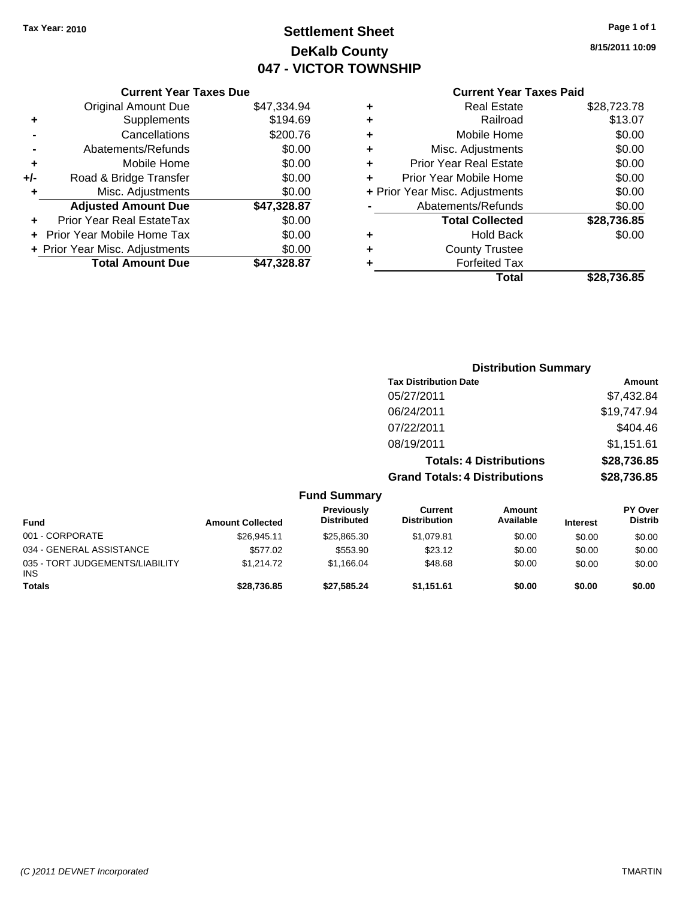Tax Year: 2010

# Settlement Sheet
## DeKalb County
## 047 - VICTOR TOWNSHIP

8/15/2011 10:09

### Current Year Taxes Due

| | | |
|---|---|---|
| | Original Amount Due | $47,334.94 |
| + | Supplements | $194.69 |
| - | Cancellations | $200.76 |
| - | Abatements/Refunds | $0.00 |
| + | Mobile Home | $0.00 |
| +/- | Road & Bridge Transfer | $0.00 |
| + | Misc. Adjustments | $0.00 |
| | **Adjusted Amount Due** | **$47,328.87** |
| + | Prior Year Real EstateTax | $0.00 |
| + | Prior Year Mobile Home Tax | $0.00 |
| + | Prior Year Misc. Adjustments | $0.00 |
| | **Total Amount Due** | **$47,328.87** |

### Current Year Taxes Paid

| | | |
|---|---|---|
| + | Real Estate | $28,723.78 |
| + | Railroad | $13.07 |
| + | Mobile Home | $0.00 |
| + | Misc. Adjustments | $0.00 |
| + | Prior Year Real Estate | $0.00 |
| + | Prior Year Mobile Home | $0.00 |
| + | Prior Year Misc. Adjustments | $0.00 |
| - | Abatements/Refunds | $0.00 |
| | **Total Collected** | **$28,736.85** |
| + | Hold Back | $0.00 |
| + | County Trustee | |
| + | Forfeited Tax | |
| | **Total** | **$28,736.85** |

### Distribution Summary

| Tax Distribution Date | Amount |
|---|---|
| 05/27/2011 | $7,432.84 |
| 06/24/2011 | $19,747.94 |
| 07/22/2011 | $404.46 |
| 08/19/2011 | $1,151.61 |
| **Totals: 4 Distributions** | **$28,736.85** |
| **Grand Totals: 4 Distributions** | **$28,736.85** |

### Fund Summary

| Fund | Amount Collected | Previously Distributed | Current Distribution | Amount Available | Interest | PY Over Distrib |
|---|---|---|---|---|---|---|
| 001 - CORPORATE | $26,945.11 | $25,865.30 | $1,079.81 | $0.00 | $0.00 | $0.00 |
| 034 - GENERAL ASSISTANCE | $577.02 | $553.90 | $23.12 | $0.00 | $0.00 | $0.00 |
| 035 - TORT JUDGEMENTS/LIABILITY INS | $1,214.72 | $1,166.04 | $48.68 | $0.00 | $0.00 | $0.00 |
| **Totals** | **$28,736.85** | **$27,585.24** | **$1,151.61** | **$0.00** | **$0.00** | **$0.00** |

(C )2011 DEVNET Incorporated TMARTIN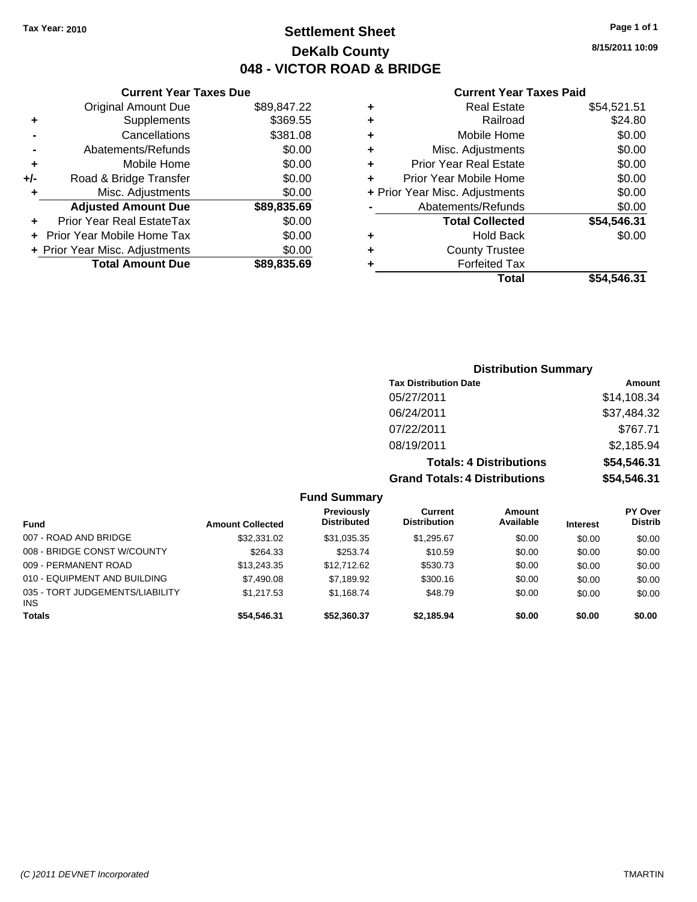Tax Year: 2010

# Settlement Sheet
## DeKalb County
## 048 - VICTOR ROAD & BRIDGE

8/15/2011 10:09

### Current Year Taxes Due

| | | |
|---|---|---|
| | Original Amount Due | $89,847.22 |
| + | Supplements | $369.55 |
| - | Cancellations | $381.08 |
| - | Abatements/Refunds | $0.00 |
| + | Mobile Home | $0.00 |
| +/- | Road & Bridge Transfer | $0.00 |
| + | Misc. Adjustments | $0.00 |
| | **Adjusted Amount Due** | **$89,835.69** |
| + | Prior Year Real EstateTax | $0.00 |
| + | Prior Year Mobile Home Tax | $0.00 |
| + | Prior Year Misc. Adjustments | $0.00 |
| | **Total Amount Due** | **$89,835.69** |

### Current Year Taxes Paid

| | | |
|---|---|---|
| + | Real Estate | $54,521.51 |
| + | Railroad | $24.80 |
| + | Mobile Home | $0.00 |
| + | Misc. Adjustments | $0.00 |
| + | Prior Year Real Estate | $0.00 |
| + | Prior Year Mobile Home | $0.00 |
| + | Prior Year Misc. Adjustments | $0.00 |
| - | Abatements/Refunds | $0.00 |
| | **Total Collected** | **$54,546.31** |
| + | Hold Back | $0.00 |
| + | County Trustee | |
| + | Forfeited Tax | |
| | **Total** | **$54,546.31** |

### Distribution Summary

| Tax Distribution Date | Amount |
|---|---|
| 05/27/2011 | $14,108.34 |
| 06/24/2011 | $37,484.32 |
| 07/22/2011 | $767.71 |
| 08/19/2011 | $2,185.94 |
| **Totals: 4 Distributions** | **$54,546.31** |
| **Grand Totals: 4 Distributions** | **$54,546.31** |

### Fund Summary

| Fund | Amount Collected | Previously Distributed | Current Distribution | Amount Available | Interest | PY Over Distrib |
|---|---|---|---|---|---|---|
| 007 - ROAD AND BRIDGE | $32,331.02 | $31,035.35 | $1,295.67 | $0.00 | $0.00 | $0.00 |
| 008 - BRIDGE CONST W/COUNTY | $264.33 | $253.74 | $10.59 | $0.00 | $0.00 | $0.00 |
| 009 - PERMANENT ROAD | $13,243.35 | $12,712.62 | $530.73 | $0.00 | $0.00 | $0.00 |
| 010 - EQUIPMENT AND BUILDING | $7,490.08 | $7,189.92 | $300.16 | $0.00 | $0.00 | $0.00 |
| 035 - TORT JUDGEMENTS/LIABILITY INS | $1,217.53 | $1,168.74 | $48.79 | $0.00 | $0.00 | $0.00 |
| **Totals** | **$54,546.31** | **$52,360.37** | **$2,185.94** | **$0.00** | **$0.00** | **$0.00** |

(C )2011 DEVNET Incorporated — TMARTIN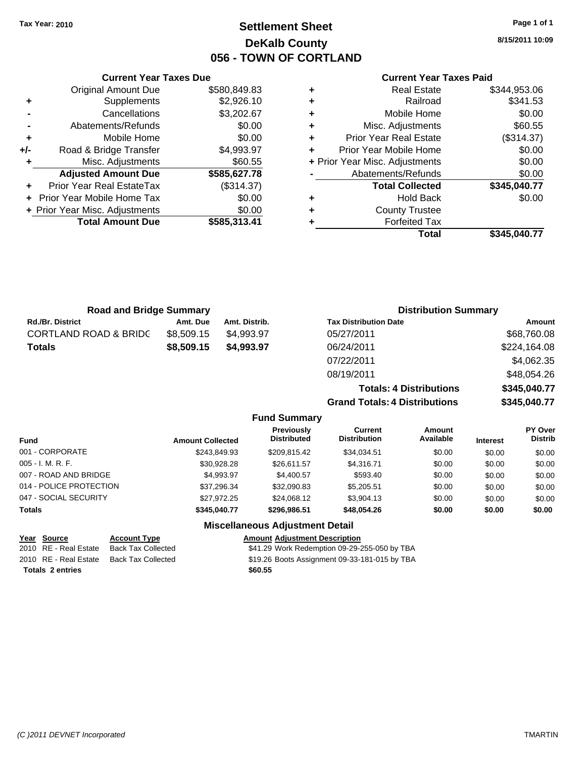Tax Year: 2010

# Settlement Sheet
## DeKalb County
## 056 - TOWN OF CORTLAND

8/15/2011 10:09

### Current Year Taxes Due

| | | |
|---|---|---|
| | Original Amount Due | $580,849.83 |
| + | Supplements | $2,926.10 |
| - | Cancellations | $3,202.67 |
| - | Abatements/Refunds | $0.00 |
| + | Mobile Home | $0.00 |
| +/- | Road & Bridge Transfer | $4,993.97 |
| + | Misc. Adjustments | $60.55 |
| | **Adjusted Amount Due** | **$585,627.78** |
| + | Prior Year Real EstateTax | ($314.37) |
| + | Prior Year Mobile Home Tax | $0.00 |
| + | Prior Year Misc. Adjustments | $0.00 |
| | **Total Amount Due** | **$585,313.41** |

### Current Year Taxes Paid

| | | |
|---|---|---|
| + | Real Estate | $344,953.06 |
| + | Railroad | $341.53 |
| + | Mobile Home | $0.00 |
| + | Misc. Adjustments | $60.55 |
| + | Prior Year Real Estate | ($314.37) |
| + | Prior Year Mobile Home | $0.00 |
| + | Prior Year Misc. Adjustments | $0.00 |
| - | Abatements/Refunds | $0.00 |
| | **Total Collected** | **$345,040.77** |
| + | Hold Back | $0.00 |
| + | County Trustee | |
| + | Forfeited Tax | |
| | **Total** | **$345,040.77** |

### Road and Bridge Summary

| Rd./Br. District | Amt. Due | Amt. Distrib. |
|---|---|---|
| CORTLAND ROAD & BRIDG | $8,509.15 | $4,993.97 |
| **Totals** | **$8,509.15** | **$4,993.97** |

### Distribution Summary

| Tax Distribution Date | Amount |
|---|---|
| 05/27/2011 | $68,760.08 |
| 06/24/2011 | $224,164.08 |
| 07/22/2011 | $4,062.35 |
| 08/19/2011 | $48,054.26 |
| **Totals: 4 Distributions** | **$345,040.77** |
| **Grand Totals: 4 Distributions** | **$345,040.77** |

### Fund Summary

| Fund | Amount Collected | Previously Distributed | Current Distribution | Amount Available | Interest | PY Over Distrib |
|---|---|---|---|---|---|---|
| 001 - CORPORATE | $243,849.93 | $209,815.42 | $34,034.51 | $0.00 | $0.00 | $0.00 |
| 005 - I. M. R. F. | $30,928.28 | $26,611.57 | $4,316.71 | $0.00 | $0.00 | $0.00 |
| 007 - ROAD AND BRIDGE | $4,993.97 | $4,400.57 | $593.40 | $0.00 | $0.00 | $0.00 |
| 014 - POLICE PROTECTION | $37,296.34 | $32,090.83 | $5,205.51 | $0.00 | $0.00 | $0.00 |
| 047 - SOCIAL SECURITY | $27,972.25 | $24,068.12 | $3,904.13 | $0.00 | $0.00 | $0.00 |
| **Totals** | **$345,040.77** | **$296,986.51** | **$48,054.26** | **$0.00** | **$0.00** | **$0.00** |

### Miscellaneous Adjustment Detail

| Year | Source | Account Type | Amount | Adjustment Description |
|---|---|---|---|---|
| 2010 | RE - Real Estate | Back Tax Collected | $41.29 | Work Redemption 09-29-255-050 by TBA |
| 2010 | RE - Real Estate | Back Tax Collected | $19.26 | Boots Assignment 09-33-181-015 by TBA |
| **Totals 2 entries** | | | **$60.55** | |

(C )2011 DEVNET Incorporated — TMARTIN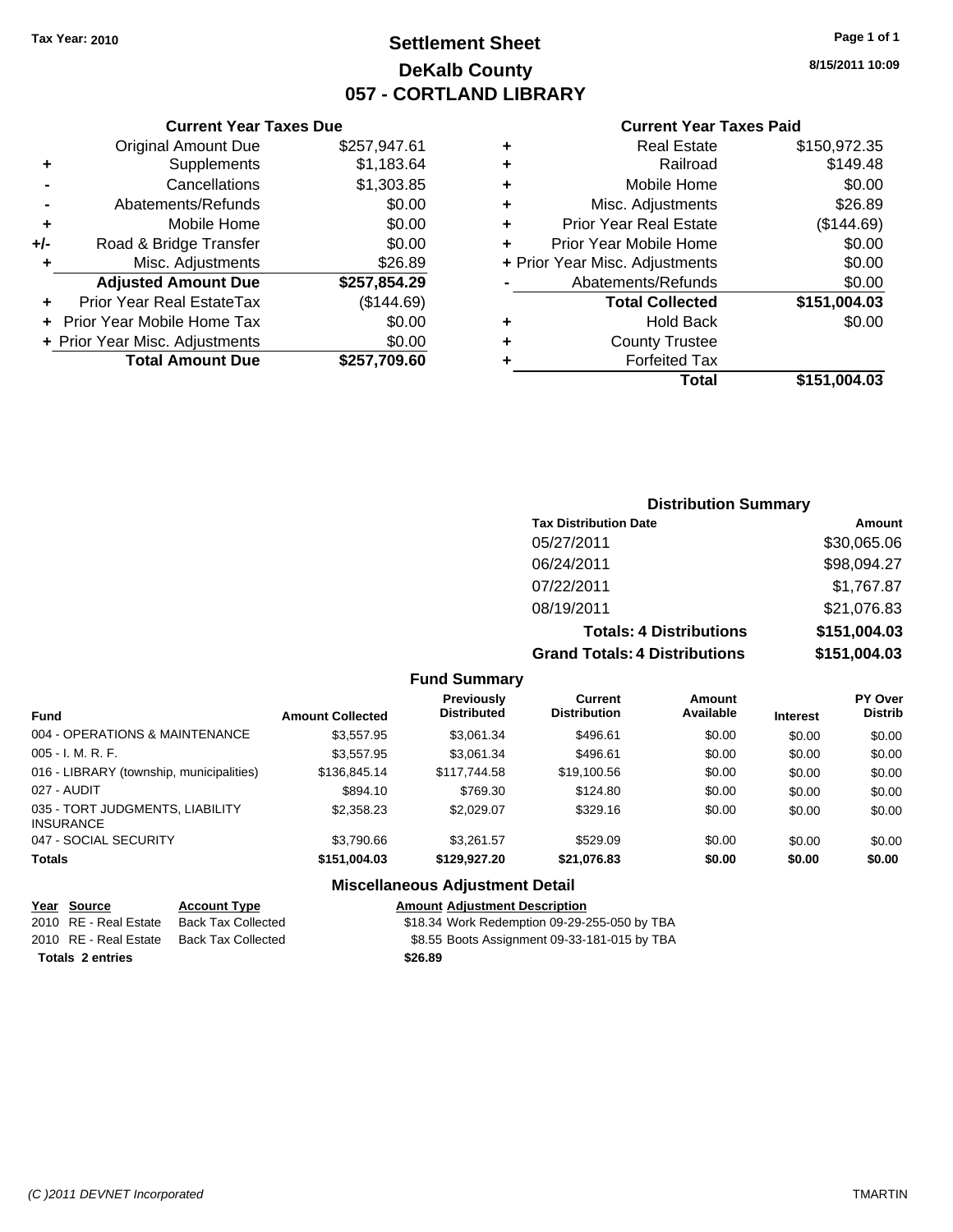Tax Year: 2010

# Settlement Sheet
## DeKalb County
## 057 - CORTLAND LIBRARY

8/15/2011 10:09

### Current Year Taxes Due

| | | |
|---|---|---|
| | Original Amount Due | $257,947.61 |
| + | Supplements | $1,183.64 |
| - | Cancellations | $1,303.85 |
| - | Abatements/Refunds | $0.00 |
| + | Mobile Home | $0.00 |
| +/- | Road & Bridge Transfer | $0.00 |
| + | Misc. Adjustments | $26.89 |
| | **Adjusted Amount Due** | **$257,854.29** |
| + | Prior Year Real EstateTax | ($144.69) |
| + | Prior Year Mobile Home Tax | $0.00 |
| + | Prior Year Misc. Adjustments | $0.00 |
| | **Total Amount Due** | **$257,709.60** |

### Current Year Taxes Paid

| | | |
|---|---|---|
| + | Real Estate | $150,972.35 |
| + | Railroad | $149.48 |
| + | Mobile Home | $0.00 |
| + | Misc. Adjustments | $26.89 |
| + | Prior Year Real Estate | ($144.69) |
| + | Prior Year Mobile Home | $0.00 |
| + | Prior Year Misc. Adjustments | $0.00 |
| - | Abatements/Refunds | $0.00 |
| | **Total Collected** | **$151,004.03** |
| + | Hold Back | $0.00 |
| + | County Trustee | |
| + | Forfeited Tax | |
| | **Total** | **$151,004.03** |

### Distribution Summary

| Tax Distribution Date | Amount |
|---|---|
| 05/27/2011 | $30,065.06 |
| 06/24/2011 | $98,094.27 |
| 07/22/2011 | $1,767.87 |
| 08/19/2011 | $21,076.83 |
| **Totals: 4 Distributions** | **$151,004.03** |
| **Grand Totals: 4 Distributions** | **$151,004.03** |

### Fund Summary

| Fund | Amount Collected | Previously Distributed | Current Distribution | Amount Available | Interest | PY Over Distrib |
|---|---|---|---|---|---|---|
| 004 - OPERATIONS & MAINTENANCE | $3,557.95 | $3,061.34 | $496.61 | $0.00 | $0.00 | $0.00 |
| 005 - I. M. R. F. | $3,557.95 | $3,061.34 | $496.61 | $0.00 | $0.00 | $0.00 |
| 016 - LIBRARY (township, municipalities) | $136,845.14 | $117,744.58 | $19,100.56 | $0.00 | $0.00 | $0.00 |
| 027 - AUDIT | $894.10 | $769.30 | $124.80 | $0.00 | $0.00 | $0.00 |
| 035 - TORT JUDGMENTS, LIABILITY INSURANCE | $2,358.23 | $2,029.07 | $329.16 | $0.00 | $0.00 | $0.00 |
| 047 - SOCIAL SECURITY | $3,790.66 | $3,261.57 | $529.09 | $0.00 | $0.00 | $0.00 |
| **Totals** | **$151,004.03** | **$129,927.20** | **$21,076.83** | **$0.00** | **$0.00** | **$0.00** |

### Miscellaneous Adjustment Detail

| Year | Source | Account Type | Amount | Adjustment Description |
|---|---|---|---|---|
| 2010 | RE - Real Estate | Back Tax Collected | $18.34 | Work Redemption 09-29-255-050 by TBA |
| 2010 | RE - Real Estate | Back Tax Collected | $8.55 | Boots Assignment 09-33-181-015 by TBA |
| **Totals 2 entries** | | | **$26.89** | |

(C )2011 DEVNET Incorporated TMARTIN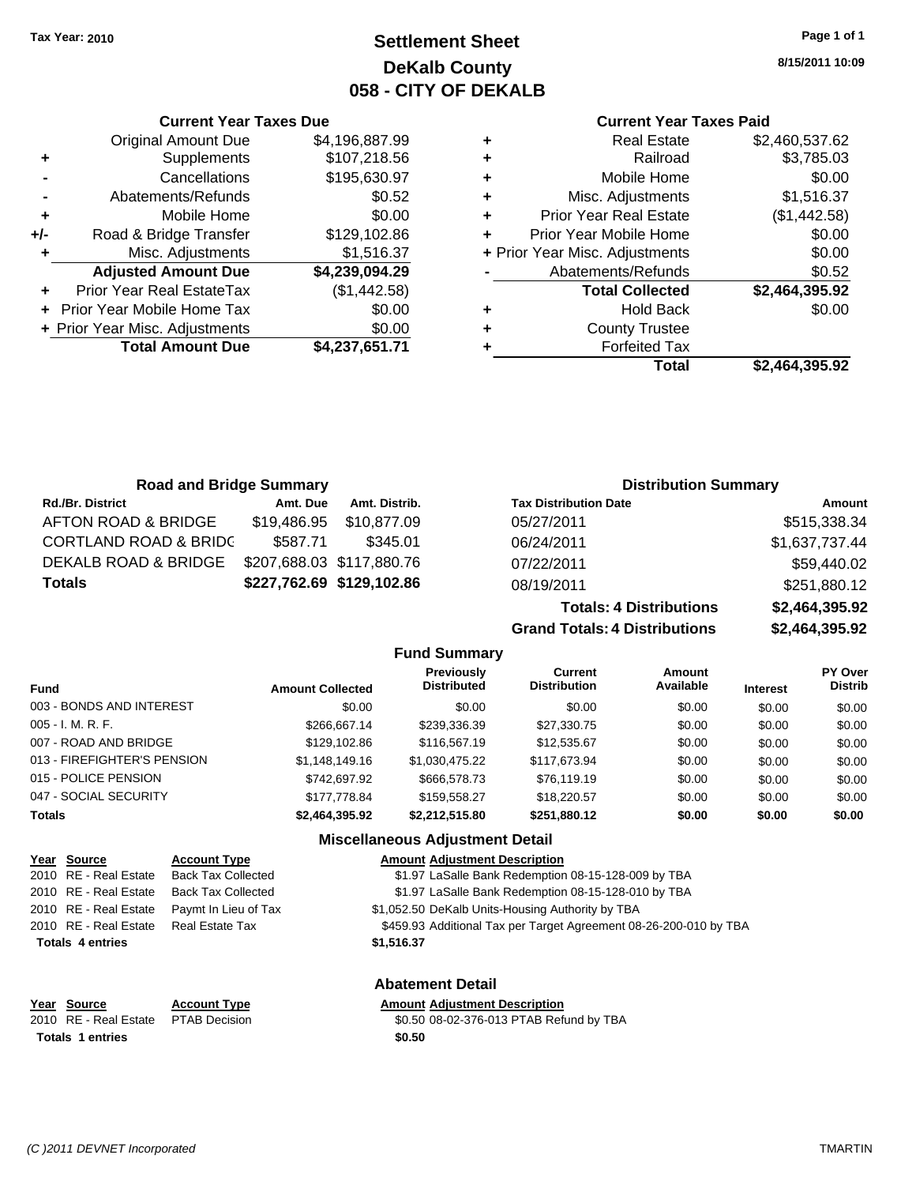**Tax Year: 2010**

# Settlement Sheet
## DeKalb County
## 058 - CITY OF DEKALB

8/15/2011 10:09

### Current Year Taxes Due

| | | |
|---|---|---|
| | Original Amount Due | $4,196,887.99 |
| + | Supplements | $107,218.56 |
| - | Cancellations | $195,630.97 |
| - | Abatements/Refunds | $0.52 |
| + | Mobile Home | $0.00 |
| +/- | Road & Bridge Transfer | $129,102.86 |
| + | Misc. Adjustments | $1,516.37 |
| | **Adjusted Amount Due** | **$4,239,094.29** |
| + | Prior Year Real EstateTax | ($1,442.58) |
| + | Prior Year Mobile Home Tax | $0.00 |
| + | Prior Year Misc. Adjustments | $0.00 |
| | **Total Amount Due** | **$4,237,651.71** |

### Current Year Taxes Paid

| | | |
|---|---|---|
| + | Real Estate | $2,460,537.62 |
| + | Railroad | $3,785.03 |
| + | Mobile Home | $0.00 |
| + | Misc. Adjustments | $1,516.37 |
| + | Prior Year Real Estate | ($1,442.58) |
| + | Prior Year Mobile Home | $0.00 |
| + | Prior Year Misc. Adjustments | $0.00 |
| - | Abatements/Refunds | $0.52 |
| | **Total Collected** | **$2,464,395.92** |
| + | Hold Back | $0.00 |
| + | County Trustee | |
| + | Forfeited Tax | |
| | **Total** | **$2,464,395.92** |

### Road and Bridge Summary

| Rd./Br. District | Amt. Due | Amt. Distrib. |
|---|---|---|
| AFTON ROAD & BRIDGE | $19,486.95 | $10,877.09 |
| CORTLAND ROAD & BRIDG | $587.71 | $345.01 |
| DEKALB ROAD & BRIDGE | $207,688.03 | $117,880.76 |
| **Totals** | **$227,762.69** | **$129,102.86** |

### Distribution Summary

| Tax Distribution Date | Amount |
|---|---|
| 05/27/2011 | $515,338.34 |
| 06/24/2011 | $1,637,737.44 |
| 07/22/2011 | $59,440.02 |
| 08/19/2011 | $251,880.12 |
| **Totals: 4 Distributions** | **$2,464,395.92** |
| **Grand Totals: 4 Distributions** | **$2,464,395.92** |

### Fund Summary

| Fund | Amount Collected | Previously Distributed | Current Distribution | Amount Available | Interest | PY Over Distrib |
|---|---|---|---|---|---|---|
| 003 - BONDS AND INTEREST | $0.00 | $0.00 | $0.00 | $0.00 | $0.00 | $0.00 |
| 005 - I. M. R. F. | $266,667.14 | $239,336.39 | $27,330.75 | $0.00 | $0.00 | $0.00 |
| 007 - ROAD AND BRIDGE | $129,102.86 | $116,567.19 | $12,535.67 | $0.00 | $0.00 | $0.00 |
| 013 - FIREFIGHTER'S PENSION | $1,148,149.16 | $1,030,475.22 | $117,673.94 | $0.00 | $0.00 | $0.00 |
| 015 - POLICE PENSION | $742,697.92 | $666,578.73 | $76,119.19 | $0.00 | $0.00 | $0.00 |
| 047 - SOCIAL SECURITY | $177,778.84 | $159,558.27 | $18,220.57 | $0.00 | $0.00 | $0.00 |
| **Totals** | **$2,464,395.92** | **$2,212,515.80** | **$251,880.12** | **$0.00** | **$0.00** | **$0.00** |

### Miscellaneous Adjustment Detail

| Year | Source | Account Type | Amount | Adjustment Description |
|---|---|---|---|---|
| 2010 | RE - Real Estate | Back Tax Collected | $1.97 | LaSalle Bank Redemption 08-15-128-009 by TBA |
| 2010 | RE - Real Estate | Back Tax Collected | $1.97 | LaSalle Bank Redemption 08-15-128-010 by TBA |
| 2010 | RE - Real Estate | Paymt In Lieu of Tax | $1,052.50 | DeKalb Units-Housing Authority by TBA |
| 2010 | RE - Real Estate | Real Estate Tax | $459.93 | Additional Tax per Target Agreement 08-26-200-010 by TBA |
| **Totals 4 entries** | | | **$1,516.37** | |

### Abatement Detail

| Year | Source | Account Type | Amount | Adjustment Description |
|---|---|---|---|---|
| 2010 | RE - Real Estate | PTAB Decision | $0.50 | 08-02-376-013 PTAB Refund by TBA |
| **Totals 1 entries** | | | **$0.50** | |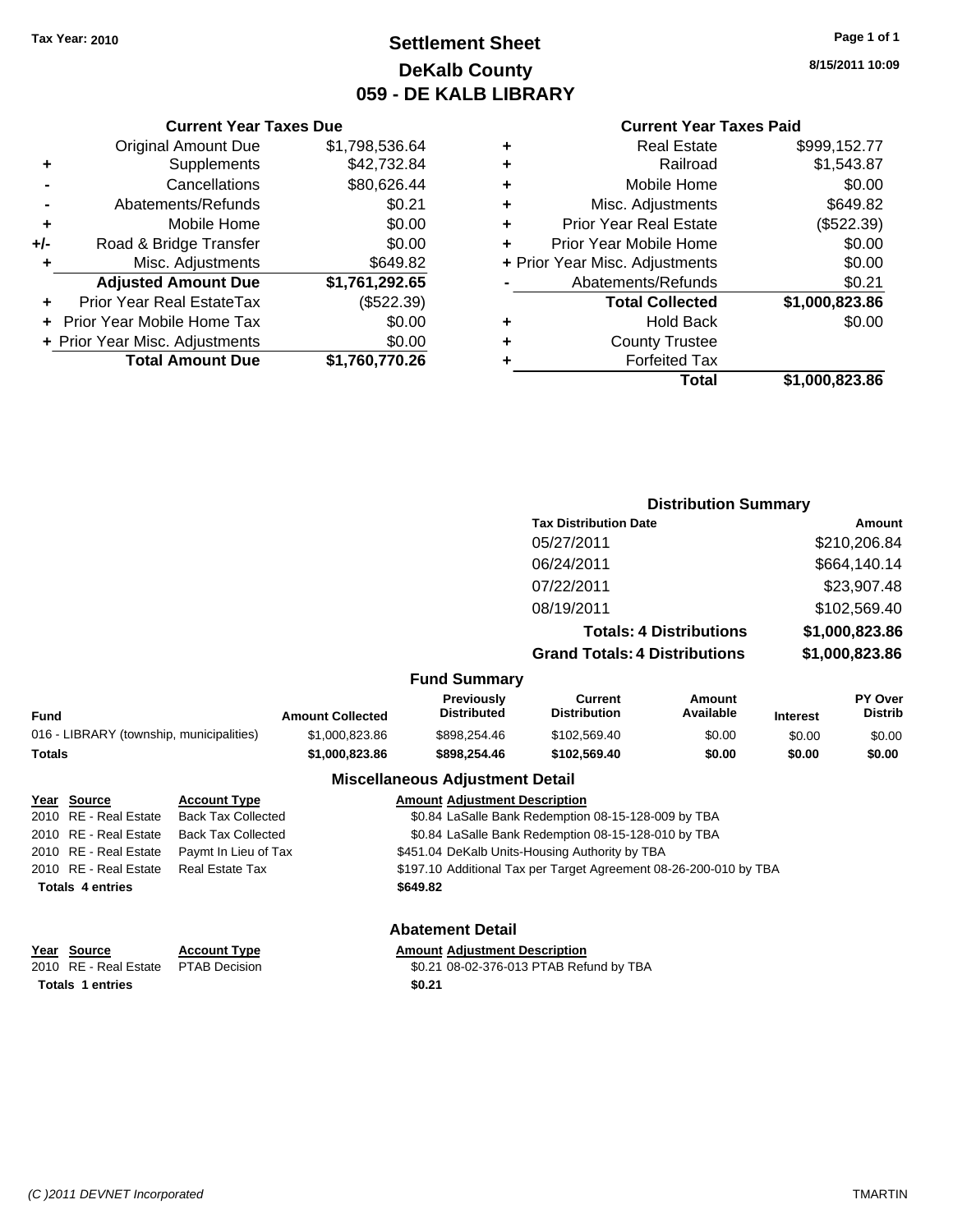Tax Year: 2010

# Settlement Sheet
## DeKalb County
## 059 - DE KALB LIBRARY

8/15/2011 10:09

### Current Year Taxes Due

| | | |
|---|---|---|
| | Original Amount Due | $1,798,536.64 |
| + | Supplements | $42,732.84 |
| - | Cancellations | $80,626.44 |
| - | Abatements/Refunds | $0.21 |
| + | Mobile Home | $0.00 |
| +/- | Road & Bridge Transfer | $0.00 |
| + | Misc. Adjustments | $649.82 |
| | **Adjusted Amount Due** | **$1,761,292.65** |
| + | Prior Year Real EstateTax | ($522.39) |
| + | Prior Year Mobile Home Tax | $0.00 |
| + | Prior Year Misc. Adjustments | $0.00 |
| | **Total Amount Due** | **$1,760,770.26** |

### Current Year Taxes Paid

| | | |
|---|---|---|
| + | Real Estate | $999,152.77 |
| + | Railroad | $1,543.87 |
| + | Mobile Home | $0.00 |
| + | Misc. Adjustments | $649.82 |
| + | Prior Year Real Estate | ($522.39) |
| + | Prior Year Mobile Home | $0.00 |
| + | Prior Year Misc. Adjustments | $0.00 |
| - | Abatements/Refunds | $0.21 |
| | **Total Collected** | **$1,000,823.86** |
| + | Hold Back | $0.00 |
| + | County Trustee | |
| + | Forfeited Tax | |
| | **Total** | **$1,000,823.86** |

### Distribution Summary

| Tax Distribution Date | Amount |
|---|---|
| 05/27/2011 | $210,206.84 |
| 06/24/2011 | $664,140.14 |
| 07/22/2011 | $23,907.48 |
| 08/19/2011 | $102,569.40 |
| **Totals: 4 Distributions** | **$1,000,823.86** |
| **Grand Totals: 4 Distributions** | **$1,000,823.86** |

### Fund Summary

| Fund | Amount Collected | Previously Distributed | Current Distribution | Amount Available | Interest | PY Over Distrib |
|---|---|---|---|---|---|---|
| 016 - LIBRARY (township, municipalities) | $1,000,823.86 | $898,254.46 | $102,569.40 | $0.00 | $0.00 | $0.00 |
| **Totals** | **$1,000,823.86** | **$898,254.46** | **$102,569.40** | **$0.00** | **$0.00** | **$0.00** |

### Miscellaneous Adjustment Detail

| Year | Source | Account Type | Amount | Adjustment Description |
|---|---|---|---|---|
| 2010 | RE - Real Estate | Back Tax Collected | $0.84 | LaSalle Bank Redemption 08-15-128-009 by TBA |
| 2010 | RE - Real Estate | Back Tax Collected | $0.84 | LaSalle Bank Redemption 08-15-128-010 by TBA |
| 2010 | RE - Real Estate | Paymt In Lieu of Tax | $451.04 | DeKalb Units-Housing Authority by TBA |
| 2010 | RE - Real Estate | Real Estate Tax | $197.10 | Additional Tax per Target Agreement 08-26-200-010 by TBA |
| **Totals 4 entries** | | | **$649.82** | |

### Abatement Detail

| Year | Source | Account Type | Amount | Adjustment Description |
|---|---|---|---|---|
| 2010 | RE - Real Estate | PTAB Decision | $0.21 | 08-02-376-013 PTAB Refund by TBA |
| **Totals 1 entries** | | | **$0.21** | |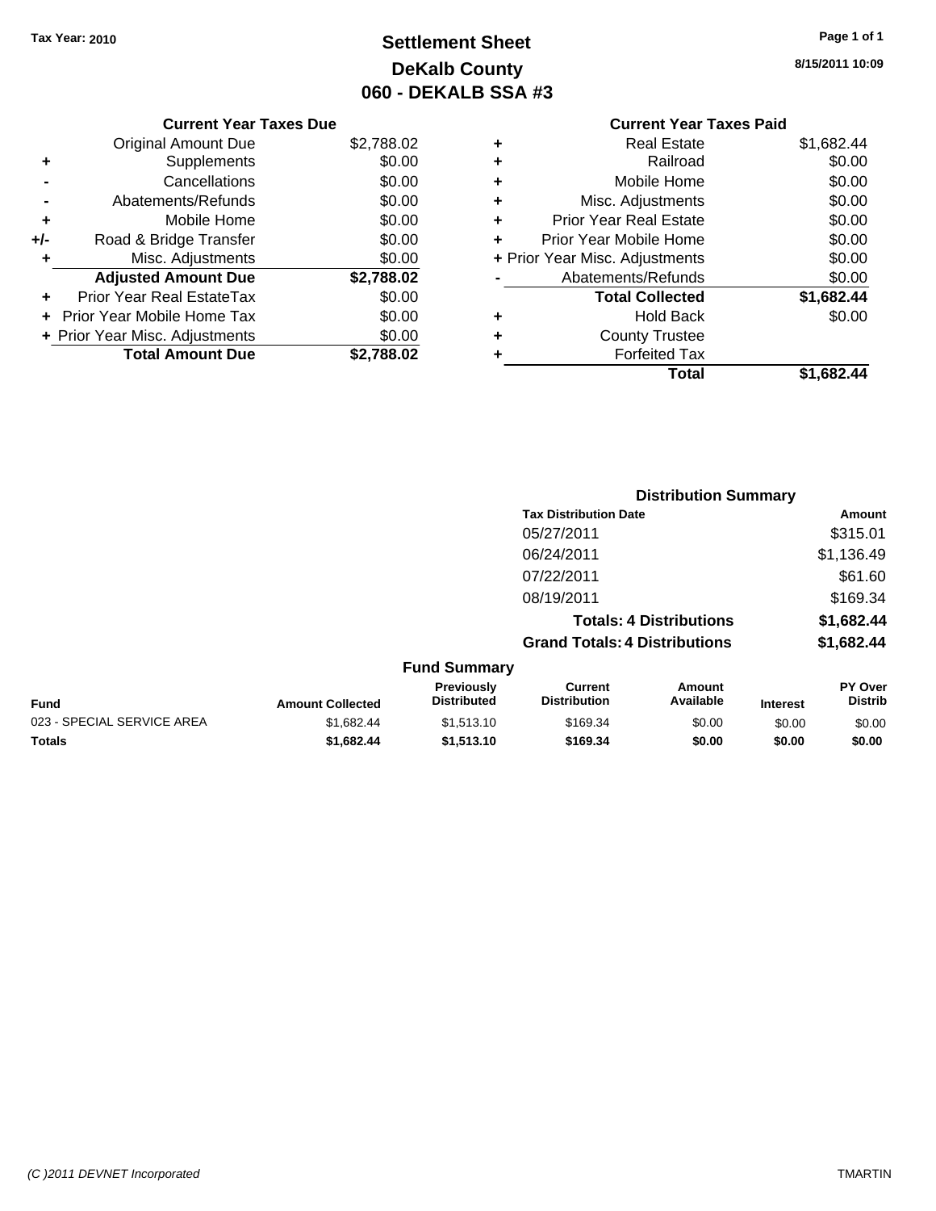Tax Year: 2010

# Settlement Sheet
## DeKalb County
## 060 - DEKALB SSA #3

8/15/2011 10:09

| | Current Year Taxes Due | |
|---|---|---|
| | Original Amount Due | $2,788.02 |
| + | Supplements | $0.00 |
| - | Cancellations | $0.00 |
| - | Abatements/Refunds | $0.00 |
| + | Mobile Home | $0.00 |
| +/- | Road & Bridge Transfer | $0.00 |
| + | Misc. Adjustments | $0.00 |
| | **Adjusted Amount Due** | **$2,788.02** |
| + | Prior Year Real EstateTax | $0.00 |
| + | Prior Year Mobile Home Tax | $0.00 |
| + | Prior Year Misc. Adjustments | $0.00 |
| | **Total Amount Due** | **$2,788.02** |

| | Current Year Taxes Paid | |
|---|---|---|
| + | Real Estate | $1,682.44 |
| + | Railroad | $0.00 |
| + | Mobile Home | $0.00 |
| + | Misc. Adjustments | $0.00 |
| + | Prior Year Real Estate | $0.00 |
| + | Prior Year Mobile Home | $0.00 |
| + | Prior Year Misc. Adjustments | $0.00 |
| - | Abatements/Refunds | $0.00 |
| | **Total Collected** | **$1,682.44** |
| + | Hold Back | $0.00 |
| + | County Trustee | |
| + | Forfeited Tax | |
| | **Total** | **$1,682.44** |

### Distribution Summary

| Tax Distribution Date | Amount |
|---|---|
| 05/27/2011 | $315.01 |
| 06/24/2011 | $1,136.49 |
| 07/22/2011 | $61.60 |
| 08/19/2011 | $169.34 |
| **Totals: 4 Distributions** | **$1,682.44** |
| **Grand Totals: 4 Distributions** | **$1,682.44** |

### Fund Summary

| Fund | Amount Collected | Previously Distributed | Current Distribution | Amount Available | Interest | PY Over Distrib |
|---|---|---|---|---|---|---|
| 023 - SPECIAL SERVICE AREA | $1,682.44 | $1,513.10 | $169.34 | $0.00 | $0.00 | $0.00 |
| **Totals** | **$1,682.44** | **$1,513.10** | **$169.34** | **$0.00** | **$0.00** | **$0.00** |

(C )2011 DEVNET Incorporated TMARTIN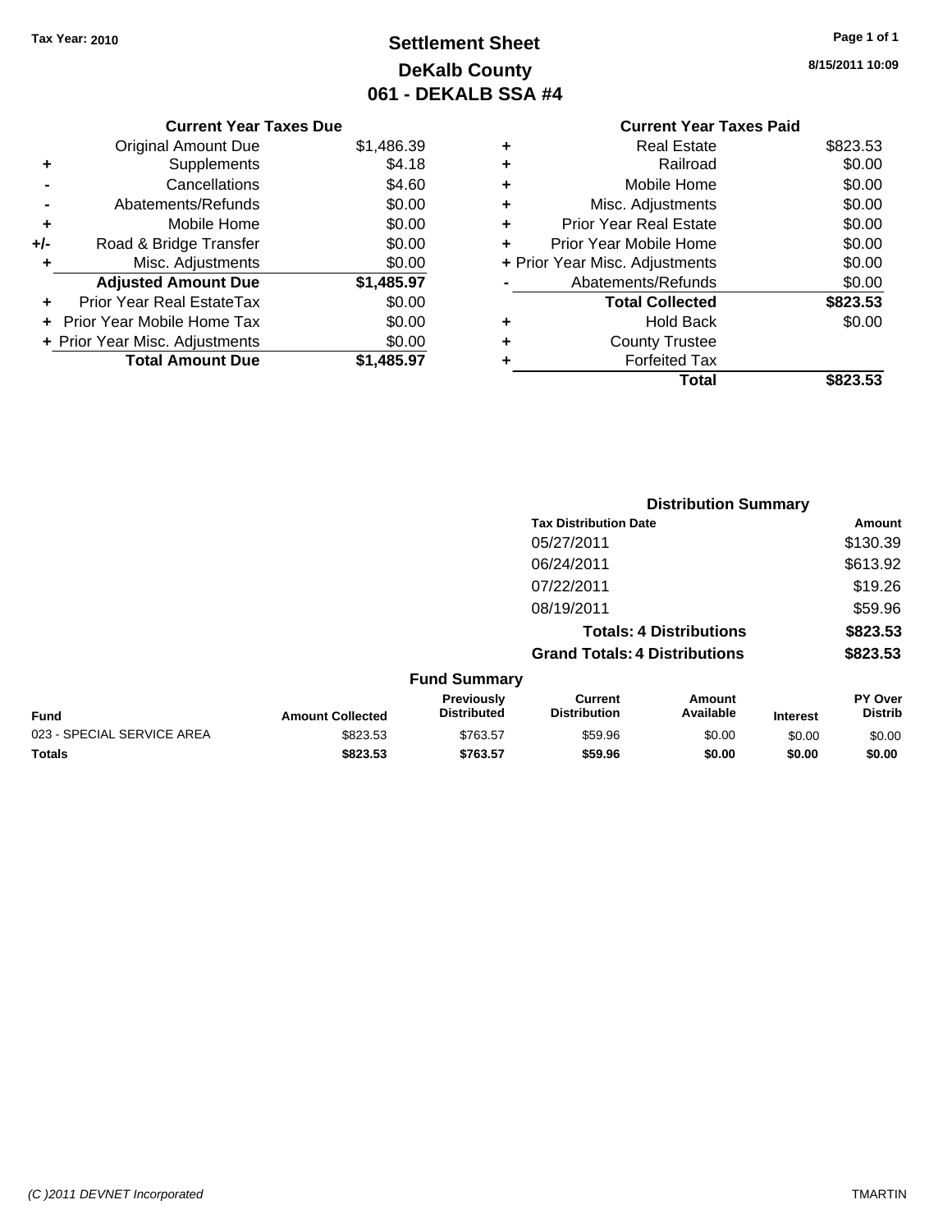**Tax Year: 2010**

# Settlement Sheet
## DeKalb County
## 061 - DEKALB SSA #4

8/15/2011 10:09

### Current Year Taxes Due

| | | |
|---|---|---|
| | Original Amount Due | $1,486.39 |
| + | Supplements | $4.18 |
| - | Cancellations | $4.60 |
| - | Abatements/Refunds | $0.00 |
| + | Mobile Home | $0.00 |
| +/- | Road & Bridge Transfer | $0.00 |
| + | Misc. Adjustments | $0.00 |
| | **Adjusted Amount Due** | **$1,485.97** |
| + | Prior Year Real EstateTax | $0.00 |
| + | Prior Year Mobile Home Tax | $0.00 |
| + | Prior Year Misc. Adjustments | $0.00 |
| | **Total Amount Due** | **$1,485.97** |

### Current Year Taxes Paid

| | | |
|---|---|---|
| + | Real Estate | $823.53 |
| + | Railroad | $0.00 |
| + | Mobile Home | $0.00 |
| + | Misc. Adjustments | $0.00 |
| + | Prior Year Real Estate | $0.00 |
| + | Prior Year Mobile Home | $0.00 |
| + | Prior Year Misc. Adjustments | $0.00 |
| - | Abatements/Refunds | $0.00 |
| | **Total Collected** | **$823.53** |
| + | Hold Back | $0.00 |
| + | County Trustee | |
| + | Forfeited Tax | |
| | **Total** | **$823.53** |

### Distribution Summary

| Tax Distribution Date | Amount |
|---|---|
| 05/27/2011 | $130.39 |
| 06/24/2011 | $613.92 |
| 07/22/2011 | $19.26 |
| 08/19/2011 | $59.96 |
| **Totals: 4 Distributions** | **$823.53** |
| **Grand Totals: 4 Distributions** | **$823.53** |

### Fund Summary

| Fund | Amount Collected | Previously Distributed | Current Distribution | Amount Available | Interest | PY Over Distrib |
|---|---|---|---|---|---|---|
| 023 - SPECIAL SERVICE AREA | $823.53 | $763.57 | $59.96 | $0.00 | $0.00 | $0.00 |
| **Totals** | **$823.53** | **$763.57** | **$59.96** | **$0.00** | **$0.00** | **$0.00** |

(C )2011 DEVNET Incorporated — TMARTIN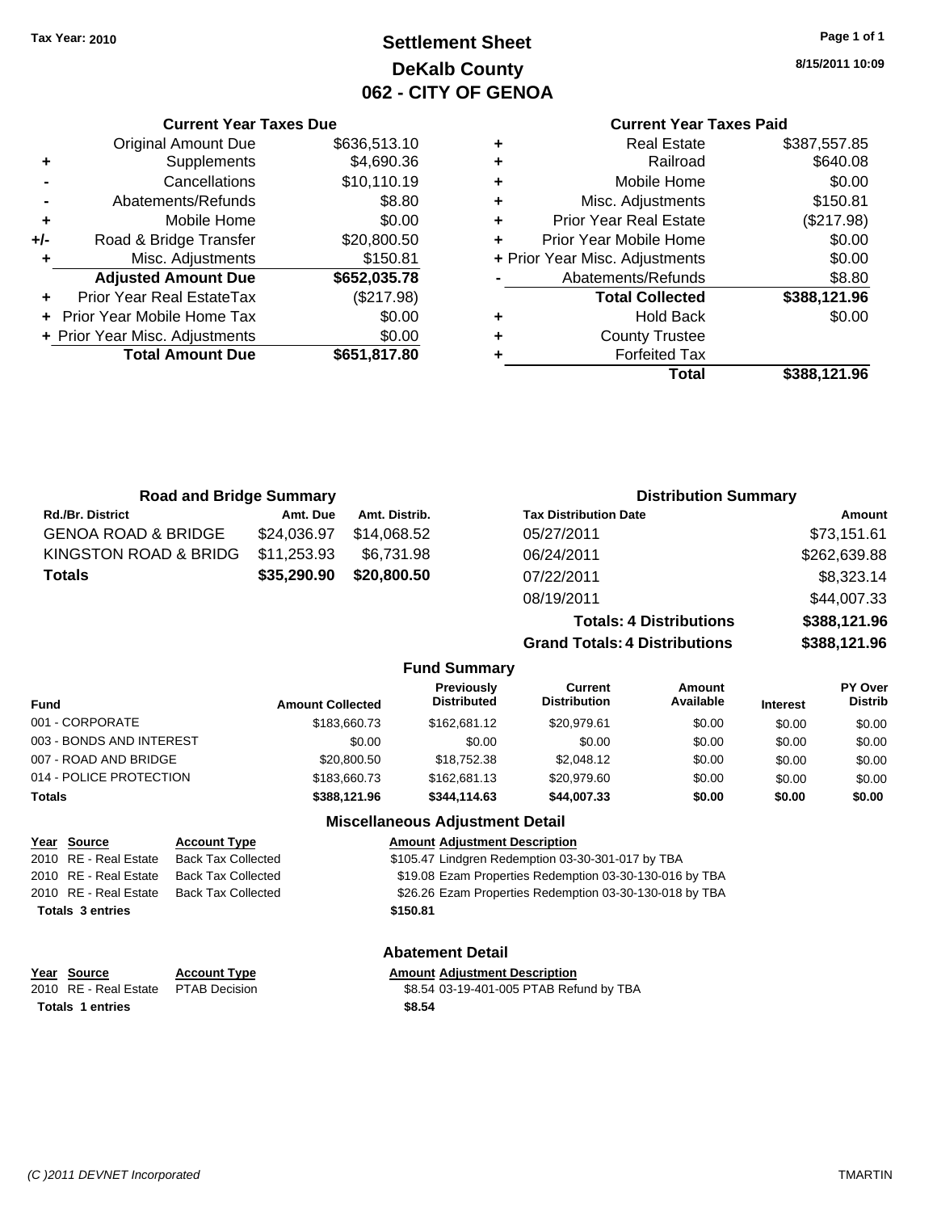Tax Year: 2010

# Settlement Sheet
## DeKalb County
## 062 - CITY OF GENOA

8/15/2011 10:09

### Current Year Taxes Due

| | | |
|---|---|---|
| | Original Amount Due | $636,513.10 |
| + | Supplements | $4,690.36 |
| - | Cancellations | $10,110.19 |
| - | Abatements/Refunds | $8.80 |
| + | Mobile Home | $0.00 |
| +/- | Road & Bridge Transfer | $20,800.50 |
| + | Misc. Adjustments | $150.81 |
| | **Adjusted Amount Due** | **$652,035.78** |
| + | Prior Year Real EstateTax | ($217.98) |
| + | Prior Year Mobile Home Tax | $0.00 |
| + | Prior Year Misc. Adjustments | $0.00 |
| | **Total Amount Due** | **$651,817.80** |

### Current Year Taxes Paid

| | | |
|---|---|---|
| + | Real Estate | $387,557.85 |
| + | Railroad | $640.08 |
| + | Mobile Home | $0.00 |
| + | Misc. Adjustments | $150.81 |
| + | Prior Year Real Estate | ($217.98) |
| + | Prior Year Mobile Home | $0.00 |
| + | Prior Year Misc. Adjustments | $0.00 |
| - | Abatements/Refunds | $8.80 |
| | **Total Collected** | **$388,121.96** |
| + | Hold Back | $0.00 |
| + | County Trustee | |
| + | Forfeited Tax | |
| | **Total** | **$388,121.96** |

### Road and Bridge Summary

| Rd./Br. District | Amt. Due | Amt. Distrib. |
|---|---|---|
| GENOA ROAD & BRIDGE | $24,036.97 | $14,068.52 |
| KINGSTON ROAD & BRIDG | $11,253.93 | $6,731.98 |
| **Totals** | **$35,290.90** | **$20,800.50** |

### Distribution Summary

| Tax Distribution Date | Amount |
|---|---|
| 05/27/2011 | $73,151.61 |
| 06/24/2011 | $262,639.88 |
| 07/22/2011 | $8,323.14 |
| 08/19/2011 | $44,007.33 |
| **Totals: 4 Distributions** | **$388,121.96** |
| **Grand Totals: 4 Distributions** | **$388,121.96** |

### Fund Summary

| Fund | Amount Collected | Previously Distributed | Current Distribution | Amount Available | Interest | PY Over Distrib |
|---|---|---|---|---|---|---|
| 001 - CORPORATE | $183,660.73 | $162,681.12 | $20,979.61 | $0.00 | $0.00 | $0.00 |
| 003 - BONDS AND INTEREST | $0.00 | $0.00 | $0.00 | $0.00 | $0.00 | $0.00 |
| 007 - ROAD AND BRIDGE | $20,800.50 | $18,752.38 | $2,048.12 | $0.00 | $0.00 | $0.00 |
| 014 - POLICE PROTECTION | $183,660.73 | $162,681.13 | $20,979.60 | $0.00 | $0.00 | $0.00 |
| **Totals** | **$388,121.96** | **$344,114.63** | **$44,007.33** | **$0.00** | **$0.00** | **$0.00** |

### Miscellaneous Adjustment Detail

| Year | Source | Account Type | Amount | Adjustment Description |
|---|---|---|---|---|
| 2010 | RE - Real Estate | Back Tax Collected | $105.47 | Lindgren Redemption 03-30-301-017 by TBA |
| 2010 | RE - Real Estate | Back Tax Collected | $19.08 | Ezam Properties Redemption 03-30-130-016 by TBA |
| 2010 | RE - Real Estate | Back Tax Collected | $26.26 | Ezam Properties Redemption 03-30-130-018 by TBA |
| **Totals** | **3 entries** | | **$150.81** | |

### Abatement Detail

| Year | Source | Account Type | Amount | Adjustment Description |
|---|---|---|---|---|
| 2010 | RE - Real Estate | PTAB Decision | $8.54 | 03-19-401-005 PTAB Refund by TBA |
| **Totals** | **1 entries** | | **$8.54** | |

(C )2011 DEVNET Incorporated TMARTIN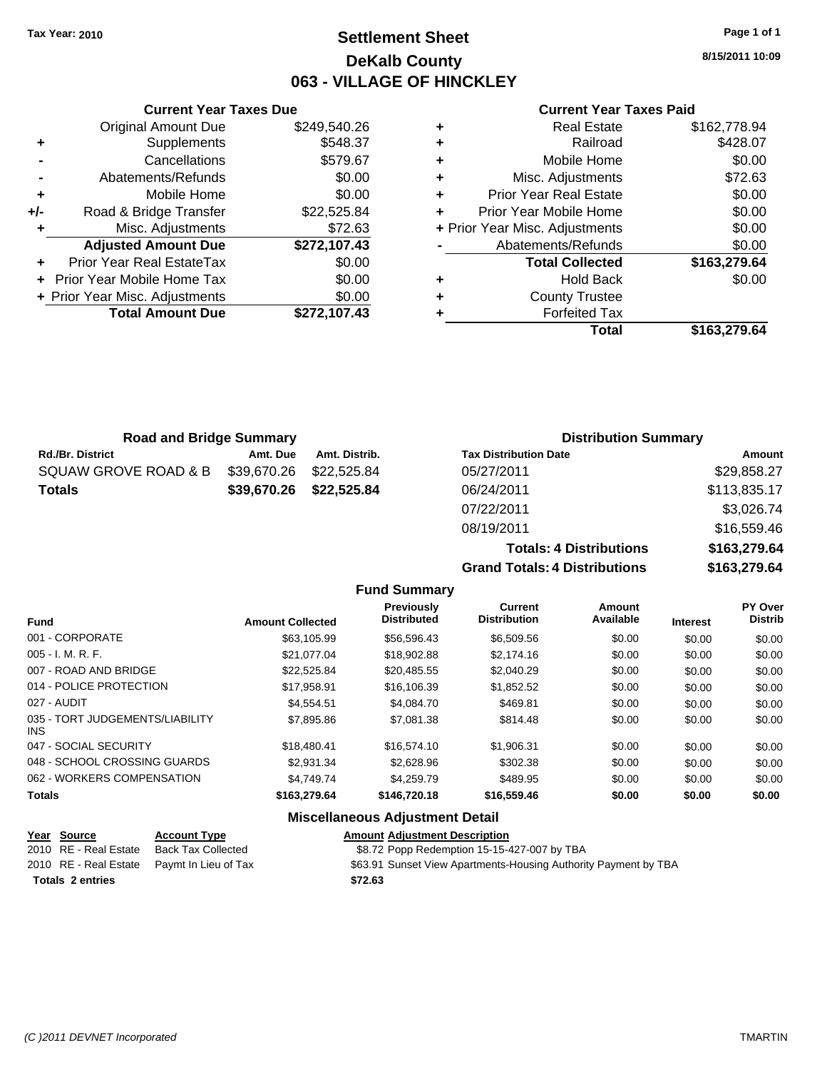Tax Year: 2010

# Settlement Sheet
## DeKalb County
## 063 - VILLAGE OF HINCKLEY

8/15/2011 10:09

### Current Year Taxes Due

| | | |
|---|---|---|
| | Original Amount Due | $249,540.26 |
| + | Supplements | $548.37 |
| - | Cancellations | $579.67 |
| - | Abatements/Refunds | $0.00 |
| + | Mobile Home | $0.00 |
| +/- | Road & Bridge Transfer | $22,525.84 |
| + | Misc. Adjustments | $72.63 |
| | **Adjusted Amount Due** | **$272,107.43** |
| + | Prior Year Real EstateTax | $0.00 |
| + | Prior Year Mobile Home Tax | $0.00 |
| + | Prior Year Misc. Adjustments | $0.00 |
| | **Total Amount Due** | **$272,107.43** |

### Current Year Taxes Paid

| | | |
|---|---|---|
| + | Real Estate | $162,778.94 |
| + | Railroad | $428.07 |
| + | Mobile Home | $0.00 |
| + | Misc. Adjustments | $72.63 |
| + | Prior Year Real Estate | $0.00 |
| + | Prior Year Mobile Home | $0.00 |
| + | Prior Year Misc. Adjustments | $0.00 |
| - | Abatements/Refunds | $0.00 |
| | **Total Collected** | **$163,279.64** |
| + | Hold Back | $0.00 |
| + | County Trustee | |
| + | Forfeited Tax | |
| | **Total** | **$163,279.64** |

### Road and Bridge Summary

| Rd./Br. District | Amt. Due | Amt. Distrib. |
|---|---|---|
| SQUAW GROVE ROAD & B | $39,670.26 | $22,525.84 |
| **Totals** | **$39,670.26** | **$22,525.84** |

### Distribution Summary

| Tax Distribution Date | Amount |
|---|---|
| 05/27/2011 | $29,858.27 |
| 06/24/2011 | $113,835.17 |
| 07/22/2011 | $3,026.74 |
| 08/19/2011 | $16,559.46 |
| **Totals: 4 Distributions** | **$163,279.64** |
| **Grand Totals: 4 Distributions** | **$163,279.64** |

### Fund Summary

| Fund | Amount Collected | Previously Distributed | Current Distribution | Amount Available | Interest | PY Over Distrib |
|---|---|---|---|---|---|---|
| 001 - CORPORATE | $63,105.99 | $56,596.43 | $6,509.56 | $0.00 | $0.00 | $0.00 |
| 005 - I. M. R. F. | $21,077.04 | $18,902.88 | $2,174.16 | $0.00 | $0.00 | $0.00 |
| 007 - ROAD AND BRIDGE | $22,525.84 | $20,485.55 | $2,040.29 | $0.00 | $0.00 | $0.00 |
| 014 - POLICE PROTECTION | $17,958.91 | $16,106.39 | $1,852.52 | $0.00 | $0.00 | $0.00 |
| 027 - AUDIT | $4,554.51 | $4,084.70 | $469.81 | $0.00 | $0.00 | $0.00 |
| 035 - TORT JUDGEMENTS/LIABILITY INS | $7,895.86 | $7,081.38 | $814.48 | $0.00 | $0.00 | $0.00 |
| 047 - SOCIAL SECURITY | $18,480.41 | $16,574.10 | $1,906.31 | $0.00 | $0.00 | $0.00 |
| 048 - SCHOOL CROSSING GUARDS | $2,931.34 | $2,628.96 | $302.38 | $0.00 | $0.00 | $0.00 |
| 062 - WORKERS COMPENSATION | $4,749.74 | $4,259.79 | $489.95 | $0.00 | $0.00 | $0.00 |
| **Totals** | **$163,279.64** | **$146,720.18** | **$16,559.46** | **$0.00** | **$0.00** | **$0.00** |

### Miscellaneous Adjustment Detail

| Year | Source | Account Type | Amount | Adjustment Description |
|---|---|---|---|---|
| 2010 | RE - Real Estate | Back Tax Collected | $8.72 | Popp Redemption 15-15-427-007 by TBA |
| 2010 | RE - Real Estate | Paymt In Lieu of Tax | $63.91 | Sunset View Apartments-Housing Authority Payment by TBA |
| **Totals 2 entries** | | | **$72.63** | |

(C )2011 DEVNET Incorporated TMARTIN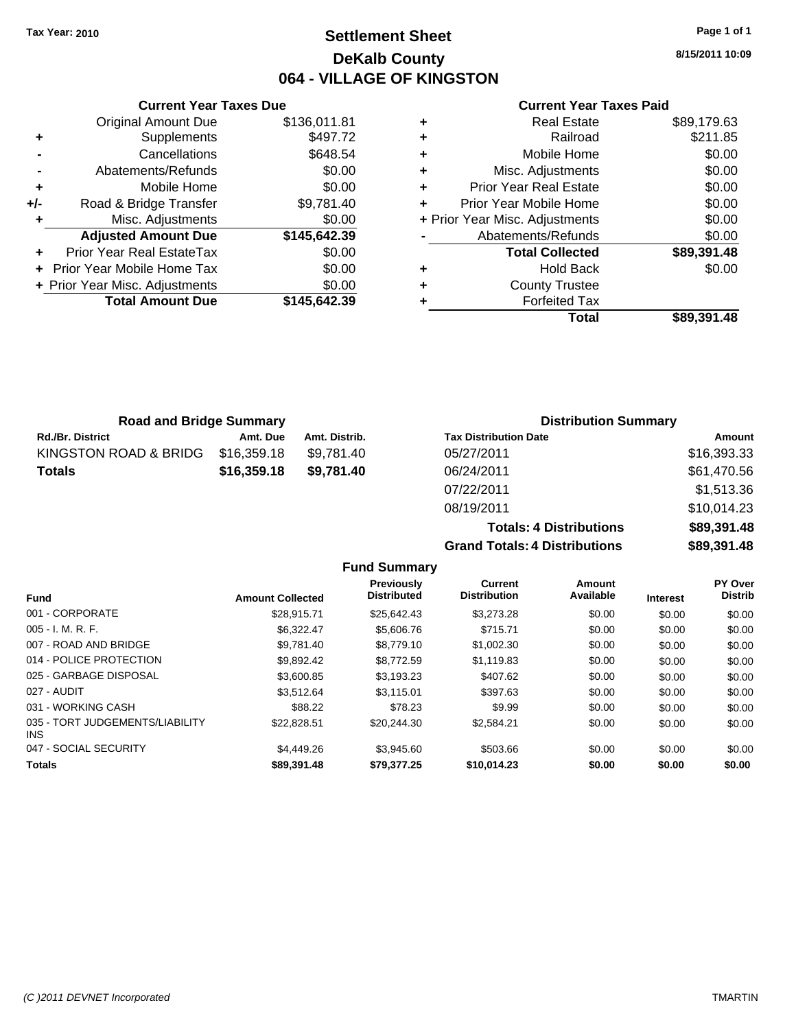Tax Year: 2010

# Settlement Sheet
## DeKalb County
## 064 - VILLAGE OF KINGSTON

8/15/2011 10:09

### Current Year Taxes Due

| | | |
|---|---|---|
| | Original Amount Due | $136,011.81 |
| + | Supplements | $497.72 |
| - | Cancellations | $648.54 |
| - | Abatements/Refunds | $0.00 |
| + | Mobile Home | $0.00 |
| +/- | Road & Bridge Transfer | $9,781.40 |
| + | Misc. Adjustments | $0.00 |
| | **Adjusted Amount Due** | **$145,642.39** |
| + | Prior Year Real EstateTax | $0.00 |
| + | Prior Year Mobile Home Tax | $0.00 |
| + | Prior Year Misc. Adjustments | $0.00 |
| | **Total Amount Due** | **$145,642.39** |

### Current Year Taxes Paid

| | | |
|---|---|---|
| + | Real Estate | $89,179.63 |
| + | Railroad | $211.85 |
| + | Mobile Home | $0.00 |
| + | Misc. Adjustments | $0.00 |
| + | Prior Year Real Estate | $0.00 |
| + | Prior Year Mobile Home | $0.00 |
| + | Prior Year Misc. Adjustments | $0.00 |
| - | Abatements/Refunds | $0.00 |
| | **Total Collected** | **$89,391.48** |
| + | Hold Back | $0.00 |
| + | County Trustee | |
| + | Forfeited Tax | |
| | **Total** | **$89,391.48** |

### Road and Bridge Summary

| Rd./Br. District | Amt. Due | Amt. Distrib. |
|---|---|---|
| KINGSTON ROAD & BRIDG | $16,359.18 | $9,781.40 |
| **Totals** | **$16,359.18** | **$9,781.40** |

### Distribution Summary

| Tax Distribution Date | Amount |
|---|---|
| 05/27/2011 | $16,393.33 |
| 06/24/2011 | $61,470.56 |
| 07/22/2011 | $1,513.36 |
| 08/19/2011 | $10,014.23 |
| **Totals: 4 Distributions** | **$89,391.48** |
| **Grand Totals: 4 Distributions** | **$89,391.48** |

### Fund Summary

| Fund | Amount Collected | Previously Distributed | Current Distribution | Amount Available | Interest | PY Over Distrib |
|---|---|---|---|---|---|---|
| 001 - CORPORATE | $28,915.71 | $25,642.43 | $3,273.28 | $0.00 | $0.00 | $0.00 |
| 005 - I. M. R. F. | $6,322.47 | $5,606.76 | $715.71 | $0.00 | $0.00 | $0.00 |
| 007 - ROAD AND BRIDGE | $9,781.40 | $8,779.10 | $1,002.30 | $0.00 | $0.00 | $0.00 |
| 014 - POLICE PROTECTION | $9,892.42 | $8,772.59 | $1,119.83 | $0.00 | $0.00 | $0.00 |
| 025 - GARBAGE DISPOSAL | $3,600.85 | $3,193.23 | $407.62 | $0.00 | $0.00 | $0.00 |
| 027 - AUDIT | $3,512.64 | $3,115.01 | $397.63 | $0.00 | $0.00 | $0.00 |
| 031 - WORKING CASH | $88.22 | $78.23 | $9.99 | $0.00 | $0.00 | $0.00 |
| 035 - TORT JUDGEMENTS/LIABILITY INS | $22,828.51 | $20,244.30 | $2,584.21 | $0.00 | $0.00 | $0.00 |
| 047 - SOCIAL SECURITY | $4,449.26 | $3,945.60 | $503.66 | $0.00 | $0.00 | $0.00 |
| **Totals** | **$89,391.48** | **$79,377.25** | **$10,014.23** | **$0.00** | **$0.00** | **$0.00** |

(C )2011 DEVNET Incorporated TMARTIN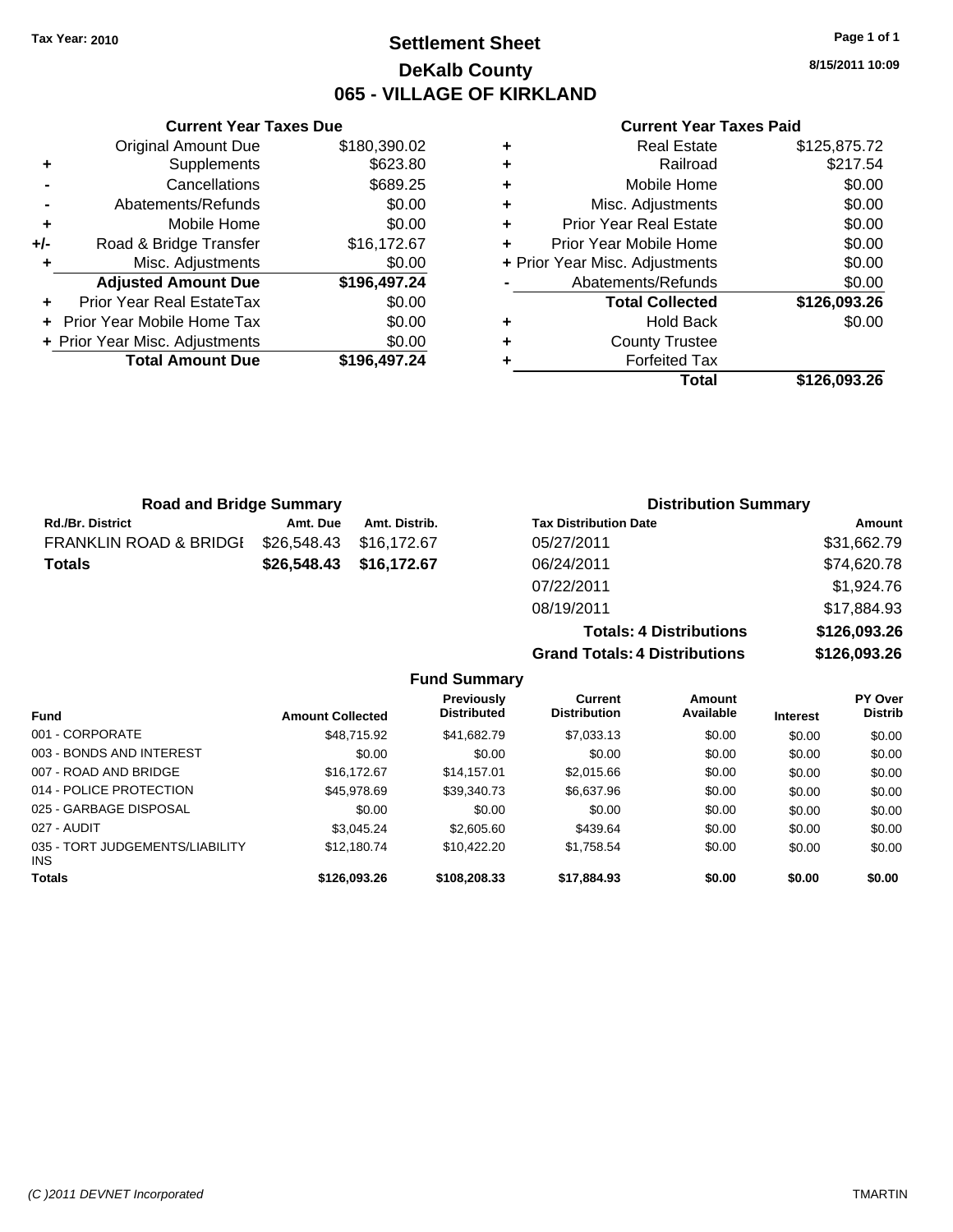Tax Year: 2010

# Settlement Sheet
## DeKalb County
## 065 - VILLAGE OF KIRKLAND

8/15/2011 10:09

### Current Year Taxes Due

| | | |
|---|---|---|
| | Original Amount Due | $180,390.02 |
| + | Supplements | $623.80 |
| - | Cancellations | $689.25 |
| - | Abatements/Refunds | $0.00 |
| + | Mobile Home | $0.00 |
| +/- | Road & Bridge Transfer | $16,172.67 |
| + | Misc. Adjustments | $0.00 |
| | **Adjusted Amount Due** | **$196,497.24** |
| + | Prior Year Real EstateTax | $0.00 |
| + | Prior Year Mobile Home Tax | $0.00 |
| + | Prior Year Misc. Adjustments | $0.00 |
| | **Total Amount Due** | **$196,497.24** |

### Current Year Taxes Paid

| | | |
|---|---|---|
| + | Real Estate | $125,875.72 |
| + | Railroad | $217.54 |
| + | Mobile Home | $0.00 |
| + | Misc. Adjustments | $0.00 |
| + | Prior Year Real Estate | $0.00 |
| + | Prior Year Mobile Home | $0.00 |
| + | Prior Year Misc. Adjustments | $0.00 |
| - | Abatements/Refunds | $0.00 |
| | **Total Collected** | **$126,093.26** |
| + | Hold Back | $0.00 |
| + | County Trustee | |
| + | Forfeited Tax | |
| | **Total** | **$126,093.26** |

### Road and Bridge Summary

| Rd./Br. District | Amt. Due | Amt. Distrib. |
|---|---|---|
| FRANKLIN ROAD & BRIDGI | $26,548.43 | $16,172.67 |
| **Totals** | **$26,548.43** | **$16,172.67** |

### Distribution Summary

| Tax Distribution Date | Amount |
|---|---|
| 05/27/2011 | $31,662.79 |
| 06/24/2011 | $74,620.78 |
| 07/22/2011 | $1,924.76 |
| 08/19/2011 | $17,884.93 |
| **Totals: 4 Distributions** | **$126,093.26** |
| **Grand Totals: 4 Distributions** | **$126,093.26** |

### Fund Summary

| Fund | Amount Collected | Previously Distributed | Current Distribution | Amount Available | Interest | PY Over Distrib |
|---|---|---|---|---|---|---|
| 001 - CORPORATE | $48,715.92 | $41,682.79 | $7,033.13 | $0.00 | $0.00 | $0.00 |
| 003 - BONDS AND INTEREST | $0.00 | $0.00 | $0.00 | $0.00 | $0.00 | $0.00 |
| 007 - ROAD AND BRIDGE | $16,172.67 | $14,157.01 | $2,015.66 | $0.00 | $0.00 | $0.00 |
| 014 - POLICE PROTECTION | $45,978.69 | $39,340.73 | $6,637.96 | $0.00 | $0.00 | $0.00 |
| 025 - GARBAGE DISPOSAL | $0.00 | $0.00 | $0.00 | $0.00 | $0.00 | $0.00 |
| 027 - AUDIT | $3,045.24 | $2,605.60 | $439.64 | $0.00 | $0.00 | $0.00 |
| 035 - TORT JUDGEMENTS/LIABILITY INS | $12,180.74 | $10,422.20 | $1,758.54 | $0.00 | $0.00 | $0.00 |
| **Totals** | **$126,093.26** | **$108,208.33** | **$17,884.93** | **$0.00** | **$0.00** | **$0.00** |

(C )2011 DEVNET Incorporated TMARTIN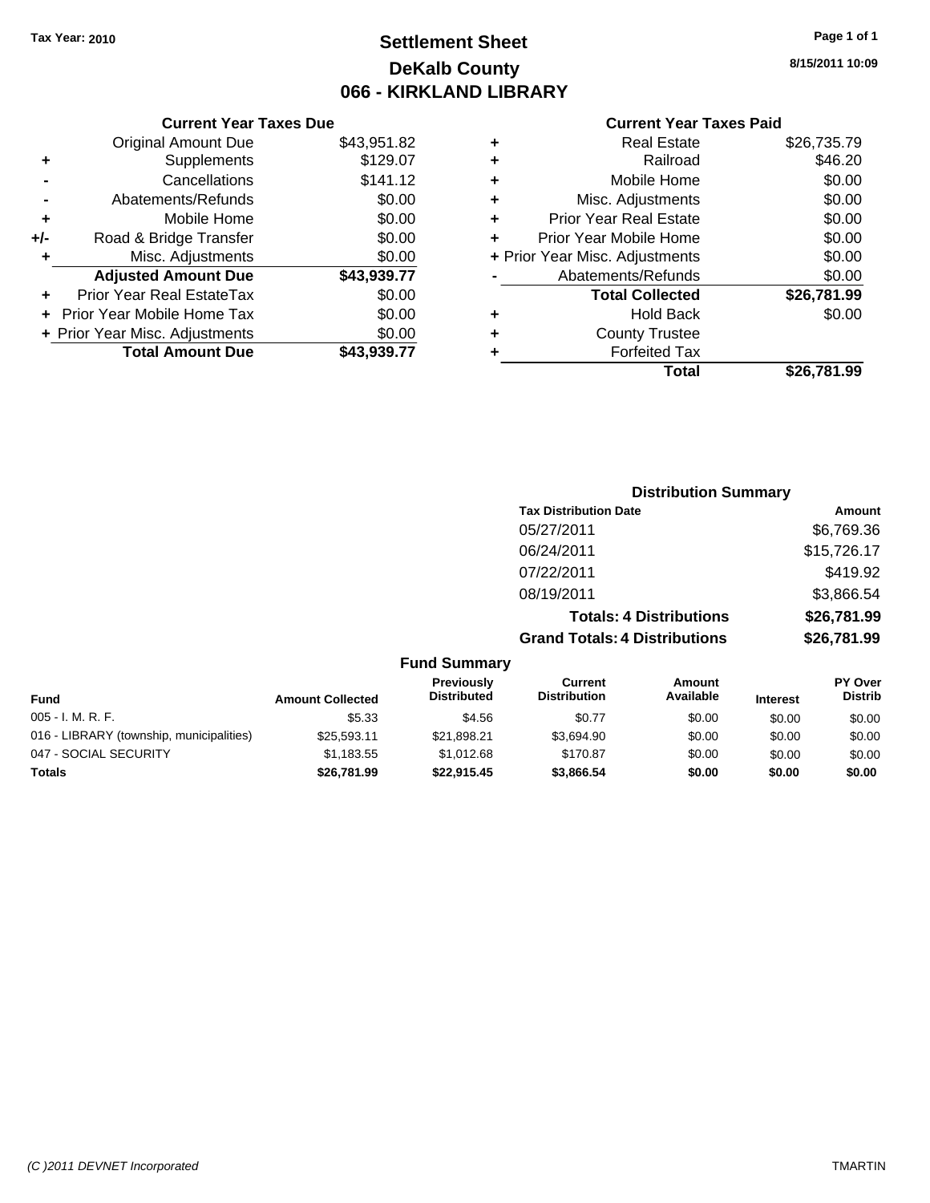**Tax Year: 2010**

# Settlement Sheet
## DeKalb County
## 066 - KIRKLAND LIBRARY

8/15/2011 10:09

### Current Year Taxes Due

| | | |
|---|---|---|
| | Original Amount Due | $43,951.82 |
| + | Supplements | $129.07 |
| - | Cancellations | $141.12 |
| - | Abatements/Refunds | $0.00 |
| + | Mobile Home | $0.00 |
| +/- | Road & Bridge Transfer | $0.00 |
| + | Misc. Adjustments | $0.00 |
| | **Adjusted Amount Due** | **$43,939.77** |
| + | Prior Year Real EstateTax | $0.00 |
| + | Prior Year Mobile Home Tax | $0.00 |
| + | Prior Year Misc. Adjustments | $0.00 |
| | **Total Amount Due** | **$43,939.77** |

### Current Year Taxes Paid

| | | |
|---|---|---|
| + | Real Estate | $26,735.79 |
| + | Railroad | $46.20 |
| + | Mobile Home | $0.00 |
| + | Misc. Adjustments | $0.00 |
| + | Prior Year Real Estate | $0.00 |
| + | Prior Year Mobile Home | $0.00 |
| + | Prior Year Misc. Adjustments | $0.00 |
| - | Abatements/Refunds | $0.00 |
| | **Total Collected** | **$26,781.99** |
| + | Hold Back | $0.00 |
| + | County Trustee | |
| + | Forfeited Tax | |
| | **Total** | **$26,781.99** |

### Distribution Summary

| Tax Distribution Date | Amount |
|---|---|
| 05/27/2011 | $6,769.36 |
| 06/24/2011 | $15,726.17 |
| 07/22/2011 | $419.92 |
| 08/19/2011 | $3,866.54 |
| **Totals: 4 Distributions** | **$26,781.99** |
| **Grand Totals: 4 Distributions** | **$26,781.99** |

### Fund Summary

| Fund | Amount Collected | Previously Distributed | Current Distribution | Amount Available | Interest | PY Over Distrib |
|---|---|---|---|---|---|---|
| 005 - I. M. R. F. | $5.33 | $4.56 | $0.77 | $0.00 | $0.00 | $0.00 |
| 016 - LIBRARY (township, municipalities) | $25,593.11 | $21,898.21 | $3,694.90 | $0.00 | $0.00 | $0.00 |
| 047 - SOCIAL SECURITY | $1,183.55 | $1,012.68 | $170.87 | $0.00 | $0.00 | $0.00 |
| **Totals** | **$26,781.99** | **$22,915.45** | **$3,866.54** | **$0.00** | **$0.00** | **$0.00** |

(C )2011 DEVNET Incorporated TMARTIN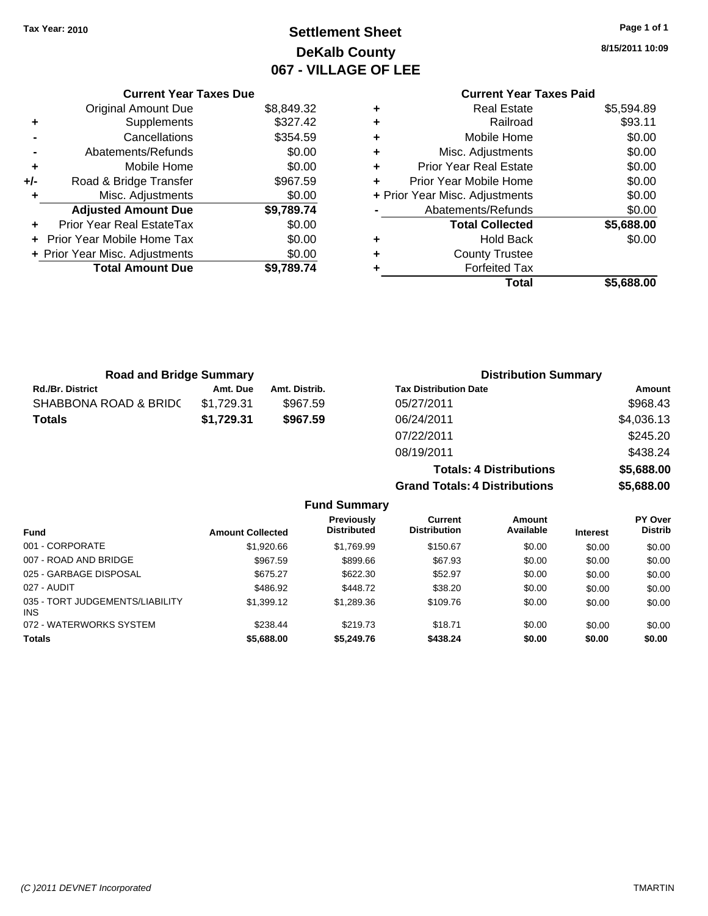Tax Year: 2010

# Settlement Sheet
## DeKalb County
## 067 - VILLAGE OF LEE

8/15/2011 10:09

### Current Year Taxes Due

| | | |
|---|---|---|
| | Original Amount Due | $8,849.32 |
| + | Supplements | $327.42 |
| - | Cancellations | $354.59 |
| - | Abatements/Refunds | $0.00 |
| + | Mobile Home | $0.00 |
| +/- | Road & Bridge Transfer | $967.59 |
| + | Misc. Adjustments | $0.00 |
| | **Adjusted Amount Due** | **$9,789.74** |
| + | Prior Year Real EstateTax | $0.00 |
| + | Prior Year Mobile Home Tax | $0.00 |
| + | Prior Year Misc. Adjustments | $0.00 |
| | **Total Amount Due** | **$9,789.74** |

### Current Year Taxes Paid

| | | |
|---|---|---|
| + | Real Estate | $5,594.89 |
| + | Railroad | $93.11 |
| + | Mobile Home | $0.00 |
| + | Misc. Adjustments | $0.00 |
| + | Prior Year Real Estate | $0.00 |
| + | Prior Year Mobile Home | $0.00 |
| + | Prior Year Misc. Adjustments | $0.00 |
| - | Abatements/Refunds | $0.00 |
| | **Total Collected** | **$5,688.00** |
| + | Hold Back | $0.00 |
| + | County Trustee | |
| + | Forfeited Tax | |
| | **Total** | **$5,688.00** |

### Road and Bridge Summary

| Rd./Br. District | Amt. Due | Amt. Distrib. |
|---|---|---|
| SHABBONA ROAD & BRIDG | $1,729.31 | $967.59 |
| **Totals** | **$1,729.31** | **$967.59** |

### Distribution Summary

| Tax Distribution Date | Amount |
|---|---|
| 05/27/2011 | $968.43 |
| 06/24/2011 | $4,036.13 |
| 07/22/2011 | $245.20 |
| 08/19/2011 | $438.24 |
| **Totals: 4 Distributions** | **$5,688.00** |
| **Grand Totals: 4 Distributions** | **$5,688.00** |

### Fund Summary

| Fund | Amount Collected | Previously Distributed | Current Distribution | Amount Available | Interest | PY Over Distrib |
|---|---|---|---|---|---|---|
| 001 - CORPORATE | $1,920.66 | $1,769.99 | $150.67 | $0.00 | $0.00 | $0.00 |
| 007 - ROAD AND BRIDGE | $967.59 | $899.66 | $67.93 | $0.00 | $0.00 | $0.00 |
| 025 - GARBAGE DISPOSAL | $675.27 | $622.30 | $52.97 | $0.00 | $0.00 | $0.00 |
| 027 - AUDIT | $486.92 | $448.72 | $38.20 | $0.00 | $0.00 | $0.00 |
| 035 - TORT JUDGEMENTS/LIABILITY INS | $1,399.12 | $1,289.36 | $109.76 | $0.00 | $0.00 | $0.00 |
| 072 - WATERWORKS SYSTEM | $238.44 | $219.73 | $18.71 | $0.00 | $0.00 | $0.00 |
| **Totals** | **$5,688.00** | **$5,249.76** | **$438.24** | **$0.00** | **$0.00** | **$0.00** |

(C )2011 DEVNET Incorporated TMARTIN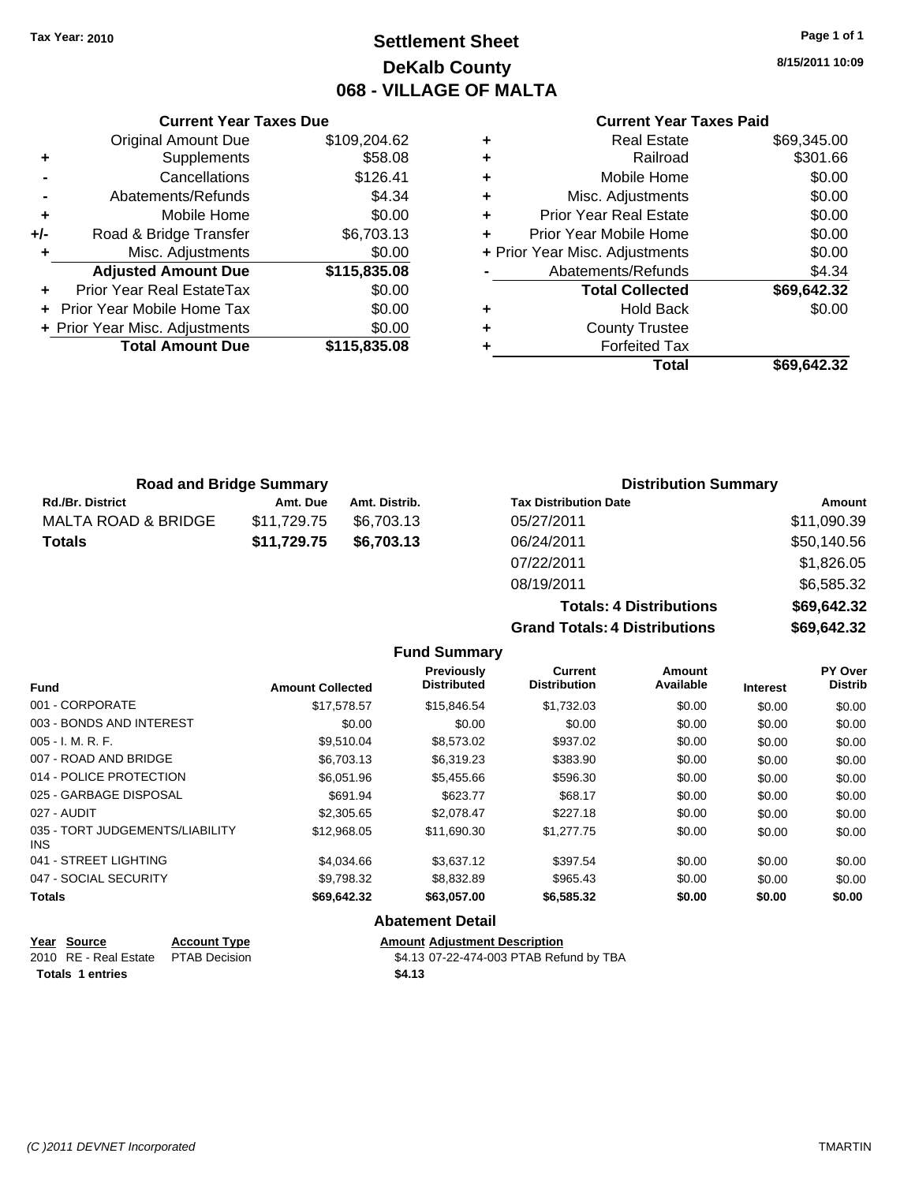Tax Year: 2010

# Settlement Sheet
## DeKalb County
## 068 - VILLAGE OF MALTA

8/15/2011 10:09

### Current Year Taxes Due

| | | |
|---|---|---|
| | Original Amount Due | $109,204.62 |
| + | Supplements | $58.08 |
| - | Cancellations | $126.41 |
| - | Abatements/Refunds | $4.34 |
| + | Mobile Home | $0.00 |
| +/- | Road & Bridge Transfer | $6,703.13 |
| + | Misc. Adjustments | $0.00 |
| | **Adjusted Amount Due** | **$115,835.08** |
| + | Prior Year Real EstateTax | $0.00 |
| + | Prior Year Mobile Home Tax | $0.00 |
| + | Prior Year Misc. Adjustments | $0.00 |
| | **Total Amount Due** | **$115,835.08** |

### Current Year Taxes Paid

| | | |
|---|---|---|
| + | Real Estate | $69,345.00 |
| + | Railroad | $301.66 |
| + | Mobile Home | $0.00 |
| + | Misc. Adjustments | $0.00 |
| + | Prior Year Real Estate | $0.00 |
| + | Prior Year Mobile Home | $0.00 |
| + | Prior Year Misc. Adjustments | $0.00 |
| - | Abatements/Refunds | $4.34 |
| | **Total Collected** | **$69,642.32** |
| + | Hold Back | $0.00 |
| + | County Trustee | |
| + | Forfeited Tax | |
| | **Total** | **$69,642.32** |

### Road and Bridge Summary

| Rd./Br. District | Amt. Due | Amt. Distrib. |
|---|---|---|
| MALTA ROAD & BRIDGE | $11,729.75 | $6,703.13 |
| **Totals** | **$11,729.75** | **$6,703.13** |

### Distribution Summary

| Tax Distribution Date | Amount |
|---|---|
| 05/27/2011 | $11,090.39 |
| 06/24/2011 | $50,140.56 |
| 07/22/2011 | $1,826.05 |
| 08/19/2011 | $6,585.32 |
| **Totals: 4 Distributions** | **$69,642.32** |
| **Grand Totals: 4 Distributions** | **$69,642.32** |

### Fund Summary

| Fund | Amount Collected | Previously Distributed | Current Distribution | Amount Available | Interest | PY Over Distrib |
|---|---|---|---|---|---|---|
| 001 - CORPORATE | $17,578.57 | $15,846.54 | $1,732.03 | $0.00 | $0.00 | $0.00 |
| 003 - BONDS AND INTEREST | $0.00 | $0.00 | $0.00 | $0.00 | $0.00 | $0.00 |
| 005 - I. M. R. F. | $9,510.04 | $8,573.02 | $937.02 | $0.00 | $0.00 | $0.00 |
| 007 - ROAD AND BRIDGE | $6,703.13 | $6,319.23 | $383.90 | $0.00 | $0.00 | $0.00 |
| 014 - POLICE PROTECTION | $6,051.96 | $5,455.66 | $596.30 | $0.00 | $0.00 | $0.00 |
| 025 - GARBAGE DISPOSAL | $691.94 | $623.77 | $68.17 | $0.00 | $0.00 | $0.00 |
| 027 - AUDIT | $2,305.65 | $2,078.47 | $227.18 | $0.00 | $0.00 | $0.00 |
| 035 - TORT JUDGEMENTS/LIABILITY INS | $12,968.05 | $11,690.30 | $1,277.75 | $0.00 | $0.00 | $0.00 |
| 041 - STREET LIGHTING | $4,034.66 | $3,637.12 | $397.54 | $0.00 | $0.00 | $0.00 |
| 047 - SOCIAL SECURITY | $9,798.32 | $8,832.89 | $965.43 | $0.00 | $0.00 | $0.00 |
| **Totals** | **$69,642.32** | **$63,057.00** | **$6,585.32** | **$0.00** | **$0.00** | **$0.00** |

### Abatement Detail

| Year | Source | Account Type | Amount | Adjustment Description |
|---|---|---|---|---|
| 2010 | RE - Real Estate | PTAB Decision | $4.13 | 07-22-474-003 PTAB Refund by TBA |
| **Totals** | **1 entries** | | **$4.13** | |

(C )2011 DEVNET Incorporated TMARTIN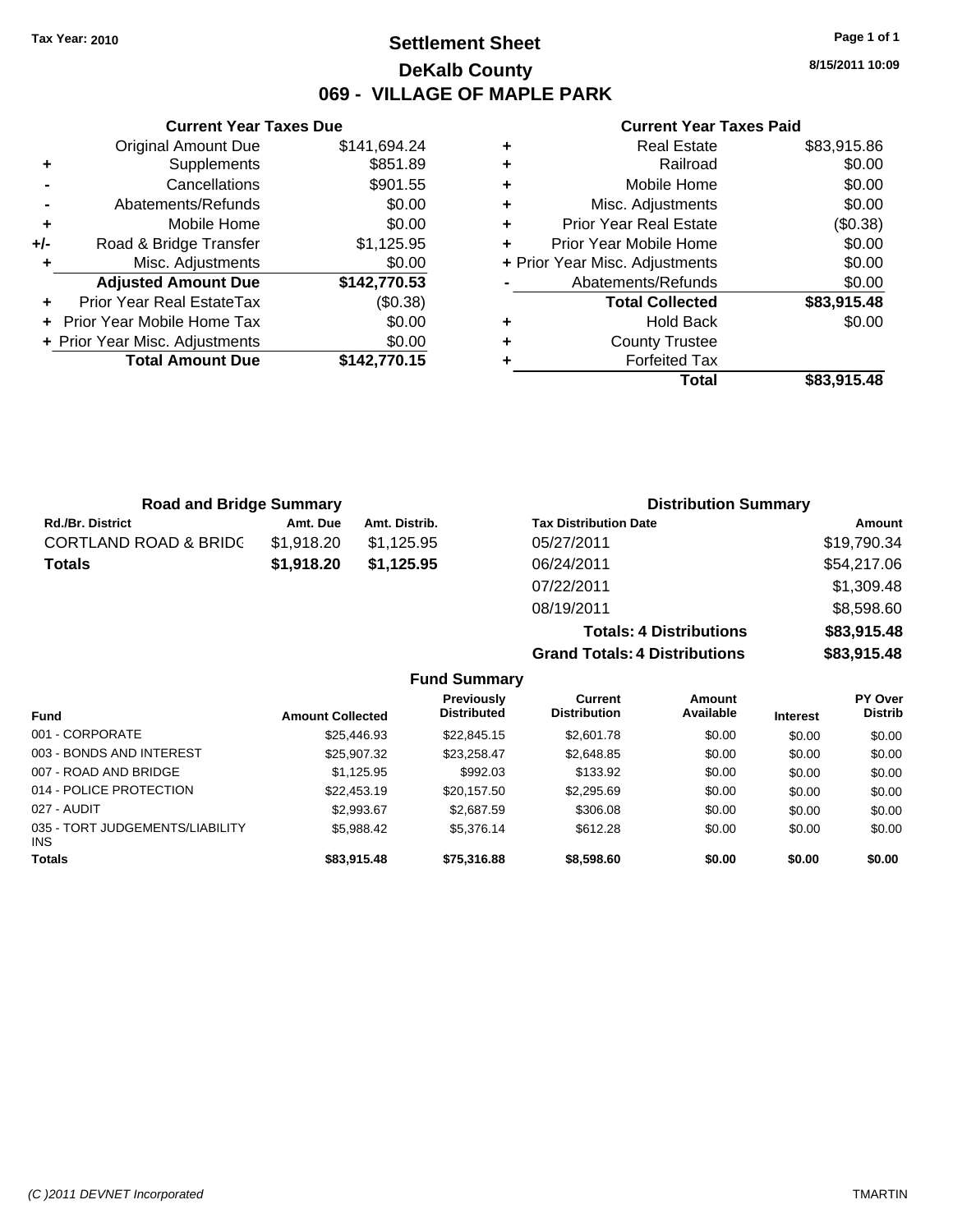Tax Year: 2010

# Settlement Sheet

## DeKalb County

## 069 - VILLAGE OF MAPLE PARK

8/15/2011 10:09

### Current Year Taxes Due

| | | |
|---|---|---|
| | Original Amount Due | $141,694.24 |
| + | Supplements | $851.89 |
| - | Cancellations | $901.55 |
| - | Abatements/Refunds | $0.00 |
| + | Mobile Home | $0.00 |
| +/- | Road & Bridge Transfer | $1,125.95 |
| + | Misc. Adjustments | $0.00 |
| | **Adjusted Amount Due** | **$142,770.53** |
| + | Prior Year Real EstateTax | ($0.38) |
| + | Prior Year Mobile Home Tax | $0.00 |
| + | Prior Year Misc. Adjustments | $0.00 |
| | **Total Amount Due** | **$142,770.15** |

### Current Year Taxes Paid

| | | |
|---|---|---|
| + | Real Estate | $83,915.86 |
| + | Railroad | $0.00 |
| + | Mobile Home | $0.00 |
| + | Misc. Adjustments | $0.00 |
| + | Prior Year Real Estate | ($0.38) |
| + | Prior Year Mobile Home | $0.00 |
| + | Prior Year Misc. Adjustments | $0.00 |
| - | Abatements/Refunds | $0.00 |
| | **Total Collected** | **$83,915.48** |
| + | Hold Back | $0.00 |
| + | County Trustee | |
| + | Forfeited Tax | |
| | **Total** | **$83,915.48** |

### Road and Bridge Summary

| Rd./Br. District | Amt. Due | Amt. Distrib. |
|---|---|---|
| CORTLAND ROAD & BRIDG | $1,918.20 | $1,125.95 |
| **Totals** | **$1,918.20** | **$1,125.95** |

### Distribution Summary

| Tax Distribution Date | Amount |
|---|---|
| 05/27/2011 | $19,790.34 |
| 06/24/2011 | $54,217.06 |
| 07/22/2011 | $1,309.48 |
| 08/19/2011 | $8,598.60 |
| **Totals: 4 Distributions** | **$83,915.48** |
| **Grand Totals: 4 Distributions** | **$83,915.48** |

### Fund Summary

| Fund | Amount Collected | Previously Distributed | Current Distribution | Amount Available | Interest | PY Over Distrib |
|---|---|---|---|---|---|---|
| 001 - CORPORATE | $25,446.93 | $22,845.15 | $2,601.78 | $0.00 | $0.00 | $0.00 |
| 003 - BONDS AND INTEREST | $25,907.32 | $23,258.47 | $2,648.85 | $0.00 | $0.00 | $0.00 |
| 007 - ROAD AND BRIDGE | $1,125.95 | $992.03 | $133.92 | $0.00 | $0.00 | $0.00 |
| 014 - POLICE PROTECTION | $22,453.19 | $20,157.50 | $2,295.69 | $0.00 | $0.00 | $0.00 |
| 027 - AUDIT | $2,993.67 | $2,687.59 | $306.08 | $0.00 | $0.00 | $0.00 |
| 035 - TORT JUDGEMENTS/LIABILITY INS | $5,988.42 | $5,376.14 | $612.28 | $0.00 | $0.00 | $0.00 |
| **Totals** | **$83,915.48** | **$75,316.88** | **$8,598.60** | **$0.00** | **$0.00** | **$0.00** |

(C )2011 DEVNET Incorporated — TMARTIN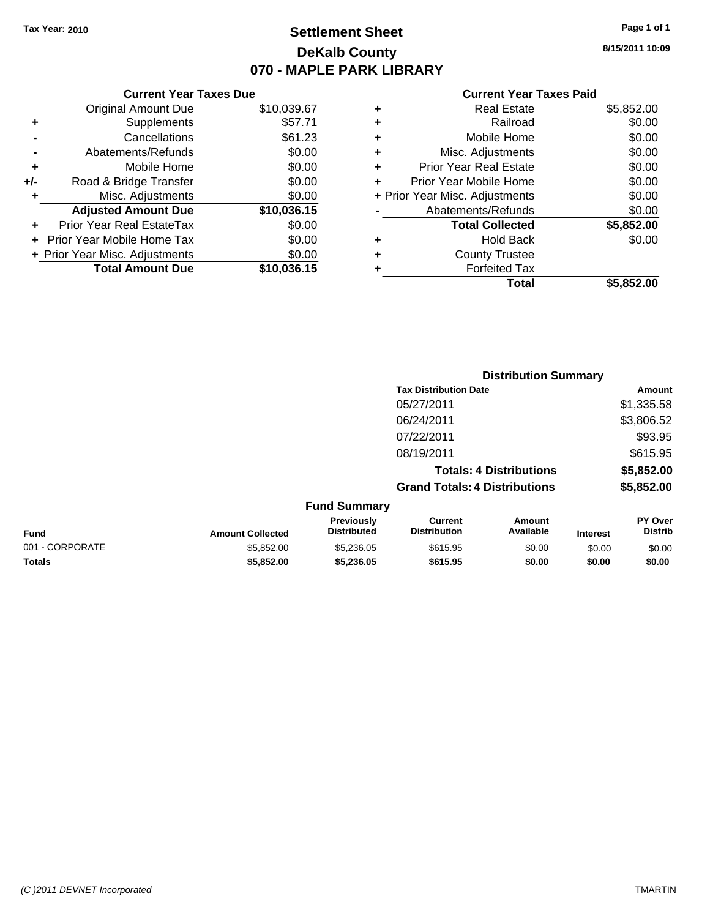Tax Year: 2010

# Settlement Sheet

## DeKalb County

## 070 - MAPLE PARK LIBRARY

8/15/2011 10:09

### Current Year Taxes Due

| | | |
|---|---|---|
| | Original Amount Due | $10,039.67 |
| + | Supplements | $57.71 |
| - | Cancellations | $61.23 |
| - | Abatements/Refunds | $0.00 |
| + | Mobile Home | $0.00 |
| +/- | Road & Bridge Transfer | $0.00 |
| + | Misc. Adjustments | $0.00 |
| | **Adjusted Amount Due** | **$10,036.15** |
| + | Prior Year Real EstateTax | $0.00 |
| + | Prior Year Mobile Home Tax | $0.00 |
| + | Prior Year Misc. Adjustments | $0.00 |
| | **Total Amount Due** | **$10,036.15** |

### Current Year Taxes Paid

| | | |
|---|---|---|
| + | Real Estate | $5,852.00 |
| + | Railroad | $0.00 |
| + | Mobile Home | $0.00 |
| + | Misc. Adjustments | $0.00 |
| + | Prior Year Real Estate | $0.00 |
| + | Prior Year Mobile Home | $0.00 |
| + | Prior Year Misc. Adjustments | $0.00 |
| - | Abatements/Refunds | $0.00 |
| | **Total Collected** | **$5,852.00** |
| + | Hold Back | $0.00 |
| + | County Trustee | |
| + | Forfeited Tax | |
| | **Total** | **$5,852.00** |

### Distribution Summary

| Tax Distribution Date | Amount |
|---|---|
| 05/27/2011 | $1,335.58 |
| 06/24/2011 | $3,806.52 |
| 07/22/2011 | $93.95 |
| 08/19/2011 | $615.95 |
| **Totals: 4 Distributions** | **$5,852.00** |
| **Grand Totals: 4 Distributions** | **$5,852.00** |

### Fund Summary

| Fund | Amount Collected | Previously Distributed | Current Distribution | Amount Available | Interest | PY Over Distrib |
|---|---|---|---|---|---|---|
| 001 - CORPORATE | $5,852.00 | $5,236.05 | $615.95 | $0.00 | $0.00 | $0.00 |
| **Totals** | **$5,852.00** | **$5,236.05** | **$615.95** | **$0.00** | **$0.00** | **$0.00** |

(C )2011 DEVNET Incorporated TMARTIN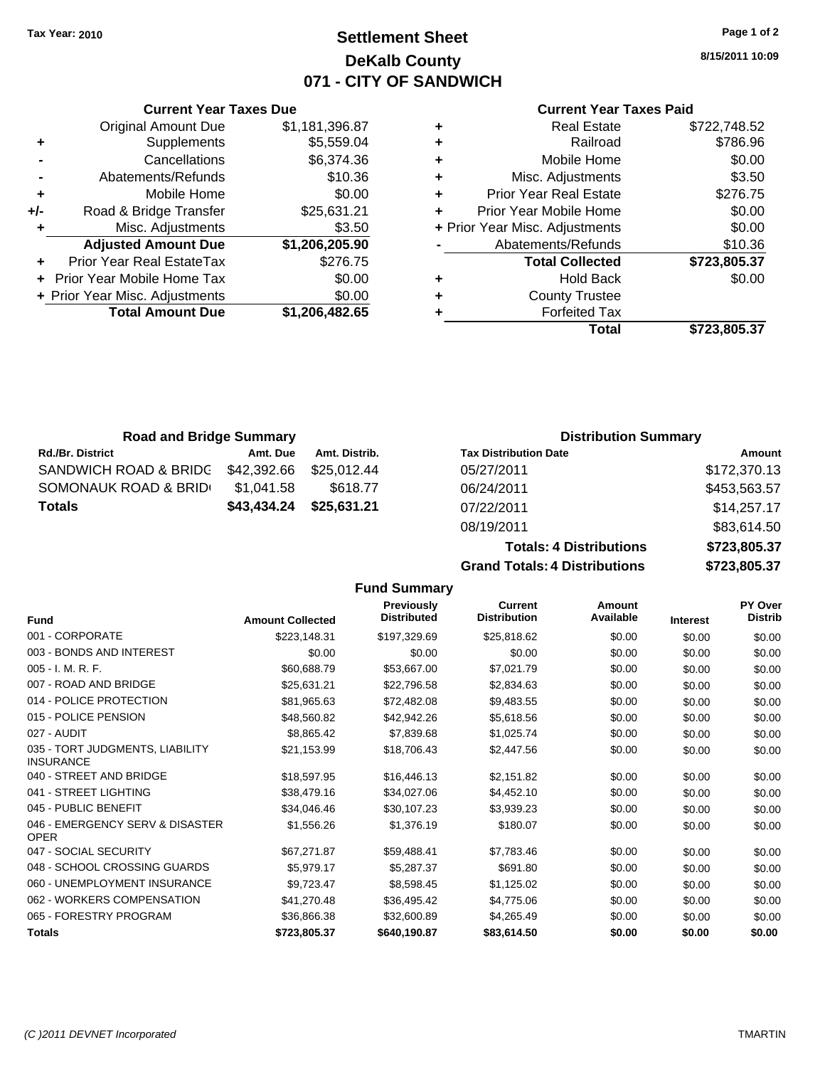Tax Year: 2010

# Settlement Sheet
## DeKalb County
## 071 - CITY OF SANDWICH

8/15/2011 10:09

### Current Year Taxes Due

| | | |
|---|---|---|
| | Original Amount Due | $1,181,396.87 |
| + | Supplements | $5,559.04 |
| - | Cancellations | $6,374.36 |
| - | Abatements/Refunds | $10.36 |
| + | Mobile Home | $0.00 |
| +/- | Road & Bridge Transfer | $25,631.21 |
| + | Misc. Adjustments | $3.50 |
| | **Adjusted Amount Due** | **$1,206,205.90** |
| + | Prior Year Real EstateTax | $276.75 |
| + | Prior Year Mobile Home Tax | $0.00 |
| + | Prior Year Misc. Adjustments | $0.00 |
| | **Total Amount Due** | **$1,206,482.65** |

### Current Year Taxes Paid

| | | |
|---|---|---|
| + | Real Estate | $722,748.52 |
| + | Railroad | $786.96 |
| + | Mobile Home | $0.00 |
| + | Misc. Adjustments | $3.50 |
| + | Prior Year Real Estate | $276.75 |
| + | Prior Year Mobile Home | $0.00 |
| + | Prior Year Misc. Adjustments | $0.00 |
| - | Abatements/Refunds | $10.36 |
| | **Total Collected** | **$723,805.37** |
| + | Hold Back | $0.00 |
| + | County Trustee | |
| + | Forfeited Tax | |
| | **Total** | **$723,805.37** |

### Road and Bridge Summary

| Rd./Br. District | Amt. Due | Amt. Distrib. |
|---|---|---|
| SANDWICH ROAD & BRIDG | $42,392.66 | $25,012.44 |
| SOMONAUK ROAD & BRID | $1,041.58 | $618.77 |
| **Totals** | **$43,434.24** | **$25,631.21** |

### Distribution Summary

| Tax Distribution Date | Amount |
|---|---|
| 05/27/2011 | $172,370.13 |
| 06/24/2011 | $453,563.57 |
| 07/22/2011 | $14,257.17 |
| 08/19/2011 | $83,614.50 |
| **Totals: 4 Distributions** | **$723,805.37** |
| **Grand Totals: 4 Distributions** | **$723,805.37** |

### Fund Summary

| Fund | Amount Collected | Previously Distributed | Current Distribution | Amount Available | Interest | PY Over Distrib |
|---|---|---|---|---|---|---|
| 001 - CORPORATE | $223,148.31 | $197,329.69 | $25,818.62 | $0.00 | $0.00 | $0.00 |
| 003 - BONDS AND INTEREST | $0.00 | $0.00 | $0.00 | $0.00 | $0.00 | $0.00 |
| 005 - I. M. R. F. | $60,688.79 | $53,667.00 | $7,021.79 | $0.00 | $0.00 | $0.00 |
| 007 - ROAD AND BRIDGE | $25,631.21 | $22,796.58 | $2,834.63 | $0.00 | $0.00 | $0.00 |
| 014 - POLICE PROTECTION | $81,965.63 | $72,482.08 | $9,483.55 | $0.00 | $0.00 | $0.00 |
| 015 - POLICE PENSION | $48,560.82 | $42,942.26 | $5,618.56 | $0.00 | $0.00 | $0.00 |
| 027 - AUDIT | $8,865.42 | $7,839.68 | $1,025.74 | $0.00 | $0.00 | $0.00 |
| 035 - TORT JUDGMENTS, LIABILITY INSURANCE | $21,153.99 | $18,706.43 | $2,447.56 | $0.00 | $0.00 | $0.00 |
| 040 - STREET AND BRIDGE | $18,597.95 | $16,446.13 | $2,151.82 | $0.00 | $0.00 | $0.00 |
| 041 - STREET LIGHTING | $38,479.16 | $34,027.06 | $4,452.10 | $0.00 | $0.00 | $0.00 |
| 045 - PUBLIC BENEFIT | $34,046.46 | $30,107.23 | $3,939.23 | $0.00 | $0.00 | $0.00 |
| 046 - EMERGENCY SERV & DISASTER OPER | $1,556.26 | $1,376.19 | $180.07 | $0.00 | $0.00 | $0.00 |
| 047 - SOCIAL SECURITY | $67,271.87 | $59,488.41 | $7,783.46 | $0.00 | $0.00 | $0.00 |
| 048 - SCHOOL CROSSING GUARDS | $5,979.17 | $5,287.37 | $691.80 | $0.00 | $0.00 | $0.00 |
| 060 - UNEMPLOYMENT INSURANCE | $9,723.47 | $8,598.45 | $1,125.02 | $0.00 | $0.00 | $0.00 |
| 062 - WORKERS COMPENSATION | $41,270.48 | $36,495.42 | $4,775.06 | $0.00 | $0.00 | $0.00 |
| 065 - FORESTRY PROGRAM | $36,866.38 | $32,600.89 | $4,265.49 | $0.00 | $0.00 | $0.00 |
| **Totals** | **$723,805.37** | **$640,190.87** | **$83,614.50** | **$0.00** | **$0.00** | **$0.00** |

(C )2011 DEVNET Incorporated — TMARTIN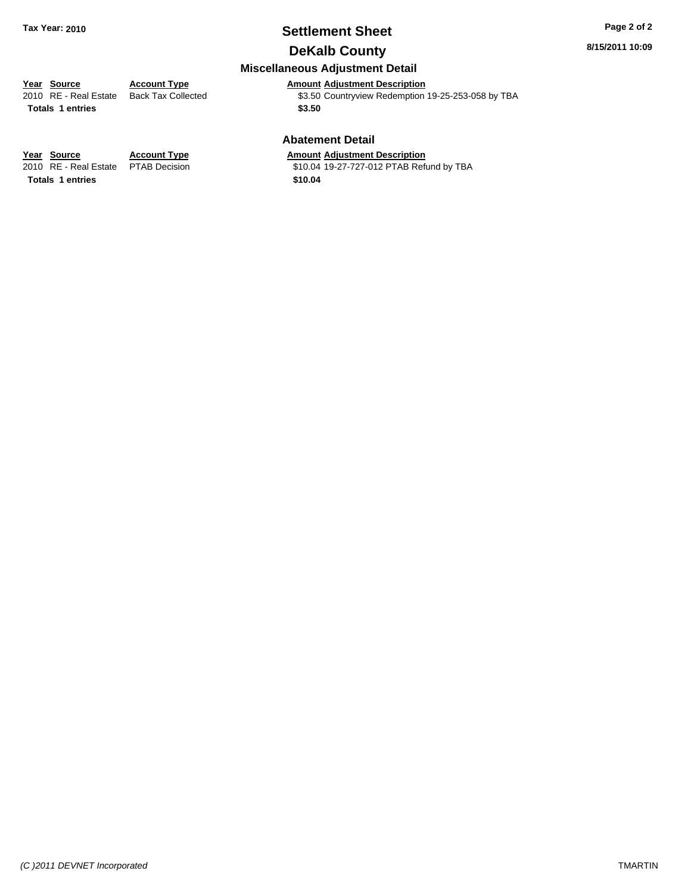# Settlement Sheet

## DeKalb County

### Miscellaneous Adjustment Detail

| Year | Source | Account Type | Amount | Adjustment Description |
|---|---|---|---|---|
| 2010 | RE - Real Estate | Back Tax Collected | $3.50 | Countryview Redemption 19-25-253-058 by TBA |
| **Totals** | **1 entries** | | **$3.50** | |

### Abatement Detail

| Year | Source | Account Type | Amount | Adjustment Description |
|---|---|---|---|---|
| 2010 | RE - Real Estate | PTAB Decision | $10.04 | 19-27-727-012 PTAB Refund by TBA |
| **Totals** | **1 entries** | | **$10.04** | |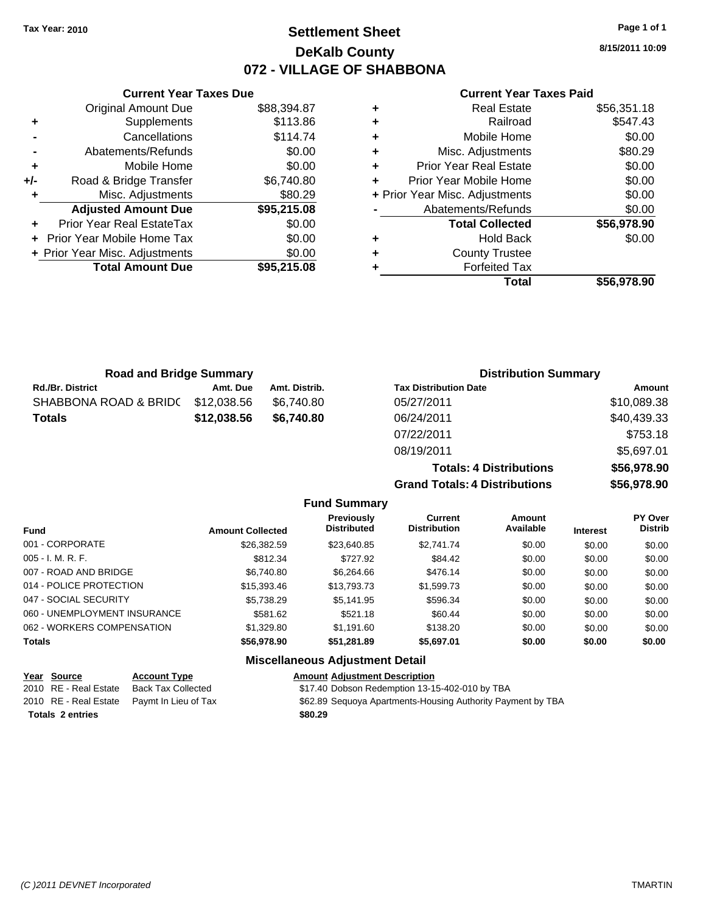Tax Year: 2010

# Settlement Sheet
## DeKalb County
## 072 - VILLAGE OF SHABBONA

8/15/2011 10:09

### Current Year Taxes Due

| | | |
|---|---|---|
| | Original Amount Due | $88,394.87 |
| + | Supplements | $113.86 |
| - | Cancellations | $114.74 |
| - | Abatements/Refunds | $0.00 |
| + | Mobile Home | $0.00 |
| +/- | Road & Bridge Transfer | $6,740.80 |
| + | Misc. Adjustments | $80.29 |
| | **Adjusted Amount Due** | **$95,215.08** |
| + | Prior Year Real EstateTax | $0.00 |
| + | Prior Year Mobile Home Tax | $0.00 |
| + | Prior Year Misc. Adjustments | $0.00 |
| | **Total Amount Due** | **$95,215.08** |

### Current Year Taxes Paid

| | | |
|---|---|---|
| + | Real Estate | $56,351.18 |
| + | Railroad | $547.43 |
| + | Mobile Home | $0.00 |
| + | Misc. Adjustments | $80.29 |
| + | Prior Year Real Estate | $0.00 |
| + | Prior Year Mobile Home | $0.00 |
| + | Prior Year Misc. Adjustments | $0.00 |
| - | Abatements/Refunds | $0.00 |
| | **Total Collected** | **$56,978.90** |
| + | Hold Back | $0.00 |
| + | County Trustee | |
| + | Forfeited Tax | |
| | **Total** | **$56,978.90** |

### Road and Bridge Summary

| Rd./Br. District | Amt. Due | Amt. Distrib. |
|---|---|---|
| SHABBONA ROAD & BRIDG | $12,038.56 | $6,740.80 |
| **Totals** | **$12,038.56** | **$6,740.80** |

### Distribution Summary

| Tax Distribution Date | Amount |
|---|---|
| 05/27/2011 | $10,089.38 |
| 06/24/2011 | $40,439.33 |
| 07/22/2011 | $753.18 |
| 08/19/2011 | $5,697.01 |
| **Totals: 4 Distributions** | **$56,978.90** |
| **Grand Totals: 4 Distributions** | **$56,978.90** |

### Fund Summary

| Fund | Amount Collected | Previously Distributed | Current Distribution | Amount Available | Interest | PY Over Distrib |
|---|---|---|---|---|---|---|
| 001 - CORPORATE | $26,382.59 | $23,640.85 | $2,741.74 | $0.00 | $0.00 | $0.00 |
| 005 - I. M. R. F. | $812.34 | $727.92 | $84.42 | $0.00 | $0.00 | $0.00 |
| 007 - ROAD AND BRIDGE | $6,740.80 | $6,264.66 | $476.14 | $0.00 | $0.00 | $0.00 |
| 014 - POLICE PROTECTION | $15,393.46 | $13,793.73 | $1,599.73 | $0.00 | $0.00 | $0.00 |
| 047 - SOCIAL SECURITY | $5,738.29 | $5,141.95 | $596.34 | $0.00 | $0.00 | $0.00 |
| 060 - UNEMPLOYMENT INSURANCE | $581.62 | $521.18 | $60.44 | $0.00 | $0.00 | $0.00 |
| 062 - WORKERS COMPENSATION | $1,329.80 | $1,191.60 | $138.20 | $0.00 | $0.00 | $0.00 |
| **Totals** | **$56,978.90** | **$51,281.89** | **$5,697.01** | **$0.00** | **$0.00** | **$0.00** |

### Miscellaneous Adjustment Detail

| Year | Source | Account Type | Amount | Adjustment Description |
|---|---|---|---|---|
| 2010 | RE - Real Estate | Back Tax Collected | $17.40 | Dobson Redemption 13-15-402-010 by TBA |
| 2010 | RE - Real Estate | Paymt In Lieu of Tax | $62.89 | Sequoya Apartments-Housing Authority Payment by TBA |
| **Totals 2 entries** | | | **$80.29** | |

(C )2011 DEVNET Incorporated TMARTIN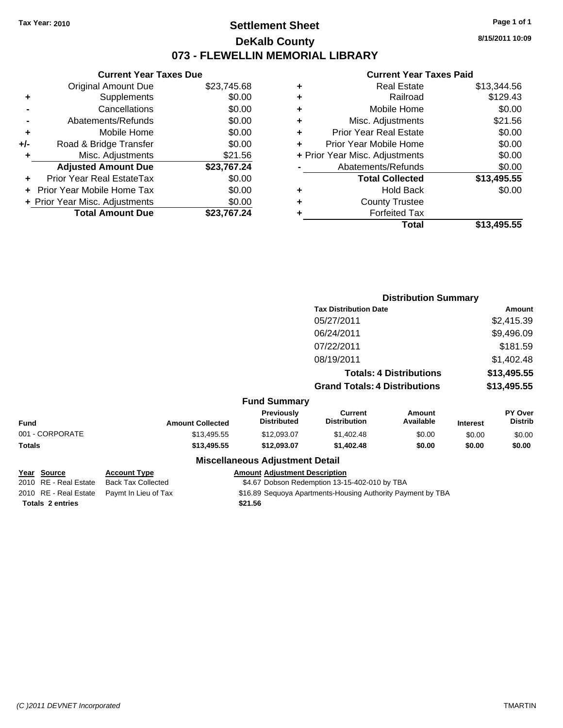Tax Year: 2010

# Settlement Sheet
## DeKalb County
## 073 - FLEWELLIN MEMORIAL LIBRARY

8/15/2011 10:09

### Current Year Taxes Due

| | | |
|---|---|---|
| | Original Amount Due | $23,745.68 |
| + | Supplements | $0.00 |
| - | Cancellations | $0.00 |
| - | Abatements/Refunds | $0.00 |
| + | Mobile Home | $0.00 |
| +/- | Road & Bridge Transfer | $0.00 |
| + | Misc. Adjustments | $21.56 |
| | **Adjusted Amount Due** | **$23,767.24** |
| + | Prior Year Real EstateTax | $0.00 |
| + | Prior Year Mobile Home Tax | $0.00 |
| + | Prior Year Misc. Adjustments | $0.00 |
| | **Total Amount Due** | **$23,767.24** |

### Current Year Taxes Paid

| | | |
|---|---|---|
| + | Real Estate | $13,344.56 |
| + | Railroad | $129.43 |
| + | Mobile Home | $0.00 |
| + | Misc. Adjustments | $21.56 |
| + | Prior Year Real Estate | $0.00 |
| + | Prior Year Mobile Home | $0.00 |
| + | Prior Year Misc. Adjustments | $0.00 |
| - | Abatements/Refunds | $0.00 |
| | **Total Collected** | **$13,495.55** |
| + | Hold Back | $0.00 |
| + | County Trustee | |
| + | Forfeited Tax | |
| | **Total** | **$13,495.55** |

### Distribution Summary

| Tax Distribution Date | Amount |
|---|---|
| 05/27/2011 | $2,415.39 |
| 06/24/2011 | $9,496.09 |
| 07/22/2011 | $181.59 |
| 08/19/2011 | $1,402.48 |
| **Totals: 4 Distributions** | **$13,495.55** |
| **Grand Totals: 4 Distributions** | **$13,495.55** |

### Fund Summary

| Fund | Amount Collected | Previously Distributed | Current Distribution | Amount Available | Interest | PY Over Distrib |
|---|---|---|---|---|---|---|
| 001 - CORPORATE | $13,495.55 | $12,093.07 | $1,402.48 | $0.00 | $0.00 | $0.00 |
| **Totals** | **$13,495.55** | **$12,093.07** | **$1,402.48** | **$0.00** | **$0.00** | **$0.00** |

### Miscellaneous Adjustment Detail

| Year | Source | Account Type | Amount | Adjustment Description |
|---|---|---|---|---|
| 2010 | RE - Real Estate | Back Tax Collected | $4.67 | Dobson Redemption 13-15-402-010 by TBA |
| 2010 | RE - Real Estate | Paymt In Lieu of Tax | $16.89 | Sequoya Apartments-Housing Authority Payment by TBA |
| **Totals 2 entries** | | | **$21.56** | |

(C )2011 DEVNET Incorporated TMARTIN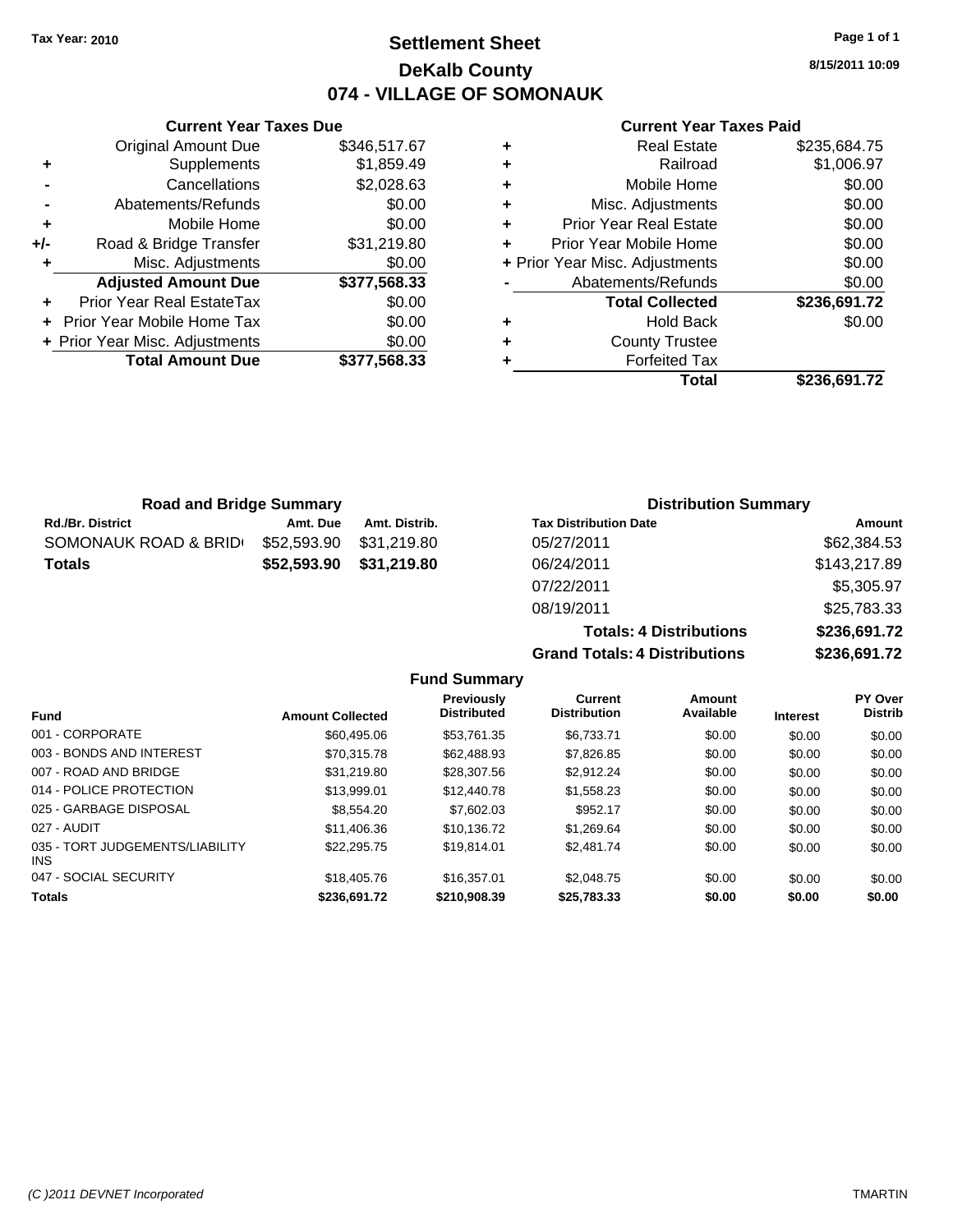Tax Year: 2010

# Settlement Sheet
## DeKalb County
## 074 - VILLAGE OF SOMONAUK

8/15/2011 10:09

### Current Year Taxes Due

| | | |
|---|---|---|
| | Original Amount Due | $346,517.67 |
| + | Supplements | $1,859.49 |
| - | Cancellations | $2,028.63 |
| - | Abatements/Refunds | $0.00 |
| + | Mobile Home | $0.00 |
| +/- | Road & Bridge Transfer | $31,219.80 |
| + | Misc. Adjustments | $0.00 |
| | **Adjusted Amount Due** | **$377,568.33** |
| + | Prior Year Real EstateTax | $0.00 |
| + | Prior Year Mobile Home Tax | $0.00 |
| + | Prior Year Misc. Adjustments | $0.00 |
| | **Total Amount Due** | **$377,568.33** |

### Current Year Taxes Paid

| | | |
|---|---|---|
| + | Real Estate | $235,684.75 |
| + | Railroad | $1,006.97 |
| + | Mobile Home | $0.00 |
| + | Misc. Adjustments | $0.00 |
| + | Prior Year Real Estate | $0.00 |
| + | Prior Year Mobile Home | $0.00 |
| + | Prior Year Misc. Adjustments | $0.00 |
| - | Abatements/Refunds | $0.00 |
| | **Total Collected** | **$236,691.72** |
| + | Hold Back | $0.00 |
| + | County Trustee | |
| + | Forfeited Tax | |
| | **Total** | **$236,691.72** |

### Road and Bridge Summary

| Rd./Br. District | Amt. Due | Amt. Distrib. |
|---|---|---|
| SOMONAUK ROAD & BRID | $52,593.90 | $31,219.80 |
| **Totals** | **$52,593.90** | **$31,219.80** |

### Distribution Summary

| Tax Distribution Date | Amount |
|---|---|
| 05/27/2011 | $62,384.53 |
| 06/24/2011 | $143,217.89 |
| 07/22/2011 | $5,305.97 |
| 08/19/2011 | $25,783.33 |
| **Totals: 4 Distributions** | **$236,691.72** |
| **Grand Totals: 4 Distributions** | **$236,691.72** |

### Fund Summary

| Fund | Amount Collected | Previously Distributed | Current Distribution | Amount Available | Interest | PY Over Distrib |
|---|---|---|---|---|---|---|
| 001 - CORPORATE | $60,495.06 | $53,761.35 | $6,733.71 | $0.00 | $0.00 | $0.00 |
| 003 - BONDS AND INTEREST | $70,315.78 | $62,488.93 | $7,826.85 | $0.00 | $0.00 | $0.00 |
| 007 - ROAD AND BRIDGE | $31,219.80 | $28,307.56 | $2,912.24 | $0.00 | $0.00 | $0.00 |
| 014 - POLICE PROTECTION | $13,999.01 | $12,440.78 | $1,558.23 | $0.00 | $0.00 | $0.00 |
| 025 - GARBAGE DISPOSAL | $8,554.20 | $7,602.03 | $952.17 | $0.00 | $0.00 | $0.00 |
| 027 - AUDIT | $11,406.36 | $10,136.72 | $1,269.64 | $0.00 | $0.00 | $0.00 |
| 035 - TORT JUDGEMENTS/LIABILITY INS | $22,295.75 | $19,814.01 | $2,481.74 | $0.00 | $0.00 | $0.00 |
| 047 - SOCIAL SECURITY | $18,405.76 | $16,357.01 | $2,048.75 | $0.00 | $0.00 | $0.00 |
| **Totals** | **$236,691.72** | **$210,908.39** | **$25,783.33** | **$0.00** | **$0.00** | **$0.00** |

(C )2011 DEVNET Incorporated — TMARTIN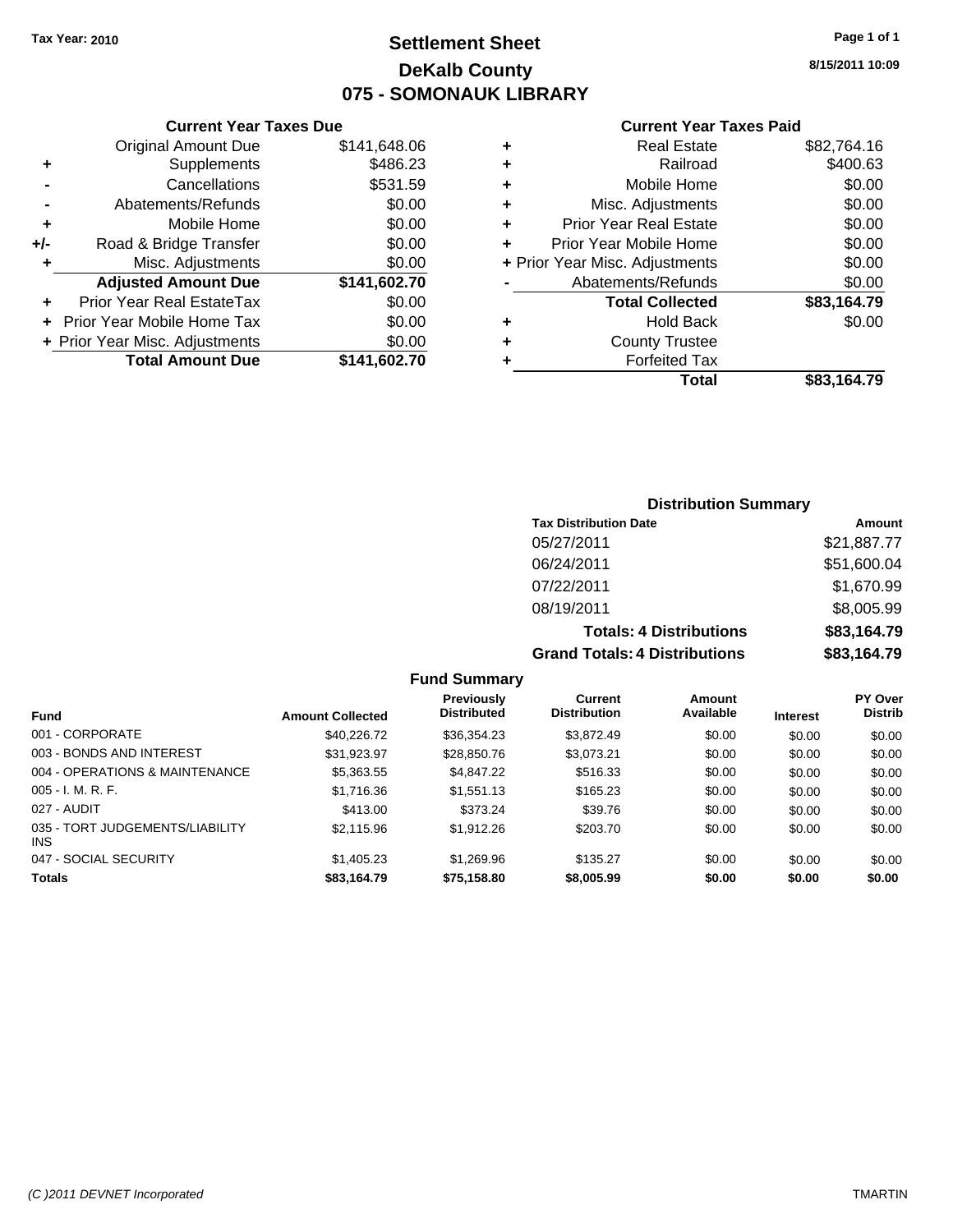**Tax Year: 2010**

# Settlement Sheet
## DeKalb County
## 075 - SOMONAUK LIBRARY

8/15/2011 10:09

### Current Year Taxes Due

| | | |
|---|---|---|
| | Original Amount Due | $141,648.06 |
| + | Supplements | $486.23 |
| - | Cancellations | $531.59 |
| - | Abatements/Refunds | $0.00 |
| + | Mobile Home | $0.00 |
| +/- | Road & Bridge Transfer | $0.00 |
| + | Misc. Adjustments | $0.00 |
| | **Adjusted Amount Due** | **$141,602.70** |
| + | Prior Year Real EstateTax | $0.00 |
| + | Prior Year Mobile Home Tax | $0.00 |
| + | Prior Year Misc. Adjustments | $0.00 |
| | **Total Amount Due** | **$141,602.70** |

### Current Year Taxes Paid

| | | |
|---|---|---|
| + | Real Estate | $82,764.16 |
| + | Railroad | $400.63 |
| + | Mobile Home | $0.00 |
| + | Misc. Adjustments | $0.00 |
| + | Prior Year Real Estate | $0.00 |
| + | Prior Year Mobile Home | $0.00 |
| + | Prior Year Misc. Adjustments | $0.00 |
| - | Abatements/Refunds | $0.00 |
| | **Total Collected** | **$83,164.79** |
| + | Hold Back | $0.00 |
| + | County Trustee | |
| + | Forfeited Tax | |
| | **Total** | **$83,164.79** |

### Distribution Summary

| Tax Distribution Date | Amount |
|---|---|
| 05/27/2011 | $21,887.77 |
| 06/24/2011 | $51,600.04 |
| 07/22/2011 | $1,670.99 |
| 08/19/2011 | $8,005.99 |
| **Totals: 4 Distributions** | **$83,164.79** |
| **Grand Totals: 4 Distributions** | **$83,164.79** |

### Fund Summary

| Fund | Amount Collected | Previously Distributed | Current Distribution | Amount Available | Interest | PY Over Distrib |
|---|---|---|---|---|---|---|
| 001 - CORPORATE | $40,226.72 | $36,354.23 | $3,872.49 | $0.00 | $0.00 | $0.00 |
| 003 - BONDS AND INTEREST | $31,923.97 | $28,850.76 | $3,073.21 | $0.00 | $0.00 | $0.00 |
| 004 - OPERATIONS & MAINTENANCE | $5,363.55 | $4,847.22 | $516.33 | $0.00 | $0.00 | $0.00 |
| 005 - I. M. R. F. | $1,716.36 | $1,551.13 | $165.23 | $0.00 | $0.00 | $0.00 |
| 027 - AUDIT | $413.00 | $373.24 | $39.76 | $0.00 | $0.00 | $0.00 |
| 035 - TORT JUDGEMENTS/LIABILITY INS | $2,115.96 | $1,912.26 | $203.70 | $0.00 | $0.00 | $0.00 |
| 047 - SOCIAL SECURITY | $1,405.23 | $1,269.96 | $135.27 | $0.00 | $0.00 | $0.00 |
| **Totals** | **$83,164.79** | **$75,158.80** | **$8,005.99** | **$0.00** | **$0.00** | **$0.00** |

(C )2011 DEVNET Incorporated TMARTIN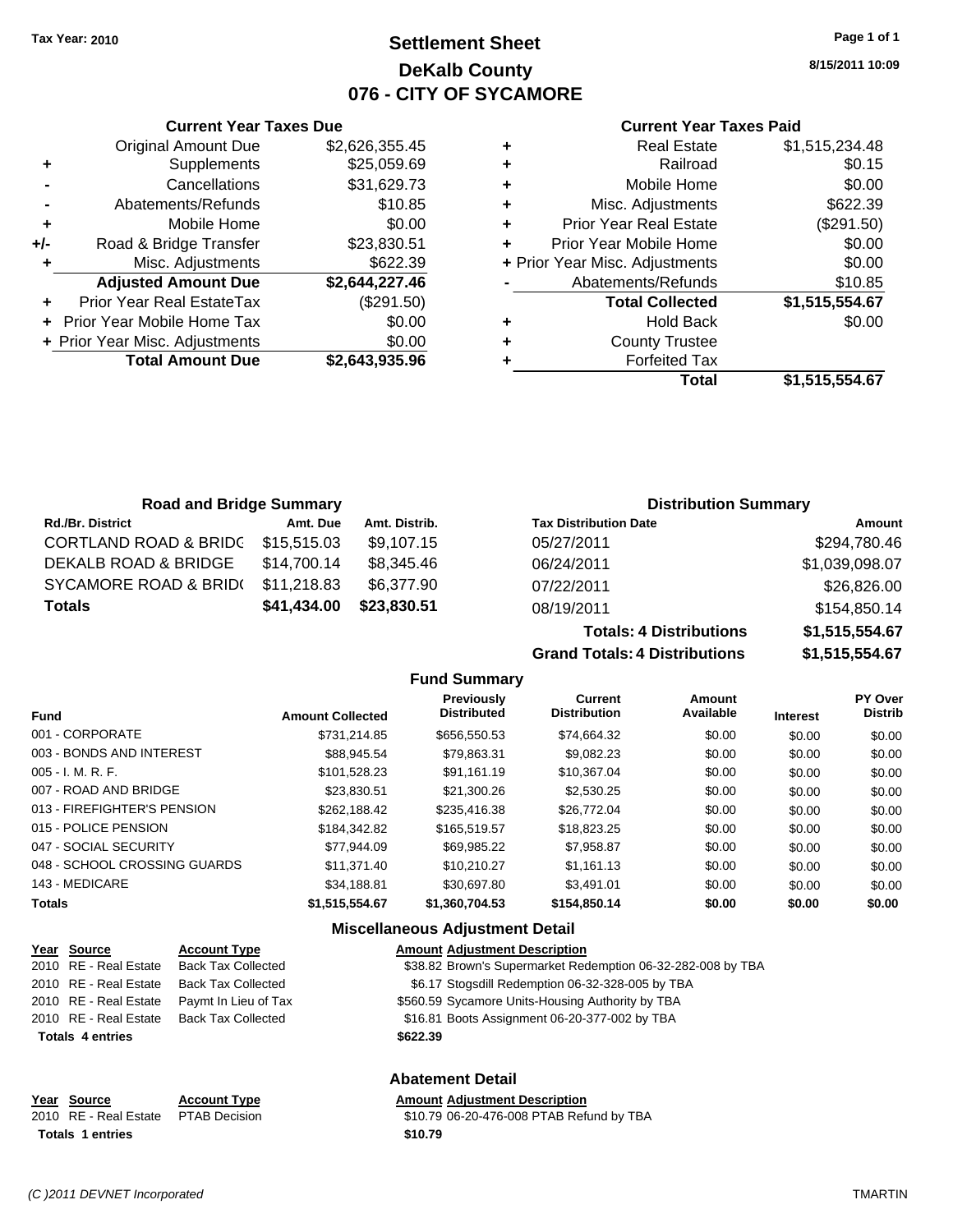Tax Year: 2010

# Settlement Sheet
## DeKalb County
## 076 - CITY OF SYCAMORE

8/15/2011 10:09

### Current Year Taxes Due

| | | |
|---|---|---|
| | Original Amount Due | $2,626,355.45 |
| + | Supplements | $25,059.69 |
| - | Cancellations | $31,629.73 |
| - | Abatements/Refunds | $10.85 |
| + | Mobile Home | $0.00 |
| +/- | Road & Bridge Transfer | $23,830.51 |
| + | Misc. Adjustments | $622.39 |
| | **Adjusted Amount Due** | **$2,644,227.46** |
| + | Prior Year Real EstateTax | ($291.50) |
| + | Prior Year Mobile Home Tax | $0.00 |
| + | Prior Year Misc. Adjustments | $0.00 |
| | **Total Amount Due** | **$2,643,935.96** |

### Current Year Taxes Paid

| | | |
|---|---|---|
| + | Real Estate | $1,515,234.48 |
| + | Railroad | $0.15 |
| + | Mobile Home | $0.00 |
| + | Misc. Adjustments | $622.39 |
| + | Prior Year Real Estate | ($291.50) |
| + | Prior Year Mobile Home | $0.00 |
| + | Prior Year Misc. Adjustments | $0.00 |
| - | Abatements/Refunds | $10.85 |
| | **Total Collected** | **$1,515,554.67** |
| + | Hold Back | $0.00 |
| + | County Trustee | |
| + | Forfeited Tax | |
| | **Total** | **$1,515,554.67** |

### Road and Bridge Summary

| Rd./Br. District | Amt. Due | Amt. Distrib. |
|---|---|---|
| CORTLAND ROAD & BRIDG | $15,515.03 | $9,107.15 |
| DEKALB ROAD & BRIDGE | $14,700.14 | $8,345.46 |
| SYCAMORE ROAD & BRIDG | $11,218.83 | $6,377.90 |
| **Totals** | **$41,434.00** | **$23,830.51** |

### Distribution Summary

| Tax Distribution Date | Amount |
|---|---|
| 05/27/2011 | $294,780.46 |
| 06/24/2011 | $1,039,098.07 |
| 07/22/2011 | $26,826.00 |
| 08/19/2011 | $154,850.14 |
| **Totals: 4 Distributions** | **$1,515,554.67** |
| **Grand Totals: 4 Distributions** | **$1,515,554.67** |

### Fund Summary

| Fund | Amount Collected | Previously Distributed | Current Distribution | Amount Available | Interest | PY Over Distrib |
|---|---|---|---|---|---|---|
| 001 - CORPORATE | $731,214.85 | $656,550.53 | $74,664.32 | $0.00 | $0.00 | $0.00 |
| 003 - BONDS AND INTEREST | $88,945.54 | $79,863.31 | $9,082.23 | $0.00 | $0.00 | $0.00 |
| 005 - I. M. R. F. | $101,528.23 | $91,161.19 | $10,367.04 | $0.00 | $0.00 | $0.00 |
| 007 - ROAD AND BRIDGE | $23,830.51 | $21,300.26 | $2,530.25 | $0.00 | $0.00 | $0.00 |
| 013 - FIREFIGHTER'S PENSION | $262,188.42 | $235,416.38 | $26,772.04 | $0.00 | $0.00 | $0.00 |
| 015 - POLICE PENSION | $184,342.82 | $165,519.57 | $18,823.25 | $0.00 | $0.00 | $0.00 |
| 047 - SOCIAL SECURITY | $77,944.09 | $69,985.22 | $7,958.87 | $0.00 | $0.00 | $0.00 |
| 048 - SCHOOL CROSSING GUARDS | $11,371.40 | $10,210.27 | $1,161.13 | $0.00 | $0.00 | $0.00 |
| 143 - MEDICARE | $34,188.81 | $30,697.80 | $3,491.01 | $0.00 | $0.00 | $0.00 |
| **Totals** | **$1,515,554.67** | **$1,360,704.53** | **$154,850.14** | **$0.00** | **$0.00** | **$0.00** |

### Miscellaneous Adjustment Detail

| Year | Source | Account Type | Amount | Adjustment Description |
|---|---|---|---|---|
| 2010 | RE - Real Estate | Back Tax Collected | $38.82 | Brown's Supermarket Redemption 06-32-282-008 by TBA |
| 2010 | RE - Real Estate | Back Tax Collected | $6.17 | Stogsdill Redemption 06-32-328-005 by TBA |
| 2010 | RE - Real Estate | Paymt In Lieu of Tax | $560.59 | Sycamore Units-Housing Authority by TBA |
| 2010 | RE - Real Estate | Back Tax Collected | $16.81 | Boots Assignment 06-20-377-002 by TBA |
| **Totals 4 entries** | | | **$622.39** | |

### Abatement Detail

| Year | Source | Account Type | Amount | Adjustment Description |
|---|---|---|---|---|
| 2010 | RE - Real Estate | PTAB Decision | $10.79 | 06-20-476-008 PTAB Refund by TBA |
| **Totals 1 entries** | | | **$10.79** | |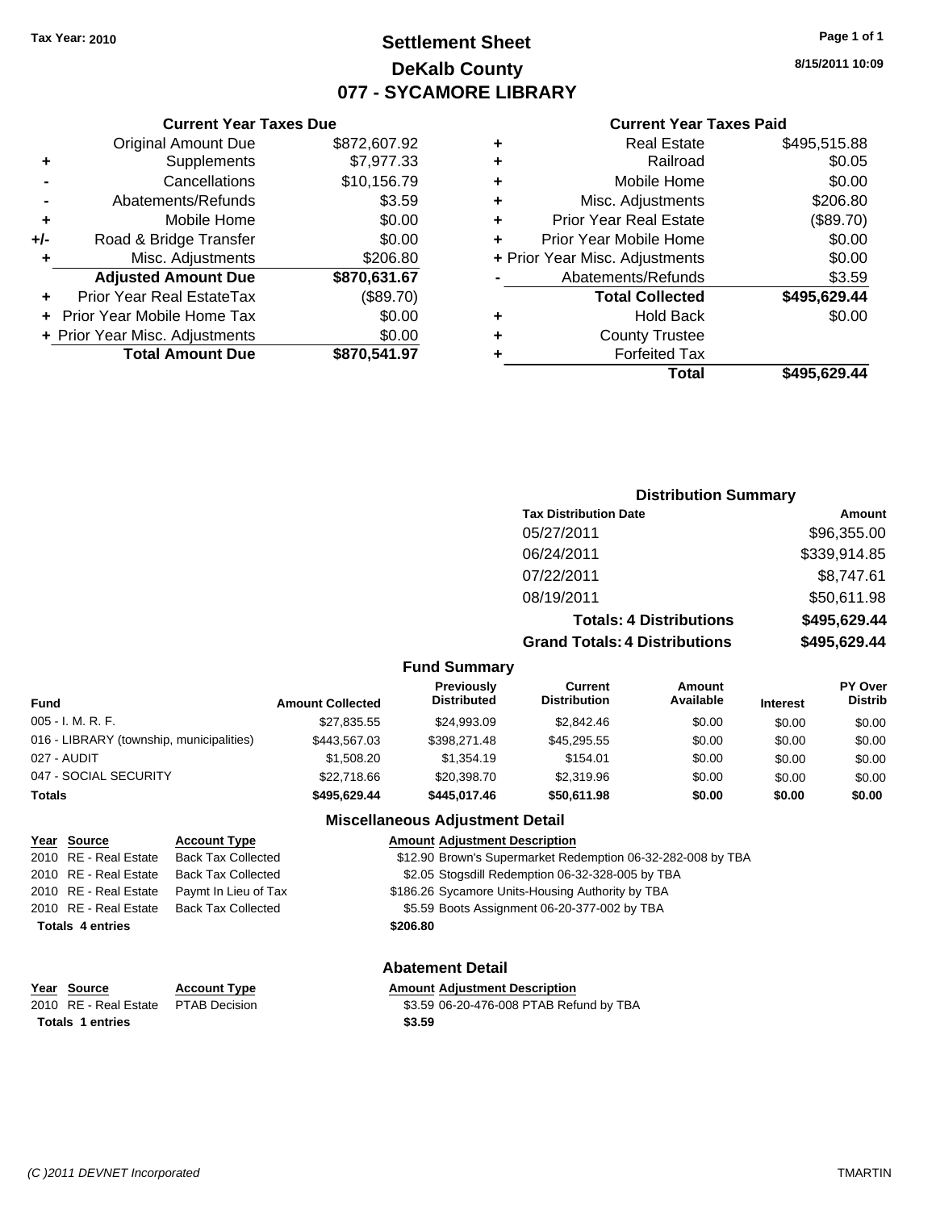Tax Year: 2010

# Settlement Sheet
## DeKalb County
## 077 - SYCAMORE LIBRARY

8/15/2011 10:09

### Current Year Taxes Due

| | | |
|---|---|---|
| | Original Amount Due | $872,607.92 |
| + | Supplements | $7,977.33 |
| - | Cancellations | $10,156.79 |
| - | Abatements/Refunds | $3.59 |
| + | Mobile Home | $0.00 |
| +/- | Road & Bridge Transfer | $0.00 |
| + | Misc. Adjustments | $206.80 |
| | **Adjusted Amount Due** | **$870,631.67** |
| + | Prior Year Real EstateTax | ($89.70) |
| + | Prior Year Mobile Home Tax | $0.00 |
| + | Prior Year Misc. Adjustments | $0.00 |
| | **Total Amount Due** | **$870,541.97** |

### Current Year Taxes Paid

| | | |
|---|---|---|
| + | Real Estate | $495,515.88 |
| + | Railroad | $0.05 |
| + | Mobile Home | $0.00 |
| + | Misc. Adjustments | $206.80 |
| + | Prior Year Real Estate | ($89.70) |
| + | Prior Year Mobile Home | $0.00 |
| + | Prior Year Misc. Adjustments | $0.00 |
| - | Abatements/Refunds | $3.59 |
| | **Total Collected** | **$495,629.44** |
| + | Hold Back | $0.00 |
| + | County Trustee | |
| + | Forfeited Tax | |
| | **Total** | **$495,629.44** |

### Distribution Summary

| Tax Distribution Date | Amount |
|---|---|
| 05/27/2011 | $96,355.00 |
| 06/24/2011 | $339,914.85 |
| 07/22/2011 | $8,747.61 |
| 08/19/2011 | $50,611.98 |
| **Totals: 4 Distributions** | **$495,629.44** |
| **Grand Totals: 4 Distributions** | **$495,629.44** |

### Fund Summary

| Fund | Amount Collected | Previously Distributed | Current Distribution | Amount Available | Interest | PY Over Distrib |
|---|---|---|---|---|---|---|
| 005 - I. M. R. F. | $27,835.55 | $24,993.09 | $2,842.46 | $0.00 | $0.00 | $0.00 |
| 016 - LIBRARY (township, municipalities) | $443,567.03 | $398,271.48 | $45,295.55 | $0.00 | $0.00 | $0.00 |
| 027 - AUDIT | $1,508.20 | $1,354.19 | $154.01 | $0.00 | $0.00 | $0.00 |
| 047 - SOCIAL SECURITY | $22,718.66 | $20,398.70 | $2,319.96 | $0.00 | $0.00 | $0.00 |
| **Totals** | **$495,629.44** | **$445,017.46** | **$50,611.98** | **$0.00** | **$0.00** | **$0.00** |

### Miscellaneous Adjustment Detail

| Year | Source | Account Type | Amount | Adjustment Description |
|---|---|---|---|---|
| 2010 | RE - Real Estate | Back Tax Collected | $12.90 | Brown's Supermarket Redemption 06-32-282-008 by TBA |
| 2010 | RE - Real Estate | Back Tax Collected | $2.05 | Stogsdill Redemption 06-32-328-005 by TBA |
| 2010 | RE - Real Estate | Paymt In Lieu of Tax | $186.26 | Sycamore Units-Housing Authority by TBA |
| 2010 | RE - Real Estate | Back Tax Collected | $5.59 | Boots Assignment 06-20-377-002 by TBA |
| **Totals 4 entries** | | | **$206.80** | |

### Abatement Detail

| Year | Source | Account Type | Amount | Adjustment Description |
|---|---|---|---|---|
| 2010 | RE - Real Estate | PTAB Decision | $3.59 | 06-20-476-008 PTAB Refund by TBA |
| **Totals 1 entries** | | | **$3.59** | |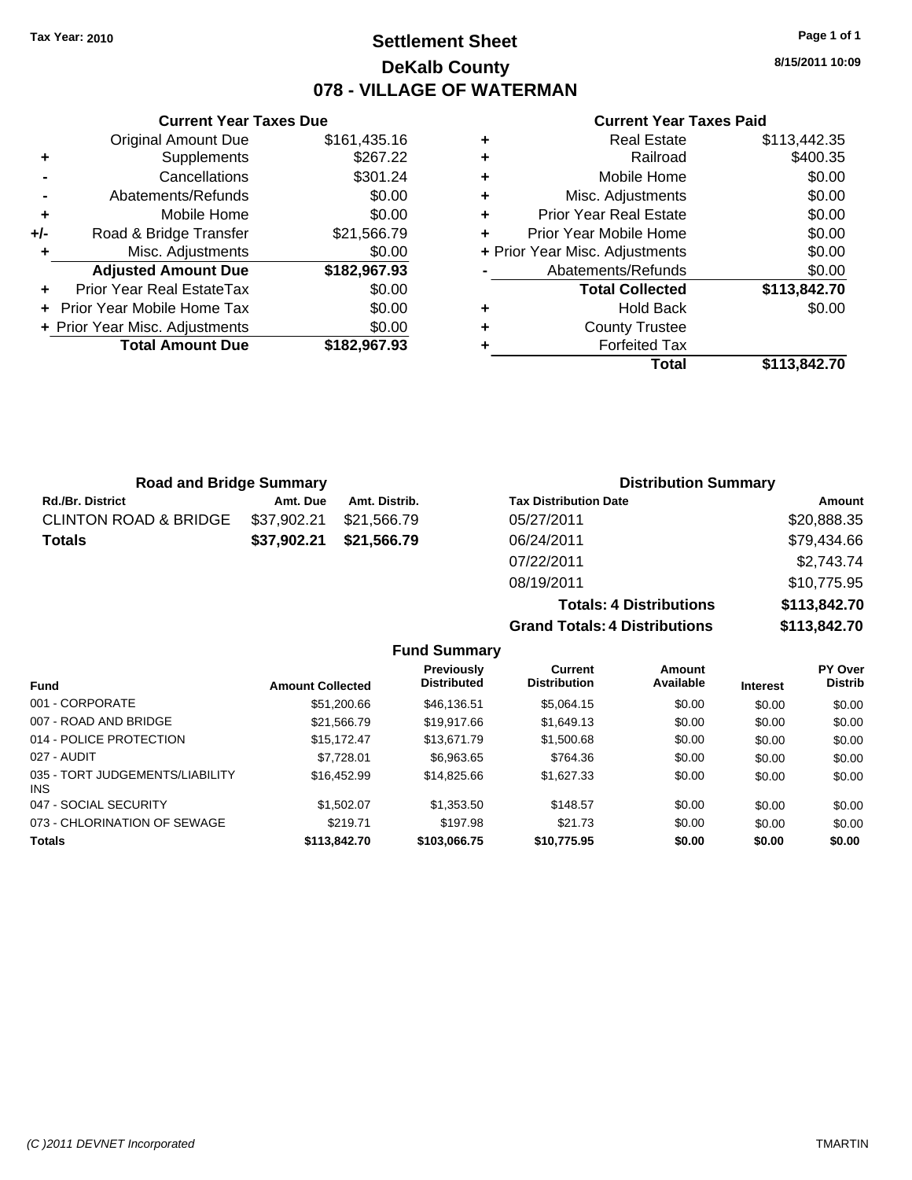Tax Year: 2010

# Settlement Sheet
## DeKalb County
## 078 - VILLAGE OF WATERMAN

8/15/2011 10:09

### Current Year Taxes Due

| | | |
|---|---|---|
| | Original Amount Due | $161,435.16 |
| + | Supplements | $267.22 |
| - | Cancellations | $301.24 |
| - | Abatements/Refunds | $0.00 |
| + | Mobile Home | $0.00 |
| +/- | Road & Bridge Transfer | $21,566.79 |
| + | Misc. Adjustments | $0.00 |
| | **Adjusted Amount Due** | **$182,967.93** |
| + | Prior Year Real EstateTax | $0.00 |
| + | Prior Year Mobile Home Tax | $0.00 |
| + | Prior Year Misc. Adjustments | $0.00 |
| | **Total Amount Due** | **$182,967.93** |

### Current Year Taxes Paid

| | | |
|---|---|---|
| + | Real Estate | $113,442.35 |
| + | Railroad | $400.35 |
| + | Mobile Home | $0.00 |
| + | Misc. Adjustments | $0.00 |
| + | Prior Year Real Estate | $0.00 |
| + | Prior Year Mobile Home | $0.00 |
| + | Prior Year Misc. Adjustments | $0.00 |
| - | Abatements/Refunds | $0.00 |
| | **Total Collected** | **$113,842.70** |
| + | Hold Back | $0.00 |
| + | County Trustee | |
| + | Forfeited Tax | |
| | **Total** | **$113,842.70** |

### Road and Bridge Summary

| Rd./Br. District | Amt. Due | Amt. Distrib. |
|---|---|---|
| CLINTON ROAD & BRIDGE | $37,902.21 | $21,566.79 |
| **Totals** | **$37,902.21** | **$21,566.79** |

### Distribution Summary

| Tax Distribution Date | Amount |
|---|---|
| 05/27/2011 | $20,888.35 |
| 06/24/2011 | $79,434.66 |
| 07/22/2011 | $2,743.74 |
| 08/19/2011 | $10,775.95 |
| **Totals: 4 Distributions** | **$113,842.70** |
| **Grand Totals: 4 Distributions** | **$113,842.70** |

### Fund Summary

| Fund | Amount Collected | Previously Distributed | Current Distribution | Amount Available | Interest | PY Over Distrib |
|---|---|---|---|---|---|---|
| 001 - CORPORATE | $51,200.66 | $46,136.51 | $5,064.15 | $0.00 | $0.00 | $0.00 |
| 007 - ROAD AND BRIDGE | $21,566.79 | $19,917.66 | $1,649.13 | $0.00 | $0.00 | $0.00 |
| 014 - POLICE PROTECTION | $15,172.47 | $13,671.79 | $1,500.68 | $0.00 | $0.00 | $0.00 |
| 027 - AUDIT | $7,728.01 | $6,963.65 | $764.36 | $0.00 | $0.00 | $0.00 |
| 035 - TORT JUDGEMENTS/LIABILITY INS | $16,452.99 | $14,825.66 | $1,627.33 | $0.00 | $0.00 | $0.00 |
| 047 - SOCIAL SECURITY | $1,502.07 | $1,353.50 | $148.57 | $0.00 | $0.00 | $0.00 |
| 073 - CHLORINATION OF SEWAGE | $219.71 | $197.98 | $21.73 | $0.00 | $0.00 | $0.00 |
| **Totals** | **$113,842.70** | **$103,066.75** | **$10,775.95** | **$0.00** | **$0.00** | **$0.00** |

(C )2011 DEVNET Incorporated TMARTIN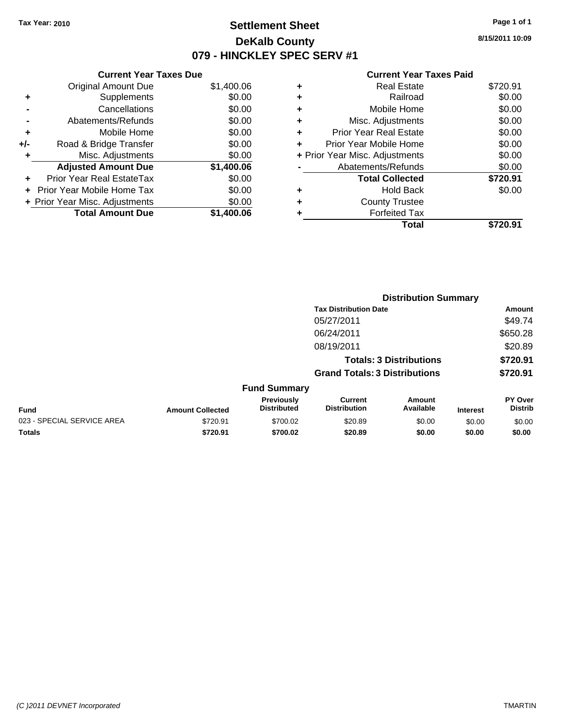Tax Year: 2010

# Settlement Sheet

## DeKalb County

## 079 - HINCKLEY SPEC SERV #1

8/15/2011 10:09

### Current Year Taxes Due

| | | |
|---|---|---|
| | Original Amount Due | $1,400.06 |
| + | Supplements | $0.00 |
| - | Cancellations | $0.00 |
| - | Abatements/Refunds | $0.00 |
| + | Mobile Home | $0.00 |
| +/- | Road & Bridge Transfer | $0.00 |
| + | Misc. Adjustments | $0.00 |
| | **Adjusted Amount Due** | **$1,400.06** |
| + | Prior Year Real EstateTax | $0.00 |
| + | Prior Year Mobile Home Tax | $0.00 |
| + | Prior Year Misc. Adjustments | $0.00 |
| | **Total Amount Due** | **$1,400.06** |

### Current Year Taxes Paid

| | | |
|---|---|---|
| + | Real Estate | $720.91 |
| + | Railroad | $0.00 |
| + | Mobile Home | $0.00 |
| + | Misc. Adjustments | $0.00 |
| + | Prior Year Real Estate | $0.00 |
| + | Prior Year Mobile Home | $0.00 |
| + | Prior Year Misc. Adjustments | $0.00 |
| - | Abatements/Refunds | $0.00 |
| | **Total Collected** | **$720.91** |
| + | Hold Back | $0.00 |
| + | County Trustee | |
| + | Forfeited Tax | |
| | **Total** | **$720.91** |

### Distribution Summary

| Tax Distribution Date | Amount |
|---|---|
| 05/27/2011 | $49.74 |
| 06/24/2011 | $650.28 |
| 08/19/2011 | $20.89 |
| **Totals: 3 Distributions** | **$720.91** |
| **Grand Totals: 3 Distributions** | **$720.91** |

### Fund Summary

| Fund | Amount Collected | Previously Distributed | Current Distribution | Amount Available | Interest | PY Over Distrib |
|---|---|---|---|---|---|---|
| 023 - SPECIAL SERVICE AREA | $720.91 | $700.02 | $20.89 | $0.00 | $0.00 | $0.00 |
| **Totals** | **$720.91** | **$700.02** | **$20.89** | **$0.00** | **$0.00** | **$0.00** |

(C )2011 DEVNET Incorporated TMARTIN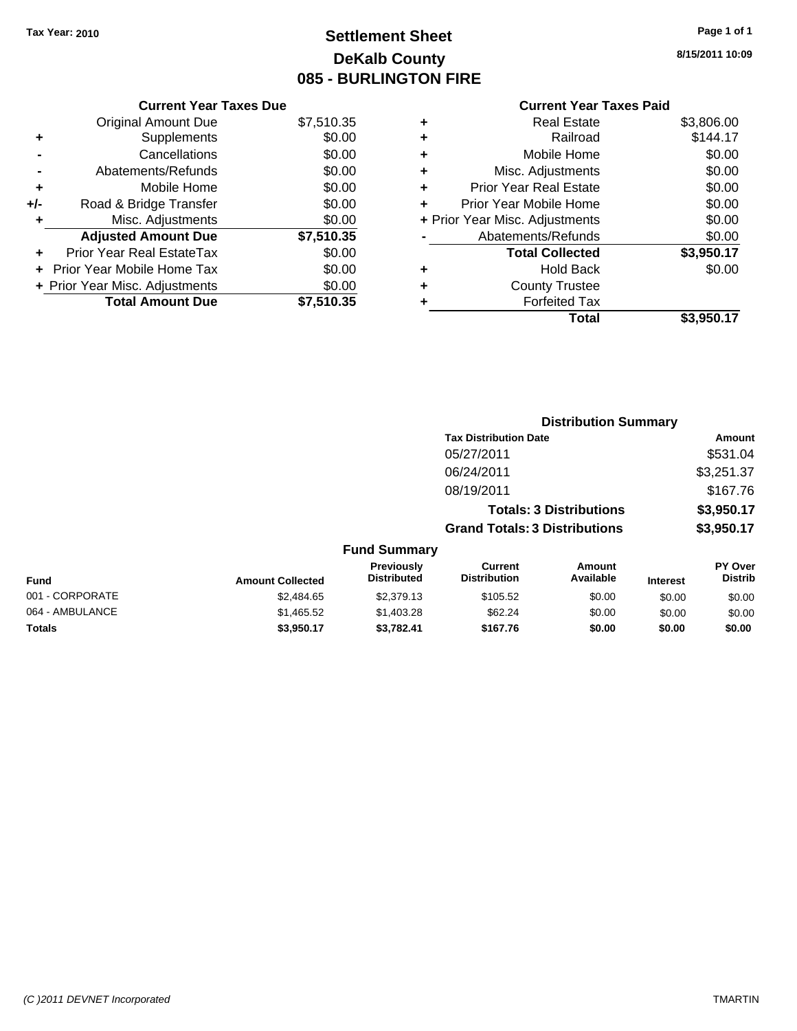**Tax Year: 2010**

# Settlement Sheet
## DeKalb County
## 085 - BURLINGTON FIRE

8/15/2011 10:09

### Current Year Taxes Due

| | | |
|---|---|---|
| | Original Amount Due | $7,510.35 |
| + | Supplements | $0.00 |
| - | Cancellations | $0.00 |
| - | Abatements/Refunds | $0.00 |
| + | Mobile Home | $0.00 |
| +/- | Road & Bridge Transfer | $0.00 |
| + | Misc. Adjustments | $0.00 |
| | **Adjusted Amount Due** | **$7,510.35** |
| + | Prior Year Real EstateTax | $0.00 |
| + | Prior Year Mobile Home Tax | $0.00 |
| + | Prior Year Misc. Adjustments | $0.00 |
| | **Total Amount Due** | **$7,510.35** |

### Current Year Taxes Paid

| | | |
|---|---|---|
| + | Real Estate | $3,806.00 |
| + | Railroad | $144.17 |
| + | Mobile Home | $0.00 |
| + | Misc. Adjustments | $0.00 |
| + | Prior Year Real Estate | $0.00 |
| + | Prior Year Mobile Home | $0.00 |
| + | Prior Year Misc. Adjustments | $0.00 |
| - | Abatements/Refunds | $0.00 |
| | **Total Collected** | **$3,950.17** |
| + | Hold Back | $0.00 |
| + | County Trustee | |
| + | Forfeited Tax | |
| | **Total** | **$3,950.17** |

### Distribution Summary

| Tax Distribution Date | Amount |
|---|---|
| 05/27/2011 | $531.04 |
| 06/24/2011 | $3,251.37 |
| 08/19/2011 | $167.76 |
| **Totals: 3 Distributions** | **$3,950.17** |
| **Grand Totals: 3 Distributions** | **$3,950.17** |

### Fund Summary

| Fund | Amount Collected | Previously Distributed | Current Distribution | Amount Available | Interest | PY Over Distrib |
|---|---|---|---|---|---|---|
| 001 - CORPORATE | $2,484.65 | $2,379.13 | $105.52 | $0.00 | $0.00 | $0.00 |
| 064 - AMBULANCE | $1,465.52 | $1,403.28 | $62.24 | $0.00 | $0.00 | $0.00 |
| **Totals** | **$3,950.17** | **$3,782.41** | **$167.76** | **$0.00** | **$0.00** | **$0.00** |

(C )2011 DEVNET Incorporated — TMARTIN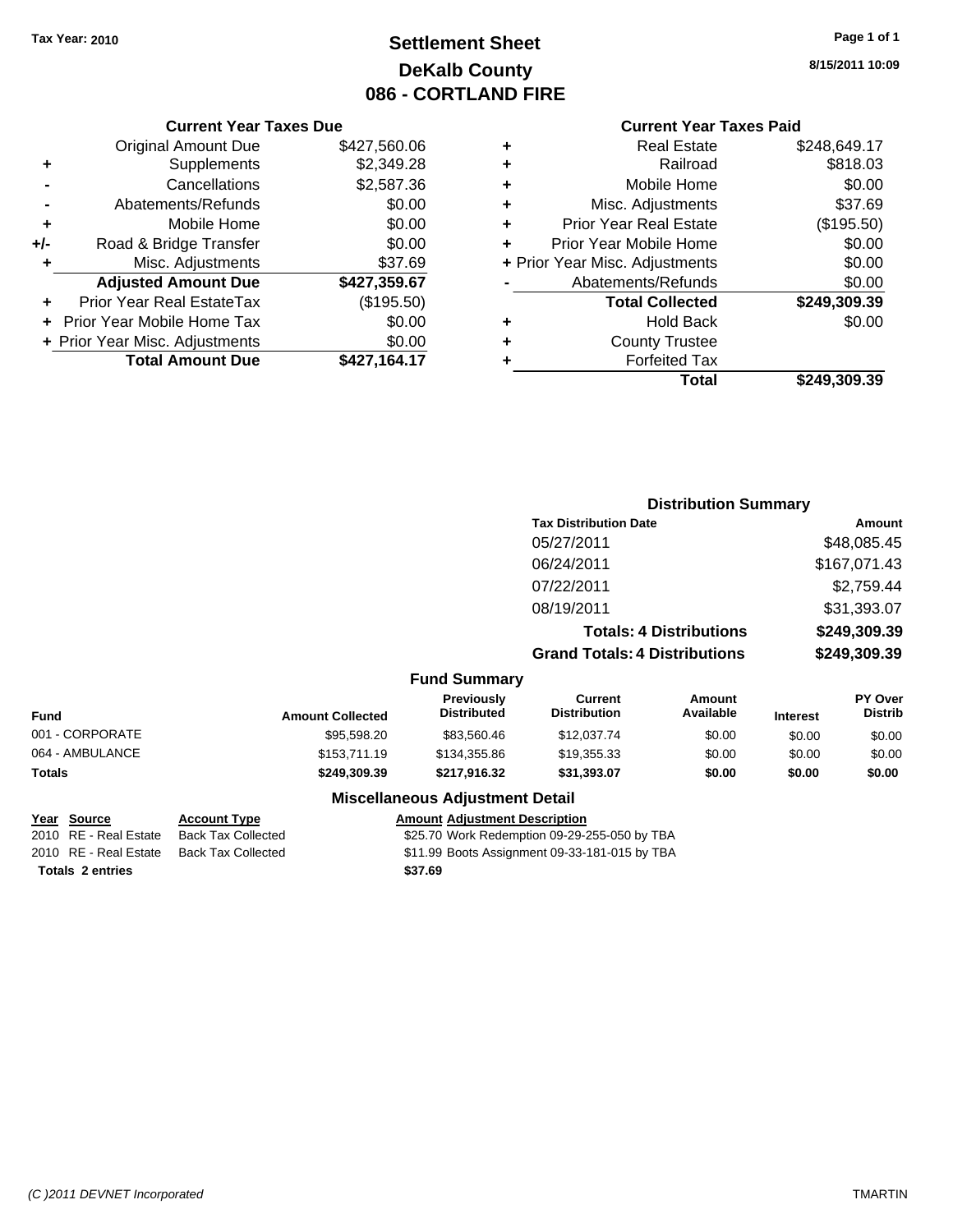**Tax Year: 2010**

# Settlement Sheet
## DeKalb County
## 086 - CORTLAND FIRE

8/15/2011 10:09

### Current Year Taxes Due

| | | |
|---|---|---|
| | Original Amount Due | $427,560.06 |
| + | Supplements | $2,349.28 |
| - | Cancellations | $2,587.36 |
| - | Abatements/Refunds | $0.00 |
| + | Mobile Home | $0.00 |
| +/- | Road & Bridge Transfer | $0.00 |
| + | Misc. Adjustments | $37.69 |
| | **Adjusted Amount Due** | **$427,359.67** |
| + | Prior Year Real EstateTax | ($195.50) |
| + | Prior Year Mobile Home Tax | $0.00 |
| + | Prior Year Misc. Adjustments | $0.00 |
| | **Total Amount Due** | **$427,164.17** |

### Current Year Taxes Paid

| | | |
|---|---|---|
| + | Real Estate | $248,649.17 |
| + | Railroad | $818.03 |
| + | Mobile Home | $0.00 |
| + | Misc. Adjustments | $37.69 |
| + | Prior Year Real Estate | ($195.50) |
| + | Prior Year Mobile Home | $0.00 |
| + | Prior Year Misc. Adjustments | $0.00 |
| - | Abatements/Refunds | $0.00 |
| | **Total Collected** | **$249,309.39** |
| + | Hold Back | $0.00 |
| + | County Trustee | |
| + | Forfeited Tax | |
| | **Total** | **$249,309.39** |

### Distribution Summary

| Tax Distribution Date | Amount |
|---|---|
| 05/27/2011 | $48,085.45 |
| 06/24/2011 | $167,071.43 |
| 07/22/2011 | $2,759.44 |
| 08/19/2011 | $31,393.07 |
| **Totals: 4 Distributions** | **$249,309.39** |
| **Grand Totals: 4 Distributions** | **$249,309.39** |

### Fund Summary

| Fund | Amount Collected | Previously Distributed | Current Distribution | Amount Available | Interest | PY Over Distrib |
|---|---|---|---|---|---|---|
| 001 - CORPORATE | $95,598.20 | $83,560.46 | $12,037.74 | $0.00 | $0.00 | $0.00 |
| 064 - AMBULANCE | $153,711.19 | $134,355.86 | $19,355.33 | $0.00 | $0.00 | $0.00 |
| **Totals** | **$249,309.39** | **$217,916.32** | **$31,393.07** | **$0.00** | **$0.00** | **$0.00** |

### Miscellaneous Adjustment Detail

| Year | Source | Account Type | Amount | Adjustment Description |
|---|---|---|---|---|
| 2010 | RE - Real Estate | Back Tax Collected | $25.70 | Work Redemption 09-29-255-050 by TBA |
| 2010 | RE - Real Estate | Back Tax Collected | $11.99 | Boots Assignment 09-33-181-015 by TBA |
| **Totals** | **2 entries** | | **$37.69** | |

(C )2011 DEVNET Incorporated TMARTIN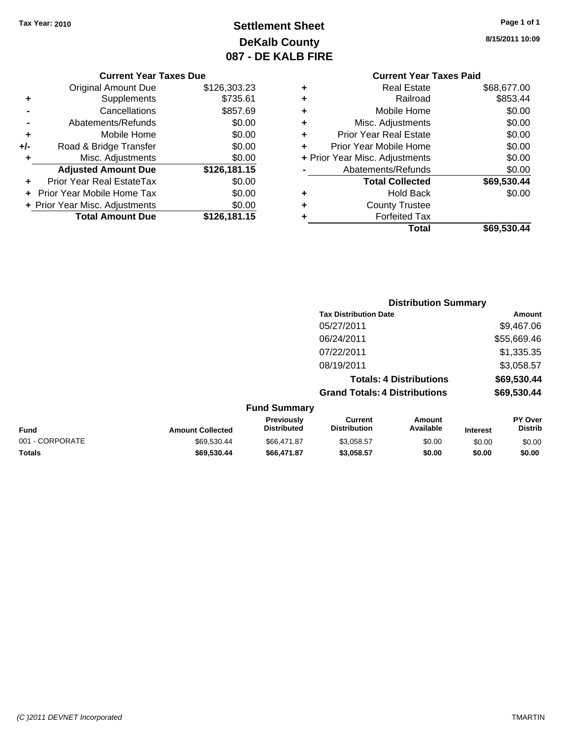Tax Year: 2010

# Settlement Sheet
## DeKalb County
## 087 - DE KALB FIRE

8/15/2011 10:09

### Current Year Taxes Due

| | | |
|---|---|---|
| | Original Amount Due | $126,303.23 |
| + | Supplements | $735.61 |
| - | Cancellations | $857.69 |
| - | Abatements/Refunds | $0.00 |
| + | Mobile Home | $0.00 |
| +/- | Road & Bridge Transfer | $0.00 |
| + | Misc. Adjustments | $0.00 |
| | **Adjusted Amount Due** | **$126,181.15** |
| + | Prior Year Real EstateTax | $0.00 |
| + | Prior Year Mobile Home Tax | $0.00 |
| + | Prior Year Misc. Adjustments | $0.00 |
| | **Total Amount Due** | **$126,181.15** |

### Current Year Taxes Paid

| | | |
|---|---|---|
| + | Real Estate | $68,677.00 |
| + | Railroad | $853.44 |
| + | Mobile Home | $0.00 |
| + | Misc. Adjustments | $0.00 |
| + | Prior Year Real Estate | $0.00 |
| + | Prior Year Mobile Home | $0.00 |
| + | Prior Year Misc. Adjustments | $0.00 |
| - | Abatements/Refunds | $0.00 |
| | **Total Collected** | **$69,530.44** |
| + | Hold Back | $0.00 |
| + | County Trustee | |
| + | Forfeited Tax | |
| | **Total** | **$69,530.44** |

### Distribution Summary

| Tax Distribution Date | Amount |
|---|---|
| 05/27/2011 | $9,467.06 |
| 06/24/2011 | $55,669.46 |
| 07/22/2011 | $1,335.35 |
| 08/19/2011 | $3,058.57 |
| **Totals: 4 Distributions** | **$69,530.44** |
| **Grand Totals: 4 Distributions** | **$69,530.44** |

### Fund Summary

| Fund | Amount Collected | Previously Distributed | Current Distribution | Amount Available | Interest | PY Over Distrib |
|---|---|---|---|---|---|---|
| 001 - CORPORATE | $69,530.44 | $66,471.87 | $3,058.57 | $0.00 | $0.00 | $0.00 |
| **Totals** | **$69,530.44** | **$66,471.87** | **$3,058.57** | **$0.00** | **$0.00** | **$0.00** |

(C )2011 DEVNET Incorporated TMARTIN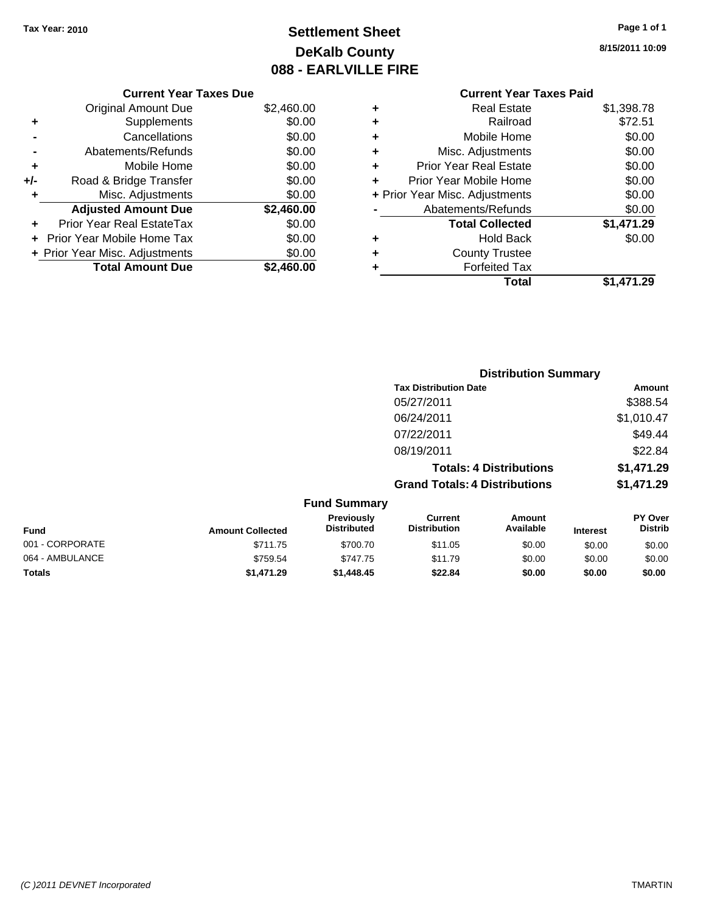Tax Year: 2010

# Settlement Sheet
## DeKalb County
## 088 - EARLVILLE FIRE

8/15/2011 10:09

### Current Year Taxes Due

| | | |
|---|---|---|
| | Original Amount Due | $2,460.00 |
| + | Supplements | $0.00 |
| - | Cancellations | $0.00 |
| - | Abatements/Refunds | $0.00 |
| + | Mobile Home | $0.00 |
| +/- | Road & Bridge Transfer | $0.00 |
| + | Misc. Adjustments | $0.00 |
| | **Adjusted Amount Due** | **$2,460.00** |
| + | Prior Year Real EstateTax | $0.00 |
| + | Prior Year Mobile Home Tax | $0.00 |
| + | Prior Year Misc. Adjustments | $0.00 |
| | **Total Amount Due** | **$2,460.00** |

### Current Year Taxes Paid

| | | |
|---|---|---|
| + | Real Estate | $1,398.78 |
| + | Railroad | $72.51 |
| + | Mobile Home | $0.00 |
| + | Misc. Adjustments | $0.00 |
| + | Prior Year Real Estate | $0.00 |
| + | Prior Year Mobile Home | $0.00 |
| + | Prior Year Misc. Adjustments | $0.00 |
| - | Abatements/Refunds | $0.00 |
| | **Total Collected** | **$1,471.29** |
| + | Hold Back | $0.00 |
| + | County Trustee | |
| + | Forfeited Tax | |
| | **Total** | **$1,471.29** |

### Distribution Summary

| Tax Distribution Date | Amount |
|---|---|
| 05/27/2011 | $388.54 |
| 06/24/2011 | $1,010.47 |
| 07/22/2011 | $49.44 |
| 08/19/2011 | $22.84 |
| **Totals: 4 Distributions** | **$1,471.29** |
| **Grand Totals: 4 Distributions** | **$1,471.29** |

### Fund Summary

| Fund | Amount Collected | Previously Distributed | Current Distribution | Amount Available | Interest | PY Over Distrib |
|---|---|---|---|---|---|---|
| 001 - CORPORATE | $711.75 | $700.70 | $11.05 | $0.00 | $0.00 | $0.00 |
| 064 - AMBULANCE | $759.54 | $747.75 | $11.79 | $0.00 | $0.00 | $0.00 |
| **Totals** | **$1,471.29** | **$1,448.45** | **$22.84** | **$0.00** | **$0.00** | **$0.00** |

(C )2011 DEVNET Incorporated TMARTIN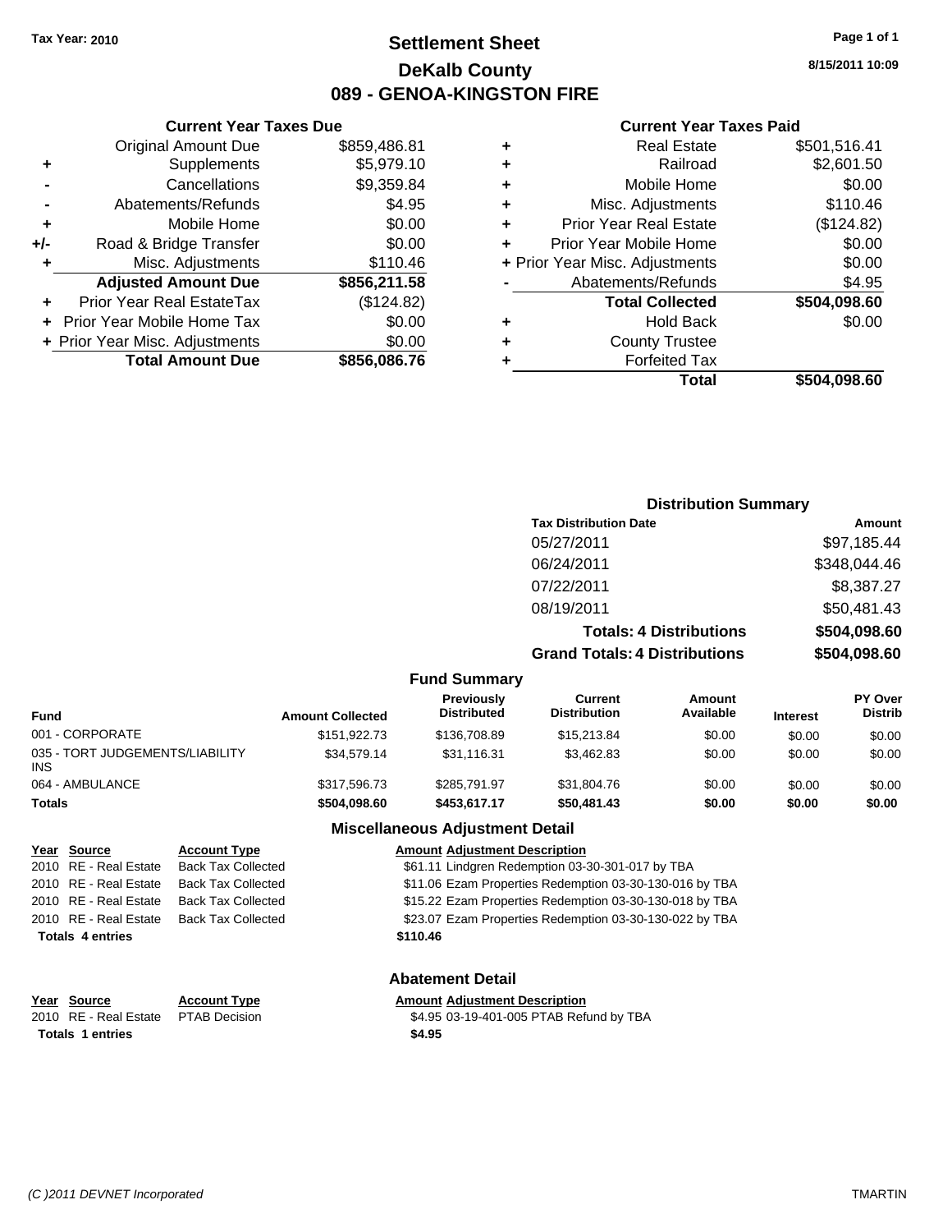Tax Year: 2010

# Settlement Sheet
## DeKalb County
## 089 - GENOA-KINGSTON FIRE

8/15/2011 10:09

### Current Year Taxes Due

| | | |
|---|---|---|
| | Original Amount Due | $859,486.81 |
| + | Supplements | $5,979.10 |
| - | Cancellations | $9,359.84 |
| - | Abatements/Refunds | $4.95 |
| + | Mobile Home | $0.00 |
| +/- | Road & Bridge Transfer | $0.00 |
| + | Misc. Adjustments | $110.46 |
| | **Adjusted Amount Due** | **$856,211.58** |
| + | Prior Year Real EstateTax | ($124.82) |
| + | Prior Year Mobile Home Tax | $0.00 |
| + | Prior Year Misc. Adjustments | $0.00 |
| | **Total Amount Due** | **$856,086.76** |

### Current Year Taxes Paid

| | | |
|---|---|---|
| + | Real Estate | $501,516.41 |
| + | Railroad | $2,601.50 |
| + | Mobile Home | $0.00 |
| + | Misc. Adjustments | $110.46 |
| + | Prior Year Real Estate | ($124.82) |
| + | Prior Year Mobile Home | $0.00 |
| + | Prior Year Misc. Adjustments | $0.00 |
| - | Abatements/Refunds | $4.95 |
| | **Total Collected** | **$504,098.60** |
| + | Hold Back | $0.00 |
| + | County Trustee | |
| + | Forfeited Tax | |
| | **Total** | **$504,098.60** |

### Distribution Summary

| Tax Distribution Date | Amount |
|---|---|
| 05/27/2011 | $97,185.44 |
| 06/24/2011 | $348,044.46 |
| 07/22/2011 | $8,387.27 |
| 08/19/2011 | $50,481.43 |
| **Totals: 4 Distributions** | **$504,098.60** |
| **Grand Totals: 4 Distributions** | **$504,098.60** |

### Fund Summary

| Fund | Amount Collected | Previously Distributed | Current Distribution | Amount Available | Interest | PY Over Distrib |
|---|---|---|---|---|---|---|
| 001 - CORPORATE | $151,922.73 | $136,708.89 | $15,213.84 | $0.00 | $0.00 | $0.00 |
| 035 - TORT JUDGEMENTS/LIABILITY INS | $34,579.14 | $31,116.31 | $3,462.83 | $0.00 | $0.00 | $0.00 |
| 064 - AMBULANCE | $317,596.73 | $285,791.97 | $31,804.76 | $0.00 | $0.00 | $0.00 |
| **Totals** | **$504,098.60** | **$453,617.17** | **$50,481.43** | **$0.00** | **$0.00** | **$0.00** |

### Miscellaneous Adjustment Detail

| Year | Source | Account Type | Amount | Adjustment Description |
|---|---|---|---|---|
| 2010 | RE - Real Estate | Back Tax Collected | $61.11 | Lindgren Redemption 03-30-301-017 by TBA |
| 2010 | RE - Real Estate | Back Tax Collected | $11.06 | Ezam Properties Redemption 03-30-130-016 by TBA |
| 2010 | RE - Real Estate | Back Tax Collected | $15.22 | Ezam Properties Redemption 03-30-130-018 by TBA |
| 2010 | RE - Real Estate | Back Tax Collected | $23.07 | Ezam Properties Redemption 03-30-130-022 by TBA |
| **Totals** | **4 entries** | | **$110.46** | |

### Abatement Detail

| Year | Source | Account Type | Amount | Adjustment Description |
|---|---|---|---|---|
| 2010 | RE - Real Estate | PTAB Decision | $4.95 | 03-19-401-005 PTAB Refund by TBA |
| **Totals** | **1 entries** | | **$4.95** | |

(C )2011 DEVNET Incorporated TMARTIN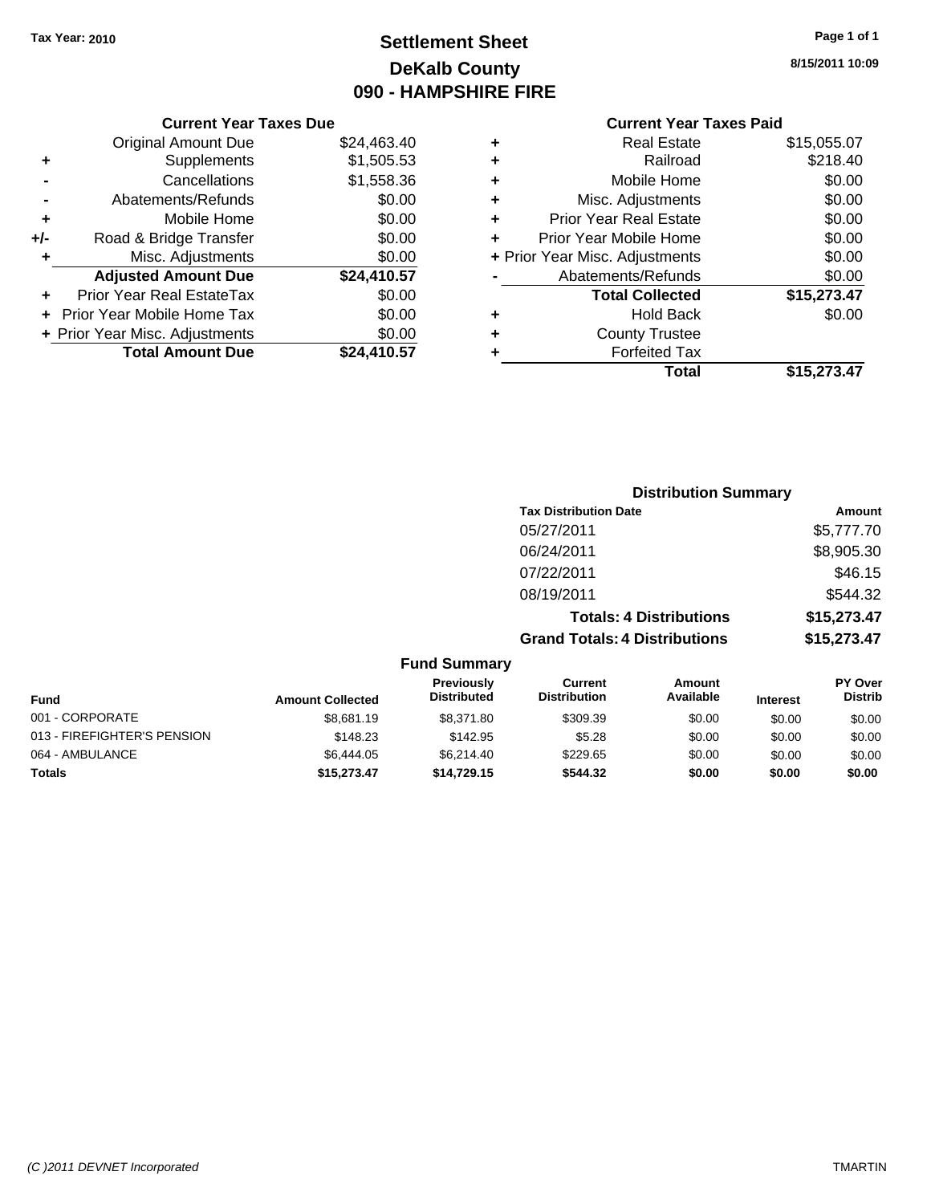Tax Year: 2010

# Settlement Sheet
## DeKalb County
## 090 - HAMPSHIRE FIRE

8/15/2011 10:09

### Current Year Taxes Due

| | | |
|---|---|---|
| | Original Amount Due | $24,463.40 |
| + | Supplements | $1,505.53 |
| - | Cancellations | $1,558.36 |
| - | Abatements/Refunds | $0.00 |
| + | Mobile Home | $0.00 |
| +/- | Road & Bridge Transfer | $0.00 |
| + | Misc. Adjustments | $0.00 |
| | **Adjusted Amount Due** | **$24,410.57** |
| + | Prior Year Real EstateTax | $0.00 |
| + | Prior Year Mobile Home Tax | $0.00 |
| + | Prior Year Misc. Adjustments | $0.00 |
| | **Total Amount Due** | **$24,410.57** |

### Current Year Taxes Paid

| | | |
|---|---|---|
| + | Real Estate | $15,055.07 |
| + | Railroad | $218.40 |
| + | Mobile Home | $0.00 |
| + | Misc. Adjustments | $0.00 |
| + | Prior Year Real Estate | $0.00 |
| + | Prior Year Mobile Home | $0.00 |
| + | Prior Year Misc. Adjustments | $0.00 |
| - | Abatements/Refunds | $0.00 |
| | **Total Collected** | **$15,273.47** |
| + | Hold Back | $0.00 |
| + | County Trustee | |
| + | Forfeited Tax | |
| | **Total** | **$15,273.47** |

### Distribution Summary

| Tax Distribution Date | Amount |
|---|---|
| 05/27/2011 | $5,777.70 |
| 06/24/2011 | $8,905.30 |
| 07/22/2011 | $46.15 |
| 08/19/2011 | $544.32 |
| **Totals: 4 Distributions** | **$15,273.47** |
| **Grand Totals: 4 Distributions** | **$15,273.47** |

### Fund Summary

| Fund | Amount Collected | Previously Distributed | Current Distribution | Amount Available | Interest | PY Over Distrib |
|---|---|---|---|---|---|---|
| 001 - CORPORATE | $8,681.19 | $8,371.80 | $309.39 | $0.00 | $0.00 | $0.00 |
| 013 - FIREFIGHTER'S PENSION | $148.23 | $142.95 | $5.28 | $0.00 | $0.00 | $0.00 |
| 064 - AMBULANCE | $6,444.05 | $6,214.40 | $229.65 | $0.00 | $0.00 | $0.00 |
| **Totals** | **$15,273.47** | **$14,729.15** | **$544.32** | **$0.00** | **$0.00** | **$0.00** |

(C )2011 DEVNET Incorporated — TMARTIN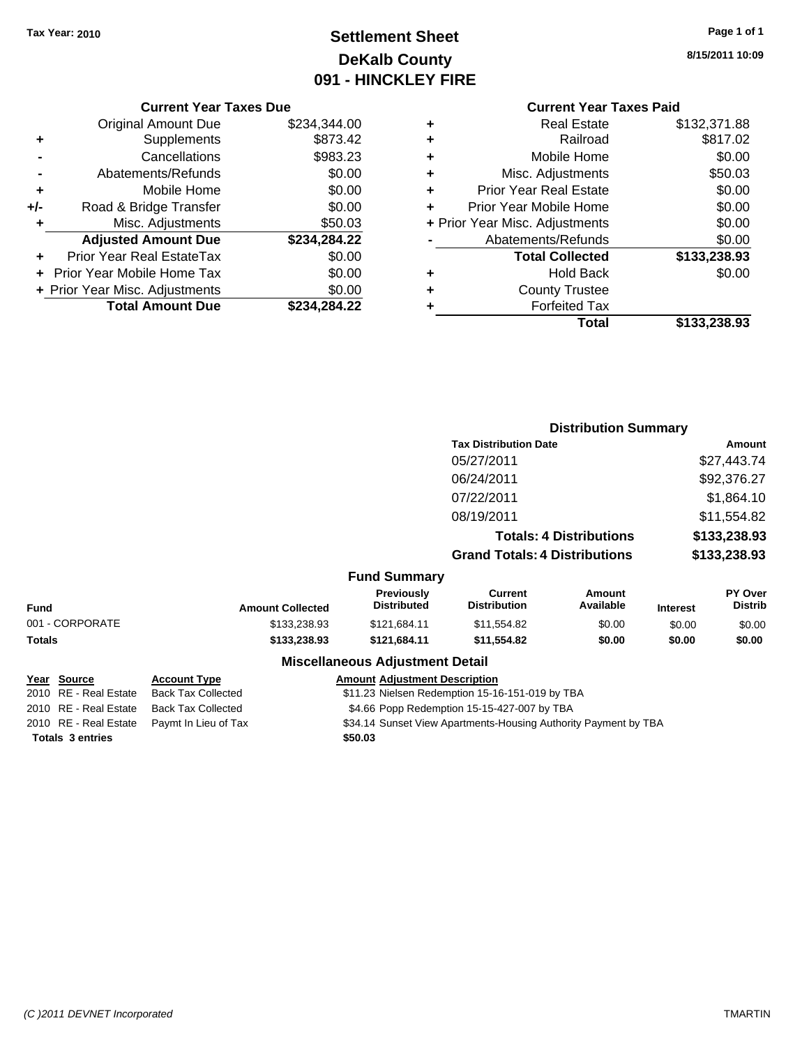Tax Year: 2010

# Settlement Sheet
## DeKalb County
## 091 - HINCKLEY FIRE

8/15/2011 10:09

### Current Year Taxes Due

| | | |
|---|---|---|
| | Original Amount Due | $234,344.00 |
| + | Supplements | $873.42 |
| - | Cancellations | $983.23 |
| - | Abatements/Refunds | $0.00 |
| + | Mobile Home | $0.00 |
| +/- | Road & Bridge Transfer | $0.00 |
| + | Misc. Adjustments | $50.03 |
| | **Adjusted Amount Due** | **$234,284.22** |
| + | Prior Year Real EstateTax | $0.00 |
| + | Prior Year Mobile Home Tax | $0.00 |
| + | Prior Year Misc. Adjustments | $0.00 |
| | **Total Amount Due** | **$234,284.22** |

### Current Year Taxes Paid

| | | |
|---|---|---|
| + | Real Estate | $132,371.88 |
| + | Railroad | $817.02 |
| + | Mobile Home | $0.00 |
| + | Misc. Adjustments | $50.03 |
| + | Prior Year Real Estate | $0.00 |
| + | Prior Year Mobile Home | $0.00 |
| + | Prior Year Misc. Adjustments | $0.00 |
| - | Abatements/Refunds | $0.00 |
| | **Total Collected** | **$133,238.93** |
| + | Hold Back | $0.00 |
| + | County Trustee | |
| + | Forfeited Tax | |
| | **Total** | **$133,238.93** |

### Distribution Summary

| Tax Distribution Date | Amount |
|---|---|
| 05/27/2011 | $27,443.74 |
| 06/24/2011 | $92,376.27 |
| 07/22/2011 | $1,864.10 |
| 08/19/2011 | $11,554.82 |
| **Totals: 4 Distributions** | **$133,238.93** |
| **Grand Totals: 4 Distributions** | **$133,238.93** |

### Fund Summary

| Fund | Amount Collected | Previously Distributed | Current Distribution | Amount Available | Interest | PY Over Distrib |
|---|---|---|---|---|---|---|
| 001 - CORPORATE | $133,238.93 | $121,684.11 | $11,554.82 | $0.00 | $0.00 | $0.00 |
| **Totals** | **$133,238.93** | **$121,684.11** | **$11,554.82** | **$0.00** | **$0.00** | **$0.00** |

### Miscellaneous Adjustment Detail

| Year | Source | Account Type | Amount | Adjustment Description |
|---|---|---|---|---|
| 2010 | RE - Real Estate | Back Tax Collected | $11.23 | Nielsen Redemption 15-16-151-019 by TBA |
| 2010 | RE - Real Estate | Back Tax Collected | $4.66 | Popp Redemption 15-15-427-007 by TBA |
| 2010 | RE - Real Estate | Paymt In Lieu of Tax | $34.14 | Sunset View Apartments-Housing Authority Payment by TBA |
| **Totals 3 entries** | | | **$50.03** | |

(C )2011 DEVNET Incorporated TMARTIN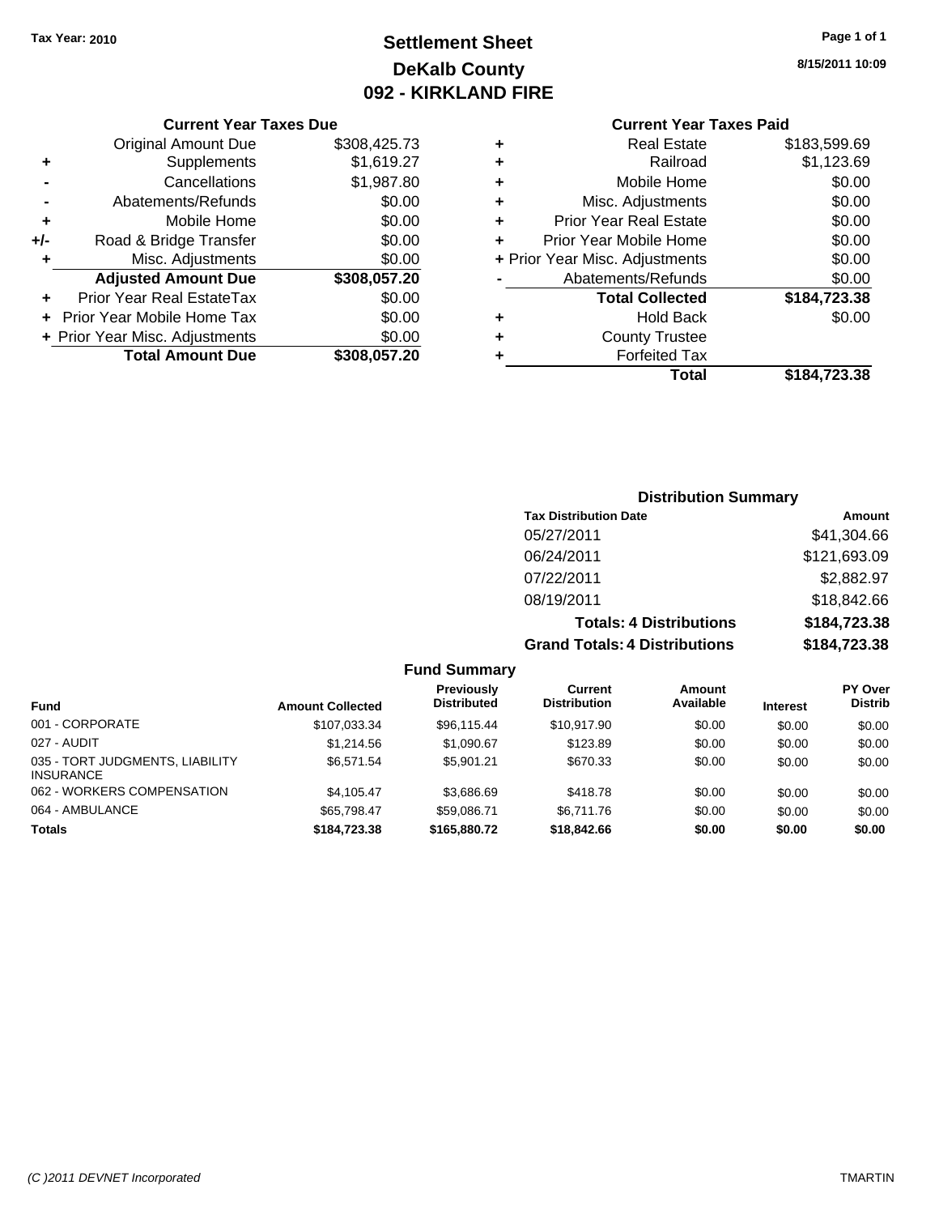**Tax Year: 2010**

# Settlement Sheet
## DeKalb County
## 092 - KIRKLAND FIRE

8/15/2011 10:09

### Current Year Taxes Due

| | | |
|---|---|---|
| | Original Amount Due | $308,425.73 |
| + | Supplements | $1,619.27 |
| - | Cancellations | $1,987.80 |
| - | Abatements/Refunds | $0.00 |
| + | Mobile Home | $0.00 |
| +/- | Road & Bridge Transfer | $0.00 |
| + | Misc. Adjustments | $0.00 |
| | **Adjusted Amount Due** | **$308,057.20** |
| + | Prior Year Real EstateTax | $0.00 |
| + | Prior Year Mobile Home Tax | $0.00 |
| + | Prior Year Misc. Adjustments | $0.00 |
| | **Total Amount Due** | **$308,057.20** |

### Current Year Taxes Paid

| | | |
|---|---|---|
| + | Real Estate | $183,599.69 |
| + | Railroad | $1,123.69 |
| + | Mobile Home | $0.00 |
| + | Misc. Adjustments | $0.00 |
| + | Prior Year Real Estate | $0.00 |
| + | Prior Year Mobile Home | $0.00 |
| + | Prior Year Misc. Adjustments | $0.00 |
| - | Abatements/Refunds | $0.00 |
| | **Total Collected** | **$184,723.38** |
| + | Hold Back | $0.00 |
| + | County Trustee | |
| + | Forfeited Tax | |
| | **Total** | **$184,723.38** |

### Distribution Summary

| Tax Distribution Date | Amount |
|---|---|
| 05/27/2011 | $41,304.66 |
| 06/24/2011 | $121,693.09 |
| 07/22/2011 | $2,882.97 |
| 08/19/2011 | $18,842.66 |
| **Totals: 4 Distributions** | **$184,723.38** |
| **Grand Totals: 4 Distributions** | **$184,723.38** |

### Fund Summary

| Fund | Amount Collected | Previously Distributed | Current Distribution | Amount Available | Interest | PY Over Distrib |
|---|---|---|---|---|---|---|
| 001 - CORPORATE | $107,033.34 | $96,115.44 | $10,917.90 | $0.00 | $0.00 | $0.00 |
| 027 - AUDIT | $1,214.56 | $1,090.67 | $123.89 | $0.00 | $0.00 | $0.00 |
| 035 - TORT JUDGMENTS, LIABILITY INSURANCE | $6,571.54 | $5,901.21 | $670.33 | $0.00 | $0.00 | $0.00 |
| 062 - WORKERS COMPENSATION | $4,105.47 | $3,686.69 | $418.78 | $0.00 | $0.00 | $0.00 |
| 064 - AMBULANCE | $65,798.47 | $59,086.71 | $6,711.76 | $0.00 | $0.00 | $0.00 |
| **Totals** | **$184,723.38** | **$165,880.72** | **$18,842.66** | **$0.00** | **$0.00** | **$0.00** |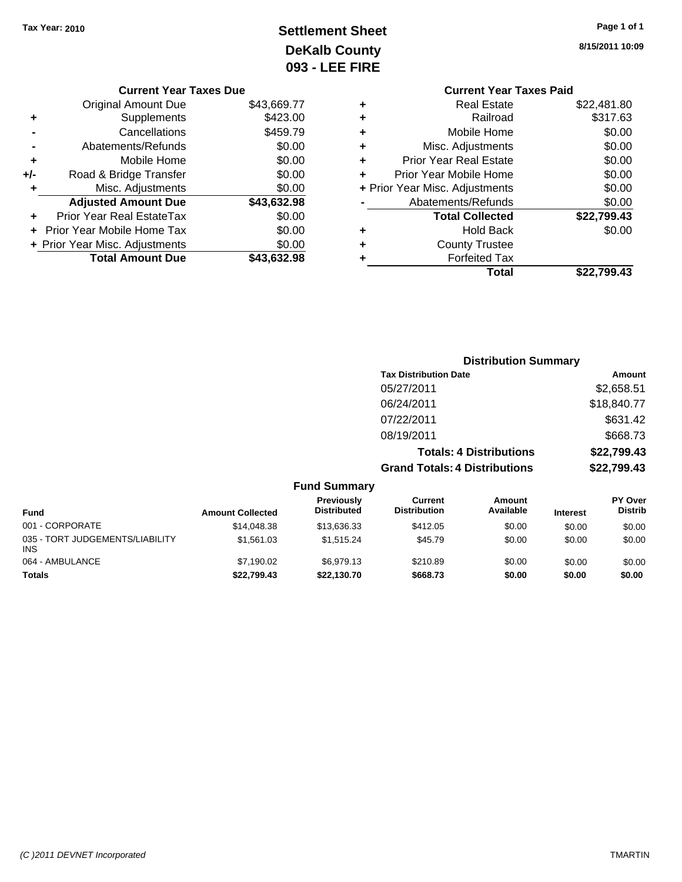**Tax Year: 2010**

# Settlement Sheet
## DeKalb County
## 093 - LEE FIRE

8/15/2011 10:09

### Current Year Taxes Due

| | | |
|---|---|---|
| | Original Amount Due | $43,669.77 |
| + | Supplements | $423.00 |
| - | Cancellations | $459.79 |
| - | Abatements/Refunds | $0.00 |
| + | Mobile Home | $0.00 |
| +/- | Road & Bridge Transfer | $0.00 |
| + | Misc. Adjustments | $0.00 |
| | **Adjusted Amount Due** | **$43,632.98** |
| + | Prior Year Real EstateTax | $0.00 |
| + | Prior Year Mobile Home Tax | $0.00 |
| + | Prior Year Misc. Adjustments | $0.00 |
| | **Total Amount Due** | **$43,632.98** |

### Current Year Taxes Paid

| | | |
|---|---|---|
| + | Real Estate | $22,481.80 |
| + | Railroad | $317.63 |
| + | Mobile Home | $0.00 |
| + | Misc. Adjustments | $0.00 |
| + | Prior Year Real Estate | $0.00 |
| + | Prior Year Mobile Home | $0.00 |
| + | Prior Year Misc. Adjustments | $0.00 |
| - | Abatements/Refunds | $0.00 |
| | **Total Collected** | **$22,799.43** |
| + | Hold Back | $0.00 |
| + | County Trustee | |
| + | Forfeited Tax | |
| | **Total** | **$22,799.43** |

### Distribution Summary

| Tax Distribution Date | Amount |
|---|---|
| 05/27/2011 | $2,658.51 |
| 06/24/2011 | $18,840.77 |
| 07/22/2011 | $631.42 |
| 08/19/2011 | $668.73 |
| **Totals: 4 Distributions** | **$22,799.43** |
| **Grand Totals: 4 Distributions** | **$22,799.43** |

### Fund Summary

| Fund | Amount Collected | Previously Distributed | Current Distribution | Amount Available | Interest | PY Over Distrib |
|---|---|---|---|---|---|---|
| 001 - CORPORATE | $14,048.38 | $13,636.33 | $412.05 | $0.00 | $0.00 | $0.00 |
| 035 - TORT JUDGEMENTS/LIABILITY INS | $1,561.03 | $1,515.24 | $45.79 | $0.00 | $0.00 | $0.00 |
| 064 - AMBULANCE | $7,190.02 | $6,979.13 | $210.89 | $0.00 | $0.00 | $0.00 |
| **Totals** | **$22,799.43** | **$22,130.70** | **$668.73** | **$0.00** | **$0.00** | **$0.00** |

*(C )2011 DEVNET Incorporated* TMARTIN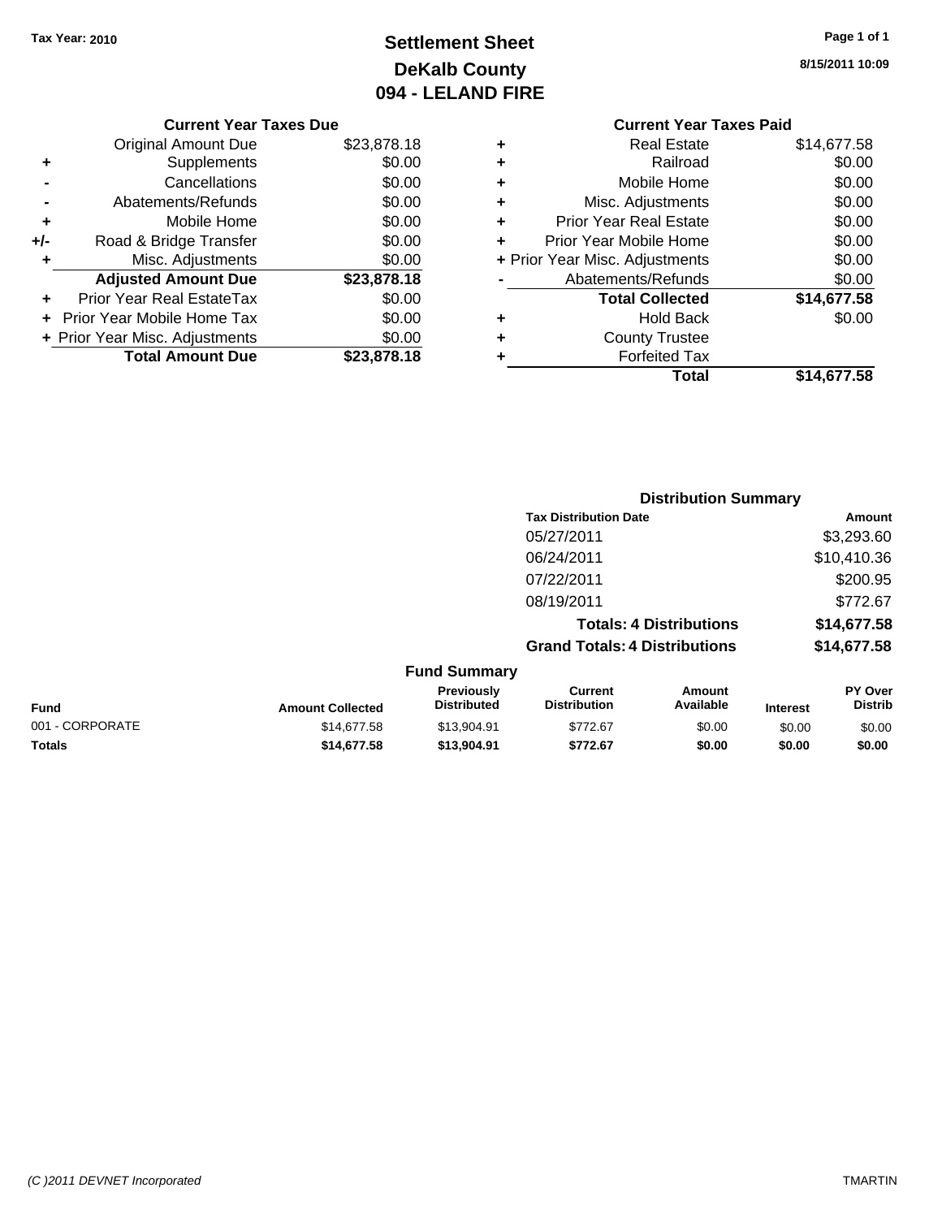Tax Year: 2010

# Settlement Sheet
## DeKalb County
## 094 - LELAND FIRE

8/15/2011 10:09

### Current Year Taxes Due

| | | |
|---|---|---|
| | Original Amount Due | $23,878.18 |
| + | Supplements | $0.00 |
| - | Cancellations | $0.00 |
| - | Abatements/Refunds | $0.00 |
| + | Mobile Home | $0.00 |
| +/- | Road & Bridge Transfer | $0.00 |
| + | Misc. Adjustments | $0.00 |
| | **Adjusted Amount Due** | **$23,878.18** |
| + | Prior Year Real EstateTax | $0.00 |
| + | Prior Year Mobile Home Tax | $0.00 |
| + | Prior Year Misc. Adjustments | $0.00 |
| | **Total Amount Due** | **$23,878.18** |

### Current Year Taxes Paid

| | | |
|---|---|---|
| + | Real Estate | $14,677.58 |
| + | Railroad | $0.00 |
| + | Mobile Home | $0.00 |
| + | Misc. Adjustments | $0.00 |
| + | Prior Year Real Estate | $0.00 |
| + | Prior Year Mobile Home | $0.00 |
| + | Prior Year Misc. Adjustments | $0.00 |
| - | Abatements/Refunds | $0.00 |
| | **Total Collected** | **$14,677.58** |
| + | Hold Back | $0.00 |
| + | County Trustee | |
| + | Forfeited Tax | |
| | **Total** | **$14,677.58** |

### Distribution Summary

| Tax Distribution Date | Amount |
|---|---|
| 05/27/2011 | $3,293.60 |
| 06/24/2011 | $10,410.36 |
| 07/22/2011 | $200.95 |
| 08/19/2011 | $772.67 |
| **Totals: 4 Distributions** | **$14,677.58** |
| **Grand Totals: 4 Distributions** | **$14,677.58** |

### Fund Summary

| Fund | Amount Collected | Previously Distributed | Current Distribution | Amount Available | Interest | PY Over Distrib |
|---|---|---|---|---|---|---|
| 001 - CORPORATE | $14,677.58 | $13,904.91 | $772.67 | $0.00 | $0.00 | $0.00 |
| **Totals** | **$14,677.58** | **$13,904.91** | **$772.67** | **$0.00** | **$0.00** | **$0.00** |

(C )2011 DEVNET Incorporated

TMARTIN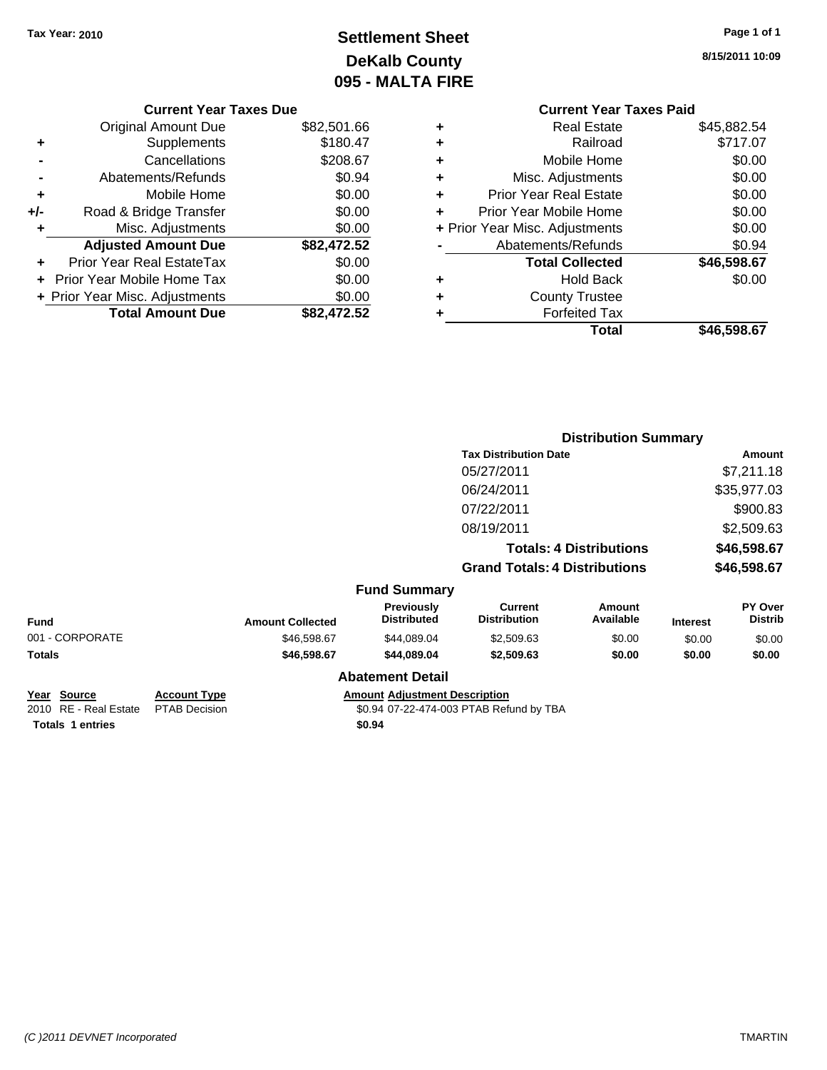Tax Year: 2010

# Settlement Sheet
## DeKalb County
## 095 - MALTA FIRE

8/15/2011 10:09

### Current Year Taxes Due

| | | |
|---|---|---|
| | Original Amount Due | $82,501.66 |
| + | Supplements | $180.47 |
| - | Cancellations | $208.67 |
| - | Abatements/Refunds | $0.94 |
| + | Mobile Home | $0.00 |
| +/- | Road & Bridge Transfer | $0.00 |
| + | Misc. Adjustments | $0.00 |
| | **Adjusted Amount Due** | **$82,472.52** |
| + | Prior Year Real EstateTax | $0.00 |
| + | Prior Year Mobile Home Tax | $0.00 |
| + | Prior Year Misc. Adjustments | $0.00 |
| | **Total Amount Due** | **$82,472.52** |

### Current Year Taxes Paid

| | | |
|---|---|---|
| + | Real Estate | $45,882.54 |
| + | Railroad | $717.07 |
| + | Mobile Home | $0.00 |
| + | Misc. Adjustments | $0.00 |
| + | Prior Year Real Estate | $0.00 |
| + | Prior Year Mobile Home | $0.00 |
| + | Prior Year Misc. Adjustments | $0.00 |
| - | Abatements/Refunds | $0.94 |
| | **Total Collected** | **$46,598.67** |
| + | Hold Back | $0.00 |
| + | County Trustee | |
| + | Forfeited Tax | |
| | **Total** | **$46,598.67** |

### Distribution Summary

| Tax Distribution Date | Amount |
|---|---|
| 05/27/2011 | $7,211.18 |
| 06/24/2011 | $35,977.03 |
| 07/22/2011 | $900.83 |
| 08/19/2011 | $2,509.63 |
| **Totals: 4 Distributions** | **$46,598.67** |
| **Grand Totals: 4 Distributions** | **$46,598.67** |

### Fund Summary

| Fund | Amount Collected | Previously Distributed | Current Distribution | Amount Available | Interest | PY Over Distrib |
|---|---|---|---|---|---|---|
| 001 - CORPORATE | $46,598.67 | $44,089.04 | $2,509.63 | $0.00 | $0.00 | $0.00 |
| **Totals** | **$46,598.67** | **$44,089.04** | **$2,509.63** | **$0.00** | **$0.00** | **$0.00** |

### Abatement Detail

| Year | Source | Account Type | Amount | Adjustment Description |
|---|---|---|---|---|
| 2010 | RE - Real Estate | PTAB Decision | $0.94 | 07-22-474-003 PTAB Refund by TBA |
| **Totals 1 entries** | | | **$0.94** | |

(C )2011 DEVNET Incorporated TMARTIN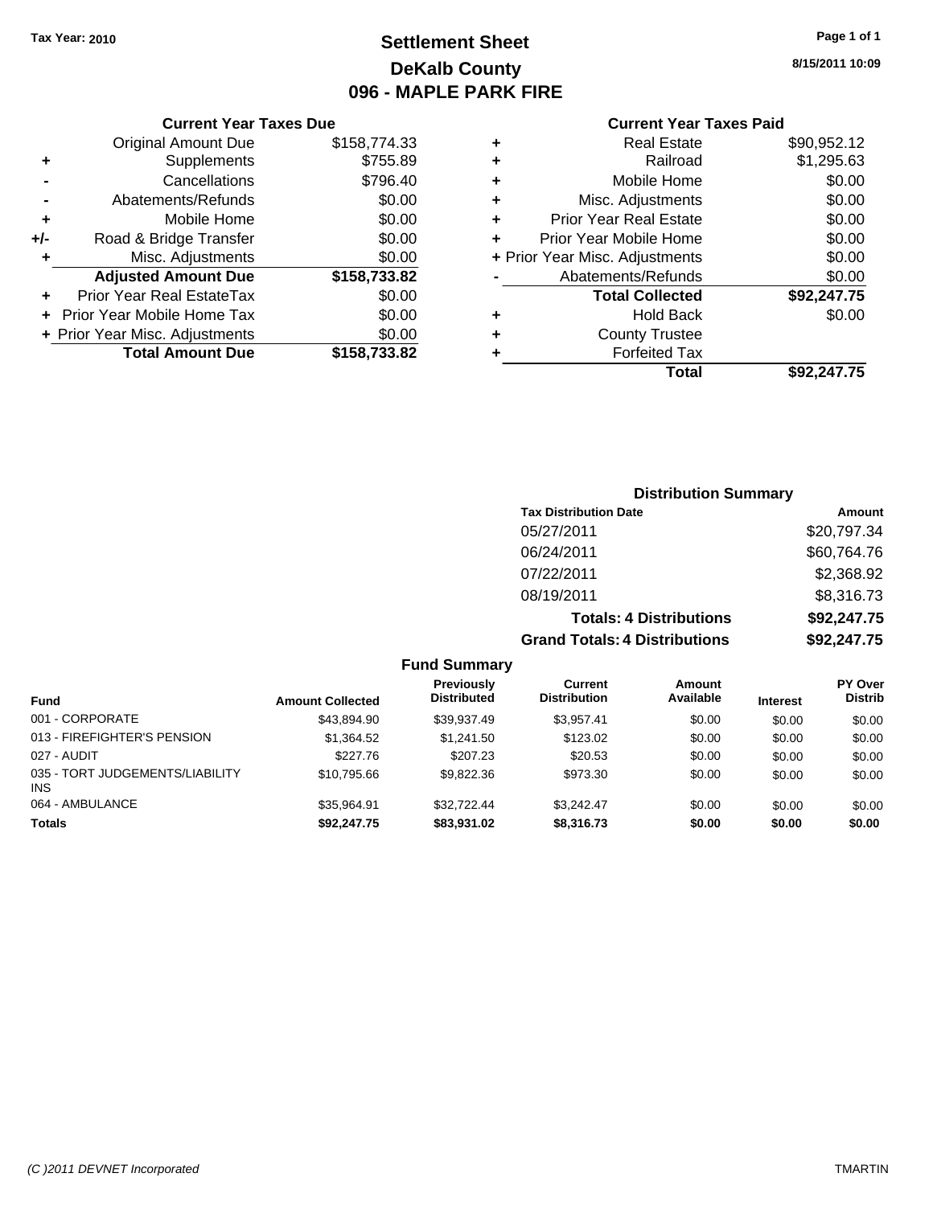**Tax Year: 2010**

# Settlement Sheet
## DeKalb County
## 096 - MAPLE PARK FIRE

8/15/2011 10:09

### Current Year Taxes Due

| | | |
|---|---|---|
| | Original Amount Due | $158,774.33 |
| + | Supplements | $755.89 |
| - | Cancellations | $796.40 |
| - | Abatements/Refunds | $0.00 |
| + | Mobile Home | $0.00 |
| +/- | Road & Bridge Transfer | $0.00 |
| + | Misc. Adjustments | $0.00 |
| | **Adjusted Amount Due** | **$158,733.82** |
| + | Prior Year Real EstateTax | $0.00 |
| + | Prior Year Mobile Home Tax | $0.00 |
| + | Prior Year Misc. Adjustments | $0.00 |
| | **Total Amount Due** | **$158,733.82** |

### Current Year Taxes Paid

| | | |
|---|---|---|
| + | Real Estate | $90,952.12 |
| + | Railroad | $1,295.63 |
| + | Mobile Home | $0.00 |
| + | Misc. Adjustments | $0.00 |
| + | Prior Year Real Estate | $0.00 |
| + | Prior Year Mobile Home | $0.00 |
| + | Prior Year Misc. Adjustments | $0.00 |
| - | Abatements/Refunds | $0.00 |
| | **Total Collected** | **$92,247.75** |
| + | Hold Back | $0.00 |
| + | County Trustee | |
| + | Forfeited Tax | |
| | **Total** | **$92,247.75** |

### Distribution Summary

| Tax Distribution Date | Amount |
|---|---|
| 05/27/2011 | $20,797.34 |
| 06/24/2011 | $60,764.76 |
| 07/22/2011 | $2,368.92 |
| 08/19/2011 | $8,316.73 |
| **Totals: 4 Distributions** | **$92,247.75** |
| **Grand Totals: 4 Distributions** | **$92,247.75** |

### Fund Summary

| Fund | Amount Collected | Previously Distributed | Current Distribution | Amount Available | Interest | PY Over Distrib |
|---|---|---|---|---|---|---|
| 001 - CORPORATE | $43,894.90 | $39,937.49 | $3,957.41 | $0.00 | $0.00 | $0.00 |
| 013 - FIREFIGHTER'S PENSION | $1,364.52 | $1,241.50 | $123.02 | $0.00 | $0.00 | $0.00 |
| 027 - AUDIT | $227.76 | $207.23 | $20.53 | $0.00 | $0.00 | $0.00 |
| 035 - TORT JUDGEMENTS/LIABILITY INS | $10,795.66 | $9,822.36 | $973.30 | $0.00 | $0.00 | $0.00 |
| 064 - AMBULANCE | $35,964.91 | $32,722.44 | $3,242.47 | $0.00 | $0.00 | $0.00 |
| **Totals** | **$92,247.75** | **$83,931.02** | **$8,316.73** | **$0.00** | **$0.00** | **$0.00** |

(C )2011 DEVNET Incorporated — TMARTIN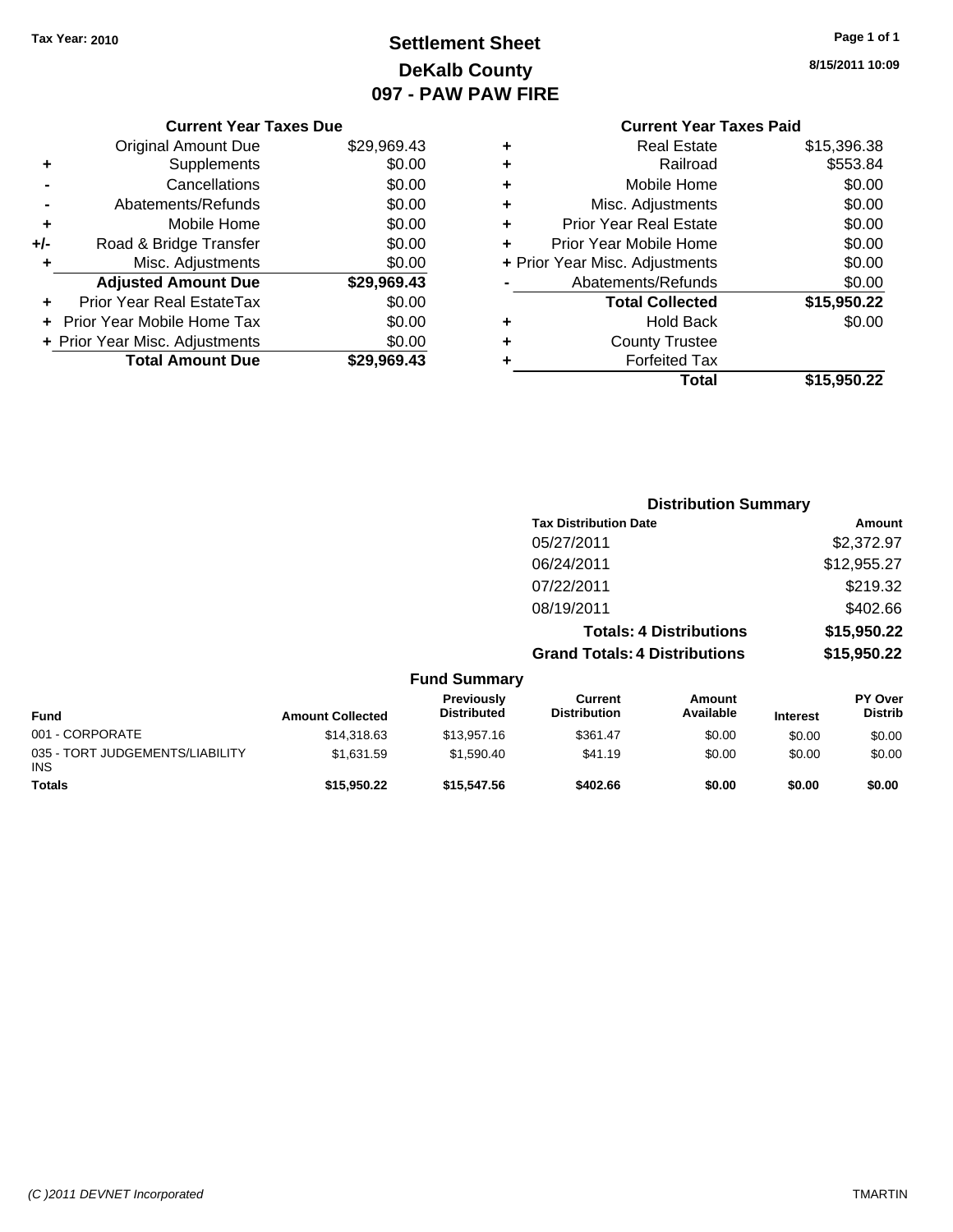Tax Year: 2010

# Settlement Sheet
## DeKalb County
## 097 - PAW PAW FIRE

8/15/2011 10:09

### Current Year Taxes Due

| | | |
|---|---|---|
| | Original Amount Due | $29,969.43 |
| + | Supplements | $0.00 |
| - | Cancellations | $0.00 |
| - | Abatements/Refunds | $0.00 |
| + | Mobile Home | $0.00 |
| +/- | Road & Bridge Transfer | $0.00 |
| + | Misc. Adjustments | $0.00 |
| | **Adjusted Amount Due** | **$29,969.43** |
| + | Prior Year Real EstateTax | $0.00 |
| + | Prior Year Mobile Home Tax | $0.00 |
| + | Prior Year Misc. Adjustments | $0.00 |
| | **Total Amount Due** | **$29,969.43** |

### Current Year Taxes Paid

| | | |
|---|---|---|
| + | Real Estate | $15,396.38 |
| + | Railroad | $553.84 |
| + | Mobile Home | $0.00 |
| + | Misc. Adjustments | $0.00 |
| + | Prior Year Real Estate | $0.00 |
| + | Prior Year Mobile Home | $0.00 |
| + | Prior Year Misc. Adjustments | $0.00 |
| - | Abatements/Refunds | $0.00 |
| | **Total Collected** | **$15,950.22** |
| + | Hold Back | $0.00 |
| + | County Trustee | |
| + | Forfeited Tax | |
| | **Total** | **$15,950.22** |

### Distribution Summary

| Tax Distribution Date | Amount |
|---|---|
| 05/27/2011 | $2,372.97 |
| 06/24/2011 | $12,955.27 |
| 07/22/2011 | $219.32 |
| 08/19/2011 | $402.66 |
| **Totals: 4 Distributions** | **$15,950.22** |
| **Grand Totals: 4 Distributions** | **$15,950.22** |

### Fund Summary

| Fund | Amount Collected | Previously Distributed | Current Distribution | Amount Available | Interest | PY Over Distrib |
|---|---|---|---|---|---|---|
| 001 - CORPORATE | $14,318.63 | $13,957.16 | $361.47 | $0.00 | $0.00 | $0.00 |
| 035 - TORT JUDGEMENTS/LIABILITY INS | $1,631.59 | $1,590.40 | $41.19 | $0.00 | $0.00 | $0.00 |
| **Totals** | **$15,950.22** | **$15,547.56** | **$402.66** | **$0.00** | **$0.00** | **$0.00** |

(C )2011 DEVNET Incorporated TMARTIN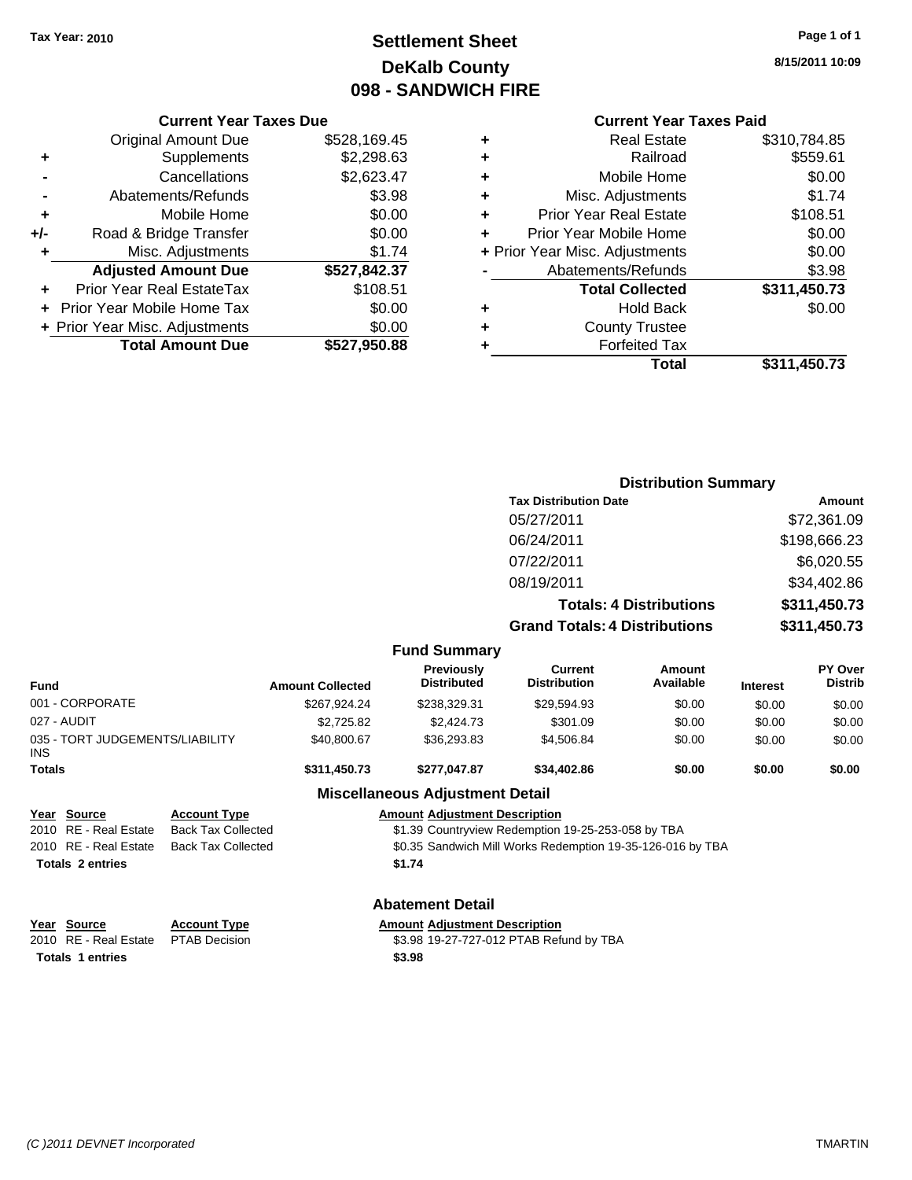**Tax Year: 2010**

# Settlement Sheet
## DeKalb County
## 098 - SANDWICH FIRE

8/15/2011 10:09

### Current Year Taxes Due

| | | |
|---|---|---|
| | Original Amount Due | $528,169.45 |
| + | Supplements | $2,298.63 |
| - | Cancellations | $2,623.47 |
| - | Abatements/Refunds | $3.98 |
| + | Mobile Home | $0.00 |
| +/- | Road & Bridge Transfer | $0.00 |
| + | Misc. Adjustments | $1.74 |
| | **Adjusted Amount Due** | **$527,842.37** |
| + | Prior Year Real EstateTax | $108.51 |
| + | Prior Year Mobile Home Tax | $0.00 |
| + | Prior Year Misc. Adjustments | $0.00 |
| | **Total Amount Due** | **$527,950.88** |

### Current Year Taxes Paid

| | | |
|---|---|---|
| + | Real Estate | $310,784.85 |
| + | Railroad | $559.61 |
| + | Mobile Home | $0.00 |
| + | Misc. Adjustments | $1.74 |
| + | Prior Year Real Estate | $108.51 |
| + | Prior Year Mobile Home | $0.00 |
| + | Prior Year Misc. Adjustments | $0.00 |
| - | Abatements/Refunds | $3.98 |
| | **Total Collected** | **$311,450.73** |
| + | Hold Back | $0.00 |
| + | County Trustee | |
| + | Forfeited Tax | |
| | **Total** | **$311,450.73** |

### Distribution Summary

| Tax Distribution Date | Amount |
|---|---|
| 05/27/2011 | $72,361.09 |
| 06/24/2011 | $198,666.23 |
| 07/22/2011 | $6,020.55 |
| 08/19/2011 | $34,402.86 |
| **Totals: 4 Distributions** | **$311,450.73** |
| **Grand Totals: 4 Distributions** | **$311,450.73** |

### Fund Summary

| Fund | Amount Collected | Previously Distributed | Current Distribution | Amount Available | Interest | PY Over Distrib |
|---|---|---|---|---|---|---|
| 001 - CORPORATE | $267,924.24 | $238,329.31 | $29,594.93 | $0.00 | $0.00 | $0.00 |
| 027 - AUDIT | $2,725.82 | $2,424.73 | $301.09 | $0.00 | $0.00 | $0.00 |
| 035 - TORT JUDGEMENTS/LIABILITY INS | $40,800.67 | $36,293.83 | $4,506.84 | $0.00 | $0.00 | $0.00 |
| **Totals** | **$311,450.73** | **$277,047.87** | **$34,402.86** | **$0.00** | **$0.00** | **$0.00** |

### Miscellaneous Adjustment Detail

| Year | Source | Account Type | Amount | Adjustment Description |
|---|---|---|---|---|
| 2010 | RE - Real Estate | Back Tax Collected | $1.39 | Countryview Redemption 19-25-253-058 by TBA |
| 2010 | RE - Real Estate | Back Tax Collected | $0.35 | Sandwich Mill Works Redemption 19-35-126-016 by TBA |
| **Totals 2 entries** | | | **$1.74** | |

### Abatement Detail

| Year | Source | Account Type | Amount | Adjustment Description |
|---|---|---|---|---|
| 2010 | RE - Real Estate | PTAB Decision | $3.98 | 19-27-727-012 PTAB Refund by TBA |
| **Totals 1 entries** | | | **$3.98** | |

*(C )2011 DEVNET Incorporated* TMARTIN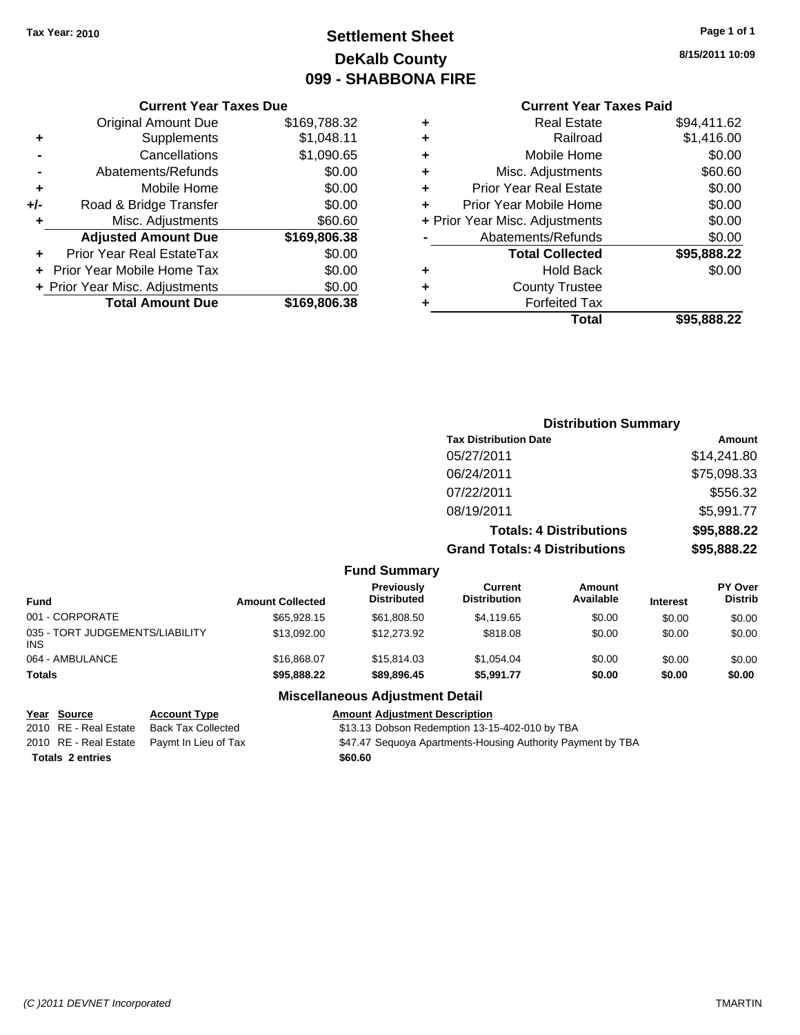Tax Year: 2010

# Settlement Sheet
## DeKalb County
## 099 - SHABBONA FIRE

8/15/2011 10:09

### Current Year Taxes Due

| | | |
|---|---|---|
| | Original Amount Due | $169,788.32 |
| + | Supplements | $1,048.11 |
| - | Cancellations | $1,090.65 |
| - | Abatements/Refunds | $0.00 |
| + | Mobile Home | $0.00 |
| +/- | Road & Bridge Transfer | $0.00 |
| + | Misc. Adjustments | $60.60 |
| | **Adjusted Amount Due** | **$169,806.38** |
| + | Prior Year Real EstateTax | $0.00 |
| + | Prior Year Mobile Home Tax | $0.00 |
| + | Prior Year Misc. Adjustments | $0.00 |
| | **Total Amount Due** | **$169,806.38** |

### Current Year Taxes Paid

| | | |
|---|---|---|
| + | Real Estate | $94,411.62 |
| + | Railroad | $1,416.00 |
| + | Mobile Home | $0.00 |
| + | Misc. Adjustments | $60.60 |
| + | Prior Year Real Estate | $0.00 |
| + | Prior Year Mobile Home | $0.00 |
| + | Prior Year Misc. Adjustments | $0.00 |
| - | Abatements/Refunds | $0.00 |
| | **Total Collected** | **$95,888.22** |
| + | Hold Back | $0.00 |
| + | County Trustee | |
| + | Forfeited Tax | |
| | **Total** | **$95,888.22** |

### Distribution Summary

| Tax Distribution Date | Amount |
|---|---|
| 05/27/2011 | $14,241.80 |
| 06/24/2011 | $75,098.33 |
| 07/22/2011 | $556.32 |
| 08/19/2011 | $5,991.77 |
| **Totals: 4 Distributions** | **$95,888.22** |
| **Grand Totals: 4 Distributions** | **$95,888.22** |

### Fund Summary

| Fund | Amount Collected | Previously Distributed | Current Distribution | Amount Available | Interest | PY Over Distrib |
|---|---|---|---|---|---|---|
| 001 - CORPORATE | $65,928.15 | $61,808.50 | $4,119.65 | $0.00 | $0.00 | $0.00 |
| 035 - TORT JUDGEMENTS/LIABILITY INS | $13,092.00 | $12,273.92 | $818.08 | $0.00 | $0.00 | $0.00 |
| 064 - AMBULANCE | $16,868.07 | $15,814.03 | $1,054.04 | $0.00 | $0.00 | $0.00 |
| **Totals** | **$95,888.22** | **$89,896.45** | **$5,991.77** | **$0.00** | **$0.00** | **$0.00** |

### Miscellaneous Adjustment Detail

| Year | Source | Account Type | Amount | Adjustment Description |
|---|---|---|---|---|
| 2010 | RE - Real Estate | Back Tax Collected | $13.13 | Dobson Redemption 13-15-402-010 by TBA |
| 2010 | RE - Real Estate | Paymt In Lieu of Tax | $47.47 | Sequoya Apartments-Housing Authority Payment by TBA |
| **Totals 2 entries** | | | **$60.60** | |

(C )2011 DEVNET Incorporated

TMARTIN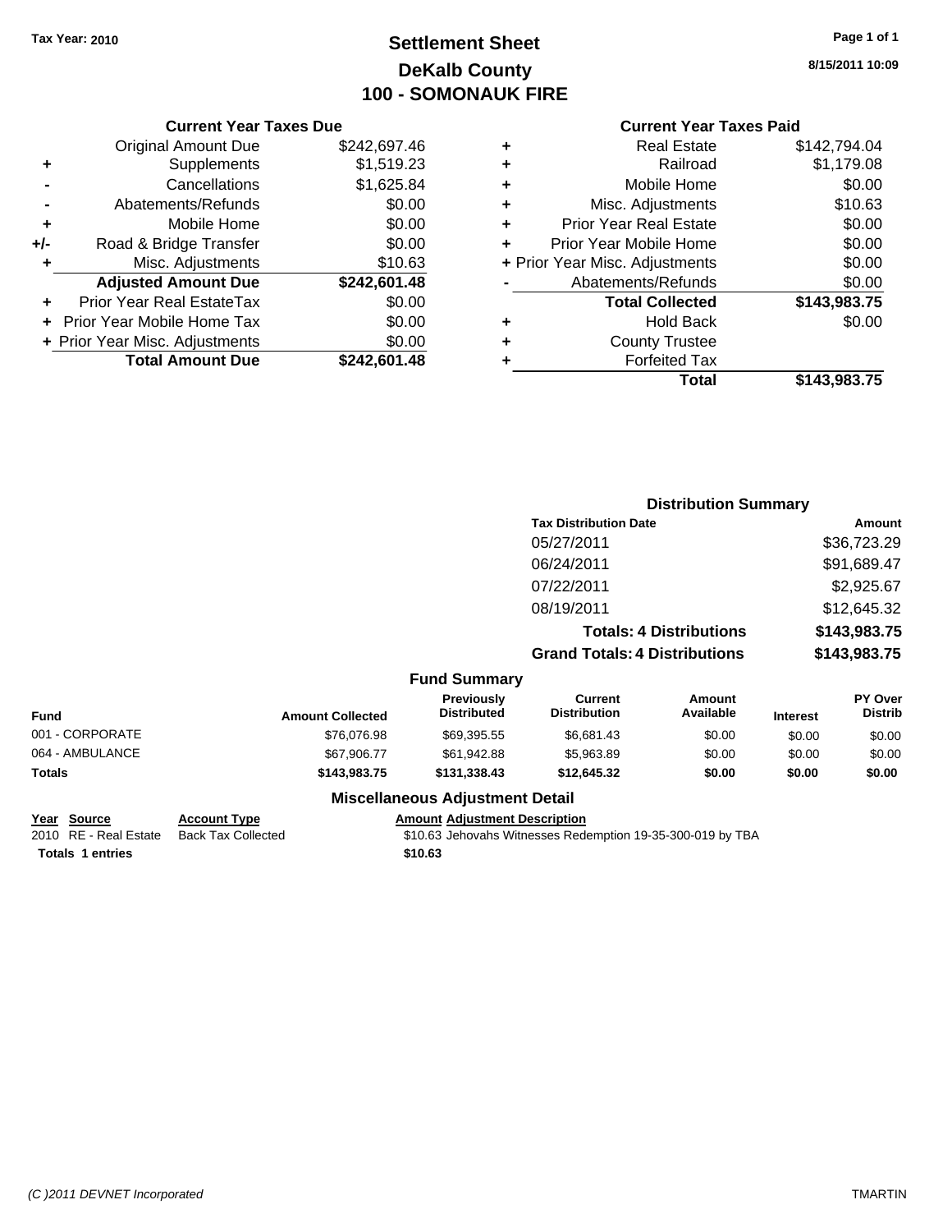Tax Year: 2010

# Settlement Sheet
## DeKalb County
## 100 - SOMONAUK FIRE

8/15/2011 10:09

### Current Year Taxes Due

| | | |
|---|---|---|
| | Original Amount Due | $242,697.46 |
| + | Supplements | $1,519.23 |
| - | Cancellations | $1,625.84 |
| - | Abatements/Refunds | $0.00 |
| + | Mobile Home | $0.00 |
| +/- | Road & Bridge Transfer | $0.00 |
| + | Misc. Adjustments | $10.63 |
| | **Adjusted Amount Due** | **$242,601.48** |
| + | Prior Year Real EstateTax | $0.00 |
| + | Prior Year Mobile Home Tax | $0.00 |
| + | Prior Year Misc. Adjustments | $0.00 |
| | **Total Amount Due** | **$242,601.48** |

### Current Year Taxes Paid

| | | |
|---|---|---|
| + | Real Estate | $142,794.04 |
| + | Railroad | $1,179.08 |
| + | Mobile Home | $0.00 |
| + | Misc. Adjustments | $10.63 |
| + | Prior Year Real Estate | $0.00 |
| + | Prior Year Mobile Home | $0.00 |
| + | Prior Year Misc. Adjustments | $0.00 |
| - | Abatements/Refunds | $0.00 |
| | **Total Collected** | **$143,983.75** |
| + | Hold Back | $0.00 |
| + | County Trustee | |
| + | Forfeited Tax | |
| | **Total** | **$143,983.75** |

### Distribution Summary

| Tax Distribution Date | Amount |
|---|---|
| 05/27/2011 | $36,723.29 |
| 06/24/2011 | $91,689.47 |
| 07/22/2011 | $2,925.67 |
| 08/19/2011 | $12,645.32 |
| **Totals: 4 Distributions** | **$143,983.75** |
| **Grand Totals: 4 Distributions** | **$143,983.75** |

### Fund Summary

| Fund | Amount Collected | Previously Distributed | Current Distribution | Amount Available | Interest | PY Over Distrib |
|---|---|---|---|---|---|---|
| 001 - CORPORATE | $76,076.98 | $69,395.55 | $6,681.43 | $0.00 | $0.00 | $0.00 |
| 064 - AMBULANCE | $67,906.77 | $61,942.88 | $5,963.89 | $0.00 | $0.00 | $0.00 |
| **Totals** | **$143,983.75** | **$131,338.43** | **$12,645.32** | **$0.00** | **$0.00** | **$0.00** |

### Miscellaneous Adjustment Detail

| Year | Source | Account Type | Amount | Adjustment Description |
|---|---|---|---|---|
| 2010 | RE - Real Estate | Back Tax Collected | $10.63 | Jehovahs Witnesses Redemption 19-35-300-019 by TBA |
| **Totals** | **1 entries** | | **$10.63** | |

(C )2011 DEVNET Incorporated — TMARTIN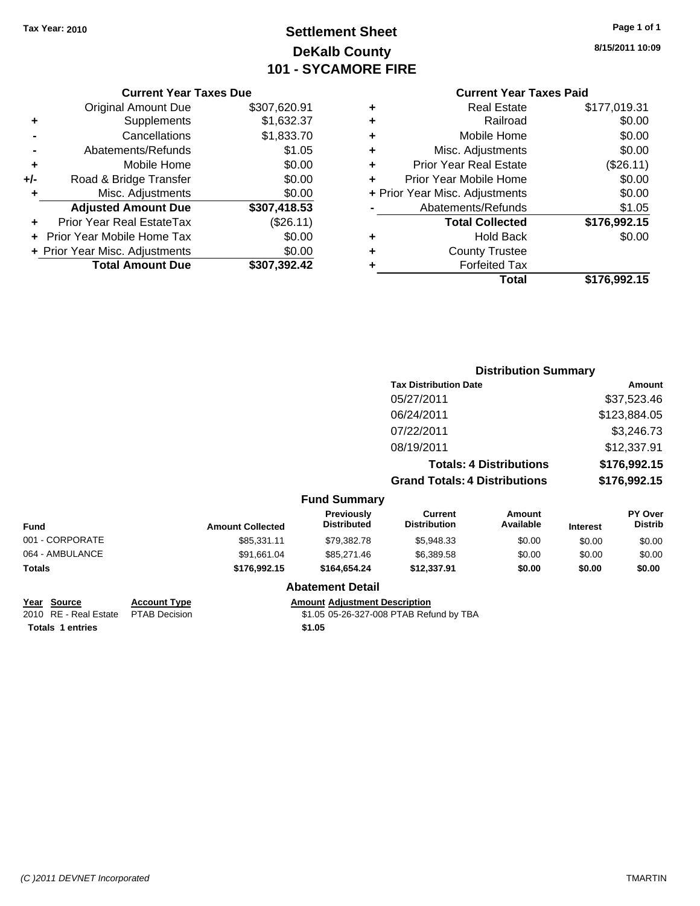Tax Year: 2010

# Settlement Sheet
## DeKalb County
## 101 - SYCAMORE FIRE

8/15/2011 10:09

### Current Year Taxes Due

| | | |
|---|---|---|
| | Original Amount Due | $307,620.91 |
| + | Supplements | $1,632.37 |
| - | Cancellations | $1,833.70 |
| - | Abatements/Refunds | $1.05 |
| + | Mobile Home | $0.00 |
| +/- | Road & Bridge Transfer | $0.00 |
| + | Misc. Adjustments | $0.00 |
| | **Adjusted Amount Due** | **$307,418.53** |
| + | Prior Year Real EstateTax | ($26.11) |
| + | Prior Year Mobile Home Tax | $0.00 |
| + | Prior Year Misc. Adjustments | $0.00 |
| | **Total Amount Due** | **$307,392.42** |

### Current Year Taxes Paid

| | | |
|---|---|---|
| + | Real Estate | $177,019.31 |
| + | Railroad | $0.00 |
| + | Mobile Home | $0.00 |
| + | Misc. Adjustments | $0.00 |
| + | Prior Year Real Estate | ($26.11) |
| + | Prior Year Mobile Home | $0.00 |
| + | Prior Year Misc. Adjustments | $0.00 |
| - | Abatements/Refunds | $1.05 |
| | **Total Collected** | **$176,992.15** |
| + | Hold Back | $0.00 |
| + | County Trustee | |
| + | Forfeited Tax | |
| | **Total** | **$176,992.15** |

### Distribution Summary

| Tax Distribution Date | Amount |
|---|---|
| 05/27/2011 | $37,523.46 |
| 06/24/2011 | $123,884.05 |
| 07/22/2011 | $3,246.73 |
| 08/19/2011 | $12,337.91 |
| **Totals: 4 Distributions** | **$176,992.15** |
| **Grand Totals: 4 Distributions** | **$176,992.15** |

### Fund Summary

| Fund | Amount Collected | Previously Distributed | Current Distribution | Amount Available | Interest | PY Over Distrib |
|---|---|---|---|---|---|---|
| 001 - CORPORATE | $85,331.11 | $79,382.78 | $5,948.33 | $0.00 | $0.00 | $0.00 |
| 064 - AMBULANCE | $91,661.04 | $85,271.46 | $6,389.58 | $0.00 | $0.00 | $0.00 |
| **Totals** | **$176,992.15** | **$164,654.24** | **$12,337.91** | **$0.00** | **$0.00** | **$0.00** |

### Abatement Detail

| Year | Source | Account Type | Amount | Adjustment Description |
|---|---|---|---|---|
| 2010 | RE - Real Estate | PTAB Decision | $1.05 | 05-26-327-008 PTAB Refund by TBA |
| **Totals** | **1 entries** | | **$1.05** | |

(C )2011 DEVNET Incorporated TMARTIN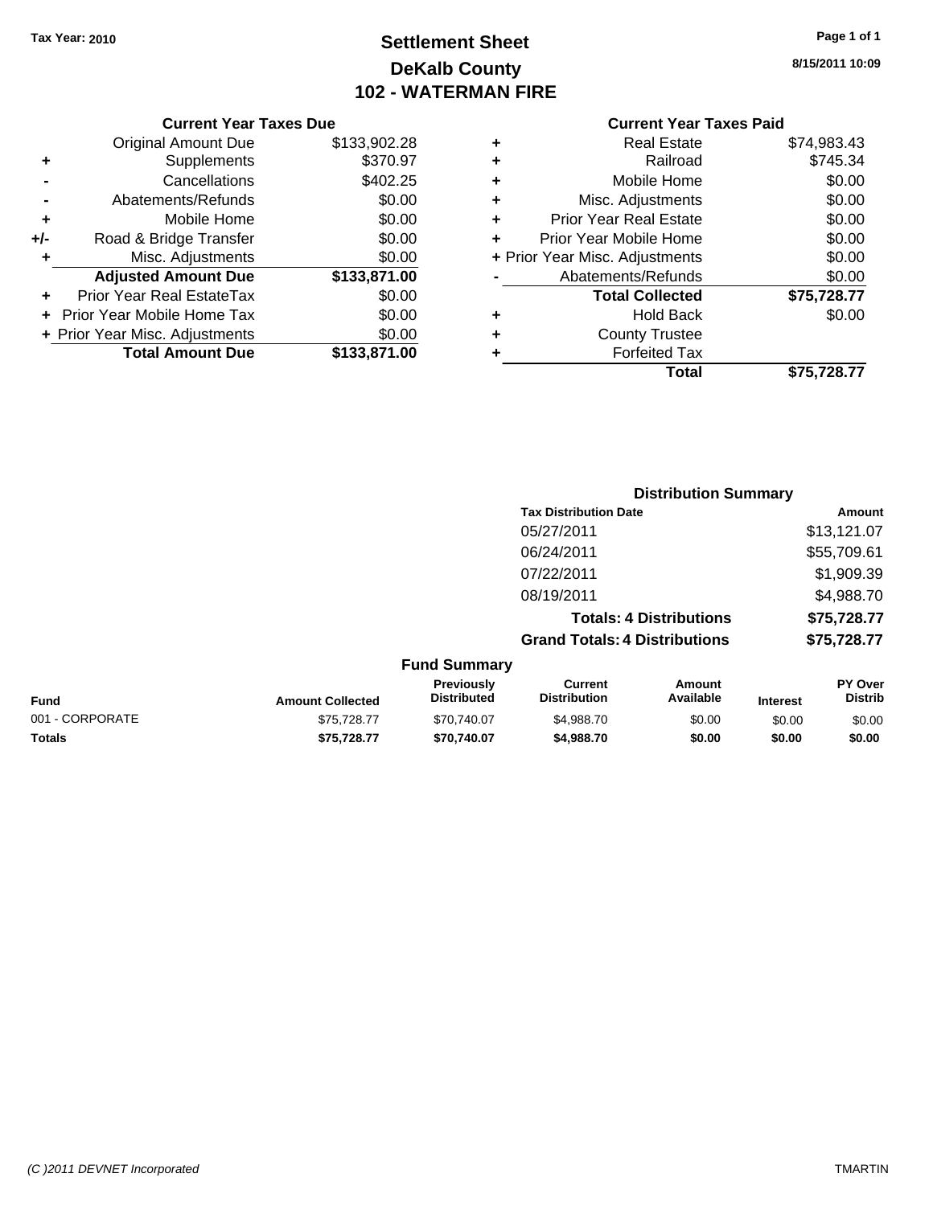Tax Year: 2010

# Settlement Sheet
## DeKalb County
## 102 - WATERMAN FIRE

8/15/2011 10:09

### Current Year Taxes Due

| | | |
|---|---|---|
| | Original Amount Due | $133,902.28 |
| + | Supplements | $370.97 |
| - | Cancellations | $402.25 |
| - | Abatements/Refunds | $0.00 |
| + | Mobile Home | $0.00 |
| +/- | Road & Bridge Transfer | $0.00 |
| + | Misc. Adjustments | $0.00 |
| | **Adjusted Amount Due** | **$133,871.00** |
| + | Prior Year Real EstateTax | $0.00 |
| + | Prior Year Mobile Home Tax | $0.00 |
| + | Prior Year Misc. Adjustments | $0.00 |
| | **Total Amount Due** | **$133,871.00** |

### Current Year Taxes Paid

| | | |
|---|---|---|
| + | Real Estate | $74,983.43 |
| + | Railroad | $745.34 |
| + | Mobile Home | $0.00 |
| + | Misc. Adjustments | $0.00 |
| + | Prior Year Real Estate | $0.00 |
| + | Prior Year Mobile Home | $0.00 |
| + | Prior Year Misc. Adjustments | $0.00 |
| - | Abatements/Refunds | $0.00 |
| | **Total Collected** | **$75,728.77** |
| + | Hold Back | $0.00 |
| + | County Trustee | |
| + | Forfeited Tax | |
| | **Total** | **$75,728.77** |

### Distribution Summary

| Tax Distribution Date | Amount |
|---|---|
| 05/27/2011 | $13,121.07 |
| 06/24/2011 | $55,709.61 |
| 07/22/2011 | $1,909.39 |
| 08/19/2011 | $4,988.70 |
| **Totals: 4 Distributions** | **$75,728.77** |
| **Grand Totals: 4 Distributions** | **$75,728.77** |

### Fund Summary

| Fund | Amount Collected | Previously Distributed | Current Distribution | Amount Available | Interest | PY Over Distrib |
|---|---|---|---|---|---|---|
| 001 - CORPORATE | $75,728.77 | $70,740.07 | $4,988.70 | $0.00 | $0.00 | $0.00 |
| **Totals** | **$75,728.77** | **$70,740.07** | **$4,988.70** | **$0.00** | **$0.00** | **$0.00** |

(C )2011 DEVNET Incorporated TMARTIN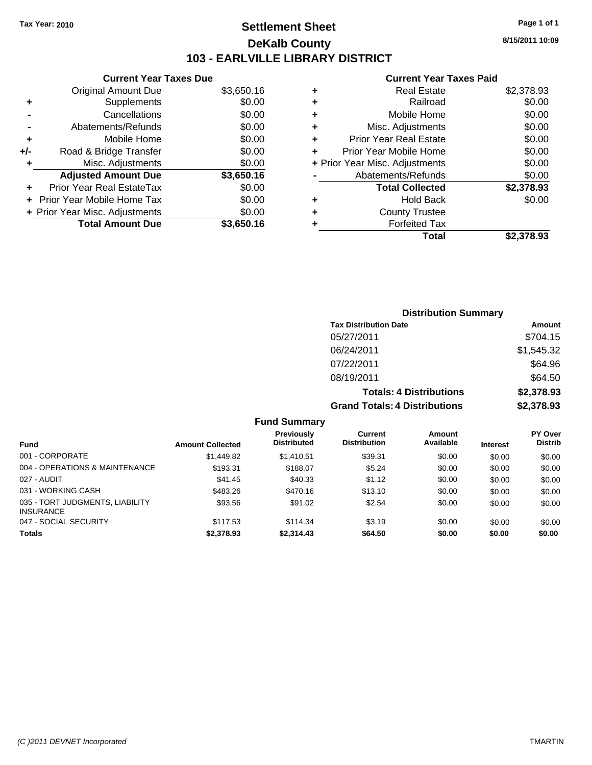Tax Year: 2010

# Settlement Sheet
## DeKalb County
## 103 - EARLVILLE LIBRARY DISTRICT

8/15/2011 10:09

### Current Year Taxes Due

| | | |
|---|---|---|
| | Original Amount Due | $3,650.16 |
| + | Supplements | $0.00 |
| - | Cancellations | $0.00 |
| - | Abatements/Refunds | $0.00 |
| + | Mobile Home | $0.00 |
| +/- | Road & Bridge Transfer | $0.00 |
| + | Misc. Adjustments | $0.00 |
| | **Adjusted Amount Due** | **$3,650.16** |
| + | Prior Year Real EstateTax | $0.00 |
| + | Prior Year Mobile Home Tax | $0.00 |
| + | Prior Year Misc. Adjustments | $0.00 |
| | **Total Amount Due** | **$3,650.16** |

### Current Year Taxes Paid

| | | |
|---|---|---|
| + | Real Estate | $2,378.93 |
| + | Railroad | $0.00 |
| + | Mobile Home | $0.00 |
| + | Misc. Adjustments | $0.00 |
| + | Prior Year Real Estate | $0.00 |
| + | Prior Year Mobile Home | $0.00 |
| + | Prior Year Misc. Adjustments | $0.00 |
| - | Abatements/Refunds | $0.00 |
| | **Total Collected** | **$2,378.93** |
| + | Hold Back | $0.00 |
| + | County Trustee | |
| + | Forfeited Tax | |
| | **Total** | **$2,378.93** |

### Distribution Summary

| Tax Distribution Date | Amount |
|---|---|
| 05/27/2011 | $704.15 |
| 06/24/2011 | $1,545.32 |
| 07/22/2011 | $64.96 |
| 08/19/2011 | $64.50 |
| **Totals: 4 Distributions** | **$2,378.93** |
| **Grand Totals: 4 Distributions** | **$2,378.93** |

### Fund Summary

| Fund | Amount Collected | Previously Distributed | Current Distribution | Amount Available | Interest | PY Over Distrib |
|---|---|---|---|---|---|---|
| 001 - CORPORATE | $1,449.82 | $1,410.51 | $39.31 | $0.00 | $0.00 | $0.00 |
| 004 - OPERATIONS & MAINTENANCE | $193.31 | $188.07 | $5.24 | $0.00 | $0.00 | $0.00 |
| 027 - AUDIT | $41.45 | $40.33 | $1.12 | $0.00 | $0.00 | $0.00 |
| 031 - WORKING CASH | $483.26 | $470.16 | $13.10 | $0.00 | $0.00 | $0.00 |
| 035 - TORT JUDGMENTS, LIABILITY INSURANCE | $93.56 | $91.02 | $2.54 | $0.00 | $0.00 | $0.00 |
| 047 - SOCIAL SECURITY | $117.53 | $114.34 | $3.19 | $0.00 | $0.00 | $0.00 |
| **Totals** | **$2,378.93** | **$2,314.43** | **$64.50** | **$0.00** | **$0.00** | **$0.00** |

(C )2011 DEVNET Incorporated TMARTIN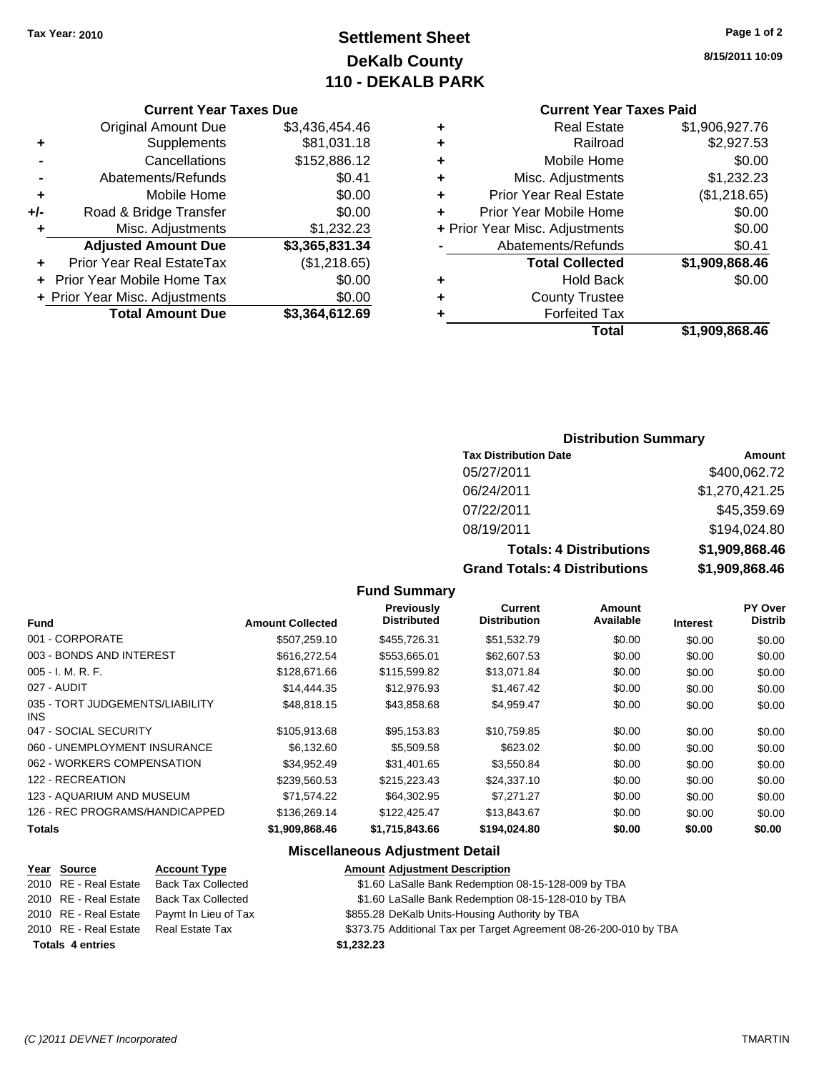Tax Year: 2010

# Settlement Sheet
## DeKalb County
## 110 - DEKALB PARK

8/15/2011 10:09

### Current Year Taxes Due

| | | |
|---|---|---|
| | Original Amount Due | $3,436,454.46 |
| + | Supplements | $81,031.18 |
| - | Cancellations | $152,886.12 |
| - | Abatements/Refunds | $0.41 |
| + | Mobile Home | $0.00 |
| +/- | Road & Bridge Transfer | $0.00 |
| + | Misc. Adjustments | $1,232.23 |
| | **Adjusted Amount Due** | **$3,365,831.34** |
| + | Prior Year Real EstateTax | ($1,218.65) |
| + | Prior Year Mobile Home Tax | $0.00 |
| + | Prior Year Misc. Adjustments | $0.00 |
| | **Total Amount Due** | **$3,364,612.69** |

### Current Year Taxes Paid

| | | |
|---|---|---|
| + | Real Estate | $1,906,927.76 |
| + | Railroad | $2,927.53 |
| + | Mobile Home | $0.00 |
| + | Misc. Adjustments | $1,232.23 |
| + | Prior Year Real Estate | ($1,218.65) |
| + | Prior Year Mobile Home | $0.00 |
| + | Prior Year Misc. Adjustments | $0.00 |
| - | Abatements/Refunds | $0.41 |
| | **Total Collected** | **$1,909,868.46** |
| + | Hold Back | $0.00 |
| + | County Trustee | |
| + | Forfeited Tax | |
| | **Total** | **$1,909,868.46** |

### Distribution Summary

| Tax Distribution Date | Amount |
|---|---|
| 05/27/2011 | $400,062.72 |
| 06/24/2011 | $1,270,421.25 |
| 07/22/2011 | $45,359.69 |
| 08/19/2011 | $194,024.80 |
| **Totals: 4 Distributions** | **$1,909,868.46** |
| **Grand Totals: 4 Distributions** | **$1,909,868.46** |

### Fund Summary

| Fund | Amount Collected | Previously Distributed | Current Distribution | Amount Available | Interest | PY Over Distrib |
|---|---|---|---|---|---|---|
| 001 - CORPORATE | $507,259.10 | $455,726.31 | $51,532.79 | $0.00 | $0.00 | $0.00 |
| 003 - BONDS AND INTEREST | $616,272.54 | $553,665.01 | $62,607.53 | $0.00 | $0.00 | $0.00 |
| 005 - I. M. R. F. | $128,671.66 | $115,599.82 | $13,071.84 | $0.00 | $0.00 | $0.00 |
| 027 - AUDIT | $14,444.35 | $12,976.93 | $1,467.42 | $0.00 | $0.00 | $0.00 |
| 035 - TORT JUDGEMENTS/LIABILITY INS | $48,818.15 | $43,858.68 | $4,959.47 | $0.00 | $0.00 | $0.00 |
| 047 - SOCIAL SECURITY | $105,913.68 | $95,153.83 | $10,759.85 | $0.00 | $0.00 | $0.00 |
| 060 - UNEMPLOYMENT INSURANCE | $6,132.60 | $5,509.58 | $623.02 | $0.00 | $0.00 | $0.00 |
| 062 - WORKERS COMPENSATION | $34,952.49 | $31,401.65 | $3,550.84 | $0.00 | $0.00 | $0.00 |
| 122 - RECREATION | $239,560.53 | $215,223.43 | $24,337.10 | $0.00 | $0.00 | $0.00 |
| 123 - AQUARIUM AND MUSEUM | $71,574.22 | $64,302.95 | $7,271.27 | $0.00 | $0.00 | $0.00 |
| 126 - REC PROGRAMS/HANDICAPPED | $136,269.14 | $122,425.47 | $13,843.67 | $0.00 | $0.00 | $0.00 |
| **Totals** | **$1,909,868.46** | **$1,715,843.66** | **$194,024.80** | **$0.00** | **$0.00** | **$0.00** |

### Miscellaneous Adjustment Detail

| Year | Source | Account Type | Amount | Adjustment Description |
|---|---|---|---|---|
| 2010 | RE - Real Estate | Back Tax Collected | $1.60 | LaSalle Bank Redemption 08-15-128-009 by TBA |
| 2010 | RE - Real Estate | Back Tax Collected | $1.60 | LaSalle Bank Redemption 08-15-128-010 by TBA |
| 2010 | RE - Real Estate | Paymt In Lieu of Tax | $855.28 | DeKalb Units-Housing Authority by TBA |
| 2010 | RE - Real Estate | Real Estate Tax | $373.75 | Additional Tax per Target Agreement 08-26-200-010 by TBA |
| **Totals 4 entries** | | | **$1,232.23** | |

(C )2011 DEVNET Incorporated TMARTIN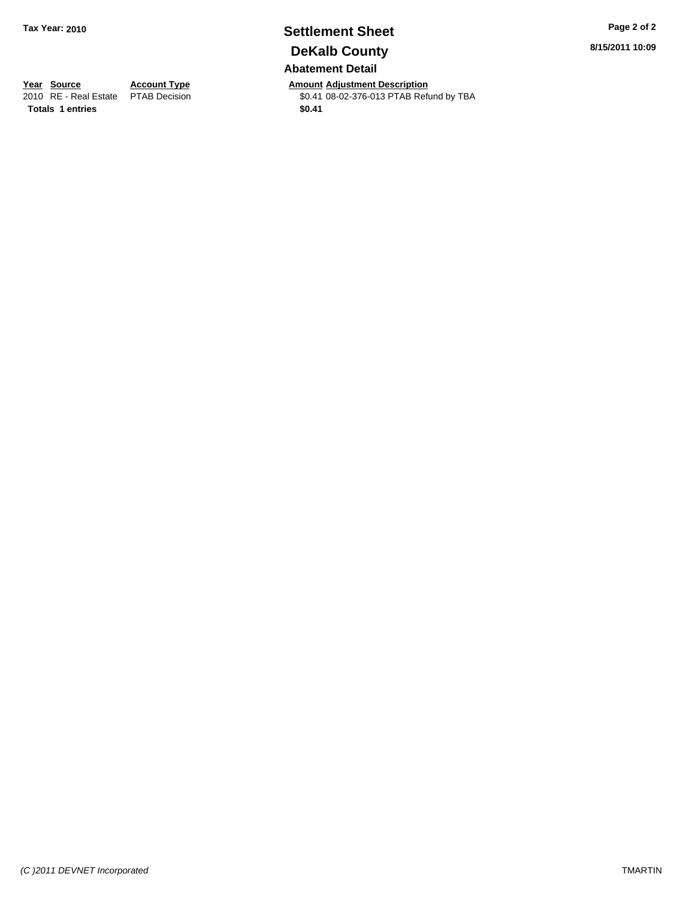**Tax Year: 2010**

# Settlement Sheet

## DeKalb County

### Abatement Detail

**8/15/2011 10:09**

| Year | Source | Account Type | Amount | Adjustment Description |
|---|---|---|---|---|
| 2010 | RE - Real Estate | PTAB Decision | $0.41 | 08-02-376-013 PTAB Refund by TBA |
| **Totals** | **1 entries** | | **$0.41** | |

*(C )2011 DEVNET Incorporated*

TMARTIN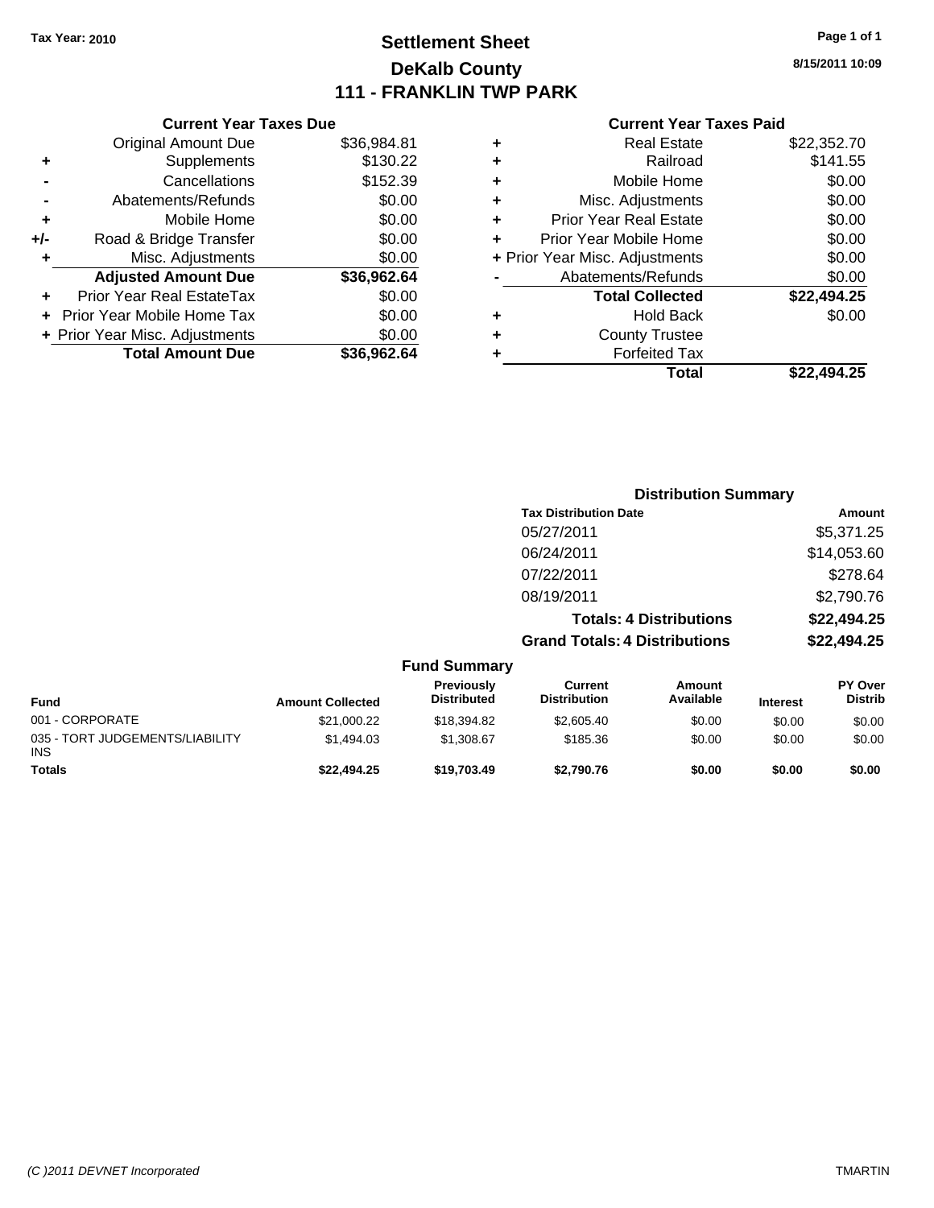**Tax Year: 2010**

# Settlement Sheet
## DeKalb County
## 111 - FRANKLIN TWP PARK

8/15/2011 10:09

### Current Year Taxes Due

| | | |
|---|---|---|
| | Original Amount Due | $36,984.81 |
| + | Supplements | $130.22 |
| - | Cancellations | $152.39 |
| - | Abatements/Refunds | $0.00 |
| + | Mobile Home | $0.00 |
| +/- | Road & Bridge Transfer | $0.00 |
| + | Misc. Adjustments | $0.00 |
| | **Adjusted Amount Due** | **$36,962.64** |
| + | Prior Year Real EstateTax | $0.00 |
| + | Prior Year Mobile Home Tax | $0.00 |
| + | Prior Year Misc. Adjustments | $0.00 |
| | **Total Amount Due** | **$36,962.64** |

### Current Year Taxes Paid

| | | |
|---|---|---|
| + | Real Estate | $22,352.70 |
| + | Railroad | $141.55 |
| + | Mobile Home | $0.00 |
| + | Misc. Adjustments | $0.00 |
| + | Prior Year Real Estate | $0.00 |
| + | Prior Year Mobile Home | $0.00 |
| + | Prior Year Misc. Adjustments | $0.00 |
| - | Abatements/Refunds | $0.00 |
| | **Total Collected** | **$22,494.25** |
| + | Hold Back | $0.00 |
| + | County Trustee | |
| + | Forfeited Tax | |
| | **Total** | **$22,494.25** |

### Distribution Summary

| Tax Distribution Date | Amount |
|---|---|
| 05/27/2011 | $5,371.25 |
| 06/24/2011 | $14,053.60 |
| 07/22/2011 | $278.64 |
| 08/19/2011 | $2,790.76 |
| **Totals: 4 Distributions** | **$22,494.25** |
| **Grand Totals: 4 Distributions** | **$22,494.25** |

### Fund Summary

| Fund | Amount Collected | Previously Distributed | Current Distribution | Amount Available | Interest | PY Over Distrib |
|---|---|---|---|---|---|---|
| 001 - CORPORATE | $21,000.22 | $18,394.82 | $2,605.40 | $0.00 | $0.00 | $0.00 |
| 035 - TORT JUDGEMENTS/LIABILITY INS | $1,494.03 | $1,308.67 | $185.36 | $0.00 | $0.00 | $0.00 |
| **Totals** | **$22,494.25** | **$19,703.49** | **$2,790.76** | **$0.00** | **$0.00** | **$0.00** |

(C )2011 DEVNET Incorporated TMARTIN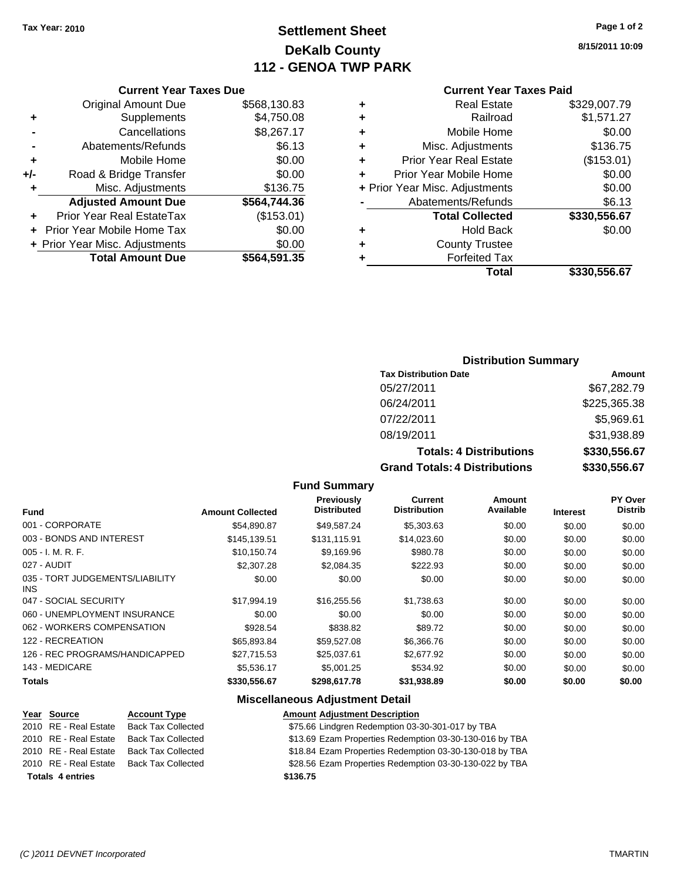Tax Year: 2010

# Settlement Sheet
## DeKalb County
## 112 - GENOA TWP PARK

8/15/2011 10:09

### Current Year Taxes Due

| | | |
|---|---|---|
| | Original Amount Due | $568,130.83 |
| + | Supplements | $4,750.08 |
| - | Cancellations | $8,267.17 |
| - | Abatements/Refunds | $6.13 |
| + | Mobile Home | $0.00 |
| +/- | Road & Bridge Transfer | $0.00 |
| + | Misc. Adjustments | $136.75 |
| | **Adjusted Amount Due** | **$564,744.36** |
| + | Prior Year Real EstateTax | ($153.01) |
| + | Prior Year Mobile Home Tax | $0.00 |
| + | Prior Year Misc. Adjustments | $0.00 |
| | **Total Amount Due** | **$564,591.35** |

### Current Year Taxes Paid

| | | |
|---|---|---|
| + | Real Estate | $329,007.79 |
| + | Railroad | $1,571.27 |
| + | Mobile Home | $0.00 |
| + | Misc. Adjustments | $136.75 |
| + | Prior Year Real Estate | ($153.01) |
| + | Prior Year Mobile Home | $0.00 |
| + | Prior Year Misc. Adjustments | $0.00 |
| - | Abatements/Refunds | $6.13 |
| | **Total Collected** | **$330,556.67** |
| + | Hold Back | $0.00 |
| + | County Trustee | |
| + | Forfeited Tax | |
| | **Total** | **$330,556.67** |

### Distribution Summary

| Tax Distribution Date | Amount |
|---|---|
| 05/27/2011 | $67,282.79 |
| 06/24/2011 | $225,365.38 |
| 07/22/2011 | $5,969.61 |
| 08/19/2011 | $31,938.89 |
| **Totals: 4 Distributions** | **$330,556.67** |
| **Grand Totals: 4 Distributions** | **$330,556.67** |

### Fund Summary

| Fund | Amount Collected | Previously Distributed | Current Distribution | Amount Available | Interest | PY Over Distrib |
|---|---|---|---|---|---|---|
| 001 - CORPORATE | $54,890.87 | $49,587.24 | $5,303.63 | $0.00 | $0.00 | $0.00 |
| 003 - BONDS AND INTEREST | $145,139.51 | $131,115.91 | $14,023.60 | $0.00 | $0.00 | $0.00 |
| 005 - I. M. R. F. | $10,150.74 | $9,169.96 | $980.78 | $0.00 | $0.00 | $0.00 |
| 027 - AUDIT | $2,307.28 | $2,084.35 | $222.93 | $0.00 | $0.00 | $0.00 |
| 035 - TORT JUDGEMENTS/LIABILITY INS | $0.00 | $0.00 | $0.00 | $0.00 | $0.00 | $0.00 |
| 047 - SOCIAL SECURITY | $17,994.19 | $16,255.56 | $1,738.63 | $0.00 | $0.00 | $0.00 |
| 060 - UNEMPLOYMENT INSURANCE | $0.00 | $0.00 | $0.00 | $0.00 | $0.00 | $0.00 |
| 062 - WORKERS COMPENSATION | $928.54 | $838.82 | $89.72 | $0.00 | $0.00 | $0.00 |
| 122 - RECREATION | $65,893.84 | $59,527.08 | $6,366.76 | $0.00 | $0.00 | $0.00 |
| 126 - REC PROGRAMS/HANDICAPPED | $27,715.53 | $25,037.61 | $2,677.92 | $0.00 | $0.00 | $0.00 |
| 143 - MEDICARE | $5,536.17 | $5,001.25 | $534.92 | $0.00 | $0.00 | $0.00 |
| **Totals** | **$330,556.67** | **$298,617.78** | **$31,938.89** | **$0.00** | **$0.00** | **$0.00** |

### Miscellaneous Adjustment Detail

| Year | Source | Account Type | Amount | Adjustment Description |
|---|---|---|---|---|
| 2010 | RE - Real Estate | Back Tax Collected | $75.66 | Lindgren Redemption 03-30-301-017 by TBA |
| 2010 | RE - Real Estate | Back Tax Collected | $13.69 | Ezam Properties Redemption 03-30-130-016 by TBA |
| 2010 | RE - Real Estate | Back Tax Collected | $18.84 | Ezam Properties Redemption 03-30-130-018 by TBA |
| 2010 | RE - Real Estate | Back Tax Collected | $28.56 | Ezam Properties Redemption 03-30-130-022 by TBA |
| **Totals** | **4 entries** | | **$136.75** | |

(C )2011 DEVNET Incorporated TMARTIN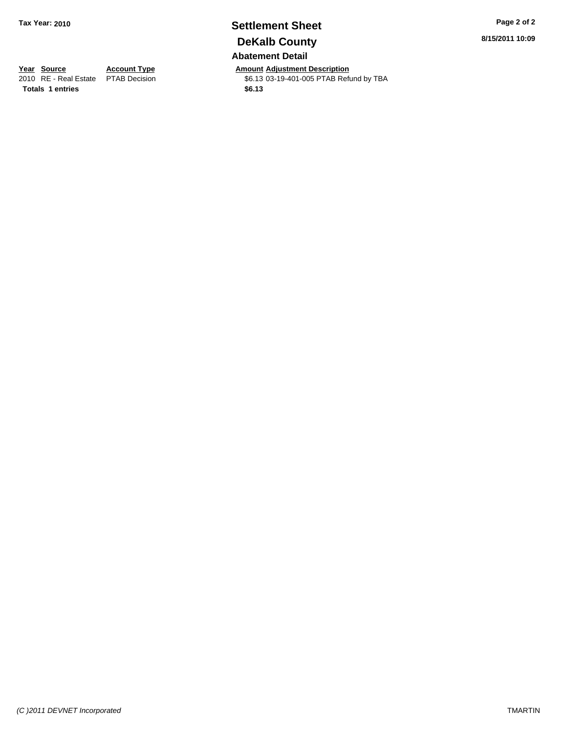**Tax Year: 2010**

# Settlement Sheet

## DeKalb County

**8/15/2011 10:09**

### Abatement Detail

| Year | Source | Account Type | Amount | Adjustment Description |
| --- | --- | --- | --- | --- |
| 2010 | RE - Real Estate | PTAB Decision | $6.13 | 03-19-401-005 PTAB Refund by TBA |
| **Totals** | **1 entries** | | **$6.13** | |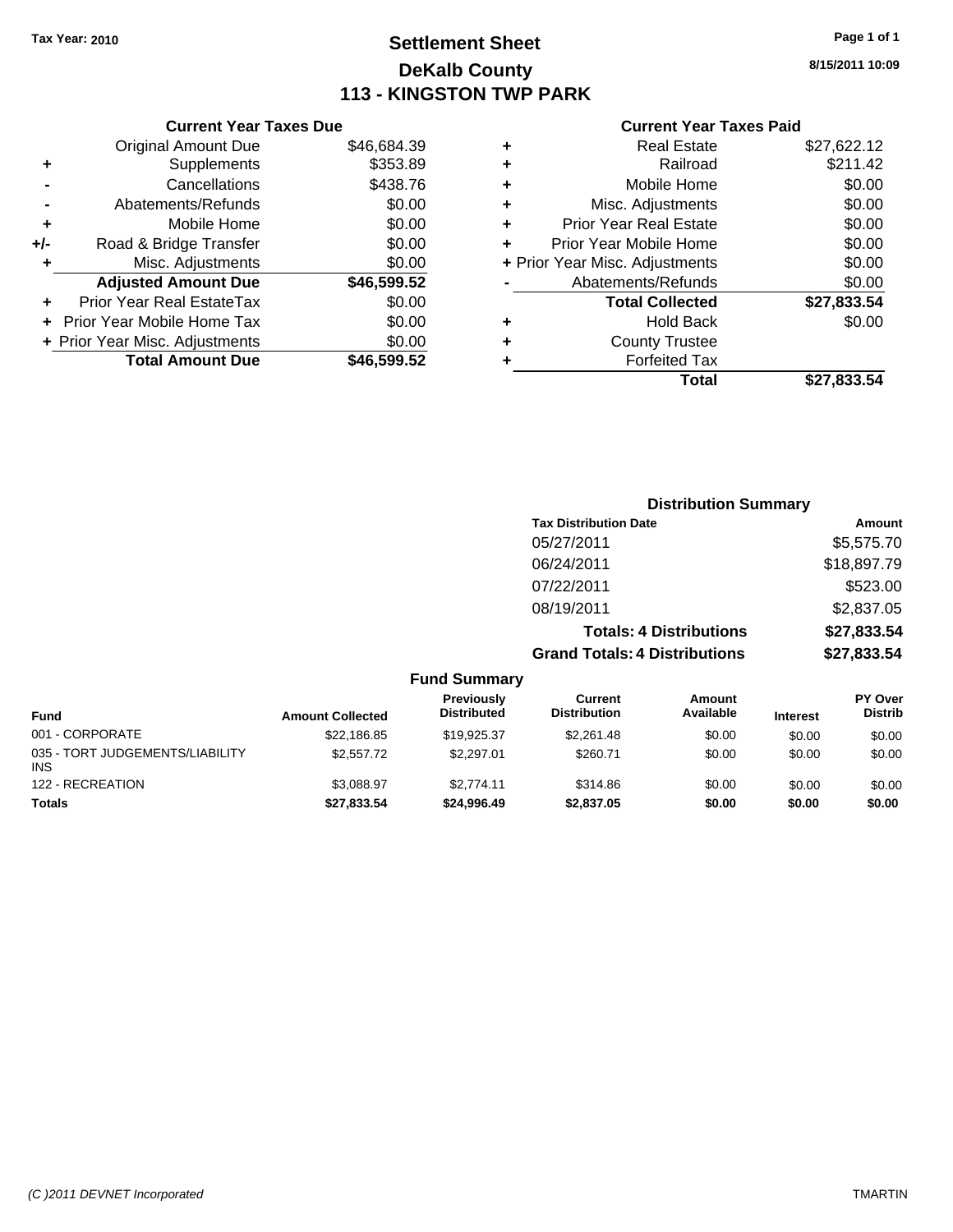**Tax Year: 2010**

# Settlement Sheet
## DeKalb County
## 113 - KINGSTON TWP PARK

8/15/2011 10:09

### Current Year Taxes Due

| | | |
|---|---|---|
| | Original Amount Due | $46,684.39 |
| + | Supplements | $353.89 |
| - | Cancellations | $438.76 |
| - | Abatements/Refunds | $0.00 |
| + | Mobile Home | $0.00 |
| +/- | Road & Bridge Transfer | $0.00 |
| + | Misc. Adjustments | $0.00 |
| | **Adjusted Amount Due** | **$46,599.52** |
| + | Prior Year Real EstateTax | $0.00 |
| + | Prior Year Mobile Home Tax | $0.00 |
| + | Prior Year Misc. Adjustments | $0.00 |
| | **Total Amount Due** | **$46,599.52** |

### Current Year Taxes Paid

| | | |
|---|---|---|
| + | Real Estate | $27,622.12 |
| + | Railroad | $211.42 |
| + | Mobile Home | $0.00 |
| + | Misc. Adjustments | $0.00 |
| + | Prior Year Real Estate | $0.00 |
| + | Prior Year Mobile Home | $0.00 |
| + | Prior Year Misc. Adjustments | $0.00 |
| - | Abatements/Refunds | $0.00 |
| | **Total Collected** | **$27,833.54** |
| + | Hold Back | $0.00 |
| + | County Trustee | |
| + | Forfeited Tax | |
| | **Total** | **$27,833.54** |

### Distribution Summary

| Tax Distribution Date | Amount |
|---|---|
| 05/27/2011 | $5,575.70 |
| 06/24/2011 | $18,897.79 |
| 07/22/2011 | $523.00 |
| 08/19/2011 | $2,837.05 |
| **Totals: 4 Distributions** | **$27,833.54** |
| **Grand Totals: 4 Distributions** | **$27,833.54** |

### Fund Summary

| Fund | Amount Collected | Previously Distributed | Current Distribution | Amount Available | Interest | PY Over Distrib |
|---|---|---|---|---|---|---|
| 001 - CORPORATE | $22,186.85 | $19,925.37 | $2,261.48 | $0.00 | $0.00 | $0.00 |
| 035 - TORT JUDGEMENTS/LIABILITY INS | $2,557.72 | $2,297.01 | $260.71 | $0.00 | $0.00 | $0.00 |
| 122 - RECREATION | $3,088.97 | $2,774.11 | $314.86 | $0.00 | $0.00 | $0.00 |
| **Totals** | **$27,833.54** | **$24,996.49** | **$2,837.05** | **$0.00** | **$0.00** | **$0.00** |

*(C )2011 DEVNET Incorporated* TMARTIN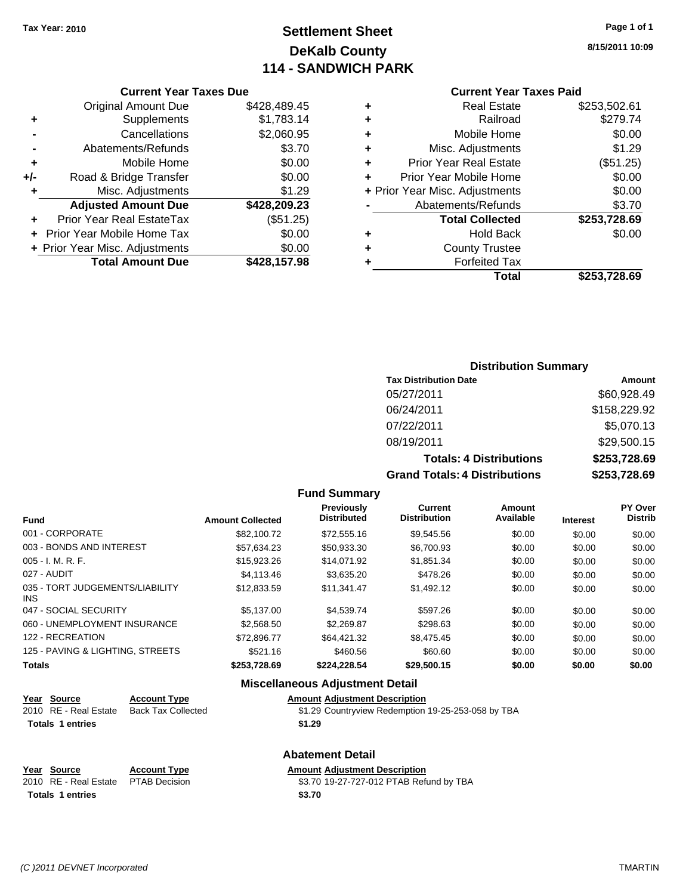Tax Year: 2010

# Settlement Sheet
## DeKalb County
## 114 - SANDWICH PARK

8/15/2011 10:09

### Current Year Taxes Due

| | | |
|---|---|---|
| | Original Amount Due | $428,489.45 |
| + | Supplements | $1,783.14 |
| - | Cancellations | $2,060.95 |
| - | Abatements/Refunds | $3.70 |
| + | Mobile Home | $0.00 |
| +/- | Road & Bridge Transfer | $0.00 |
| + | Misc. Adjustments | $1.29 |
| | **Adjusted Amount Due** | **$428,209.23** |
| + | Prior Year Real EstateTax | ($51.25) |
| + | Prior Year Mobile Home Tax | $0.00 |
| + | Prior Year Misc. Adjustments | $0.00 |
| | **Total Amount Due** | **$428,157.98** |

### Current Year Taxes Paid

| | | |
|---|---|---|
| + | Real Estate | $253,502.61 |
| + | Railroad | $279.74 |
| + | Mobile Home | $0.00 |
| + | Misc. Adjustments | $1.29 |
| + | Prior Year Real Estate | ($51.25) |
| + | Prior Year Mobile Home | $0.00 |
| + | Prior Year Misc. Adjustments | $0.00 |
| - | Abatements/Refunds | $3.70 |
| | **Total Collected** | **$253,728.69** |
| + | Hold Back | $0.00 |
| + | County Trustee | |
| + | Forfeited Tax | |
| | **Total** | **$253,728.69** |

### Distribution Summary

| Tax Distribution Date | Amount |
|---|---|
| 05/27/2011 | $60,928.49 |
| 06/24/2011 | $158,229.92 |
| 07/22/2011 | $5,070.13 |
| 08/19/2011 | $29,500.15 |
| **Totals: 4 Distributions** | **$253,728.69** |
| **Grand Totals: 4 Distributions** | **$253,728.69** |

### Fund Summary

| Fund | Amount Collected | Previously Distributed | Current Distribution | Amount Available | Interest | PY Over Distrib |
|---|---|---|---|---|---|---|
| 001 - CORPORATE | $82,100.72 | $72,555.16 | $9,545.56 | $0.00 | $0.00 | $0.00 |
| 003 - BONDS AND INTEREST | $57,634.23 | $50,933.30 | $6,700.93 | $0.00 | $0.00 | $0.00 |
| 005 - I. M. R. F. | $15,923.26 | $14,071.92 | $1,851.34 | $0.00 | $0.00 | $0.00 |
| 027 - AUDIT | $4,113.46 | $3,635.20 | $478.26 | $0.00 | $0.00 | $0.00 |
| 035 - TORT JUDGEMENTS/LIABILITY INS | $12,833.59 | $11,341.47 | $1,492.12 | $0.00 | $0.00 | $0.00 |
| 047 - SOCIAL SECURITY | $5,137.00 | $4,539.74 | $597.26 | $0.00 | $0.00 | $0.00 |
| 060 - UNEMPLOYMENT INSURANCE | $2,568.50 | $2,269.87 | $298.63 | $0.00 | $0.00 | $0.00 |
| 122 - RECREATION | $72,896.77 | $64,421.32 | $8,475.45 | $0.00 | $0.00 | $0.00 |
| 125 - PAVING & LIGHTING, STREETS | $521.16 | $460.56 | $60.60 | $0.00 | $0.00 | $0.00 |
| **Totals** | **$253,728.69** | **$224,228.54** | **$29,500.15** | **$0.00** | **$0.00** | **$0.00** |

### Miscellaneous Adjustment Detail

| Year | Source | Account Type | Amount | Adjustment Description |
|---|---|---|---|---|
| 2010 | RE - Real Estate | Back Tax Collected | $1.29 | Countryview Redemption 19-25-253-058 by TBA |
| **Totals 1 entries** | | | **$1.29** | |

### Abatement Detail

| Year | Source | Account Type | Amount | Adjustment Description |
|---|---|---|---|---|
| 2010 | RE - Real Estate | PTAB Decision | $3.70 | 19-27-727-012 PTAB Refund by TBA |
| **Totals 1 entries** | | | **$3.70** | |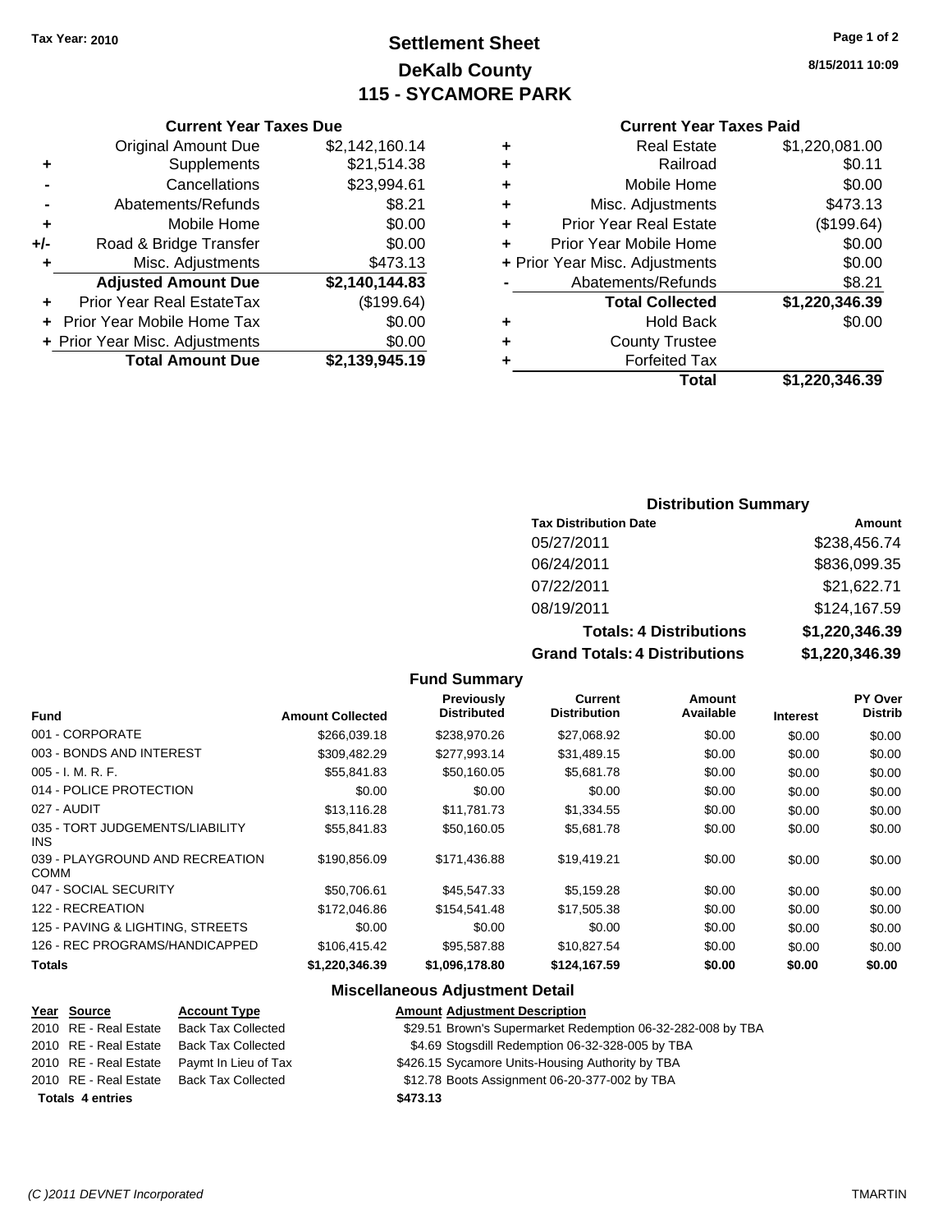**Tax Year: 2010**

# Settlement Sheet
## DeKalb County
## 115 - SYCAMORE PARK

8/15/2011 10:09

### Current Year Taxes Due

| | | |
|---|---|---|
| | Original Amount Due | $2,142,160.14 |
| + | Supplements | $21,514.38 |
| - | Cancellations | $23,994.61 |
| - | Abatements/Refunds | $8.21 |
| + | Mobile Home | $0.00 |
| +/- | Road & Bridge Transfer | $0.00 |
| + | Misc. Adjustments | $473.13 |
| | **Adjusted Amount Due** | **$2,140,144.83** |
| + | Prior Year Real EstateTax | ($199.64) |
| + | Prior Year Mobile Home Tax | $0.00 |
| + | Prior Year Misc. Adjustments | $0.00 |
| | **Total Amount Due** | **$2,139,945.19** |

### Current Year Taxes Paid

| | | |
|---|---|---|
| + | Real Estate | $1,220,081.00 |
| + | Railroad | $0.11 |
| + | Mobile Home | $0.00 |
| + | Misc. Adjustments | $473.13 |
| + | Prior Year Real Estate | ($199.64) |
| + | Prior Year Mobile Home | $0.00 |
| + | Prior Year Misc. Adjustments | $0.00 |
| - | Abatements/Refunds | $8.21 |
| | **Total Collected** | **$1,220,346.39** |
| + | Hold Back | $0.00 |
| + | County Trustee | |
| + | Forfeited Tax | |
| | **Total** | **$1,220,346.39** |

### Distribution Summary

| Tax Distribution Date | Amount |
|---|---|
| 05/27/2011 | $238,456.74 |
| 06/24/2011 | $836,099.35 |
| 07/22/2011 | $21,622.71 |
| 08/19/2011 | $124,167.59 |
| **Totals: 4 Distributions** | **$1,220,346.39** |
| **Grand Totals: 4 Distributions** | **$1,220,346.39** |

### Fund Summary

| Fund | Amount Collected | Previously Distributed | Current Distribution | Amount Available | Interest | PY Over Distrib |
|---|---|---|---|---|---|---|
| 001 - CORPORATE | $266,039.18 | $238,970.26 | $27,068.92 | $0.00 | $0.00 | $0.00 |
| 003 - BONDS AND INTEREST | $309,482.29 | $277,993.14 | $31,489.15 | $0.00 | $0.00 | $0.00 |
| 005 - I. M. R. F. | $55,841.83 | $50,160.05 | $5,681.78 | $0.00 | $0.00 | $0.00 |
| 014 - POLICE PROTECTION | $0.00 | $0.00 | $0.00 | $0.00 | $0.00 | $0.00 |
| 027 - AUDIT | $13,116.28 | $11,781.73 | $1,334.55 | $0.00 | $0.00 | $0.00 |
| 035 - TORT JUDGEMENTS/LIABILITY INS | $55,841.83 | $50,160.05 | $5,681.78 | $0.00 | $0.00 | $0.00 |
| 039 - PLAYGROUND AND RECREATION COMM | $190,856.09 | $171,436.88 | $19,419.21 | $0.00 | $0.00 | $0.00 |
| 047 - SOCIAL SECURITY | $50,706.61 | $45,547.33 | $5,159.28 | $0.00 | $0.00 | $0.00 |
| 122 - RECREATION | $172,046.86 | $154,541.48 | $17,505.38 | $0.00 | $0.00 | $0.00 |
| 125 - PAVING & LIGHTING, STREETS | $0.00 | $0.00 | $0.00 | $0.00 | $0.00 | $0.00 |
| 126 - REC PROGRAMS/HANDICAPPED | $106,415.42 | $95,587.88 | $10,827.54 | $0.00 | $0.00 | $0.00 |
| **Totals** | **$1,220,346.39** | **$1,096,178.80** | **$124,167.59** | **$0.00** | **$0.00** | **$0.00** |

### Miscellaneous Adjustment Detail

| Year | Source | Account Type | Amount | Adjustment Description |
|---|---|---|---|---|
| 2010 | RE - Real Estate | Back Tax Collected | $29.51 | Brown's Supermarket Redemption 06-32-282-008 by TBA |
| 2010 | RE - Real Estate | Back Tax Collected | $4.69 | Stogsdill Redemption 06-32-328-005 by TBA |
| 2010 | RE - Real Estate | Paymt In Lieu of Tax | $426.15 | Sycamore Units-Housing Authority by TBA |
| 2010 | RE - Real Estate | Back Tax Collected | $12.78 | Boots Assignment 06-20-377-002 by TBA |
| **Totals 4 entries** | | | **$473.13** | |

*(C )2011 DEVNET Incorporated* TMARTIN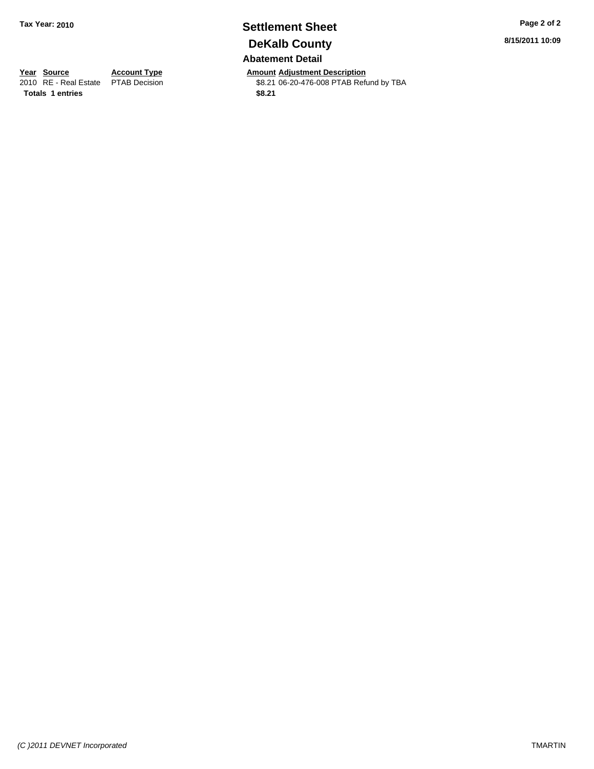**Tax Year: 2010**

# Settlement Sheet

## DeKalb County

8/15/2011 10:09

### Abatement Detail

| Year | Source | Account Type | Amount | Adjustment Description |
|---|---|---|---|---|
| 2010 | RE - Real Estate | PTAB Decision | $8.21 | 06-20-476-008 PTAB Refund by TBA |
| **Totals** | **1 entries** | | **$8.21** | |

*(C )2011 DEVNET Incorporated*

TMARTIN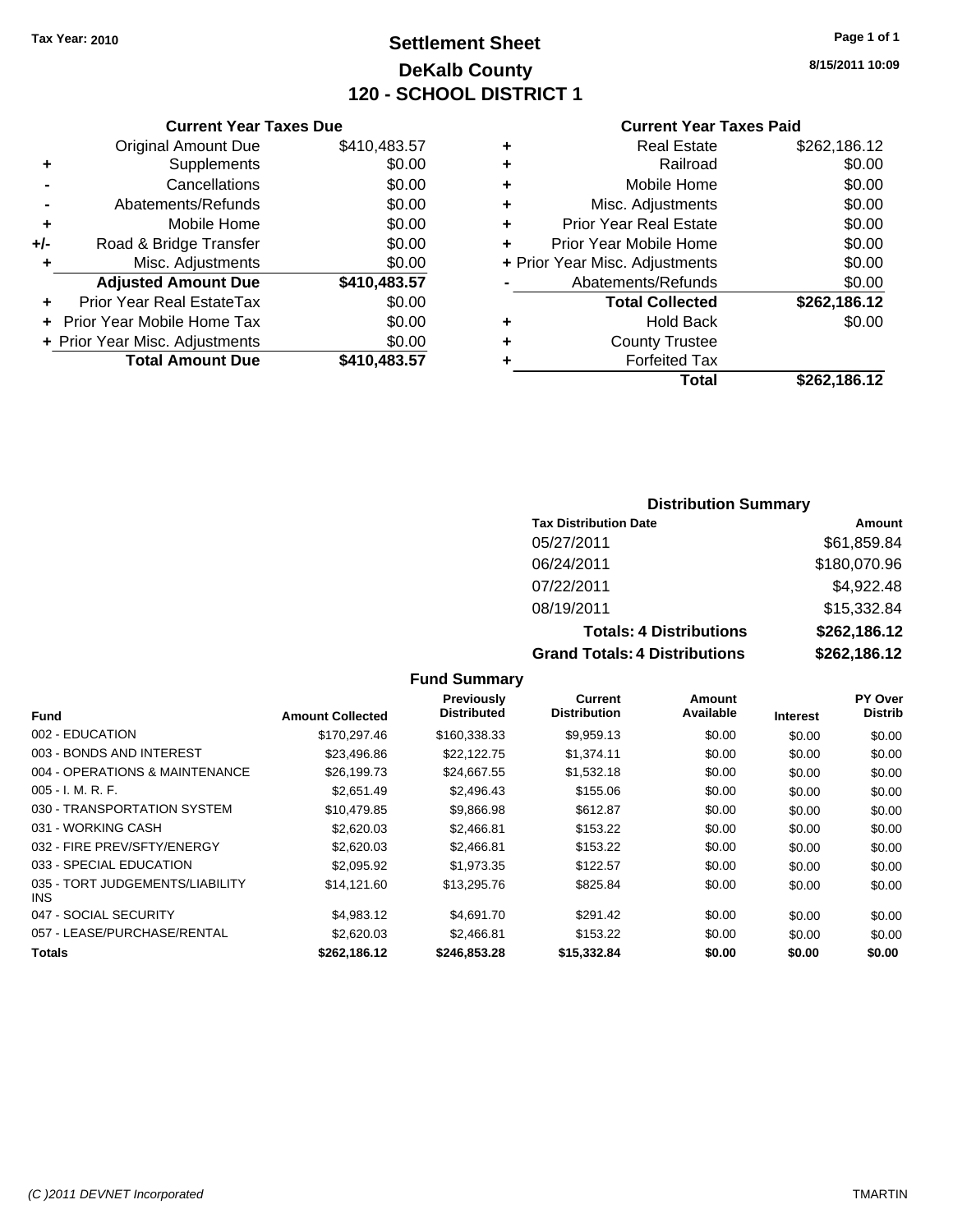Tax Year: 2010

# Settlement Sheet
## DeKalb County
## 120 - SCHOOL DISTRICT 1

8/15/2011 10:09

### Current Year Taxes Due

| | | |
|---|---|---|
| | Original Amount Due | $410,483.57 |
| + | Supplements | $0.00 |
| - | Cancellations | $0.00 |
| - | Abatements/Refunds | $0.00 |
| + | Mobile Home | $0.00 |
| +/- | Road & Bridge Transfer | $0.00 |
| + | Misc. Adjustments | $0.00 |
| | **Adjusted Amount Due** | **$410,483.57** |
| + | Prior Year Real EstateTax | $0.00 |
| + | Prior Year Mobile Home Tax | $0.00 |
| + | Prior Year Misc. Adjustments | $0.00 |
| | **Total Amount Due** | **$410,483.57** |

### Current Year Taxes Paid

| | | |
|---|---|---|
| + | Real Estate | $262,186.12 |
| + | Railroad | $0.00 |
| + | Mobile Home | $0.00 |
| + | Misc. Adjustments | $0.00 |
| + | Prior Year Real Estate | $0.00 |
| + | Prior Year Mobile Home | $0.00 |
| + | Prior Year Misc. Adjustments | $0.00 |
| - | Abatements/Refunds | $0.00 |
| | **Total Collected** | **$262,186.12** |
| + | Hold Back | $0.00 |
| + | County Trustee | |
| + | Forfeited Tax | |
| | **Total** | **$262,186.12** |

### Distribution Summary

| Tax Distribution Date | Amount |
|---|---|
| 05/27/2011 | $61,859.84 |
| 06/24/2011 | $180,070.96 |
| 07/22/2011 | $4,922.48 |
| 08/19/2011 | $15,332.84 |
| **Totals: 4 Distributions** | **$262,186.12** |
| **Grand Totals: 4 Distributions** | **$262,186.12** |

### Fund Summary

| Fund | Amount Collected | Previously Distributed | Current Distribution | Amount Available | Interest | PY Over Distrib |
|---|---|---|---|---|---|---|
| 002 - EDUCATION | $170,297.46 | $160,338.33 | $9,959.13 | $0.00 | $0.00 | $0.00 |
| 003 - BONDS AND INTEREST | $23,496.86 | $22,122.75 | $1,374.11 | $0.00 | $0.00 | $0.00 |
| 004 - OPERATIONS & MAINTENANCE | $26,199.73 | $24,667.55 | $1,532.18 | $0.00 | $0.00 | $0.00 |
| 005 - I. M. R. F. | $2,651.49 | $2,496.43 | $155.06 | $0.00 | $0.00 | $0.00 |
| 030 - TRANSPORTATION SYSTEM | $10,479.85 | $9,866.98 | $612.87 | $0.00 | $0.00 | $0.00 |
| 031 - WORKING CASH | $2,620.03 | $2,466.81 | $153.22 | $0.00 | $0.00 | $0.00 |
| 032 - FIRE PREV/SFTY/ENERGY | $2,620.03 | $2,466.81 | $153.22 | $0.00 | $0.00 | $0.00 |
| 033 - SPECIAL EDUCATION | $2,095.92 | $1,973.35 | $122.57 | $0.00 | $0.00 | $0.00 |
| 035 - TORT JUDGEMENTS/LIABILITY INS | $14,121.60 | $13,295.76 | $825.84 | $0.00 | $0.00 | $0.00 |
| 047 - SOCIAL SECURITY | $4,983.12 | $4,691.70 | $291.42 | $0.00 | $0.00 | $0.00 |
| 057 - LEASE/PURCHASE/RENTAL | $2,620.03 | $2,466.81 | $153.22 | $0.00 | $0.00 | $0.00 |
| **Totals** | **$262,186.12** | **$246,853.28** | **$15,332.84** | **$0.00** | **$0.00** | **$0.00** |

(C )2011 DEVNET Incorporated

TMARTIN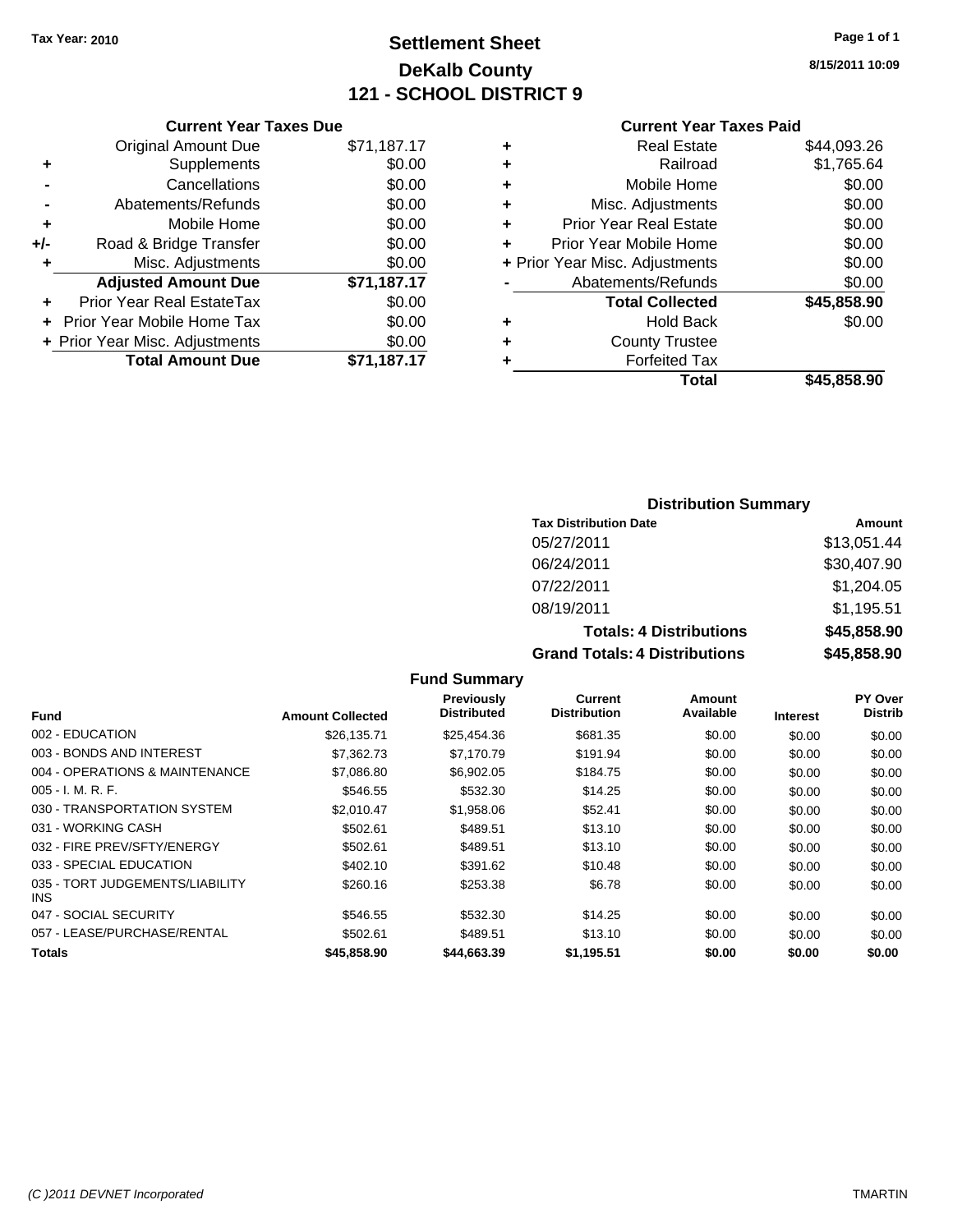Tax Year: 2010

# Settlement Sheet
## DeKalb County
## 121 - SCHOOL DISTRICT 9

8/15/2011 10:09

### Current Year Taxes Due

| | | |
|---|---|---|
| | Original Amount Due | $71,187.17 |
| + | Supplements | $0.00 |
| - | Cancellations | $0.00 |
| - | Abatements/Refunds | $0.00 |
| + | Mobile Home | $0.00 |
| +/- | Road & Bridge Transfer | $0.00 |
| + | Misc. Adjustments | $0.00 |
| | **Adjusted Amount Due** | **$71,187.17** |
| + | Prior Year Real EstateTax | $0.00 |
| + | Prior Year Mobile Home Tax | $0.00 |
| + | Prior Year Misc. Adjustments | $0.00 |
| | **Total Amount Due** | **$71,187.17** |

### Current Year Taxes Paid

| | | |
|---|---|---|
| + | Real Estate | $44,093.26 |
| + | Railroad | $1,765.64 |
| + | Mobile Home | $0.00 |
| + | Misc. Adjustments | $0.00 |
| + | Prior Year Real Estate | $0.00 |
| + | Prior Year Mobile Home | $0.00 |
| + | Prior Year Misc. Adjustments | $0.00 |
| - | Abatements/Refunds | $0.00 |
| | **Total Collected** | **$45,858.90** |
| + | Hold Back | $0.00 |
| + | County Trustee | |
| + | Forfeited Tax | |
| | **Total** | **$45,858.90** |

### Distribution Summary

| Tax Distribution Date | Amount |
|---|---|
| 05/27/2011 | $13,051.44 |
| 06/24/2011 | $30,407.90 |
| 07/22/2011 | $1,204.05 |
| 08/19/2011 | $1,195.51 |
| **Totals: 4 Distributions** | **$45,858.90** |
| **Grand Totals: 4 Distributions** | **$45,858.90** |

### Fund Summary

| Fund | Amount Collected | Previously Distributed | Current Distribution | Amount Available | Interest | PY Over Distrib |
|---|---|---|---|---|---|---|
| 002 - EDUCATION | $26,135.71 | $25,454.36 | $681.35 | $0.00 | $0.00 | $0.00 |
| 003 - BONDS AND INTEREST | $7,362.73 | $7,170.79 | $191.94 | $0.00 | $0.00 | $0.00 |
| 004 - OPERATIONS & MAINTENANCE | $7,086.80 | $6,902.05 | $184.75 | $0.00 | $0.00 | $0.00 |
| 005 - I. M. R. F. | $546.55 | $532.30 | $14.25 | $0.00 | $0.00 | $0.00 |
| 030 - TRANSPORTATION SYSTEM | $2,010.47 | $1,958.06 | $52.41 | $0.00 | $0.00 | $0.00 |
| 031 - WORKING CASH | $502.61 | $489.51 | $13.10 | $0.00 | $0.00 | $0.00 |
| 032 - FIRE PREV/SFTY/ENERGY | $502.61 | $489.51 | $13.10 | $0.00 | $0.00 | $0.00 |
| 033 - SPECIAL EDUCATION | $402.10 | $391.62 | $10.48 | $0.00 | $0.00 | $0.00 |
| 035 - TORT JUDGEMENTS/LIABILITY INS | $260.16 | $253.38 | $6.78 | $0.00 | $0.00 | $0.00 |
| 047 - SOCIAL SECURITY | $546.55 | $532.30 | $14.25 | $0.00 | $0.00 | $0.00 |
| 057 - LEASE/PURCHASE/RENTAL | $502.61 | $489.51 | $13.10 | $0.00 | $0.00 | $0.00 |
| **Totals** | **$45,858.90** | **$44,663.39** | **$1,195.51** | **$0.00** | **$0.00** | **$0.00** |

(C )2011 DEVNET Incorporated — TMARTIN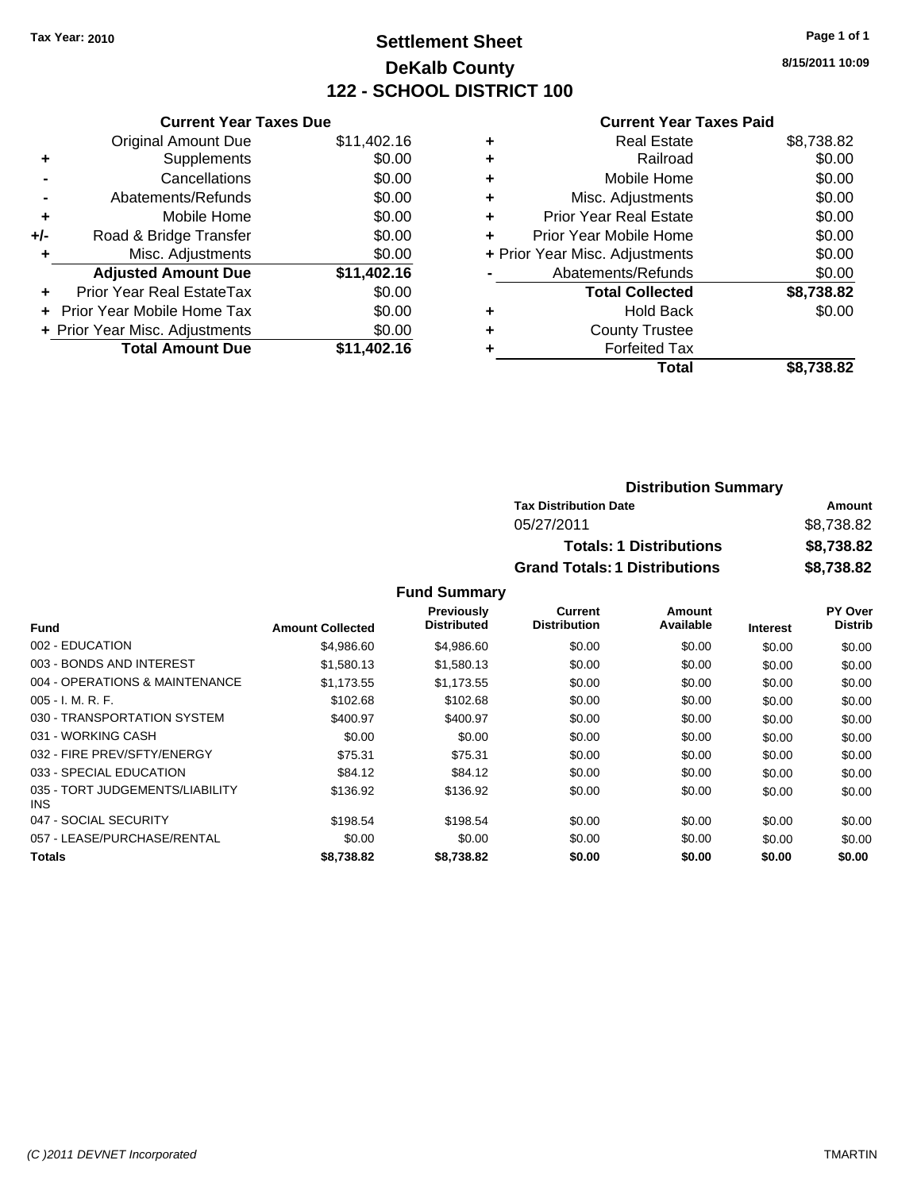**Tax Year: 2010**

# Settlement Sheet
## DeKalb County
## 122 - SCHOOL DISTRICT 100

8/15/2011 10:09

### Current Year Taxes Due

| | | |
|---|---|---|
| | Original Amount Due | $11,402.16 |
| + | Supplements | $0.00 |
| - | Cancellations | $0.00 |
| - | Abatements/Refunds | $0.00 |
| + | Mobile Home | $0.00 |
| +/- | Road & Bridge Transfer | $0.00 |
| + | Misc. Adjustments | $0.00 |
| | **Adjusted Amount Due** | **$11,402.16** |
| + | Prior Year Real EstateTax | $0.00 |
| + | Prior Year Mobile Home Tax | $0.00 |
| + | Prior Year Misc. Adjustments | $0.00 |
| | **Total Amount Due** | **$11,402.16** |

### Current Year Taxes Paid

| | | |
|---|---|---|
| + | Real Estate | $8,738.82 |
| + | Railroad | $0.00 |
| + | Mobile Home | $0.00 |
| + | Misc. Adjustments | $0.00 |
| + | Prior Year Real Estate | $0.00 |
| + | Prior Year Mobile Home | $0.00 |
| + | Prior Year Misc. Adjustments | $0.00 |
| - | Abatements/Refunds | $0.00 |
| | **Total Collected** | **$8,738.82** |
| + | Hold Back | $0.00 |
| + | County Trustee | |
| + | Forfeited Tax | |
| | **Total** | **$8,738.82** |

### Distribution Summary

| Tax Distribution Date | Amount |
|---|---|
| 05/27/2011 | $8,738.82 |
| **Totals: 1 Distributions** | **$8,738.82** |
| **Grand Totals: 1 Distributions** | **$8,738.82** |

### Fund Summary

| Fund | Amount Collected | Previously Distributed | Current Distribution | Amount Available | Interest | PY Over Distrib |
|---|---|---|---|---|---|---|
| 002 - EDUCATION | $4,986.60 | $4,986.60 | $0.00 | $0.00 | $0.00 | $0.00 |
| 003 - BONDS AND INTEREST | $1,580.13 | $1,580.13 | $0.00 | $0.00 | $0.00 | $0.00 |
| 004 - OPERATIONS & MAINTENANCE | $1,173.55 | $1,173.55 | $0.00 | $0.00 | $0.00 | $0.00 |
| 005 - I. M. R. F. | $102.68 | $102.68 | $0.00 | $0.00 | $0.00 | $0.00 |
| 030 - TRANSPORTATION SYSTEM | $400.97 | $400.97 | $0.00 | $0.00 | $0.00 | $0.00 |
| 031 - WORKING CASH | $0.00 | $0.00 | $0.00 | $0.00 | $0.00 | $0.00 |
| 032 - FIRE PREV/SFTY/ENERGY | $75.31 | $75.31 | $0.00 | $0.00 | $0.00 | $0.00 |
| 033 - SPECIAL EDUCATION | $84.12 | $84.12 | $0.00 | $0.00 | $0.00 | $0.00 |
| 035 - TORT JUDGEMENTS/LIABILITY INS | $136.92 | $136.92 | $0.00 | $0.00 | $0.00 | $0.00 |
| 047 - SOCIAL SECURITY | $198.54 | $198.54 | $0.00 | $0.00 | $0.00 | $0.00 |
| 057 - LEASE/PURCHASE/RENTAL | $0.00 | $0.00 | $0.00 | $0.00 | $0.00 | $0.00 |
| **Totals** | **$8,738.82** | **$8,738.82** | **$0.00** | **$0.00** | **$0.00** | **$0.00** |

(C )2011 DEVNET Incorporated TMARTIN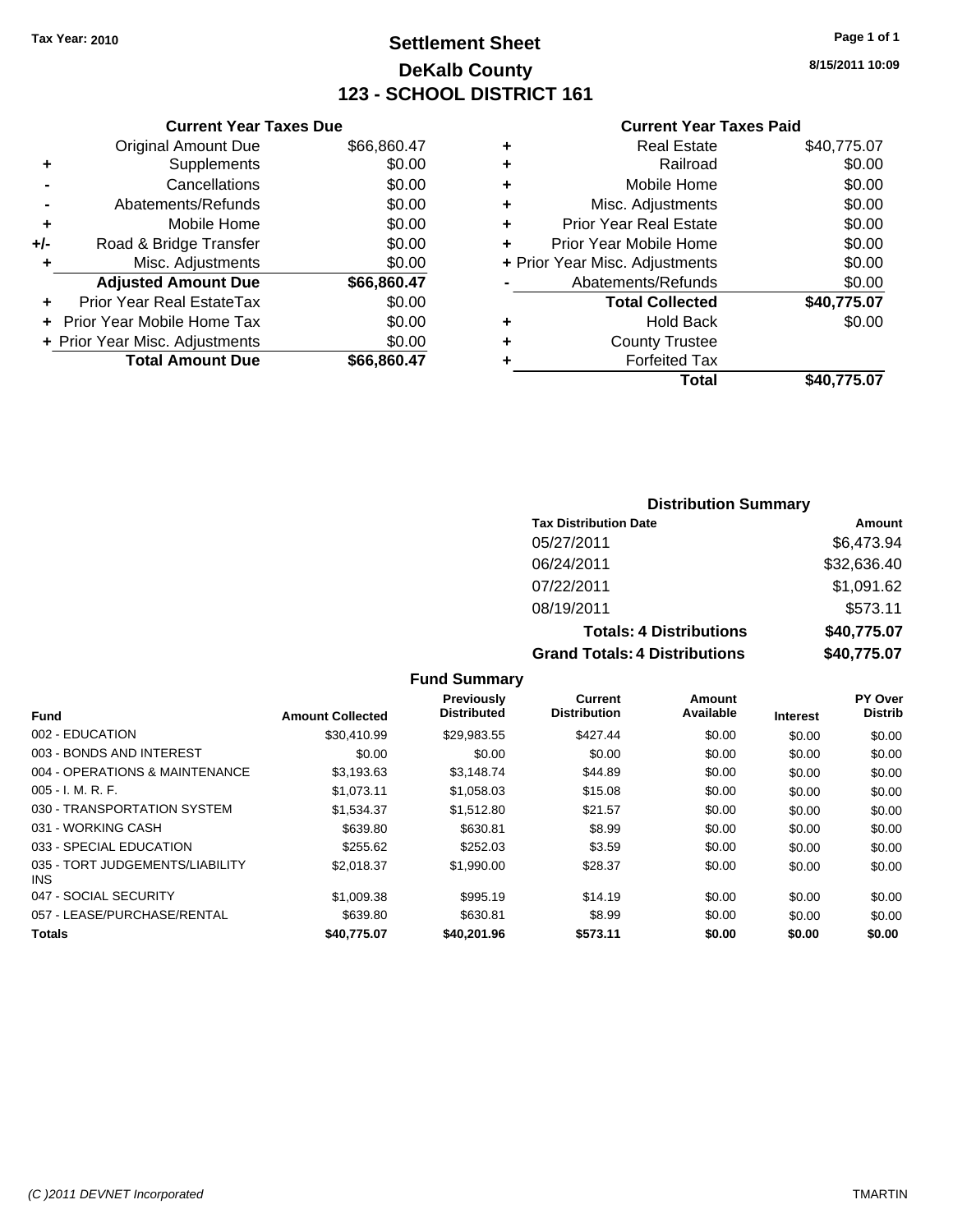Tax Year: 2010

# Settlement Sheet
## DeKalb County
## 123 - SCHOOL DISTRICT 161

8/15/2011 10:09

### Current Year Taxes Due

| | | |
|---|---|---|
| | Original Amount Due | $66,860.47 |
| + | Supplements | $0.00 |
| - | Cancellations | $0.00 |
| - | Abatements/Refunds | $0.00 |
| + | Mobile Home | $0.00 |
| +/- | Road & Bridge Transfer | $0.00 |
| + | Misc. Adjustments | $0.00 |
| | **Adjusted Amount Due** | **$66,860.47** |
| + | Prior Year Real EstateTax | $0.00 |
| + | Prior Year Mobile Home Tax | $0.00 |
| + | Prior Year Misc. Adjustments | $0.00 |
| | **Total Amount Due** | **$66,860.47** |

### Current Year Taxes Paid

| | | |
|---|---|---|
| + | Real Estate | $40,775.07 |
| + | Railroad | $0.00 |
| + | Mobile Home | $0.00 |
| + | Misc. Adjustments | $0.00 |
| + | Prior Year Real Estate | $0.00 |
| + | Prior Year Mobile Home | $0.00 |
| + | Prior Year Misc. Adjustments | $0.00 |
| - | Abatements/Refunds | $0.00 |
| | **Total Collected** | **$40,775.07** |
| + | Hold Back | $0.00 |
| + | County Trustee | |
| + | Forfeited Tax | |
| | **Total** | **$40,775.07** |

### Distribution Summary

| Tax Distribution Date | Amount |
|---|---|
| 05/27/2011 | $6,473.94 |
| 06/24/2011 | $32,636.40 |
| 07/22/2011 | $1,091.62 |
| 08/19/2011 | $573.11 |
| **Totals: 4 Distributions** | **$40,775.07** |
| **Grand Totals: 4 Distributions** | **$40,775.07** |

### Fund Summary

| Fund | Amount Collected | Previously Distributed | Current Distribution | Amount Available | Interest | PY Over Distrib |
|---|---|---|---|---|---|---|
| 002 - EDUCATION | $30,410.99 | $29,983.55 | $427.44 | $0.00 | $0.00 | $0.00 |
| 003 - BONDS AND INTEREST | $0.00 | $0.00 | $0.00 | $0.00 | $0.00 | $0.00 |
| 004 - OPERATIONS & MAINTENANCE | $3,193.63 | $3,148.74 | $44.89 | $0.00 | $0.00 | $0.00 |
| 005 - I. M. R. F. | $1,073.11 | $1,058.03 | $15.08 | $0.00 | $0.00 | $0.00 |
| 030 - TRANSPORTATION SYSTEM | $1,534.37 | $1,512.80 | $21.57 | $0.00 | $0.00 | $0.00 |
| 031 - WORKING CASH | $639.80 | $630.81 | $8.99 | $0.00 | $0.00 | $0.00 |
| 033 - SPECIAL EDUCATION | $255.62 | $252.03 | $3.59 | $0.00 | $0.00 | $0.00 |
| 035 - TORT JUDGEMENTS/LIABILITY INS | $2,018.37 | $1,990.00 | $28.37 | $0.00 | $0.00 | $0.00 |
| 047 - SOCIAL SECURITY | $1,009.38 | $995.19 | $14.19 | $0.00 | $0.00 | $0.00 |
| 057 - LEASE/PURCHASE/RENTAL | $639.80 | $630.81 | $8.99 | $0.00 | $0.00 | $0.00 |
| **Totals** | **$40,775.07** | **$40,201.96** | **$573.11** | **$0.00** | **$0.00** | **$0.00** |

(C )2011 DEVNET Incorporated — TMARTIN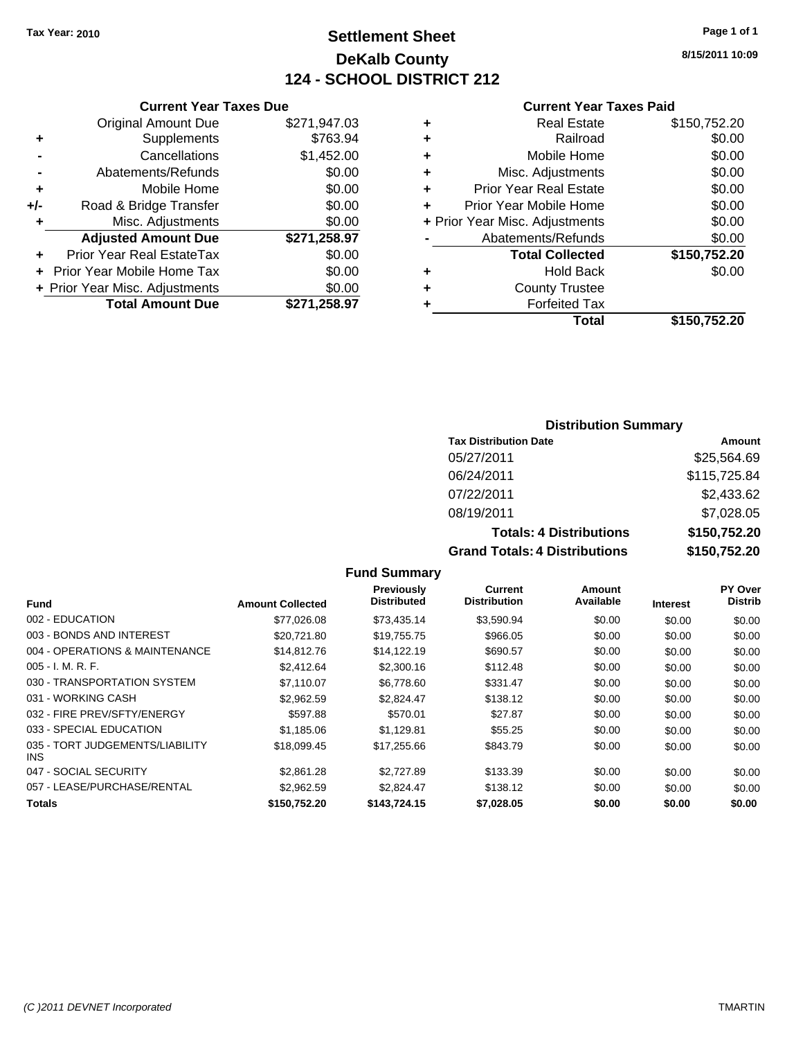Tax Year: 2010

# Settlement Sheet
## DeKalb County
## 124 - SCHOOL DISTRICT 212

8/15/2011 10:09

### Current Year Taxes Due

| | | |
|---|---|---|
| | Original Amount Due | $271,947.03 |
| + | Supplements | $763.94 |
| - | Cancellations | $1,452.00 |
| - | Abatements/Refunds | $0.00 |
| + | Mobile Home | $0.00 |
| +/- | Road & Bridge Transfer | $0.00 |
| + | Misc. Adjustments | $0.00 |
| | **Adjusted Amount Due** | **$271,258.97** |
| + | Prior Year Real EstateTax | $0.00 |
| + | Prior Year Mobile Home Tax | $0.00 |
| + | Prior Year Misc. Adjustments | $0.00 |
| | **Total Amount Due** | **$271,258.97** |

### Current Year Taxes Paid

| | | |
|---|---|---|
| + | Real Estate | $150,752.20 |
| + | Railroad | $0.00 |
| + | Mobile Home | $0.00 |
| + | Misc. Adjustments | $0.00 |
| + | Prior Year Real Estate | $0.00 |
| + | Prior Year Mobile Home | $0.00 |
| + | Prior Year Misc. Adjustments | $0.00 |
| - | Abatements/Refunds | $0.00 |
| | **Total Collected** | **$150,752.20** |
| + | Hold Back | $0.00 |
| + | County Trustee | |
| + | Forfeited Tax | |
| | **Total** | **$150,752.20** |

### Distribution Summary

| Tax Distribution Date | Amount |
|---|---|
| 05/27/2011 | $25,564.69 |
| 06/24/2011 | $115,725.84 |
| 07/22/2011 | $2,433.62 |
| 08/19/2011 | $7,028.05 |
| **Totals: 4 Distributions** | **$150,752.20** |
| **Grand Totals: 4 Distributions** | **$150,752.20** |

### Fund Summary

| Fund | Amount Collected | Previously Distributed | Current Distribution | Amount Available | Interest | PY Over Distrib |
|---|---|---|---|---|---|---|
| 002 - EDUCATION | $77,026.08 | $73,435.14 | $3,590.94 | $0.00 | $0.00 | $0.00 |
| 003 - BONDS AND INTEREST | $20,721.80 | $19,755.75 | $966.05 | $0.00 | $0.00 | $0.00 |
| 004 - OPERATIONS & MAINTENANCE | $14,812.76 | $14,122.19 | $690.57 | $0.00 | $0.00 | $0.00 |
| 005 - I. M. R. F. | $2,412.64 | $2,300.16 | $112.48 | $0.00 | $0.00 | $0.00 |
| 030 - TRANSPORTATION SYSTEM | $7,110.07 | $6,778.60 | $331.47 | $0.00 | $0.00 | $0.00 |
| 031 - WORKING CASH | $2,962.59 | $2,824.47 | $138.12 | $0.00 | $0.00 | $0.00 |
| 032 - FIRE PREV/SFTY/ENERGY | $597.88 | $570.01 | $27.87 | $0.00 | $0.00 | $0.00 |
| 033 - SPECIAL EDUCATION | $1,185.06 | $1,129.81 | $55.25 | $0.00 | $0.00 | $0.00 |
| 035 - TORT JUDGEMENTS/LIABILITY INS | $18,099.45 | $17,255.66 | $843.79 | $0.00 | $0.00 | $0.00 |
| 047 - SOCIAL SECURITY | $2,861.28 | $2,727.89 | $133.39 | $0.00 | $0.00 | $0.00 |
| 057 - LEASE/PURCHASE/RENTAL | $2,962.59 | $2,824.47 | $138.12 | $0.00 | $0.00 | $0.00 |
| **Totals** | **$150,752.20** | **$143,724.15** | **$7,028.05** | **$0.00** | **$0.00** | **$0.00** |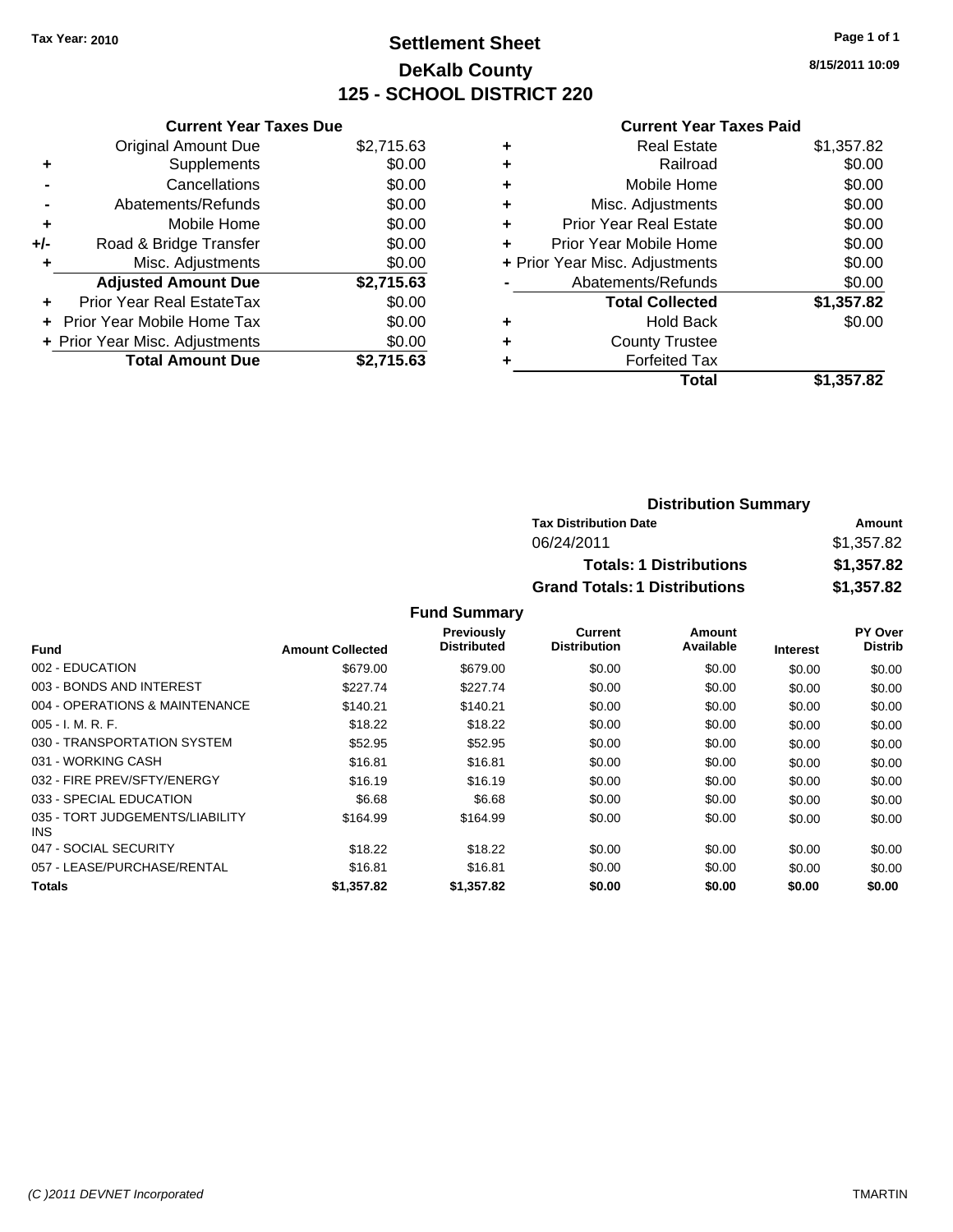Tax Year: 2010

# Settlement Sheet
## DeKalb County
## 125 - SCHOOL DISTRICT 220

8/15/2011 10:09

### Current Year Taxes Due

| | | |
|---|---|---|
| | Original Amount Due | $2,715.63 |
| + | Supplements | $0.00 |
| - | Cancellations | $0.00 |
| - | Abatements/Refunds | $0.00 |
| + | Mobile Home | $0.00 |
| +/- | Road & Bridge Transfer | $0.00 |
| + | Misc. Adjustments | $0.00 |
| | **Adjusted Amount Due** | **$2,715.63** |
| + | Prior Year Real EstateTax | $0.00 |
| + | Prior Year Mobile Home Tax | $0.00 |
| + | Prior Year Misc. Adjustments | $0.00 |
| | **Total Amount Due** | **$2,715.63** |

### Current Year Taxes Paid

| | | |
|---|---|---|
| + | Real Estate | $1,357.82 |
| + | Railroad | $0.00 |
| + | Mobile Home | $0.00 |
| + | Misc. Adjustments | $0.00 |
| + | Prior Year Real Estate | $0.00 |
| + | Prior Year Mobile Home | $0.00 |
| + | Prior Year Misc. Adjustments | $0.00 |
| - | Abatements/Refunds | $0.00 |
| | **Total Collected** | **$1,357.82** |
| + | Hold Back | $0.00 |
| + | County Trustee | |
| + | Forfeited Tax | |
| | **Total** | **$1,357.82** |

### Distribution Summary

| Tax Distribution Date | Amount |
|---|---|
| 06/24/2011 | $1,357.82 |
| **Totals: 1 Distributions** | **$1,357.82** |
| **Grand Totals: 1 Distributions** | **$1,357.82** |

### Fund Summary

| Fund | Amount Collected | Previously Distributed | Current Distribution | Amount Available | Interest | PY Over Distrib |
|---|---|---|---|---|---|---|
| 002 - EDUCATION | $679.00 | $679.00 | $0.00 | $0.00 | $0.00 | $0.00 |
| 003 - BONDS AND INTEREST | $227.74 | $227.74 | $0.00 | $0.00 | $0.00 | $0.00 |
| 004 - OPERATIONS & MAINTENANCE | $140.21 | $140.21 | $0.00 | $0.00 | $0.00 | $0.00 |
| 005 - I. M. R. F. | $18.22 | $18.22 | $0.00 | $0.00 | $0.00 | $0.00 |
| 030 - TRANSPORTATION SYSTEM | $52.95 | $52.95 | $0.00 | $0.00 | $0.00 | $0.00 |
| 031 - WORKING CASH | $16.81 | $16.81 | $0.00 | $0.00 | $0.00 | $0.00 |
| 032 - FIRE PREV/SFTY/ENERGY | $16.19 | $16.19 | $0.00 | $0.00 | $0.00 | $0.00 |
| 033 - SPECIAL EDUCATION | $6.68 | $6.68 | $0.00 | $0.00 | $0.00 | $0.00 |
| 035 - TORT JUDGEMENTS/LIABILITY INS | $164.99 | $164.99 | $0.00 | $0.00 | $0.00 | $0.00 |
| 047 - SOCIAL SECURITY | $18.22 | $18.22 | $0.00 | $0.00 | $0.00 | $0.00 |
| 057 - LEASE/PURCHASE/RENTAL | $16.81 | $16.81 | $0.00 | $0.00 | $0.00 | $0.00 |
| **Totals** | **$1,357.82** | **$1,357.82** | **$0.00** | **$0.00** | **$0.00** | **$0.00** |

(C )2011 DEVNET Incorporated — TMARTIN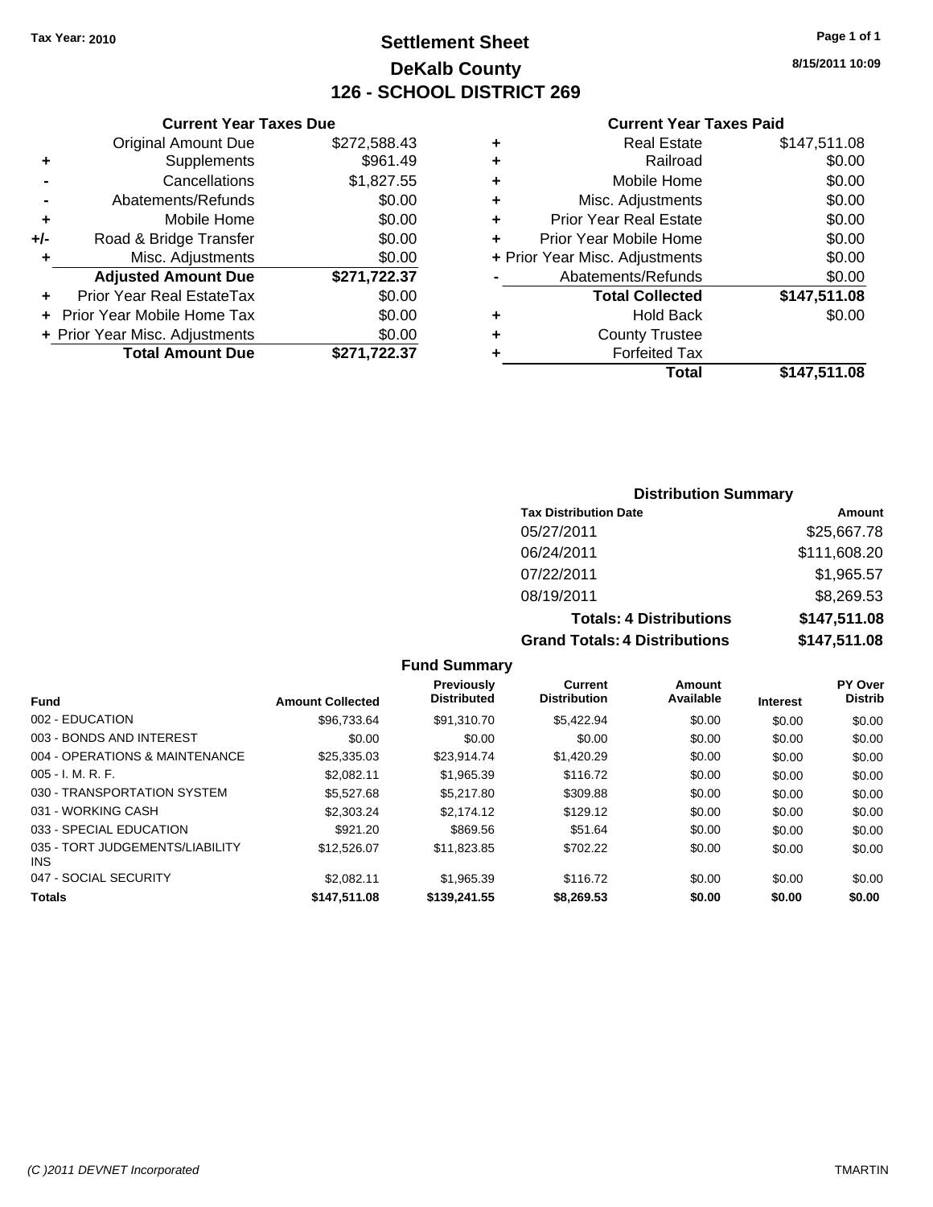Tax Year: 2010

# Settlement Sheet
## DeKalb County
## 126 - SCHOOL DISTRICT 269

8/15/2011 10:09

### Current Year Taxes Due

| | | |
|---|---|---|
| | Original Amount Due | $272,588.43 |
| + | Supplements | $961.49 |
| - | Cancellations | $1,827.55 |
| - | Abatements/Refunds | $0.00 |
| + | Mobile Home | $0.00 |
| +/- | Road & Bridge Transfer | $0.00 |
| + | Misc. Adjustments | $0.00 |
| | **Adjusted Amount Due** | **$271,722.37** |
| + | Prior Year Real EstateTax | $0.00 |
| + | Prior Year Mobile Home Tax | $0.00 |
| + | Prior Year Misc. Adjustments | $0.00 |
| | **Total Amount Due** | **$271,722.37** |

### Current Year Taxes Paid

| | | |
|---|---|---|
| + | Real Estate | $147,511.08 |
| + | Railroad | $0.00 |
| + | Mobile Home | $0.00 |
| + | Misc. Adjustments | $0.00 |
| + | Prior Year Real Estate | $0.00 |
| + | Prior Year Mobile Home | $0.00 |
| + | Prior Year Misc. Adjustments | $0.00 |
| - | Abatements/Refunds | $0.00 |
| | **Total Collected** | **$147,511.08** |
| + | Hold Back | $0.00 |
| + | County Trustee | |
| + | Forfeited Tax | |
| | **Total** | **$147,511.08** |

### Distribution Summary

| Tax Distribution Date | Amount |
|---|---|
| 05/27/2011 | $25,667.78 |
| 06/24/2011 | $111,608.20 |
| 07/22/2011 | $1,965.57 |
| 08/19/2011 | $8,269.53 |
| **Totals: 4 Distributions** | **$147,511.08** |
| **Grand Totals: 4 Distributions** | **$147,511.08** |

### Fund Summary

| Fund | Amount Collected | Previously Distributed | Current Distribution | Amount Available | Interest | PY Over Distrib |
|---|---|---|---|---|---|---|
| 002 - EDUCATION | $96,733.64 | $91,310.70 | $5,422.94 | $0.00 | $0.00 | $0.00 |
| 003 - BONDS AND INTEREST | $0.00 | $0.00 | $0.00 | $0.00 | $0.00 | $0.00 |
| 004 - OPERATIONS & MAINTENANCE | $25,335.03 | $23,914.74 | $1,420.29 | $0.00 | $0.00 | $0.00 |
| 005 - I. M. R. F. | $2,082.11 | $1,965.39 | $116.72 | $0.00 | $0.00 | $0.00 |
| 030 - TRANSPORTATION SYSTEM | $5,527.68 | $5,217.80 | $309.88 | $0.00 | $0.00 | $0.00 |
| 031 - WORKING CASH | $2,303.24 | $2,174.12 | $129.12 | $0.00 | $0.00 | $0.00 |
| 033 - SPECIAL EDUCATION | $921.20 | $869.56 | $51.64 | $0.00 | $0.00 | $0.00 |
| 035 - TORT JUDGEMENTS/LIABILITY INS | $12,526.07 | $11,823.85 | $702.22 | $0.00 | $0.00 | $0.00 |
| 047 - SOCIAL SECURITY | $2,082.11 | $1,965.39 | $116.72 | $0.00 | $0.00 | $0.00 |
| **Totals** | **$147,511.08** | **$139,241.55** | **$8,269.53** | **$0.00** | **$0.00** | **$0.00** |

(C )2011 DEVNET Incorporated TMARTIN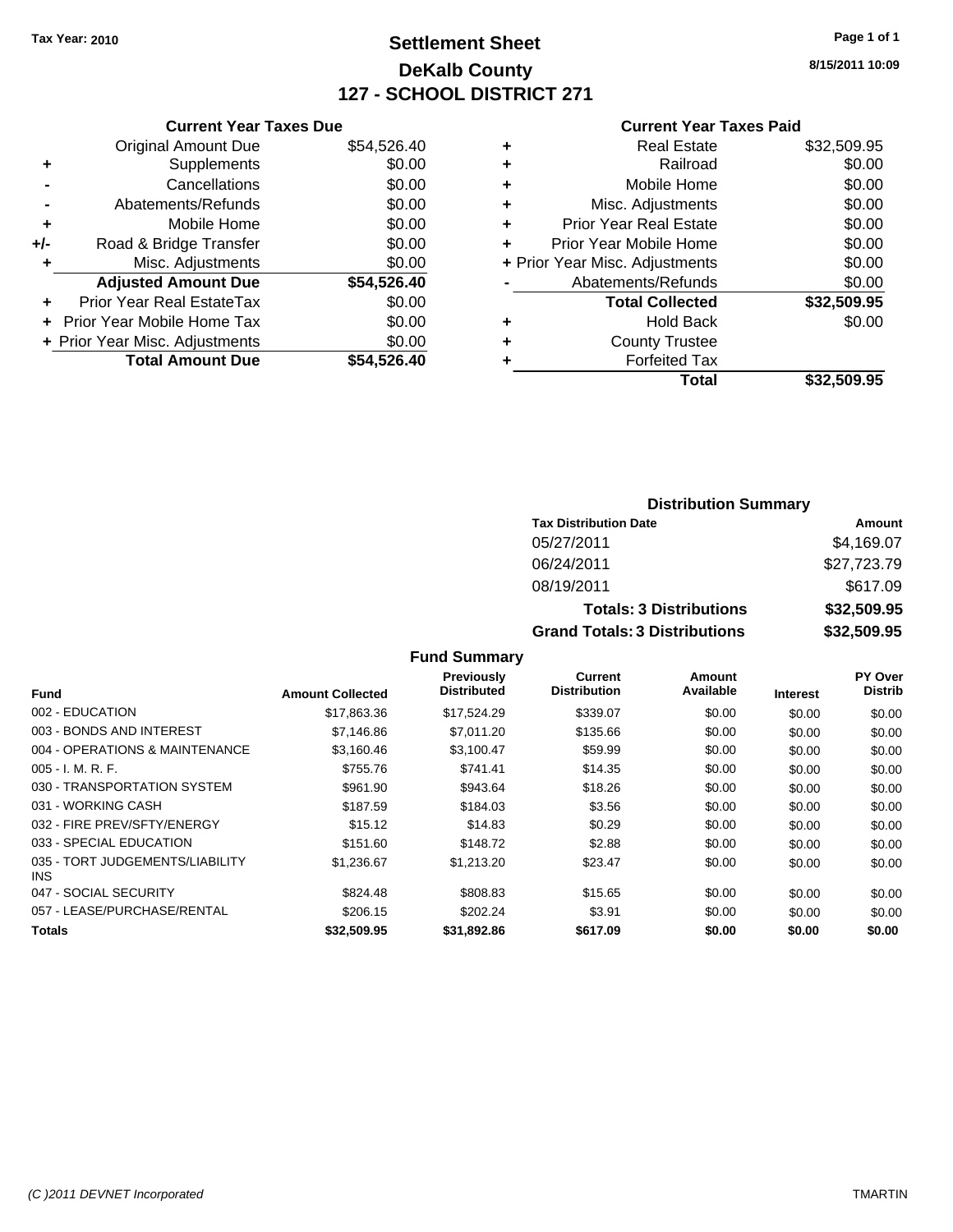Tax Year: 2010

# Settlement Sheet
## DeKalb County
## 127 - SCHOOL DISTRICT 271

8/15/2011 10:09

### Current Year Taxes Due

| | | |
|---|---|---|
| | Original Amount Due | $54,526.40 |
| + | Supplements | $0.00 |
| - | Cancellations | $0.00 |
| - | Abatements/Refunds | $0.00 |
| + | Mobile Home | $0.00 |
| +/- | Road & Bridge Transfer | $0.00 |
| + | Misc. Adjustments | $0.00 |
| | **Adjusted Amount Due** | **$54,526.40** |
| + | Prior Year Real EstateTax | $0.00 |
| + | Prior Year Mobile Home Tax | $0.00 |
| + | Prior Year Misc. Adjustments | $0.00 |
| | **Total Amount Due** | **$54,526.40** |

### Current Year Taxes Paid

| | | |
|---|---|---|
| + | Real Estate | $32,509.95 |
| + | Railroad | $0.00 |
| + | Mobile Home | $0.00 |
| + | Misc. Adjustments | $0.00 |
| + | Prior Year Real Estate | $0.00 |
| + | Prior Year Mobile Home | $0.00 |
| + | Prior Year Misc. Adjustments | $0.00 |
| - | Abatements/Refunds | $0.00 |
| | **Total Collected** | **$32,509.95** |
| + | Hold Back | $0.00 |
| + | County Trustee | |
| + | Forfeited Tax | |
| | **Total** | **$32,509.95** |

### Distribution Summary

| Tax Distribution Date | Amount |
|---|---|
| 05/27/2011 | $4,169.07 |
| 06/24/2011 | $27,723.79 |
| 08/19/2011 | $617.09 |
| **Totals: 3 Distributions** | **$32,509.95** |
| **Grand Totals: 3 Distributions** | **$32,509.95** |

### Fund Summary

| Fund | Amount Collected | Previously Distributed | Current Distribution | Amount Available | Interest | PY Over Distrib |
|---|---|---|---|---|---|---|
| 002 - EDUCATION | $17,863.36 | $17,524.29 | $339.07 | $0.00 | $0.00 | $0.00 |
| 003 - BONDS AND INTEREST | $7,146.86 | $7,011.20 | $135.66 | $0.00 | $0.00 | $0.00 |
| 004 - OPERATIONS & MAINTENANCE | $3,160.46 | $3,100.47 | $59.99 | $0.00 | $0.00 | $0.00 |
| 005 - I. M. R. F. | $755.76 | $741.41 | $14.35 | $0.00 | $0.00 | $0.00 |
| 030 - TRANSPORTATION SYSTEM | $961.90 | $943.64 | $18.26 | $0.00 | $0.00 | $0.00 |
| 031 - WORKING CASH | $187.59 | $184.03 | $3.56 | $0.00 | $0.00 | $0.00 |
| 032 - FIRE PREV/SFTY/ENERGY | $15.12 | $14.83 | $0.29 | $0.00 | $0.00 | $0.00 |
| 033 - SPECIAL EDUCATION | $151.60 | $148.72 | $2.88 | $0.00 | $0.00 | $0.00 |
| 035 - TORT JUDGEMENTS/LIABILITY INS | $1,236.67 | $1,213.20 | $23.47 | $0.00 | $0.00 | $0.00 |
| 047 - SOCIAL SECURITY | $824.48 | $808.83 | $15.65 | $0.00 | $0.00 | $0.00 |
| 057 - LEASE/PURCHASE/RENTAL | $206.15 | $202.24 | $3.91 | $0.00 | $0.00 | $0.00 |
| **Totals** | **$32,509.95** | **$31,892.86** | **$617.09** | **$0.00** | **$0.00** | **$0.00** |

(C )2011 DEVNET Incorporated TMARTIN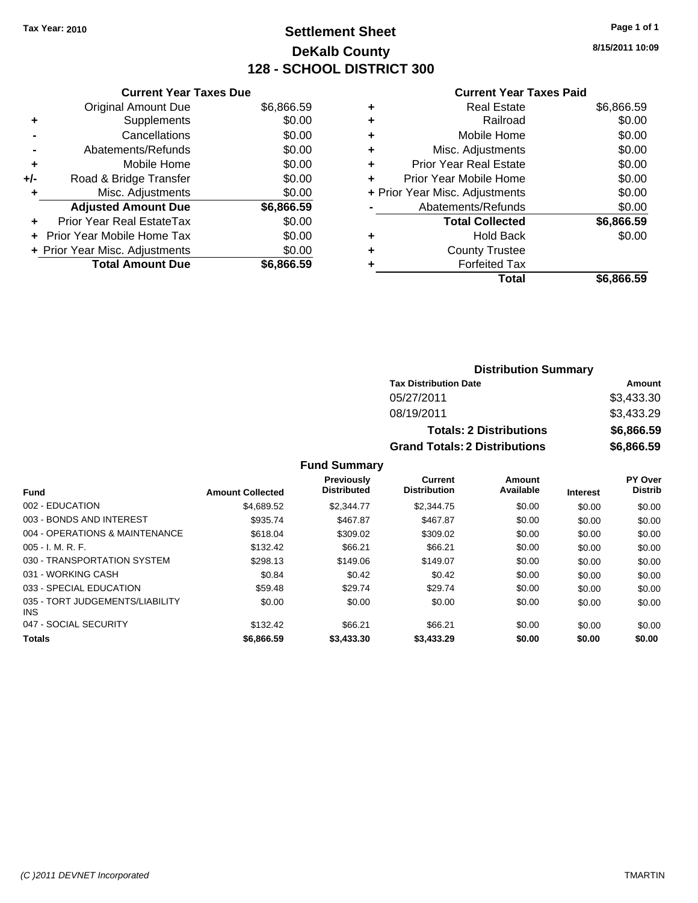Tax Year: 2010

# Settlement Sheet
## DeKalb County
## 128 - SCHOOL DISTRICT 300

8/15/2011 10:09

### Current Year Taxes Due

| | | |
|---|---|---|
| | Original Amount Due | $6,866.59 |
| + | Supplements | $0.00 |
| - | Cancellations | $0.00 |
| - | Abatements/Refunds | $0.00 |
| + | Mobile Home | $0.00 |
| +/- | Road & Bridge Transfer | $0.00 |
| + | Misc. Adjustments | $0.00 |
| | **Adjusted Amount Due** | **$6,866.59** |
| + | Prior Year Real EstateTax | $0.00 |
| + | Prior Year Mobile Home Tax | $0.00 |
| + | Prior Year Misc. Adjustments | $0.00 |
| | **Total Amount Due** | **$6,866.59** |

### Current Year Taxes Paid

| | | |
|---|---|---|
| + | Real Estate | $6,866.59 |
| + | Railroad | $0.00 |
| + | Mobile Home | $0.00 |
| + | Misc. Adjustments | $0.00 |
| + | Prior Year Real Estate | $0.00 |
| + | Prior Year Mobile Home | $0.00 |
| + | Prior Year Misc. Adjustments | $0.00 |
| - | Abatements/Refunds | $0.00 |
| | **Total Collected** | **$6,866.59** |
| + | Hold Back | $0.00 |
| + | County Trustee | |
| + | Forfeited Tax | |
| | **Total** | **$6,866.59** |

### Distribution Summary

| Tax Distribution Date | Amount |
|---|---|
| 05/27/2011 | $3,433.30 |
| 08/19/2011 | $3,433.29 |
| **Totals: 2 Distributions** | **$6,866.59** |
| **Grand Totals: 2 Distributions** | **$6,866.59** |

### Fund Summary

| Fund | Amount Collected | Previously Distributed | Current Distribution | Amount Available | Interest | PY Over Distrib |
|---|---|---|---|---|---|---|
| 002 - EDUCATION | $4,689.52 | $2,344.77 | $2,344.75 | $0.00 | $0.00 | $0.00 |
| 003 - BONDS AND INTEREST | $935.74 | $467.87 | $467.87 | $0.00 | $0.00 | $0.00 |
| 004 - OPERATIONS & MAINTENANCE | $618.04 | $309.02 | $309.02 | $0.00 | $0.00 | $0.00 |
| 005 - I. M. R. F. | $132.42 | $66.21 | $66.21 | $0.00 | $0.00 | $0.00 |
| 030 - TRANSPORTATION SYSTEM | $298.13 | $149.06 | $149.07 | $0.00 | $0.00 | $0.00 |
| 031 - WORKING CASH | $0.84 | $0.42 | $0.42 | $0.00 | $0.00 | $0.00 |
| 033 - SPECIAL EDUCATION | $59.48 | $29.74 | $29.74 | $0.00 | $0.00 | $0.00 |
| 035 - TORT JUDGEMENTS/LIABILITY INS | $0.00 | $0.00 | $0.00 | $0.00 | $0.00 | $0.00 |
| 047 - SOCIAL SECURITY | $132.42 | $66.21 | $66.21 | $0.00 | $0.00 | $0.00 |
| **Totals** | **$6,866.59** | **$3,433.30** | **$3,433.29** | **$0.00** | **$0.00** | **$0.00** |

(C )2011 DEVNET Incorporated TMARTIN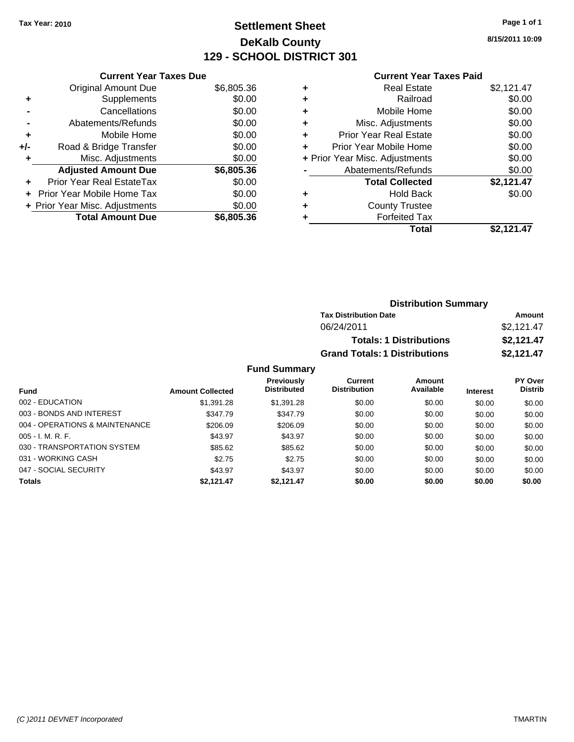Tax Year: 2010

# Settlement Sheet
## DeKalb County
## 129 - SCHOOL DISTRICT 301

8/15/2011 10:09

### Current Year Taxes Due

| | | |
|---|---|---|
| | Original Amount Due | $6,805.36 |
| + | Supplements | $0.00 |
| - | Cancellations | $0.00 |
| - | Abatements/Refunds | $0.00 |
| + | Mobile Home | $0.00 |
| +/- | Road & Bridge Transfer | $0.00 |
| + | Misc. Adjustments | $0.00 |
| | **Adjusted Amount Due** | **$6,805.36** |
| + | Prior Year Real EstateTax | $0.00 |
| + | Prior Year Mobile Home Tax | $0.00 |
| + | Prior Year Misc. Adjustments | $0.00 |
| | **Total Amount Due** | **$6,805.36** |

### Current Year Taxes Paid

| | | |
|---|---|---|
| + | Real Estate | $2,121.47 |
| + | Railroad | $0.00 |
| + | Mobile Home | $0.00 |
| + | Misc. Adjustments | $0.00 |
| + | Prior Year Real Estate | $0.00 |
| + | Prior Year Mobile Home | $0.00 |
| + | Prior Year Misc. Adjustments | $0.00 |
| - | Abatements/Refunds | $0.00 |
| | **Total Collected** | **$2,121.47** |
| + | Hold Back | $0.00 |
| + | County Trustee | |
| + | Forfeited Tax | |
| | **Total** | **$2,121.47** |

### Distribution Summary

| Tax Distribution Date | Amount |
|---|---|
| 06/24/2011 | $2,121.47 |
| **Totals: 1 Distributions** | **$2,121.47** |
| **Grand Totals: 1 Distributions** | **$2,121.47** |

### Fund Summary

| Fund | Amount Collected | Previously Distributed | Current Distribution | Amount Available | Interest | PY Over Distrib |
|---|---|---|---|---|---|---|
| 002 - EDUCATION | $1,391.28 | $1,391.28 | $0.00 | $0.00 | $0.00 | $0.00 |
| 003 - BONDS AND INTEREST | $347.79 | $347.79 | $0.00 | $0.00 | $0.00 | $0.00 |
| 004 - OPERATIONS & MAINTENANCE | $206.09 | $206.09 | $0.00 | $0.00 | $0.00 | $0.00 |
| 005 - I. M. R. F. | $43.97 | $43.97 | $0.00 | $0.00 | $0.00 | $0.00 |
| 030 - TRANSPORTATION SYSTEM | $85.62 | $85.62 | $0.00 | $0.00 | $0.00 | $0.00 |
| 031 - WORKING CASH | $2.75 | $2.75 | $0.00 | $0.00 | $0.00 | $0.00 |
| 047 - SOCIAL SECURITY | $43.97 | $43.97 | $0.00 | $0.00 | $0.00 | $0.00 |
| **Totals** | **$2,121.47** | **$2,121.47** | **$0.00** | **$0.00** | **$0.00** | **$0.00** |

(C )2011 DEVNET Incorporated TMARTIN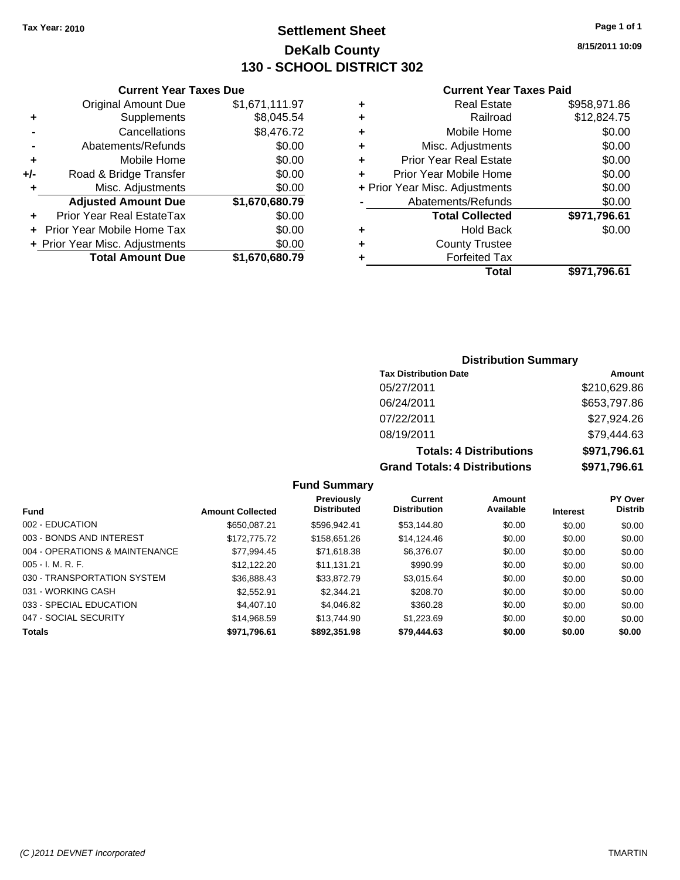**Tax Year: 2010**

# Settlement Sheet
## DeKalb County
## 130 - SCHOOL DISTRICT 302

8/15/2011 10:09

### Current Year Taxes Due

| | | |
|---|---|---|
| | Original Amount Due | $1,671,111.97 |
| + | Supplements | $8,045.54 |
| - | Cancellations | $8,476.72 |
| - | Abatements/Refunds | $0.00 |
| + | Mobile Home | $0.00 |
| +/- | Road & Bridge Transfer | $0.00 |
| + | Misc. Adjustments | $0.00 |
| | **Adjusted Amount Due** | **$1,670,680.79** |
| + | Prior Year Real EstateTax | $0.00 |
| + | Prior Year Mobile Home Tax | $0.00 |
| + | Prior Year Misc. Adjustments | $0.00 |
| | **Total Amount Due** | **$1,670,680.79** |

### Current Year Taxes Paid

| | | |
|---|---|---|
| + | Real Estate | $958,971.86 |
| + | Railroad | $12,824.75 |
| + | Mobile Home | $0.00 |
| + | Misc. Adjustments | $0.00 |
| + | Prior Year Real Estate | $0.00 |
| + | Prior Year Mobile Home | $0.00 |
| + | Prior Year Misc. Adjustments | $0.00 |
| - | Abatements/Refunds | $0.00 |
| | **Total Collected** | **$971,796.61** |
| + | Hold Back | $0.00 |
| + | County Trustee | |
| + | Forfeited Tax | |
| | **Total** | **$971,796.61** |

### Distribution Summary

| Tax Distribution Date | Amount |
|---|---|
| 05/27/2011 | $210,629.86 |
| 06/24/2011 | $653,797.86 |
| 07/22/2011 | $27,924.26 |
| 08/19/2011 | $79,444.63 |
| **Totals: 4 Distributions** | **$971,796.61** |
| **Grand Totals: 4 Distributions** | **$971,796.61** |

### Fund Summary

| Fund | Amount Collected | Previously Distributed | Current Distribution | Amount Available | Interest | PY Over Distrib |
|---|---|---|---|---|---|---|
| 002 - EDUCATION | $650,087.21 | $596,942.41 | $53,144.80 | $0.00 | $0.00 | $0.00 |
| 003 - BONDS AND INTEREST | $172,775.72 | $158,651.26 | $14,124.46 | $0.00 | $0.00 | $0.00 |
| 004 - OPERATIONS & MAINTENANCE | $77,994.45 | $71,618.38 | $6,376.07 | $0.00 | $0.00 | $0.00 |
| 005 - I. M. R. F. | $12,122.20 | $11,131.21 | $990.99 | $0.00 | $0.00 | $0.00 |
| 030 - TRANSPORTATION SYSTEM | $36,888.43 | $33,872.79 | $3,015.64 | $0.00 | $0.00 | $0.00 |
| 031 - WORKING CASH | $2,552.91 | $2,344.21 | $208.70 | $0.00 | $0.00 | $0.00 |
| 033 - SPECIAL EDUCATION | $4,407.10 | $4,046.82 | $360.28 | $0.00 | $0.00 | $0.00 |
| 047 - SOCIAL SECURITY | $14,968.59 | $13,744.90 | $1,223.69 | $0.00 | $0.00 | $0.00 |
| **Totals** | **$971,796.61** | **$892,351.98** | **$79,444.63** | **$0.00** | **$0.00** | **$0.00** |

(C )2011 DEVNET Incorporated — TMARTIN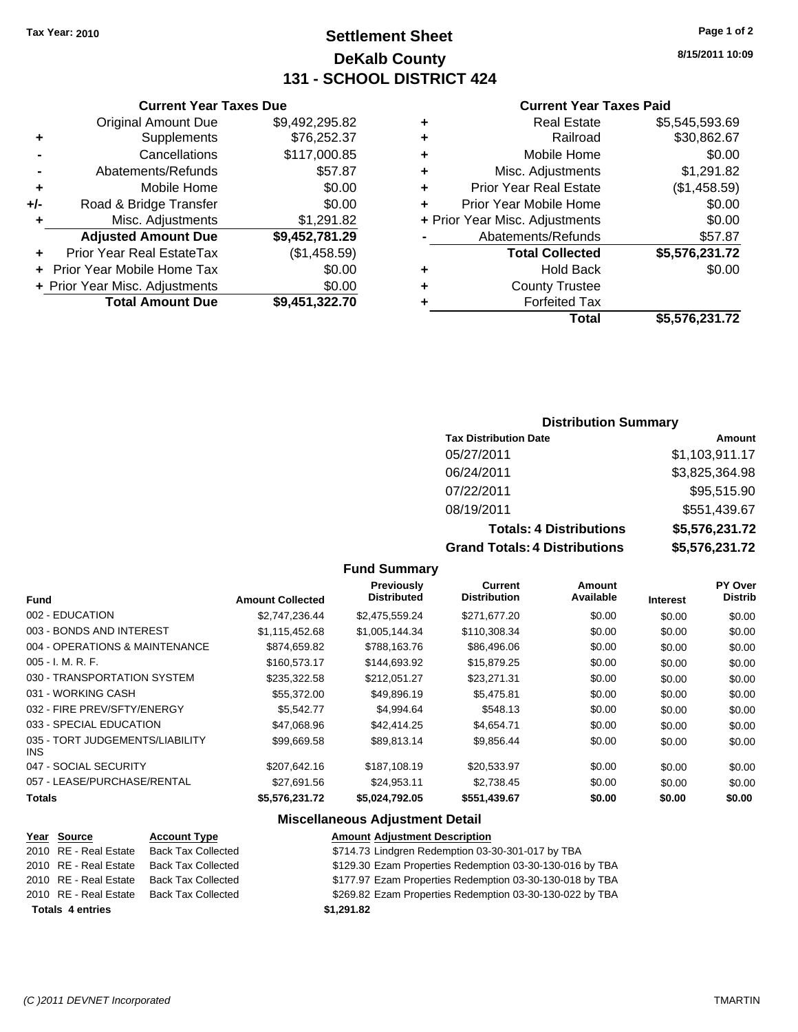Tax Year: 2010

# Settlement Sheet
## DeKalb County
## 131 - SCHOOL DISTRICT 424

8/15/2011 10:09

### Current Year Taxes Due

| | | |
|---|---|---|
| | Original Amount Due | $9,492,295.82 |
| + | Supplements | $76,252.37 |
| - | Cancellations | $117,000.85 |
| - | Abatements/Refunds | $57.87 |
| + | Mobile Home | $0.00 |
| +/- | Road & Bridge Transfer | $0.00 |
| + | Misc. Adjustments | $1,291.82 |
| | **Adjusted Amount Due** | **$9,452,781.29** |
| + | Prior Year Real EstateTax | ($1,458.59) |
| + | Prior Year Mobile Home Tax | $0.00 |
| + | Prior Year Misc. Adjustments | $0.00 |
| | **Total Amount Due** | **$9,451,322.70** |

### Current Year Taxes Paid

| | | |
|---|---|---|
| + | Real Estate | $5,545,593.69 |
| + | Railroad | $30,862.67 |
| + | Mobile Home | $0.00 |
| + | Misc. Adjustments | $1,291.82 |
| + | Prior Year Real Estate | ($1,458.59) |
| + | Prior Year Mobile Home | $0.00 |
| + | Prior Year Misc. Adjustments | $0.00 |
| - | Abatements/Refunds | $57.87 |
| | **Total Collected** | **$5,576,231.72** |
| + | Hold Back | $0.00 |
| + | County Trustee | |
| + | Forfeited Tax | |
| | **Total** | **$5,576,231.72** |

### Distribution Summary

| Tax Distribution Date | Amount |
|---|---|
| 05/27/2011 | $1,103,911.17 |
| 06/24/2011 | $3,825,364.98 |
| 07/22/2011 | $95,515.90 |
| 08/19/2011 | $551,439.67 |
| **Totals: 4 Distributions** | **$5,576,231.72** |
| **Grand Totals: 4 Distributions** | **$5,576,231.72** |

### Fund Summary

| Fund | Amount Collected | Previously Distributed | Current Distribution | Amount Available | Interest | PY Over Distrib |
|---|---|---|---|---|---|---|
| 002 - EDUCATION | $2,747,236.44 | $2,475,559.24 | $271,677.20 | $0.00 | $0.00 | $0.00 |
| 003 - BONDS AND INTEREST | $1,115,452.68 | $1,005,144.34 | $110,308.34 | $0.00 | $0.00 | $0.00 |
| 004 - OPERATIONS & MAINTENANCE | $874,659.82 | $788,163.76 | $86,496.06 | $0.00 | $0.00 | $0.00 |
| 005 - I. M. R. F. | $160,573.17 | $144,693.92 | $15,879.25 | $0.00 | $0.00 | $0.00 |
| 030 - TRANSPORTATION SYSTEM | $235,322.58 | $212,051.27 | $23,271.31 | $0.00 | $0.00 | $0.00 |
| 031 - WORKING CASH | $55,372.00 | $49,896.19 | $5,475.81 | $0.00 | $0.00 | $0.00 |
| 032 - FIRE PREV/SFTY/ENERGY | $5,542.77 | $4,994.64 | $548.13 | $0.00 | $0.00 | $0.00 |
| 033 - SPECIAL EDUCATION | $47,068.96 | $42,414.25 | $4,654.71 | $0.00 | $0.00 | $0.00 |
| 035 - TORT JUDGEMENTS/LIABILITY INS | $99,669.58 | $89,813.14 | $9,856.44 | $0.00 | $0.00 | $0.00 |
| 047 - SOCIAL SECURITY | $207,642.16 | $187,108.19 | $20,533.97 | $0.00 | $0.00 | $0.00 |
| 057 - LEASE/PURCHASE/RENTAL | $27,691.56 | $24,953.11 | $2,738.45 | $0.00 | $0.00 | $0.00 |
| **Totals** | **$5,576,231.72** | **$5,024,792.05** | **$551,439.67** | **$0.00** | **$0.00** | **$0.00** |

### Miscellaneous Adjustment Detail

| Year | Source | Account Type | Amount | Adjustment Description |
|---|---|---|---|---|
| 2010 | RE - Real Estate | Back Tax Collected | $714.73 | Lindgren Redemption 03-30-301-017 by TBA |
| 2010 | RE - Real Estate | Back Tax Collected | $129.30 | Ezam Properties Redemption 03-30-130-016 by TBA |
| 2010 | RE - Real Estate | Back Tax Collected | $177.97 | Ezam Properties Redemption 03-30-130-018 by TBA |
| 2010 | RE - Real Estate | Back Tax Collected | $269.82 | Ezam Properties Redemption 03-30-130-022 by TBA |
| **Totals** | **4 entries** | | **$1,291.82** | |

(C )2011 DEVNET Incorporated

TMARTIN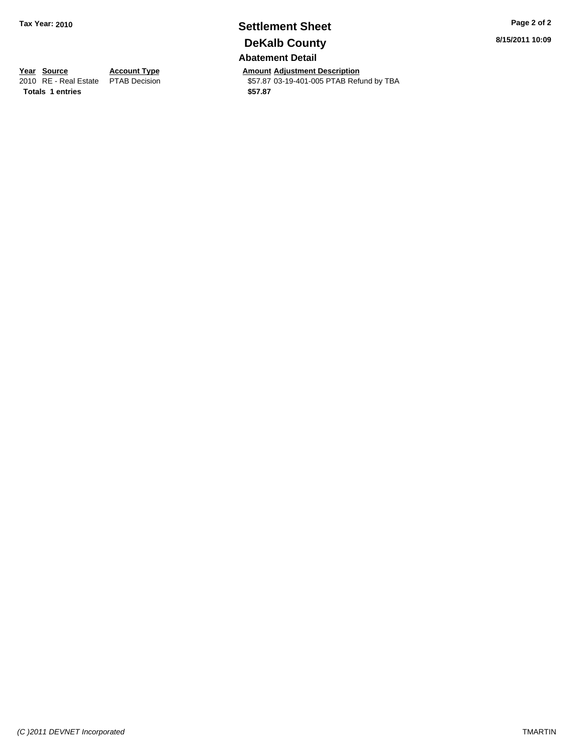Tax Year: 2010

# Settlement Sheet

## DeKalb County

8/15/2011 10:09

### Abatement Detail

| Year | Source | Account Type | Amount | Adjustment Description |
|---|---|---|---|---|
| 2010 | RE - Real Estate | PTAB Decision | $57.87 | 03-19-401-005 PTAB Refund by TBA |
| **Totals** | **1 entries** | | **$57.87** | |

*(C )2011 DEVNET Incorporated*

TMARTIN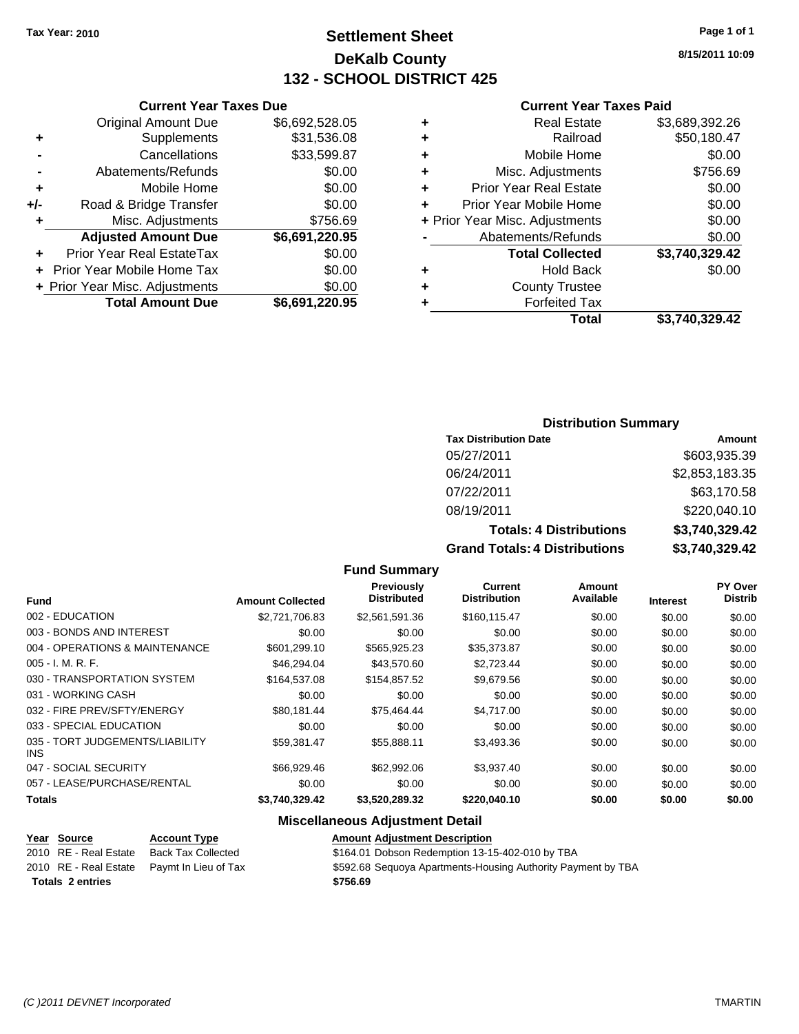Tax Year: 2010

# Settlement Sheet
## DeKalb County
## 132 - SCHOOL DISTRICT 425

8/15/2011 10:09

### Current Year Taxes Due

| | | |
|---|---|---|
| | Original Amount Due | $6,692,528.05 |
| + | Supplements | $31,536.08 |
| - | Cancellations | $33,599.87 |
| - | Abatements/Refunds | $0.00 |
| + | Mobile Home | $0.00 |
| +/- | Road & Bridge Transfer | $0.00 |
| + | Misc. Adjustments | $756.69 |
| | **Adjusted Amount Due** | **$6,691,220.95** |
| + | Prior Year Real EstateTax | $0.00 |
| + | Prior Year Mobile Home Tax | $0.00 |
| + | Prior Year Misc. Adjustments | $0.00 |
| | **Total Amount Due** | **$6,691,220.95** |

### Current Year Taxes Paid

| | | |
|---|---|---|
| + | Real Estate | $3,689,392.26 |
| + | Railroad | $50,180.47 |
| + | Mobile Home | $0.00 |
| + | Misc. Adjustments | $756.69 |
| + | Prior Year Real Estate | $0.00 |
| + | Prior Year Mobile Home | $0.00 |
| + | Prior Year Misc. Adjustments | $0.00 |
| - | Abatements/Refunds | $0.00 |
| | **Total Collected** | **$3,740,329.42** |
| + | Hold Back | $0.00 |
| + | County Trustee | |
| + | Forfeited Tax | |
| | **Total** | **$3,740,329.42** |

### Distribution Summary

| Tax Distribution Date | Amount |
|---|---|
| 05/27/2011 | $603,935.39 |
| 06/24/2011 | $2,853,183.35 |
| 07/22/2011 | $63,170.58 |
| 08/19/2011 | $220,040.10 |
| **Totals: 4 Distributions** | **$3,740,329.42** |
| **Grand Totals: 4 Distributions** | **$3,740,329.42** |

### Fund Summary

| Fund | Amount Collected | Previously Distributed | Current Distribution | Amount Available | Interest | PY Over Distrib |
|---|---|---|---|---|---|---|
| 002 - EDUCATION | $2,721,706.83 | $2,561,591.36 | $160,115.47 | $0.00 | $0.00 | $0.00 |
| 003 - BONDS AND INTEREST | $0.00 | $0.00 | $0.00 | $0.00 | $0.00 | $0.00 |
| 004 - OPERATIONS & MAINTENANCE | $601,299.10 | $565,925.23 | $35,373.87 | $0.00 | $0.00 | $0.00 |
| 005 - I. M. R. F. | $46,294.04 | $43,570.60 | $2,723.44 | $0.00 | $0.00 | $0.00 |
| 030 - TRANSPORTATION SYSTEM | $164,537.08 | $154,857.52 | $9,679.56 | $0.00 | $0.00 | $0.00 |
| 031 - WORKING CASH | $0.00 | $0.00 | $0.00 | $0.00 | $0.00 | $0.00 |
| 032 - FIRE PREV/SFTY/ENERGY | $80,181.44 | $75,464.44 | $4,717.00 | $0.00 | $0.00 | $0.00 |
| 033 - SPECIAL EDUCATION | $0.00 | $0.00 | $0.00 | $0.00 | $0.00 | $0.00 |
| 035 - TORT JUDGEMENTS/LIABILITY INS | $59,381.47 | $55,888.11 | $3,493.36 | $0.00 | $0.00 | $0.00 |
| 047 - SOCIAL SECURITY | $66,929.46 | $62,992.06 | $3,937.40 | $0.00 | $0.00 | $0.00 |
| 057 - LEASE/PURCHASE/RENTAL | $0.00 | $0.00 | $0.00 | $0.00 | $0.00 | $0.00 |
| **Totals** | **$3,740,329.42** | **$3,520,289.32** | **$220,040.10** | **$0.00** | **$0.00** | **$0.00** |

### Miscellaneous Adjustment Detail

| Year | Source | Account Type | Amount | Adjustment Description |
|---|---|---|---|---|
| 2010 | RE - Real Estate | Back Tax Collected | $164.01 | Dobson Redemption 13-15-402-010 by TBA |
| 2010 | RE - Real Estate | Paymt In Lieu of Tax | $592.68 | Sequoya Apartments-Housing Authority Payment by TBA |
| **Totals** | **2 entries** | | **$756.69** | |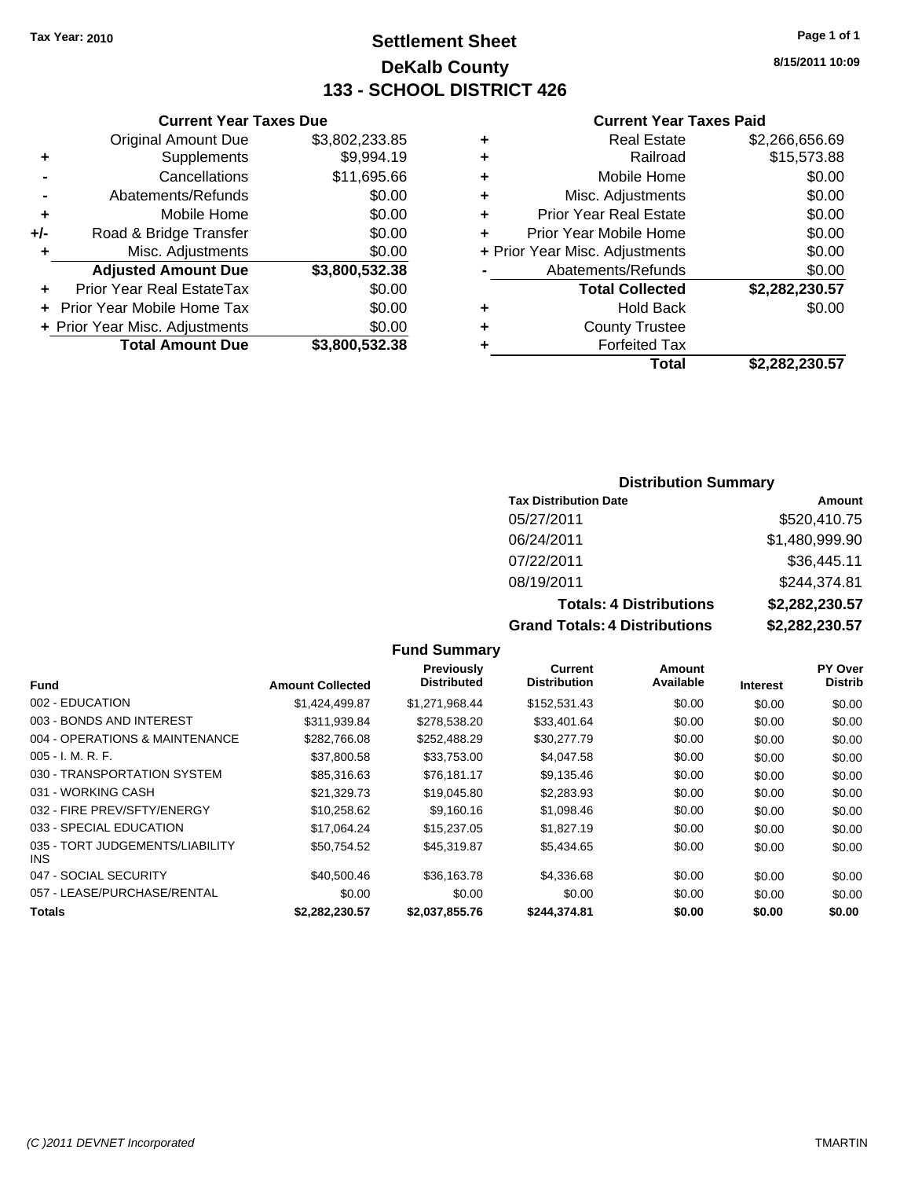Tax Year: 2010

# Settlement Sheet

## DeKalb County

## 133 - SCHOOL DISTRICT 426

8/15/2011 10:09

### Current Year Taxes Due

| | | |
|---|---|---|
| | Original Amount Due | $3,802,233.85 |
| + | Supplements | $9,994.19 |
| - | Cancellations | $11,695.66 |
| - | Abatements/Refunds | $0.00 |
| + | Mobile Home | $0.00 |
| +/- | Road & Bridge Transfer | $0.00 |
| + | Misc. Adjustments | $0.00 |
| | **Adjusted Amount Due** | **$3,800,532.38** |
| + | Prior Year Real EstateTax | $0.00 |
| + | Prior Year Mobile Home Tax | $0.00 |
| + | Prior Year Misc. Adjustments | $0.00 |
| | **Total Amount Due** | **$3,800,532.38** |

### Current Year Taxes Paid

| | | |
|---|---|---|
| + | Real Estate | $2,266,656.69 |
| + | Railroad | $15,573.88 |
| + | Mobile Home | $0.00 |
| + | Misc. Adjustments | $0.00 |
| + | Prior Year Real Estate | $0.00 |
| + | Prior Year Mobile Home | $0.00 |
| + | Prior Year Misc. Adjustments | $0.00 |
| - | Abatements/Refunds | $0.00 |
| | **Total Collected** | **$2,282,230.57** |
| + | Hold Back | $0.00 |
| + | County Trustee | |
| + | Forfeited Tax | |
| | **Total** | **$2,282,230.57** |

### Distribution Summary

| Tax Distribution Date | Amount |
|---|---|
| 05/27/2011 | $520,410.75 |
| 06/24/2011 | $1,480,999.90 |
| 07/22/2011 | $36,445.11 |
| 08/19/2011 | $244,374.81 |
| **Totals: 4 Distributions** | **$2,282,230.57** |
| **Grand Totals: 4 Distributions** | **$2,282,230.57** |

### Fund Summary

| Fund | Amount Collected | Previously Distributed | Current Distribution | Amount Available | Interest | PY Over Distrib |
|---|---|---|---|---|---|---|
| 002 - EDUCATION | $1,424,499.87 | $1,271,968.44 | $152,531.43 | $0.00 | $0.00 | $0.00 |
| 003 - BONDS AND INTEREST | $311,939.84 | $278,538.20 | $33,401.64 | $0.00 | $0.00 | $0.00 |
| 004 - OPERATIONS & MAINTENANCE | $282,766.08 | $252,488.29 | $30,277.79 | $0.00 | $0.00 | $0.00 |
| 005 - I. M. R. F. | $37,800.58 | $33,753.00 | $4,047.58 | $0.00 | $0.00 | $0.00 |
| 030 - TRANSPORTATION SYSTEM | $85,316.63 | $76,181.17 | $9,135.46 | $0.00 | $0.00 | $0.00 |
| 031 - WORKING CASH | $21,329.73 | $19,045.80 | $2,283.93 | $0.00 | $0.00 | $0.00 |
| 032 - FIRE PREV/SFTY/ENERGY | $10,258.62 | $9,160.16 | $1,098.46 | $0.00 | $0.00 | $0.00 |
| 033 - SPECIAL EDUCATION | $17,064.24 | $15,237.05 | $1,827.19 | $0.00 | $0.00 | $0.00 |
| 035 - TORT JUDGEMENTS/LIABILITY INS | $50,754.52 | $45,319.87 | $5,434.65 | $0.00 | $0.00 | $0.00 |
| 047 - SOCIAL SECURITY | $40,500.46 | $36,163.78 | $4,336.68 | $0.00 | $0.00 | $0.00 |
| 057 - LEASE/PURCHASE/RENTAL | $0.00 | $0.00 | $0.00 | $0.00 | $0.00 | $0.00 |
| **Totals** | **$2,282,230.57** | **$2,037,855.76** | **$244,374.81** | **$0.00** | **$0.00** | **$0.00** |

(C )2011 DEVNET Incorporated TMARTIN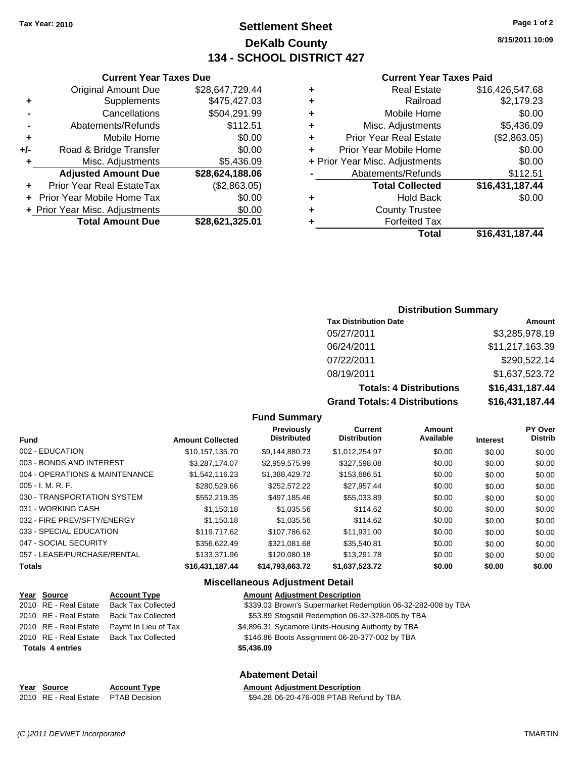**Tax Year: 2010**

# Settlement Sheet
## DeKalb County
## 134 - SCHOOL DISTRICT 427

8/15/2011 10:09

### Current Year Taxes Due

| | | |
|---|---|---|
| | Original Amount Due | $28,647,729.44 |
| + | Supplements | $475,427.03 |
| - | Cancellations | $504,291.99 |
| - | Abatements/Refunds | $112.51 |
| + | Mobile Home | $0.00 |
| +/- | Road & Bridge Transfer | $0.00 |
| + | Misc. Adjustments | $5,436.09 |
| | **Adjusted Amount Due** | **$28,624,188.06** |
| + | Prior Year Real EstateTax | ($2,863.05) |
| + | Prior Year Mobile Home Tax | $0.00 |
| + | Prior Year Misc. Adjustments | $0.00 |
| | **Total Amount Due** | **$28,621,325.01** |

### Current Year Taxes Paid

| | | |
|---|---|---|
| + | Real Estate | $16,426,547.68 |
| + | Railroad | $2,179.23 |
| + | Mobile Home | $0.00 |
| + | Misc. Adjustments | $5,436.09 |
| + | Prior Year Real Estate | ($2,863.05) |
| + | Prior Year Mobile Home | $0.00 |
| + | Prior Year Misc. Adjustments | $0.00 |
| - | Abatements/Refunds | $112.51 |
| | **Total Collected** | **$16,431,187.44** |
| + | Hold Back | $0.00 |
| + | County Trustee | |
| + | Forfeited Tax | |
| | **Total** | **$16,431,187.44** |

### Distribution Summary

| Tax Distribution Date | Amount |
|---|---|
| 05/27/2011 | $3,285,978.19 |
| 06/24/2011 | $11,217,163.39 |
| 07/22/2011 | $290,522.14 |
| 08/19/2011 | $1,637,523.72 |
| **Totals: 4 Distributions** | **$16,431,187.44** |
| **Grand Totals: 4 Distributions** | **$16,431,187.44** |

### Fund Summary

| Fund | Amount Collected | Previously Distributed | Current Distribution | Amount Available | Interest | PY Over Distrib |
|---|---|---|---|---|---|---|
| 002 - EDUCATION | $10,157,135.70 | $9,144,880.73 | $1,012,254.97 | $0.00 | $0.00 | $0.00 |
| 003 - BONDS AND INTEREST | $3,287,174.07 | $2,959,575.99 | $327,598.08 | $0.00 | $0.00 | $0.00 |
| 004 - OPERATIONS & MAINTENANCE | $1,542,116.23 | $1,388,429.72 | $153,686.51 | $0.00 | $0.00 | $0.00 |
| 005 - I. M. R. F. | $280,529.66 | $252,572.22 | $27,957.44 | $0.00 | $0.00 | $0.00 |
| 030 - TRANSPORTATION SYSTEM | $552,219.35 | $497,185.46 | $55,033.89 | $0.00 | $0.00 | $0.00 |
| 031 - WORKING CASH | $1,150.18 | $1,035.56 | $114.62 | $0.00 | $0.00 | $0.00 |
| 032 - FIRE PREV/SFTY/ENERGY | $1,150.18 | $1,035.56 | $114.62 | $0.00 | $0.00 | $0.00 |
| 033 - SPECIAL EDUCATION | $119,717.62 | $107,786.62 | $11,931.00 | $0.00 | $0.00 | $0.00 |
| 047 - SOCIAL SECURITY | $356,622.49 | $321,081.68 | $35,540.81 | $0.00 | $0.00 | $0.00 |
| 057 - LEASE/PURCHASE/RENTAL | $133,371.96 | $120,080.18 | $13,291.78 | $0.00 | $0.00 | $0.00 |
| **Totals** | **$16,431,187.44** | **$14,793,663.72** | **$1,637,523.72** | **$0.00** | **$0.00** | **$0.00** |

### Miscellaneous Adjustment Detail

| Year | Source | Account Type | Amount | Adjustment Description |
|---|---|---|---|---|
| 2010 | RE - Real Estate | Back Tax Collected | $339.03 | Brown's Supermarket Redemption 06-32-282-008 by TBA |
| 2010 | RE - Real Estate | Back Tax Collected | $53.89 | Stogsdill Redemption 06-32-328-005 by TBA |
| 2010 | RE - Real Estate | Paymt In Lieu of Tax | $4,896.31 | Sycamore Units-Housing Authority by TBA |
| 2010 | RE - Real Estate | Back Tax Collected | $146.86 | Boots Assignment 06-20-377-002 by TBA |
| **Totals 4 entries** | | | **$5,436.09** | |

### Abatement Detail

| Year | Source | Account Type | Amount | Adjustment Description |
|---|---|---|---|---|
| 2010 | RE - Real Estate | PTAB Decision | $94.28 | 06-20-476-008 PTAB Refund by TBA |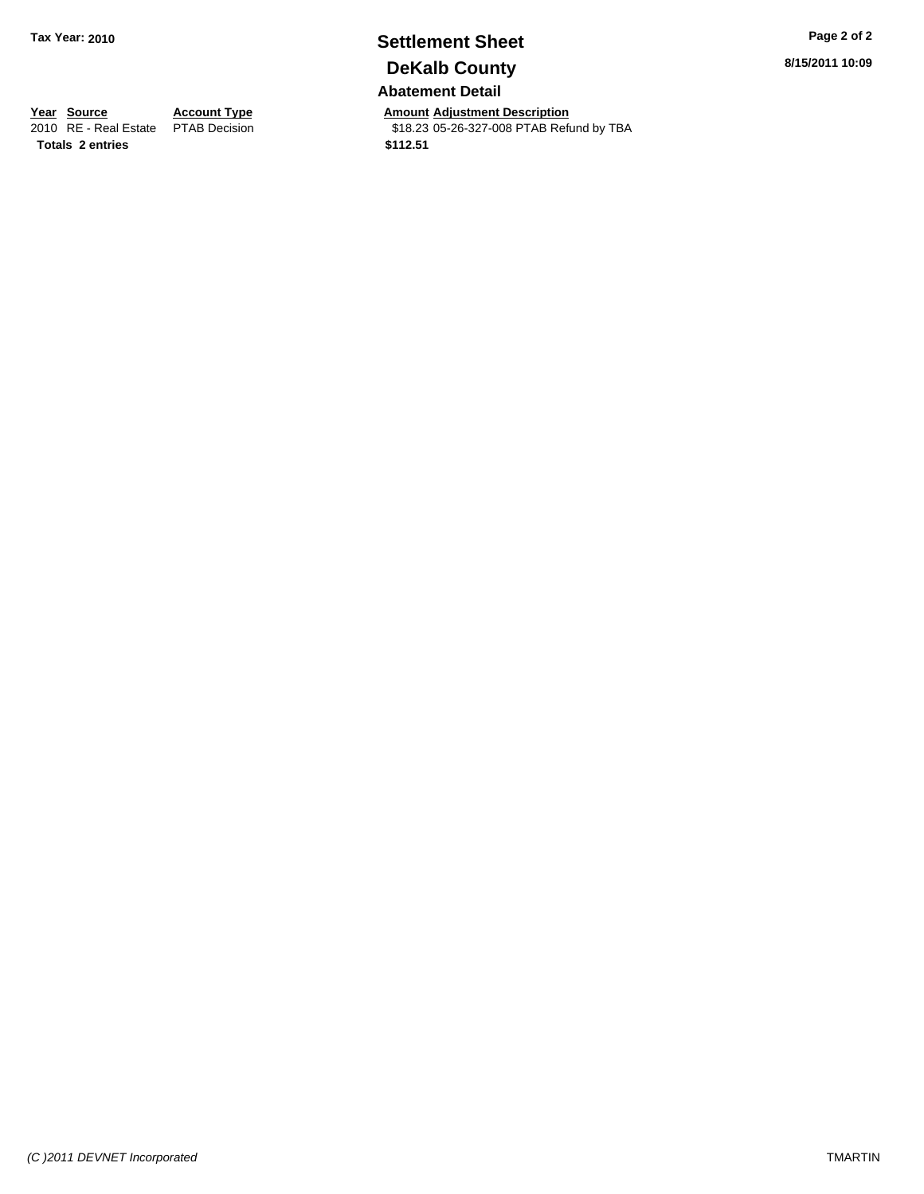# Settlement Sheet

## DeKalb County

Tax Year: 2010

### Abatement Detail

| Year | Source | Account Type | Amount | Adjustment Description |
|---|---|---|---|---|
| 2010 | RE - Real Estate | PTAB Decision | $18.23 | 05-26-327-008 PTAB Refund by TBA |
| **Totals** | **2 entries** | | **$112.51** | |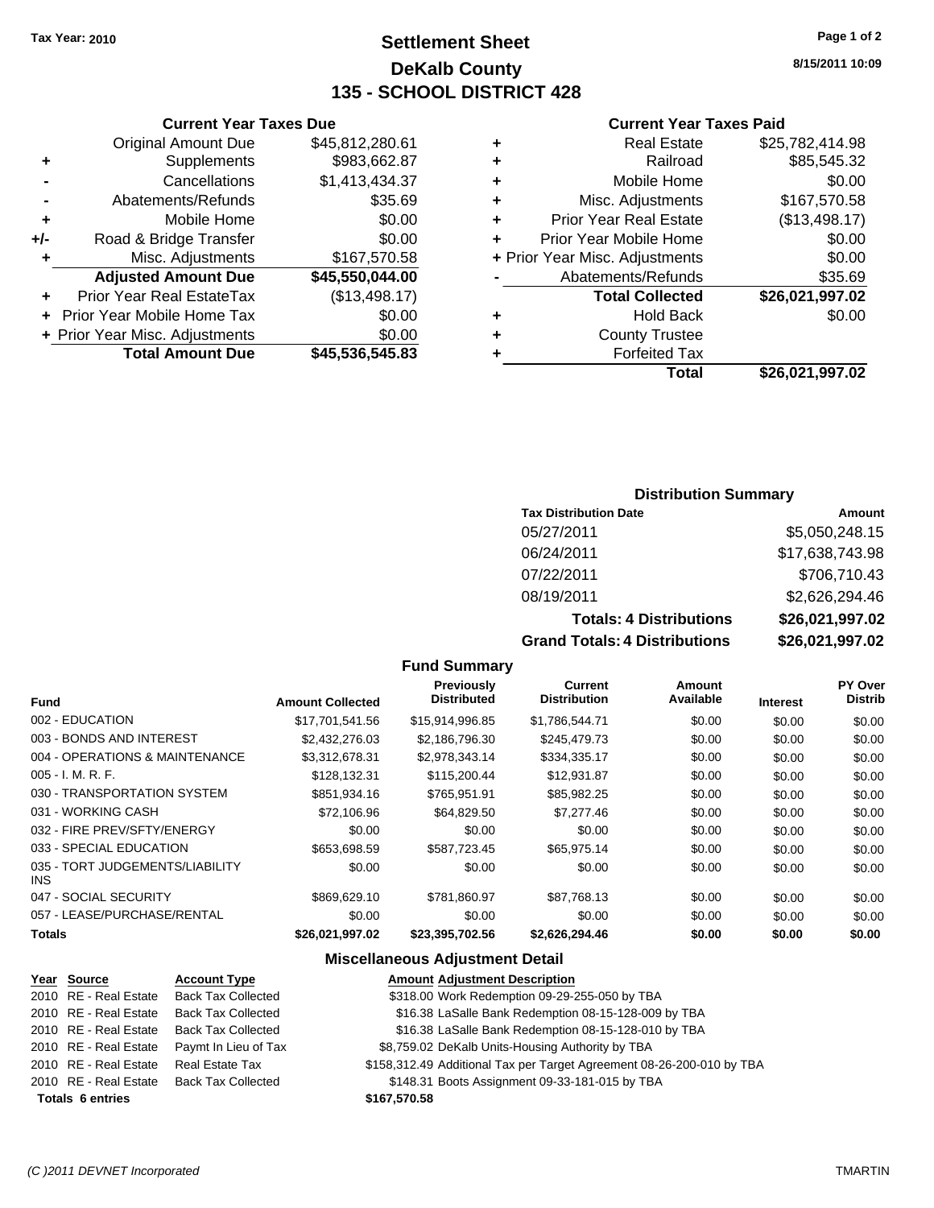Tax Year: 2010

# Settlement Sheet
## DeKalb County
## 135 - SCHOOL DISTRICT 428

8/15/2011 10:09

### Current Year Taxes Due

| | | |
|---|---|---|
| | Original Amount Due | $45,812,280.61 |
| + | Supplements | $983,662.87 |
| - | Cancellations | $1,413,434.37 |
| - | Abatements/Refunds | $35.69 |
| + | Mobile Home | $0.00 |
| +/- | Road & Bridge Transfer | $0.00 |
| + | Misc. Adjustments | $167,570.58 |
| | **Adjusted Amount Due** | **$45,550,044.00** |
| + | Prior Year Real EstateTax | ($13,498.17) |
| + | Prior Year Mobile Home Tax | $0.00 |
| + | Prior Year Misc. Adjustments | $0.00 |
| | **Total Amount Due** | **$45,536,545.83** |

### Current Year Taxes Paid

| | | |
|---|---|---|
| + | Real Estate | $25,782,414.98 |
| + | Railroad | $85,545.32 |
| + | Mobile Home | $0.00 |
| + | Misc. Adjustments | $167,570.58 |
| + | Prior Year Real Estate | ($13,498.17) |
| + | Prior Year Mobile Home | $0.00 |
| + | Prior Year Misc. Adjustments | $0.00 |
| - | Abatements/Refunds | $35.69 |
| | **Total Collected** | **$26,021,997.02** |
| + | Hold Back | $0.00 |
| + | County Trustee | |
| + | Forfeited Tax | |
| | **Total** | **$26,021,997.02** |

### Distribution Summary

| Tax Distribution Date | Amount |
|---|---|
| 05/27/2011 | $5,050,248.15 |
| 06/24/2011 | $17,638,743.98 |
| 07/22/2011 | $706,710.43 |
| 08/19/2011 | $2,626,294.46 |
| **Totals: 4 Distributions** | **$26,021,997.02** |
| **Grand Totals: 4 Distributions** | **$26,021,997.02** |

### Fund Summary

| Fund | Amount Collected | Previously Distributed | Current Distribution | Amount Available | Interest | PY Over Distrib |
|---|---|---|---|---|---|---|
| 002 - EDUCATION | $17,701,541.56 | $15,914,996.85 | $1,786,544.71 | $0.00 | $0.00 | $0.00 |
| 003 - BONDS AND INTEREST | $2,432,276.03 | $2,186,796.30 | $245,479.73 | $0.00 | $0.00 | $0.00 |
| 004 - OPERATIONS & MAINTENANCE | $3,312,678.31 | $2,978,343.14 | $334,335.17 | $0.00 | $0.00 | $0.00 |
| 005 - I. M. R. F. | $128,132.31 | $115,200.44 | $12,931.87 | $0.00 | $0.00 | $0.00 |
| 030 - TRANSPORTATION SYSTEM | $851,934.16 | $765,951.91 | $85,982.25 | $0.00 | $0.00 | $0.00 |
| 031 - WORKING CASH | $72,106.96 | $64,829.50 | $7,277.46 | $0.00 | $0.00 | $0.00 |
| 032 - FIRE PREV/SFTY/ENERGY | $0.00 | $0.00 | $0.00 | $0.00 | $0.00 | $0.00 |
| 033 - SPECIAL EDUCATION | $653,698.59 | $587,723.45 | $65,975.14 | $0.00 | $0.00 | $0.00 |
| 035 - TORT JUDGEMENTS/LIABILITY INS | $0.00 | $0.00 | $0.00 | $0.00 | $0.00 | $0.00 |
| 047 - SOCIAL SECURITY | $869,629.10 | $781,860.97 | $87,768.13 | $0.00 | $0.00 | $0.00 |
| 057 - LEASE/PURCHASE/RENTAL | $0.00 | $0.00 | $0.00 | $0.00 | $0.00 | $0.00 |
| **Totals** | **$26,021,997.02** | **$23,395,702.56** | **$2,626,294.46** | **$0.00** | **$0.00** | **$0.00** |

### Miscellaneous Adjustment Detail

| Year | Source | Account Type | Amount | Adjustment Description |
|---|---|---|---|---|
| 2010 | RE - Real Estate | Back Tax Collected | $318.00 | Work Redemption 09-29-255-050 by TBA |
| 2010 | RE - Real Estate | Back Tax Collected | $16.38 | LaSalle Bank Redemption 08-15-128-009 by TBA |
| 2010 | RE - Real Estate | Back Tax Collected | $16.38 | LaSalle Bank Redemption 08-15-128-010 by TBA |
| 2010 | RE - Real Estate | Paymt In Lieu of Tax | $8,759.02 | DeKalb Units-Housing Authority by TBA |
| 2010 | RE - Real Estate | Real Estate Tax | $158,312.49 | Additional Tax per Target Agreement 08-26-200-010 by TBA |
| 2010 | RE - Real Estate | Back Tax Collected | $148.31 | Boots Assignment 09-33-181-015 by TBA |
| **Totals 6 entries** | | | **$167,570.58** | |

(C )2011 DEVNET Incorporated TMARTIN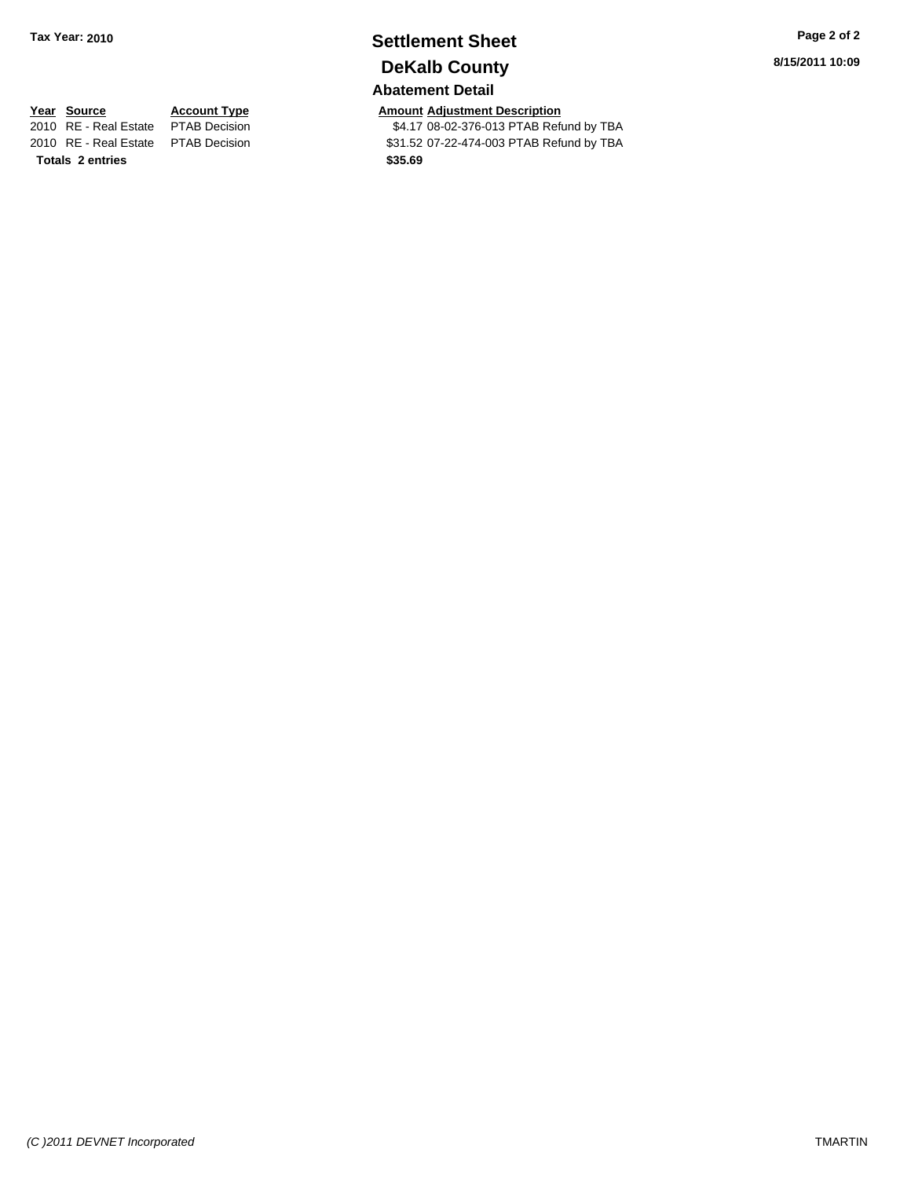**Tax Year: 2010**

# Settlement Sheet

## DeKalb County

**8/15/2011 10:09**

### Abatement Detail

| Year | Source | Account Type | Amount | Adjustment Description |
|---|---|---|---|---|
| 2010 | RE - Real Estate | PTAB Decision | $4.17 | 08-02-376-013 PTAB Refund by TBA |
| 2010 | RE - Real Estate | PTAB Decision | $31.52 | 07-22-474-003 PTAB Refund by TBA |
| **Totals** | **2 entries** | | **$35.69** | |

*(C )2011 DEVNET Incorporated* TMARTIN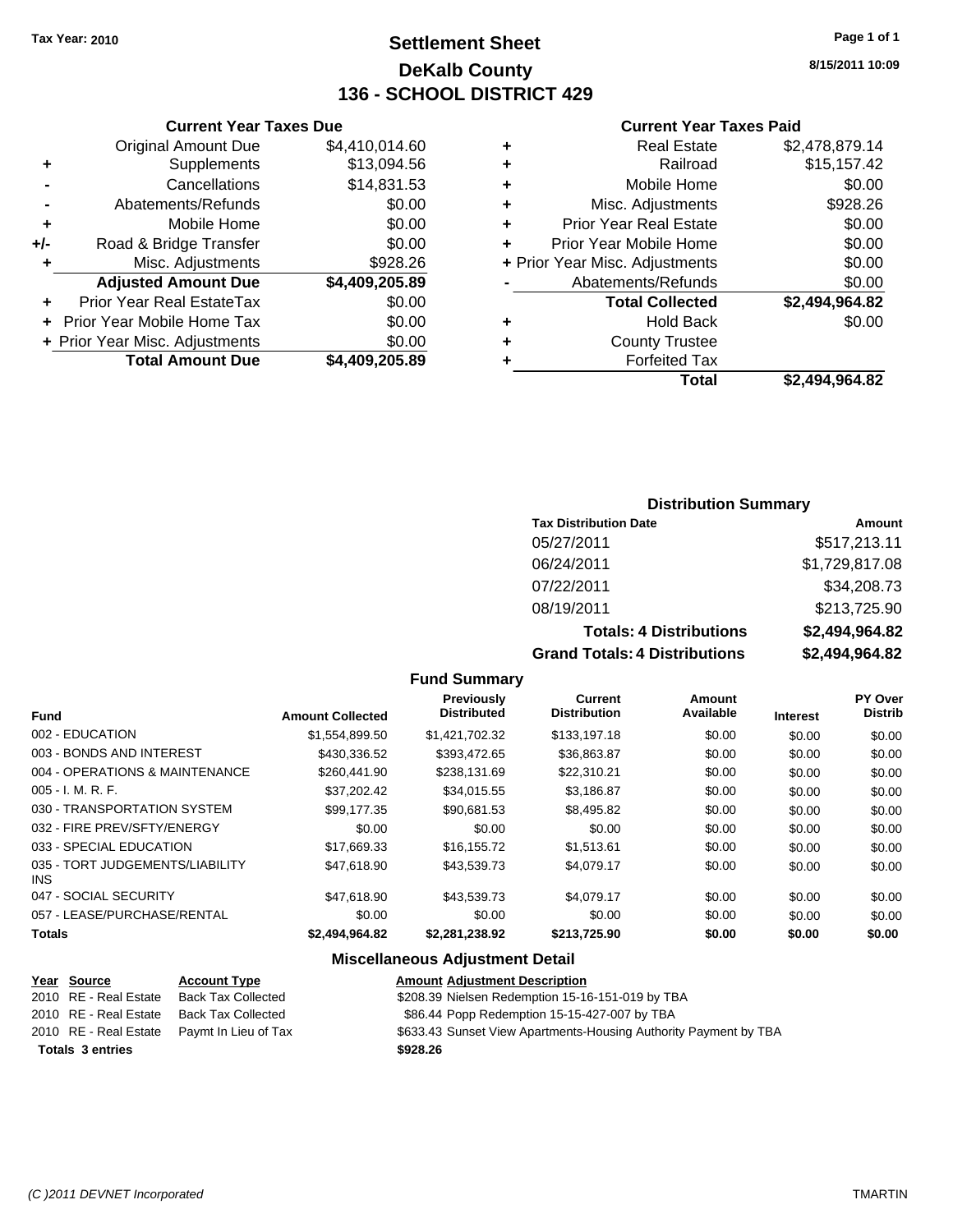Tax Year: 2010

# Settlement Sheet
## DeKalb County
## 136 - SCHOOL DISTRICT 429

8/15/2011 10:09

### Current Year Taxes Due

| | | |
|---|---|---|
| | Original Amount Due | $4,410,014.60 |
| + | Supplements | $13,094.56 |
| - | Cancellations | $14,831.53 |
| - | Abatements/Refunds | $0.00 |
| + | Mobile Home | $0.00 |
| +/- | Road & Bridge Transfer | $0.00 |
| + | Misc. Adjustments | $928.26 |
| | **Adjusted Amount Due** | **$4,409,205.89** |
| + | Prior Year Real EstateTax | $0.00 |
| + | Prior Year Mobile Home Tax | $0.00 |
| + | Prior Year Misc. Adjustments | $0.00 |
| | **Total Amount Due** | **$4,409,205.89** |

### Current Year Taxes Paid

| | | |
|---|---|---|
| + | Real Estate | $2,478,879.14 |
| + | Railroad | $15,157.42 |
| + | Mobile Home | $0.00 |
| + | Misc. Adjustments | $928.26 |
| + | Prior Year Real Estate | $0.00 |
| + | Prior Year Mobile Home | $0.00 |
| + | Prior Year Misc. Adjustments | $0.00 |
| - | Abatements/Refunds | $0.00 |
| | **Total Collected** | **$2,494,964.82** |
| + | Hold Back | $0.00 |
| + | County Trustee | |
| + | Forfeited Tax | |
| | **Total** | **$2,494,964.82** |

### Distribution Summary

| Tax Distribution Date | Amount |
|---|---|
| 05/27/2011 | $517,213.11 |
| 06/24/2011 | $1,729,817.08 |
| 07/22/2011 | $34,208.73 |
| 08/19/2011 | $213,725.90 |
| **Totals: 4 Distributions** | **$2,494,964.82** |
| **Grand Totals: 4 Distributions** | **$2,494,964.82** |

### Fund Summary

| Fund | Amount Collected | Previously Distributed | Current Distribution | Amount Available | Interest | PY Over Distrib |
|---|---|---|---|---|---|---|
| 002 - EDUCATION | $1,554,899.50 | $1,421,702.32 | $133,197.18 | $0.00 | $0.00 | $0.00 |
| 003 - BONDS AND INTEREST | $430,336.52 | $393,472.65 | $36,863.87 | $0.00 | $0.00 | $0.00 |
| 004 - OPERATIONS & MAINTENANCE | $260,441.90 | $238,131.69 | $22,310.21 | $0.00 | $0.00 | $0.00 |
| 005 - I. M. R. F. | $37,202.42 | $34,015.55 | $3,186.87 | $0.00 | $0.00 | $0.00 |
| 030 - TRANSPORTATION SYSTEM | $99,177.35 | $90,681.53 | $8,495.82 | $0.00 | $0.00 | $0.00 |
| 032 - FIRE PREV/SFTY/ENERGY | $0.00 | $0.00 | $0.00 | $0.00 | $0.00 | $0.00 |
| 033 - SPECIAL EDUCATION | $17,669.33 | $16,155.72 | $1,513.61 | $0.00 | $0.00 | $0.00 |
| 035 - TORT JUDGEMENTS/LIABILITY INS | $47,618.90 | $43,539.73 | $4,079.17 | $0.00 | $0.00 | $0.00 |
| 047 - SOCIAL SECURITY | $47,618.90 | $43,539.73 | $4,079.17 | $0.00 | $0.00 | $0.00 |
| 057 - LEASE/PURCHASE/RENTAL | $0.00 | $0.00 | $0.00 | $0.00 | $0.00 | $0.00 |
| **Totals** | **$2,494,964.82** | **$2,281,238.92** | **$213,725.90** | **$0.00** | **$0.00** | **$0.00** |

### Miscellaneous Adjustment Detail

| Year | Source | Account Type | Amount | Adjustment Description |
|---|---|---|---|---|
| 2010 | RE - Real Estate | Back Tax Collected | $208.39 | Nielsen Redemption 15-16-151-019 by TBA |
| 2010 | RE - Real Estate | Back Tax Collected | $86.44 | Popp Redemption 15-15-427-007 by TBA |
| 2010 | RE - Real Estate | Paymt In Lieu of Tax | $633.43 | Sunset View Apartments-Housing Authority Payment by TBA |
| **Totals 3 entries** | | | **$928.26** | |

(C )2011 DEVNET Incorporated TMARTIN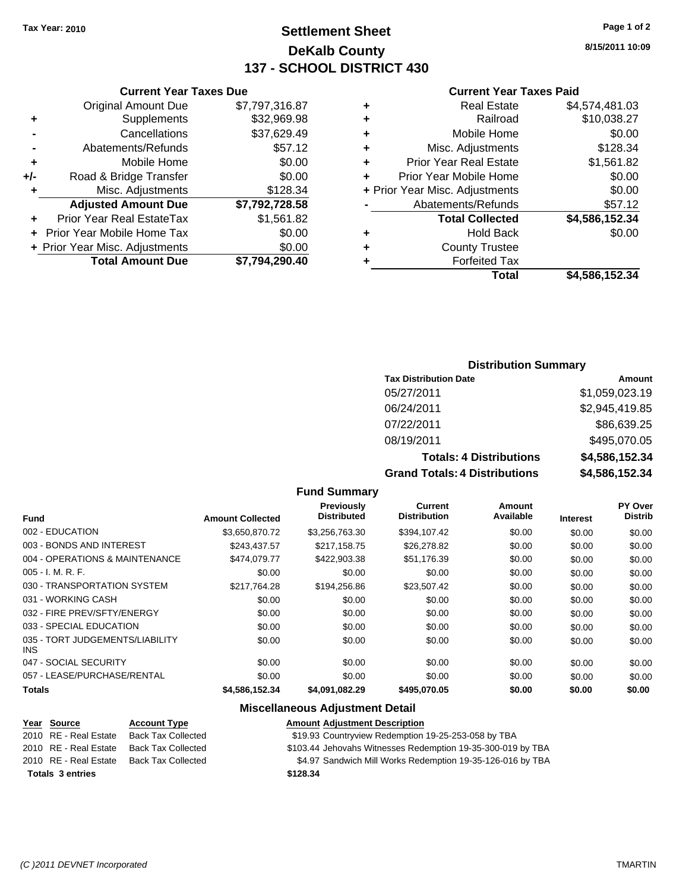Tax Year: 2010

# Settlement Sheet
## DeKalb County
## 137 - SCHOOL DISTRICT 430

8/15/2011 10:09

### Current Year Taxes Due

| | | |
|---|---|---|
| | Original Amount Due | $7,797,316.87 |
| + | Supplements | $32,969.98 |
| - | Cancellations | $37,629.49 |
| - | Abatements/Refunds | $57.12 |
| + | Mobile Home | $0.00 |
| +/- | Road & Bridge Transfer | $0.00 |
| + | Misc. Adjustments | $128.34 |
| | **Adjusted Amount Due** | **$7,792,728.58** |
| + | Prior Year Real EstateTax | $1,561.82 |
| + | Prior Year Mobile Home Tax | $0.00 |
| + | Prior Year Misc. Adjustments | $0.00 |
| | **Total Amount Due** | **$7,794,290.40** |

### Current Year Taxes Paid

| | | |
|---|---|---|
| + | Real Estate | $4,574,481.03 |
| + | Railroad | $10,038.27 |
| + | Mobile Home | $0.00 |
| + | Misc. Adjustments | $128.34 |
| + | Prior Year Real Estate | $1,561.82 |
| + | Prior Year Mobile Home | $0.00 |
| + | Prior Year Misc. Adjustments | $0.00 |
| - | Abatements/Refunds | $57.12 |
| | **Total Collected** | **$4,586,152.34** |
| + | Hold Back | $0.00 |
| + | County Trustee | |
| + | Forfeited Tax | |
| | **Total** | **$4,586,152.34** |

### Distribution Summary

| Tax Distribution Date | Amount |
|---|---|
| 05/27/2011 | $1,059,023.19 |
| 06/24/2011 | $2,945,419.85 |
| 07/22/2011 | $86,639.25 |
| 08/19/2011 | $495,070.05 |
| **Totals: 4 Distributions** | **$4,586,152.34** |
| **Grand Totals: 4 Distributions** | **$4,586,152.34** |

### Fund Summary

| Fund | Amount Collected | Previously Distributed | Current Distribution | Amount Available | Interest | PY Over Distrib |
|---|---|---|---|---|---|---|
| 002 - EDUCATION | $3,650,870.72 | $3,256,763.30 | $394,107.42 | $0.00 | $0.00 | $0.00 |
| 003 - BONDS AND INTEREST | $243,437.57 | $217,158.75 | $26,278.82 | $0.00 | $0.00 | $0.00 |
| 004 - OPERATIONS & MAINTENANCE | $474,079.77 | $422,903.38 | $51,176.39 | $0.00 | $0.00 | $0.00 |
| 005 - I. M. R. F. | $0.00 | $0.00 | $0.00 | $0.00 | $0.00 | $0.00 |
| 030 - TRANSPORTATION SYSTEM | $217,764.28 | $194,256.86 | $23,507.42 | $0.00 | $0.00 | $0.00 |
| 031 - WORKING CASH | $0.00 | $0.00 | $0.00 | $0.00 | $0.00 | $0.00 |
| 032 - FIRE PREV/SFTY/ENERGY | $0.00 | $0.00 | $0.00 | $0.00 | $0.00 | $0.00 |
| 033 - SPECIAL EDUCATION | $0.00 | $0.00 | $0.00 | $0.00 | $0.00 | $0.00 |
| 035 - TORT JUDGEMENTS/LIABILITY INS | $0.00 | $0.00 | $0.00 | $0.00 | $0.00 | $0.00 |
| 047 - SOCIAL SECURITY | $0.00 | $0.00 | $0.00 | $0.00 | $0.00 | $0.00 |
| 057 - LEASE/PURCHASE/RENTAL | $0.00 | $0.00 | $0.00 | $0.00 | $0.00 | $0.00 |
| **Totals** | **$4,586,152.34** | **$4,091,082.29** | **$495,070.05** | **$0.00** | **$0.00** | **$0.00** |

### Miscellaneous Adjustment Detail

| Year | Source | Account Type | Amount | Adjustment Description |
|---|---|---|---|---|
| 2010 | RE - Real Estate | Back Tax Collected | $19.93 | Countryview Redemption 19-25-253-058 by TBA |
| 2010 | RE - Real Estate | Back Tax Collected | $103.44 | Jehovahs Witnesses Redemption 19-35-300-019 by TBA |
| 2010 | RE - Real Estate | Back Tax Collected | $4.97 | Sandwich Mill Works Redemption 19-35-126-016 by TBA |
| **Totals 3 entries** | | | **$128.34** | |

(C )2011 DEVNET Incorporated TMARTIN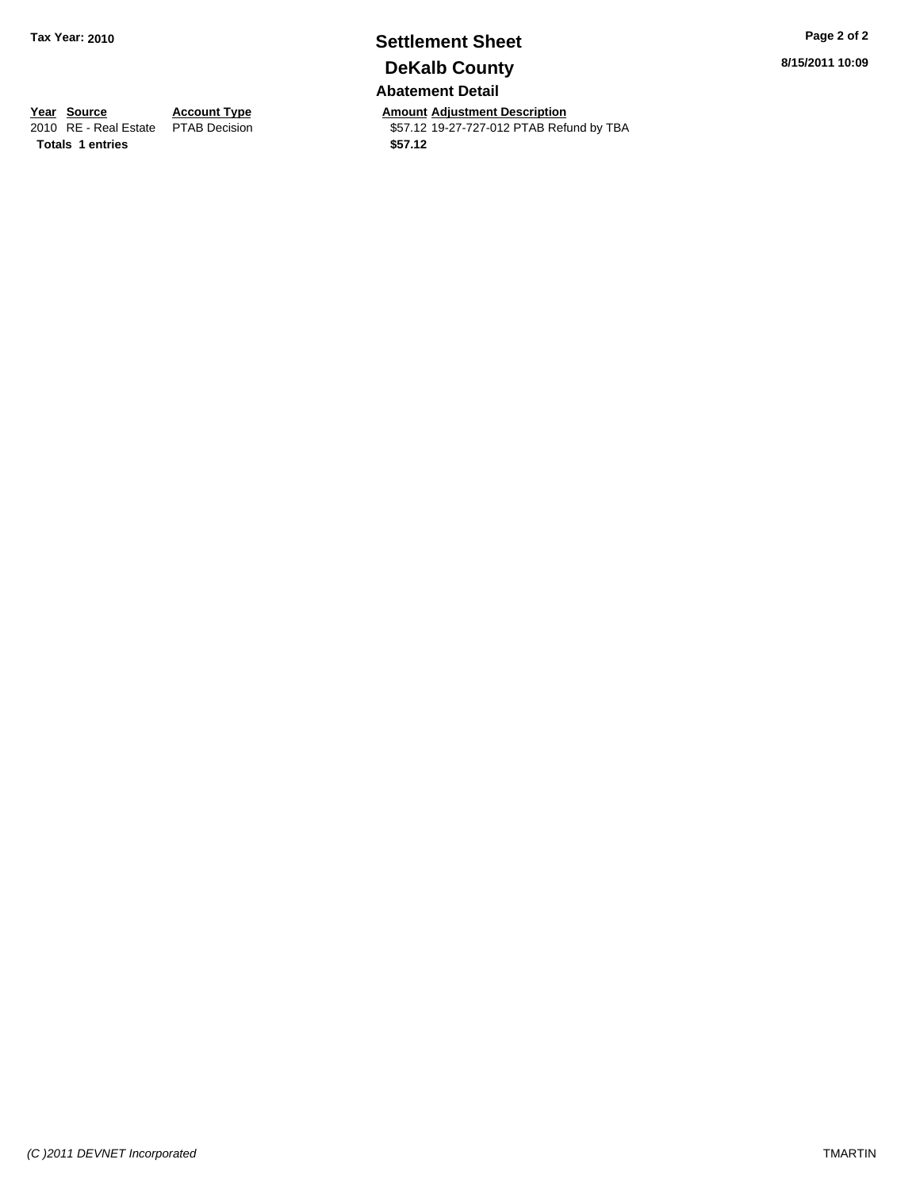**Tax Year: 2010**

# Settlement Sheet

## DeKalb County

### Abatement Detail

8/15/2011 10:09

| Year | Source | Account Type | Amount | Adjustment Description |
|---|---|---|---|---|
| 2010 | RE - Real Estate | PTAB Decision | $57.12 | 19-27-727-012 PTAB Refund by TBA |
| **Totals** | **1 entries** | | **$57.12** | |

*(C )2011 DEVNET Incorporated*

TMARTIN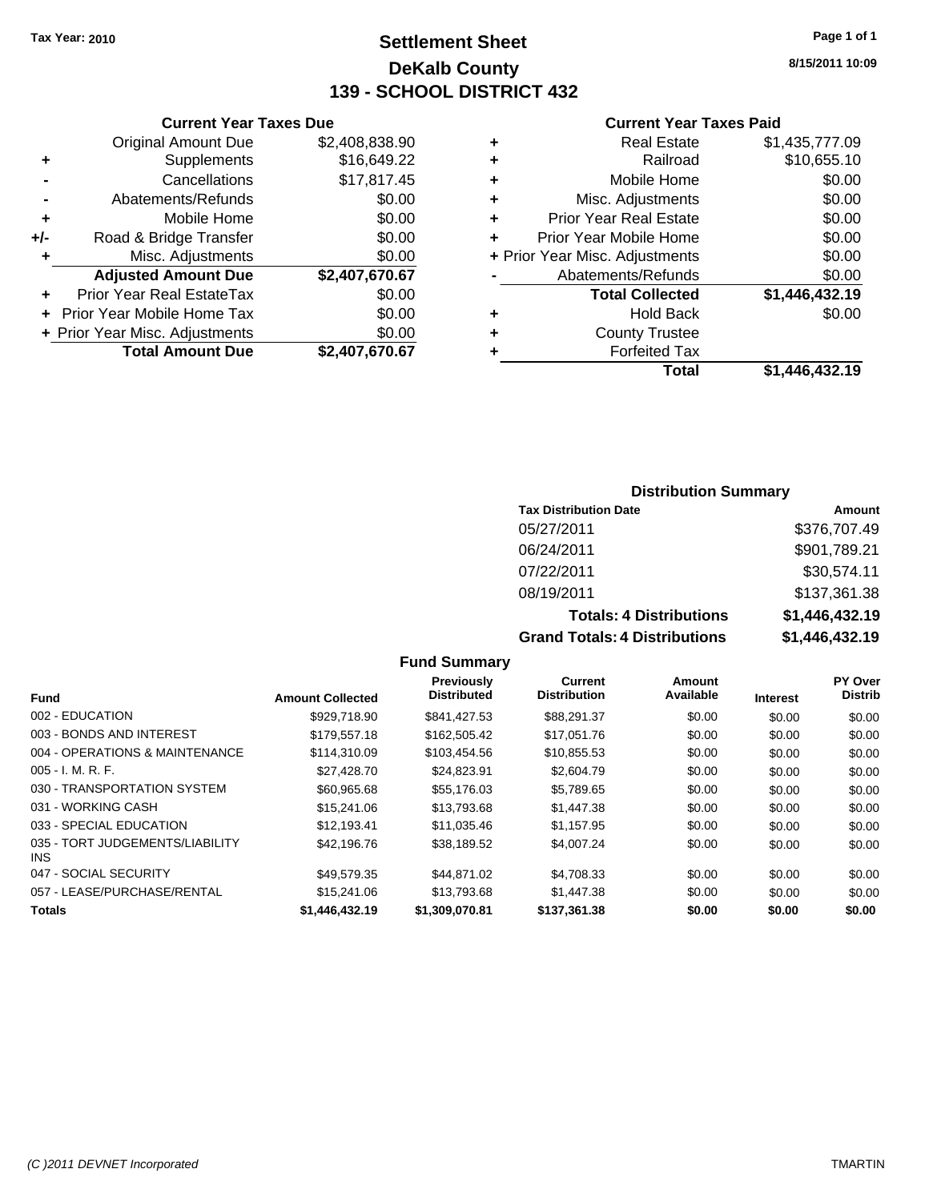Tax Year: 2010

# Settlement Sheet
## DeKalb County
## 139 - SCHOOL DISTRICT 432

8/15/2011 10:09

### Current Year Taxes Due

| | | |
|---|---|---|
| | Original Amount Due | $2,408,838.90 |
| + | Supplements | $16,649.22 |
| - | Cancellations | $17,817.45 |
| - | Abatements/Refunds | $0.00 |
| + | Mobile Home | $0.00 |
| +/- | Road & Bridge Transfer | $0.00 |
| + | Misc. Adjustments | $0.00 |
| | **Adjusted Amount Due** | **$2,407,670.67** |
| + | Prior Year Real EstateTax | $0.00 |
| + | Prior Year Mobile Home Tax | $0.00 |
| + | Prior Year Misc. Adjustments | $0.00 |
| | **Total Amount Due** | **$2,407,670.67** |

### Current Year Taxes Paid

| | | |
|---|---|---|
| + | Real Estate | $1,435,777.09 |
| + | Railroad | $10,655.10 |
| + | Mobile Home | $0.00 |
| + | Misc. Adjustments | $0.00 |
| + | Prior Year Real Estate | $0.00 |
| + | Prior Year Mobile Home | $0.00 |
| + | Prior Year Misc. Adjustments | $0.00 |
| - | Abatements/Refunds | $0.00 |
| | **Total Collected** | **$1,446,432.19** |
| + | Hold Back | $0.00 |
| + | County Trustee | |
| + | Forfeited Tax | |
| | **Total** | **$1,446,432.19** |

### Distribution Summary

| Tax Distribution Date | Amount |
|---|---|
| 05/27/2011 | $376,707.49 |
| 06/24/2011 | $901,789.21 |
| 07/22/2011 | $30,574.11 |
| 08/19/2011 | $137,361.38 |
| **Totals: 4 Distributions** | **$1,446,432.19** |
| **Grand Totals: 4 Distributions** | **$1,446,432.19** |

### Fund Summary

| Fund | Amount Collected | Previously Distributed | Current Distribution | Amount Available | Interest | PY Over Distrib |
|---|---|---|---|---|---|---|
| 002 - EDUCATION | $929,718.90 | $841,427.53 | $88,291.37 | $0.00 | $0.00 | $0.00 |
| 003 - BONDS AND INTEREST | $179,557.18 | $162,505.42 | $17,051.76 | $0.00 | $0.00 | $0.00 |
| 004 - OPERATIONS & MAINTENANCE | $114,310.09 | $103,454.56 | $10,855.53 | $0.00 | $0.00 | $0.00 |
| 005 - I. M. R. F. | $27,428.70 | $24,823.91 | $2,604.79 | $0.00 | $0.00 | $0.00 |
| 030 - TRANSPORTATION SYSTEM | $60,965.68 | $55,176.03 | $5,789.65 | $0.00 | $0.00 | $0.00 |
| 031 - WORKING CASH | $15,241.06 | $13,793.68 | $1,447.38 | $0.00 | $0.00 | $0.00 |
| 033 - SPECIAL EDUCATION | $12,193.41 | $11,035.46 | $1,157.95 | $0.00 | $0.00 | $0.00 |
| 035 - TORT JUDGEMENTS/LIABILITY INS | $42,196.76 | $38,189.52 | $4,007.24 | $0.00 | $0.00 | $0.00 |
| 047 - SOCIAL SECURITY | $49,579.35 | $44,871.02 | $4,708.33 | $0.00 | $0.00 | $0.00 |
| 057 - LEASE/PURCHASE/RENTAL | $15,241.06 | $13,793.68 | $1,447.38 | $0.00 | $0.00 | $0.00 |
| **Totals** | **$1,446,432.19** | **$1,309,070.81** | **$137,361.38** | **$0.00** | **$0.00** | **$0.00** |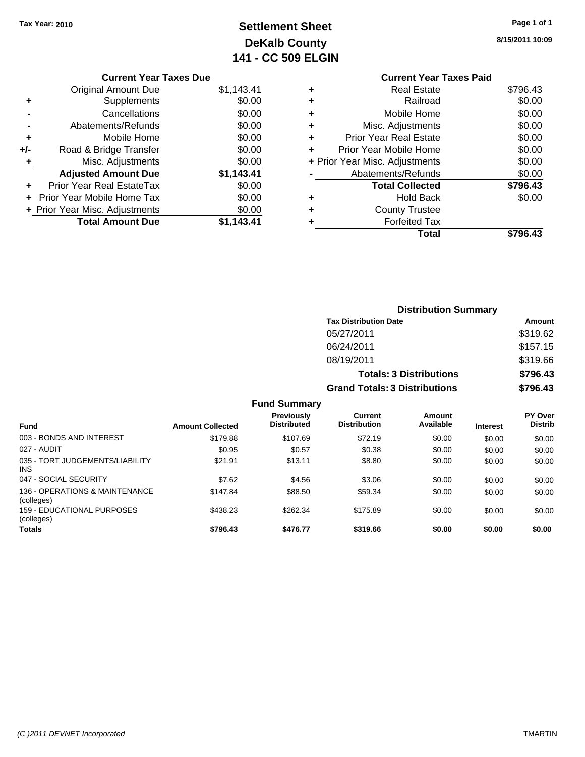Tax Year: 2010

# Settlement Sheet
## DeKalb County
## 141 - CC 509 ELGIN

8/15/2011 10:09

### Current Year Taxes Due

| | | |
|---|---|---|
| | Original Amount Due | $1,143.41 |
| + | Supplements | $0.00 |
| - | Cancellations | $0.00 |
| - | Abatements/Refunds | $0.00 |
| + | Mobile Home | $0.00 |
| +/- | Road & Bridge Transfer | $0.00 |
| + | Misc. Adjustments | $0.00 |
| | **Adjusted Amount Due** | **$1,143.41** |
| + | Prior Year Real EstateTax | $0.00 |
| + | Prior Year Mobile Home Tax | $0.00 |
| + | Prior Year Misc. Adjustments | $0.00 |
| | **Total Amount Due** | **$1,143.41** |

### Current Year Taxes Paid

| | | |
|---|---|---|
| + | Real Estate | $796.43 |
| + | Railroad | $0.00 |
| + | Mobile Home | $0.00 |
| + | Misc. Adjustments | $0.00 |
| + | Prior Year Real Estate | $0.00 |
| + | Prior Year Mobile Home | $0.00 |
| + | Prior Year Misc. Adjustments | $0.00 |
| - | Abatements/Refunds | $0.00 |
| | **Total Collected** | **$796.43** |
| + | Hold Back | $0.00 |
| + | County Trustee | |
| + | Forfeited Tax | |
| | **Total** | **$796.43** |

### Distribution Summary

| Tax Distribution Date | Amount |
|---|---|
| 05/27/2011 | $319.62 |
| 06/24/2011 | $157.15 |
| 08/19/2011 | $319.66 |
| **Totals: 3 Distributions** | **$796.43** |
| **Grand Totals: 3 Distributions** | **$796.43** |

### Fund Summary

| Fund | Amount Collected | Previously Distributed | Current Distribution | Amount Available | Interest | PY Over Distrib |
|---|---|---|---|---|---|---|
| 003 - BONDS AND INTEREST | $179.88 | $107.69 | $72.19 | $0.00 | $0.00 | $0.00 |
| 027 - AUDIT | $0.95 | $0.57 | $0.38 | $0.00 | $0.00 | $0.00 |
| 035 - TORT JUDGEMENTS/LIABILITY INS | $21.91 | $13.11 | $8.80 | $0.00 | $0.00 | $0.00 |
| 047 - SOCIAL SECURITY | $7.62 | $4.56 | $3.06 | $0.00 | $0.00 | $0.00 |
| 136 - OPERATIONS & MAINTENANCE (colleges) | $147.84 | $88.50 | $59.34 | $0.00 | $0.00 | $0.00 |
| 159 - EDUCATIONAL PURPOSES (colleges) | $438.23 | $262.34 | $175.89 | $0.00 | $0.00 | $0.00 |
| **Totals** | **$796.43** | **$476.77** | **$319.66** | **$0.00** | **$0.00** | **$0.00** |

(C )2011 DEVNET Incorporated — TMARTIN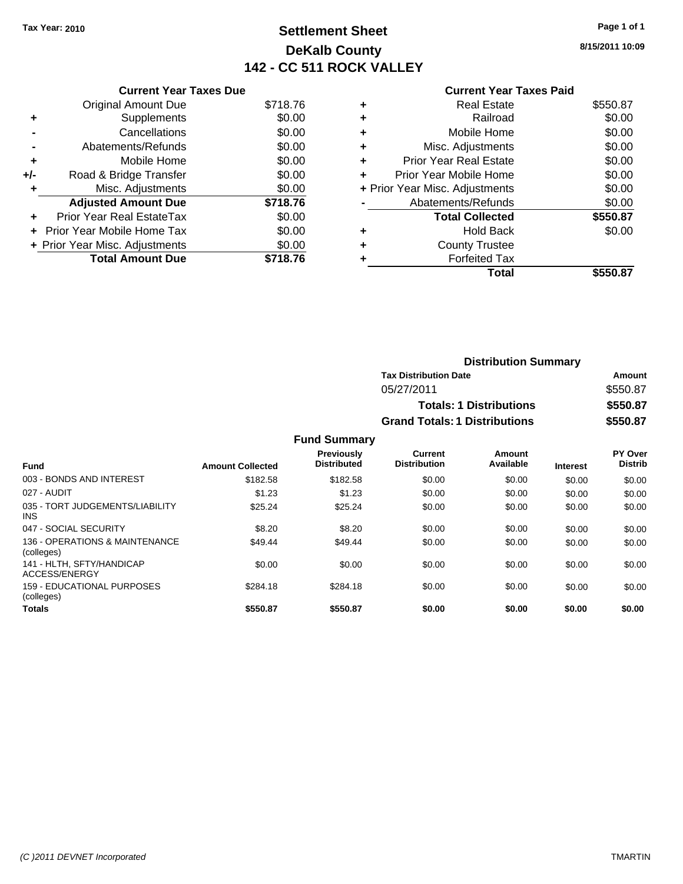**Tax Year: 2010**

# Settlement Sheet
## DeKalb County
## 142 - CC 511 ROCK VALLEY

8/15/2011 10:09

### Current Year Taxes Due

| | | |
|---|---|---|
| | Original Amount Due | $718.76 |
| + | Supplements | $0.00 |
| - | Cancellations | $0.00 |
| - | Abatements/Refunds | $0.00 |
| + | Mobile Home | $0.00 |
| +/- | Road & Bridge Transfer | $0.00 |
| + | Misc. Adjustments | $0.00 |
| | **Adjusted Amount Due** | **$718.76** |
| + | Prior Year Real EstateTax | $0.00 |
| + | Prior Year Mobile Home Tax | $0.00 |
| + | Prior Year Misc. Adjustments | $0.00 |
| | **Total Amount Due** | **$718.76** |

### Current Year Taxes Paid

| | | |
|---|---|---|
| + | Real Estate | $550.87 |
| + | Railroad | $0.00 |
| + | Mobile Home | $0.00 |
| + | Misc. Adjustments | $0.00 |
| + | Prior Year Real Estate | $0.00 |
| + | Prior Year Mobile Home | $0.00 |
| + | Prior Year Misc. Adjustments | $0.00 |
| - | Abatements/Refunds | $0.00 |
| | **Total Collected** | **$550.87** |
| + | Hold Back | $0.00 |
| + | County Trustee | |
| + | Forfeited Tax | |
| | **Total** | **$550.87** |

### Distribution Summary

| Tax Distribution Date | Amount |
|---|---|
| 05/27/2011 | $550.87 |
| **Totals: 1 Distributions** | **$550.87** |
| **Grand Totals: 1 Distributions** | **$550.87** |

### Fund Summary

| Fund | Amount Collected | Previously Distributed | Current Distribution | Amount Available | Interest | PY Over Distrib |
|---|---|---|---|---|---|---|
| 003 - BONDS AND INTEREST | $182.58 | $182.58 | $0.00 | $0.00 | $0.00 | $0.00 |
| 027 - AUDIT | $1.23 | $1.23 | $0.00 | $0.00 | $0.00 | $0.00 |
| 035 - TORT JUDGEMENTS/LIABILITY INS | $25.24 | $25.24 | $0.00 | $0.00 | $0.00 | $0.00 |
| 047 - SOCIAL SECURITY | $8.20 | $8.20 | $0.00 | $0.00 | $0.00 | $0.00 |
| 136 - OPERATIONS & MAINTENANCE (colleges) | $49.44 | $49.44 | $0.00 | $0.00 | $0.00 | $0.00 |
| 141 - HLTH, SFTY/HANDICAP ACCESS/ENERGY | $0.00 | $0.00 | $0.00 | $0.00 | $0.00 | $0.00 |
| 159 - EDUCATIONAL PURPOSES (colleges) | $284.18 | $284.18 | $0.00 | $0.00 | $0.00 | $0.00 |
| **Totals** | **$550.87** | **$550.87** | **$0.00** | **$0.00** | **$0.00** | **$0.00** |

(C )2011 DEVNET Incorporated — TMARTIN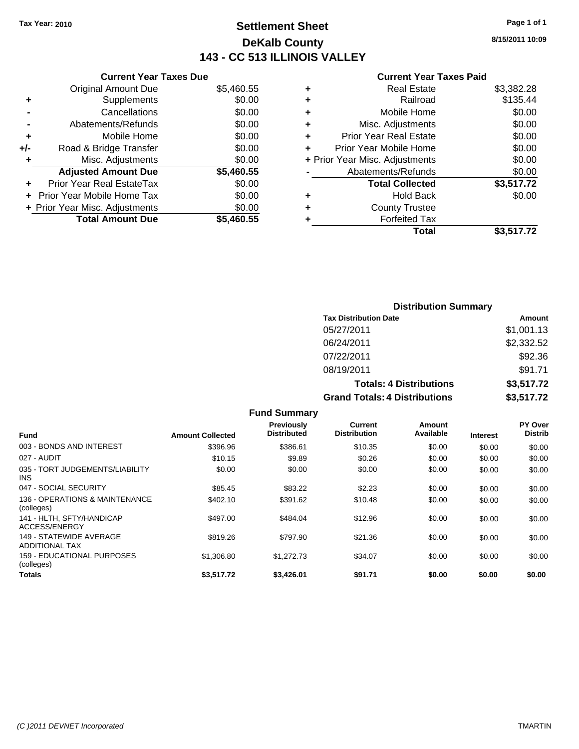Tax Year: 2010

# Settlement Sheet
## DeKalb County
## 143 - CC 513 ILLINOIS VALLEY

8/15/2011 10:09

### Current Year Taxes Due

| | | |
|---|---|---|
| | Original Amount Due | $5,460.55 |
| + | Supplements | $0.00 |
| - | Cancellations | $0.00 |
| - | Abatements/Refunds | $0.00 |
| + | Mobile Home | $0.00 |
| +/- | Road & Bridge Transfer | $0.00 |
| + | Misc. Adjustments | $0.00 |
| | **Adjusted Amount Due** | **$5,460.55** |
| + | Prior Year Real EstateTax | $0.00 |
| + | Prior Year Mobile Home Tax | $0.00 |
| + | Prior Year Misc. Adjustments | $0.00 |
| | **Total Amount Due** | **$5,460.55** |

### Current Year Taxes Paid

| | | |
|---|---|---|
| + | Real Estate | $3,382.28 |
| + | Railroad | $135.44 |
| + | Mobile Home | $0.00 |
| + | Misc. Adjustments | $0.00 |
| + | Prior Year Real Estate | $0.00 |
| + | Prior Year Mobile Home | $0.00 |
| + | Prior Year Misc. Adjustments | $0.00 |
| - | Abatements/Refunds | $0.00 |
| | **Total Collected** | **$3,517.72** |
| + | Hold Back | $0.00 |
| + | County Trustee | |
| + | Forfeited Tax | |
| | **Total** | **$3,517.72** |

### Distribution Summary

| Tax Distribution Date | Amount |
|---|---|
| 05/27/2011 | $1,001.13 |
| 06/24/2011 | $2,332.52 |
| 07/22/2011 | $92.36 |
| 08/19/2011 | $91.71 |
| **Totals: 4 Distributions** | **$3,517.72** |
| **Grand Totals: 4 Distributions** | **$3,517.72** |

### Fund Summary

| Fund | Amount Collected | Previously Distributed | Current Distribution | Amount Available | Interest | PY Over Distrib |
|---|---|---|---|---|---|---|
| 003 - BONDS AND INTEREST | $396.96 | $386.61 | $10.35 | $0.00 | $0.00 | $0.00 |
| 027 - AUDIT | $10.15 | $9.89 | $0.26 | $0.00 | $0.00 | $0.00 |
| 035 - TORT JUDGEMENTS/LIABILITY INS | $0.00 | $0.00 | $0.00 | $0.00 | $0.00 | $0.00 |
| 047 - SOCIAL SECURITY | $85.45 | $83.22 | $2.23 | $0.00 | $0.00 | $0.00 |
| 136 - OPERATIONS & MAINTENANCE (colleges) | $402.10 | $391.62 | $10.48 | $0.00 | $0.00 | $0.00 |
| 141 - HLTH, SFTY/HANDICAP ACCESS/ENERGY | $497.00 | $484.04 | $12.96 | $0.00 | $0.00 | $0.00 |
| 149 - STATEWIDE AVERAGE ADDITIONAL TAX | $819.26 | $797.90 | $21.36 | $0.00 | $0.00 | $0.00 |
| 159 - EDUCATIONAL PURPOSES (colleges) | $1,306.80 | $1,272.73 | $34.07 | $0.00 | $0.00 | $0.00 |
| **Totals** | **$3,517.72** | **$3,426.01** | **$91.71** | **$0.00** | **$0.00** | **$0.00** |

(C )2011 DEVNET Incorporated TMARTIN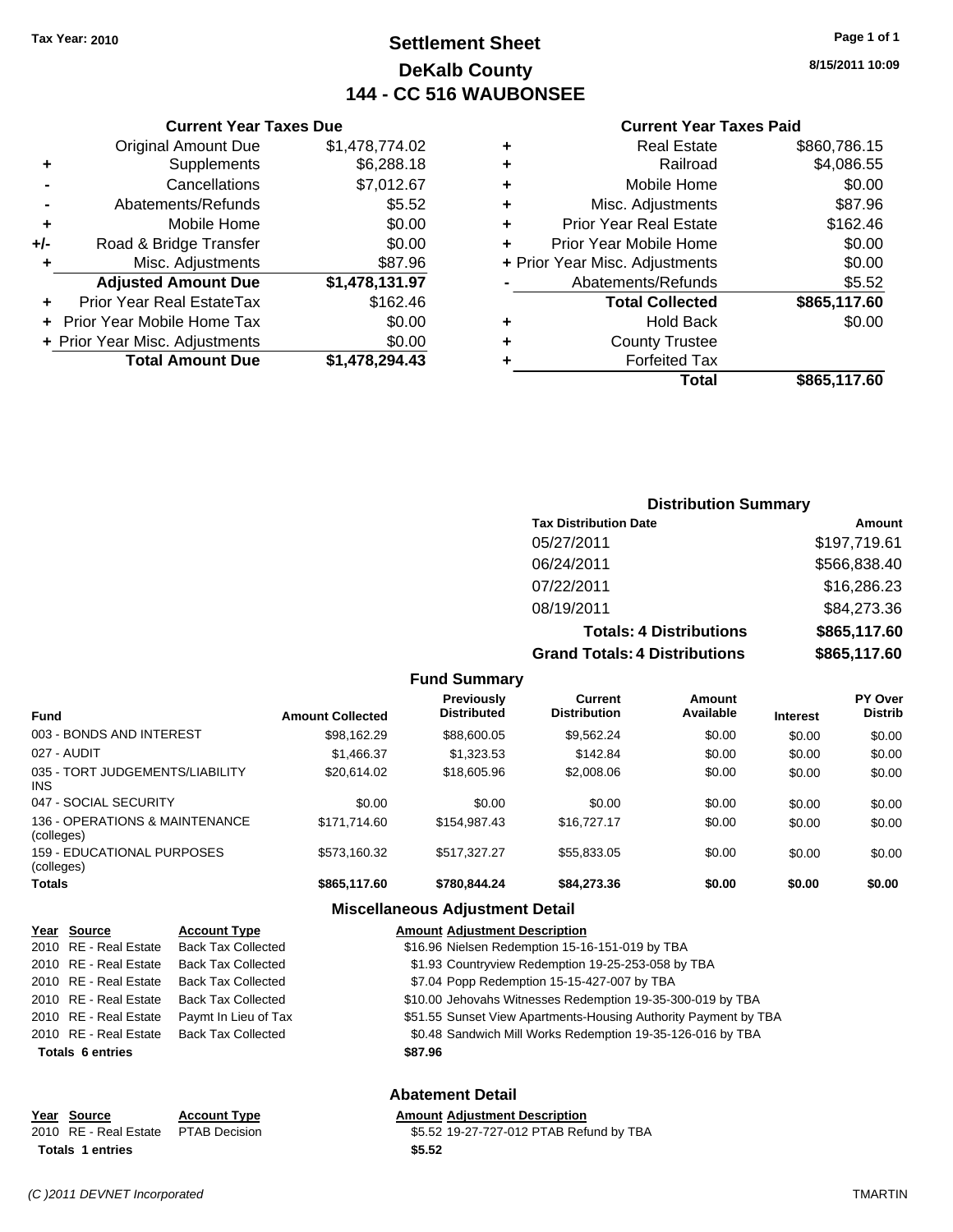Tax Year: 2010

# Settlement Sheet
## DeKalb County
## 144 - CC 516 WAUBONSEE

8/15/2011 10:09

### Current Year Taxes Due

| | | |
|---|---|---|
| | Original Amount Due | $1,478,774.02 |
| + | Supplements | $6,288.18 |
| - | Cancellations | $7,012.67 |
| - | Abatements/Refunds | $5.52 |
| + | Mobile Home | $0.00 |
| +/- | Road & Bridge Transfer | $0.00 |
| + | Misc. Adjustments | $87.96 |
| | **Adjusted Amount Due** | **$1,478,131.97** |
| + | Prior Year Real EstateTax | $162.46 |
| + | Prior Year Mobile Home Tax | $0.00 |
| + | Prior Year Misc. Adjustments | $0.00 |
| | **Total Amount Due** | **$1,478,294.43** |

### Current Year Taxes Paid

| | | |
|---|---|---|
| + | Real Estate | $860,786.15 |
| + | Railroad | $4,086.55 |
| + | Mobile Home | $0.00 |
| + | Misc. Adjustments | $87.96 |
| + | Prior Year Real Estate | $162.46 |
| + | Prior Year Mobile Home | $0.00 |
| + | Prior Year Misc. Adjustments | $0.00 |
| - | Abatements/Refunds | $5.52 |
| | **Total Collected** | **$865,117.60** |
| + | Hold Back | $0.00 |
| + | County Trustee | |
| + | Forfeited Tax | |
| | **Total** | **$865,117.60** |

### Distribution Summary

| Tax Distribution Date | Amount |
|---|---|
| 05/27/2011 | $197,719.61 |
| 06/24/2011 | $566,838.40 |
| 07/22/2011 | $16,286.23 |
| 08/19/2011 | $84,273.36 |
| **Totals: 4 Distributions** | **$865,117.60** |
| **Grand Totals: 4 Distributions** | **$865,117.60** |

### Fund Summary

| Fund | Amount Collected | Previously Distributed | Current Distribution | Amount Available | Interest | PY Over Distrib |
|---|---|---|---|---|---|---|
| 003 - BONDS AND INTEREST | $98,162.29 | $88,600.05 | $9,562.24 | $0.00 | $0.00 | $0.00 |
| 027 - AUDIT | $1,466.37 | $1,323.53 | $142.84 | $0.00 | $0.00 | $0.00 |
| 035 - TORT JUDGEMENTS/LIABILITY INS | $20,614.02 | $18,605.96 | $2,008.06 | $0.00 | $0.00 | $0.00 |
| 047 - SOCIAL SECURITY | $0.00 | $0.00 | $0.00 | $0.00 | $0.00 | $0.00 |
| 136 - OPERATIONS & MAINTENANCE (colleges) | $171,714.60 | $154,987.43 | $16,727.17 | $0.00 | $0.00 | $0.00 |
| 159 - EDUCATIONAL PURPOSES (colleges) | $573,160.32 | $517,327.27 | $55,833.05 | $0.00 | $0.00 | $0.00 |
| **Totals** | **$865,117.60** | **$780,844.24** | **$84,273.36** | **$0.00** | **$0.00** | **$0.00** |

### Miscellaneous Adjustment Detail

| Year | Source | Account Type | Amount | Adjustment Description |
|---|---|---|---|---|
| 2010 | RE - Real Estate | Back Tax Collected | $16.96 | Nielsen Redemption 15-16-151-019 by TBA |
| 2010 | RE - Real Estate | Back Tax Collected | $1.93 | Countryview Redemption 19-25-253-058 by TBA |
| 2010 | RE - Real Estate | Back Tax Collected | $7.04 | Popp Redemption 15-15-427-007 by TBA |
| 2010 | RE - Real Estate | Back Tax Collected | $10.00 | Jehovahs Witnesses Redemption 19-35-300-019 by TBA |
| 2010 | RE - Real Estate | Paymt In Lieu of Tax | $51.55 | Sunset View Apartments-Housing Authority Payment by TBA |
| 2010 | RE - Real Estate | Back Tax Collected | $0.48 | Sandwich Mill Works Redemption 19-35-126-016 by TBA |
| **Totals 6 entries** | | | **$87.96** | |

### Abatement Detail

| Year | Source | Account Type | Amount | Adjustment Description |
|---|---|---|---|---|
| 2010 | RE - Real Estate | PTAB Decision | $5.52 | 19-27-727-012 PTAB Refund by TBA |
| **Totals 1 entries** | | | **$5.52** | |

(C )2011 DEVNET Incorporated — TMARTIN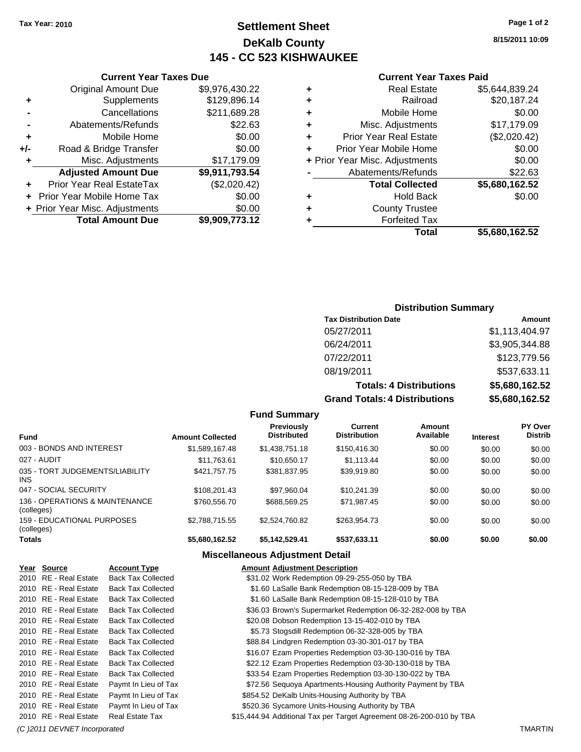**Tax Year: 2010**

# Settlement Sheet
## DeKalb County
## 145 - CC 523 KISHWAUKEE

8/15/2011 10:09

### Current Year Taxes Due

| | | |
|---|---|---|
| | Original Amount Due | $9,976,430.22 |
| + | Supplements | $129,896.14 |
| - | Cancellations | $211,689.28 |
| - | Abatements/Refunds | $22.63 |
| + | Mobile Home | $0.00 |
| +/- | Road & Bridge Transfer | $0.00 |
| + | Misc. Adjustments | $17,179.09 |
| | **Adjusted Amount Due** | **$9,911,793.54** |
| + | Prior Year Real EstateTax | ($2,020.42) |
| + | Prior Year Mobile Home Tax | $0.00 |
| + | Prior Year Misc. Adjustments | $0.00 |
| | **Total Amount Due** | **$9,909,773.12** |

### Current Year Taxes Paid

| | | |
|---|---|---|
| + | Real Estate | $5,644,839.24 |
| + | Railroad | $20,187.24 |
| + | Mobile Home | $0.00 |
| + | Misc. Adjustments | $17,179.09 |
| + | Prior Year Real Estate | ($2,020.42) |
| + | Prior Year Mobile Home | $0.00 |
| + | Prior Year Misc. Adjustments | $0.00 |
| - | Abatements/Refunds | $22.63 |
| | **Total Collected** | **$5,680,162.52** |
| + | Hold Back | $0.00 |
| + | County Trustee | |
| + | Forfeited Tax | |
| | **Total** | **$5,680,162.52** |

### Distribution Summary

| Tax Distribution Date | Amount |
|---|---|
| 05/27/2011 | $1,113,404.97 |
| 06/24/2011 | $3,905,344.88 |
| 07/22/2011 | $123,779.56 |
| 08/19/2011 | $537,633.11 |
| **Totals: 4 Distributions** | **$5,680,162.52** |
| **Grand Totals: 4 Distributions** | **$5,680,162.52** |

### Fund Summary

| Fund | Amount Collected | Previously Distributed | Current Distribution | Amount Available | Interest | PY Over Distrib |
|---|---|---|---|---|---|---|
| 003 - BONDS AND INTEREST | $1,589,167.48 | $1,438,751.18 | $150,416.30 | $0.00 | $0.00 | $0.00 |
| 027 - AUDIT | $11,763.61 | $10,650.17 | $1,113.44 | $0.00 | $0.00 | $0.00 |
| 035 - TORT JUDGEMENTS/LIABILITY INS | $421,757.75 | $381,837.95 | $39,919.80 | $0.00 | $0.00 | $0.00 |
| 047 - SOCIAL SECURITY | $108,201.43 | $97,960.04 | $10,241.39 | $0.00 | $0.00 | $0.00 |
| 136 - OPERATIONS & MAINTENANCE (colleges) | $760,556.70 | $688,569.25 | $71,987.45 | $0.00 | $0.00 | $0.00 |
| 159 - EDUCATIONAL PURPOSES (colleges) | $2,788,715.55 | $2,524,760.82 | $263,954.73 | $0.00 | $0.00 | $0.00 |
| **Totals** | **$5,680,162.52** | **$5,142,529.41** | **$537,633.11** | **$0.00** | **$0.00** | **$0.00** |

### Miscellaneous Adjustment Detail

| Year | Source | Account Type | Amount | Adjustment Description |
|---|---|---|---|---|
| 2010 | RE - Real Estate | Back Tax Collected | $31.02 | Work Redemption 09-29-255-050 by TBA |
| 2010 | RE - Real Estate | Back Tax Collected | $1.60 | LaSalle Bank Redemption 08-15-128-009 by TBA |
| 2010 | RE - Real Estate | Back Tax Collected | $1.60 | LaSalle Bank Redemption 08-15-128-010 by TBA |
| 2010 | RE - Real Estate | Back Tax Collected | $36.03 | Brown's Supermarket Redemption 06-32-282-008 by TBA |
| 2010 | RE - Real Estate | Back Tax Collected | $20.08 | Dobson Redemption 13-15-402-010 by TBA |
| 2010 | RE - Real Estate | Back Tax Collected | $5.73 | Stogsdill Redemption 06-32-328-005 by TBA |
| 2010 | RE - Real Estate | Back Tax Collected | $88.84 | Lindgren Redemption 03-30-301-017 by TBA |
| 2010 | RE - Real Estate | Back Tax Collected | $16.07 | Ezam Properties Redemption 03-30-130-016 by TBA |
| 2010 | RE - Real Estate | Back Tax Collected | $22.12 | Ezam Properties Redemption 03-30-130-018 by TBA |
| 2010 | RE - Real Estate | Back Tax Collected | $33.54 | Ezam Properties Redemption 03-30-130-022 by TBA |
| 2010 | RE - Real Estate | Paymt In Lieu of Tax | $72.56 | Sequoya Apartments-Housing Authority Payment by TBA |
| 2010 | RE - Real Estate | Paymt In Lieu of Tax | $854.52 | DeKalb Units-Housing Authority by TBA |
| 2010 | RE - Real Estate | Paymt In Lieu of Tax | $520.36 | Sycamore Units-Housing Authority by TBA |
| 2010 | RE - Real Estate | Real Estate Tax | $15,444.94 | Additional Tax per Target Agreement 08-26-200-010 by TBA |

*(C )2011 DEVNET Incorporated* TMARTIN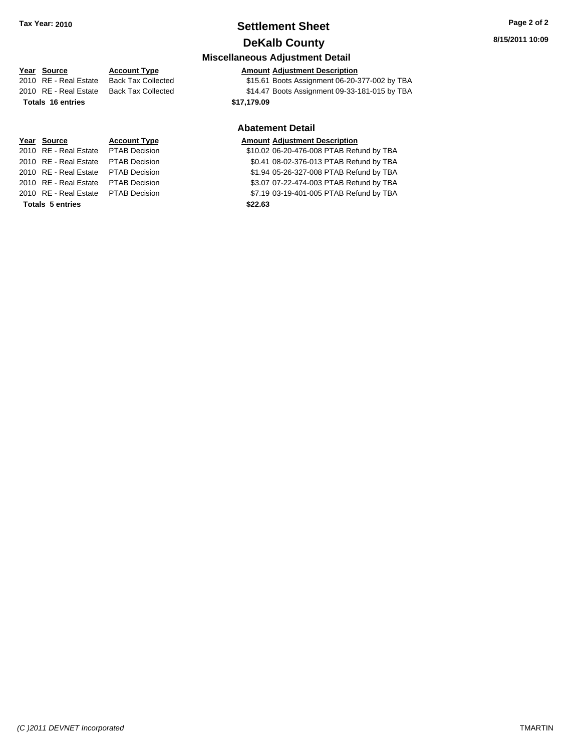## Settlement Sheet

## DeKalb County

Tax Year: 2010

8/15/2011 10:09

### Miscellaneous Adjustment Detail

| Year | Source | Account Type | Amount | Adjustment Description |
|---|---|---|---|---|
| 2010 | RE - Real Estate | Back Tax Collected | $15.61 | Boots Assignment 06-20-377-002 by TBA |
| 2010 | RE - Real Estate | Back Tax Collected | $14.47 | Boots Assignment 09-33-181-015 by TBA |
| **Totals 16 entries** | | | **$17,179.09** | |

### Abatement Detail

| Year | Source | Account Type | Amount | Adjustment Description |
|---|---|---|---|---|
| 2010 | RE - Real Estate | PTAB Decision | $10.02 | 06-20-476-008 PTAB Refund by TBA |
| 2010 | RE - Real Estate | PTAB Decision | $0.41 | 08-02-376-013 PTAB Refund by TBA |
| 2010 | RE - Real Estate | PTAB Decision | $1.94 | 05-26-327-008 PTAB Refund by TBA |
| 2010 | RE - Real Estate | PTAB Decision | $3.07 | 07-22-474-003 PTAB Refund by TBA |
| 2010 | RE - Real Estate | PTAB Decision | $7.19 | 03-19-401-005 PTAB Refund by TBA |
| **Totals 5 entries** | | | **$22.63** | |

*(C )2011 DEVNET Incorporated* TMARTIN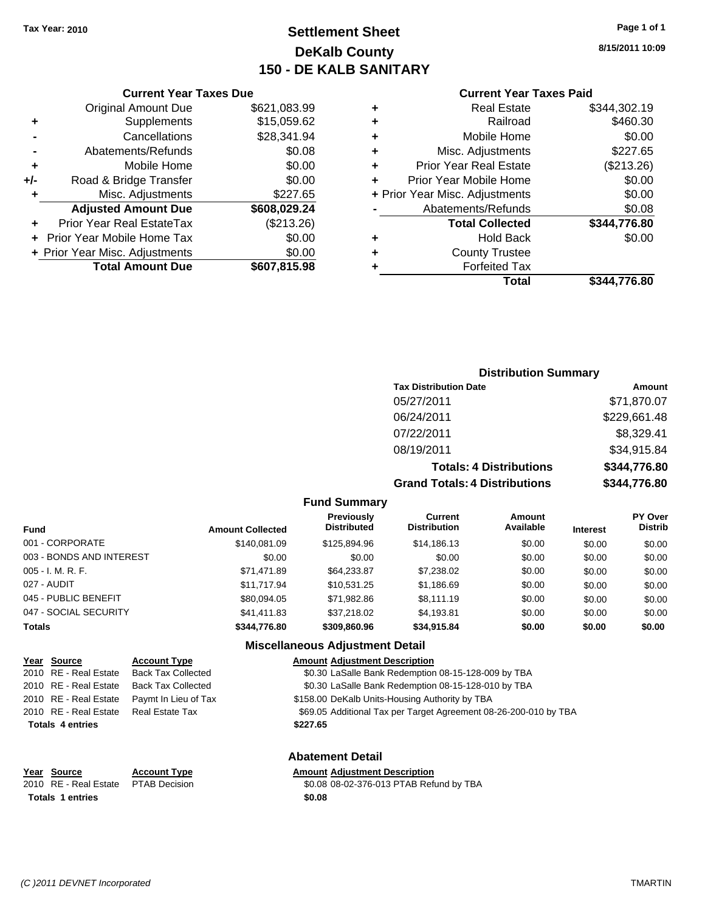Tax Year: 2010

# Settlement Sheet
## DeKalb County
## 150 - DE KALB SANITARY

8/15/2011 10:09

### Current Year Taxes Due

| | | |
|---|---|---|
| | Original Amount Due | $621,083.99 |
| + | Supplements | $15,059.62 |
| - | Cancellations | $28,341.94 |
| - | Abatements/Refunds | $0.08 |
| + | Mobile Home | $0.00 |
| +/- | Road & Bridge Transfer | $0.00 |
| + | Misc. Adjustments | $227.65 |
| | **Adjusted Amount Due** | **$608,029.24** |
| + | Prior Year Real EstateTax | ($213.26) |
| + | Prior Year Mobile Home Tax | $0.00 |
| + | Prior Year Misc. Adjustments | $0.00 |
| | **Total Amount Due** | **$607,815.98** |

### Current Year Taxes Paid

| | | |
|---|---|---|
| + | Real Estate | $344,302.19 |
| + | Railroad | $460.30 |
| + | Mobile Home | $0.00 |
| + | Misc. Adjustments | $227.65 |
| + | Prior Year Real Estate | ($213.26) |
| + | Prior Year Mobile Home | $0.00 |
| + | Prior Year Misc. Adjustments | $0.00 |
| - | Abatements/Refunds | $0.08 |
| | **Total Collected** | **$344,776.80** |
| + | Hold Back | $0.00 |
| + | County Trustee | |
| + | Forfeited Tax | |
| | **Total** | **$344,776.80** |

### Distribution Summary

| Tax Distribution Date | Amount |
|---|---|
| 05/27/2011 | $71,870.07 |
| 06/24/2011 | $229,661.48 |
| 07/22/2011 | $8,329.41 |
| 08/19/2011 | $34,915.84 |
| **Totals: 4 Distributions** | **$344,776.80** |
| **Grand Totals: 4 Distributions** | **$344,776.80** |

### Fund Summary

| Fund | Amount Collected | Previously Distributed | Current Distribution | Amount Available | Interest | PY Over Distrib |
|---|---|---|---|---|---|---|
| 001 - CORPORATE | $140,081.09 | $125,894.96 | $14,186.13 | $0.00 | $0.00 | $0.00 |
| 003 - BONDS AND INTEREST | $0.00 | $0.00 | $0.00 | $0.00 | $0.00 | $0.00 |
| 005 - I. M. R. F. | $71,471.89 | $64,233.87 | $7,238.02 | $0.00 | $0.00 | $0.00 |
| 027 - AUDIT | $11,717.94 | $10,531.25 | $1,186.69 | $0.00 | $0.00 | $0.00 |
| 045 - PUBLIC BENEFIT | $80,094.05 | $71,982.86 | $8,111.19 | $0.00 | $0.00 | $0.00 |
| 047 - SOCIAL SECURITY | $41,411.83 | $37,218.02 | $4,193.81 | $0.00 | $0.00 | $0.00 |
| **Totals** | **$344,776.80** | **$309,860.96** | **$34,915.84** | **$0.00** | **$0.00** | **$0.00** |

### Miscellaneous Adjustment Detail

| Year | Source | Account Type | Amount | Adjustment Description |
|---|---|---|---|---|
| 2010 | RE - Real Estate | Back Tax Collected | $0.30 | LaSalle Bank Redemption 08-15-128-009 by TBA |
| 2010 | RE - Real Estate | Back Tax Collected | $0.30 | LaSalle Bank Redemption 08-15-128-010 by TBA |
| 2010 | RE - Real Estate | Paymt In Lieu of Tax | $158.00 | DeKalb Units-Housing Authority by TBA |
| 2010 | RE - Real Estate | Real Estate Tax | $69.05 | Additional Tax per Target Agreement 08-26-200-010 by TBA |
| **Totals 4 entries** | | | **$227.65** | |

### Abatement Detail

| Year | Source | Account Type | Amount | Adjustment Description |
|---|---|---|---|---|
| 2010 | RE - Real Estate | PTAB Decision | $0.08 | 08-02-376-013 PTAB Refund by TBA |
| **Totals 1 entries** | | | **$0.08** | |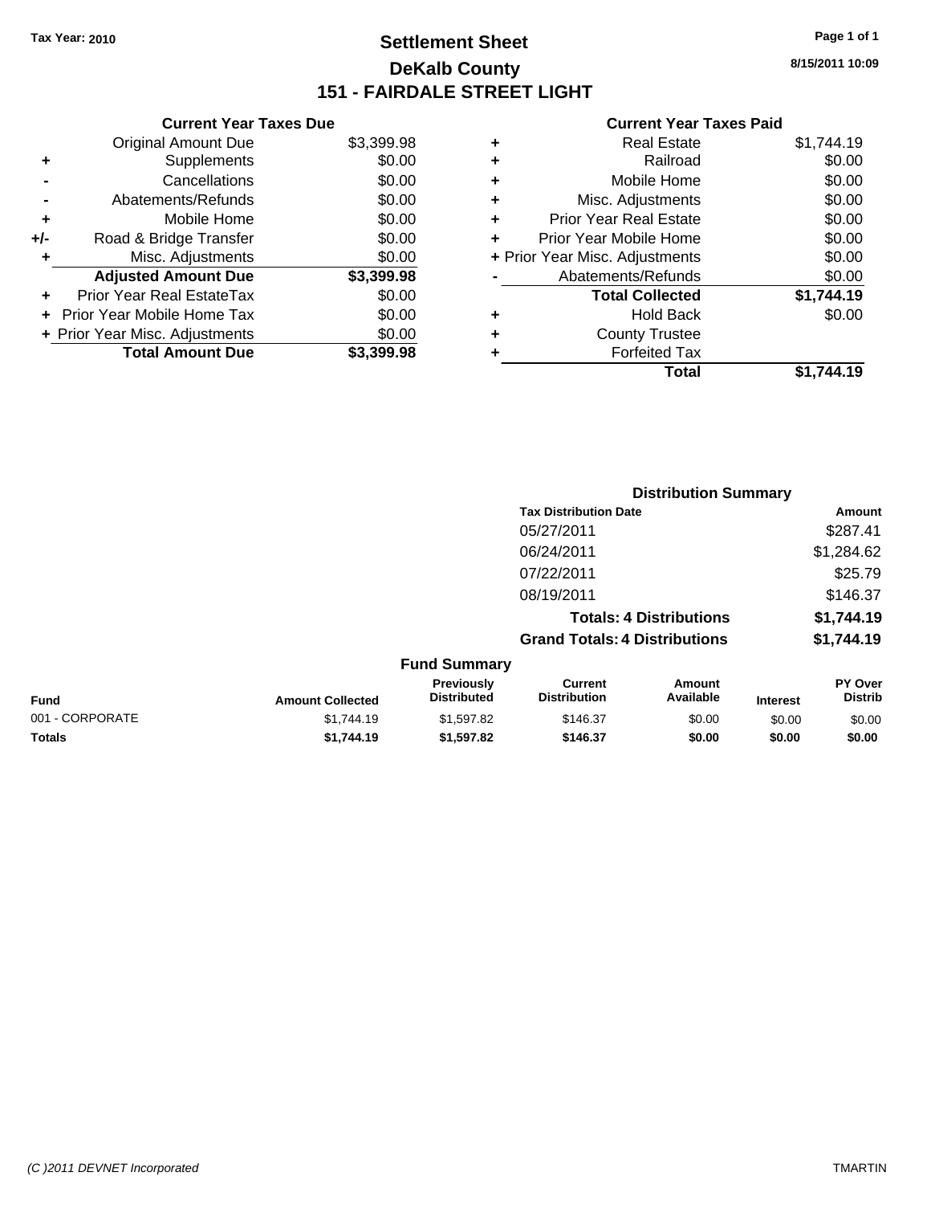Tax Year: 2010

# Settlement Sheet
## DeKalb County
## 151 - FAIRDALE STREET LIGHT

8/15/2011 10:09

### Current Year Taxes Due

| | | |
|---|---|---|
| | Original Amount Due | $3,399.98 |
| + | Supplements | $0.00 |
| - | Cancellations | $0.00 |
| - | Abatements/Refunds | $0.00 |
| + | Mobile Home | $0.00 |
| +/- | Road & Bridge Transfer | $0.00 |
| + | Misc. Adjustments | $0.00 |
| | **Adjusted Amount Due** | **$3,399.98** |
| + | Prior Year Real EstateTax | $0.00 |
| + | Prior Year Mobile Home Tax | $0.00 |
| + | Prior Year Misc. Adjustments | $0.00 |
| | **Total Amount Due** | **$3,399.98** |

### Current Year Taxes Paid

| | | |
|---|---|---|
| + | Real Estate | $1,744.19 |
| + | Railroad | $0.00 |
| + | Mobile Home | $0.00 |
| + | Misc. Adjustments | $0.00 |
| + | Prior Year Real Estate | $0.00 |
| + | Prior Year Mobile Home | $0.00 |
| + | Prior Year Misc. Adjustments | $0.00 |
| - | Abatements/Refunds | $0.00 |
| | **Total Collected** | **$1,744.19** |
| + | Hold Back | $0.00 |
| + | County Trustee | |
| + | Forfeited Tax | |
| | **Total** | **$1,744.19** |

### Distribution Summary

| Tax Distribution Date | Amount |
|---|---|
| 05/27/2011 | $287.41 |
| 06/24/2011 | $1,284.62 |
| 07/22/2011 | $25.79 |
| 08/19/2011 | $146.37 |
| **Totals: 4 Distributions** | **$1,744.19** |
| **Grand Totals: 4 Distributions** | **$1,744.19** |

### Fund Summary

| Fund | Amount Collected | Previously Distributed | Current Distribution | Amount Available | Interest | PY Over Distrib |
|---|---|---|---|---|---|---|
| 001 - CORPORATE | $1,744.19 | $1,597.82 | $146.37 | $0.00 | $0.00 | $0.00 |
| **Totals** | **$1,744.19** | **$1,597.82** | **$146.37** | **$0.00** | **$0.00** | **$0.00** |

(C )2011 DEVNET Incorporated TMARTIN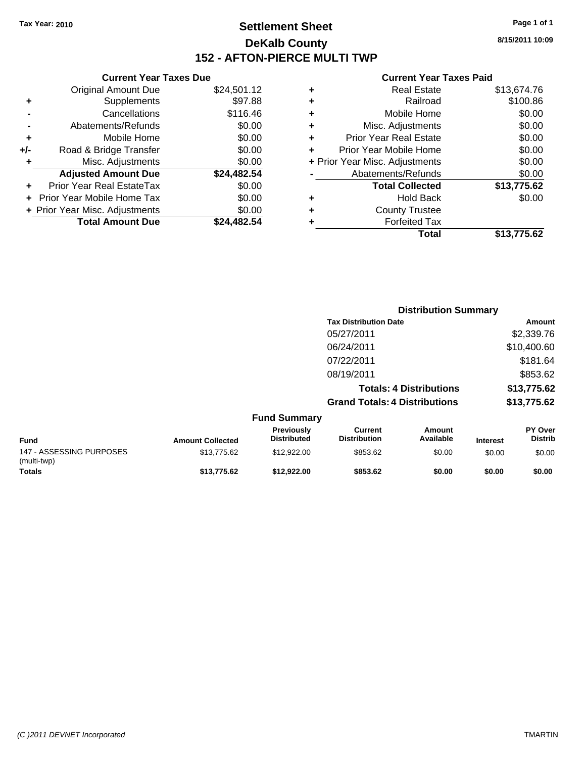Tax Year: 2010

# Settlement Sheet

## DeKalb County

## 152 - AFTON-PIERCE MULTI TWP

8/15/2011 10:09

### Current Year Taxes Due

| | | |
|---|---|---|
| | Original Amount Due | $24,501.12 |
| + | Supplements | $97.88 |
| - | Cancellations | $116.46 |
| - | Abatements/Refunds | $0.00 |
| + | Mobile Home | $0.00 |
| +/- | Road & Bridge Transfer | $0.00 |
| + | Misc. Adjustments | $0.00 |
| | **Adjusted Amount Due** | **$24,482.54** |
| + | Prior Year Real EstateTax | $0.00 |
| + | Prior Year Mobile Home Tax | $0.00 |
| + | Prior Year Misc. Adjustments | $0.00 |
| | **Total Amount Due** | **$24,482.54** |

### Current Year Taxes Paid

| | | |
|---|---|---|
| + | Real Estate | $13,674.76 |
| + | Railroad | $100.86 |
| + | Mobile Home | $0.00 |
| + | Misc. Adjustments | $0.00 |
| + | Prior Year Real Estate | $0.00 |
| + | Prior Year Mobile Home | $0.00 |
| + | Prior Year Misc. Adjustments | $0.00 |
| - | Abatements/Refunds | $0.00 |
| | **Total Collected** | **$13,775.62** |
| + | Hold Back | $0.00 |
| + | County Trustee | |
| + | Forfeited Tax | |
| | **Total** | **$13,775.62** |

### Distribution Summary

| Tax Distribution Date | Amount |
|---|---|
| 05/27/2011 | $2,339.76 |
| 06/24/2011 | $10,400.60 |
| 07/22/2011 | $181.64 |
| 08/19/2011 | $853.62 |
| **Totals: 4 Distributions** | **$13,775.62** |
| **Grand Totals: 4 Distributions** | **$13,775.62** |

### Fund Summary

| Fund | Amount Collected | Previously Distributed | Current Distribution | Amount Available | Interest | PY Over Distrib |
|---|---|---|---|---|---|---|
| 147 - ASSESSING PURPOSES (multi-twp) | $13,775.62 | $12,922.00 | $853.62 | $0.00 | $0.00 | $0.00 |
| **Totals** | **$13,775.62** | **$12,922.00** | **$853.62** | **$0.00** | **$0.00** | **$0.00** |

(C )2011 DEVNET Incorporated

TMARTIN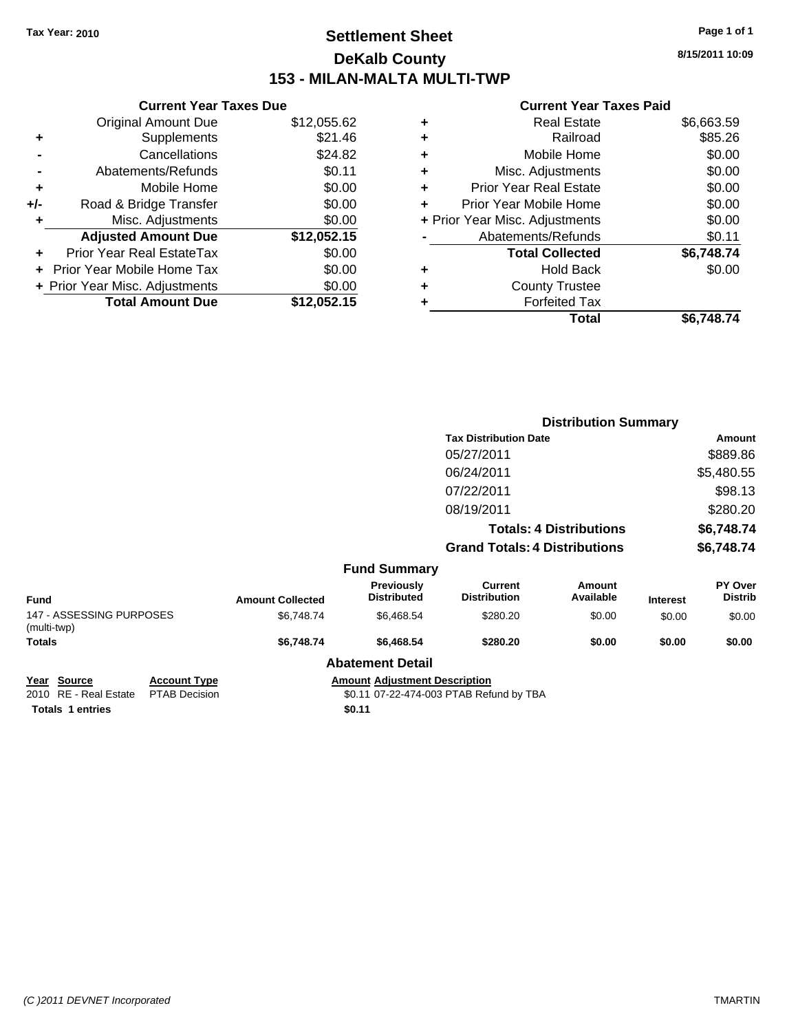Tax Year: 2010

# Settlement Sheet
## DeKalb County
## 153 - MILAN-MALTA MULTI-TWP

8/15/2011 10:09

**Current Year Taxes Due**

| | | |
|---|---|---|
| | Original Amount Due | $12,055.62 |
| + | Supplements | $21.46 |
| - | Cancellations | $24.82 |
| - | Abatements/Refunds | $0.11 |
| + | Mobile Home | $0.00 |
| +/- | Road & Bridge Transfer | $0.00 |
| + | Misc. Adjustments | $0.00 |
| | **Adjusted Amount Due** | **$12,052.15** |
| + | Prior Year Real EstateTax | $0.00 |
| + | Prior Year Mobile Home Tax | $0.00 |
| + | Prior Year Misc. Adjustments | $0.00 |
| | **Total Amount Due** | **$12,052.15** |

**Current Year Taxes Paid**

| | | |
|---|---|---|
| + | Real Estate | $6,663.59 |
| + | Railroad | $85.26 |
| + | Mobile Home | $0.00 |
| + | Misc. Adjustments | $0.00 |
| + | Prior Year Real Estate | $0.00 |
| + | Prior Year Mobile Home | $0.00 |
| + | Prior Year Misc. Adjustments | $0.00 |
| - | Abatements/Refunds | $0.11 |
| | **Total Collected** | **$6,748.74** |
| + | Hold Back | $0.00 |
| + | County Trustee | |
| + | Forfeited Tax | |
| | **Total** | **$6,748.74** |

**Distribution Summary**

| Tax Distribution Date | Amount |
|---|---|
| 05/27/2011 | $889.86 |
| 06/24/2011 | $5,480.55 |
| 07/22/2011 | $98.13 |
| 08/19/2011 | $280.20 |
| **Totals: 4 Distributions** | **$6,748.74** |
| **Grand Totals: 4 Distributions** | **$6,748.74** |

**Fund Summary**

| Fund | Amount Collected | Previously Distributed | Current Distribution | Amount Available | Interest | PY Over Distrib |
|---|---|---|---|---|---|---|
| 147 - ASSESSING PURPOSES (multi-twp) | $6,748.74 | $6,468.54 | $280.20 | $0.00 | $0.00 | $0.00 |
| **Totals** | **$6,748.74** | **$6,468.54** | **$280.20** | **$0.00** | **$0.00** | **$0.00** |

**Abatement Detail**

| Year | Source | Account Type | Amount | Adjustment Description |
|---|---|---|---|---|
| 2010 | RE - Real Estate | PTAB Decision | $0.11 | 07-22-474-003 PTAB Refund by TBA |
| **Totals 1 entries** | | | **$0.11** | |

(C )2011 DEVNET Incorporated TMARTIN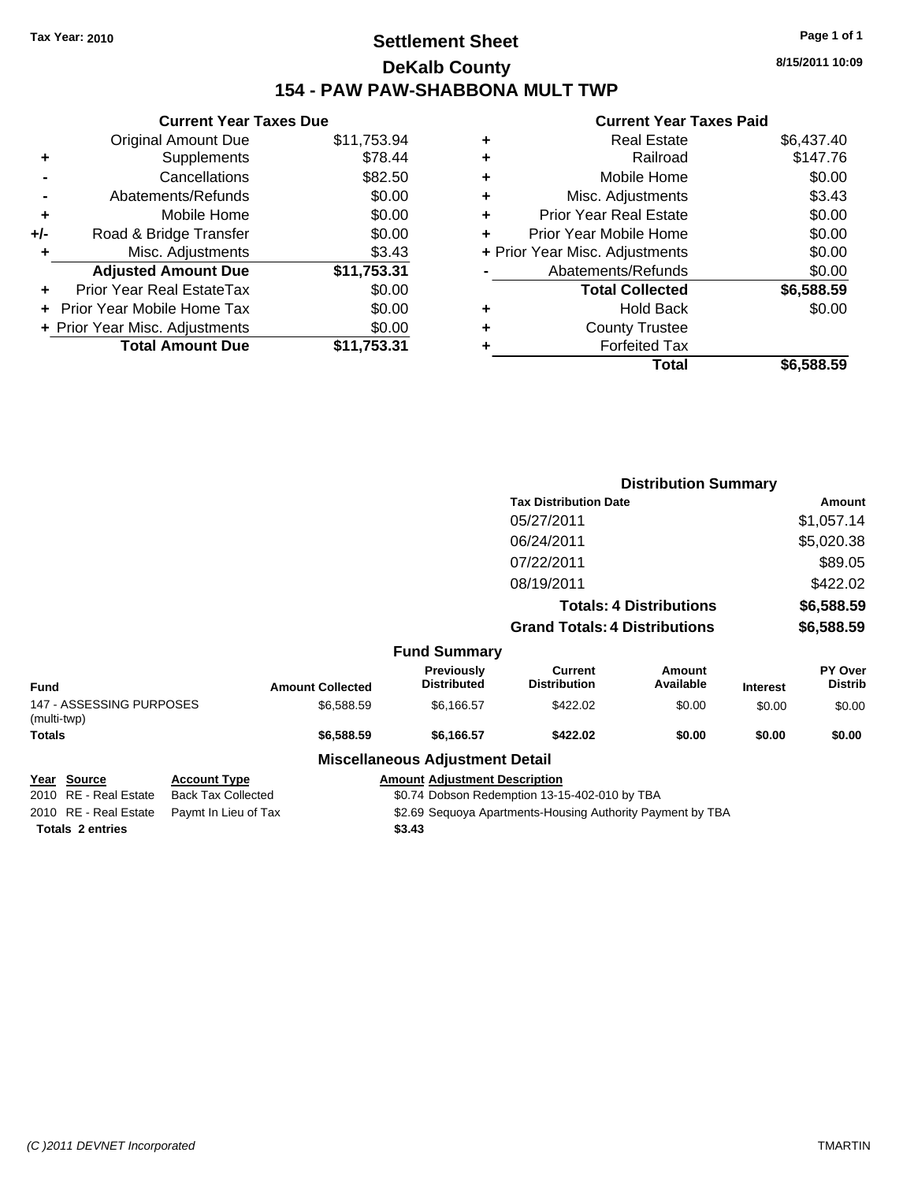**Tax Year: 2010**

# Settlement Sheet
## DeKalb County
## 154 - PAW PAW-SHABBONA MULT TWP

8/15/2011 10:09

### Current Year Taxes Due

| | | |
|---|---|---|
| | Original Amount Due | $11,753.94 |
| + | Supplements | $78.44 |
| - | Cancellations | $82.50 |
| - | Abatements/Refunds | $0.00 |
| + | Mobile Home | $0.00 |
| +/- | Road & Bridge Transfer | $0.00 |
| + | Misc. Adjustments | $3.43 |
| | **Adjusted Amount Due** | **$11,753.31** |
| + | Prior Year Real EstateTax | $0.00 |
| + | Prior Year Mobile Home Tax | $0.00 |
| + | Prior Year Misc. Adjustments | $0.00 |
| | **Total Amount Due** | **$11,753.31** |

### Current Year Taxes Paid

| | | |
|---|---|---|
| + | Real Estate | $6,437.40 |
| + | Railroad | $147.76 |
| + | Mobile Home | $0.00 |
| + | Misc. Adjustments | $3.43 |
| + | Prior Year Real Estate | $0.00 |
| + | Prior Year Mobile Home | $0.00 |
| + | Prior Year Misc. Adjustments | $0.00 |
| - | Abatements/Refunds | $0.00 |
| | **Total Collected** | **$6,588.59** |
| + | Hold Back | $0.00 |
| + | County Trustee | |
| + | Forfeited Tax | |
| | **Total** | **$6,588.59** |

### Distribution Summary

| Tax Distribution Date | Amount |
|---|---|
| 05/27/2011 | $1,057.14 |
| 06/24/2011 | $5,020.38 |
| 07/22/2011 | $89.05 |
| 08/19/2011 | $422.02 |
| **Totals: 4 Distributions** | **$6,588.59** |
| **Grand Totals: 4 Distributions** | **$6,588.59** |

### Fund Summary

| Fund | Amount Collected | Previously Distributed | Current Distribution | Amount Available | Interest | PY Over Distrib |
|---|---|---|---|---|---|---|
| 147 - ASSESSING PURPOSES (multi-twp) | $6,588.59 | $6,166.57 | $422.02 | $0.00 | $0.00 | $0.00 |
| **Totals** | **$6,588.59** | **$6,166.57** | **$422.02** | **$0.00** | **$0.00** | **$0.00** |

### Miscellaneous Adjustment Detail

| Year | Source | Account Type | Amount | Adjustment Description |
|---|---|---|---|---|
| 2010 | RE - Real Estate | Back Tax Collected | $0.74 | Dobson Redemption 13-15-402-010 by TBA |
| 2010 | RE - Real Estate | Paymt In Lieu of Tax | $2.69 | Sequoya Apartments-Housing Authority Payment by TBA |
| **Totals 2 entries** | | | **$3.43** | |

(C )2011 DEVNET Incorporated TMARTIN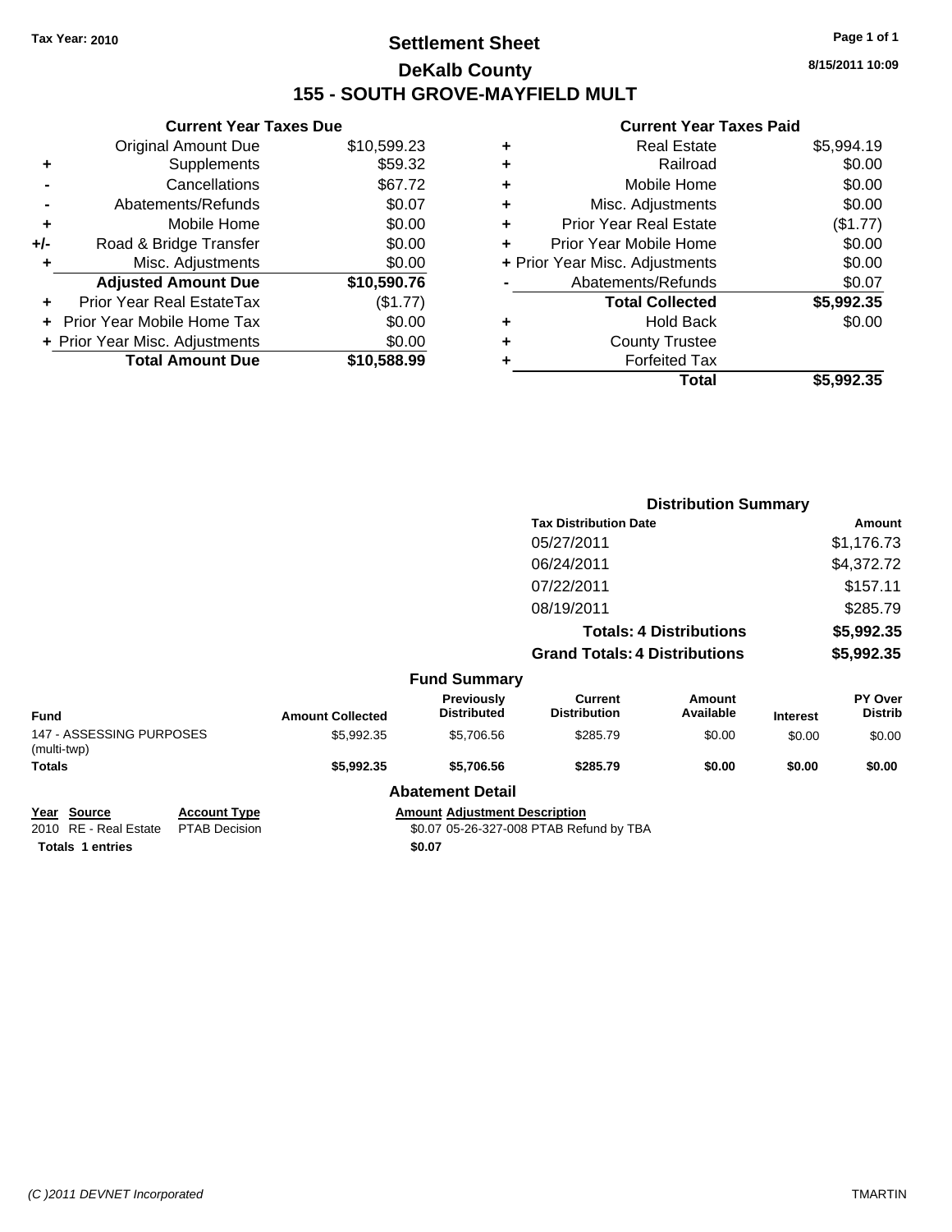Tax Year: 2010

# Settlement Sheet

## DeKalb County

## 155 - SOUTH GROVE-MAYFIELD MULT

8/15/2011 10:09

### Current Year Taxes Due

| | | |
|---|---|---|
| | Original Amount Due | $10,599.23 |
| + | Supplements | $59.32 |
| - | Cancellations | $67.72 |
| - | Abatements/Refunds | $0.07 |
| + | Mobile Home | $0.00 |
| +/- | Road & Bridge Transfer | $0.00 |
| + | Misc. Adjustments | $0.00 |
| | **Adjusted Amount Due** | **$10,590.76** |
| + | Prior Year Real EstateTax | ($1.77) |
| + | Prior Year Mobile Home Tax | $0.00 |
| + | Prior Year Misc. Adjustments | $0.00 |
| | **Total Amount Due** | **$10,588.99** |

### Current Year Taxes Paid

| | | |
|---|---|---|
| + | Real Estate | $5,994.19 |
| + | Railroad | $0.00 |
| + | Mobile Home | $0.00 |
| + | Misc. Adjustments | $0.00 |
| + | Prior Year Real Estate | ($1.77) |
| + | Prior Year Mobile Home | $0.00 |
| + | Prior Year Misc. Adjustments | $0.00 |
| - | Abatements/Refunds | $0.07 |
| | **Total Collected** | **$5,992.35** |
| + | Hold Back | $0.00 |
| + | County Trustee | |
| + | Forfeited Tax | |
| | **Total** | **$5,992.35** |

### Distribution Summary

| Tax Distribution Date | Amount |
|---|---|
| 05/27/2011 | $1,176.73 |
| 06/24/2011 | $4,372.72 |
| 07/22/2011 | $157.11 |
| 08/19/2011 | $285.79 |
| **Totals: 4 Distributions** | **$5,992.35** |
| **Grand Totals: 4 Distributions** | **$5,992.35** |

### Fund Summary

| Fund | Amount Collected | Previously Distributed | Current Distribution | Amount Available | Interest | PY Over Distrib |
|---|---|---|---|---|---|---|
| 147 - ASSESSING PURPOSES (multi-twp) | $5,992.35 | $5,706.56 | $285.79 | $0.00 | $0.00 | $0.00 |
| **Totals** | **$5,992.35** | **$5,706.56** | **$285.79** | **$0.00** | **$0.00** | **$0.00** |

### Abatement Detail

| Year | Source | Account Type | Amount | Adjustment Description |
|---|---|---|---|---|
| 2010 | RE - Real Estate | PTAB Decision | $0.07 | 05-26-327-008 PTAB Refund by TBA |
| **Totals 1 entries** | | | **$0.07** | |

(C )2011 DEVNET Incorporated TMARTIN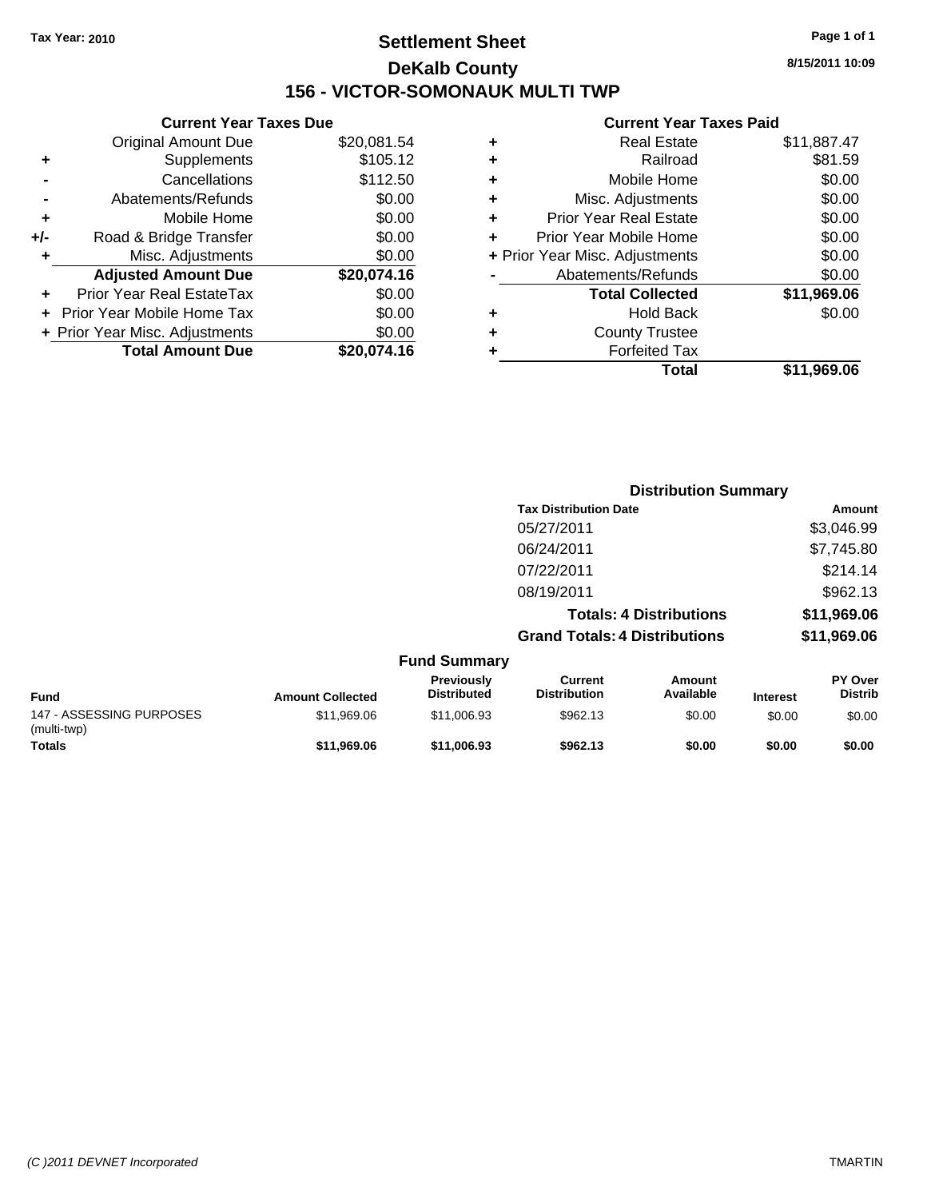Tax Year: 2010

# Settlement Sheet

## DeKalb County

## 156 - VICTOR-SOMONAUK MULTI TWP

8/15/2011 10:09

### Current Year Taxes Due

| | | |
|---|---|---|
| | Original Amount Due | $20,081.54 |
| + | Supplements | $105.12 |
| - | Cancellations | $112.50 |
| - | Abatements/Refunds | $0.00 |
| + | Mobile Home | $0.00 |
| +/- | Road & Bridge Transfer | $0.00 |
| + | Misc. Adjustments | $0.00 |
| | **Adjusted Amount Due** | **$20,074.16** |
| + | Prior Year Real EstateTax | $0.00 |
| + | Prior Year Mobile Home Tax | $0.00 |
| + | Prior Year Misc. Adjustments | $0.00 |
| | **Total Amount Due** | **$20,074.16** |

### Current Year Taxes Paid

| | | |
|---|---|---|
| + | Real Estate | $11,887.47 |
| + | Railroad | $81.59 |
| + | Mobile Home | $0.00 |
| + | Misc. Adjustments | $0.00 |
| + | Prior Year Real Estate | $0.00 |
| + | Prior Year Mobile Home | $0.00 |
| + | Prior Year Misc. Adjustments | $0.00 |
| - | Abatements/Refunds | $0.00 |
| | **Total Collected** | **$11,969.06** |
| + | Hold Back | $0.00 |
| + | County Trustee | |
| + | Forfeited Tax | |
| | **Total** | **$11,969.06** |

### Distribution Summary

| Tax Distribution Date | Amount |
|---|---|
| 05/27/2011 | $3,046.99 |
| 06/24/2011 | $7,745.80 |
| 07/22/2011 | $214.14 |
| 08/19/2011 | $962.13 |
| **Totals: 4 Distributions** | **$11,969.06** |
| **Grand Totals: 4 Distributions** | **$11,969.06** |

### Fund Summary

| Fund | Amount Collected | Previously Distributed | Current Distribution | Amount Available | Interest | PY Over Distrib |
|---|---|---|---|---|---|---|
| 147 - ASSESSING PURPOSES (multi-twp) | $11,969.06 | $11,006.93 | $962.13 | $0.00 | $0.00 | $0.00 |
| **Totals** | **$11,969.06** | **$11,006.93** | **$962.13** | **$0.00** | **$0.00** | **$0.00** |

(C )2011 DEVNET Incorporated TMARTIN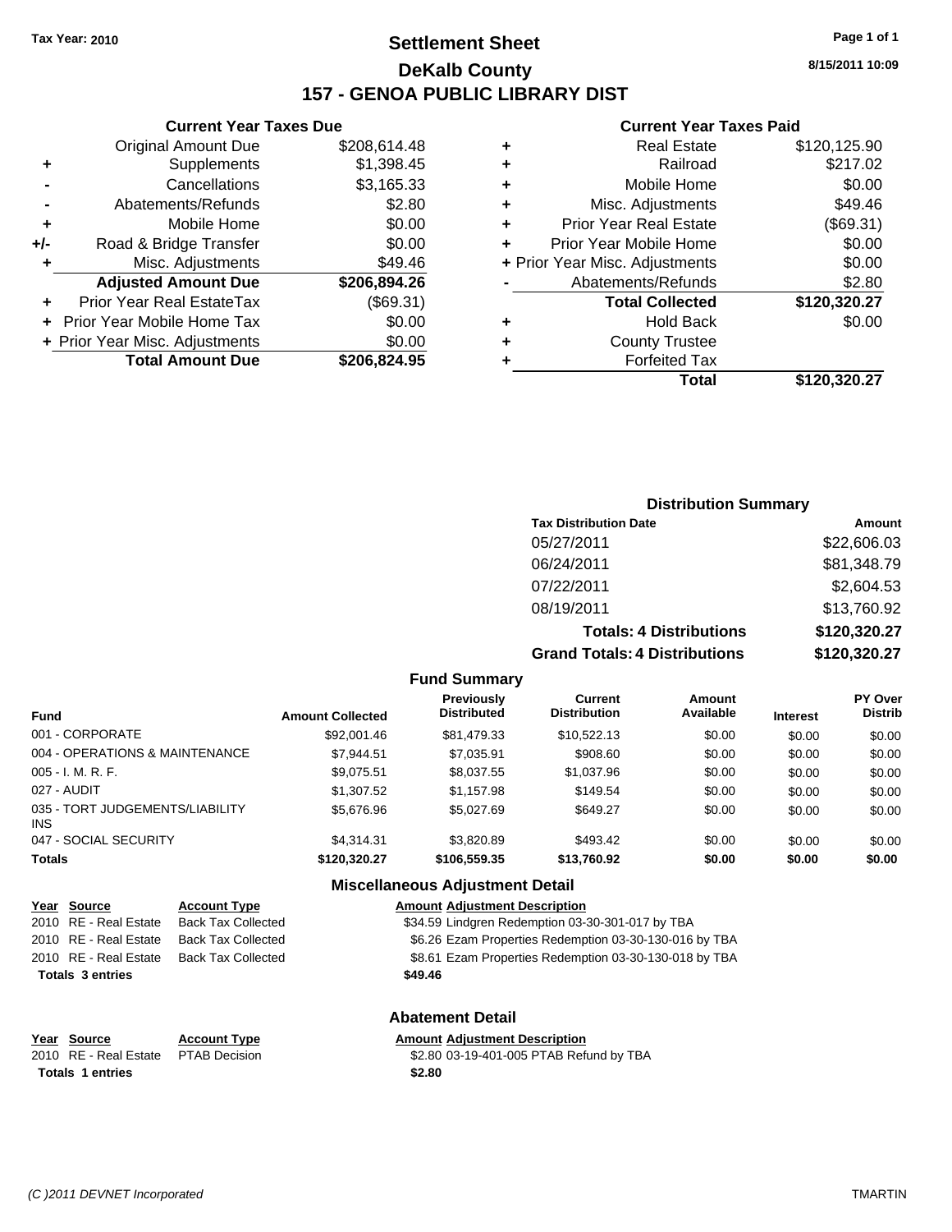**Tax Year: 2010**

# Settlement Sheet
## DeKalb County
## 157 - GENOA PUBLIC LIBRARY DIST

8/15/2011 10:09

### Current Year Taxes Due

| | | |
|---|---|---|
| | Original Amount Due | $208,614.48 |
| + | Supplements | $1,398.45 |
| - | Cancellations | $3,165.33 |
| - | Abatements/Refunds | $2.80 |
| + | Mobile Home | $0.00 |
| +/- | Road & Bridge Transfer | $0.00 |
| + | Misc. Adjustments | $49.46 |
| | **Adjusted Amount Due** | **$206,894.26** |
| + | Prior Year Real EstateTax | ($69.31) |
| + | Prior Year Mobile Home Tax | $0.00 |
| + | Prior Year Misc. Adjustments | $0.00 |
| | **Total Amount Due** | **$206,824.95** |

### Current Year Taxes Paid

| | | |
|---|---|---|
| + | Real Estate | $120,125.90 |
| + | Railroad | $217.02 |
| + | Mobile Home | $0.00 |
| + | Misc. Adjustments | $49.46 |
| + | Prior Year Real Estate | ($69.31) |
| + | Prior Year Mobile Home | $0.00 |
| + | Prior Year Misc. Adjustments | $0.00 |
| - | Abatements/Refunds | $2.80 |
| | **Total Collected** | **$120,320.27** |
| + | Hold Back | $0.00 |
| + | County Trustee | |
| + | Forfeited Tax | |
| | **Total** | **$120,320.27** |

### Distribution Summary

| Tax Distribution Date | Amount |
|---|---|
| 05/27/2011 | $22,606.03 |
| 06/24/2011 | $81,348.79 |
| 07/22/2011 | $2,604.53 |
| 08/19/2011 | $13,760.92 |
| **Totals: 4 Distributions** | **$120,320.27** |
| **Grand Totals: 4 Distributions** | **$120,320.27** |

### Fund Summary

| Fund | Amount Collected | Previously Distributed | Current Distribution | Amount Available | Interest | PY Over Distrib |
|---|---|---|---|---|---|---|
| 001 - CORPORATE | $92,001.46 | $81,479.33 | $10,522.13 | $0.00 | $0.00 | $0.00 |
| 004 - OPERATIONS & MAINTENANCE | $7,944.51 | $7,035.91 | $908.60 | $0.00 | $0.00 | $0.00 |
| 005 - I. M. R. F. | $9,075.51 | $8,037.55 | $1,037.96 | $0.00 | $0.00 | $0.00 |
| 027 - AUDIT | $1,307.52 | $1,157.98 | $149.54 | $0.00 | $0.00 | $0.00 |
| 035 - TORT JUDGEMENTS/LIABILITY INS | $5,676.96 | $5,027.69 | $649.27 | $0.00 | $0.00 | $0.00 |
| 047 - SOCIAL SECURITY | $4,314.31 | $3,820.89 | $493.42 | $0.00 | $0.00 | $0.00 |
| **Totals** | **$120,320.27** | **$106,559.35** | **$13,760.92** | **$0.00** | **$0.00** | **$0.00** |

### Miscellaneous Adjustment Detail

| Year | Source | Account Type | Amount | Adjustment Description |
|---|---|---|---|---|
| 2010 | RE - Real Estate | Back Tax Collected | $34.59 | Lindgren Redemption 03-30-301-017 by TBA |
| 2010 | RE - Real Estate | Back Tax Collected | $6.26 | Ezam Properties Redemption 03-30-130-016 by TBA |
| 2010 | RE - Real Estate | Back Tax Collected | $8.61 | Ezam Properties Redemption 03-30-130-018 by TBA |
| **Totals** | **3 entries** | | **$49.46** | |

### Abatement Detail

| Year | Source | Account Type | Amount | Adjustment Description |
|---|---|---|---|---|
| 2010 | RE - Real Estate | PTAB Decision | $2.80 | 03-19-401-005 PTAB Refund by TBA |
| **Totals** | **1 entries** | | **$2.80** | |

(C )2011 DEVNET Incorporated TMARTIN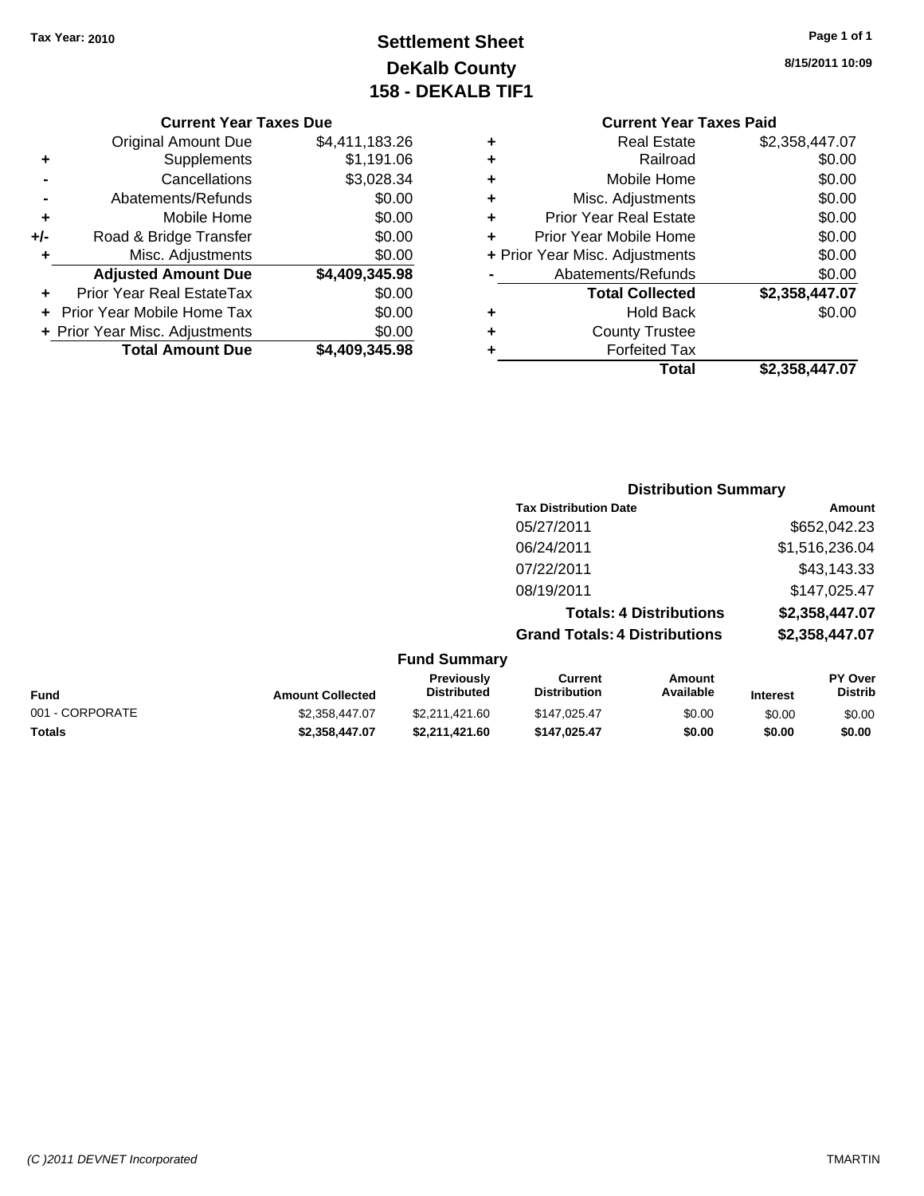**Tax Year: 2010**

# Settlement Sheet
## DeKalb County
## 158 - DEKALB TIF1

8/15/2011 10:09

### Current Year Taxes Due

| | | |
|---|---|---|
| | Original Amount Due | $4,411,183.26 |
| + | Supplements | $1,191.06 |
| - | Cancellations | $3,028.34 |
| - | Abatements/Refunds | $0.00 |
| + | Mobile Home | $0.00 |
| +/- | Road & Bridge Transfer | $0.00 |
| + | Misc. Adjustments | $0.00 |
| | **Adjusted Amount Due** | **$4,409,345.98** |
| + | Prior Year Real EstateTax | $0.00 |
| + | Prior Year Mobile Home Tax | $0.00 |
| + | Prior Year Misc. Adjustments | $0.00 |
| | **Total Amount Due** | **$4,409,345.98** |

### Current Year Taxes Paid

| | | |
|---|---|---|
| + | Real Estate | $2,358,447.07 |
| + | Railroad | $0.00 |
| + | Mobile Home | $0.00 |
| + | Misc. Adjustments | $0.00 |
| + | Prior Year Real Estate | $0.00 |
| + | Prior Year Mobile Home | $0.00 |
| + | Prior Year Misc. Adjustments | $0.00 |
| - | Abatements/Refunds | $0.00 |
| | **Total Collected** | **$2,358,447.07** |
| + | Hold Back | $0.00 |
| + | County Trustee | |
| + | Forfeited Tax | |
| | **Total** | **$2,358,447.07** |

### Distribution Summary

| Tax Distribution Date | Amount |
|---|---|
| 05/27/2011 | $652,042.23 |
| 06/24/2011 | $1,516,236.04 |
| 07/22/2011 | $43,143.33 |
| 08/19/2011 | $147,025.47 |
| **Totals: 4 Distributions** | **$2,358,447.07** |
| **Grand Totals: 4 Distributions** | **$2,358,447.07** |

### Fund Summary

| Fund | Amount Collected | Previously Distributed | Current Distribution | Amount Available | Interest | PY Over Distrib |
|---|---|---|---|---|---|---|
| 001 - CORPORATE | $2,358,447.07 | $2,211,421.60 | $147,025.47 | $0.00 | $0.00 | $0.00 |
| **Totals** | **$2,358,447.07** | **$2,211,421.60** | **$147,025.47** | **$0.00** | **$0.00** | **$0.00** |

*(C )2011 DEVNET Incorporated* TMARTIN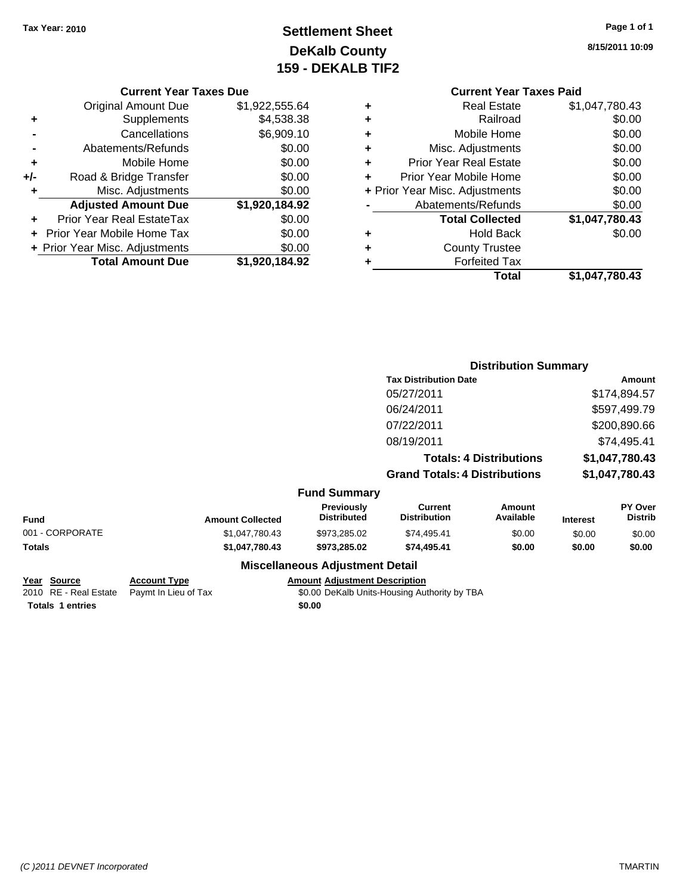Tax Year: 2010

# Settlement Sheet
## DeKalb County
## 159 - DEKALB TIF2

8/15/2011 10:09

### Current Year Taxes Due

| | | |
|---|---|---|
| | Original Amount Due | $1,922,555.64 |
| + | Supplements | $4,538.38 |
| - | Cancellations | $6,909.10 |
| - | Abatements/Refunds | $0.00 |
| + | Mobile Home | $0.00 |
| +/- | Road & Bridge Transfer | $0.00 |
| + | Misc. Adjustments | $0.00 |
| | **Adjusted Amount Due** | **$1,920,184.92** |
| + | Prior Year Real EstateTax | $0.00 |
| + | Prior Year Mobile Home Tax | $0.00 |
| + | Prior Year Misc. Adjustments | $0.00 |
| | **Total Amount Due** | **$1,920,184.92** |

### Current Year Taxes Paid

| | | |
|---|---|---|
| + | Real Estate | $1,047,780.43 |
| + | Railroad | $0.00 |
| + | Mobile Home | $0.00 |
| + | Misc. Adjustments | $0.00 |
| + | Prior Year Real Estate | $0.00 |
| + | Prior Year Mobile Home | $0.00 |
| + | Prior Year Misc. Adjustments | $0.00 |
| - | Abatements/Refunds | $0.00 |
| | **Total Collected** | **$1,047,780.43** |
| + | Hold Back | $0.00 |
| + | County Trustee | |
| + | Forfeited Tax | |
| | **Total** | **$1,047,780.43** |

### Distribution Summary

| Tax Distribution Date | Amount |
|---|---|
| 05/27/2011 | $174,894.57 |
| 06/24/2011 | $597,499.79 |
| 07/22/2011 | $200,890.66 |
| 08/19/2011 | $74,495.41 |
| **Totals: 4 Distributions** | **$1,047,780.43** |
| **Grand Totals: 4 Distributions** | **$1,047,780.43** |

### Fund Summary

| Fund | Amount Collected | Previously Distributed | Current Distribution | Amount Available | Interest | PY Over Distrib |
|---|---|---|---|---|---|---|
| 001 - CORPORATE | $1,047,780.43 | $973,285.02 | $74,495.41 | $0.00 | $0.00 | $0.00 |
| **Totals** | **$1,047,780.43** | **$973,285.02** | **$74,495.41** | **$0.00** | **$0.00** | **$0.00** |

### Miscellaneous Adjustment Detail

| Year | Source | Account Type | Amount | Adjustment Description |
|---|---|---|---|---|
| 2010 | RE - Real Estate | Paymt In Lieu of Tax | $0.00 | DeKalb Units-Housing Authority by TBA |
| **Totals** | **1 entries** | | **$0.00** | |

(C )2011 DEVNET Incorporated

TMARTIN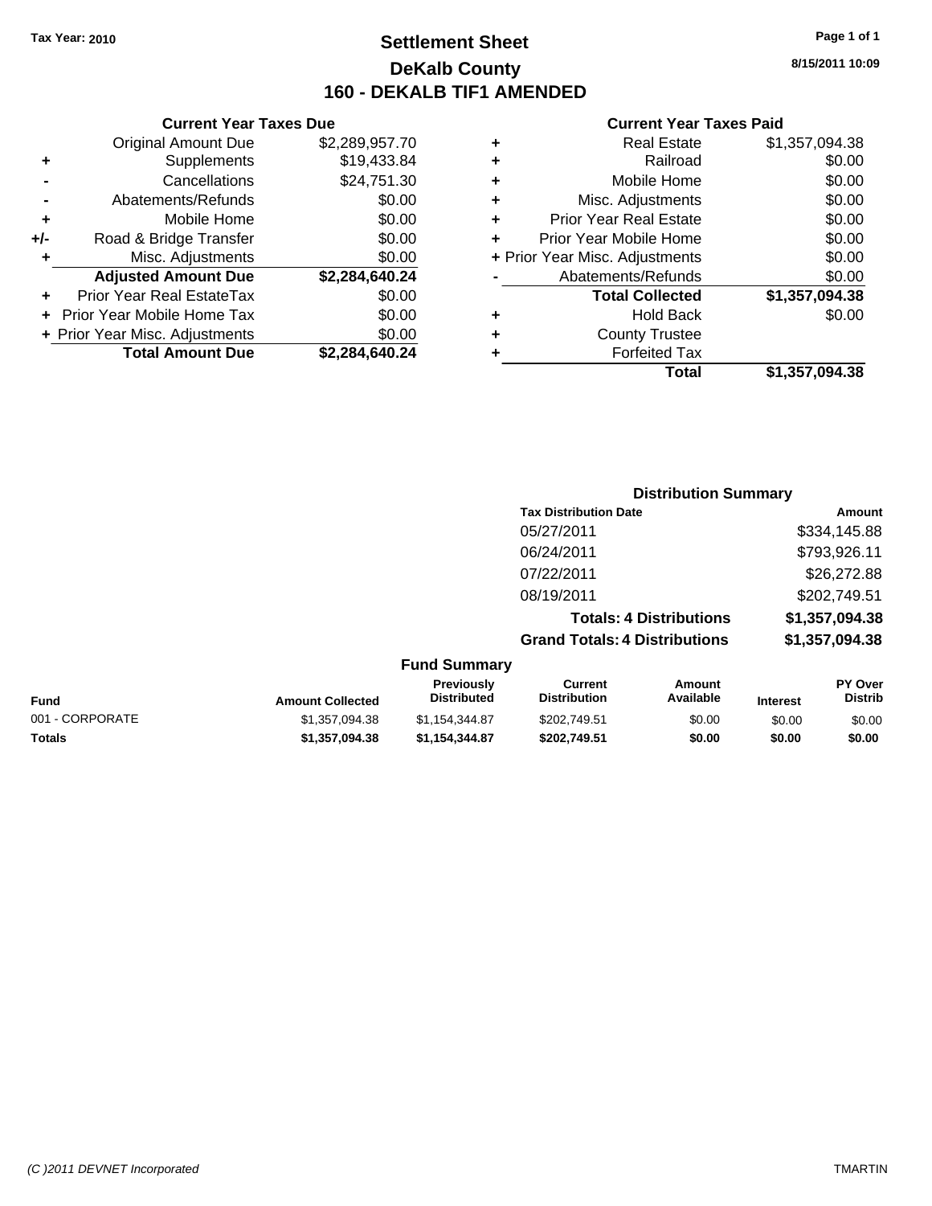Tax Year: 2010

# Settlement Sheet
## DeKalb County
## 160 - DEKALB TIF1 AMENDED

8/15/2011 10:09

### Current Year Taxes Due

| | | |
|---|---|---|
| | Original Amount Due | $2,289,957.70 |
| + | Supplements | $19,433.84 |
| - | Cancellations | $24,751.30 |
| - | Abatements/Refunds | $0.00 |
| + | Mobile Home | $0.00 |
| +/- | Road & Bridge Transfer | $0.00 |
| + | Misc. Adjustments | $0.00 |
| | **Adjusted Amount Due** | **$2,284,640.24** |
| + | Prior Year Real EstateTax | $0.00 |
| + | Prior Year Mobile Home Tax | $0.00 |
| + | Prior Year Misc. Adjustments | $0.00 |
| | **Total Amount Due** | **$2,284,640.24** |

### Current Year Taxes Paid

| | | |
|---|---|---|
| + | Real Estate | $1,357,094.38 |
| + | Railroad | $0.00 |
| + | Mobile Home | $0.00 |
| + | Misc. Adjustments | $0.00 |
| + | Prior Year Real Estate | $0.00 |
| + | Prior Year Mobile Home | $0.00 |
| + | Prior Year Misc. Adjustments | $0.00 |
| - | Abatements/Refunds | $0.00 |
| | **Total Collected** | **$1,357,094.38** |
| + | Hold Back | $0.00 |
| + | County Trustee | |
| + | Forfeited Tax | |
| | **Total** | **$1,357,094.38** |

### Distribution Summary

| Tax Distribution Date | Amount |
|---|---|
| 05/27/2011 | $334,145.88 |
| 06/24/2011 | $793,926.11 |
| 07/22/2011 | $26,272.88 |
| 08/19/2011 | $202,749.51 |
| **Totals: 4 Distributions** | **$1,357,094.38** |
| **Grand Totals: 4 Distributions** | **$1,357,094.38** |

### Fund Summary

| Fund | Amount Collected | Previously Distributed | Current Distribution | Amount Available | Interest | PY Over Distrib |
|---|---|---|---|---|---|---|
| 001 - CORPORATE | $1,357,094.38 | $1,154,344.87 | $202,749.51 | $0.00 | $0.00 | $0.00 |
| **Totals** | **$1,357,094.38** | **$1,154,344.87** | **$202,749.51** | **$0.00** | **$0.00** | **$0.00** |

(C )2011 DEVNET Incorporated — TMARTIN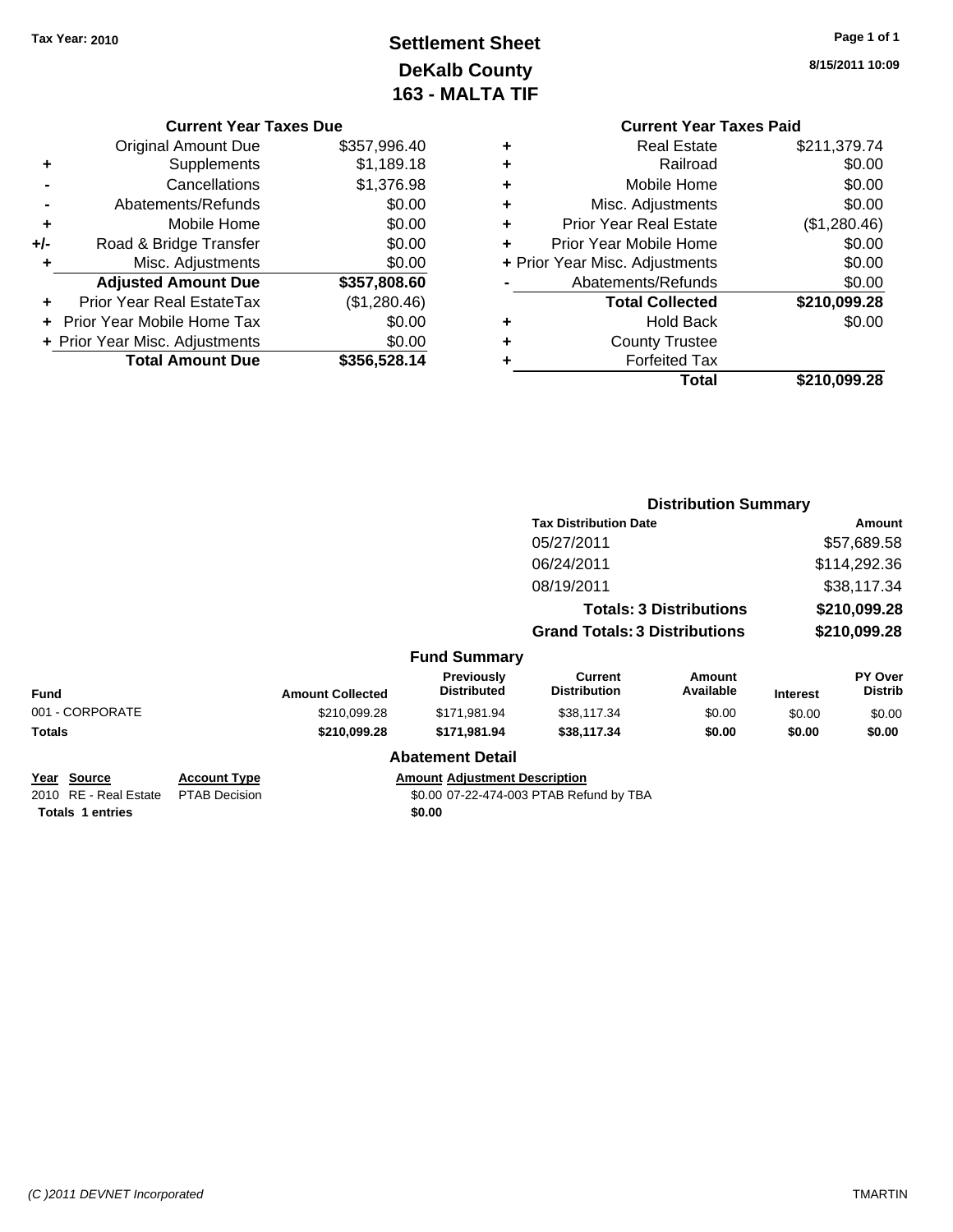Tax Year: 2010

# Settlement Sheet
## DeKalb County
## 163 - MALTA TIF

8/15/2011 10:09

### Current Year Taxes Due

| | | |
|---|---|---|
| | Original Amount Due | $357,996.40 |
| + | Supplements | $1,189.18 |
| - | Cancellations | $1,376.98 |
| - | Abatements/Refunds | $0.00 |
| + | Mobile Home | $0.00 |
| +/- | Road & Bridge Transfer | $0.00 |
| + | Misc. Adjustments | $0.00 |
| | **Adjusted Amount Due** | **$357,808.60** |
| + | Prior Year Real EstateTax | ($1,280.46) |
| + | Prior Year Mobile Home Tax | $0.00 |
| + | Prior Year Misc. Adjustments | $0.00 |
| | **Total Amount Due** | **$356,528.14** |

### Current Year Taxes Paid

| | | |
|---|---|---|
| + | Real Estate | $211,379.74 |
| + | Railroad | $0.00 |
| + | Mobile Home | $0.00 |
| + | Misc. Adjustments | $0.00 |
| + | Prior Year Real Estate | ($1,280.46) |
| + | Prior Year Mobile Home | $0.00 |
| + | Prior Year Misc. Adjustments | $0.00 |
| - | Abatements/Refunds | $0.00 |
| | **Total Collected** | **$210,099.28** |
| + | Hold Back | $0.00 |
| + | County Trustee | |
| + | Forfeited Tax | |
| | **Total** | **$210,099.28** |

### Distribution Summary

| Tax Distribution Date | Amount |
|---|---|
| 05/27/2011 | $57,689.58 |
| 06/24/2011 | $114,292.36 |
| 08/19/2011 | $38,117.34 |
| **Totals: 3 Distributions** | **$210,099.28** |
| **Grand Totals: 3 Distributions** | **$210,099.28** |

### Fund Summary

| Fund | Amount Collected | Previously Distributed | Current Distribution | Amount Available | Interest | PY Over Distrib |
|---|---|---|---|---|---|---|
| 001 - CORPORATE | $210,099.28 | $171,981.94 | $38,117.34 | $0.00 | $0.00 | $0.00 |
| **Totals** | **$210,099.28** | **$171,981.94** | **$38,117.34** | **$0.00** | **$0.00** | **$0.00** |

### Abatement Detail

| Year | Source | Account Type | Amount | Adjustment Description |
|---|---|---|---|---|
| 2010 | RE - Real Estate | PTAB Decision | $0.00 | 07-22-474-003 PTAB Refund by TBA |
| **Totals 1 entries** | | | **$0.00** | |

(C )2011 DEVNET Incorporated TMARTIN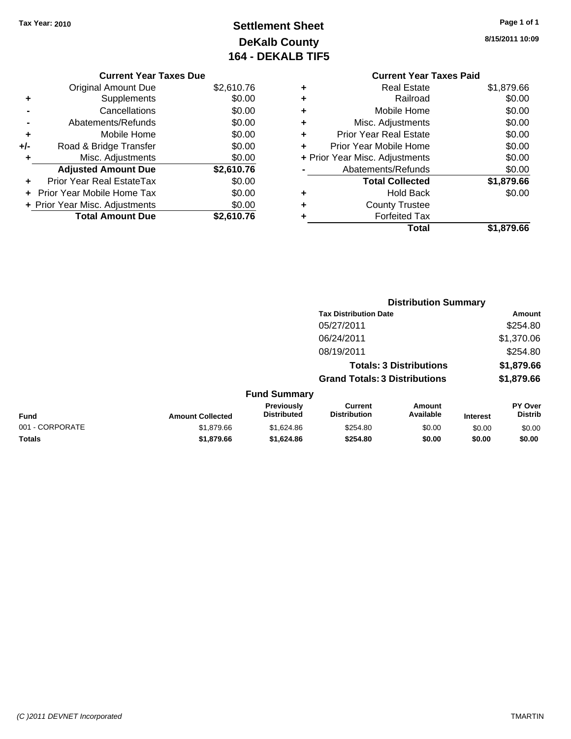Tax Year: 2010

# Settlement Sheet
## DeKalb County
## 164 - DEKALB TIF5

8/15/2011 10:09

### Current Year Taxes Due

| | | |
|---|---|---|
| | Original Amount Due | $2,610.76 |
| + | Supplements | $0.00 |
| - | Cancellations | $0.00 |
| - | Abatements/Refunds | $0.00 |
| + | Mobile Home | $0.00 |
| +/- | Road & Bridge Transfer | $0.00 |
| + | Misc. Adjustments | $0.00 |
| | **Adjusted Amount Due** | **$2,610.76** |
| + | Prior Year Real EstateTax | $0.00 |
| + | Prior Year Mobile Home Tax | $0.00 |
| + | Prior Year Misc. Adjustments | $0.00 |
| | **Total Amount Due** | **$2,610.76** |

### Current Year Taxes Paid

| | | |
|---|---|---|
| + | Real Estate | $1,879.66 |
| + | Railroad | $0.00 |
| + | Mobile Home | $0.00 |
| + | Misc. Adjustments | $0.00 |
| + | Prior Year Real Estate | $0.00 |
| + | Prior Year Mobile Home | $0.00 |
| + | Prior Year Misc. Adjustments | $0.00 |
| - | Abatements/Refunds | $0.00 |
| | **Total Collected** | **$1,879.66** |
| + | Hold Back | $0.00 |
| + | County Trustee | |
| + | Forfeited Tax | |
| | **Total** | **$1,879.66** |

### Distribution Summary

| Tax Distribution Date | Amount |
|---|---|
| 05/27/2011 | $254.80 |
| 06/24/2011 | $1,370.06 |
| 08/19/2011 | $254.80 |
| **Totals: 3 Distributions** | **$1,879.66** |
| **Grand Totals: 3 Distributions** | **$1,879.66** |

### Fund Summary

| Fund | Amount Collected | Previously Distributed | Current Distribution | Amount Available | Interest | PY Over Distrib |
|---|---|---|---|---|---|---|
| 001 - CORPORATE | $1,879.66 | $1,624.86 | $254.80 | $0.00 | $0.00 | $0.00 |
| **Totals** | **$1,879.66** | **$1,624.86** | **$254.80** | **$0.00** | **$0.00** | **$0.00** |

(C )2011 DEVNET Incorporated — TMARTIN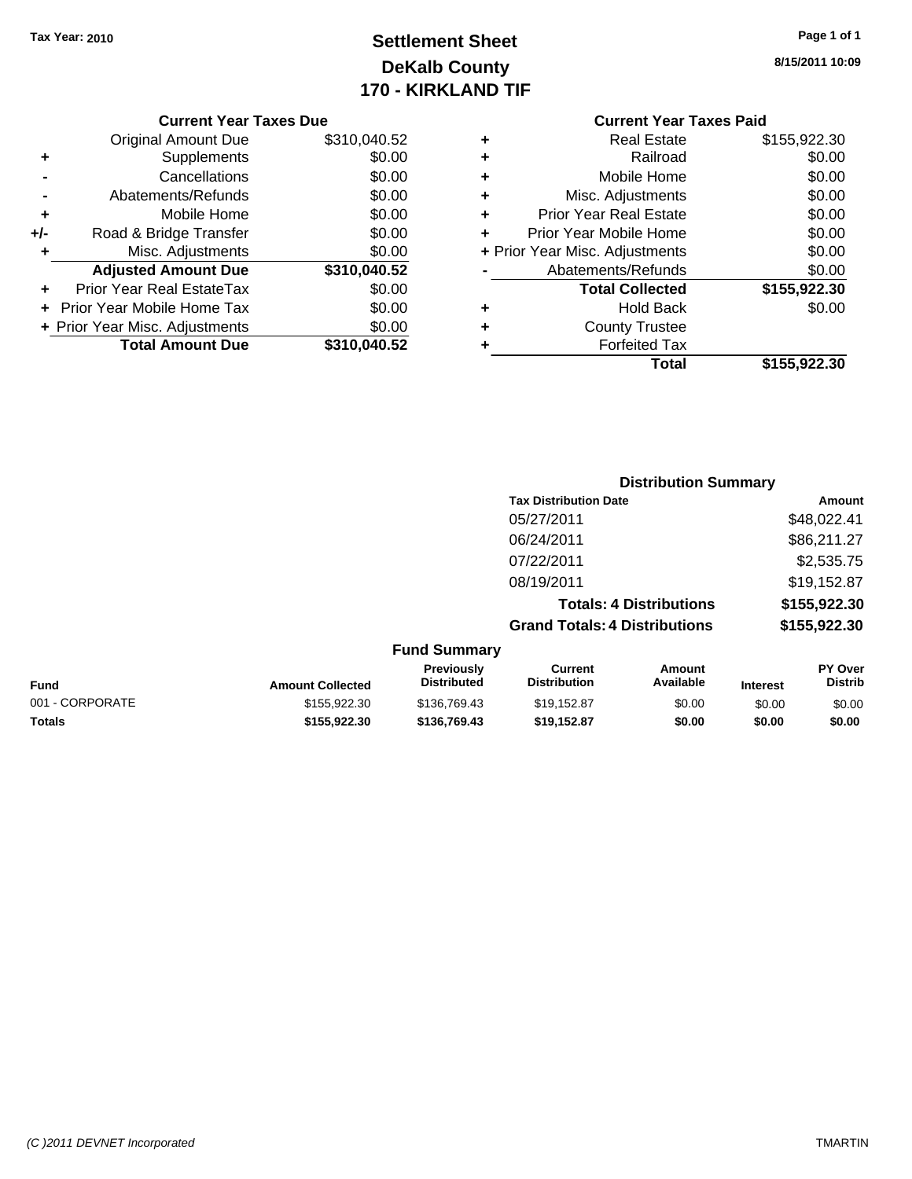**Tax Year: 2010**

# Settlement Sheet
## DeKalb County
## 170 - KIRKLAND TIF

**8/15/2011 10:09**

### Current Year Taxes Due

| | | |
|---|---|---|
| | Original Amount Due | $310,040.52 |
| + | Supplements | $0.00 |
| - | Cancellations | $0.00 |
| - | Abatements/Refunds | $0.00 |
| + | Mobile Home | $0.00 |
| +/- | Road & Bridge Transfer | $0.00 |
| + | Misc. Adjustments | $0.00 |
| | **Adjusted Amount Due** | **$310,040.52** |
| + | Prior Year Real EstateTax | $0.00 |
| + | Prior Year Mobile Home Tax | $0.00 |
| + | Prior Year Misc. Adjustments | $0.00 |
| | **Total Amount Due** | **$310,040.52** |

### Current Year Taxes Paid

| | | |
|---|---|---|
| + | Real Estate | $155,922.30 |
| + | Railroad | $0.00 |
| + | Mobile Home | $0.00 |
| + | Misc. Adjustments | $0.00 |
| + | Prior Year Real Estate | $0.00 |
| + | Prior Year Mobile Home | $0.00 |
| + | Prior Year Misc. Adjustments | $0.00 |
| - | Abatements/Refunds | $0.00 |
| | **Total Collected** | **$155,922.30** |
| + | Hold Back | $0.00 |
| + | County Trustee | |
| + | Forfeited Tax | |
| | **Total** | **$155,922.30** |

### Distribution Summary

| Tax Distribution Date | Amount |
|---|---|
| 05/27/2011 | $48,022.41 |
| 06/24/2011 | $86,211.27 |
| 07/22/2011 | $2,535.75 |
| 08/19/2011 | $19,152.87 |
| **Totals: 4 Distributions** | **$155,922.30** |
| **Grand Totals: 4 Distributions** | **$155,922.30** |

### Fund Summary

| Fund | Amount Collected | Previously Distributed | Current Distribution | Amount Available | Interest | PY Over Distrib |
|---|---|---|---|---|---|---|
| 001 - CORPORATE | $155,922.30 | $136,769.43 | $19,152.87 | $0.00 | $0.00 | $0.00 |
| **Totals** | **$155,922.30** | **$136,769.43** | **$19,152.87** | **$0.00** | **$0.00** | **$0.00** |

*(C )2011 DEVNET Incorporated* TMARTIN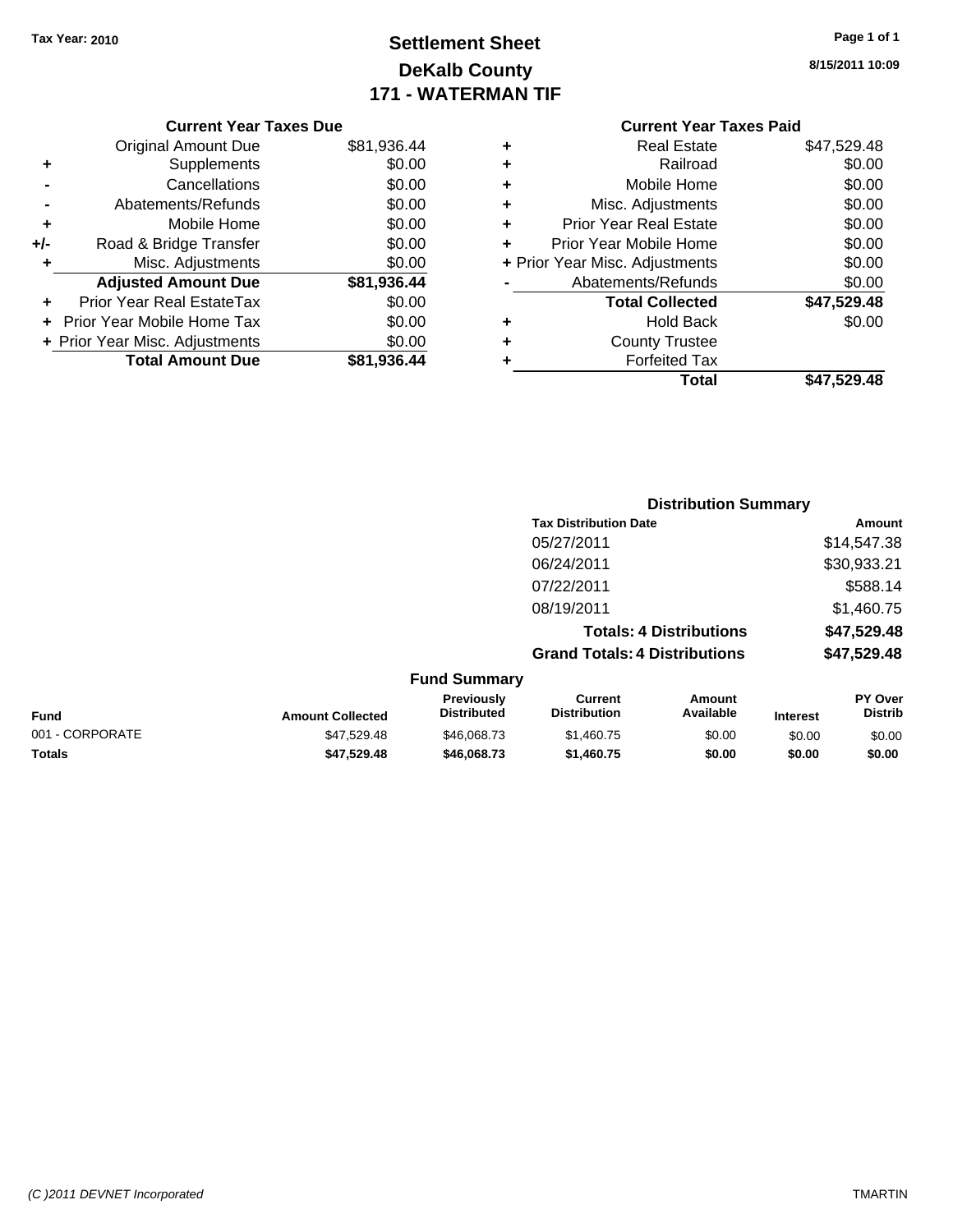Tax Year: 2010

# Settlement Sheet
## DeKalb County
## 171 - WATERMAN TIF

8/15/2011 10:09

### Current Year Taxes Due

| | | |
|---|---|---|
| | Original Amount Due | $81,936.44 |
| + | Supplements | $0.00 |
| - | Cancellations | $0.00 |
| - | Abatements/Refunds | $0.00 |
| + | Mobile Home | $0.00 |
| +/- | Road & Bridge Transfer | $0.00 |
| + | Misc. Adjustments | $0.00 |
| | **Adjusted Amount Due** | **$81,936.44** |
| + | Prior Year Real EstateTax | $0.00 |
| + | Prior Year Mobile Home Tax | $0.00 |
| + | Prior Year Misc. Adjustments | $0.00 |
| | **Total Amount Due** | **$81,936.44** |

### Current Year Taxes Paid

| | | |
|---|---|---|
| + | Real Estate | $47,529.48 |
| + | Railroad | $0.00 |
| + | Mobile Home | $0.00 |
| + | Misc. Adjustments | $0.00 |
| + | Prior Year Real Estate | $0.00 |
| + | Prior Year Mobile Home | $0.00 |
| + | Prior Year Misc. Adjustments | $0.00 |
| - | Abatements/Refunds | $0.00 |
| | **Total Collected** | **$47,529.48** |
| + | Hold Back | $0.00 |
| + | County Trustee | |
| + | Forfeited Tax | |
| | **Total** | **$47,529.48** |

### Distribution Summary

| Tax Distribution Date | Amount |
|---|---|
| 05/27/2011 | $14,547.38 |
| 06/24/2011 | $30,933.21 |
| 07/22/2011 | $588.14 |
| 08/19/2011 | $1,460.75 |
| **Totals: 4 Distributions** | **$47,529.48** |
| **Grand Totals: 4 Distributions** | **$47,529.48** |

### Fund Summary

| Fund | Amount Collected | Previously Distributed | Current Distribution | Amount Available | Interest | PY Over Distrib |
|---|---|---|---|---|---|---|
| 001 - CORPORATE | $47,529.48 | $46,068.73 | $1,460.75 | $0.00 | $0.00 | $0.00 |
| **Totals** | **$47,529.48** | **$46,068.73** | **$1,460.75** | **$0.00** | **$0.00** | **$0.00** |

(C )2011 DEVNET Incorporated TMARTIN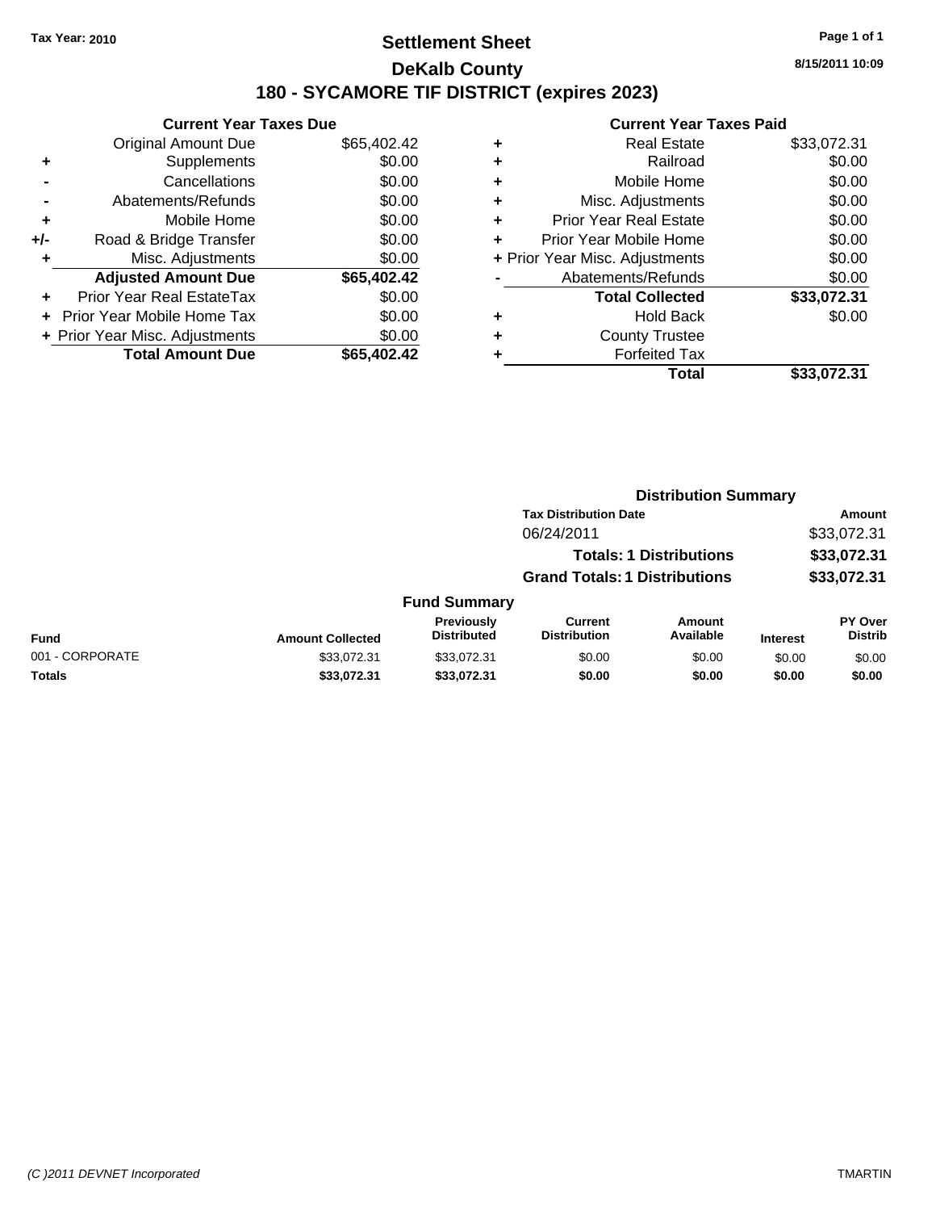Tax Year: 2010

# Settlement Sheet

## DeKalb County

## 180 - SYCAMORE TIF DISTRICT (expires 2023)

8/15/2011 10:09

### Current Year Taxes Due

| | | |
|---|---|---|
| | Original Amount Due | $65,402.42 |
| + | Supplements | $0.00 |
| - | Cancellations | $0.00 |
| - | Abatements/Refunds | $0.00 |
| + | Mobile Home | $0.00 |
| +/- | Road & Bridge Transfer | $0.00 |
| + | Misc. Adjustments | $0.00 |
| | **Adjusted Amount Due** | **$65,402.42** |
| + | Prior Year Real EstateTax | $0.00 |
| + | Prior Year Mobile Home Tax | $0.00 |
| + | Prior Year Misc. Adjustments | $0.00 |
| | **Total Amount Due** | **$65,402.42** |

### Current Year Taxes Paid

| | | |
|---|---|---|
| + | Real Estate | $33,072.31 |
| + | Railroad | $0.00 |
| + | Mobile Home | $0.00 |
| + | Misc. Adjustments | $0.00 |
| + | Prior Year Real Estate | $0.00 |
| + | Prior Year Mobile Home | $0.00 |
| + | Prior Year Misc. Adjustments | $0.00 |
| - | Abatements/Refunds | $0.00 |
| | **Total Collected** | **$33,072.31** |
| + | Hold Back | $0.00 |
| + | County Trustee | |
| + | Forfeited Tax | |
| | **Total** | **$33,072.31** |

### Distribution Summary

| Tax Distribution Date | Amount |
|---|---|
| 06/24/2011 | $33,072.31 |
| **Totals: 1 Distributions** | **$33,072.31** |
| **Grand Totals: 1 Distributions** | **$33,072.31** |

### Fund Summary

| Fund | Amount Collected | Previously Distributed | Current Distribution | Amount Available | Interest | PY Over Distrib |
|---|---|---|---|---|---|---|
| 001 - CORPORATE | $33,072.31 | $33,072.31 | $0.00 | $0.00 | $0.00 | $0.00 |
| **Totals** | **$33,072.31** | **$33,072.31** | **$0.00** | **$0.00** | **$0.00** | **$0.00** |

(C )2011 DEVNET Incorporated

TMARTIN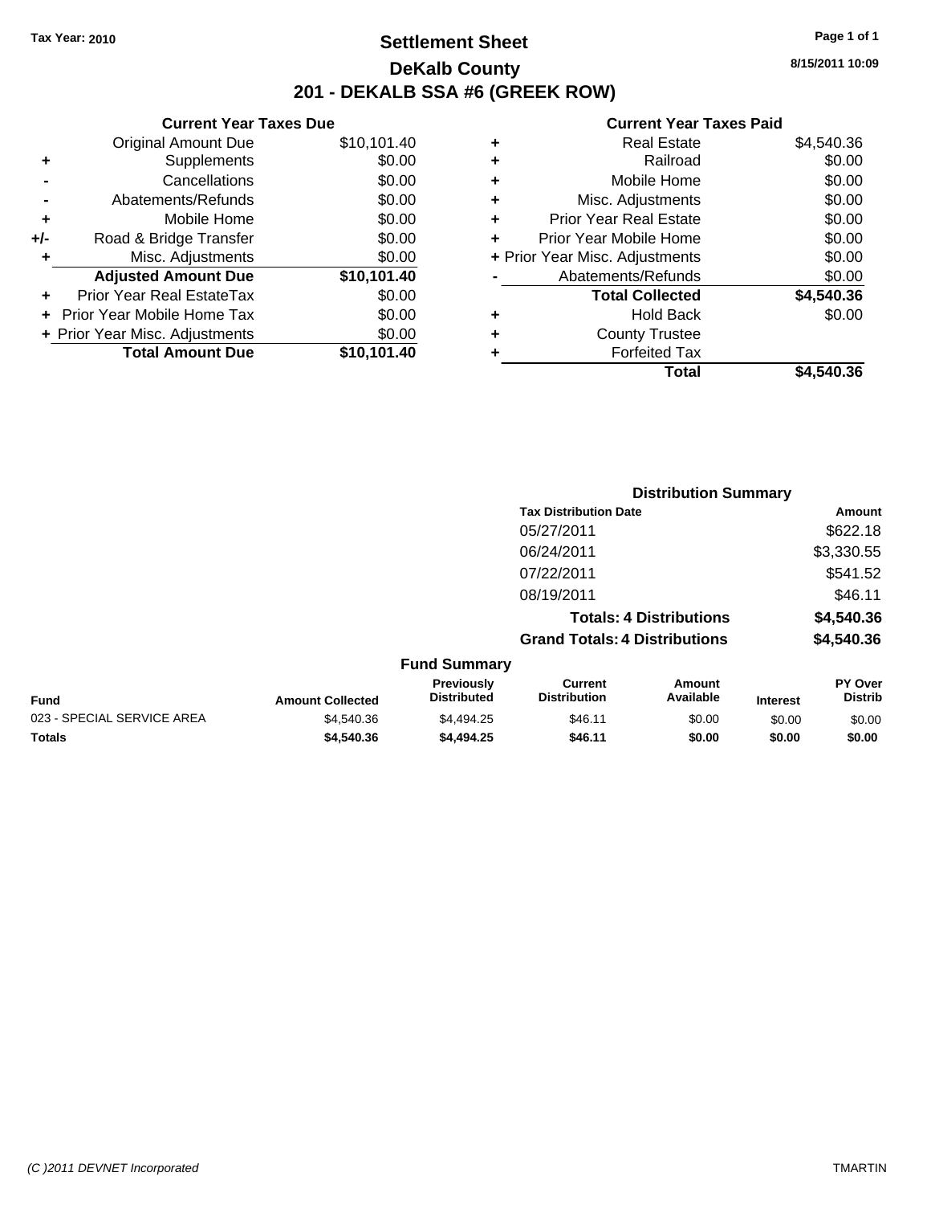Tax Year: 2010

# Settlement Sheet

## DeKalb County

## 201 - DEKALB SSA #6 (GREEK ROW)

8/15/2011 10:09

### Current Year Taxes Due

| | | |
|---|---|---|
| | Original Amount Due | $10,101.40 |
| + | Supplements | $0.00 |
| - | Cancellations | $0.00 |
| - | Abatements/Refunds | $0.00 |
| + | Mobile Home | $0.00 |
| +/- | Road & Bridge Transfer | $0.00 |
| + | Misc. Adjustments | $0.00 |
| | **Adjusted Amount Due** | **$10,101.40** |
| + | Prior Year Real EstateTax | $0.00 |
| + | Prior Year Mobile Home Tax | $0.00 |
| + | Prior Year Misc. Adjustments | $0.00 |
| | **Total Amount Due** | **$10,101.40** |

### Current Year Taxes Paid

| | | |
|---|---|---|
| + | Real Estate | $4,540.36 |
| + | Railroad | $0.00 |
| + | Mobile Home | $0.00 |
| + | Misc. Adjustments | $0.00 |
| + | Prior Year Real Estate | $0.00 |
| + | Prior Year Mobile Home | $0.00 |
| + | Prior Year Misc. Adjustments | $0.00 |
| - | Abatements/Refunds | $0.00 |
| | **Total Collected** | **$4,540.36** |
| + | Hold Back | $0.00 |
| + | County Trustee | |
| + | Forfeited Tax | |
| | **Total** | **$4,540.36** |

### Distribution Summary

| Tax Distribution Date | Amount |
|---|---|
| 05/27/2011 | $622.18 |
| 06/24/2011 | $3,330.55 |
| 07/22/2011 | $541.52 |
| 08/19/2011 | $46.11 |
| **Totals: 4 Distributions** | **$4,540.36** |
| **Grand Totals: 4 Distributions** | **$4,540.36** |

### Fund Summary

| Fund | Amount Collected | Previously Distributed | Current Distribution | Amount Available | Interest | PY Over Distrib |
|---|---|---|---|---|---|---|
| 023 - SPECIAL SERVICE AREA | $4,540.36 | $4,494.25 | $46.11 | $0.00 | $0.00 | $0.00 |
| **Totals** | **$4,540.36** | **$4,494.25** | **$46.11** | **$0.00** | **$0.00** | **$0.00** |

(C )2011 DEVNET Incorporated    TMARTIN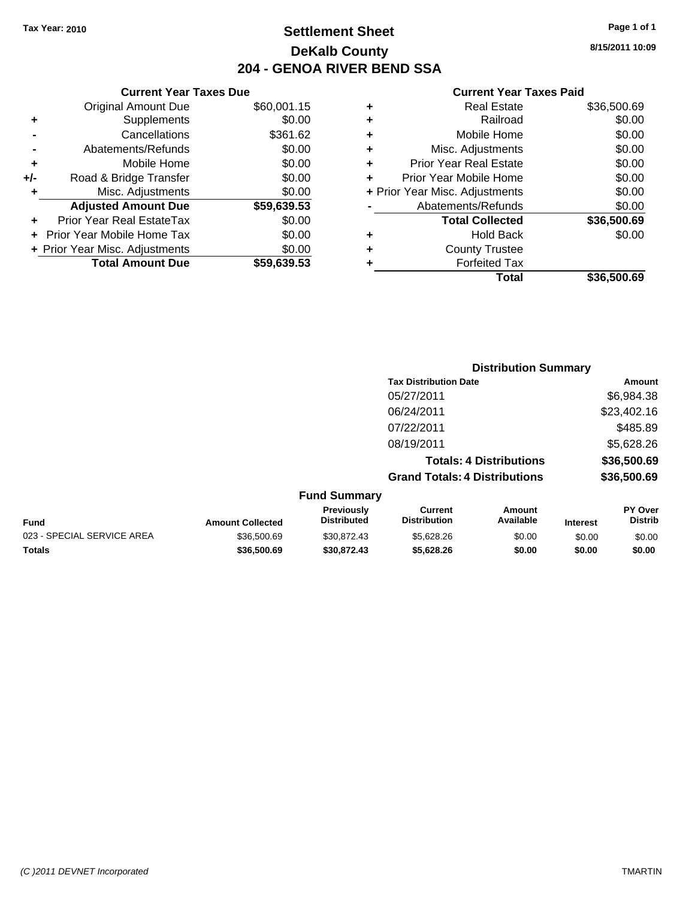Tax Year: 2010

# Settlement Sheet
## DeKalb County
## 204 - GENOA RIVER BEND SSA

8/15/2011 10:09

### Current Year Taxes Due

| | | |
|---|---|---|
| | Original Amount Due | $60,001.15 |
| + | Supplements | $0.00 |
| - | Cancellations | $361.62 |
| - | Abatements/Refunds | $0.00 |
| + | Mobile Home | $0.00 |
| +/- | Road & Bridge Transfer | $0.00 |
| + | Misc. Adjustments | $0.00 |
| | **Adjusted Amount Due** | **$59,639.53** |
| + | Prior Year Real EstateTax | $0.00 |
| + | Prior Year Mobile Home Tax | $0.00 |
| + | Prior Year Misc. Adjustments | $0.00 |
| | **Total Amount Due** | **$59,639.53** |

### Current Year Taxes Paid

| | | |
|---|---|---|
| + | Real Estate | $36,500.69 |
| + | Railroad | $0.00 |
| + | Mobile Home | $0.00 |
| + | Misc. Adjustments | $0.00 |
| + | Prior Year Real Estate | $0.00 |
| + | Prior Year Mobile Home | $0.00 |
| + | Prior Year Misc. Adjustments | $0.00 |
| - | Abatements/Refunds | $0.00 |
| | **Total Collected** | **$36,500.69** |
| + | Hold Back | $0.00 |
| + | County Trustee | |
| + | Forfeited Tax | |
| | **Total** | **$36,500.69** |

### Distribution Summary

| Tax Distribution Date | Amount |
|---|---|
| 05/27/2011 | $6,984.38 |
| 06/24/2011 | $23,402.16 |
| 07/22/2011 | $485.89 |
| 08/19/2011 | $5,628.26 |
| **Totals: 4 Distributions** | **$36,500.69** |
| **Grand Totals: 4 Distributions** | **$36,500.69** |

### Fund Summary

| Fund | Amount Collected | Previously Distributed | Current Distribution | Amount Available | Interest | PY Over Distrib |
|---|---|---|---|---|---|---|
| 023 - SPECIAL SERVICE AREA | $36,500.69 | $30,872.43 | $5,628.26 | $0.00 | $0.00 | $0.00 |
| **Totals** | **$36,500.69** | **$30,872.43** | **$5,628.26** | **$0.00** | **$0.00** | **$0.00** |

(C )2011 DEVNET Incorporated — TMARTIN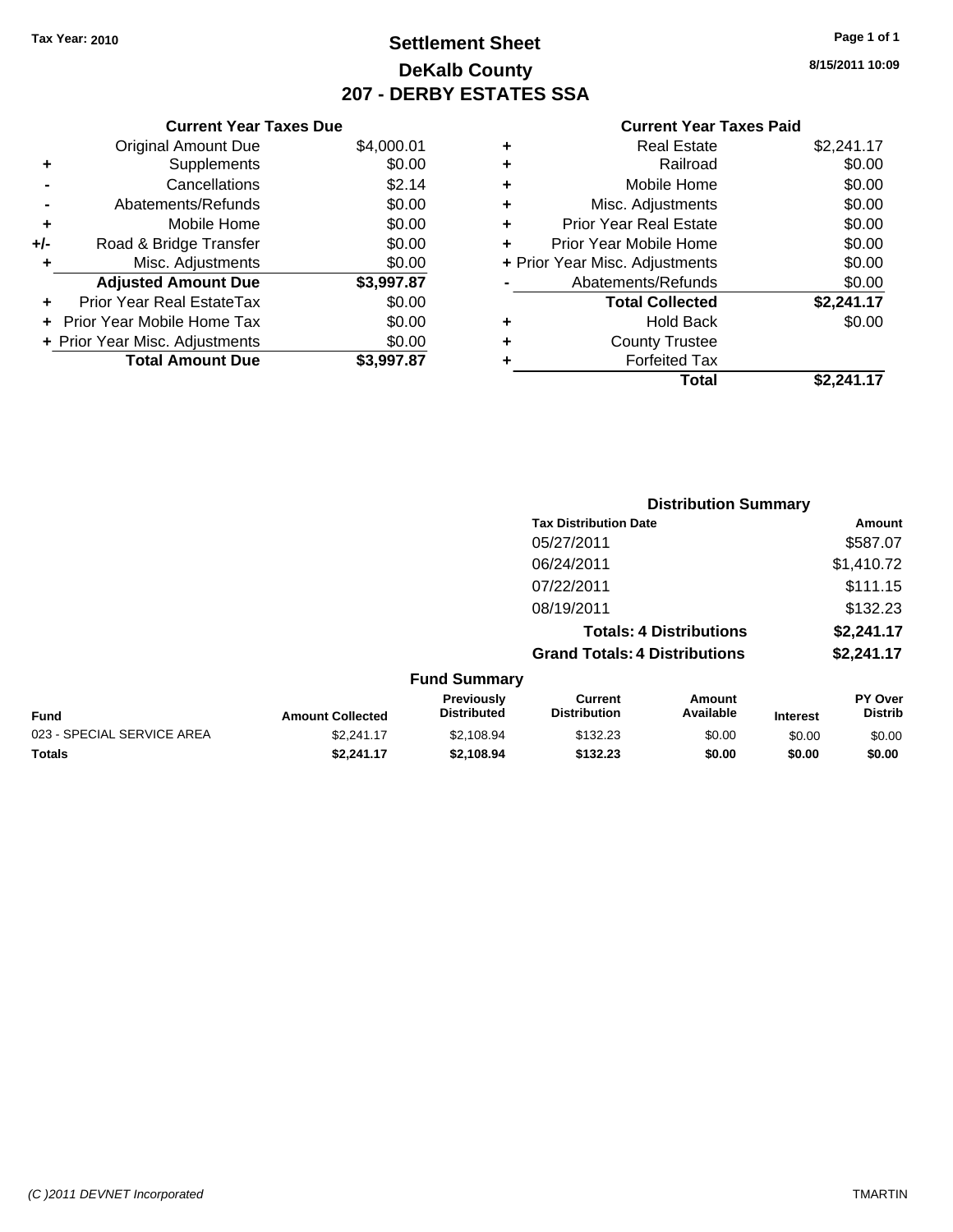**Tax Year: 2010**

# Settlement Sheet
## DeKalb County
## 207 - DERBY ESTATES SSA

**8/15/2011 10:09**

### Current Year Taxes Due

| | | |
|---|---|---|
| | Original Amount Due | $4,000.01 |
| + | Supplements | $0.00 |
| - | Cancellations | $2.14 |
| - | Abatements/Refunds | $0.00 |
| + | Mobile Home | $0.00 |
| +/- | Road & Bridge Transfer | $0.00 |
| + | Misc. Adjustments | $0.00 |
| | **Adjusted Amount Due** | **$3,997.87** |
| + | Prior Year Real EstateTax | $0.00 |
| + | Prior Year Mobile Home Tax | $0.00 |
| + | Prior Year Misc. Adjustments | $0.00 |
| | **Total Amount Due** | **$3,997.87** |

### Current Year Taxes Paid

| | | |
|---|---|---|
| + | Real Estate | $2,241.17 |
| + | Railroad | $0.00 |
| + | Mobile Home | $0.00 |
| + | Misc. Adjustments | $0.00 |
| + | Prior Year Real Estate | $0.00 |
| + | Prior Year Mobile Home | $0.00 |
| + | Prior Year Misc. Adjustments | $0.00 |
| - | Abatements/Refunds | $0.00 |
| | **Total Collected** | **$2,241.17** |
| + | Hold Back | $0.00 |
| + | County Trustee | |
| + | Forfeited Tax | |
| | **Total** | **$2,241.17** |

### Distribution Summary

| Tax Distribution Date | Amount |
|---|---|
| 05/27/2011 | $587.07 |
| 06/24/2011 | $1,410.72 |
| 07/22/2011 | $111.15 |
| 08/19/2011 | $132.23 |
| **Totals: 4 Distributions** | **$2,241.17** |
| **Grand Totals: 4 Distributions** | **$2,241.17** |

### Fund Summary

| Fund | Amount Collected | Previously Distributed | Current Distribution | Amount Available | Interest | PY Over Distrib |
|---|---|---|---|---|---|---|
| 023 - SPECIAL SERVICE AREA | $2,241.17 | $2,108.94 | $132.23 | $0.00 | $0.00 | $0.00 |
| **Totals** | **$2,241.17** | **$2,108.94** | **$132.23** | **$0.00** | **$0.00** | **$0.00** |

(C )2011 DEVNET Incorporated — TMARTIN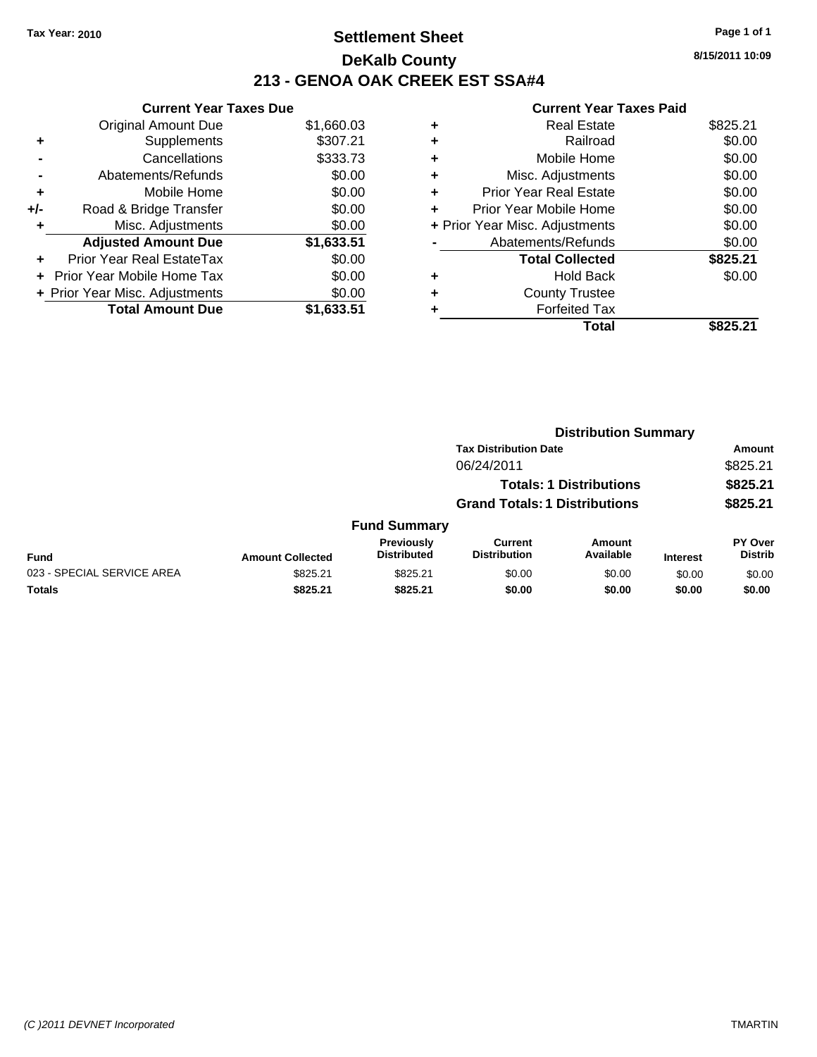Tax Year: 2010

# Settlement Sheet
## DeKalb County
## 213 - GENOA OAK CREEK EST SSA#4

8/15/2011 10:09

| | Current Year Taxes Due | |
|---|---|---|
| | Original Amount Due | $1,660.03 |
| + | Supplements | $307.21 |
| - | Cancellations | $333.73 |
| - | Abatements/Refunds | $0.00 |
| + | Mobile Home | $0.00 |
| +/- | Road & Bridge Transfer | $0.00 |
| + | Misc. Adjustments | $0.00 |
| | **Adjusted Amount Due** | **$1,633.51** |
| + | Prior Year Real EstateTax | $0.00 |
| + | Prior Year Mobile Home Tax | $0.00 |
| + | Prior Year Misc. Adjustments | $0.00 |
| | **Total Amount Due** | **$1,633.51** |

| | Current Year Taxes Paid | |
|---|---|---|
| + | Real Estate | $825.21 |
| + | Railroad | $0.00 |
| + | Mobile Home | $0.00 |
| + | Misc. Adjustments | $0.00 |
| + | Prior Year Real Estate | $0.00 |
| + | Prior Year Mobile Home | $0.00 |
| + | Prior Year Misc. Adjustments | $0.00 |
| - | Abatements/Refunds | $0.00 |
| | **Total Collected** | **$825.21** |
| + | Hold Back | $0.00 |
| + | County Trustee | |
| + | Forfeited Tax | |
| | **Total** | **$825.21** |

### Distribution Summary

| Tax Distribution Date | Amount |
|---|---|
| 06/24/2011 | $825.21 |
| **Totals: 1 Distributions** | **$825.21** |
| **Grand Totals: 1 Distributions** | **$825.21** |

### Fund Summary

| Fund | Amount Collected | Previously Distributed | Current Distribution | Amount Available | Interest | PY Over Distrib |
|---|---|---|---|---|---|---|
| 023 - SPECIAL SERVICE AREA | $825.21 | $825.21 | $0.00 | $0.00 | $0.00 | $0.00 |
| **Totals** | **$825.21** | **$825.21** | **$0.00** | **$0.00** | **$0.00** | **$0.00** |

(C )2011 DEVNET Incorporated TMARTIN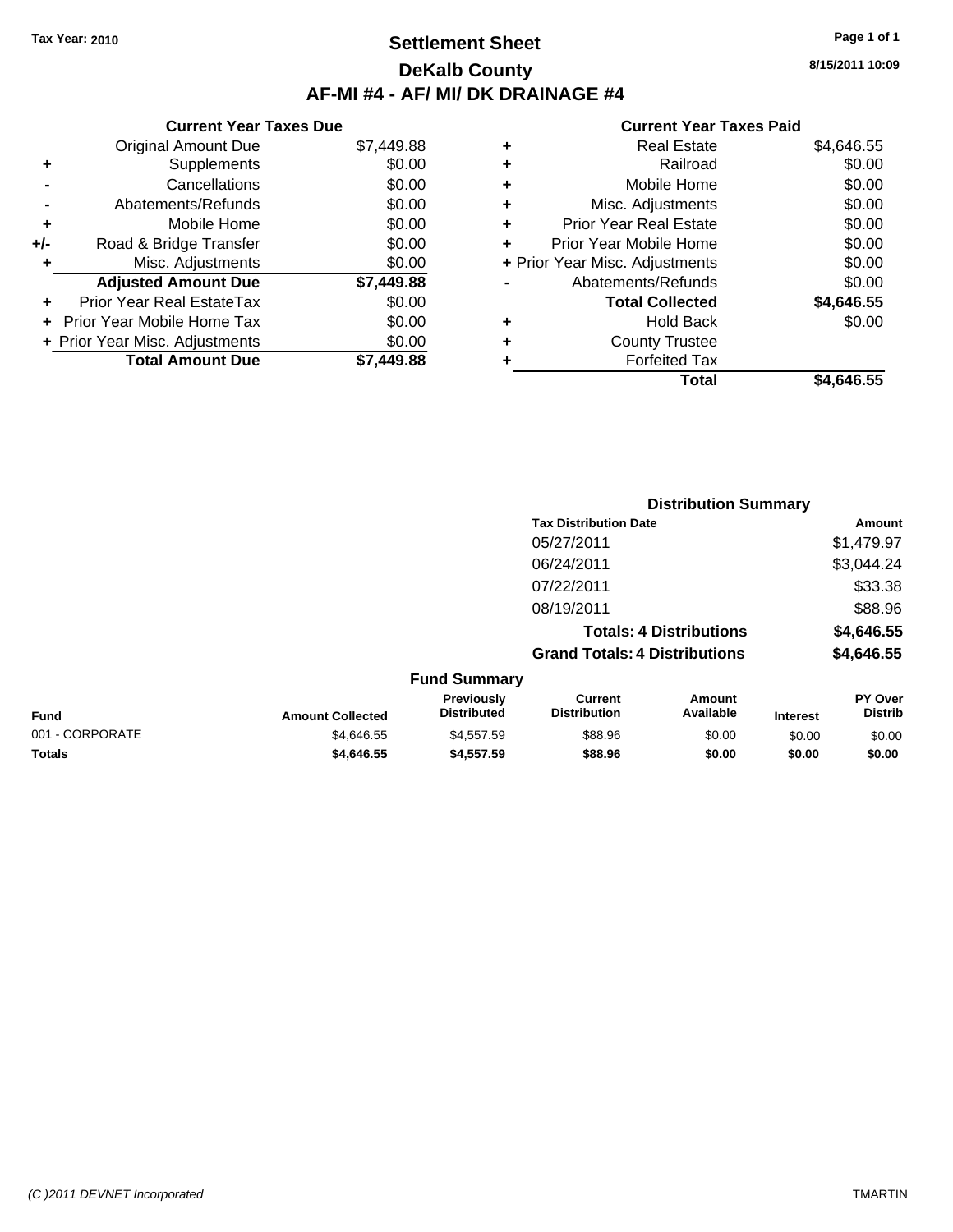Tax Year: 2010

# Settlement Sheet
## DeKalb County
## AF-MI #4 - AF/ MI/ DK DRAINAGE #4

8/15/2011 10:09

### Current Year Taxes Due

| | | |
|---|---|---|
| | Original Amount Due | $7,449.88 |
| + | Supplements | $0.00 |
| - | Cancellations | $0.00 |
| - | Abatements/Refunds | $0.00 |
| + | Mobile Home | $0.00 |
| +/- | Road & Bridge Transfer | $0.00 |
| + | Misc. Adjustments | $0.00 |
| | **Adjusted Amount Due** | **$7,449.88** |
| + | Prior Year Real EstateTax | $0.00 |
| + | Prior Year Mobile Home Tax | $0.00 |
| + | Prior Year Misc. Adjustments | $0.00 |
| | **Total Amount Due** | **$7,449.88** |

### Current Year Taxes Paid

| | | |
|---|---|---|
| + | Real Estate | $4,646.55 |
| + | Railroad | $0.00 |
| + | Mobile Home | $0.00 |
| + | Misc. Adjustments | $0.00 |
| + | Prior Year Real Estate | $0.00 |
| + | Prior Year Mobile Home | $0.00 |
| + | Prior Year Misc. Adjustments | $0.00 |
| - | Abatements/Refunds | $0.00 |
| | **Total Collected** | **$4,646.55** |
| + | Hold Back | $0.00 |
| + | County Trustee | |
| + | Forfeited Tax | |
| | **Total** | **$4,646.55** |

### Distribution Summary

| Tax Distribution Date | Amount |
|---|---|
| 05/27/2011 | $1,479.97 |
| 06/24/2011 | $3,044.24 |
| 07/22/2011 | $33.38 |
| 08/19/2011 | $88.96 |
| **Totals: 4 Distributions** | **$4,646.55** |
| **Grand Totals: 4 Distributions** | **$4,646.55** |

### Fund Summary

| Fund | Amount Collected | Previously Distributed | Current Distribution | Amount Available | Interest | PY Over Distrib |
|---|---|---|---|---|---|---|
| 001 - CORPORATE | $4,646.55 | $4,557.59 | $88.96 | $0.00 | $0.00 | $0.00 |
| **Totals** | **$4,646.55** | **$4,557.59** | **$88.96** | **$0.00** | **$0.00** | **$0.00** |

(C )2011 DEVNET Incorporated TMARTIN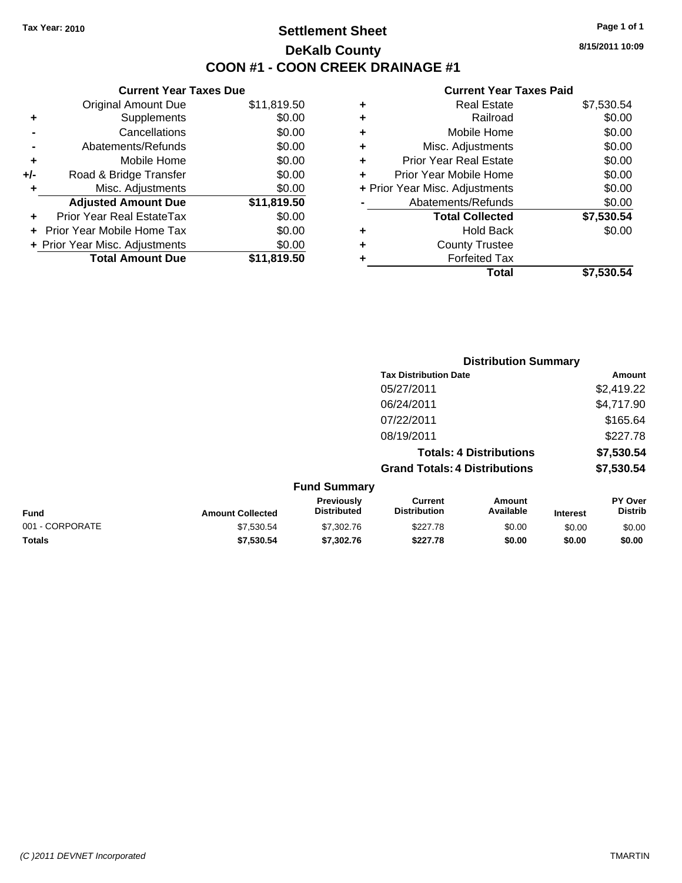**Tax Year: 2010**

# Settlement Sheet

## DeKalb County

## COON #1 - COON CREEK DRAINAGE #1

8/15/2011 10:09

### Current Year Taxes Due

| | | |
|---|---|---|
| | Original Amount Due | $11,819.50 |
| + | Supplements | $0.00 |
| - | Cancellations | $0.00 |
| - | Abatements/Refunds | $0.00 |
| + | Mobile Home | $0.00 |
| +/- | Road & Bridge Transfer | $0.00 |
| + | Misc. Adjustments | $0.00 |
| | **Adjusted Amount Due** | **$11,819.50** |
| + | Prior Year Real EstateTax | $0.00 |
| + | Prior Year Mobile Home Tax | $0.00 |
| + | Prior Year Misc. Adjustments | $0.00 |
| | **Total Amount Due** | **$11,819.50** |

### Current Year Taxes Paid

| | | |
|---|---|---|
| + | Real Estate | $7,530.54 |
| + | Railroad | $0.00 |
| + | Mobile Home | $0.00 |
| + | Misc. Adjustments | $0.00 |
| + | Prior Year Real Estate | $0.00 |
| + | Prior Year Mobile Home | $0.00 |
| + | Prior Year Misc. Adjustments | $0.00 |
| - | Abatements/Refunds | $0.00 |
| | **Total Collected** | **$7,530.54** |
| + | Hold Back | $0.00 |
| + | County Trustee | |
| + | Forfeited Tax | |
| | **Total** | **$7,530.54** |

### Distribution Summary

| Tax Distribution Date | Amount |
|---|---|
| 05/27/2011 | $2,419.22 |
| 06/24/2011 | $4,717.90 |
| 07/22/2011 | $165.64 |
| 08/19/2011 | $227.78 |
| **Totals: 4 Distributions** | **$7,530.54** |
| **Grand Totals: 4 Distributions** | **$7,530.54** |

### Fund Summary

| Fund | Amount Collected | Previously Distributed | Current Distribution | Amount Available | Interest | PY Over Distrib |
|---|---|---|---|---|---|---|
| 001 - CORPORATE | $7,530.54 | $7,302.76 | $227.78 | $0.00 | $0.00 | $0.00 |
| **Totals** | **$7,530.54** | **$7,302.76** | **$227.78** | **$0.00** | **$0.00** | **$0.00** |

(C )2011 DEVNET Incorporated

TMARTIN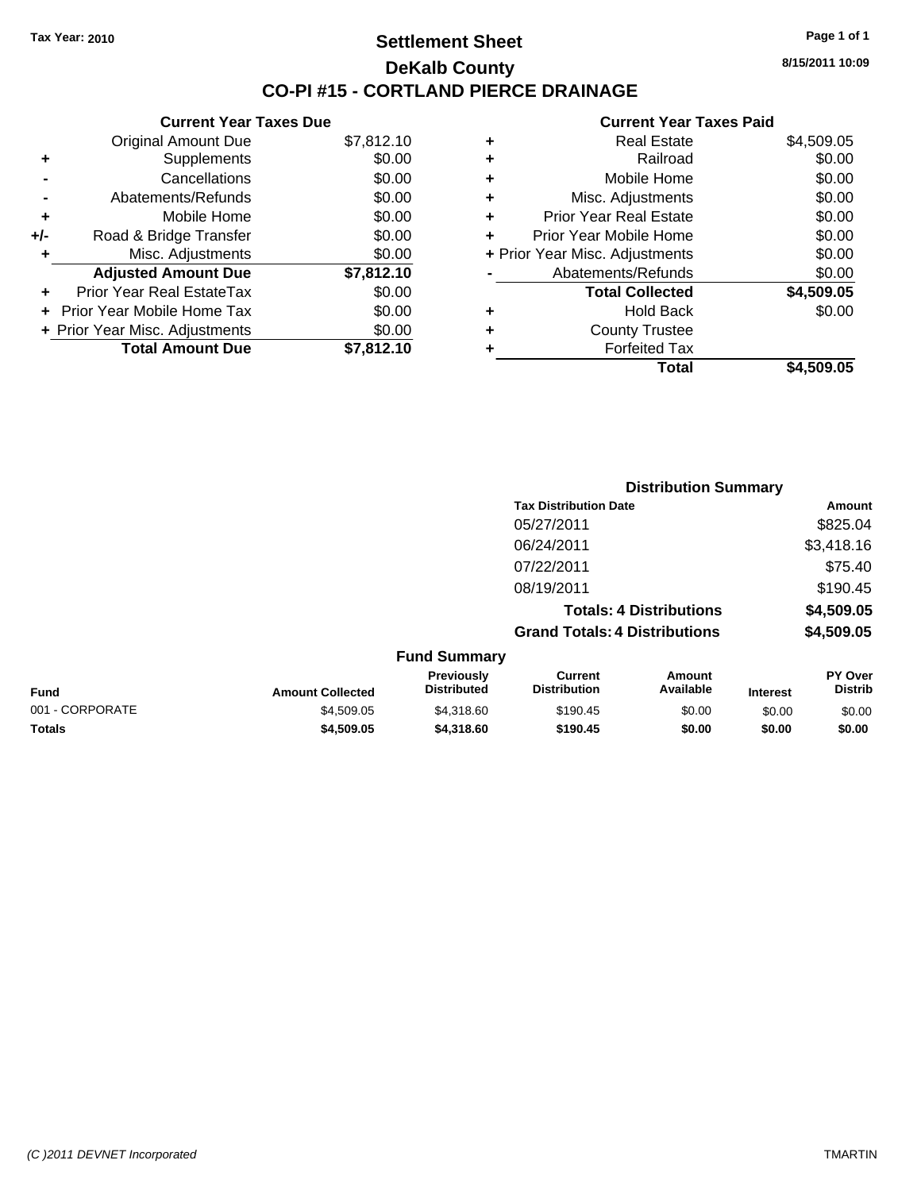Tax Year: 2010

# Settlement Sheet

## DeKalb County

## CO-PI #15 - CORTLAND PIERCE DRAINAGE

8/15/2011 10:09

### Current Year Taxes Due

| | | |
|---|---|---|
| | Original Amount Due | $7,812.10 |
| + | Supplements | $0.00 |
| - | Cancellations | $0.00 |
| - | Abatements/Refunds | $0.00 |
| + | Mobile Home | $0.00 |
| +/- | Road & Bridge Transfer | $0.00 |
| + | Misc. Adjustments | $0.00 |
| | **Adjusted Amount Due** | **$7,812.10** |
| + | Prior Year Real EstateTax | $0.00 |
| + | Prior Year Mobile Home Tax | $0.00 |
| + | Prior Year Misc. Adjustments | $0.00 |
| | **Total Amount Due** | **$7,812.10** |

### Current Year Taxes Paid

| | | |
|---|---|---|
| + | Real Estate | $4,509.05 |
| + | Railroad | $0.00 |
| + | Mobile Home | $0.00 |
| + | Misc. Adjustments | $0.00 |
| + | Prior Year Real Estate | $0.00 |
| + | Prior Year Mobile Home | $0.00 |
| + | Prior Year Misc. Adjustments | $0.00 |
| - | Abatements/Refunds | $0.00 |
| | **Total Collected** | **$4,509.05** |
| + | Hold Back | $0.00 |
| + | County Trustee | |
| + | Forfeited Tax | |
| | **Total** | **$4,509.05** |

### Distribution Summary

| Tax Distribution Date | Amount |
|---|---|
| 05/27/2011 | $825.04 |
| 06/24/2011 | $3,418.16 |
| 07/22/2011 | $75.40 |
| 08/19/2011 | $190.45 |
| **Totals: 4 Distributions** | **$4,509.05** |
| **Grand Totals: 4 Distributions** | **$4,509.05** |

### Fund Summary

| Fund | Amount Collected | Previously Distributed | Current Distribution | Amount Available | Interest | PY Over Distrib |
|---|---|---|---|---|---|---|
| 001 - CORPORATE | $4,509.05 | $4,318.60 | $190.45 | $0.00 | $0.00 | $0.00 |
| **Totals** | **$4,509.05** | **$4,318.60** | **$190.45** | **$0.00** | **$0.00** | **$0.00** |

(C )2011 DEVNET Incorporated TMARTIN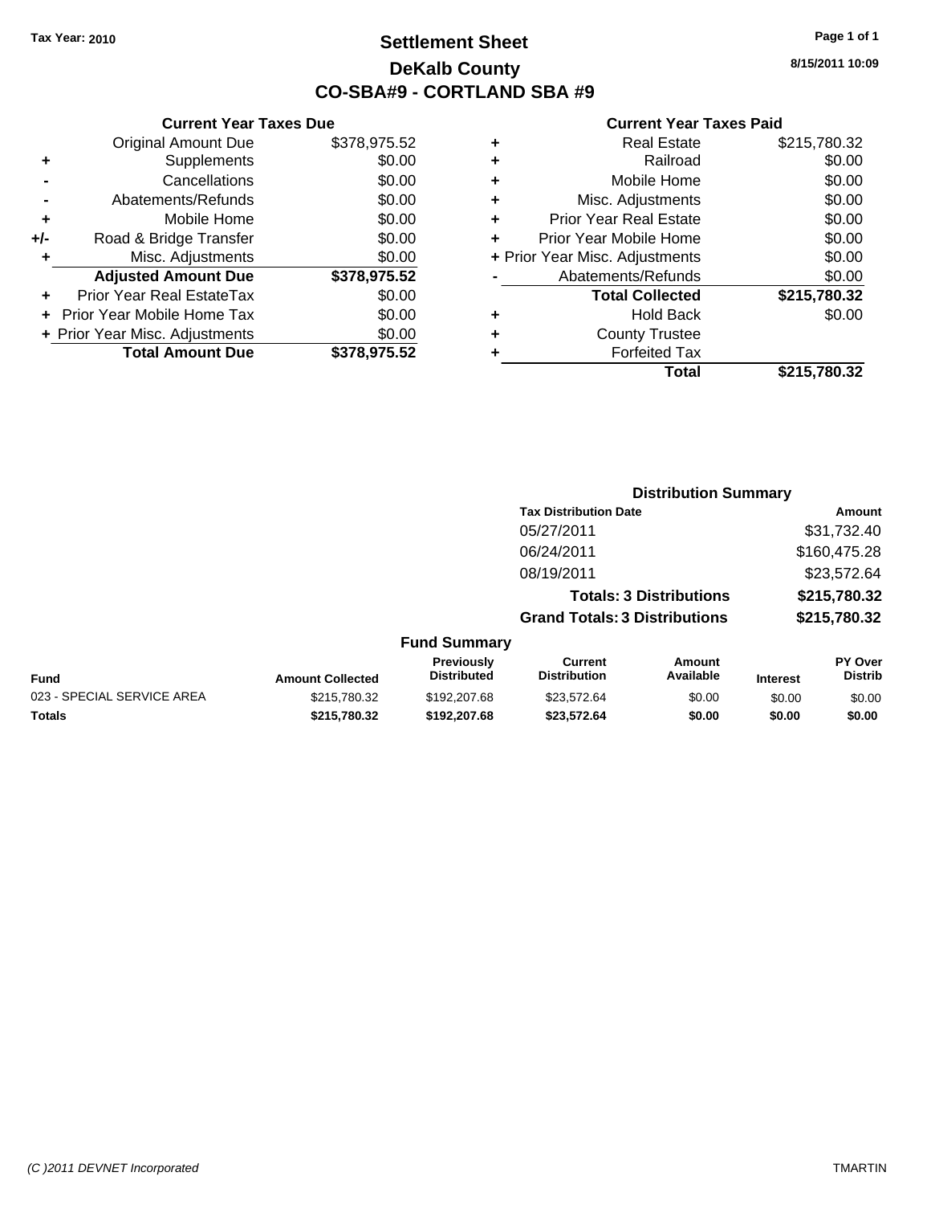Tax Year: 2010

# Settlement Sheet

## DeKalb County

## CO-SBA#9 - CORTLAND SBA #9

8/15/2011 10:09

### Current Year Taxes Due

| | | |
|---|---|---|
| | Original Amount Due | $378,975.52 |
| + | Supplements | $0.00 |
| - | Cancellations | $0.00 |
| - | Abatements/Refunds | $0.00 |
| + | Mobile Home | $0.00 |
| +/- | Road & Bridge Transfer | $0.00 |
| + | Misc. Adjustments | $0.00 |
| | **Adjusted Amount Due** | **$378,975.52** |
| + | Prior Year Real EstateTax | $0.00 |
| + | Prior Year Mobile Home Tax | $0.00 |
| + | Prior Year Misc. Adjustments | $0.00 |
| | **Total Amount Due** | **$378,975.52** |

### Current Year Taxes Paid

| | | |
|---|---|---|
| + | Real Estate | $215,780.32 |
| + | Railroad | $0.00 |
| + | Mobile Home | $0.00 |
| + | Misc. Adjustments | $0.00 |
| + | Prior Year Real Estate | $0.00 |
| + | Prior Year Mobile Home | $0.00 |
| + | Prior Year Misc. Adjustments | $0.00 |
| - | Abatements/Refunds | $0.00 |
| | **Total Collected** | **$215,780.32** |
| + | Hold Back | $0.00 |
| + | County Trustee | |
| + | Forfeited Tax | |
| | **Total** | **$215,780.32** |

### Distribution Summary

| Tax Distribution Date | Amount |
|---|---|
| 05/27/2011 | $31,732.40 |
| 06/24/2011 | $160,475.28 |
| 08/19/2011 | $23,572.64 |
| **Totals: 3 Distributions** | **$215,780.32** |
| **Grand Totals: 3 Distributions** | **$215,780.32** |

### Fund Summary

| Fund | Amount Collected | Previously Distributed | Current Distribution | Amount Available | Interest | PY Over Distrib |
|---|---|---|---|---|---|---|
| 023 - SPECIAL SERVICE AREA | $215,780.32 | $192,207.68 | $23,572.64 | $0.00 | $0.00 | $0.00 |
| **Totals** | **$215,780.32** | **$192,207.68** | **$23,572.64** | **$0.00** | **$0.00** | **$0.00** |

(C )2011 DEVNET Incorporated TMARTIN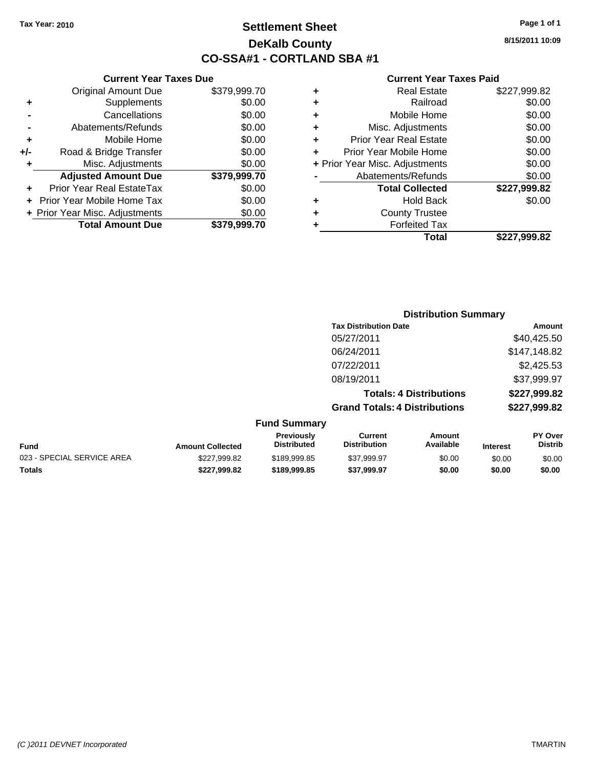Tax Year: 2010

# Settlement Sheet
## DeKalb County
## CO-SSA#1 - CORTLAND SBA #1

8/15/2011 10:09

### Current Year Taxes Due

| | | |
|---|---|---|
| | Original Amount Due | $379,999.70 |
| + | Supplements | $0.00 |
| - | Cancellations | $0.00 |
| - | Abatements/Refunds | $0.00 |
| + | Mobile Home | $0.00 |
| +/- | Road & Bridge Transfer | $0.00 |
| + | Misc. Adjustments | $0.00 |
| | **Adjusted Amount Due** | **$379,999.70** |
| + | Prior Year Real EstateTax | $0.00 |
| + | Prior Year Mobile Home Tax | $0.00 |
| + | Prior Year Misc. Adjustments | $0.00 |
| | **Total Amount Due** | **$379,999.70** |

### Current Year Taxes Paid

| | | |
|---|---|---|
| + | Real Estate | $227,999.82 |
| + | Railroad | $0.00 |
| + | Mobile Home | $0.00 |
| + | Misc. Adjustments | $0.00 |
| + | Prior Year Real Estate | $0.00 |
| + | Prior Year Mobile Home | $0.00 |
| + | Prior Year Misc. Adjustments | $0.00 |
| - | Abatements/Refunds | $0.00 |
| | **Total Collected** | **$227,999.82** |
| + | Hold Back | $0.00 |
| + | County Trustee | |
| + | Forfeited Tax | |
| | **Total** | **$227,999.82** |

### Distribution Summary

| Tax Distribution Date | Amount |
|---|---|
| 05/27/2011 | $40,425.50 |
| 06/24/2011 | $147,148.82 |
| 07/22/2011 | $2,425.53 |
| 08/19/2011 | $37,999.97 |
| **Totals: 4 Distributions** | **$227,999.82** |
| **Grand Totals: 4 Distributions** | **$227,999.82** |

### Fund Summary

| Fund | Amount Collected | Previously Distributed | Current Distribution | Amount Available | Interest | PY Over Distrib |
|---|---|---|---|---|---|---|
| 023 - SPECIAL SERVICE AREA | $227,999.82 | $189,999.85 | $37,999.97 | $0.00 | $0.00 | $0.00 |
| **Totals** | **$227,999.82** | **$189,999.85** | **$37,999.97** | **$0.00** | **$0.00** | **$0.00** |

(C )2011 DEVNET Incorporated TMARTIN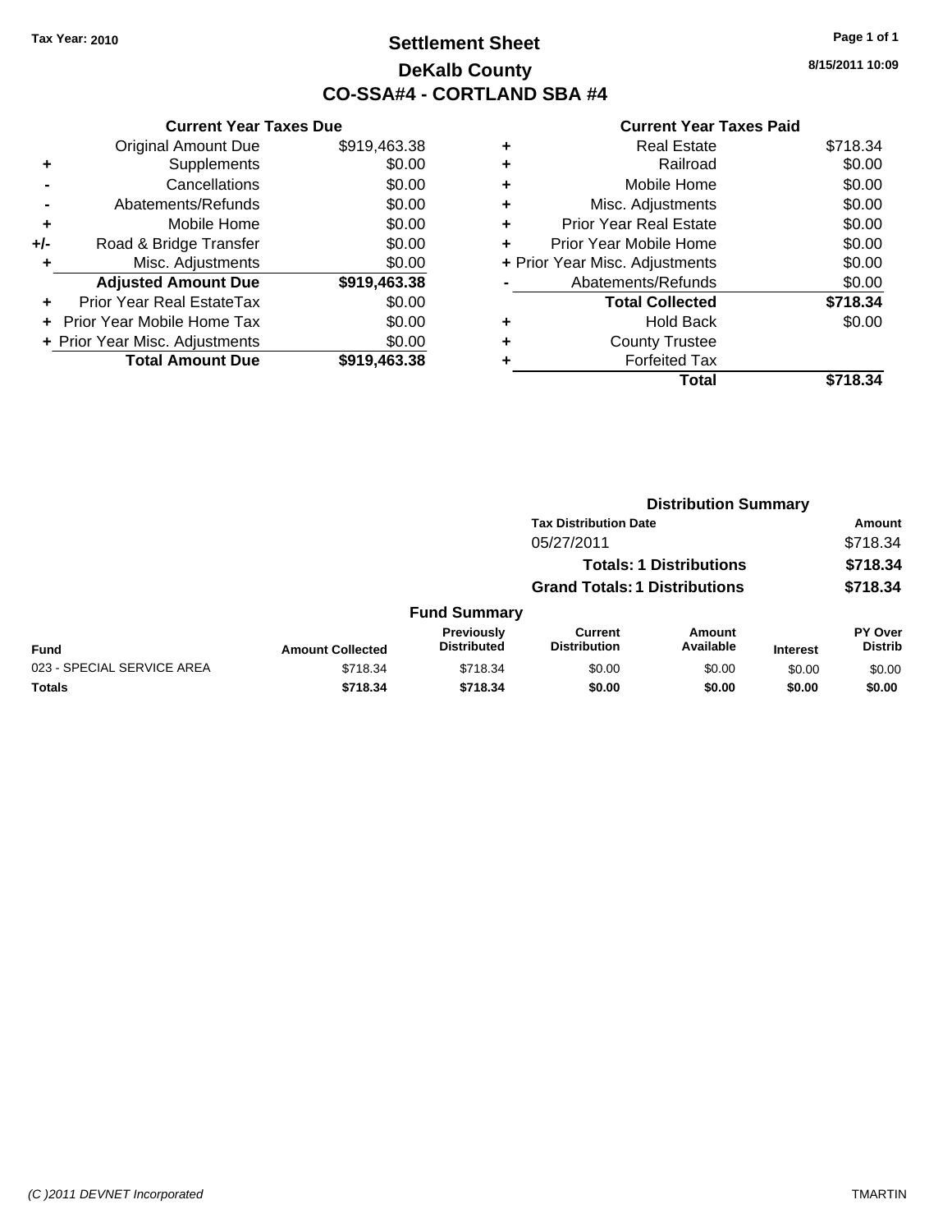Tax Year: 2010

# Settlement Sheet
## DeKalb County
## CO-SSA#4 - CORTLAND SBA #4

8/15/2011 10:09

| | Current Year Taxes Due | |
|---|---|---|
| | Original Amount Due | $919,463.38 |
| + | Supplements | $0.00 |
| - | Cancellations | $0.00 |
| - | Abatements/Refunds | $0.00 |
| + | Mobile Home | $0.00 |
| +/- | Road & Bridge Transfer | $0.00 |
| + | Misc. Adjustments | $0.00 |
| | **Adjusted Amount Due** | **$919,463.38** |
| + | Prior Year Real EstateTax | $0.00 |
| + | Prior Year Mobile Home Tax | $0.00 |
| + | Prior Year Misc. Adjustments | $0.00 |
| | **Total Amount Due** | **$919,463.38** |

| | Current Year Taxes Paid | |
|---|---|---|
| + | Real Estate | $718.34 |
| + | Railroad | $0.00 |
| + | Mobile Home | $0.00 |
| + | Misc. Adjustments | $0.00 |
| + | Prior Year Real Estate | $0.00 |
| + | Prior Year Mobile Home | $0.00 |
| + | Prior Year Misc. Adjustments | $0.00 |
| - | Abatements/Refunds | $0.00 |
| | **Total Collected** | **$718.34** |
| + | Hold Back | $0.00 |
| + | County Trustee | |
| + | Forfeited Tax | |
| | **Total** | **$718.34** |

### Distribution Summary

| Tax Distribution Date | Amount |
|---|---|
| 05/27/2011 | $718.34 |
| **Totals: 1 Distributions** | **$718.34** |
| **Grand Totals: 1 Distributions** | **$718.34** |

### Fund Summary

| Fund | Amount Collected | Previously Distributed | Current Distribution | Amount Available | Interest | PY Over Distrib |
|---|---|---|---|---|---|---|
| 023 - SPECIAL SERVICE AREA | $718.34 | $718.34 | $0.00 | $0.00 | $0.00 | $0.00 |
| **Totals** | **$718.34** | **$718.34** | **$0.00** | **$0.00** | **$0.00** | **$0.00** |

(C )2011 DEVNET Incorporated TMARTIN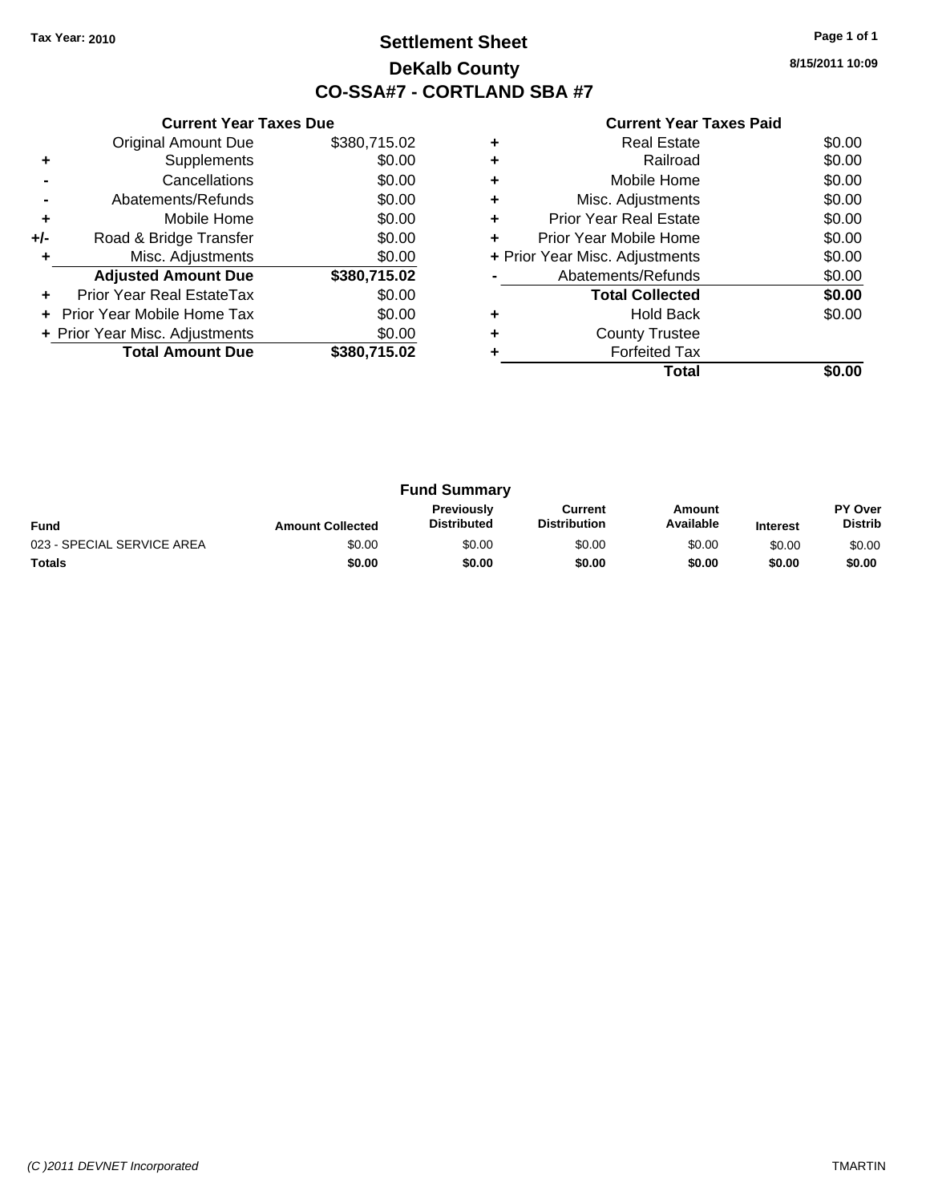Tax Year: 2010

# Settlement Sheet

## DeKalb County

## CO-SSA#7 - CORTLAND SBA #7

8/15/2011 10:09

### Current Year Taxes Due

| | | |
|---|---|---|
| | Original Amount Due | $380,715.02 |
| + | Supplements | $0.00 |
| - | Cancellations | $0.00 |
| - | Abatements/Refunds | $0.00 |
| + | Mobile Home | $0.00 |
| +/- | Road & Bridge Transfer | $0.00 |
| + | Misc. Adjustments | $0.00 |
| | **Adjusted Amount Due** | **$380,715.02** |
| + | Prior Year Real EstateTax | $0.00 |
| + | Prior Year Mobile Home Tax | $0.00 |
| + | Prior Year Misc. Adjustments | $0.00 |
| | **Total Amount Due** | **$380,715.02** |

### Current Year Taxes Paid

| | | |
|---|---|---|
| + | Real Estate | $0.00 |
| + | Railroad | $0.00 |
| + | Mobile Home | $0.00 |
| + | Misc. Adjustments | $0.00 |
| + | Prior Year Real Estate | $0.00 |
| + | Prior Year Mobile Home | $0.00 |
| + | Prior Year Misc. Adjustments | $0.00 |
| - | Abatements/Refunds | $0.00 |
| | **Total Collected** | **$0.00** |
| + | Hold Back | $0.00 |
| + | County Trustee | |
| + | Forfeited Tax | |
| | **Total** | **$0.00** |

### Fund Summary

| Fund | Amount Collected | Previously Distributed | Current Distribution | Amount Available | Interest | PY Over Distrib |
|---|---|---|---|---|---|---|
| 023 - SPECIAL SERVICE AREA | $0.00 | $0.00 | $0.00 | $0.00 | $0.00 | $0.00 |
| **Totals** | **$0.00** | **$0.00** | **$0.00** | **$0.00** | **$0.00** | **$0.00** |

*(C )2011 DEVNET Incorporated*

TMARTIN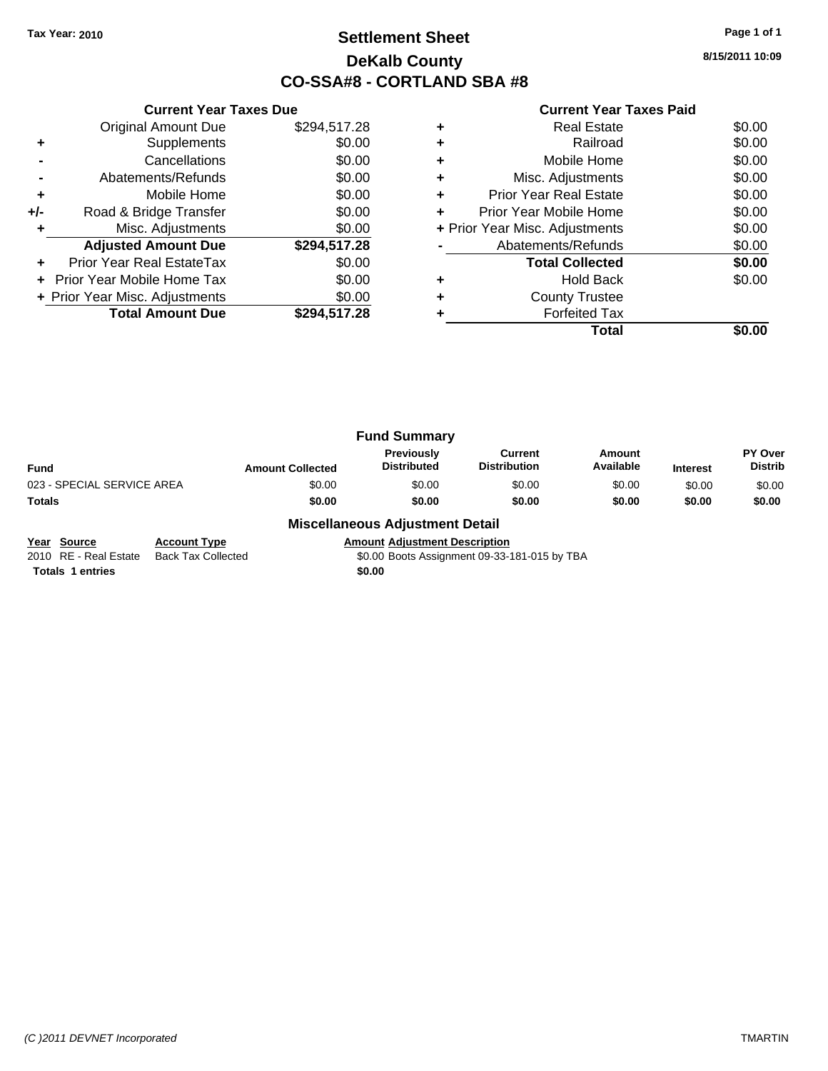Tax Year: 2010

# Settlement Sheet
## DeKalb County
## CO-SSA#8 - CORTLAND SBA #8

8/15/2011 10:09

### Current Year Taxes Due

| | | |
|---|---|---|
| | Original Amount Due | $294,517.28 |
| + | Supplements | $0.00 |
| - | Cancellations | $0.00 |
| - | Abatements/Refunds | $0.00 |
| + | Mobile Home | $0.00 |
| +/- | Road & Bridge Transfer | $0.00 |
| + | Misc. Adjustments | $0.00 |
| | **Adjusted Amount Due** | **$294,517.28** |
| + | Prior Year Real EstateTax | $0.00 |
| + | Prior Year Mobile Home Tax | $0.00 |
| + | Prior Year Misc. Adjustments | $0.00 |
| | **Total Amount Due** | **$294,517.28** |

### Current Year Taxes Paid

| | | |
|---|---|---|
| + | Real Estate | $0.00 |
| + | Railroad | $0.00 |
| + | Mobile Home | $0.00 |
| + | Misc. Adjustments | $0.00 |
| + | Prior Year Real Estate | $0.00 |
| + | Prior Year Mobile Home | $0.00 |
| + | Prior Year Misc. Adjustments | $0.00 |
| - | Abatements/Refunds | $0.00 |
| | **Total Collected** | **$0.00** |
| + | Hold Back | $0.00 |
| + | County Trustee | |
| + | Forfeited Tax | |
| | **Total** | **$0.00** |

### Fund Summary

| Fund | Amount Collected | Previously Distributed | Current Distribution | Amount Available | Interest | PY Over Distrib |
|---|---|---|---|---|---|---|
| 023 - SPECIAL SERVICE AREA | $0.00 | $0.00 | $0.00 | $0.00 | $0.00 | $0.00 |
| **Totals** | **$0.00** | **$0.00** | **$0.00** | **$0.00** | **$0.00** | **$0.00** |

### Miscellaneous Adjustment Detail

| Year | Source | Account Type | Amount | Adjustment Description |
|---|---|---|---|---|
| 2010 | RE - Real Estate | Back Tax Collected | $0.00 | Boots Assignment 09-33-181-015 by TBA |
| **Totals** | **1 entries** | | **$0.00** | |

(C )2011 DEVNET Incorporated — TMARTIN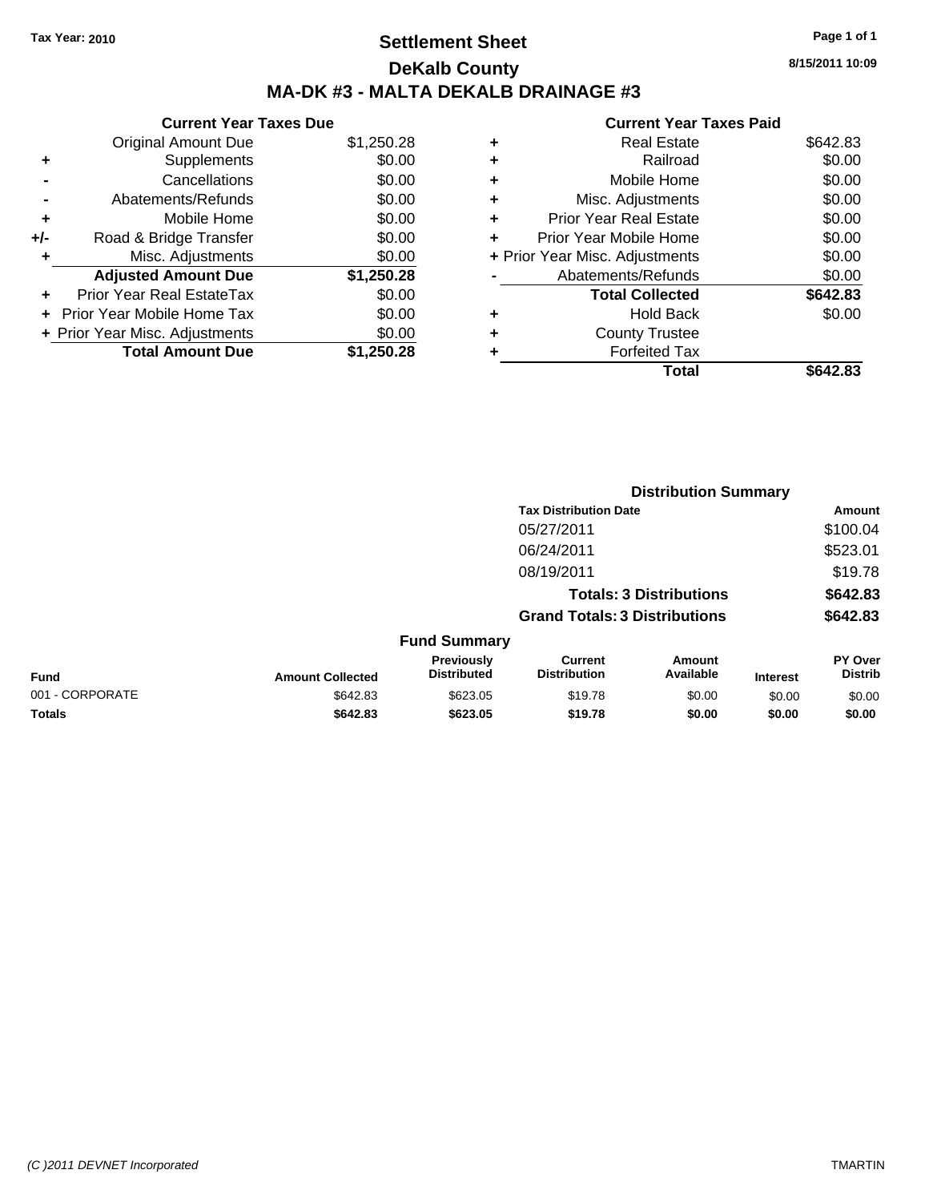Tax Year: 2010

# Settlement Sheet

## DeKalb County

## MA-DK #3 - MALTA DEKALB DRAINAGE #3

8/15/2011 10:09

### Current Year Taxes Due

| | | |
|---|---|---|
| | Original Amount Due | $1,250.28 |
| + | Supplements | $0.00 |
| - | Cancellations | $0.00 |
| - | Abatements/Refunds | $0.00 |
| + | Mobile Home | $0.00 |
| +/- | Road & Bridge Transfer | $0.00 |
| + | Misc. Adjustments | $0.00 |
| | **Adjusted Amount Due** | **$1,250.28** |
| + | Prior Year Real EstateTax | $0.00 |
| + | Prior Year Mobile Home Tax | $0.00 |
| + | Prior Year Misc. Adjustments | $0.00 |
| | **Total Amount Due** | **$1,250.28** |

### Current Year Taxes Paid

| | | |
|---|---|---|
| + | Real Estate | $642.83 |
| + | Railroad | $0.00 |
| + | Mobile Home | $0.00 |
| + | Misc. Adjustments | $0.00 |
| + | Prior Year Real Estate | $0.00 |
| + | Prior Year Mobile Home | $0.00 |
| + | Prior Year Misc. Adjustments | $0.00 |
| - | Abatements/Refunds | $0.00 |
| | **Total Collected** | **$642.83** |
| + | Hold Back | $0.00 |
| + | County Trustee | |
| + | Forfeited Tax | |
| | **Total** | **$642.83** |

### Distribution Summary

| Tax Distribution Date | Amount |
|---|---|
| 05/27/2011 | $100.04 |
| 06/24/2011 | $523.01 |
| 08/19/2011 | $19.78 |
| **Totals: 3 Distributions** | **$642.83** |
| **Grand Totals: 3 Distributions** | **$642.83** |

### Fund Summary

| Fund | Amount Collected | Previously Distributed | Current Distribution | Amount Available | Interest | PY Over Distrib |
|---|---|---|---|---|---|---|
| 001 - CORPORATE | $642.83 | $623.05 | $19.78 | $0.00 | $0.00 | $0.00 |
| **Totals** | **$642.83** | **$623.05** | **$19.78** | **$0.00** | **$0.00** | **$0.00** |

(C )2011 DEVNET Incorporated TMARTIN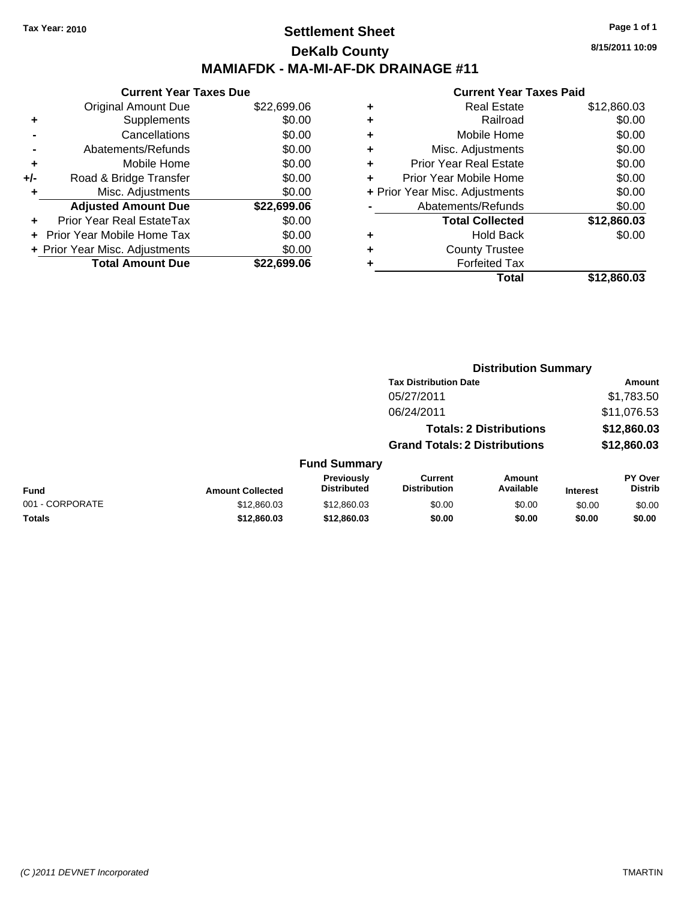Tax Year: 2010

# Settlement Sheet

## DeKalb County

## MAMIAFDK - MA-MI-AF-DK DRAINAGE #11

8/15/2011 10:09

### Current Year Taxes Due

| | | |
|---|---|---|
| | Original Amount Due | $22,699.06 |
| + | Supplements | $0.00 |
| - | Cancellations | $0.00 |
| - | Abatements/Refunds | $0.00 |
| + | Mobile Home | $0.00 |
| +/- | Road & Bridge Transfer | $0.00 |
| + | Misc. Adjustments | $0.00 |
| | **Adjusted Amount Due** | **$22,699.06** |
| + | Prior Year Real EstateTax | $0.00 |
| + | Prior Year Mobile Home Tax | $0.00 |
| + | Prior Year Misc. Adjustments | $0.00 |
| | **Total Amount Due** | **$22,699.06** |

### Current Year Taxes Paid

| | | |
|---|---|---|
| + | Real Estate | $12,860.03 |
| + | Railroad | $0.00 |
| + | Mobile Home | $0.00 |
| + | Misc. Adjustments | $0.00 |
| + | Prior Year Real Estate | $0.00 |
| + | Prior Year Mobile Home | $0.00 |
| + | Prior Year Misc. Adjustments | $0.00 |
| - | Abatements/Refunds | $0.00 |
| | **Total Collected** | **$12,860.03** |
| + | Hold Back | $0.00 |
| + | County Trustee | |
| + | Forfeited Tax | |
| | **Total** | **$12,860.03** |

### Distribution Summary

| Tax Distribution Date | Amount |
|---|---|
| 05/27/2011 | $1,783.50 |
| 06/24/2011 | $11,076.53 |
| **Totals: 2 Distributions** | **$12,860.03** |
| **Grand Totals: 2 Distributions** | **$12,860.03** |

### Fund Summary

| Fund | Amount Collected | Previously Distributed | Current Distribution | Amount Available | Interest | PY Over Distrib |
|---|---|---|---|---|---|---|
| 001 - CORPORATE | $12,860.03 | $12,860.03 | $0.00 | $0.00 | $0.00 | $0.00 |
| **Totals** | **$12,860.03** | **$12,860.03** | **$0.00** | **$0.00** | **$0.00** | **$0.00** |

(C )2011 DEVNET Incorporated TMARTIN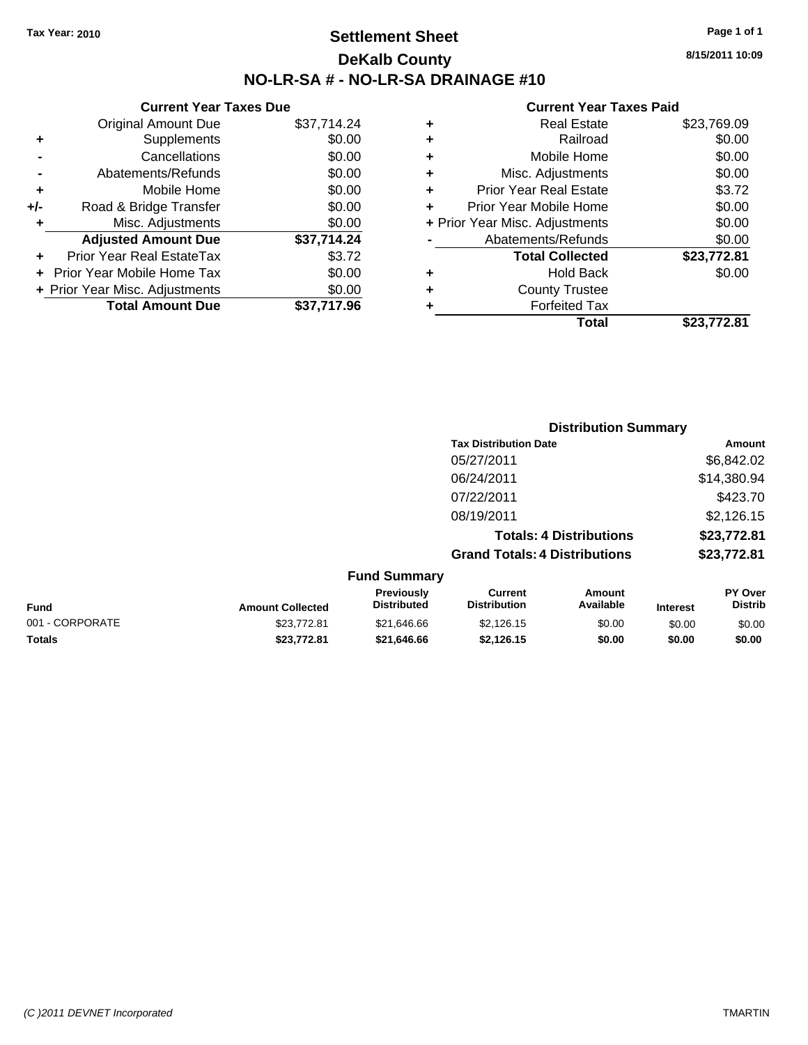Tax Year: 2010

# Settlement Sheet

## DeKalb County

## NO-LR-SA # - NO-LR-SA DRAINAGE #10

8/15/2011 10:09

### Current Year Taxes Due

| | | |
|---|---|---|
| | Original Amount Due | $37,714.24 |
| + | Supplements | $0.00 |
| - | Cancellations | $0.00 |
| - | Abatements/Refunds | $0.00 |
| + | Mobile Home | $0.00 |
| +/- | Road & Bridge Transfer | $0.00 |
| + | Misc. Adjustments | $0.00 |
| | **Adjusted Amount Due** | **$37,714.24** |
| + | Prior Year Real EstateTax | $3.72 |
| + | Prior Year Mobile Home Tax | $0.00 |
| + | Prior Year Misc. Adjustments | $0.00 |
| | **Total Amount Due** | **$37,717.96** |

### Current Year Taxes Paid

| | | |
|---|---|---|
| + | Real Estate | $23,769.09 |
| + | Railroad | $0.00 |
| + | Mobile Home | $0.00 |
| + | Misc. Adjustments | $0.00 |
| + | Prior Year Real Estate | $3.72 |
| + | Prior Year Mobile Home | $0.00 |
| + | Prior Year Misc. Adjustments | $0.00 |
| - | Abatements/Refunds | $0.00 |
| | **Total Collected** | **$23,772.81** |
| + | Hold Back | $0.00 |
| + | County Trustee | |
| + | Forfeited Tax | |
| | **Total** | **$23,772.81** |

### Distribution Summary

| Tax Distribution Date | Amount |
|---|---|
| 05/27/2011 | $6,842.02 |
| 06/24/2011 | $14,380.94 |
| 07/22/2011 | $423.70 |
| 08/19/2011 | $2,126.15 |
| **Totals: 4 Distributions** | **$23,772.81** |
| **Grand Totals: 4 Distributions** | **$23,772.81** |

### Fund Summary

| Fund | Amount Collected | Previously Distributed | Current Distribution | Amount Available | Interest | PY Over Distrib |
|---|---|---|---|---|---|---|
| 001 - CORPORATE | $23,772.81 | $21,646.66 | $2,126.15 | $0.00 | $0.00 | $0.00 |
| **Totals** | **$23,772.81** | **$21,646.66** | **$2,126.15** | **$0.00** | **$0.00** | **$0.00** |

(C )2011 DEVNET Incorporated TMARTIN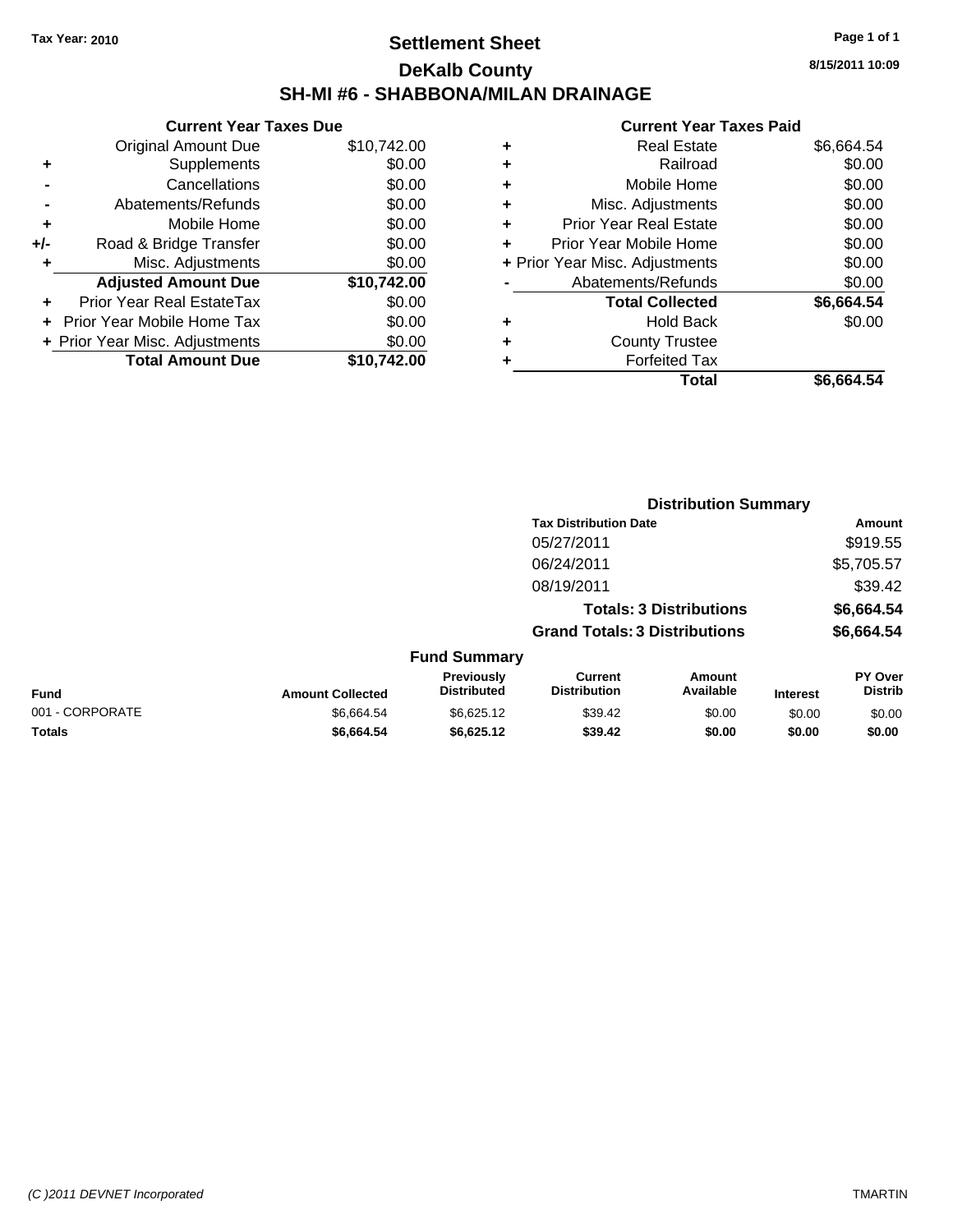**Tax Year: 2010**

# Settlement Sheet

## DeKalb County

## SH-MI #6 - SHABBONA/MILAN DRAINAGE

8/15/2011 10:09

### Current Year Taxes Due

| | | |
|---|---|---|
| | Original Amount Due | $10,742.00 |
| + | Supplements | $0.00 |
| - | Cancellations | $0.00 |
| - | Abatements/Refunds | $0.00 |
| + | Mobile Home | $0.00 |
| +/- | Road & Bridge Transfer | $0.00 |
| + | Misc. Adjustments | $0.00 |
| | **Adjusted Amount Due** | **$10,742.00** |
| + | Prior Year Real EstateTax | $0.00 |
| + | Prior Year Mobile Home Tax | $0.00 |
| + | Prior Year Misc. Adjustments | $0.00 |
| | **Total Amount Due** | **$10,742.00** |

### Current Year Taxes Paid

| | | |
|---|---|---|
| + | Real Estate | $6,664.54 |
| + | Railroad | $0.00 |
| + | Mobile Home | $0.00 |
| + | Misc. Adjustments | $0.00 |
| + | Prior Year Real Estate | $0.00 |
| + | Prior Year Mobile Home | $0.00 |
| + | Prior Year Misc. Adjustments | $0.00 |
| - | Abatements/Refunds | $0.00 |
| | **Total Collected** | **$6,664.54** |
| + | Hold Back | $0.00 |
| + | County Trustee | |
| + | Forfeited Tax | |
| | **Total** | **$6,664.54** |

### Distribution Summary

| Tax Distribution Date | Amount |
|---|---|
| 05/27/2011 | $919.55 |
| 06/24/2011 | $5,705.57 |
| 08/19/2011 | $39.42 |
| **Totals: 3 Distributions** | **$6,664.54** |
| **Grand Totals: 3 Distributions** | **$6,664.54** |

### Fund Summary

| Fund | Amount Collected | Previously Distributed | Current Distribution | Amount Available | Interest | PY Over Distrib |
|---|---|---|---|---|---|---|
| 001 - CORPORATE | $6,664.54 | $6,625.12 | $39.42 | $0.00 | $0.00 | $0.00 |
| **Totals** | **$6,664.54** | **$6,625.12** | **$39.42** | **$0.00** | **$0.00** | **$0.00** |

(C )2011 DEVNET Incorporated TMARTIN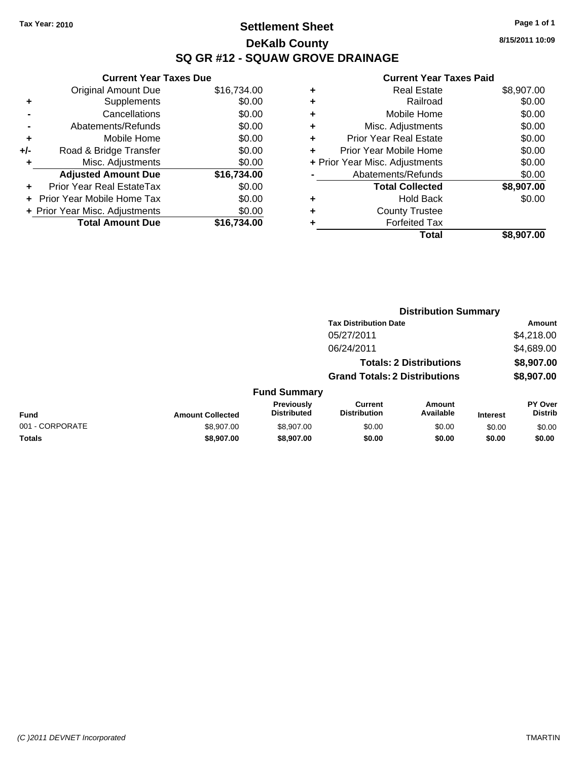Tax Year: 2010

# Settlement Sheet

## DeKalb County

## SQ GR #12 - SQUAW GROVE DRAINAGE

8/15/2011 10:09

### Current Year Taxes Due

| | | |
|---|---|---|
| | Original Amount Due | $16,734.00 |
| + | Supplements | $0.00 |
| - | Cancellations | $0.00 |
| - | Abatements/Refunds | $0.00 |
| + | Mobile Home | $0.00 |
| +/- | Road & Bridge Transfer | $0.00 |
| + | Misc. Adjustments | $0.00 |
| | **Adjusted Amount Due** | **$16,734.00** |
| + | Prior Year Real EstateTax | $0.00 |
| + | Prior Year Mobile Home Tax | $0.00 |
| + | Prior Year Misc. Adjustments | $0.00 |
| | **Total Amount Due** | **$16,734.00** |

### Current Year Taxes Paid

| | | |
|---|---|---|
| + | Real Estate | $8,907.00 |
| + | Railroad | $0.00 |
| + | Mobile Home | $0.00 |
| + | Misc. Adjustments | $0.00 |
| + | Prior Year Real Estate | $0.00 |
| + | Prior Year Mobile Home | $0.00 |
| + | Prior Year Misc. Adjustments | $0.00 |
| - | Abatements/Refunds | $0.00 |
| | **Total Collected** | **$8,907.00** |
| + | Hold Back | $0.00 |
| + | County Trustee | |
| + | Forfeited Tax | |
| | **Total** | **$8,907.00** |

### Distribution Summary

| Tax Distribution Date | Amount |
|---|---|
| 05/27/2011 | $4,218.00 |
| 06/24/2011 | $4,689.00 |
| **Totals: 2 Distributions** | **$8,907.00** |
| **Grand Totals: 2 Distributions** | **$8,907.00** |

### Fund Summary

| Fund | Amount Collected | Previously Distributed | Current Distribution | Amount Available | Interest | PY Over Distrib |
|---|---|---|---|---|---|---|
| 001 - CORPORATE | $8,907.00 | $8,907.00 | $0.00 | $0.00 | $0.00 | $0.00 |
| **Totals** | **$8,907.00** | **$8,907.00** | **$0.00** | **$0.00** | **$0.00** | **$0.00** |

(C )2011 DEVNET Incorporated TMARTIN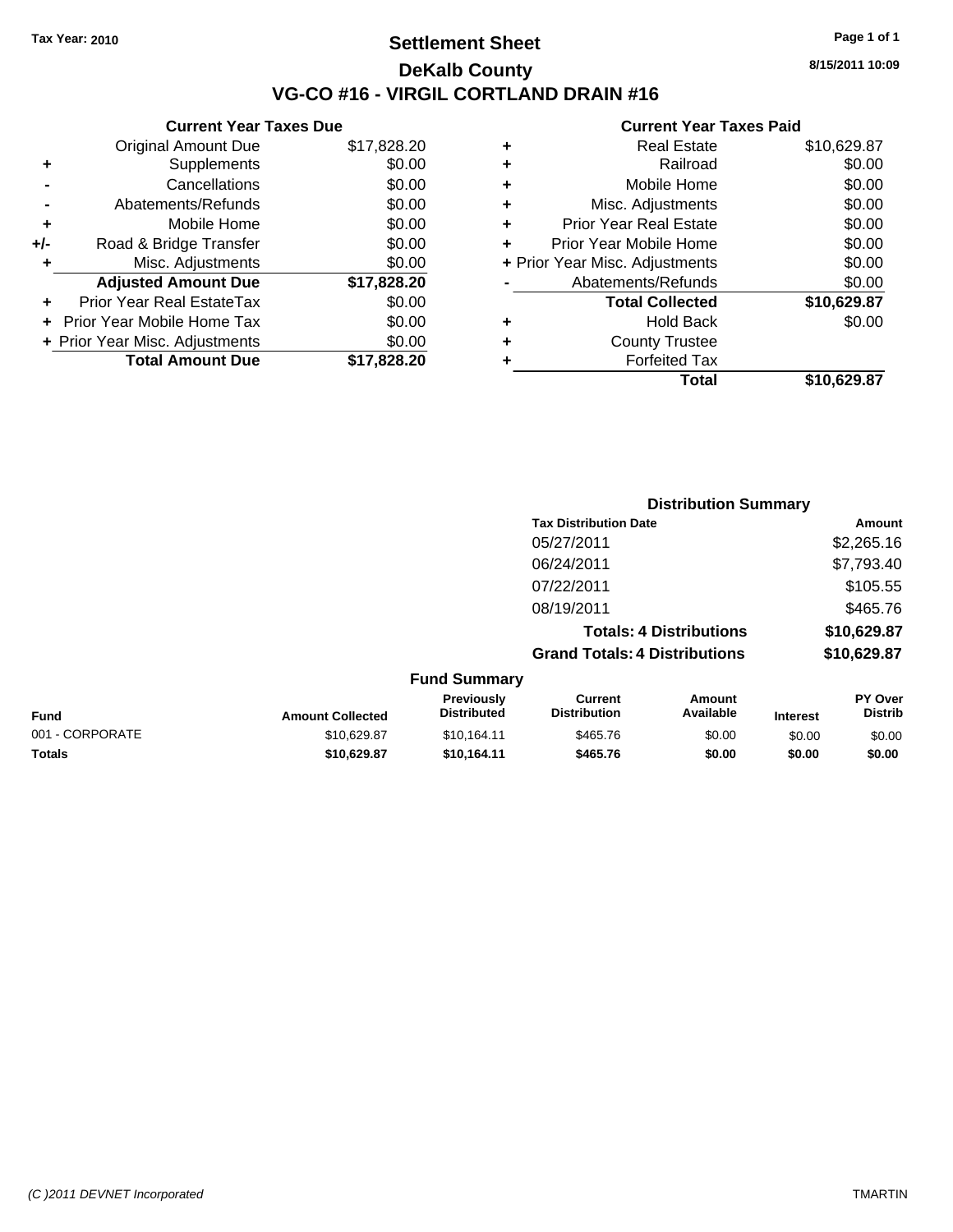Tax Year: 2010

# Settlement Sheet

## DeKalb County

## VG-CO #16 - VIRGIL CORTLAND DRAIN #16

8/15/2011 10:09

### Current Year Taxes Due

| | | |
|---|---|---|
| | Original Amount Due | $17,828.20 |
| + | Supplements | $0.00 |
| - | Cancellations | $0.00 |
| - | Abatements/Refunds | $0.00 |
| + | Mobile Home | $0.00 |
| +/- | Road & Bridge Transfer | $0.00 |
| + | Misc. Adjustments | $0.00 |
| | **Adjusted Amount Due** | **$17,828.20** |
| + | Prior Year Real EstateTax | $0.00 |
| + | Prior Year Mobile Home Tax | $0.00 |
| + | Prior Year Misc. Adjustments | $0.00 |
| | **Total Amount Due** | **$17,828.20** |

### Current Year Taxes Paid

| | | |
|---|---|---|
| + | Real Estate | $10,629.87 |
| + | Railroad | $0.00 |
| + | Mobile Home | $0.00 |
| + | Misc. Adjustments | $0.00 |
| + | Prior Year Real Estate | $0.00 |
| + | Prior Year Mobile Home | $0.00 |
| + | Prior Year Misc. Adjustments | $0.00 |
| - | Abatements/Refunds | $0.00 |
| | **Total Collected** | **$10,629.87** |
| + | Hold Back | $0.00 |
| + | County Trustee | |
| + | Forfeited Tax | |
| | **Total** | **$10,629.87** |

### Distribution Summary

| Tax Distribution Date | Amount |
|---|---|
| 05/27/2011 | $2,265.16 |
| 06/24/2011 | $7,793.40 |
| 07/22/2011 | $105.55 |
| 08/19/2011 | $465.76 |
| **Totals: 4 Distributions** | **$10,629.87** |
| **Grand Totals: 4 Distributions** | **$10,629.87** |

### Fund Summary

| Fund | Amount Collected | Previously Distributed | Current Distribution | Amount Available | Interest | PY Over Distrib |
|---|---|---|---|---|---|---|
| 001 - CORPORATE | $10,629.87 | $10,164.11 | $465.76 | $0.00 | $0.00 | $0.00 |
| **Totals** | **$10,629.87** | **$10,164.11** | **$465.76** | **$0.00** | **$0.00** | **$0.00** |

(C )2011 DEVNET Incorporated TMARTIN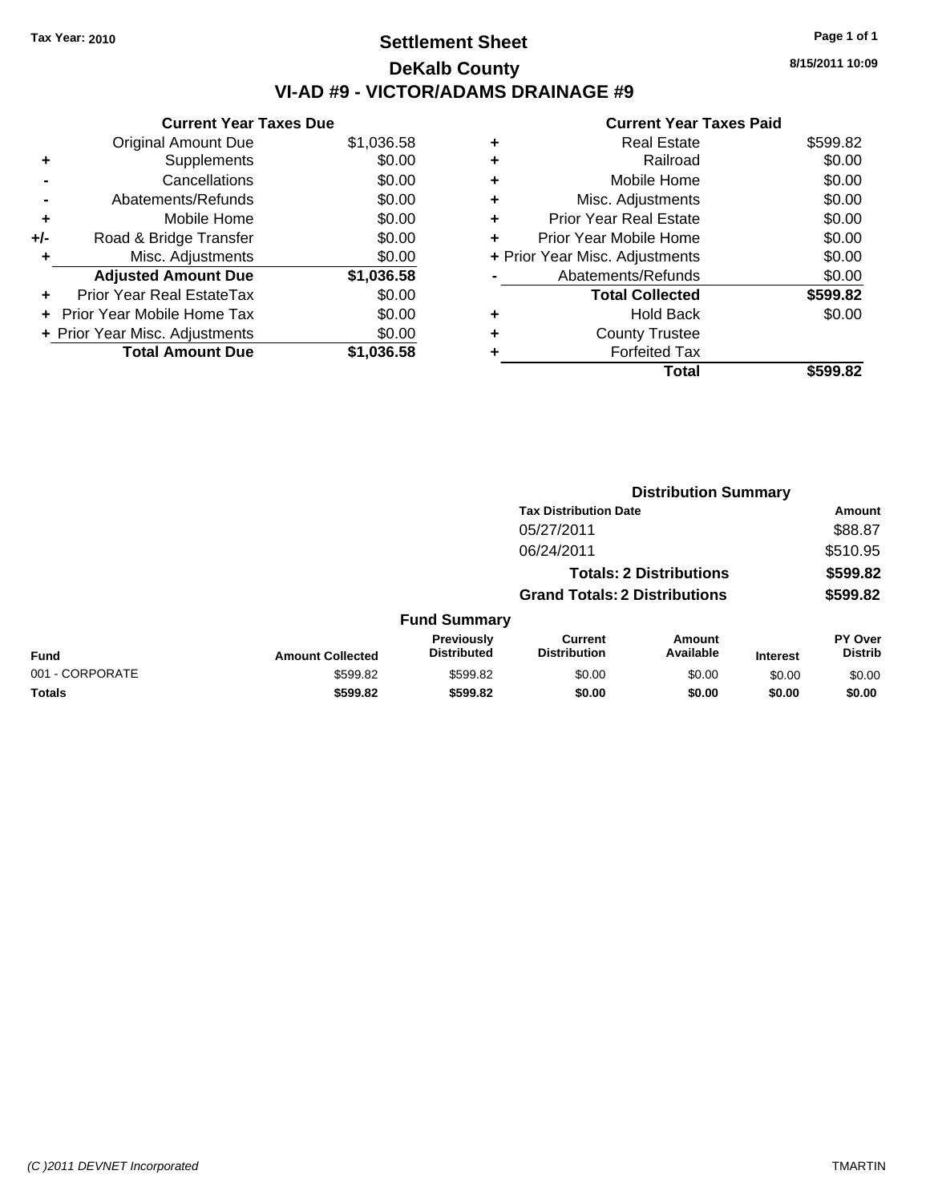Tax Year: 2010

# Settlement Sheet

## DeKalb County

## VI-AD #9 - VICTOR/ADAMS DRAINAGE #9

8/15/2011 10:09

### Current Year Taxes Due

| | | |
|---|---|---|
| | Original Amount Due | $1,036.58 |
| + | Supplements | $0.00 |
| - | Cancellations | $0.00 |
| - | Abatements/Refunds | $0.00 |
| + | Mobile Home | $0.00 |
| +/- | Road & Bridge Transfer | $0.00 |
| + | Misc. Adjustments | $0.00 |
| | **Adjusted Amount Due** | **$1,036.58** |
| + | Prior Year Real EstateTax | $0.00 |
| + | Prior Year Mobile Home Tax | $0.00 |
| + | Prior Year Misc. Adjustments | $0.00 |
| | **Total Amount Due** | **$1,036.58** |

### Current Year Taxes Paid

| | | |
|---|---|---|
| + | Real Estate | $599.82 |
| + | Railroad | $0.00 |
| + | Mobile Home | $0.00 |
| + | Misc. Adjustments | $0.00 |
| + | Prior Year Real Estate | $0.00 |
| + | Prior Year Mobile Home | $0.00 |
| + | Prior Year Misc. Adjustments | $0.00 |
| - | Abatements/Refunds | $0.00 |
| | **Total Collected** | **$599.82** |
| + | Hold Back | $0.00 |
| + | County Trustee | |
| + | Forfeited Tax | |
| | **Total** | **$599.82** |

### Distribution Summary

| Tax Distribution Date | Amount |
|---|---|
| 05/27/2011 | $88.87 |
| 06/24/2011 | $510.95 |
| **Totals: 2 Distributions** | **$599.82** |
| **Grand Totals: 2 Distributions** | **$599.82** |

### Fund Summary

| Fund | Amount Collected | Previously Distributed | Current Distribution | Amount Available | Interest | PY Over Distrib |
|---|---|---|---|---|---|---|
| 001 - CORPORATE | $599.82 | $599.82 | $0.00 | $0.00 | $0.00 | $0.00 |
| **Totals** | **$599.82** | **$599.82** | **$0.00** | **$0.00** | **$0.00** | **$0.00** |

(C )2011 DEVNET Incorporated — TMARTIN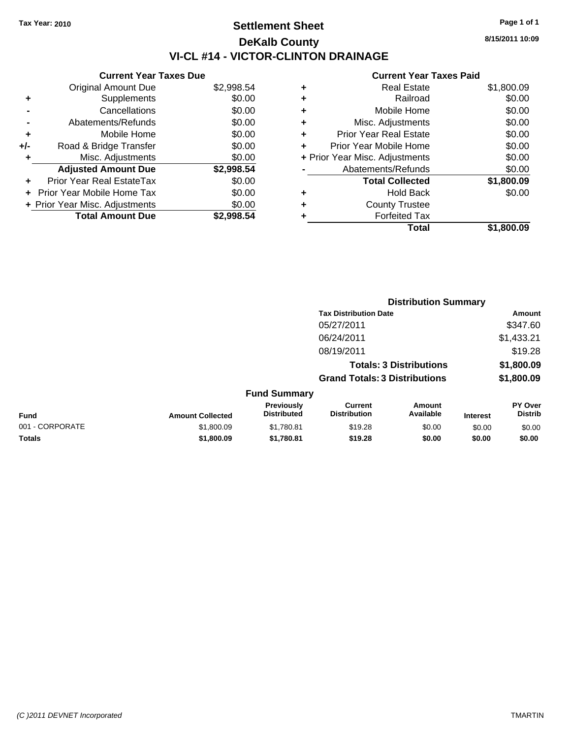Tax Year: 2010

# Settlement Sheet
## DeKalb County
## VI-CL #14 - VICTOR-CLINTON DRAINAGE

8/15/2011 10:09

### Current Year Taxes Due

| | | |
|---|---|---|
| | Original Amount Due | $2,998.54 |
| + | Supplements | $0.00 |
| - | Cancellations | $0.00 |
| - | Abatements/Refunds | $0.00 |
| + | Mobile Home | $0.00 |
| +/- | Road & Bridge Transfer | $0.00 |
| + | Misc. Adjustments | $0.00 |
| | **Adjusted Amount Due** | **$2,998.54** |
| + | Prior Year Real EstateTax | $0.00 |
| + | Prior Year Mobile Home Tax | $0.00 |
| + | Prior Year Misc. Adjustments | $0.00 |
| | **Total Amount Due** | **$2,998.54** |

### Current Year Taxes Paid

| | | |
|---|---|---|
| + | Real Estate | $1,800.09 |
| + | Railroad | $0.00 |
| + | Mobile Home | $0.00 |
| + | Misc. Adjustments | $0.00 |
| + | Prior Year Real Estate | $0.00 |
| + | Prior Year Mobile Home | $0.00 |
| + | Prior Year Misc. Adjustments | $0.00 |
| - | Abatements/Refunds | $0.00 |
| | **Total Collected** | **$1,800.09** |
| + | Hold Back | $0.00 |
| + | County Trustee | |
| + | Forfeited Tax | |
| | **Total** | **$1,800.09** |

### Distribution Summary

| Tax Distribution Date | Amount |
|---|---|
| 05/27/2011 | $347.60 |
| 06/24/2011 | $1,433.21 |
| 08/19/2011 | $19.28 |
| **Totals: 3 Distributions** | **$1,800.09** |
| **Grand Totals: 3 Distributions** | **$1,800.09** |

### Fund Summary

| Fund | Amount Collected | Previously Distributed | Current Distribution | Amount Available | Interest | PY Over Distrib |
|---|---|---|---|---|---|---|
| 001 - CORPORATE | $1,800.09 | $1,780.81 | $19.28 | $0.00 | $0.00 | $0.00 |
| **Totals** | **$1,800.09** | **$1,780.81** | **$19.28** | **$0.00** | **$0.00** | **$0.00** |

(C )2011 DEVNET Incorporated TMARTIN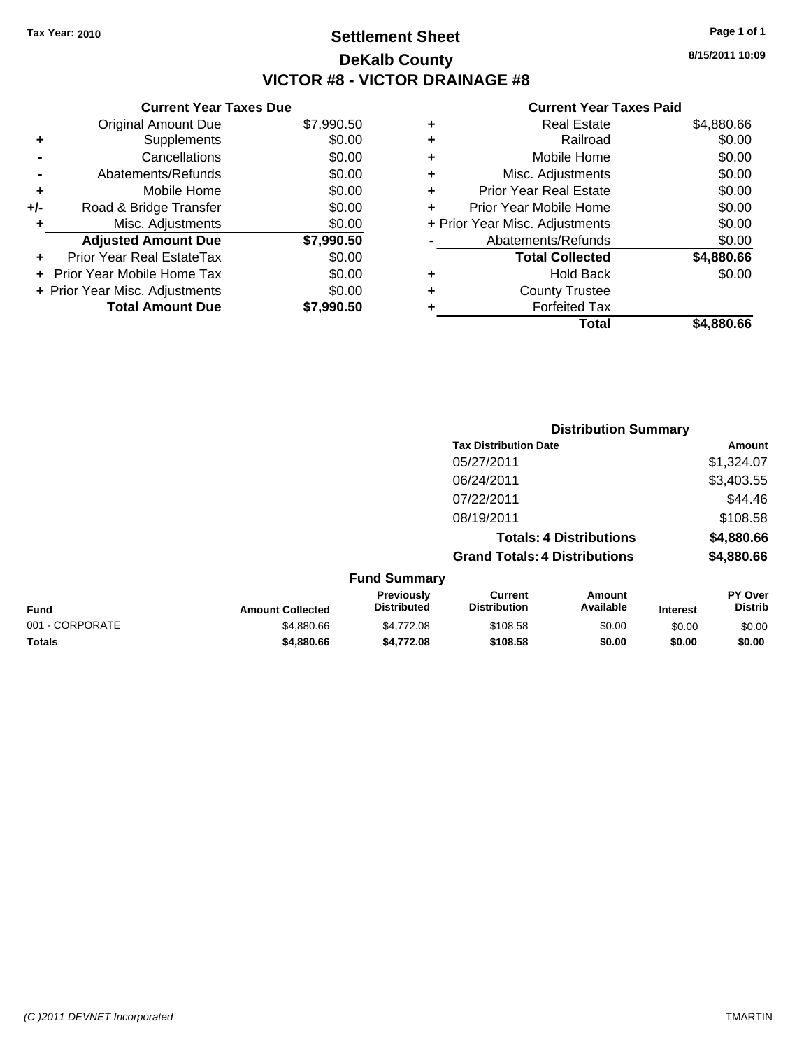**Tax Year: 2010**

# Settlement Sheet

## DeKalb County

## VICTOR #8 - VICTOR DRAINAGE #8

8/15/2011 10:09

### Current Year Taxes Due

| | | |
|---|---|---|
| | Original Amount Due | $7,990.50 |
| + | Supplements | $0.00 |
| - | Cancellations | $0.00 |
| - | Abatements/Refunds | $0.00 |
| + | Mobile Home | $0.00 |
| +/- | Road & Bridge Transfer | $0.00 |
| + | Misc. Adjustments | $0.00 |
| | **Adjusted Amount Due** | **$7,990.50** |
| + | Prior Year Real EstateTax | $0.00 |
| + | Prior Year Mobile Home Tax | $0.00 |
| + | Prior Year Misc. Adjustments | $0.00 |
| | **Total Amount Due** | **$7,990.50** |

### Current Year Taxes Paid

| | | |
|---|---|---|
| + | Real Estate | $4,880.66 |
| + | Railroad | $0.00 |
| + | Mobile Home | $0.00 |
| + | Misc. Adjustments | $0.00 |
| + | Prior Year Real Estate | $0.00 |
| + | Prior Year Mobile Home | $0.00 |
| + | Prior Year Misc. Adjustments | $0.00 |
| - | Abatements/Refunds | $0.00 |
| | **Total Collected** | **$4,880.66** |
| + | Hold Back | $0.00 |
| + | County Trustee | |
| + | Forfeited Tax | |
| | **Total** | **$4,880.66** |

### Distribution Summary

| Tax Distribution Date | Amount |
|---|---|
| 05/27/2011 | $1,324.07 |
| 06/24/2011 | $3,403.55 |
| 07/22/2011 | $44.46 |
| 08/19/2011 | $108.58 |
| **Totals: 4 Distributions** | **$4,880.66** |
| **Grand Totals: 4 Distributions** | **$4,880.66** |

### Fund Summary

| Fund | Amount Collected | Previously Distributed | Current Distribution | Amount Available | Interest | PY Over Distrib |
|---|---|---|---|---|---|---|
| 001 - CORPORATE | $4,880.66 | $4,772.08 | $108.58 | $0.00 | $0.00 | $0.00 |
| **Totals** | **$4,880.66** | **$4,772.08** | **$108.58** | **$0.00** | **$0.00** | **$0.00** |

(C )2011 DEVNET Incorporated TMARTIN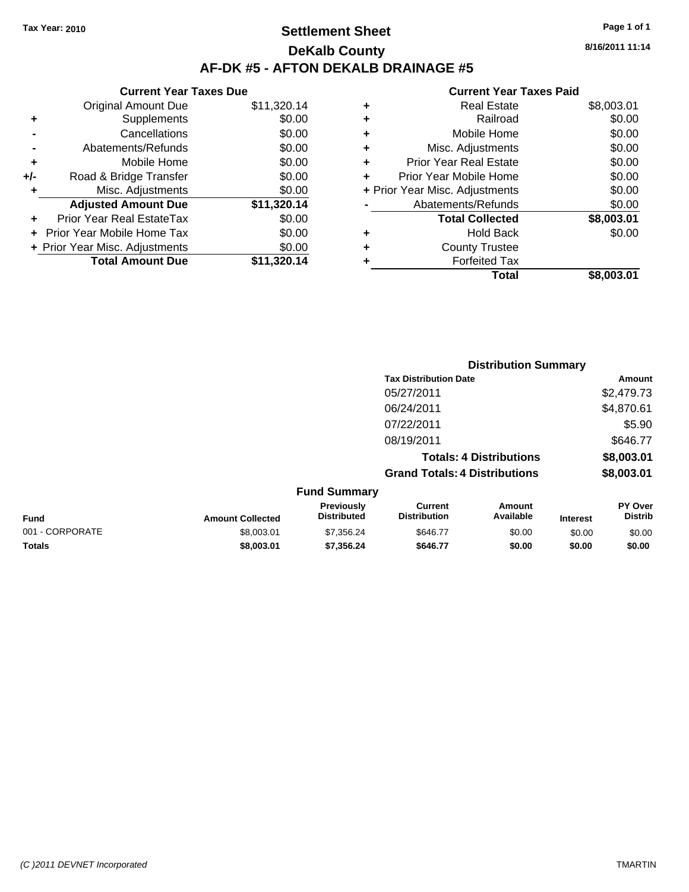**Tax Year: 2010**

# Settlement Sheet

## DeKalb County

## AF-DK #5 - AFTON DEKALB DRAINAGE #5

8/16/2011 11:14

### Current Year Taxes Due

| | | |
|---|---|---|
| | Original Amount Due | $11,320.14 |
| + | Supplements | $0.00 |
| - | Cancellations | $0.00 |
| - | Abatements/Refunds | $0.00 |
| + | Mobile Home | $0.00 |
| +/- | Road & Bridge Transfer | $0.00 |
| + | Misc. Adjustments | $0.00 |
| | **Adjusted Amount Due** | **$11,320.14** |
| + | Prior Year Real EstateTax | $0.00 |
| + | Prior Year Mobile Home Tax | $0.00 |
| + | Prior Year Misc. Adjustments | $0.00 |
| | **Total Amount Due** | **$11,320.14** |

### Current Year Taxes Paid

| | | |
|---|---|---|
| + | Real Estate | $8,003.01 |
| + | Railroad | $0.00 |
| + | Mobile Home | $0.00 |
| + | Misc. Adjustments | $0.00 |
| + | Prior Year Real Estate | $0.00 |
| + | Prior Year Mobile Home | $0.00 |
| + | Prior Year Misc. Adjustments | $0.00 |
| - | Abatements/Refunds | $0.00 |
| | **Total Collected** | **$8,003.01** |
| + | Hold Back | $0.00 |
| + | County Trustee | |
| + | Forfeited Tax | |
| | **Total** | **$8,003.01** |

### Distribution Summary

| Tax Distribution Date | Amount |
|---|---|
| 05/27/2011 | $2,479.73 |
| 06/24/2011 | $4,870.61 |
| 07/22/2011 | $5.90 |
| 08/19/2011 | $646.77 |
| **Totals: 4 Distributions** | **$8,003.01** |
| **Grand Totals: 4 Distributions** | **$8,003.01** |

### Fund Summary

| Fund | Amount Collected | Previously Distributed | Current Distribution | Amount Available | Interest | PY Over Distrib |
|---|---|---|---|---|---|---|
| 001 - CORPORATE | $8,003.01 | $7,356.24 | $646.77 | $0.00 | $0.00 | $0.00 |
| **Totals** | **$8,003.01** | **$7,356.24** | **$646.77** | **$0.00** | **$0.00** | **$0.00** |

(C )2011 DEVNET Incorporated

TMARTIN